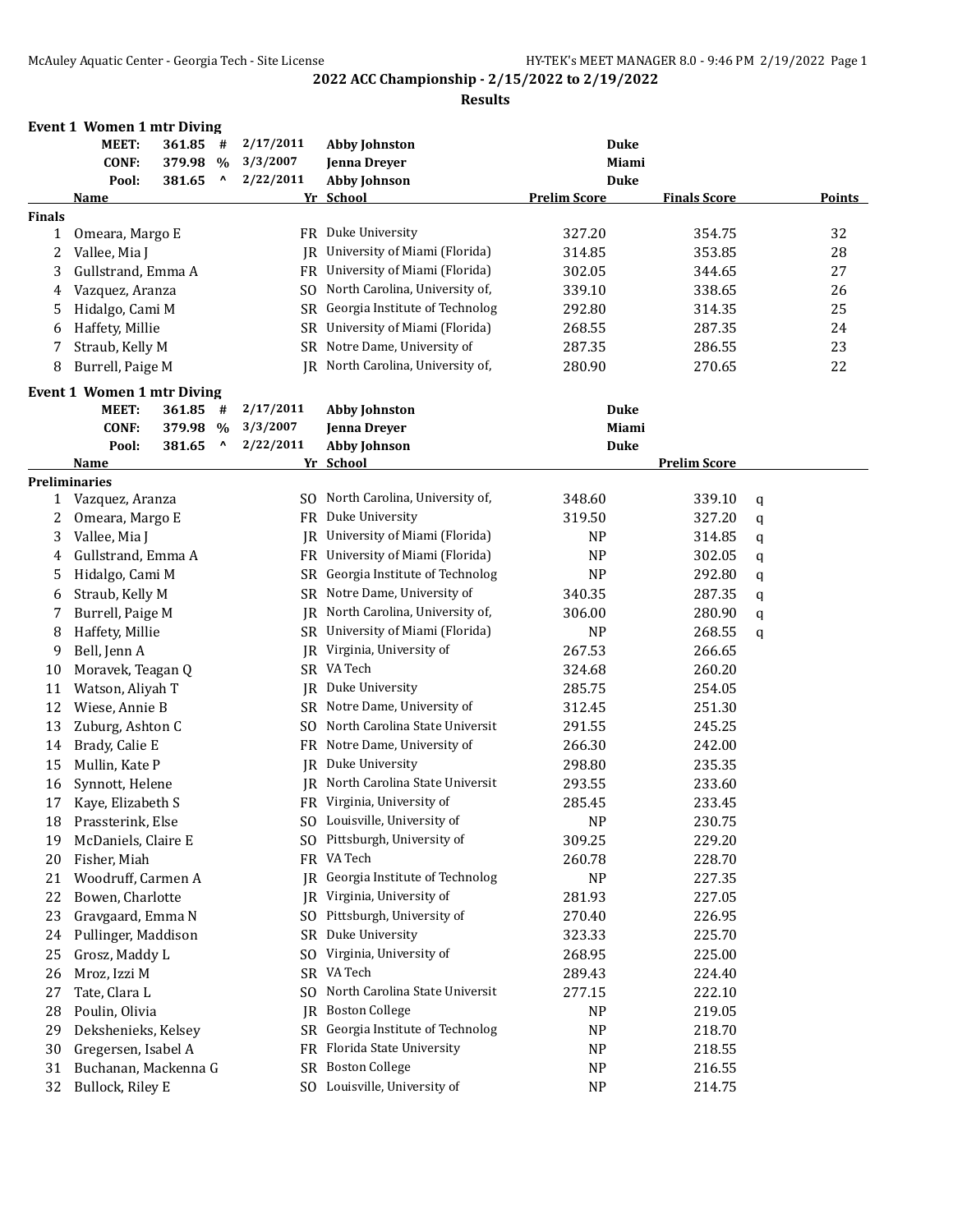## 2022 ACC Championship - 2/15/2022 to 2/19/2022

### Results

### Event 1 Women 1 mtr Diving

| | | | | | |
|---|---|---|---|---|---|
| MEET: | 361.85 | # | 2/17/2011 | Abby Johnston | Duke |
| CONF: | 379.98 | % | 3/3/2007 | Jenna Dreyer | Miami |
| Pool: | 381.65 | ^ | 2/22/2011 | Abby Johnson | Duke |

**Finals**

| | Name | Yr | School | Prelim Score | Finals Score | Points |
|---|---|---|---|---|---|---|
| 1 | Omeara, Margo E | FR | Duke University | 327.20 | 354.75 | 32 |
| 2 | Vallee, Mia J | JR | University of Miami (Florida) | 314.85 | 353.85 | 28 |
| 3 | Gullstrand, Emma A | FR | University of Miami (Florida) | 302.05 | 344.65 | 27 |
| 4 | Vazquez, Aranza | SO | North Carolina, University of, | 339.10 | 338.65 | 26 |
| 5 | Hidalgo, Cami M | SR | Georgia Institute of Technolog | 292.80 | 314.35 | 25 |
| 6 | Haffety, Millie | SR | University of Miami (Florida) | 268.55 | 287.35 | 24 |
| 7 | Straub, Kelly M | SR | Notre Dame, University of | 287.35 | 286.55 | 23 |
| 8 | Burrell, Paige M | JR | North Carolina, University of, | 280.90 | 270.65 | 22 |

### Event 1 Women 1 mtr Diving

| | | | | | |
|---|---|---|---|---|---|
| MEET: | 361.85 | # | 2/17/2011 | Abby Johnston | Duke |
| CONF: | 379.98 | % | 3/3/2007 | Jenna Dreyer | Miami |
| Pool: | 381.65 | ^ | 2/22/2011 | Abby Johnson | Duke |

**Preliminaries**

| | Name | Yr | School | | Prelim Score | |
|---|---|---|---|---|---|---|
| 1 | Vazquez, Aranza | SO | North Carolina, University of, | 348.60 | 339.10 | q |
| 2 | Omeara, Margo E | FR | Duke University | 319.50 | 327.20 | q |
| 3 | Vallee, Mia J | JR | University of Miami (Florida) | NP | 314.85 | q |
| 4 | Gullstrand, Emma A | FR | University of Miami (Florida) | NP | 302.05 | q |
| 5 | Hidalgo, Cami M | SR | Georgia Institute of Technolog | NP | 292.80 | q |
| 6 | Straub, Kelly M | SR | Notre Dame, University of | 340.35 | 287.35 | q |
| 7 | Burrell, Paige M | JR | North Carolina, University of, | 306.00 | 280.90 | q |
| 8 | Haffety, Millie | SR | University of Miami (Florida) | NP | 268.55 | q |
| 9 | Bell, Jenn A | JR | Virginia, University of | 267.53 | 266.65 | |
| 10 | Moravek, Teagan Q | SR | VA Tech | 324.68 | 260.20 | |
| 11 | Watson, Aliyah T | JR | Duke University | 285.75 | 254.05 | |
| 12 | Wiese, Annie B | SR | Notre Dame, University of | 312.45 | 251.30 | |
| 13 | Zuburg, Ashton C | SO | North Carolina State Universit | 291.55 | 245.25 | |
| 14 | Brady, Calie E | FR | Notre Dame, University of | 266.30 | 242.00 | |
| 15 | Mullin, Kate P | JR | Duke University | 298.80 | 235.35 | |
| 16 | Synnott, Helene | JR | North Carolina State Universit | 293.55 | 233.60 | |
| 17 | Kaye, Elizabeth S | FR | Virginia, University of | 285.45 | 233.45 | |
| 18 | Prassterink, Else | SO | Louisville, University of | NP | 230.75 | |
| 19 | McDaniels, Claire E | SO | Pittsburgh, University of | 309.25 | 229.20 | |
| 20 | Fisher, Miah | FR | VA Tech | 260.78 | 228.70 | |
| 21 | Woodruff, Carmen A | JR | Georgia Institute of Technolog | NP | 227.35 | |
| 22 | Bowen, Charlotte | JR | Virginia, University of | 281.93 | 227.05 | |
| 23 | Gravgaard, Emma N | SO | Pittsburgh, University of | 270.40 | 226.95 | |
| 24 | Pullinger, Maddison | SR | Duke University | 323.33 | 225.70 | |
| 25 | Grosz, Maddy L | SO | Virginia, University of | 268.95 | 225.00 | |
| 26 | Mroz, Izzi M | SR | VA Tech | 289.43 | 224.40 | |
| 27 | Tate, Clara L | SO | North Carolina State Universit | 277.15 | 222.10 | |
| 28 | Poulin, Olivia | JR | Boston College | NP | 219.05 | |
| 29 | Dekshenieks, Kelsey | SR | Georgia Institute of Technolog | NP | 218.70 | |
| 30 | Gregersen, Isabel A | FR | Florida State University | NP | 218.55 | |
| 31 | Buchanan, Mackenna G | SR | Boston College | NP | 216.55 | |
| 32 | Bullock, Riley E | SO | Louisville, University of | NP | 214.75 | |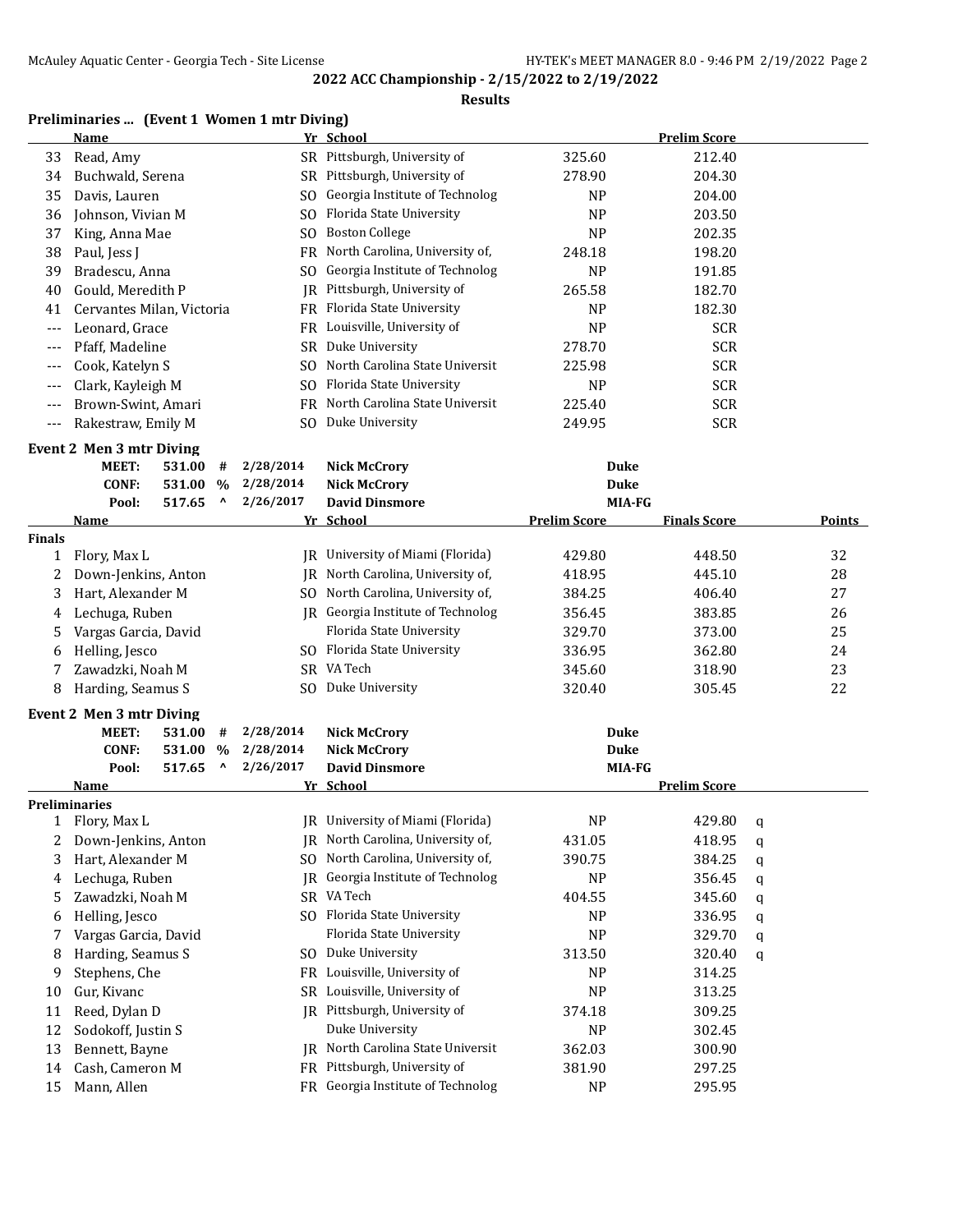## 2022 ACC Championship - 2/15/2022 to 2/19/2022

### Results

**Preliminaries ... (Event 1 Women 1 mtr Diving)**

| | Name | Yr | School | | Prelim Score |
|---|---|---|---|---|---|
| 33 | Read, Amy | SR | Pittsburgh, University of | 325.60 | 212.40 |
| 34 | Buchwald, Serena | SR | Pittsburgh, University of | 278.90 | 204.30 |
| 35 | Davis, Lauren | SO | Georgia Institute of Technolog | NP | 204.00 |
| 36 | Johnson, Vivian M | SO | Florida State University | NP | 203.50 |
| 37 | King, Anna Mae | SO | Boston College | NP | 202.35 |
| 38 | Paul, Jess J | FR | North Carolina, University of, | 248.18 | 198.20 |
| 39 | Bradescu, Anna | SO | Georgia Institute of Technolog | NP | 191.85 |
| 40 | Gould, Meredith P | JR | Pittsburgh, University of | 265.58 | 182.70 |
| 41 | Cervantes Milan, Victoria | FR | Florida State University | NP | 182.30 |
| --- | Leonard, Grace | FR | Louisville, University of | NP | SCR |
| --- | Pfaff, Madeline | SR | Duke University | 278.70 | SCR |
| --- | Cook, Katelyn S | SO | North Carolina State Universit | 225.98 | SCR |
| --- | Clark, Kayleigh M | SO | Florida State University | NP | SCR |
| --- | Brown-Swint, Amari | FR | North Carolina State Universit | 225.40 | SCR |
| --- | Rakestraw, Emily M | SO | Duke University | 249.95 | SCR |

**Event 2 Men 3 mtr Diving**

| | | | | | |
|---|---|---|---|---|---|
| MEET: | 531.00 | # | 2/28/2014 | Nick McCrory | Duke |
| CONF: | 531.00 | % | 2/28/2014 | Nick McCrory | Duke |
| Pool: | 517.65 | ^ | 2/26/2017 | David Dinsmore | MIA-FG |

| | Name | Yr | School | Prelim Score | Finals Score | Points |
|---|---|---|---|---|---|---|
| **Finals** | | | | | | |
| 1 | Flory, Max L | JR | University of Miami (Florida) | 429.80 | 448.50 | 32 |
| 2 | Down-Jenkins, Anton | JR | North Carolina, University of, | 418.95 | 445.10 | 28 |
| 3 | Hart, Alexander M | SO | North Carolina, University of, | 384.25 | 406.40 | 27 |
| 4 | Lechuga, Ruben | JR | Georgia Institute of Technolog | 356.45 | 383.85 | 26 |
| 5 | Vargas Garcia, David | | Florida State University | 329.70 | 373.00 | 25 |
| 6 | Helling, Jesco | SO | Florida State University | 336.95 | 362.80 | 24 |
| 7 | Zawadzki, Noah M | SR | VA Tech | 345.60 | 318.90 | 23 |
| 8 | Harding, Seamus S | SO | Duke University | 320.40 | 305.45 | 22 |

**Event 2 Men 3 mtr Diving**

| | | | | | |
|---|---|---|---|---|---|
| MEET: | 531.00 | # | 2/28/2014 | Nick McCrory | Duke |
| CONF: | 531.00 | % | 2/28/2014 | Nick McCrory | Duke |
| Pool: | 517.65 | ^ | 2/26/2017 | David Dinsmore | MIA-FG |

| | Name | Yr | School | | Prelim Score | |
|---|---|---|---|---|---|---|
| **Preliminaries** | | | | | | |
| 1 | Flory, Max L | JR | University of Miami (Florida) | NP | 429.80 | q |
| 2 | Down-Jenkins, Anton | JR | North Carolina, University of, | 431.05 | 418.95 | q |
| 3 | Hart, Alexander M | SO | North Carolina, University of, | 390.75 | 384.25 | q |
| 4 | Lechuga, Ruben | JR | Georgia Institute of Technolog | NP | 356.45 | q |
| 5 | Zawadzki, Noah M | SR | VA Tech | 404.55 | 345.60 | q |
| 6 | Helling, Jesco | SO | Florida State University | NP | 336.95 | q |
| 7 | Vargas Garcia, David | | Florida State University | NP | 329.70 | q |
| 8 | Harding, Seamus S | SO | Duke University | 313.50 | 320.40 | q |
| 9 | Stephens, Che | FR | Louisville, University of | NP | 314.25 | |
| 10 | Gur, Kivanc | SR | Louisville, University of | NP | 313.25 | |
| 11 | Reed, Dylan D | JR | Pittsburgh, University of | 374.18 | 309.25 | |
| 12 | Sodokoff, Justin S | | Duke University | NP | 302.45 | |
| 13 | Bennett, Bayne | JR | North Carolina State Universit | 362.03 | 300.90 | |
| 14 | Cash, Cameron M | FR | Pittsburgh, University of | 381.90 | 297.25 | |
| 15 | Mann, Allen | FR | Georgia Institute of Technolog | NP | 295.95 | |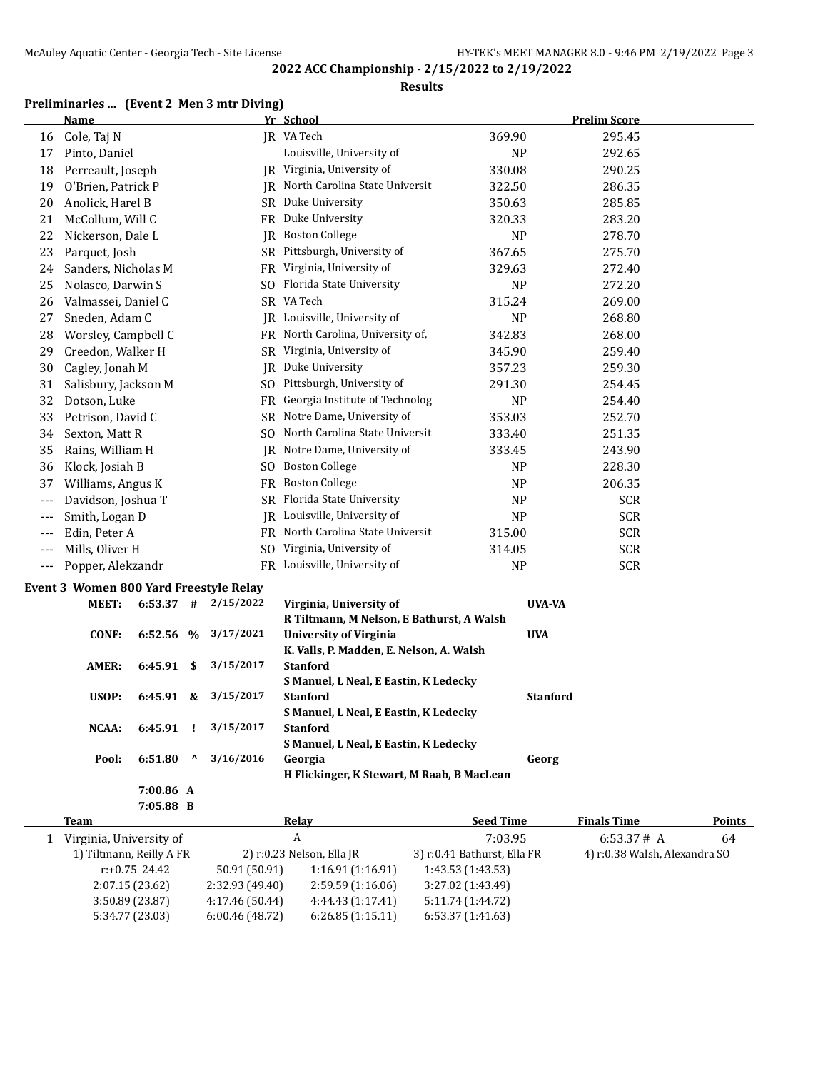**2022 ACC Championship - 2/15/2022 to 2/19/2022**

**Results**

## Preliminaries ... (Event 2 Men 3 mtr Diving)

| | Name | Yr | School | | Prelim Score |
|---|---|---|---|---|---|
| 16 | Cole, Taj N | JR | VA Tech | 369.90 | 295.45 |
| 17 | Pinto, Daniel | | Louisville, University of | NP | 292.65 |
| 18 | Perreault, Joseph | JR | Virginia, University of | 330.08 | 290.25 |
| 19 | O'Brien, Patrick P | JR | North Carolina State Universit | 322.50 | 286.35 |
| 20 | Anolick, Harel B | SR | Duke University | 350.63 | 285.85 |
| 21 | McCollum, Will C | FR | Duke University | 320.33 | 283.20 |
| 22 | Nickerson, Dale L | JR | Boston College | NP | 278.70 |
| 23 | Parquet, Josh | SR | Pittsburgh, University of | 367.65 | 275.70 |
| 24 | Sanders, Nicholas M | FR | Virginia, University of | 329.63 | 272.40 |
| 25 | Nolasco, Darwin S | SO | Florida State University | NP | 272.20 |
| 26 | Valmassei, Daniel C | SR | VA Tech | 315.24 | 269.00 |
| 27 | Sneden, Adam C | JR | Louisville, University of | NP | 268.80 |
| 28 | Worsley, Campbell C | FR | North Carolina, University of, | 342.83 | 268.00 |
| 29 | Creedon, Walker H | SR | Virginia, University of | 345.90 | 259.40 |
| 30 | Cagley, Jonah M | JR | Duke University | 357.23 | 259.30 |
| 31 | Salisbury, Jackson M | SO | Pittsburgh, University of | 291.30 | 254.45 |
| 32 | Dotson, Luke | FR | Georgia Institute of Technolog | NP | 254.40 |
| 33 | Petrison, David C | SR | Notre Dame, University of | 353.03 | 252.70 |
| 34 | Sexton, Matt R | SO | North Carolina State Universit | 333.40 | 251.35 |
| 35 | Rains, William H | JR | Notre Dame, University of | 333.45 | 243.90 |
| 36 | Klock, Josiah B | SO | Boston College | NP | 228.30 |
| 37 | Williams, Angus K | FR | Boston College | NP | 206.35 |
| --- | Davidson, Joshua T | SR | Florida State University | NP | SCR |
| --- | Smith, Logan D | JR | Louisville, University of | NP | SCR |
| --- | Edin, Peter A | FR | North Carolina State Universit | 315.00 | SCR |
| --- | Mills, Oliver H | SO | Virginia, University of | 314.05 | SCR |
| --- | Popper, Alekzandr | FR | Louisville, University of | NP | SCR |

## Event 3 Women 800 Yard Freestyle Relay

| | Time | | Date | Team / Swimmers | Code |
|---|---|---|---|---|---|
| MEET: | 6:53.37 | # | 2/15/2022 | Virginia, University of<br>R Tiltmann, M Nelson, E Bathurst, A Walsh | UVA-VA |
| CONF: | 6:52.56 | % | 3/17/2021 | University of Virginia<br>K. Valls, P. Madden, E. Nelson, A. Walsh | UVA |
| AMER: | 6:45.91 | $ | 3/15/2017 | Stanford<br>S Manuel, L Neal, E Eastin, K Ledecky | |
| USOP: | 6:45.91 | & | 3/15/2017 | Stanford<br>S Manuel, L Neal, E Eastin, K Ledecky | Stanford |
| NCAA: | 6:45.91 | ! | 3/15/2017 | Stanford<br>S Manuel, L Neal, E Eastin, K Ledecky | |
| Pool: | 6:51.80 | ^ | 3/16/2016 | Georgia<br>H Flickinger, K Stewart, M Raab, B MacLean | Georg |
| | 7:00.86 | A | | | |
| | 7:05.88 | B | | | |

| | Team | Relay | Seed Time | Finals Time | Points |
|---|---|---|---|---|---|
| 1 | Virginia, University of | A | 7:03.95 | 6:53.37 # A | 64 |

1) Tiltmann, Reilly A FR | 2) r:0.23 Nelson, Ella JR | 3) r:0.41 Bathurst, Ella FR | 4) r:0.38 Walsh, Alexandra SO

| | | | |
|---|---|---|---|
| r:+0.75 24.42 | 50.91 (50.91) | 1:16.91 (1:16.91) | 1:43.53 (1:43.53) |
| 2:07.15 (23.62) | 2:32.93 (49.40) | 2:59.59 (1:16.06) | 3:27.02 (1:43.49) |
| 3:50.89 (23.87) | 4:17.46 (50.44) | 4:44.43 (1:17.41) | 5:11.74 (1:44.72) |
| 5:34.77 (23.03) | 6:00.46 (48.72) | 6:26.85 (1:15.11) | 6:53.37 (1:41.63) |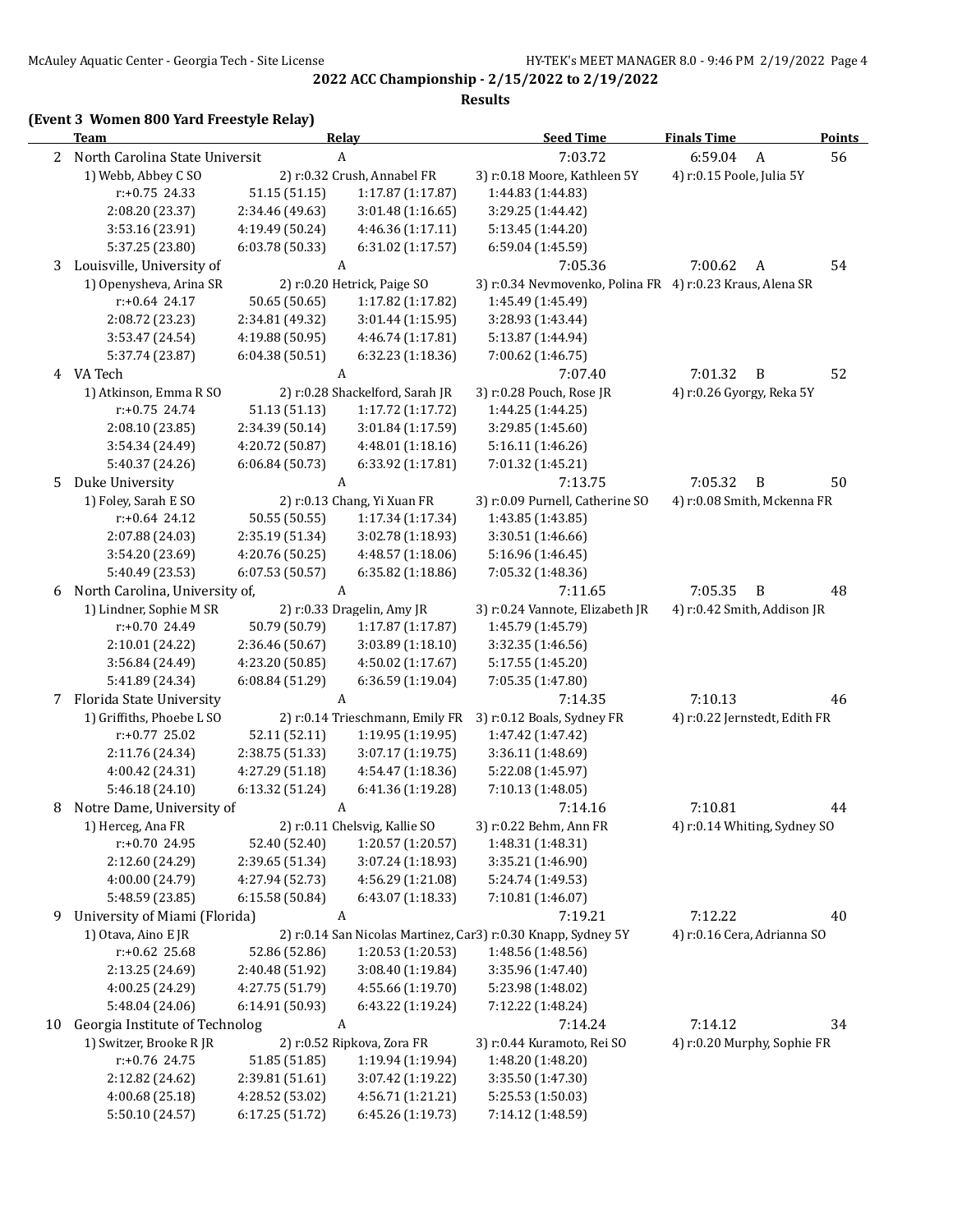## 2022 ACC Championship - 2/15/2022 to 2/19/2022

### Results

**(Event 3 Women 800 Yard Freestyle Relay)**

| | Team | Relay | | Seed Time | Finals Time | | Points |
|---|---|---|---|---|---|---|---|
| 2 | North Carolina State Universit | A | | 7:03.72 | 6:59.04 | A | 56 |
| | 1) Webb, Abbey C SO | 2) r:0.32 Crush, Annabel FR | | 3) r:0.18 Moore, Kathleen 5Y | 4) r:0.15 Poole, Julia 5Y | | |
| | r:+0.75 24.33 | 51.15 (51.15) | 1:17.87 (1:17.87) | 1:44.83 (1:44.83) | | | |
| | 2:08.20 (23.37) | 2:34.46 (49.63) | 3:01.48 (1:16.65) | 3:29.25 (1:44.42) | | | |
| | 3:53.16 (23.91) | 4:19.49 (50.24) | 4:46.36 (1:17.11) | 5:13.45 (1:44.20) | | | |
| | 5:37.25 (23.80) | 6:03.78 (50.33) | 6:31.02 (1:17.57) | 6:59.04 (1:45.59) | | | |
| 3 | Louisville, University of | A | | 7:05.36 | 7:00.62 | A | 54 |
| | 1) Openysheva, Arina SR | 2) r:0.20 Hetrick, Paige SO | | 3) r:0.34 Nevmovenko, Polina FR | 4) r:0.23 Kraus, Alena SR | | |
| | r:+0.64 24.17 | 50.65 (50.65) | 1:17.82 (1:17.82) | 1:45.49 (1:45.49) | | | |
| | 2:08.72 (23.23) | 2:34.81 (49.32) | 3:01.44 (1:15.95) | 3:28.93 (1:43.44) | | | |
| | 3:53.47 (24.54) | 4:19.88 (50.95) | 4:46.74 (1:17.81) | 5:13.87 (1:44.94) | | | |
| | 5:37.74 (23.87) | 6:04.38 (50.51) | 6:32.23 (1:18.36) | 7:00.62 (1:46.75) | | | |
| 4 | VA Tech | A | | 7:07.40 | 7:01.32 | B | 52 |
| | 1) Atkinson, Emma R SO | 2) r:0.28 Shackelford, Sarah JR | | 3) r:0.28 Pouch, Rose JR | 4) r:0.26 Gyorgy, Reka 5Y | | |
| | r:+0.75 24.74 | 51.13 (51.13) | 1:17.72 (1:17.72) | 1:44.25 (1:44.25) | | | |
| | 2:08.10 (23.85) | 2:34.39 (50.14) | 3:01.84 (1:17.59) | 3:29.85 (1:45.60) | | | |
| | 3:54.34 (24.49) | 4:20.72 (50.87) | 4:48.01 (1:18.16) | 5:16.11 (1:46.26) | | | |
| | 5:40.37 (24.26) | 6:06.84 (50.73) | 6:33.92 (1:17.81) | 7:01.32 (1:45.21) | | | |
| 5 | Duke University | A | | 7:13.75 | 7:05.32 | B | 50 |
| | 1) Foley, Sarah E SO | 2) r:0.13 Chang, Yi Xuan FR | | 3) r:0.09 Purnell, Catherine SO | 4) r:0.08 Smith, Mckenna FR | | |
| | r:+0.64 24.12 | 50.55 (50.55) | 1:17.34 (1:17.34) | 1:43.85 (1:43.85) | | | |
| | 2:07.88 (24.03) | 2:35.19 (51.34) | 3:02.78 (1:18.93) | 3:30.51 (1:46.66) | | | |
| | 3:54.20 (23.69) | 4:20.76 (50.25) | 4:48.57 (1:18.06) | 5:16.96 (1:46.45) | | | |
| | 5:40.49 (23.53) | 6:07.53 (50.57) | 6:35.82 (1:18.86) | 7:05.32 (1:48.36) | | | |
| 6 | North Carolina, University of, | A | | 7:11.65 | 7:05.35 | B | 48 |
| | 1) Lindner, Sophie M SR | 2) r:0.33 Dragelin, Amy JR | | 3) r:0.24 Vannote, Elizabeth JR | 4) r:0.42 Smith, Addison JR | | |
| | r:+0.70 24.49 | 50.79 (50.79) | 1:17.87 (1:17.87) | 1:45.79 (1:45.79) | | | |
| | 2:10.01 (24.22) | 2:36.46 (50.67) | 3:03.89 (1:18.10) | 3:32.35 (1:46.56) | | | |
| | 3:56.84 (24.49) | 4:23.20 (50.85) | 4:50.02 (1:17.67) | 5:17.55 (1:45.20) | | | |
| | 5:41.89 (24.34) | 6:08.84 (51.29) | 6:36.59 (1:19.04) | 7:05.35 (1:47.80) | | | |
| 7 | Florida State University | A | | 7:14.35 | 7:10.13 | | 46 |
| | 1) Griffiths, Phoebe L SO | 2) r:0.14 Trieschmann, Emily FR | | 3) r:0.12 Boals, Sydney FR | 4) r:0.22 Jernstedt, Edith FR | | |
| | r:+0.77 25.02 | 52.11 (52.11) | 1:19.95 (1:19.95) | 1:47.42 (1:47.42) | | | |
| | 2:11.76 (24.34) | 2:38.75 (51.33) | 3:07.17 (1:19.75) | 3:36.11 (1:48.69) | | | |
| | 4:00.42 (24.31) | 4:27.29 (51.18) | 4:54.47 (1:18.36) | 5:22.08 (1:45.97) | | | |
| | 5:46.18 (24.10) | 6:13.32 (51.24) | 6:41.36 (1:19.28) | 7:10.13 (1:48.05) | | | |
| 8 | Notre Dame, University of | A | | 7:14.16 | 7:10.81 | | 44 |
| | 1) Herceg, Ana FR | 2) r:0.11 Chelsvig, Kallie SO | | 3) r:0.22 Behm, Ann FR | 4) r:0.14 Whiting, Sydney SO | | |
| | r:+0.70 24.95 | 52.40 (52.40) | 1:20.57 (1:20.57) | 1:48.31 (1:48.31) | | | |
| | 2:12.60 (24.29) | 2:39.65 (51.34) | 3:07.24 (1:18.93) | 3:35.21 (1:46.90) | | | |
| | 4:00.00 (24.79) | 4:27.94 (52.73) | 4:56.29 (1:21.08) | 5:24.74 (1:49.53) | | | |
| | 5:48.59 (23.85) | 6:15.58 (50.84) | 6:43.07 (1:18.33) | 7:10.81 (1:46.07) | | | |
| 9 | University of Miami (Florida) | A | | 7:19.21 | 7:12.22 | | 40 |
| | 1) Otava, Aino E JR | 2) r:0.14 San Nicolas Martinez, Car | | 3) r:0.30 Knapp, Sydney 5Y | 4) r:0.16 Cera, Adrianna SO | | |
| | r:+0.62 25.68 | 52.86 (52.86) | 1:20.53 (1:20.53) | 1:48.56 (1:48.56) | | | |
| | 2:13.25 (24.69) | 2:40.48 (51.92) | 3:08.40 (1:19.84) | 3:35.96 (1:47.40) | | | |
| | 4:00.25 (24.29) | 4:27.75 (51.79) | 4:55.66 (1:19.70) | 5:23.98 (1:48.02) | | | |
| | 5:48.04 (24.06) | 6:14.91 (50.93) | 6:43.22 (1:19.24) | 7:12.22 (1:48.24) | | | |
| 10 | Georgia Institute of Technolog | A | | 7:14.24 | 7:14.12 | | 34 |
| | 1) Switzer, Brooke R JR | 2) r:0.52 Ripkova, Zora FR | | 3) r:0.44 Kuramoto, Rei SO | 4) r:0.20 Murphy, Sophie FR | | |
| | r:+0.76 24.75 | 51.85 (51.85) | 1:19.94 (1:19.94) | 1:48.20 (1:48.20) | | | |
| | 2:12.82 (24.62) | 2:39.81 (51.61) | 3:07.42 (1:19.22) | 3:35.50 (1:47.30) | | | |
| | 4:00.68 (25.18) | 4:28.52 (53.02) | 4:56.71 (1:21.21) | 5:25.53 (1:50.03) | | | |
| | 5:50.10 (24.57) | 6:17.25 (51.72) | 6:45.26 (1:19.73) | 7:14.12 (1:48.59) | | | |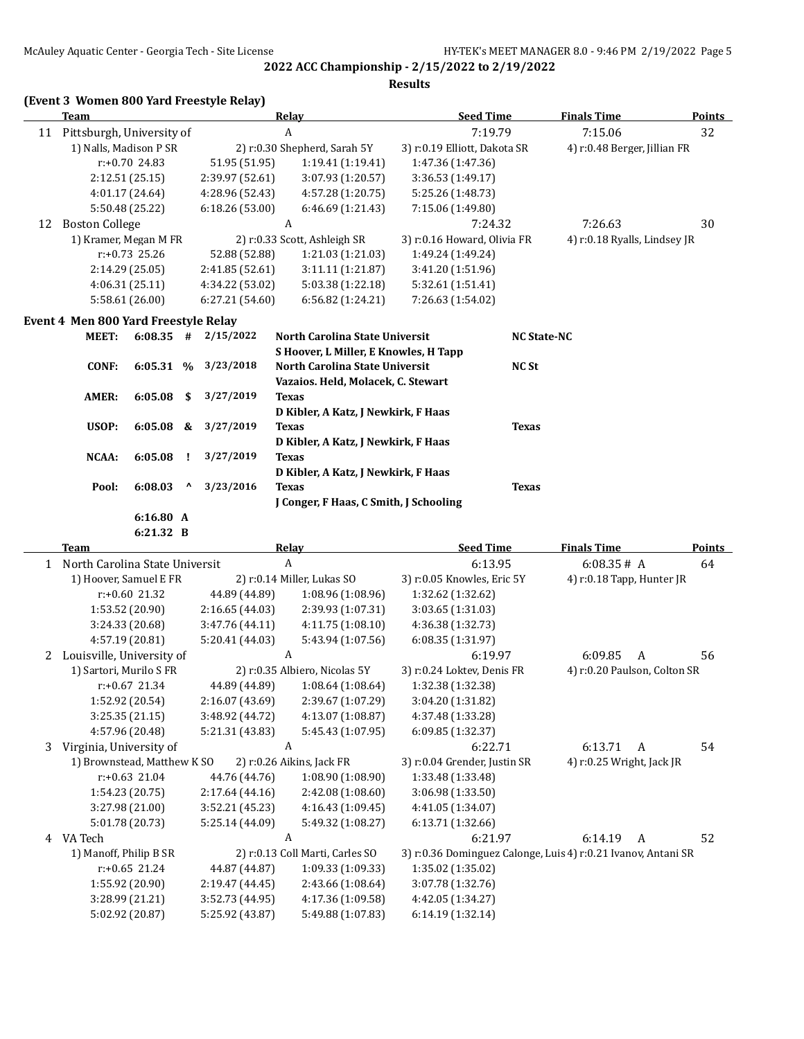**2022 ACC Championship - 2/15/2022 to 2/19/2022**

**Results**

### (Event 3 Women 800 Yard Freestyle Relay)

| | Team | Relay | Seed Time | Finals Time | Points |
|---|---|---|---|---|---|
| 11 | Pittsburgh, University of | A | 7:19.79 | 7:15.06 | 32 |

1) Nalls, Madison P SR | 2) r:0.30 Shepherd, Sarah 5Y | 3) r:0.19 Elliott, Dakota SR | 4) r:0.48 Berger, Jillian FR

| | | | |
|---|---|---|---|
| r:+0.70 24.83 | 51.95 (51.95) | 1:19.41 (1:19.41) | 1:47.36 (1:47.36) |
| 2:12.51 (25.15) | 2:39.97 (52.61) | 3:07.93 (1:20.57) | 3:36.53 (1:49.17) |
| 4:01.17 (24.64) | 4:28.96 (52.43) | 4:57.28 (1:20.75) | 5:25.26 (1:48.73) |
| 5:50.48 (25.22) | 6:18.26 (53.00) | 6:46.69 (1:21.43) | 7:15.06 (1:49.80) |

| | Team | Relay | Seed Time | Finals Time | Points |
|---|---|---|---|---|---|
| 12 | Boston College | A | 7:24.32 | 7:26.63 | 30 |

1) Kramer, Megan M FR | 2) r:0.33 Scott, Ashleigh SR | 3) r:0.16 Howard, Olivia FR | 4) r:0.18 Ryalls, Lindsey JR

| | | | |
|---|---|---|---|
| r:+0.73 25.26 | 52.88 (52.88) | 1:21.03 (1:21.03) | 1:49.24 (1:49.24) |
| 2:14.29 (25.05) | 2:41.85 (52.61) | 3:11.11 (1:21.87) | 3:41.20 (1:51.96) |
| 4:06.31 (25.11) | 4:34.22 (53.02) | 5:03.38 (1:22.18) | 5:32.61 (1:51.41) |
| 5:58.61 (26.00) | 6:27.21 (54.60) | 6:56.82 (1:24.21) | 7:26.63 (1:54.02) |

### Event 4 Men 800 Yard Freestyle Relay

| | Time | | Date | Team / Swimmers | |
|---|---|---|---|---|---|
| **MEET:** | **6:08.35** | **#** | **2/15/2022** | **North Carolina State Universit** / **S Hoover, L Miller, E Knowles, H Tapp** | **NC State-NC** |
| **CONF:** | **6:05.31** | **%** | **3/23/2018** | **North Carolina State Universit** / **Vazaios. Held, Molacek, C. Stewart** | **NC St** |
| **AMER:** | **6:05.08** | **$** | **3/27/2019** | **Texas** / **D Kibler, A Katz, J Newkirk, F Haas** | |
| **USOP:** | **6:05.08** | **&** | **3/27/2019** | **Texas** / **D Kibler, A Katz, J Newkirk, F Haas** | **Texas** |
| **NCAA:** | **6:05.08** | **!** | **3/27/2019** | **Texas** / **D Kibler, A Katz, J Newkirk, F Haas** | |
| **Pool:** | **6:08.03** | **^** | **3/23/2016** | **Texas** / **J Conger, F Haas, C Smith, J Schooling** | **Texas** |
| | **6:16.80** | **A** | | | |
| | **6:21.32** | **B** | | | |

| | Team | Relay | Seed Time | Finals Time | Points |
|---|---|---|---|---|---|
| 1 | North Carolina State Universit | A | 6:13.95 | 6:08.35 # A | 64 |

1) Hoover, Samuel E FR | 2) r:0.14 Miller, Lukas SO | 3) r:0.05 Knowles, Eric 5Y | 4) r:0.18 Tapp, Hunter JR

| | | | |
|---|---|---|---|
| r:+0.60 21.32 | 44.89 (44.89) | 1:08.96 (1:08.96) | 1:32.62 (1:32.62) |
| 1:53.52 (20.90) | 2:16.65 (44.03) | 2:39.93 (1:07.31) | 3:03.65 (1:31.03) |
| 3:24.33 (20.68) | 3:47.76 (44.11) | 4:11.75 (1:08.10) | 4:36.38 (1:32.73) |
| 4:57.19 (20.81) | 5:20.41 (44.03) | 5:43.94 (1:07.56) | 6:08.35 (1:31.97) |

| | Team | Relay | Seed Time | Finals Time | Points |
|---|---|---|---|---|---|
| 2 | Louisville, University of | A | 6:19.97 | 6:09.85 A | 56 |

1) Sartori, Murilo S FR | 2) r:0.35 Albiero, Nicolas 5Y | 3) r:0.24 Loktev, Denis FR | 4) r:0.20 Paulson, Colton SR

| | | | |
|---|---|---|---|
| r:+0.67 21.34 | 44.89 (44.89) | 1:08.64 (1:08.64) | 1:32.38 (1:32.38) |
| 1:52.92 (20.54) | 2:16.07 (43.69) | 2:39.67 (1:07.29) | 3:04.20 (1:31.82) |
| 3:25.35 (21.15) | 3:48.92 (44.72) | 4:13.07 (1:08.87) | 4:37.48 (1:33.28) |
| 4:57.96 (20.48) | 5:21.31 (43.83) | 5:45.43 (1:07.95) | 6:09.85 (1:32.37) |

| | Team | Relay | Seed Time | Finals Time | Points |
|---|---|---|---|---|---|
| 3 | Virginia, University of | A | 6:22.71 | 6:13.71 A | 54 |

1) Brownstead, Matthew K SO | 2) r:0.26 Aikins, Jack FR | 3) r:0.04 Grender, Justin SR | 4) r:0.25 Wright, Jack JR

| | | | |
|---|---|---|---|
| r:+0.63 21.04 | 44.76 (44.76) | 1:08.90 (1:08.90) | 1:33.48 (1:33.48) |
| 1:54.23 (20.75) | 2:17.64 (44.16) | 2:42.08 (1:08.60) | 3:06.98 (1:33.50) |
| 3:27.98 (21.00) | 3:52.21 (45.23) | 4:16.43 (1:09.45) | 4:41.05 (1:34.07) |
| 5:01.78 (20.73) | 5:25.14 (44.09) | 5:49.32 (1:08.27) | 6:13.71 (1:32.66) |

| | Team | Relay | Seed Time | Finals Time | Points |
|---|---|---|---|---|---|
| 4 | VA Tech | A | 6:21.97 | 6:14.19 A | 52 |

1) Manoff, Philip B SR | 2) r:0.13 Coll Marti, Carles SO | 3) r:0.36 Dominguez Calonge, Luis | 4) r:0.21 Ivanov, Antani SR

| | | | |
|---|---|---|---|
| r:+0.65 21.24 | 44.87 (44.87) | 1:09.33 (1:09.33) | 1:35.02 (1:35.02) |
| 1:55.92 (20.90) | 2:19.47 (44.45) | 2:43.66 (1:08.64) | 3:07.78 (1:32.76) |
| 3:28.99 (21.21) | 3:52.73 (44.95) | 4:17.36 (1:09.58) | 4:42.05 (1:34.27) |
| 5:02.92 (20.87) | 5:25.92 (43.87) | 5:49.88 (1:07.83) | 6:14.19 (1:32.14) |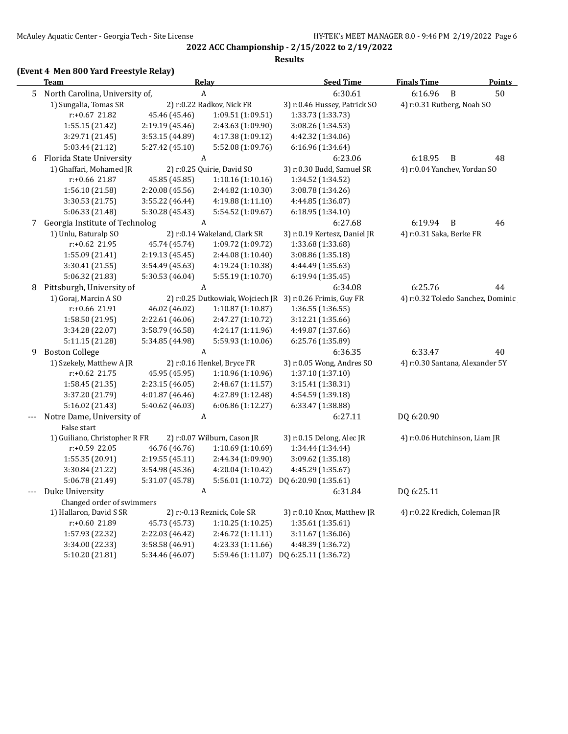**2022 ACC Championship - 2/15/2022 to 2/19/2022**

**Results**

### (Event 4 Men 800 Yard Freestyle Relay)

| | Team | Relay | | Seed Time | Finals Time | | Points |
|---|---|---|---|---|---|---|---|
| 5 | North Carolina, University of, | A | | 6:30.61 | 6:16.96 | B | 50 |
| | 1) Sungalia, Tomas SR | 2) r:0.22 Radkov, Nick FR | | 3) r:0.46 Hussey, Patrick SO | 4) r:0.31 Rutberg, Noah SO | | |
| | r:+0.67 21.82 | 45.46 (45.46) | 1:09.51 (1:09.51) | 1:33.73 (1:33.73) | | | |
| | 1:55.15 (21.42) | 2:19.19 (45.46) | 2:43.63 (1:09.90) | 3:08.26 (1:34.53) | | | |
| | 3:29.71 (21.45) | 3:53.15 (44.89) | 4:17.38 (1:09.12) | 4:42.32 (1:34.06) | | | |
| | 5:03.44 (21.12) | 5:27.42 (45.10) | 5:52.08 (1:09.76) | 6:16.96 (1:34.64) | | | |
| 6 | Florida State University | A | | 6:23.06 | 6:18.95 | B | 48 |
| | 1) Ghaffari, Mohamed JR | 2) r:0.25 Quirie, David SO | | 3) r:0.30 Budd, Samuel SR | 4) r:0.04 Yanchev, Yordan SO | | |
| | r:+0.66 21.87 | 45.85 (45.85) | 1:10.16 (1:10.16) | 1:34.52 (1:34.52) | | | |
| | 1:56.10 (21.58) | 2:20.08 (45.56) | 2:44.82 (1:10.30) | 3:08.78 (1:34.26) | | | |
| | 3:30.53 (21.75) | 3:55.22 (46.44) | 4:19.88 (1:11.10) | 4:44.85 (1:36.07) | | | |
| | 5:06.33 (21.48) | 5:30.28 (45.43) | 5:54.52 (1:09.67) | 6:18.95 (1:34.10) | | | |
| 7 | Georgia Institute of Technolog | A | | 6:27.68 | 6:19.94 | B | 46 |
| | 1) Unlu, Baturalp SO | 2) r:0.14 Wakeland, Clark SR | | 3) r:0.19 Kertesz, Daniel JR | 4) r:0.31 Saka, Berke FR | | |
| | r:+0.62 21.95 | 45.74 (45.74) | 1:09.72 (1:09.72) | 1:33.68 (1:33.68) | | | |
| | 1:55.09 (21.41) | 2:19.13 (45.45) | 2:44.08 (1:10.40) | 3:08.86 (1:35.18) | | | |
| | 3:30.41 (21.55) | 3:54.49 (45.63) | 4:19.24 (1:10.38) | 4:44.49 (1:35.63) | | | |
| | 5:06.32 (21.83) | 5:30.53 (46.04) | 5:55.19 (1:10.70) | 6:19.94 (1:35.45) | | | |
| 8 | Pittsburgh, University of | A | | 6:34.08 | 6:25.76 | | 44 |
| | 1) Goraj, Marcin A SO | 2) r:0.25 Dutkowiak, Wojciech JR | | 3) r:0.26 Frimis, Guy FR | 4) r:0.32 Toledo Sanchez, Dominic | | |
| | r:+0.66 21.91 | 46.02 (46.02) | 1:10.87 (1:10.87) | 1:36.55 (1:36.55) | | | |
| | 1:58.50 (21.95) | 2:22.61 (46.06) | 2:47.27 (1:10.72) | 3:12.21 (1:35.66) | | | |
| | 3:34.28 (22.07) | 3:58.79 (46.58) | 4:24.17 (1:11.96) | 4:49.87 (1:37.66) | | | |
| | 5:11.15 (21.28) | 5:34.85 (44.98) | 5:59.93 (1:10.06) | 6:25.76 (1:35.89) | | | |
| 9 | Boston College | A | | 6:36.35 | 6:33.47 | | 40 |
| | 1) Szekely, Matthew A JR | 2) r:0.16 Henkel, Bryce FR | | 3) r:0.05 Wong, Andres SO | 4) r:0.30 Santana, Alexander 5Y | | |
| | r:+0.62 21.75 | 45.95 (45.95) | 1:10.96 (1:10.96) | 1:37.10 (1:37.10) | | | |
| | 1:58.45 (21.35) | 2:23.15 (46.05) | 2:48.67 (1:11.57) | 3:15.41 (1:38.31) | | | |
| | 3:37.20 (21.79) | 4:01.87 (46.46) | 4:27.89 (1:12.48) | 4:54.59 (1:39.18) | | | |
| | 5:16.02 (21.43) | 5:40.62 (46.03) | 6:06.86 (1:12.27) | 6:33.47 (1:38.88) | | | |
| --- | Notre Dame, University of | A | | 6:27.11 | DQ 6:20.90 | | |
| | False start | | | | | | |
| | 1) Guiliano, Christopher R FR | 2) r:0.07 Wilburn, Cason JR | | 3) r:0.15 Delong, Alec JR | 4) r:0.06 Hutchinson, Liam JR | | |
| | r:+0.59 22.05 | 46.76 (46.76) | 1:10.69 (1:10.69) | 1:34.44 (1:34.44) | | | |
| | 1:55.35 (20.91) | 2:19.55 (45.11) | 2:44.34 (1:09.90) | 3:09.62 (1:35.18) | | | |
| | 3:30.84 (21.22) | 3:54.98 (45.36) | 4:20.04 (1:10.42) | 4:45.29 (1:35.67) | | | |
| | 5:06.78 (21.49) | 5:31.07 (45.78) | 5:56.01 (1:10.72) | DQ 6:20.90 (1:35.61) | | | |
| --- | Duke University | A | | 6:31.84 | DQ 6:25.11 | | |
| | Changed order of swimmers | | | | | | |
| | 1) Hallaron, David S SR | 2) r:-0.13 Reznick, Cole SR | | 3) r:0.10 Knox, Matthew JR | 4) r:0.22 Kredich, Coleman JR | | |
| | r:+0.60 21.89 | 45.73 (45.73) | 1:10.25 (1:10.25) | 1:35.61 (1:35.61) | | | |
| | 1:57.93 (22.32) | 2:22.03 (46.42) | 2:46.72 (1:11.11) | 3:11.67 (1:36.06) | | | |
| | 3:34.00 (22.33) | 3:58.58 (46.91) | 4:23.33 (1:11.66) | 4:48.39 (1:36.72) | | | |
| | 5:10.20 (21.81) | 5:34.46 (46.07) | 5:59.46 (1:11.07) | DQ 6:25.11 (1:36.72) | | | |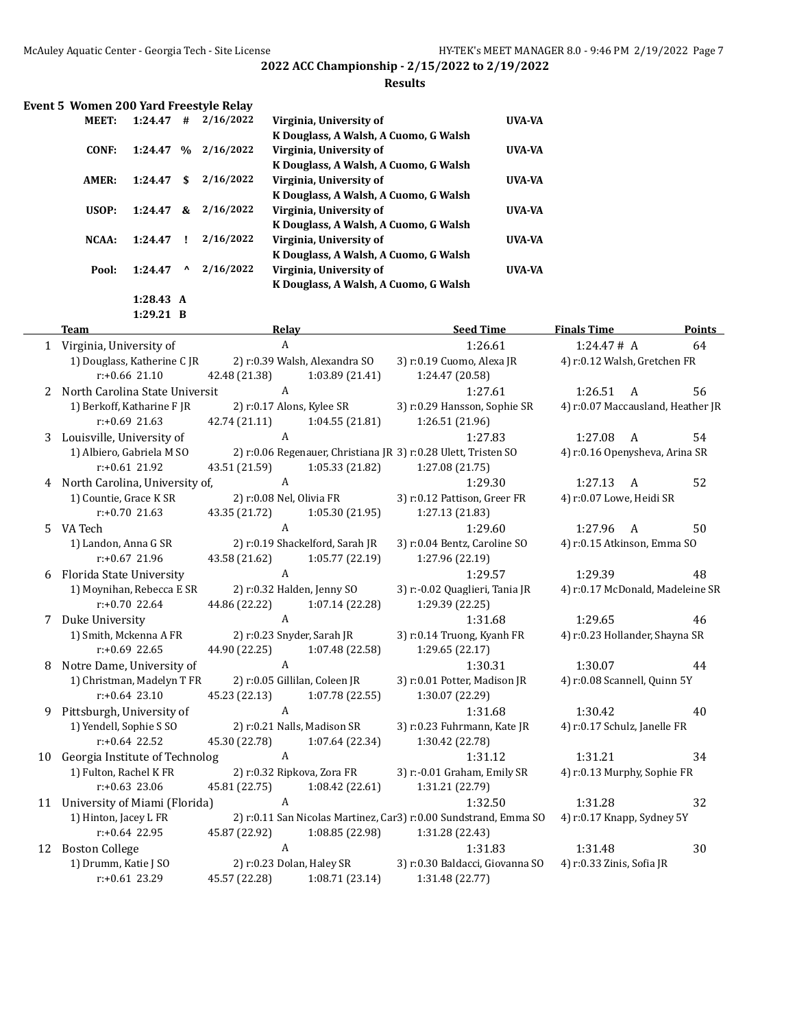## 2022 ACC Championship - 2/15/2022 to 2/19/2022

### Results

**Event 5 Women 200 Yard Freestyle Relay**

| | | | | | |
|---|---|---|---|---|---|
| **MEET:** | **1:24.47** | **#** | **2/16/2022** | **Virginia, University of**<br>**K Douglass, A Walsh, A Cuomo, G Walsh** | **UVA-VA** |
| **CONF:** | **1:24.47** | **%** | **2/16/2022** | **Virginia, University of**<br>**K Douglass, A Walsh, A Cuomo, G Walsh** | **UVA-VA** |
| **AMER:** | **1:24.47** | **$** | **2/16/2022** | **Virginia, University of**<br>**K Douglass, A Walsh, A Cuomo, G Walsh** | **UVA-VA** |
| **USOP:** | **1:24.47** | **&** | **2/16/2022** | **Virginia, University of**<br>**K Douglass, A Walsh, A Cuomo, G Walsh** | **UVA-VA** |
| **NCAA:** | **1:24.47** | **!** | **2/16/2022** | **Virginia, University of**<br>**K Douglass, A Walsh, A Cuomo, G Walsh** | **UVA-VA** |
| **Pool:** | **1:24.47** | **^** | **2/16/2022** | **Virginia, University of**<br>**K Douglass, A Walsh, A Cuomo, G Walsh** | **UVA-VA** |
| | **1:28.43** | **A** | | | |
| | **1:29.21** | **B** | | | |

| | Team | Relay | Seed Time | Finals Time | Points |
|---|---|---|---|---|---|
| 1 | Virginia, University of | A | 1:26.61 | 1:24.47 # A | 64 |
| | 1) Douglass, Katherine C JR | 2) r:0.39 Walsh, Alexandra SO | 3) r:0.19 Cuomo, Alexa JR | 4) r:0.12 Walsh, Gretchen FR | |
| | r:+0.66 21.10 | 42.48 (21.38) | 1:03.89 (21.41) | 1:24.47 (20.58) | |
| 2 | North Carolina State Universit | A | 1:27.61 | 1:26.51 A | 56 |
| | 1) Berkoff, Katharine F JR | 2) r:0.17 Alons, Kylee SR | 3) r:0.29 Hansson, Sophie SR | 4) r:0.07 Maccausland, Heather JR | |
| | r:+0.69 21.63 | 42.74 (21.11) | 1:04.55 (21.81) | 1:26.51 (21.96) | |
| 3 | Louisville, University of | A | 1:27.83 | 1:27.08 A | 54 |
| | 1) Albiero, Gabriela M SO | 2) r:0.06 Regenauer, Christiana JR | 3) r:0.28 Ulett, Tristen SO | 4) r:0.16 Openysheva, Arina SR | |
| | r:+0.61 21.92 | 43.51 (21.59) | 1:05.33 (21.82) | 1:27.08 (21.75) | |
| 4 | North Carolina, University of, | A | 1:29.30 | 1:27.13 A | 52 |
| | 1) Countie, Grace K SR | 2) r:0.08 Nel, Olivia FR | 3) r:0.12 Pattison, Greer FR | 4) r:0.07 Lowe, Heidi SR | |
| | r:+0.70 21.63 | 43.35 (21.72) | 1:05.30 (21.95) | 1:27.13 (21.83) | |
| 5 | VA Tech | A | 1:29.60 | 1:27.96 A | 50 |
| | 1) Landon, Anna G SR | 2) r:0.19 Shackelford, Sarah JR | 3) r:0.04 Bentz, Caroline SO | 4) r:0.15 Atkinson, Emma SO | |
| | r:+0.67 21.96 | 43.58 (21.62) | 1:05.77 (22.19) | 1:27.96 (22.19) | |
| 6 | Florida State University | A | 1:29.57 | 1:29.39 | 48 |
| | 1) Moynihan, Rebecca E SR | 2) r:0.32 Halden, Jenny SO | 3) r:-0.02 Quaglieri, Tania JR | 4) r:0.17 McDonald, Madeleine SR | |
| | r:+0.70 22.64 | 44.86 (22.22) | 1:07.14 (22.28) | 1:29.39 (22.25) | |
| 7 | Duke University | A | 1:31.68 | 1:29.65 | 46 |
| | 1) Smith, Mckenna A FR | 2) r:0.23 Snyder, Sarah JR | 3) r:0.14 Truong, Kyanh FR | 4) r:0.23 Hollander, Shayna SR | |
| | r:+0.69 22.65 | 44.90 (22.25) | 1:07.48 (22.58) | 1:29.65 (22.17) | |
| 8 | Notre Dame, University of | A | 1:30.31 | 1:30.07 | 44 |
| | 1) Christman, Madelyn T FR | 2) r:0.05 Gillilan, Coleen JR | 3) r:0.01 Potter, Madison JR | 4) r:0.08 Scannell, Quinn 5Y | |
| | r:+0.64 23.10 | 45.23 (22.13) | 1:07.78 (22.55) | 1:30.07 (22.29) | |
| 9 | Pittsburgh, University of | A | 1:31.68 | 1:30.42 | 40 |
| | 1) Yendell, Sophie S SO | 2) r:0.21 Nalls, Madison SR | 3) r:0.23 Fuhrmann, Kate JR | 4) r:0.17 Schulz, Janelle FR | |
| | r:+0.64 22.52 | 45.30 (22.78) | 1:07.64 (22.34) | 1:30.42 (22.78) | |
| 10 | Georgia Institute of Technolog | A | 1:31.12 | 1:31.21 | 34 |
| | 1) Fulton, Rachel K FR | 2) r:0.32 Ripkova, Zora FR | 3) r:-0.01 Graham, Emily SR | 4) r:0.13 Murphy, Sophie FR | |
| | r:+0.63 23.06 | 45.81 (22.75) | 1:08.42 (22.61) | 1:31.21 (22.79) | |
| 11 | University of Miami (Florida) | A | 1:32.50 | 1:31.28 | 32 |
| | 1) Hinton, Jacey L FR | 2) r:0.11 San Nicolas Martinez, Car | 3) r:0.00 Sundstrand, Emma SO | 4) r:0.17 Knapp, Sydney 5Y | |
| | r:+0.64 22.95 | 45.87 (22.92) | 1:08.85 (22.98) | 1:31.28 (22.43) | |
| 12 | Boston College | A | 1:31.83 | 1:31.48 | 30 |
| | 1) Drumm, Katie J SO | 2) r:0.23 Dolan, Haley SR | 3) r:0.30 Baldacci, Giovanna SO | 4) r:0.33 Zinis, Sofia JR | |
| | r:+0.61 23.29 | 45.57 (22.28) | 1:08.71 (23.14) | 1:31.48 (22.77) | |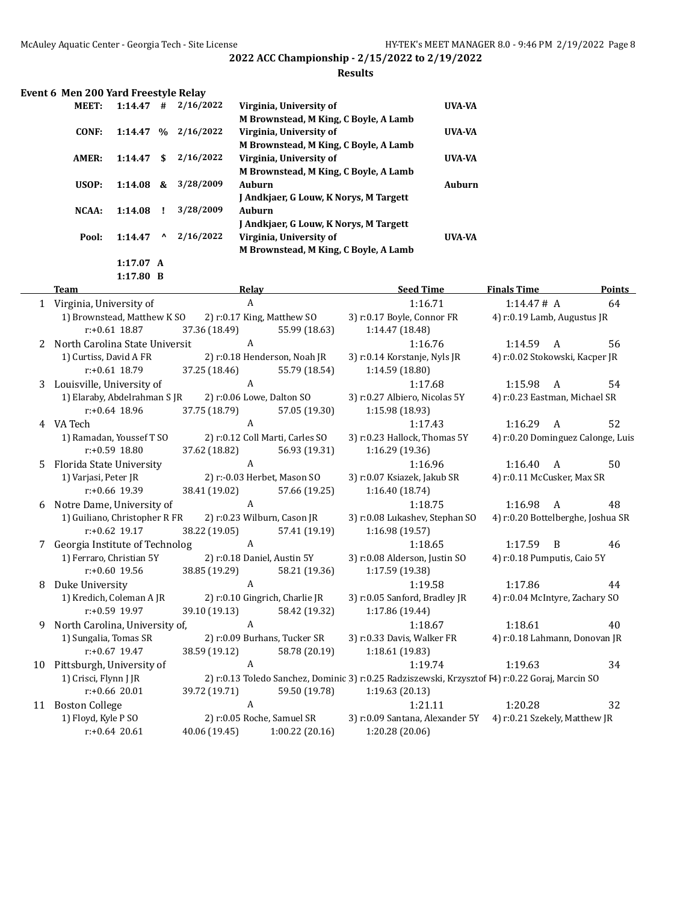## 2022 ACC Championship - 2/15/2022 to 2/19/2022

### Results

### Event 6 Men 200 Yard Freestyle Relay

| Record | Time | Symbol | Date | Team | Abbr |
|---|---|---|---|---|---|
| MEET: | 1:14.47 | # | 2/16/2022 | Virginia, University of<br>M Brownstead, M King, C Boyle, A Lamb | UVA-VA |
| CONF: | 1:14.47 | % | 2/16/2022 | Virginia, University of<br>M Brownstead, M King, C Boyle, A Lamb | UVA-VA |
| AMER: | 1:14.47 | $ | 2/16/2022 | Virginia, University of<br>M Brownstead, M King, C Boyle, A Lamb | UVA-VA |
| USOP: | 1:14.08 | & | 3/28/2009 | Auburn<br>J Andkjaer, G Louw, K Norys, M Targett | Auburn |
| NCAA: | 1:14.08 | ! | 3/28/2009 | Auburn<br>J Andkjaer, G Louw, K Norys, M Targett | |
| Pool: | 1:14.47 | ^ | 2/16/2022 | Virginia, University of<br>M Brownstead, M King, C Boyle, A Lamb | UVA-VA |
| | 1:17.07 | A | | | |
| | 1:17.80 | B | | | |

| Place | Team | Relay | Seed Time | Finals Time | Points |
|---|---|---|---|---|---|
| 1 | Virginia, University of | A | 1:16.71 | 1:14.47 # A | 64 |
| | 1) Brownstead, Matthew K SO | 2) r:0.17 King, Matthew SO | 3) r:0.17 Boyle, Connor FR | 4) r:0.19 Lamb, Augustus JR | |
| | r:+0.61 18.87 | 37.36 (18.49) | 55.99 (18.63) | 1:14.47 (18.48) | |
| 2 | North Carolina State Universit | A | 1:16.76 | 1:14.59 A | 56 |
| | 1) Curtiss, David A FR | 2) r:0.18 Henderson, Noah JR | 3) r:0.14 Korstanje, Nyls JR | 4) r:0.02 Stokowski, Kacper JR | |
| | r:+0.61 18.79 | 37.25 (18.46) | 55.79 (18.54) | 1:14.59 (18.80) | |
| 3 | Louisville, University of | A | 1:17.68 | 1:15.98 A | 54 |
| | 1) Elaraby, Abdelrahman S JR | 2) r:0.06 Lowe, Dalton SO | 3) r:0.27 Albiero, Nicolas 5Y | 4) r:0.23 Eastman, Michael SR | |
| | r:+0.64 18.96 | 37.75 (18.79) | 57.05 (19.30) | 1:15.98 (18.93) | |
| 4 | VA Tech | A | 1:17.43 | 1:16.29 A | 52 |
| | 1) Ramadan, Youssef T SO | 2) r:0.12 Coll Marti, Carles SO | 3) r:0.23 Hallock, Thomas 5Y | 4) r:0.20 Dominguez Calonge, Luis | |
| | r:+0.59 18.80 | 37.62 (18.82) | 56.93 (19.31) | 1:16.29 (19.36) | |
| 5 | Florida State University | A | 1:16.96 | 1:16.40 A | 50 |
| | 1) Varjasi, Peter JR | 2) r:-0.03 Herbet, Mason SO | 3) r:0.07 Ksiazek, Jakub SR | 4) r:0.11 McCusker, Max SR | |
| | r:+0.66 19.39 | 38.41 (19.02) | 57.66 (19.25) | 1:16.40 (18.74) | |
| 6 | Notre Dame, University of | A | 1:18.75 | 1:16.98 A | 48 |
| | 1) Guiliano, Christopher R FR | 2) r:0.23 Wilburn, Cason JR | 3) r:0.08 Lukashev, Stephan SO | 4) r:0.20 Bottelberghe, Joshua SR | |
| | r:+0.62 19.17 | 38.22 (19.05) | 57.41 (19.19) | 1:16.98 (19.57) | |
| 7 | Georgia Institute of Technolog | A | 1:18.65 | 1:17.59 B | 46 |
| | 1) Ferraro, Christian 5Y | 2) r:0.18 Daniel, Austin 5Y | 3) r:0.08 Alderson, Justin SO | 4) r:0.18 Pumputis, Caio 5Y | |
| | r:+0.60 19.56 | 38.85 (19.29) | 58.21 (19.36) | 1:17.59 (19.38) | |
| 8 | Duke University | A | 1:19.58 | 1:17.86 | 44 |
| | 1) Kredich, Coleman A JR | 2) r:0.10 Gingrich, Charlie JR | 3) r:0.05 Sanford, Bradley JR | 4) r:0.04 McIntyre, Zachary SO | |
| | r:+0.59 19.97 | 39.10 (19.13) | 58.42 (19.32) | 1:17.86 (19.44) | |
| 9 | North Carolina, University of, | A | 1:18.67 | 1:18.61 | 40 |
| | 1) Sungalia, Tomas SR | 2) r:0.09 Burhans, Tucker SR | 3) r:0.33 Davis, Walker FR | 4) r:0.18 Lahmann, Donovan JR | |
| | r:+0.67 19.47 | 38.59 (19.12) | 58.78 (20.19) | 1:18.61 (19.83) | |
| 10 | Pittsburgh, University of | A | 1:19.74 | 1:19.63 | 34 |
| | 1) Crisci, Flynn J JR | 2) r:0.13 Toledo Sanchez, Dominic | 3) r:0.25 Radziszewski, Krzysztof F | 4) r:0.22 Goraj, Marcin SO | |
| | r:+0.66 20.01 | 39.72 (19.71) | 59.50 (19.78) | 1:19.63 (20.13) | |
| 11 | Boston College | A | 1:21.11 | 1:20.28 | 32 |
| | 1) Floyd, Kyle P SO | 2) r:0.05 Roche, Samuel SR | 3) r:0.09 Santana, Alexander 5Y | 4) r:0.21 Szekely, Matthew JR | |
| | r:+0.64 20.61 | 40.06 (19.45) | 1:00.22 (20.16) | 1:20.28 (20.06) | |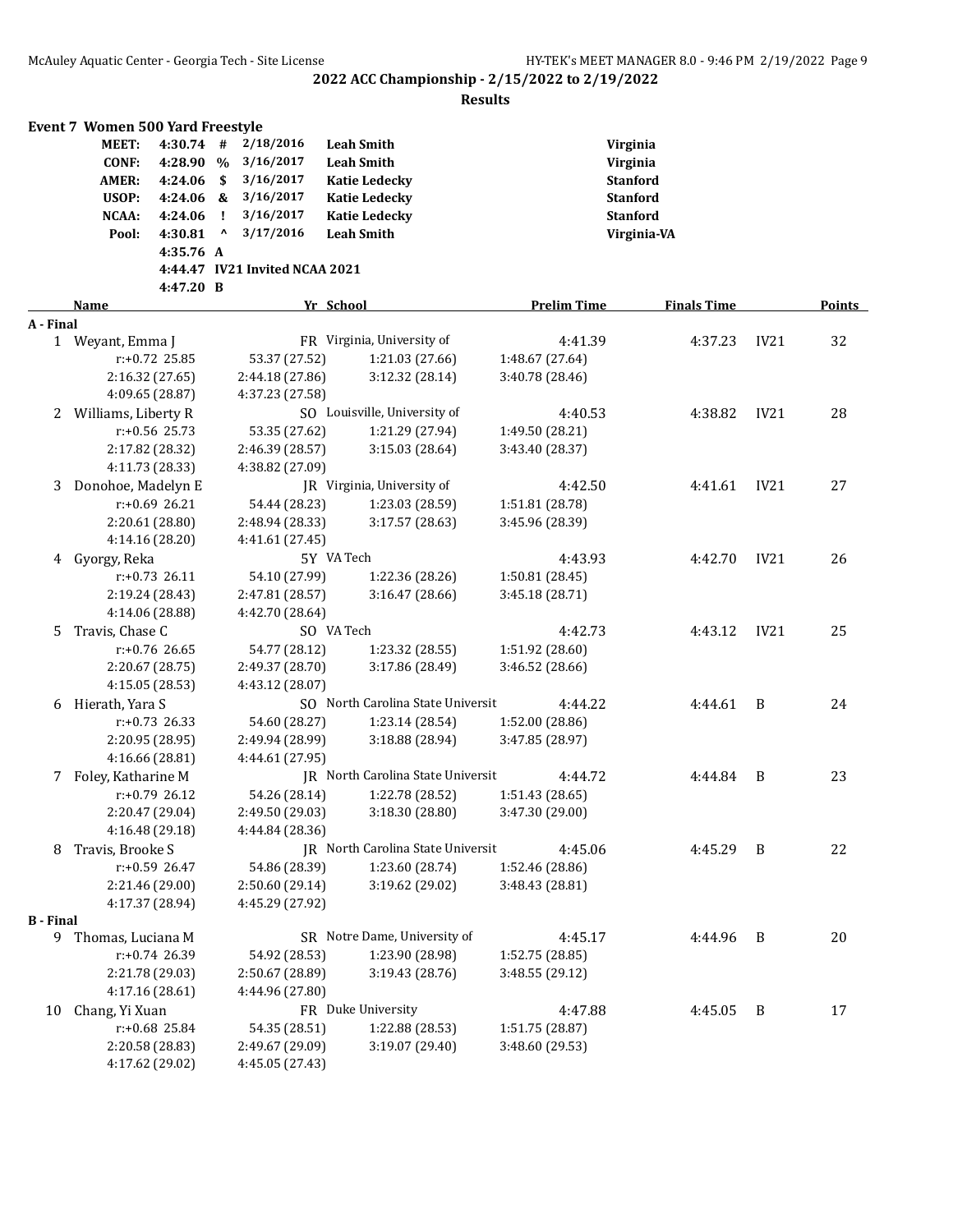## 2022 ACC Championship - 2/15/2022 to 2/19/2022

**Results**

### Event 7 Women 500 Yard Freestyle

| | | | | | |
|---|---|---|---|---|---|
| **MEET:** | **4:30.74** | **#** | 2/18/2016 | **Leah Smith** | **Virginia** |
| **CONF:** | **4:28.90** | **%** | 3/16/2017 | **Leah Smith** | **Virginia** |
| **AMER:** | **4:24.06** | **$** | 3/16/2017 | **Katie Ledecky** | **Stanford** |
| **USOP:** | **4:24.06** | **&** | 3/16/2017 | **Katie Ledecky** | **Stanford** |
| **NCAA:** | **4:24.06** | **!** | 3/16/2017 | **Katie Ledecky** | **Stanford** |
| **Pool:** | **4:30.81** | **^** | 3/17/2016 | **Leah Smith** | **Virginia-VA** |
| | **4:35.76** | **A** | | | |
| | **4:44.47** | **IV21 Invited NCAA 2021** | | | |
| | **4:47.20** | **B** | | | |

| | Name | Yr | School | Prelim Time | Finals Time | | Points |
|---|---|---|---|---|---|---|---|
| **A - Final** | | | | | | | |
| 1 | Weyant, Emma J | FR | Virginia, University of | 4:41.39 | 4:37.23 | IV21 | 32 |
| | r:+0.72 25.85 | 53.37 (27.52) | 1:21.03 (27.66) | 1:48.67 (27.64) | | | |
| | 2:16.32 (27.65) | 2:44.18 (27.86) | 3:12.32 (28.14) | 3:40.78 (28.46) | | | |
| | 4:09.65 (28.87) | 4:37.23 (27.58) | | | | | |
| 2 | Williams, Liberty R | SO | Louisville, University of | 4:40.53 | 4:38.82 | IV21 | 28 |
| | r:+0.56 25.73 | 53.35 (27.62) | 1:21.29 (27.94) | 1:49.50 (28.21) | | | |
| | 2:17.82 (28.32) | 2:46.39 (28.57) | 3:15.03 (28.64) | 3:43.40 (28.37) | | | |
| | 4:11.73 (28.33) | 4:38.82 (27.09) | | | | | |
| 3 | Donohoe, Madelyn E | JR | Virginia, University of | 4:42.50 | 4:41.61 | IV21 | 27 |
| | r:+0.69 26.21 | 54.44 (28.23) | 1:23.03 (28.59) | 1:51.81 (28.78) | | | |
| | 2:20.61 (28.80) | 2:48.94 (28.33) | 3:17.57 (28.63) | 3:45.96 (28.39) | | | |
| | 4:14.16 (28.20) | 4:41.61 (27.45) | | | | | |
| 4 | Gyorgy, Reka | 5Y | VA Tech | 4:43.93 | 4:42.70 | IV21 | 26 |
| | r:+0.73 26.11 | 54.10 (27.99) | 1:22.36 (28.26) | 1:50.81 (28.45) | | | |
| | 2:19.24 (28.43) | 2:47.81 (28.57) | 3:16.47 (28.66) | 3:45.18 (28.71) | | | |
| | 4:14.06 (28.88) | 4:42.70 (28.64) | | | | | |
| 5 | Travis, Chase C | SO | VA Tech | 4:42.73 | 4:43.12 | IV21 | 25 |
| | r:+0.76 26.65 | 54.77 (28.12) | 1:23.32 (28.55) | 1:51.92 (28.60) | | | |
| | 2:20.67 (28.75) | 2:49.37 (28.70) | 3:17.86 (28.49) | 3:46.52 (28.66) | | | |
| | 4:15.05 (28.53) | 4:43.12 (28.07) | | | | | |
| 6 | Hierath, Yara S | SO | North Carolina State Universit | 4:44.22 | 4:44.61 | B | 24 |
| | r:+0.73 26.33 | 54.60 (28.27) | 1:23.14 (28.54) | 1:52.00 (28.86) | | | |
| | 2:20.95 (28.95) | 2:49.94 (28.99) | 3:18.88 (28.94) | 3:47.85 (28.97) | | | |
| | 4:16.66 (28.81) | 4:44.61 (27.95) | | | | | |
| 7 | Foley, Katharine M | JR | North Carolina State Universit | 4:44.72 | 4:44.84 | B | 23 |
| | r:+0.79 26.12 | 54.26 (28.14) | 1:22.78 (28.52) | 1:51.43 (28.65) | | | |
| | 2:20.47 (29.04) | 2:49.50 (29.03) | 3:18.30 (28.80) | 3:47.30 (29.00) | | | |
| | 4:16.48 (29.18) | 4:44.84 (28.36) | | | | | |
| 8 | Travis, Brooke S | JR | North Carolina State Universit | 4:45.06 | 4:45.29 | B | 22 |
| | r:+0.59 26.47 | 54.86 (28.39) | 1:23.60 (28.74) | 1:52.46 (28.86) | | | |
| | 2:21.46 (29.00) | 2:50.60 (29.14) | 3:19.62 (29.02) | 3:48.43 (28.81) | | | |
| | 4:17.37 (28.94) | 4:45.29 (27.92) | | | | | |
| **B - Final** | | | | | | | |
| 9 | Thomas, Luciana M | SR | Notre Dame, University of | 4:45.17 | 4:44.96 | B | 20 |
| | r:+0.74 26.39 | 54.92 (28.53) | 1:23.90 (28.98) | 1:52.75 (28.85) | | | |
| | 2:21.78 (29.03) | 2:50.67 (28.89) | 3:19.43 (28.76) | 3:48.55 (29.12) | | | |
| | 4:17.16 (28.61) | 4:44.96 (27.80) | | | | | |
| 10 | Chang, Yi Xuan | FR | Duke University | 4:47.88 | 4:45.05 | B | 17 |
| | r:+0.68 25.84 | 54.35 (28.51) | 1:22.88 (28.53) | 1:51.75 (28.87) | | | |
| | 2:20.58 (28.83) | 2:49.67 (29.09) | 3:19.07 (29.40) | 3:48.60 (29.53) | | | |
| | 4:17.62 (29.02) | 4:45.05 (27.43) | | | | | |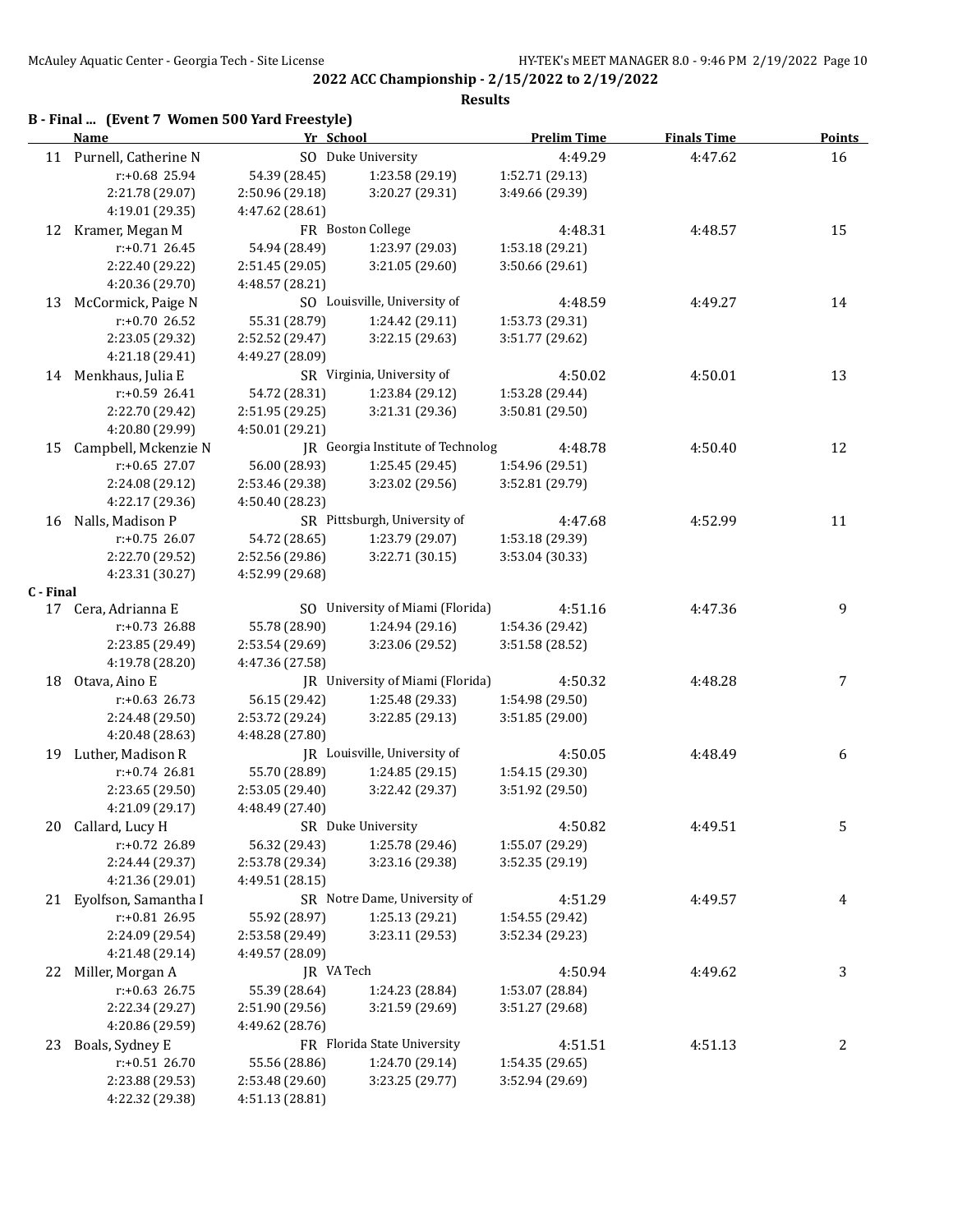## 2022 ACC Championship - 2/15/2022 to 2/19/2022

### Results

### B - Final ... (Event 7 Women 500 Yard Freestyle)

| | Name | Yr | School | Prelim Time | Finals Time | Points |
|---|---|---|---|---|---|---|
| 11 | Purnell, Catherine N | SO | Duke University | 4:49.29 | 4:47.62 | 16 |
| | r:+0.68 25.94 | 54.39 (28.45) | 1:23.58 (29.19) | 1:52.71 (29.13) | | |
| | 2:21.78 (29.07) | 2:50.96 (29.18) | 3:20.27 (29.31) | 3:49.66 (29.39) | | |
| | 4:19.01 (29.35) | 4:47.62 (28.61) | | | | |
| 12 | Kramer, Megan M | FR | Boston College | 4:48.31 | 4:48.57 | 15 |
| | r:+0.71 26.45 | 54.94 (28.49) | 1:23.97 (29.03) | 1:53.18 (29.21) | | |
| | 2:22.40 (29.22) | 2:51.45 (29.05) | 3:21.05 (29.60) | 3:50.66 (29.61) | | |
| | 4:20.36 (29.70) | 4:48.57 (28.21) | | | | |
| 13 | McCormick, Paige N | SO | Louisville, University of | 4:48.59 | 4:49.27 | 14 |
| | r:+0.70 26.52 | 55.31 (28.79) | 1:24.42 (29.11) | 1:53.73 (29.31) | | |
| | 2:23.05 (29.32) | 2:52.52 (29.47) | 3:22.15 (29.63) | 3:51.77 (29.62) | | |
| | 4:21.18 (29.41) | 4:49.27 (28.09) | | | | |
| 14 | Menkhaus, Julia E | SR | Virginia, University of | 4:50.02 | 4:50.01 | 13 |
| | r:+0.59 26.41 | 54.72 (28.31) | 1:23.84 (29.12) | 1:53.28 (29.44) | | |
| | 2:22.70 (29.42) | 2:51.95 (29.25) | 3:21.31 (29.36) | 3:50.81 (29.50) | | |
| | 4:20.80 (29.99) | 4:50.01 (29.21) | | | | |
| 15 | Campbell, Mckenzie N | JR | Georgia Institute of Technolog | 4:48.78 | 4:50.40 | 12 |
| | r:+0.65 27.07 | 56.00 (28.93) | 1:25.45 (29.45) | 1:54.96 (29.51) | | |
| | 2:24.08 (29.12) | 2:53.46 (29.38) | 3:23.02 (29.56) | 3:52.81 (29.79) | | |
| | 4:22.17 (29.36) | 4:50.40 (28.23) | | | | |
| 16 | Nalls, Madison P | SR | Pittsburgh, University of | 4:47.68 | 4:52.99 | 11 |
| | r:+0.75 26.07 | 54.72 (28.65) | 1:23.79 (29.07) | 1:53.18 (29.39) | | |
| | 2:22.70 (29.52) | 2:52.56 (29.86) | 3:22.71 (30.15) | 3:53.04 (30.33) | | |
| | 4:23.31 (30.27) | 4:52.99 (29.68) | | | | |

### C - Final

| | Name | Yr | School | Prelim Time | Finals Time | Points |
|---|---|---|---|---|---|---|
| 17 | Cera, Adrianna E | SO | University of Miami (Florida) | 4:51.16 | 4:47.36 | 9 |
| | r:+0.73 26.88 | 55.78 (28.90) | 1:24.94 (29.16) | 1:54.36 (29.42) | | |
| | 2:23.85 (29.49) | 2:53.54 (29.69) | 3:23.06 (29.52) | 3:51.58 (28.52) | | |
| | 4:19.78 (28.20) | 4:47.36 (27.58) | | | | |
| 18 | Otava, Aino E | JR | University of Miami (Florida) | 4:50.32 | 4:48.28 | 7 |
| | r:+0.63 26.73 | 56.15 (29.42) | 1:25.48 (29.33) | 1:54.98 (29.50) | | |
| | 2:24.48 (29.50) | 2:53.72 (29.24) | 3:22.85 (29.13) | 3:51.85 (29.00) | | |
| | 4:20.48 (28.63) | 4:48.28 (27.80) | | | | |
| 19 | Luther, Madison R | JR | Louisville, University of | 4:50.05 | 4:48.49 | 6 |
| | r:+0.74 26.81 | 55.70 (28.89) | 1:24.85 (29.15) | 1:54.15 (29.30) | | |
| | 2:23.65 (29.50) | 2:53.05 (29.40) | 3:22.42 (29.37) | 3:51.92 (29.50) | | |
| | 4:21.09 (29.17) | 4:48.49 (27.40) | | | | |
| 20 | Callard, Lucy H | SR | Duke University | 4:50.82 | 4:49.51 | 5 |
| | r:+0.72 26.89 | 56.32 (29.43) | 1:25.78 (29.46) | 1:55.07 (29.29) | | |
| | 2:24.44 (29.37) | 2:53.78 (29.34) | 3:23.16 (29.38) | 3:52.35 (29.19) | | |
| | 4:21.36 (29.01) | 4:49.51 (28.15) | | | | |
| 21 | Eyolfson, Samantha I | SR | Notre Dame, University of | 4:51.29 | 4:49.57 | 4 |
| | r:+0.81 26.95 | 55.92 (28.97) | 1:25.13 (29.21) | 1:54.55 (29.42) | | |
| | 2:24.09 (29.54) | 2:53.58 (29.49) | 3:23.11 (29.53) | 3:52.34 (29.23) | | |
| | 4:21.48 (29.14) | 4:49.57 (28.09) | | | | |
| 22 | Miller, Morgan A | JR | VA Tech | 4:50.94 | 4:49.62 | 3 |
| | r:+0.63 26.75 | 55.39 (28.64) | 1:24.23 (28.84) | 1:53.07 (28.84) | | |
| | 2:22.34 (29.27) | 2:51.90 (29.56) | 3:21.59 (29.69) | 3:51.27 (29.68) | | |
| | 4:20.86 (29.59) | 4:49.62 (28.76) | | | | |
| 23 | Boals, Sydney E | FR | Florida State University | 4:51.51 | 4:51.13 | 2 |
| | r:+0.51 26.70 | 55.56 (28.86) | 1:24.70 (29.14) | 1:54.35 (29.65) | | |
| | 2:23.88 (29.53) | 2:53.48 (29.60) | 3:23.25 (29.77) | 3:52.94 (29.69) | | |
| | 4:22.32 (29.38) | 4:51.13 (28.81) | | | | |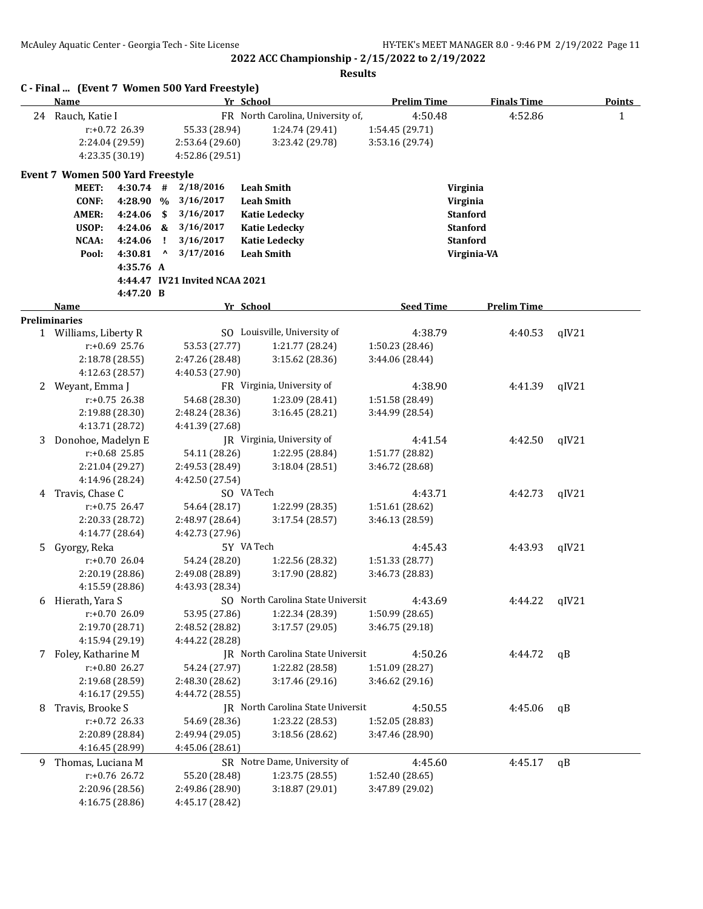**2022 ACC Championship - 2/15/2022 to 2/19/2022**

**Results**

### C - Final ... (Event 7 Women 500 Yard Freestyle)

| | Name | Yr | School | Prelim Time | Finals Time | Points |
|---|---|---|---|---|---|---|
| 24 | Rauch, Katie I | FR | North Carolina, University of, | 4:50.48 | 4:52.86 | 1 |

r:+0.72 26.39 | 55.33 (28.94) | 1:24.74 (29.41) | 1:54.45 (29.71) | 2:24.04 (29.59) | 2:53.64 (29.60) | 3:23.42 (29.78) | 3:53.16 (29.74) | 4:23.35 (30.19) | 4:52.86 (29.51)

### Event 7 Women 500 Yard Freestyle

| | | | | | |
|---|---|---|---|---|---|
| MEET: | 4:30.74 | # | 2/18/2016 | Leah Smith | Virginia |
| CONF: | 4:28.90 | % | 3/16/2017 | Leah Smith | Virginia |
| AMER: | 4:24.06 | $ | 3/16/2017 | Katie Ledecky | Stanford |
| USOP: | 4:24.06 | & | 3/16/2017 | Katie Ledecky | Stanford |
| NCAA: | 4:24.06 | ! | 3/16/2017 | Katie Ledecky | Stanford |
| Pool: | 4:30.81 | ^ | 3/17/2016 | Leah Smith | Virginia-VA |
| | 4:35.76 | A | | | |
| | 4:44.47 | IV21 Invited NCAA 2021 | | | |
| | 4:47.20 | B | | | |

**Preliminaries**

| | Name | Yr | School | Seed Time | Prelim Time | |
|---|---|---|---|---|---|---|
| 1 | Williams, Liberty R | SO | Louisville, University of | 4:38.79 | 4:40.53 | qIV21 |
| | r:+0.69 25.76 | 53.53 (27.77) | 1:21.77 (28.24) | 1:50.23 (28.46) | | |
| | 2:18.78 (28.55) | 2:47.26 (28.48) | 3:15.62 (28.36) | 3:44.06 (28.44) | | |
| | 4:12.63 (28.57) | 4:40.53 (27.90) | | | | |
| 2 | Weyant, Emma J | FR | Virginia, University of | 4:38.90 | 4:41.39 | qIV21 |
| | r:+0.75 26.38 | 54.68 (28.30) | 1:23.09 (28.41) | 1:51.58 (28.49) | | |
| | 2:19.88 (28.30) | 2:48.24 (28.36) | 3:16.45 (28.21) | 3:44.99 (28.54) | | |
| | 4:13.71 (28.72) | 4:41.39 (27.68) | | | | |
| 3 | Donohoe, Madelyn E | JR | Virginia, University of | 4:41.54 | 4:42.50 | qIV21 |
| | r:+0.68 25.85 | 54.11 (28.26) | 1:22.95 (28.84) | 1:51.77 (28.82) | | |
| | 2:21.04 (29.27) | 2:49.53 (28.49) | 3:18.04 (28.51) | 3:46.72 (28.68) | | |
| | 4:14.96 (28.24) | 4:42.50 (27.54) | | | | |
| 4 | Travis, Chase C | SO | VA Tech | 4:43.71 | 4:42.73 | qIV21 |
| | r:+0.75 26.47 | 54.64 (28.17) | 1:22.99 (28.35) | 1:51.61 (28.62) | | |
| | 2:20.33 (28.72) | 2:48.97 (28.64) | 3:17.54 (28.57) | 3:46.13 (28.59) | | |
| | 4:14.77 (28.64) | 4:42.73 (27.96) | | | | |
| 5 | Gyorgy, Reka | 5Y | VA Tech | 4:45.43 | 4:43.93 | qIV21 |
| | r:+0.70 26.04 | 54.24 (28.20) | 1:22.56 (28.32) | 1:51.33 (28.77) | | |
| | 2:20.19 (28.86) | 2:49.08 (28.89) | 3:17.90 (28.82) | 3:46.73 (28.83) | | |
| | 4:15.59 (28.86) | 4:43.93 (28.34) | | | | |
| 6 | Hierath, Yara S | SO | North Carolina State Universit | 4:43.69 | 4:44.22 | qIV21 |
| | r:+0.70 26.09 | 53.95 (27.86) | 1:22.34 (28.39) | 1:50.99 (28.65) | | |
| | 2:19.70 (28.71) | 2:48.52 (28.82) | 3:17.57 (29.05) | 3:46.75 (29.18) | | |
| | 4:15.94 (29.19) | 4:44.22 (28.28) | | | | |
| 7 | Foley, Katharine M | JR | North Carolina State Universit | 4:50.26 | 4:44.72 | qB |
| | r:+0.80 26.27 | 54.24 (27.97) | 1:22.82 (28.58) | 1:51.09 (28.27) | | |
| | 2:19.68 (28.59) | 2:48.30 (28.62) | 3:17.46 (29.16) | 3:46.62 (29.16) | | |
| | 4:16.17 (29.55) | 4:44.72 (28.55) | | | | |
| 8 | Travis, Brooke S | JR | North Carolina State Universit | 4:50.55 | 4:45.06 | qB |
| | r:+0.72 26.33 | 54.69 (28.36) | 1:23.22 (28.53) | 1:52.05 (28.83) | | |
| | 2:20.89 (28.84) | 2:49.94 (29.05) | 3:18.56 (28.62) | 3:47.46 (28.90) | | |
| | 4:16.45 (28.99) | 4:45.06 (28.61) | | | | |
| 9 | Thomas, Luciana M | SR | Notre Dame, University of | 4:45.60 | 4:45.17 | qB |
| | r:+0.76 26.72 | 55.20 (28.48) | 1:23.75 (28.55) | 1:52.40 (28.65) | | |
| | 2:20.96 (28.56) | 2:49.86 (28.90) | 3:18.87 (29.01) | 3:47.89 (29.02) | | |
| | 4:16.75 (28.86) | 4:45.17 (28.42) | | | | |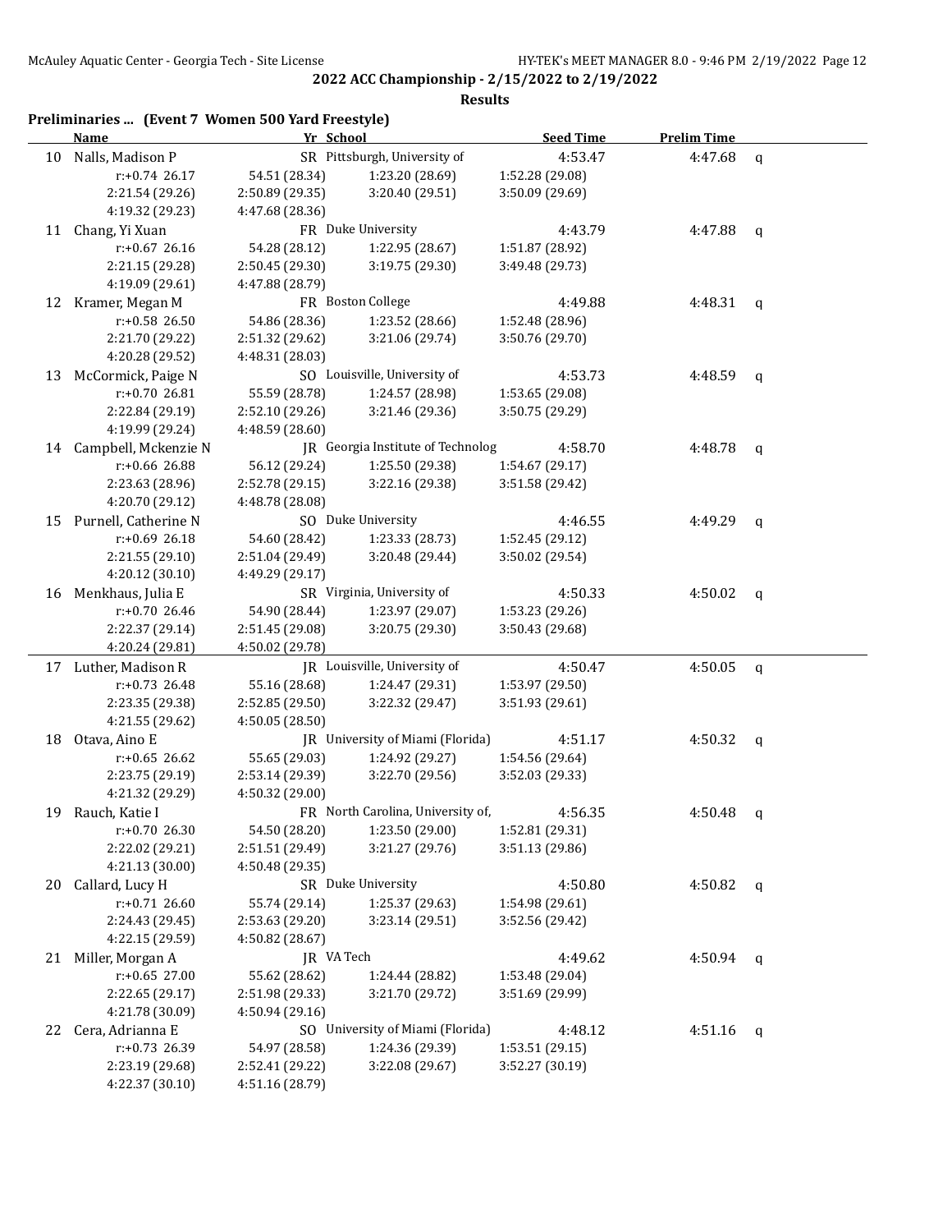## 2022 ACC Championship - 2/15/2022 to 2/19/2022

### Results

**Preliminaries ... (Event 7 Women 500 Yard Freestyle)**

| | Name | Yr | School | Seed Time | Prelim Time | |
|---|---|---|---|---|---|---|
| 10 | Nalls, Madison P | SR | Pittsburgh, University of | 4:53.47 | 4:47.68 | q |
| | r:+0.74 26.17 | 54.51 (28.34) | 1:23.20 (28.69) | 1:52.28 (29.08) | | |
| | 2:21.54 (29.26) | 2:50.89 (29.35) | 3:20.40 (29.51) | 3:50.09 (29.69) | | |
| | 4:19.32 (29.23) | 4:47.68 (28.36) | | | | |
| 11 | Chang, Yi Xuan | FR | Duke University | 4:43.79 | 4:47.88 | q |
| | r:+0.67 26.16 | 54.28 (28.12) | 1:22.95 (28.67) | 1:51.87 (28.92) | | |
| | 2:21.15 (29.28) | 2:50.45 (29.30) | 3:19.75 (29.30) | 3:49.48 (29.73) | | |
| | 4:19.09 (29.61) | 4:47.88 (28.79) | | | | |
| 12 | Kramer, Megan M | FR | Boston College | 4:49.88 | 4:48.31 | q |
| | r:+0.58 26.50 | 54.86 (28.36) | 1:23.52 (28.66) | 1:52.48 (28.96) | | |
| | 2:21.70 (29.22) | 2:51.32 (29.62) | 3:21.06 (29.74) | 3:50.76 (29.70) | | |
| | 4:20.28 (29.52) | 4:48.31 (28.03) | | | | |
| 13 | McCormick, Paige N | SO | Louisville, University of | 4:53.73 | 4:48.59 | q |
| | r:+0.70 26.81 | 55.59 (28.78) | 1:24.57 (28.98) | 1:53.65 (29.08) | | |
| | 2:22.84 (29.19) | 2:52.10 (29.26) | 3:21.46 (29.36) | 3:50.75 (29.29) | | |
| | 4:19.99 (29.24) | 4:48.59 (28.60) | | | | |
| 14 | Campbell, Mckenzie N | JR | Georgia Institute of Technolog | 4:58.70 | 4:48.78 | q |
| | r:+0.66 26.88 | 56.12 (29.24) | 1:25.50 (29.38) | 1:54.67 (29.17) | | |
| | 2:23.63 (28.96) | 2:52.78 (29.15) | 3:22.16 (29.38) | 3:51.58 (29.42) | | |
| | 4:20.70 (29.12) | 4:48.78 (28.08) | | | | |
| 15 | Purnell, Catherine N | SO | Duke University | 4:46.55 | 4:49.29 | q |
| | r:+0.69 26.18 | 54.60 (28.42) | 1:23.33 (28.73) | 1:52.45 (29.12) | | |
| | 2:21.55 (29.10) | 2:51.04 (29.49) | 3:20.48 (29.44) | 3:50.02 (29.54) | | |
| | 4:20.12 (30.10) | 4:49.29 (29.17) | | | | |
| 16 | Menkhaus, Julia E | SR | Virginia, University of | 4:50.33 | 4:50.02 | q |
| | r:+0.70 26.46 | 54.90 (28.44) | 1:23.97 (29.07) | 1:53.23 (29.26) | | |
| | 2:22.37 (29.14) | 2:51.45 (29.08) | 3:20.75 (29.30) | 3:50.43 (29.68) | | |
| | 4:20.24 (29.81) | 4:50.02 (29.78) | | | | |
| 17 | Luther, Madison R | JR | Louisville, University of | 4:50.47 | 4:50.05 | q |
| | r:+0.73 26.48 | 55.16 (28.68) | 1:24.47 (29.31) | 1:53.97 (29.50) | | |
| | 2:23.35 (29.38) | 2:52.85 (29.50) | 3:22.32 (29.47) | 3:51.93 (29.61) | | |
| | 4:21.55 (29.62) | 4:50.05 (28.50) | | | | |
| 18 | Otava, Aino E | JR | University of Miami (Florida) | 4:51.17 | 4:50.32 | q |
| | r:+0.65 26.62 | 55.65 (29.03) | 1:24.92 (29.27) | 1:54.56 (29.64) | | |
| | 2:23.75 (29.19) | 2:53.14 (29.39) | 3:22.70 (29.56) | 3:52.03 (29.33) | | |
| | 4:21.32 (29.29) | 4:50.32 (29.00) | | | | |
| 19 | Rauch, Katie I | FR | North Carolina, University of, | 4:56.35 | 4:50.48 | q |
| | r:+0.70 26.30 | 54.50 (28.20) | 1:23.50 (29.00) | 1:52.81 (29.31) | | |
| | 2:22.02 (29.21) | 2:51.51 (29.49) | 3:21.27 (29.76) | 3:51.13 (29.86) | | |
| | 4:21.13 (30.00) | 4:50.48 (29.35) | | | | |
| 20 | Callard, Lucy H | SR | Duke University | 4:50.80 | 4:50.82 | q |
| | r:+0.71 26.60 | 55.74 (29.14) | 1:25.37 (29.63) | 1:54.98 (29.61) | | |
| | 2:24.43 (29.45) | 2:53.63 (29.20) | 3:23.14 (29.51) | 3:52.56 (29.42) | | |
| | 4:22.15 (29.59) | 4:50.82 (28.67) | | | | |
| 21 | Miller, Morgan A | JR | VA Tech | 4:49.62 | 4:50.94 | q |
| | r:+0.65 27.00 | 55.62 (28.62) | 1:24.44 (28.82) | 1:53.48 (29.04) | | |
| | 2:22.65 (29.17) | 2:51.98 (29.33) | 3:21.70 (29.72) | 3:51.69 (29.99) | | |
| | 4:21.78 (30.09) | 4:50.94 (29.16) | | | | |
| 22 | Cera, Adrianna E | SO | University of Miami (Florida) | 4:48.12 | 4:51.16 | q |
| | r:+0.73 26.39 | 54.97 (28.58) | 1:24.36 (29.39) | 1:53.51 (29.15) | | |
| | 2:23.19 (29.68) | 2:52.41 (29.22) | 3:22.08 (29.67) | 3:52.27 (30.19) | | |
| | 4:22.37 (30.10) | 4:51.16 (28.79) | | | | |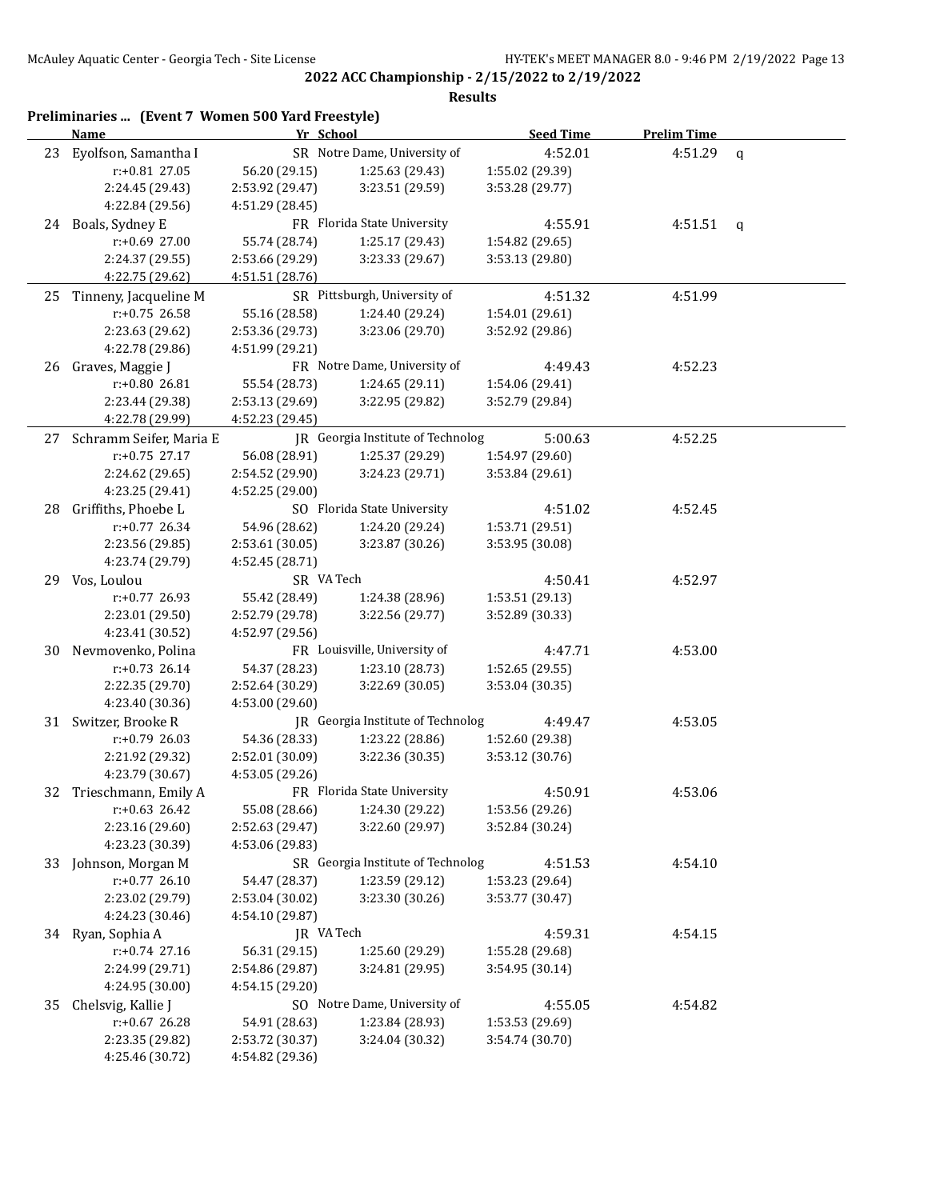## 2022 ACC Championship - 2/15/2022 to 2/19/2022

### Results

**Preliminaries ... (Event 7 Women 500 Yard Freestyle)**

| | Name | Yr | School | Seed Time | Prelim Time | |
|---|---|---|---|---|---|---|
| 23 | Eyolfson, Samantha I | SR | Notre Dame, University of | 4:52.01 | 4:51.29 | q |
| | r:+0.81 27.05 | 56.20 (29.15) | 1:25.63 (29.43) | 1:55.02 (29.39) | | |
| | 2:24.45 (29.43) | 2:53.92 (29.47) | 3:23.51 (29.59) | 3:53.28 (29.77) | | |
| | 4:22.84 (29.56) | 4:51.29 (28.45) | | | | |
| 24 | Boals, Sydney E | FR | Florida State University | 4:55.91 | 4:51.51 | q |
| | r:+0.69 27.00 | 55.74 (28.74) | 1:25.17 (29.43) | 1:54.82 (29.65) | | |
| | 2:24.37 (29.55) | 2:53.66 (29.29) | 3:23.33 (29.67) | 3:53.13 (29.80) | | |
| | 4:22.75 (29.62) | 4:51.51 (28.76) | | | | |
| 25 | Tinneny, Jacqueline M | SR | Pittsburgh, University of | 4:51.32 | 4:51.99 | |
| | r:+0.75 26.58 | 55.16 (28.58) | 1:24.40 (29.24) | 1:54.01 (29.61) | | |
| | 2:23.63 (29.62) | 2:53.36 (29.73) | 3:23.06 (29.70) | 3:52.92 (29.86) | | |
| | 4:22.78 (29.86) | 4:51.99 (29.21) | | | | |
| 26 | Graves, Maggie J | FR | Notre Dame, University of | 4:49.43 | 4:52.23 | |
| | r:+0.80 26.81 | 55.54 (28.73) | 1:24.65 (29.11) | 1:54.06 (29.41) | | |
| | 2:23.44 (29.38) | 2:53.13 (29.69) | 3:22.95 (29.82) | 3:52.79 (29.84) | | |
| | 4:22.78 (29.99) | 4:52.23 (29.45) | | | | |
| 27 | Schramm Seifer, Maria E | JR | Georgia Institute of Technolog | 5:00.63 | 4:52.25 | |
| | r:+0.75 27.17 | 56.08 (28.91) | 1:25.37 (29.29) | 1:54.97 (29.60) | | |
| | 2:24.62 (29.65) | 2:54.52 (29.90) | 3:24.23 (29.71) | 3:53.84 (29.61) | | |
| | 4:23.25 (29.41) | 4:52.25 (29.00) | | | | |
| 28 | Griffiths, Phoebe L | SO | Florida State University | 4:51.02 | 4:52.45 | |
| | r:+0.77 26.34 | 54.96 (28.62) | 1:24.20 (29.24) | 1:53.71 (29.51) | | |
| | 2:23.56 (29.85) | 2:53.61 (30.05) | 3:23.87 (30.26) | 3:53.95 (30.08) | | |
| | 4:23.74 (29.79) | 4:52.45 (28.71) | | | | |
| 29 | Vos, Loulou | SR | VA Tech | 4:50.41 | 4:52.97 | |
| | r:+0.77 26.93 | 55.42 (28.49) | 1:24.38 (28.96) | 1:53.51 (29.13) | | |
| | 2:23.01 (29.50) | 2:52.79 (29.78) | 3:22.56 (29.77) | 3:52.89 (30.33) | | |
| | 4:23.41 (30.52) | 4:52.97 (29.56) | | | | |
| 30 | Nevmovenko, Polina | FR | Louisville, University of | 4:47.71 | 4:53.00 | |
| | r:+0.73 26.14 | 54.37 (28.23) | 1:23.10 (28.73) | 1:52.65 (29.55) | | |
| | 2:22.35 (29.70) | 2:52.64 (30.29) | 3:22.69 (30.05) | 3:53.04 (30.35) | | |
| | 4:23.40 (30.36) | 4:53.00 (29.60) | | | | |
| 31 | Switzer, Brooke R | JR | Georgia Institute of Technolog | 4:49.47 | 4:53.05 | |
| | r:+0.79 26.03 | 54.36 (28.33) | 1:23.22 (28.86) | 1:52.60 (29.38) | | |
| | 2:21.92 (29.32) | 2:52.01 (30.09) | 3:22.36 (30.35) | 3:53.12 (30.76) | | |
| | 4:23.79 (30.67) | 4:53.05 (29.26) | | | | |
| 32 | Trieschmann, Emily A | FR | Florida State University | 4:50.91 | 4:53.06 | |
| | r:+0.63 26.42 | 55.08 (28.66) | 1:24.30 (29.22) | 1:53.56 (29.26) | | |
| | 2:23.16 (29.60) | 2:52.63 (29.47) | 3:22.60 (29.97) | 3:52.84 (30.24) | | |
| | 4:23.23 (30.39) | 4:53.06 (29.83) | | | | |
| 33 | Johnson, Morgan M | SR | Georgia Institute of Technolog | 4:51.53 | 4:54.10 | |
| | r:+0.77 26.10 | 54.47 (28.37) | 1:23.59 (29.12) | 1:53.23 (29.64) | | |
| | 2:23.02 (29.79) | 2:53.04 (30.02) | 3:23.30 (30.26) | 3:53.77 (30.47) | | |
| | 4:24.23 (30.46) | 4:54.10 (29.87) | | | | |
| 34 | Ryan, Sophia A | JR | VA Tech | 4:59.31 | 4:54.15 | |
| | r:+0.74 27.16 | 56.31 (29.15) | 1:25.60 (29.29) | 1:55.28 (29.68) | | |
| | 2:24.99 (29.71) | 2:54.86 (29.87) | 3:24.81 (29.95) | 3:54.95 (30.14) | | |
| | 4:24.95 (30.00) | 4:54.15 (29.20) | | | | |
| 35 | Chelsvig, Kallie J | SO | Notre Dame, University of | 4:55.05 | 4:54.82 | |
| | r:+0.67 26.28 | 54.91 (28.63) | 1:23.84 (28.93) | 1:53.53 (29.69) | | |
| | 2:23.35 (29.82) | 2:53.72 (30.37) | 3:24.04 (30.32) | 3:54.74 (30.70) | | |
| | 4:25.46 (30.72) | 4:54.82 (29.36) | | | | |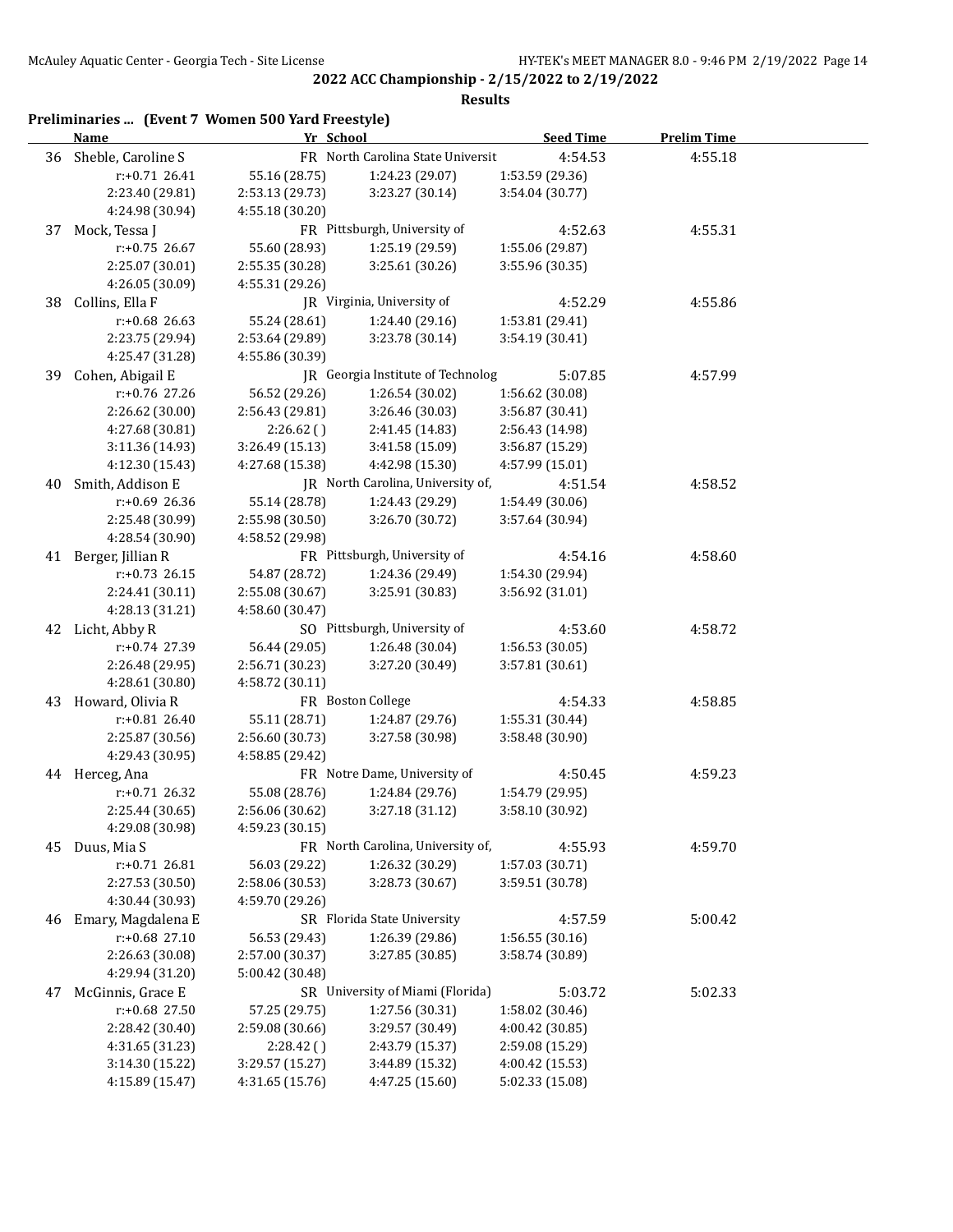## 2022 ACC Championship - 2/15/2022 to 2/19/2022

### Results

**Preliminaries ... (Event 7 Women 500 Yard Freestyle)**

| | Name | Yr | School | Seed Time | Prelim Time |
|---|---|---|---|---|---|
| 36 | Sheble, Caroline S | FR | North Carolina State Universit | 4:54.53 | 4:55.18 |
| | r:+0.71 26.41 | 55.16 (28.75) | 1:24.23 (29.07) | 1:53.59 (29.36) | |
| | 2:23.40 (29.81) | 2:53.13 (29.73) | 3:23.27 (30.14) | 3:54.04 (30.77) | |
| | 4:24.98 (30.94) | 4:55.18 (30.20) | | | |
| 37 | Mock, Tessa J | FR | Pittsburgh, University of | 4:52.63 | 4:55.31 |
| | r:+0.75 26.67 | 55.60 (28.93) | 1:25.19 (29.59) | 1:55.06 (29.87) | |
| | 2:25.07 (30.01) | 2:55.35 (30.28) | 3:25.61 (30.26) | 3:55.96 (30.35) | |
| | 4:26.05 (30.09) | 4:55.31 (29.26) | | | |
| 38 | Collins, Ella F | JR | Virginia, University of | 4:52.29 | 4:55.86 |
| | r:+0.68 26.63 | 55.24 (28.61) | 1:24.40 (29.16) | 1:53.81 (29.41) | |
| | 2:23.75 (29.94) | 2:53.64 (29.89) | 3:23.78 (30.14) | 3:54.19 (30.41) | |
| | 4:25.47 (31.28) | 4:55.86 (30.39) | | | |
| 39 | Cohen, Abigail E | JR | Georgia Institute of Technolog | 5:07.85 | 4:57.99 |
| | r:+0.76 27.26 | 56.52 (29.26) | 1:26.54 (30.02) | 1:56.62 (30.08) | |
| | 2:26.62 (30.00) | 2:56.43 (29.81) | 3:26.46 (30.03) | 3:56.87 (30.41) | |
| | 4:27.68 (30.81) | 2:26.62 ( ) | 2:41.45 (14.83) | 2:56.43 (14.98) | |
| | 3:11.36 (14.93) | 3:26.49 (15.13) | 3:41.58 (15.09) | 3:56.87 (15.29) | |
| | 4:12.30 (15.43) | 4:27.68 (15.38) | 4:42.98 (15.30) | 4:57.99 (15.01) | |
| 40 | Smith, Addison E | JR | North Carolina, University of, | 4:51.54 | 4:58.52 |
| | r:+0.69 26.36 | 55.14 (28.78) | 1:24.43 (29.29) | 1:54.49 (30.06) | |
| | 2:25.48 (30.99) | 2:55.98 (30.50) | 3:26.70 (30.72) | 3:57.64 (30.94) | |
| | 4:28.54 (30.90) | 4:58.52 (29.98) | | | |
| 41 | Berger, Jillian R | FR | Pittsburgh, University of | 4:54.16 | 4:58.60 |
| | r:+0.73 26.15 | 54.87 (28.72) | 1:24.36 (29.49) | 1:54.30 (29.94) | |
| | 2:24.41 (30.11) | 2:55.08 (30.67) | 3:25.91 (30.83) | 3:56.92 (31.01) | |
| | 4:28.13 (31.21) | 4:58.60 (30.47) | | | |
| 42 | Licht, Abby R | SO | Pittsburgh, University of | 4:53.60 | 4:58.72 |
| | r:+0.74 27.39 | 56.44 (29.05) | 1:26.48 (30.04) | 1:56.53 (30.05) | |
| | 2:26.48 (29.95) | 2:56.71 (30.23) | 3:27.20 (30.49) | 3:57.81 (30.61) | |
| | 4:28.61 (30.80) | 4:58.72 (30.11) | | | |
| 43 | Howard, Olivia R | FR | Boston College | 4:54.33 | 4:58.85 |
| | r:+0.81 26.40 | 55.11 (28.71) | 1:24.87 (29.76) | 1:55.31 (30.44) | |
| | 2:25.87 (30.56) | 2:56.60 (30.73) | 3:27.58 (30.98) | 3:58.48 (30.90) | |
| | 4:29.43 (30.95) | 4:58.85 (29.42) | | | |
| 44 | Herceg, Ana | FR | Notre Dame, University of | 4:50.45 | 4:59.23 |
| | r:+0.71 26.32 | 55.08 (28.76) | 1:24.84 (29.76) | 1:54.79 (29.95) | |
| | 2:25.44 (30.65) | 2:56.06 (30.62) | 3:27.18 (31.12) | 3:58.10 (30.92) | |
| | 4:29.08 (30.98) | 4:59.23 (30.15) | | | |
| 45 | Duus, Mia S | FR | North Carolina, University of, | 4:55.93 | 4:59.70 |
| | r:+0.71 26.81 | 56.03 (29.22) | 1:26.32 (30.29) | 1:57.03 (30.71) | |
| | 2:27.53 (30.50) | 2:58.06 (30.53) | 3:28.73 (30.67) | 3:59.51 (30.78) | |
| | 4:30.44 (30.93) | 4:59.70 (29.26) | | | |
| 46 | Emary, Magdalena E | SR | Florida State University | 4:57.59 | 5:00.42 |
| | r:+0.68 27.10 | 56.53 (29.43) | 1:26.39 (29.86) | 1:56.55 (30.16) | |
| | 2:26.63 (30.08) | 2:57.00 (30.37) | 3:27.85 (30.85) | 3:58.74 (30.89) | |
| | 4:29.94 (31.20) | 5:00.42 (30.48) | | | |
| 47 | McGinnis, Grace E | SR | University of Miami (Florida) | 5:03.72 | 5:02.33 |
| | r:+0.68 27.50 | 57.25 (29.75) | 1:27.56 (30.31) | 1:58.02 (30.46) | |
| | 2:28.42 (30.40) | 2:59.08 (30.66) | 3:29.57 (30.49) | 4:00.42 (30.85) | |
| | 4:31.65 (31.23) | 2:28.42 ( ) | 2:43.79 (15.37) | 2:59.08 (15.29) | |
| | 3:14.30 (15.22) | 3:29.57 (15.27) | 3:44.89 (15.32) | 4:00.42 (15.53) | |
| | 4:15.89 (15.47) | 4:31.65 (15.76) | 4:47.25 (15.60) | 5:02.33 (15.08) | |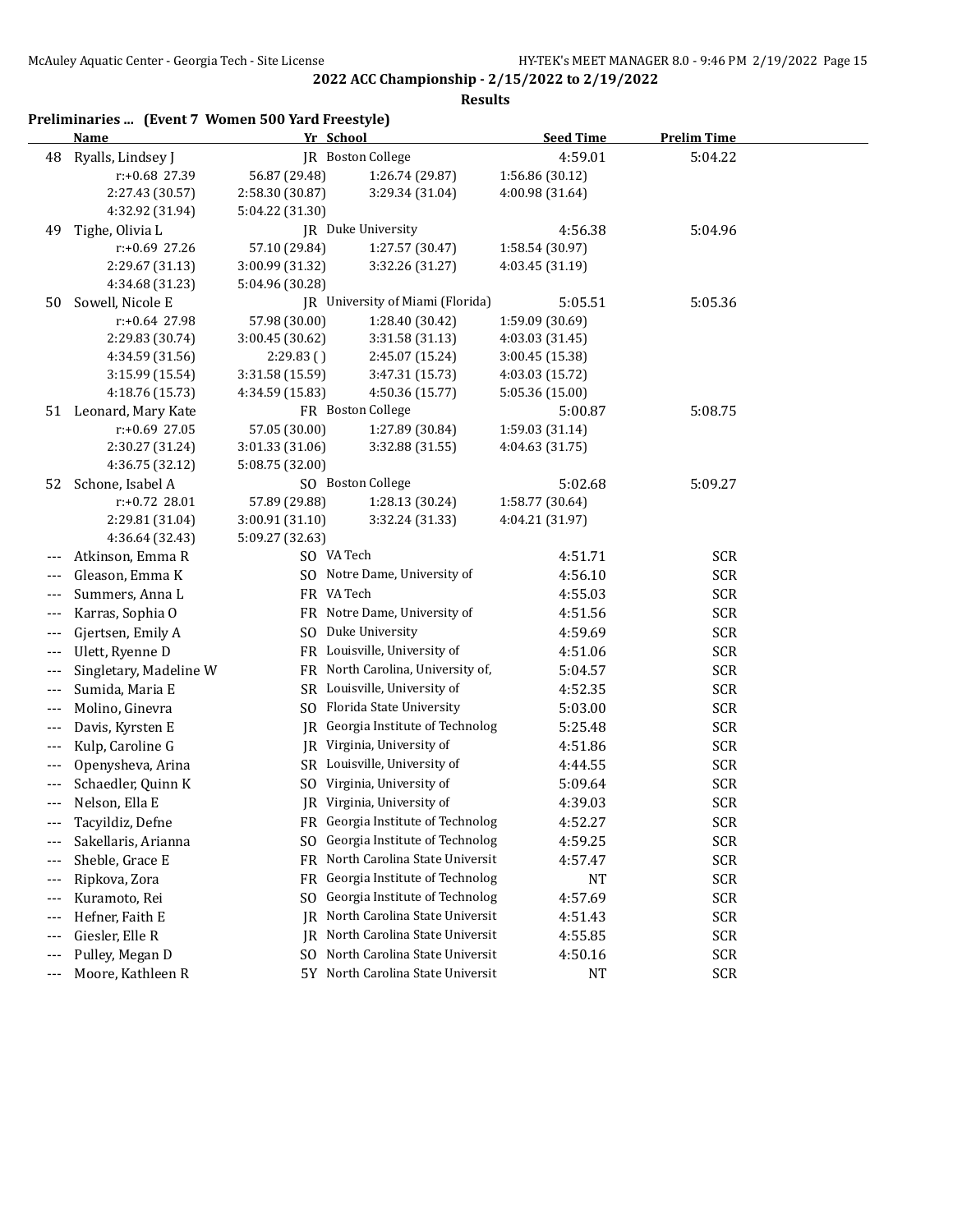## 2022 ACC Championship - 2/15/2022 to 2/19/2022

### Results

**Preliminaries ... (Event 7 Women 500 Yard Freestyle)**

| | Name | Yr | School | Seed Time | Prelim Time |
|---|---|---|---|---|---|
| 48 | Ryalls, Lindsey J | JR | Boston College | 4:59.01 | 5:04.22 |
| | r:+0.68 27.39 | 56.87 (29.48) | 1:26.74 (29.87) | 1:56.86 (30.12) | |
| | 2:27.43 (30.57) | 2:58.30 (30.87) | 3:29.34 (31.04) | 4:00.98 (31.64) | |
| | 4:32.92 (31.94) | 5:04.22 (31.30) | | | |
| 49 | Tighe, Olivia L | JR | Duke University | 4:56.38 | 5:04.96 |
| | r:+0.69 27.26 | 57.10 (29.84) | 1:27.57 (30.47) | 1:58.54 (30.97) | |
| | 2:29.67 (31.13) | 3:00.99 (31.32) | 3:32.26 (31.27) | 4:03.45 (31.19) | |
| | 4:34.68 (31.23) | 5:04.96 (30.28) | | | |
| 50 | Sowell, Nicole E | JR | University of Miami (Florida) | 5:05.51 | 5:05.36 |
| | r:+0.64 27.98 | 57.98 (30.00) | 1:28.40 (30.42) | 1:59.09 (30.69) | |
| | 2:29.83 (30.74) | 3:00.45 (30.62) | 3:31.58 (31.13) | 4:03.03 (31.45) | |
| | 4:34.59 (31.56) | 2:29.83 ( ) | 2:45.07 (15.24) | 3:00.45 (15.38) | |
| | 3:15.99 (15.54) | 3:31.58 (15.59) | 3:47.31 (15.73) | 4:03.03 (15.72) | |
| | 4:18.76 (15.73) | 4:34.59 (15.83) | 4:50.36 (15.77) | 5:05.36 (15.00) | |
| 51 | Leonard, Mary Kate | FR | Boston College | 5:00.87 | 5:08.75 |
| | r:+0.69 27.05 | 57.05 (30.00) | 1:27.89 (30.84) | 1:59.03 (31.14) | |
| | 2:30.27 (31.24) | 3:01.33 (31.06) | 3:32.88 (31.55) | 4:04.63 (31.75) | |
| | 4:36.75 (32.12) | 5:08.75 (32.00) | | | |
| 52 | Schone, Isabel A | SO | Boston College | 5:02.68 | 5:09.27 |
| | r:+0.72 28.01 | 57.89 (29.88) | 1:28.13 (30.24) | 1:58.77 (30.64) | |
| | 2:29.81 (31.04) | 3:00.91 (31.10) | 3:32.24 (31.33) | 4:04.21 (31.97) | |
| | 4:36.64 (32.43) | 5:09.27 (32.63) | | | |
| --- | Atkinson, Emma R | SO | VA Tech | 4:51.71 | SCR |
| --- | Gleason, Emma K | SO | Notre Dame, University of | 4:56.10 | SCR |
| --- | Summers, Anna L | FR | VA Tech | 4:55.03 | SCR |
| --- | Karras, Sophia O | FR | Notre Dame, University of | 4:51.56 | SCR |
| --- | Gjertsen, Emily A | SO | Duke University | 4:59.69 | SCR |
| --- | Ulett, Ryenne D | FR | Louisville, University of | 4:51.06 | SCR |
| --- | Singletary, Madeline W | FR | North Carolina, University of, | 5:04.57 | SCR |
| --- | Sumida, Maria E | SR | Louisville, University of | 4:52.35 | SCR |
| --- | Molino, Ginevra | SO | Florida State University | 5:03.00 | SCR |
| --- | Davis, Kyrsten E | JR | Georgia Institute of Technolog | 5:25.48 | SCR |
| --- | Kulp, Caroline G | JR | Virginia, University of | 4:51.86 | SCR |
| --- | Openysheva, Arina | SR | Louisville, University of | 4:44.55 | SCR |
| --- | Schaedler, Quinn K | SO | Virginia, University of | 5:09.64 | SCR |
| --- | Nelson, Ella E | JR | Virginia, University of | 4:39.03 | SCR |
| --- | Tacyildiz, Defne | FR | Georgia Institute of Technolog | 4:52.27 | SCR |
| --- | Sakellaris, Arianna | SO | Georgia Institute of Technolog | 4:59.25 | SCR |
| --- | Sheble, Grace E | FR | North Carolina State Universit | 4:57.47 | SCR |
| --- | Ripkova, Zora | FR | Georgia Institute of Technolog | NT | SCR |
| --- | Kuramoto, Rei | SO | Georgia Institute of Technolog | 4:57.69 | SCR |
| --- | Hefner, Faith E | JR | North Carolina State Universit | 4:51.43 | SCR |
| --- | Giesler, Elle R | JR | North Carolina State Universit | 4:55.85 | SCR |
| --- | Pulley, Megan D | SO | North Carolina State Universit | 4:50.16 | SCR |
| --- | Moore, Kathleen R | 5Y | North Carolina State Universit | NT | SCR |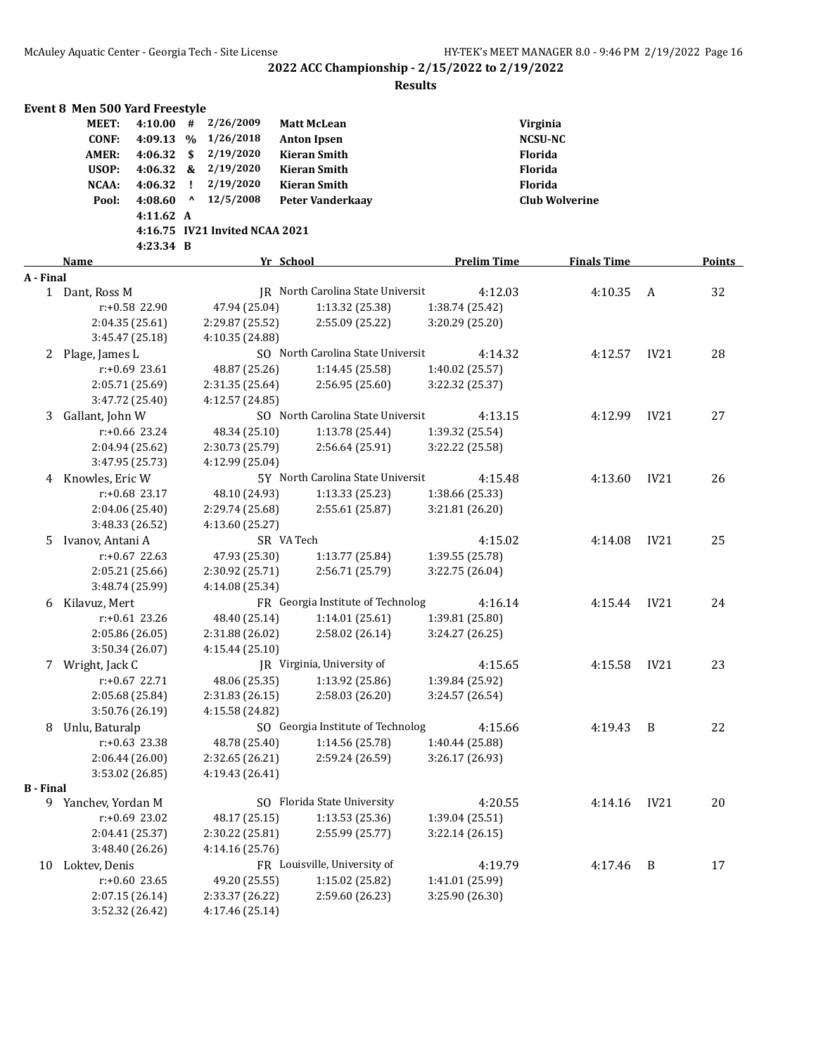## 2022 ACC Championship - 2/15/2022 to 2/19/2022

**Results**

### Event 8 Men 500 Yard Freestyle

| | | | | | |
|---|---|---|---|---|---|
| **MEET:** | **4:10.00** | **#** | 2/26/2009 | **Matt McLean** | **Virginia** |
| **CONF:** | **4:09.13** | **%** | 1/26/2018 | **Anton Ipsen** | **NCSU-NC** |
| **AMER:** | **4:06.32** | **$** | 2/19/2020 | **Kieran Smith** | **Florida** |
| **USOP:** | **4:06.32** | **&** | 2/19/2020 | **Kieran Smith** | **Florida** |
| **NCAA:** | **4:06.32** | **!** | 2/19/2020 | **Kieran Smith** | **Florida** |
| **Pool:** | **4:08.60** | **^** | 12/5/2008 | **Peter Vanderkaay** | **Club Wolverine** |
| | **4:11.62** | **A** | | | |
| | **4:16.75** | **IV21 Invited NCAA 2021** | | | |
| | **4:23.34** | **B** | | | |

| | Name | Yr | School | Prelim Time | Finals Time | | Points |
|---|---|---|---|---|---|---|---|
| **A - Final** | | | | | | | |
| 1 | Dant, Ross M | JR | North Carolina State Universit | 4:12.03 | 4:10.35 | A | 32 |
| | r:+0.58 22.90 | 47.94 (25.04) | 1:13.32 (25.38) | 1:38.74 (25.42) | | | |
| | 2:04.35 (25.61) | 2:29.87 (25.52) | 2:55.09 (25.22) | 3:20.29 (25.20) | | | |
| | 3:45.47 (25.18) | 4:10.35 (24.88) | | | | | |
| 2 | Plage, James L | SO | North Carolina State Universit | 4:14.32 | 4:12.57 | IV21 | 28 |
| | r:+0.69 23.61 | 48.87 (25.26) | 1:14.45 (25.58) | 1:40.02 (25.57) | | | |
| | 2:05.71 (25.69) | 2:31.35 (25.64) | 2:56.95 (25.60) | 3:22.32 (25.37) | | | |
| | 3:47.72 (25.40) | 4:12.57 (24.85) | | | | | |
| 3 | Gallant, John W | SO | North Carolina State Universit | 4:13.15 | 4:12.99 | IV21 | 27 |
| | r:+0.66 23.24 | 48.34 (25.10) | 1:13.78 (25.44) | 1:39.32 (25.54) | | | |
| | 2:04.94 (25.62) | 2:30.73 (25.79) | 2:56.64 (25.91) | 3:22.22 (25.58) | | | |
| | 3:47.95 (25.73) | 4:12.99 (25.04) | | | | | |
| 4 | Knowles, Eric W | 5Y | North Carolina State Universit | 4:15.48 | 4:13.60 | IV21 | 26 |
| | r:+0.68 23.17 | 48.10 (24.93) | 1:13.33 (25.23) | 1:38.66 (25.33) | | | |
| | 2:04.06 (25.40) | 2:29.74 (25.68) | 2:55.61 (25.87) | 3:21.81 (26.20) | | | |
| | 3:48.33 (26.52) | 4:13.60 (25.27) | | | | | |
| 5 | Ivanov, Antani A | SR | VA Tech | 4:15.02 | 4:14.08 | IV21 | 25 |
| | r:+0.67 22.63 | 47.93 (25.30) | 1:13.77 (25.84) | 1:39.55 (25.78) | | | |
| | 2:05.21 (25.66) | 2:30.92 (25.71) | 2:56.71 (25.79) | 3:22.75 (26.04) | | | |
| | 3:48.74 (25.99) | 4:14.08 (25.34) | | | | | |
| 6 | Kilavuz, Mert | FR | Georgia Institute of Technolog | 4:16.14 | 4:15.44 | IV21 | 24 |
| | r:+0.61 23.26 | 48.40 (25.14) | 1:14.01 (25.61) | 1:39.81 (25.80) | | | |
| | 2:05.86 (26.05) | 2:31.88 (26.02) | 2:58.02 (26.14) | 3:24.27 (26.25) | | | |
| | 3:50.34 (26.07) | 4:15.44 (25.10) | | | | | |
| 7 | Wright, Jack C | JR | Virginia, University of | 4:15.65 | 4:15.58 | IV21 | 23 |
| | r:+0.67 22.71 | 48.06 (25.35) | 1:13.92 (25.86) | 1:39.84 (25.92) | | | |
| | 2:05.68 (25.84) | 2:31.83 (26.15) | 2:58.03 (26.20) | 3:24.57 (26.54) | | | |
| | 3:50.76 (26.19) | 4:15.58 (24.82) | | | | | |
| 8 | Unlu, Baturalp | SO | Georgia Institute of Technolog | 4:15.66 | 4:19.43 | B | 22 |
| | r:+0.63 23.38 | 48.78 (25.40) | 1:14.56 (25.78) | 1:40.44 (25.88) | | | |
| | 2:06.44 (26.00) | 2:32.65 (26.21) | 2:59.24 (26.59) | 3:26.17 (26.93) | | | |
| | 3:53.02 (26.85) | 4:19.43 (26.41) | | | | | |
| **B - Final** | | | | | | | |
| 9 | Yanchev, Yordan M | SO | Florida State University | 4:20.55 | 4:14.16 | IV21 | 20 |
| | r:+0.69 23.02 | 48.17 (25.15) | 1:13.53 (25.36) | 1:39.04 (25.51) | | | |
| | 2:04.41 (25.37) | 2:30.22 (25.81) | 2:55.99 (25.77) | 3:22.14 (26.15) | | | |
| | 3:48.40 (26.26) | 4:14.16 (25.76) | | | | | |
| 10 | Loktev, Denis | FR | Louisville, University of | 4:19.79 | 4:17.46 | B | 17 |
| | r:+0.60 23.65 | 49.20 (25.55) | 1:15.02 (25.82) | 1:41.01 (25.99) | | | |
| | 2:07.15 (26.14) | 2:33.37 (26.22) | 2:59.60 (26.23) | 3:25.90 (26.30) | | | |
| | 3:52.32 (26.42) | 4:17.46 (25.14) | | | | | |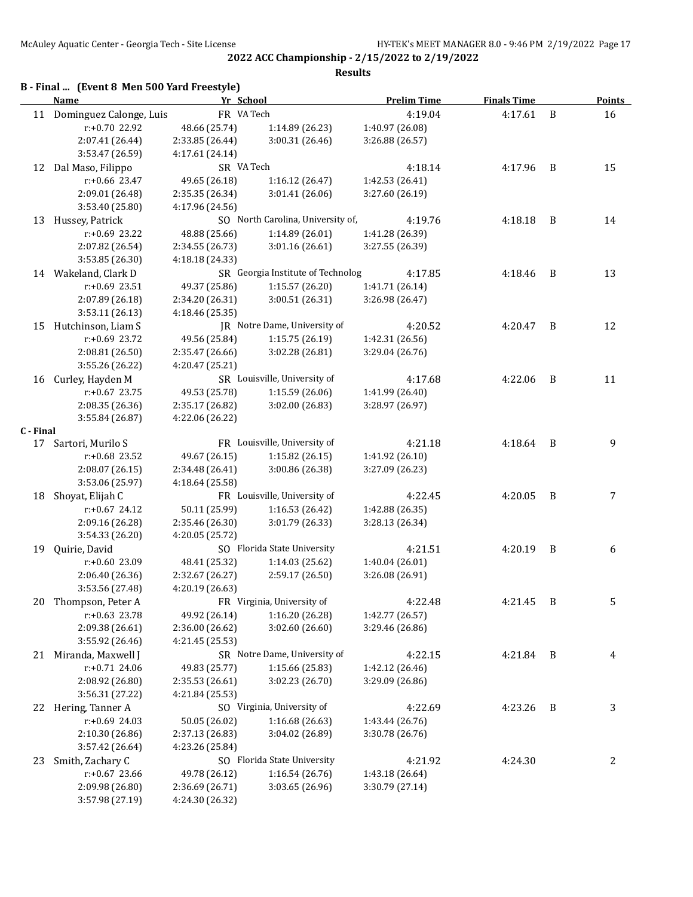## 2022 ACC Championship - 2/15/2022 to 2/19/2022

### Results

### B - Final ... (Event 8 Men 500 Yard Freestyle)

| | Name | Yr | School | Prelim Time | Finals Time | | Points |
|---|---|---|---|---|---|---|---|
| 11 | Dominguez Calonge, Luis | FR | VA Tech | 4:19.04 | 4:17.61 | B | 16 |
| | r:+0.70 22.92 | 48.66 (25.74) | 1:14.89 (26.23) | 1:40.97 (26.08) | | | |
| | 2:07.41 (26.44) | 2:33.85 (26.44) | 3:00.31 (26.46) | 3:26.88 (26.57) | | | |
| | 3:53.47 (26.59) | 4:17.61 (24.14) | | | | | |
| 12 | Dal Maso, Filippo | SR | VA Tech | 4:18.14 | 4:17.96 | B | 15 |
| | r:+0.66 23.47 | 49.65 (26.18) | 1:16.12 (26.47) | 1:42.53 (26.41) | | | |
| | 2:09.01 (26.48) | 2:35.35 (26.34) | 3:01.41 (26.06) | 3:27.60 (26.19) | | | |
| | 3:53.40 (25.80) | 4:17.96 (24.56) | | | | | |
| 13 | Hussey, Patrick | SO | North Carolina, University of, | 4:19.76 | 4:18.18 | B | 14 |
| | r:+0.69 23.22 | 48.88 (25.66) | 1:14.89 (26.01) | 1:41.28 (26.39) | | | |
| | 2:07.82 (26.54) | 2:34.55 (26.73) | 3:01.16 (26.61) | 3:27.55 (26.39) | | | |
| | 3:53.85 (26.30) | 4:18.18 (24.33) | | | | | |
| 14 | Wakeland, Clark D | SR | Georgia Institute of Technolog | 4:17.85 | 4:18.46 | B | 13 |
| | r:+0.69 23.51 | 49.37 (25.86) | 1:15.57 (26.20) | 1:41.71 (26.14) | | | |
| | 2:07.89 (26.18) | 2:34.20 (26.31) | 3:00.51 (26.31) | 3:26.98 (26.47) | | | |
| | 3:53.11 (26.13) | 4:18.46 (25.35) | | | | | |
| 15 | Hutchinson, Liam S | JR | Notre Dame, University of | 4:20.52 | 4:20.47 | B | 12 |
| | r:+0.69 23.72 | 49.56 (25.84) | 1:15.75 (26.19) | 1:42.31 (26.56) | | | |
| | 2:08.81 (26.50) | 2:35.47 (26.66) | 3:02.28 (26.81) | 3:29.04 (26.76) | | | |
| | 3:55.26 (26.22) | 4:20.47 (25.21) | | | | | |
| 16 | Curley, Hayden M | SR | Louisville, University of | 4:17.68 | 4:22.06 | B | 11 |
| | r:+0.67 23.75 | 49.53 (25.78) | 1:15.59 (26.06) | 1:41.99 (26.40) | | | |
| | 2:08.35 (26.36) | 2:35.17 (26.82) | 3:02.00 (26.83) | 3:28.97 (26.97) | | | |
| | 3:55.84 (26.87) | 4:22.06 (26.22) | | | | | |

### C - Final

| | Name | Yr | School | Prelim Time | Finals Time | | Points |
|---|---|---|---|---|---|---|---|
| 17 | Sartori, Murilo S | FR | Louisville, University of | 4:21.18 | 4:18.64 | B | 9 |
| | r:+0.68 23.52 | 49.67 (26.15) | 1:15.82 (26.15) | 1:41.92 (26.10) | | | |
| | 2:08.07 (26.15) | 2:34.48 (26.41) | 3:00.86 (26.38) | 3:27.09 (26.23) | | | |
| | 3:53.06 (25.97) | 4:18.64 (25.58) | | | | | |
| 18 | Shoyat, Elijah C | FR | Louisville, University of | 4:22.45 | 4:20.05 | B | 7 |
| | r:+0.67 24.12 | 50.11 (25.99) | 1:16.53 (26.42) | 1:42.88 (26.35) | | | |
| | 2:09.16 (26.28) | 2:35.46 (26.30) | 3:01.79 (26.33) | 3:28.13 (26.34) | | | |
| | 3:54.33 (26.20) | 4:20.05 (25.72) | | | | | |
| 19 | Quirie, David | SO | Florida State University | 4:21.51 | 4:20.19 | B | 6 |
| | r:+0.60 23.09 | 48.41 (25.32) | 1:14.03 (25.62) | 1:40.04 (26.01) | | | |
| | 2:06.40 (26.36) | 2:32.67 (26.27) | 2:59.17 (26.50) | 3:26.08 (26.91) | | | |
| | 3:53.56 (27.48) | 4:20.19 (26.63) | | | | | |
| 20 | Thompson, Peter A | FR | Virginia, University of | 4:22.48 | 4:21.45 | B | 5 |
| | r:+0.63 23.78 | 49.92 (26.14) | 1:16.20 (26.28) | 1:42.77 (26.57) | | | |
| | 2:09.38 (26.61) | 2:36.00 (26.62) | 3:02.60 (26.60) | 3:29.46 (26.86) | | | |
| | 3:55.92 (26.46) | 4:21.45 (25.53) | | | | | |
| 21 | Miranda, Maxwell J | SR | Notre Dame, University of | 4:22.15 | 4:21.84 | B | 4 |
| | r:+0.71 24.06 | 49.83 (25.77) | 1:15.66 (25.83) | 1:42.12 (26.46) | | | |
| | 2:08.92 (26.80) | 2:35.53 (26.61) | 3:02.23 (26.70) | 3:29.09 (26.86) | | | |
| | 3:56.31 (27.22) | 4:21.84 (25.53) | | | | | |
| 22 | Hering, Tanner A | SO | Virginia, University of | 4:22.69 | 4:23.26 | B | 3 |
| | r:+0.69 24.03 | 50.05 (26.02) | 1:16.68 (26.63) | 1:43.44 (26.76) | | | |
| | 2:10.30 (26.86) | 2:37.13 (26.83) | 3:04.02 (26.89) | 3:30.78 (26.76) | | | |
| | 3:57.42 (26.64) | 4:23.26 (25.84) | | | | | |
| 23 | Smith, Zachary C | SO | Florida State University | 4:21.92 | 4:24.30 | | 2 |
| | r:+0.67 23.66 | 49.78 (26.12) | 1:16.54 (26.76) | 1:43.18 (26.64) | | | |
| | 2:09.98 (26.80) | 2:36.69 (26.71) | 3:03.65 (26.96) | 3:30.79 (27.14) | | | |
| | 3:57.98 (27.19) | 4:24.30 (26.32) | | | | | |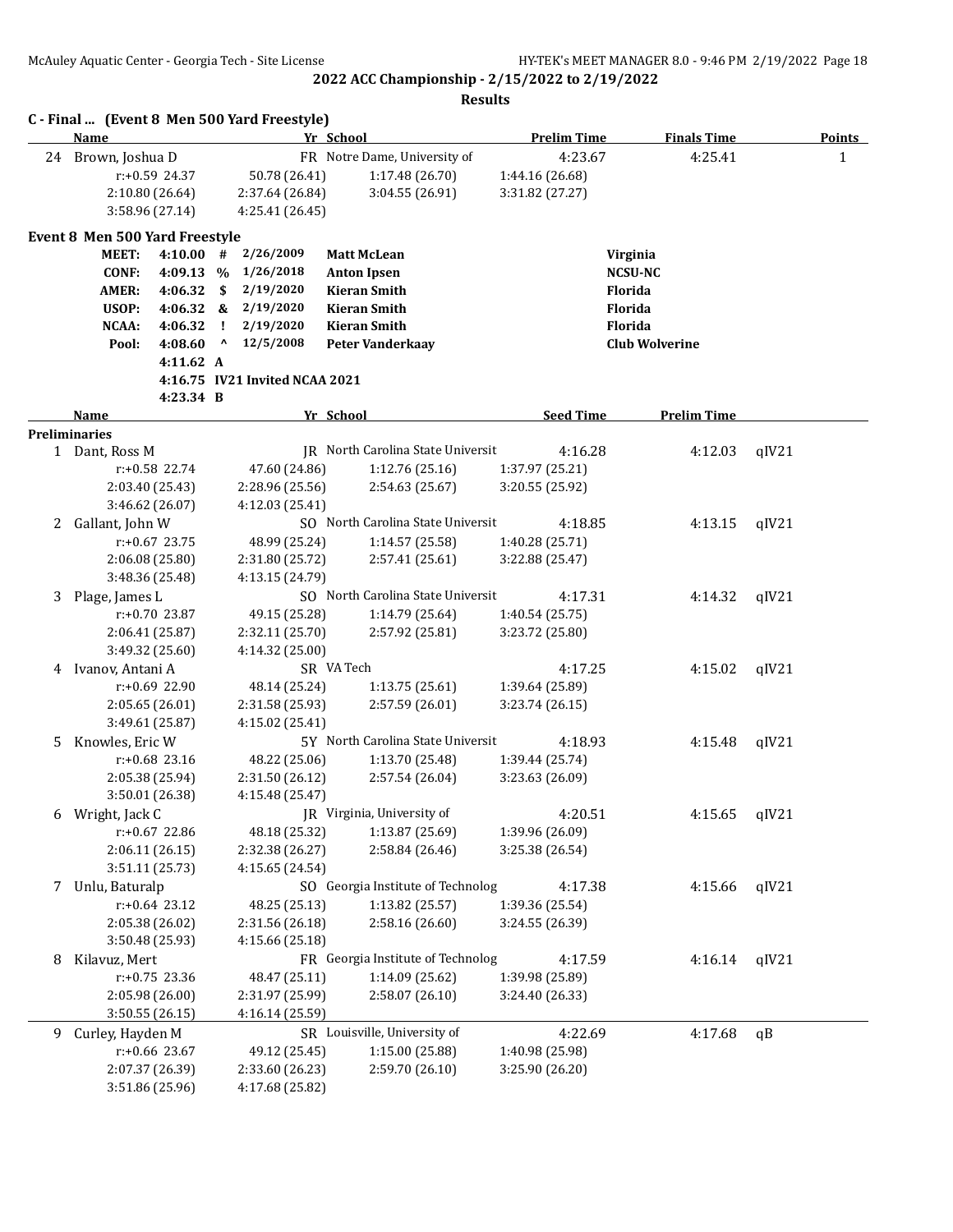**2022 ACC Championship - 2/15/2022 to 2/19/2022**

**Results**

### C - Final ... (Event 8 Men 500 Yard Freestyle)

| | Name | Yr | School | Prelim Time | Finals Time | Points |
|---|---|---|---|---|---|---|
| 24 | Brown, Joshua D | FR | Notre Dame, University of | 4:23.67 | 4:25.41 | 1 |

r:+0.59 24.37, 50.78 (26.41), 1:17.48 (26.70), 1:44.16 (26.68), 2:10.80 (26.64), 2:37.64 (26.84), 3:04.55 (26.91), 3:31.82 (27.27), 3:58.96 (27.14), 4:25.41 (26.45)

### Event 8 Men 500 Yard Freestyle

| | Time | | Date | Name | Team |
|---|---|---|---|---|---|
| MEET: | 4:10.00 | # | 2/26/2009 | Matt McLean | Virginia |
| CONF: | 4:09.13 | % | 1/26/2018 | Anton Ipsen | NCSU-NC |
| AMER: | 4:06.32 | $ | 2/19/2020 | Kieran Smith | Florida |
| USOP: | 4:06.32 | & | 2/19/2020 | Kieran Smith | Florida |
| NCAA: | 4:06.32 | ! | 2/19/2020 | Kieran Smith | Florida |
| Pool: | 4:08.60 | ^ | 12/5/2008 | Peter Vanderkaay | Club Wolverine |
| | 4:11.62 | A | | | |
| | 4:16.75 | IV21 Invited NCAA 2021 | | | |
| | 4:23.34 | B | | | |

**Preliminaries**

| | Name | Yr | School | Seed Time | Prelim Time | |
|---|---|---|---|---|---|---|
| 1 | Dant, Ross M | JR | North Carolina State Universit | 4:16.28 | 4:12.03 | qIV21 |
| 2 | Gallant, John W | SO | North Carolina State Universit | 4:18.85 | 4:13.15 | qIV21 |
| 3 | Plage, James L | SO | North Carolina State Universit | 4:17.31 | 4:14.32 | qIV21 |
| 4 | Ivanov, Antani A | SR | VA Tech | 4:17.25 | 4:15.02 | qIV21 |
| 5 | Knowles, Eric W | 5Y | North Carolina State Universit | 4:18.93 | 4:15.48 | qIV21 |
| 6 | Wright, Jack C | JR | Virginia, University of | 4:20.51 | 4:15.65 | qIV21 |
| 7 | Unlu, Baturalp | SO | Georgia Institute of Technolog | 4:17.38 | 4:15.66 | qIV21 |
| 8 | Kilavuz, Mert | FR | Georgia Institute of Technolog | 4:17.59 | 4:16.14 | qIV21 |
| 9 | Curley, Hayden M | SR | Louisville, University of | 4:22.69 | 4:17.68 | qB |

Splits:

1. Dant, Ross M: r:+0.58 22.74, 47.60 (24.86), 1:12.76 (25.16), 1:37.97 (25.21), 2:03.40 (25.43), 2:28.96 (25.56), 2:54.63 (25.67), 3:20.55 (25.92), 3:46.62 (26.07), 4:12.03 (25.41)
2. Gallant, John W: r:+0.67 23.75, 48.99 (25.24), 1:14.57 (25.58), 1:40.28 (25.71), 2:06.08 (25.80), 2:31.80 (25.72), 2:57.41 (25.61), 3:22.88 (25.47), 3:48.36 (25.48), 4:13.15 (24.79)
3. Plage, James L: r:+0.70 23.87, 49.15 (25.28), 1:14.79 (25.64), 1:40.54 (25.75), 2:06.41 (25.87), 2:32.11 (25.70), 2:57.92 (25.81), 3:23.72 (25.80), 3:49.32 (25.60), 4:14.32 (25.00)
4. Ivanov, Antani A: r:+0.69 22.90, 48.14 (25.24), 1:13.75 (25.61), 1:39.64 (25.89), 2:05.65 (26.01), 2:31.58 (25.93), 2:57.59 (26.01), 3:23.74 (26.15), 3:49.61 (25.87), 4:15.02 (25.41)
5. Knowles, Eric W: r:+0.68 23.16, 48.22 (25.06), 1:13.70 (25.48), 1:39.44 (25.74), 2:05.38 (25.94), 2:31.50 (26.12), 2:57.54 (26.04), 3:23.63 (26.09), 3:50.01 (26.38), 4:15.48 (25.47)
6. Wright, Jack C: r:+0.67 22.86, 48.18 (25.32), 1:13.87 (25.69), 1:39.96 (26.09), 2:06.11 (26.15), 2:32.38 (26.27), 2:58.84 (26.46), 3:25.38 (26.54), 3:51.11 (25.73), 4:15.65 (24.54)
7. Unlu, Baturalp: r:+0.64 23.12, 48.25 (25.13), 1:13.82 (25.57), 1:39.36 (25.54), 2:05.38 (26.02), 2:31.56 (26.18), 2:58.16 (26.60), 3:24.55 (26.39), 3:50.48 (25.93), 4:15.66 (25.18)
8. Kilavuz, Mert: r:+0.75 23.36, 48.47 (25.11), 1:14.09 (25.62), 1:39.98 (25.89), 2:05.98 (26.00), 2:31.97 (25.99), 2:58.07 (26.10), 3:24.40 (26.33), 3:50.55 (26.15), 4:16.14 (25.59)
9. Curley, Hayden M: r:+0.66 23.67, 49.12 (25.45), 1:15.00 (25.88), 1:40.98 (25.98), 2:07.37 (26.39), 2:33.60 (26.23), 2:59.70 (26.10), 3:25.90 (26.20), 3:51.86 (25.96), 4:17.68 (25.82)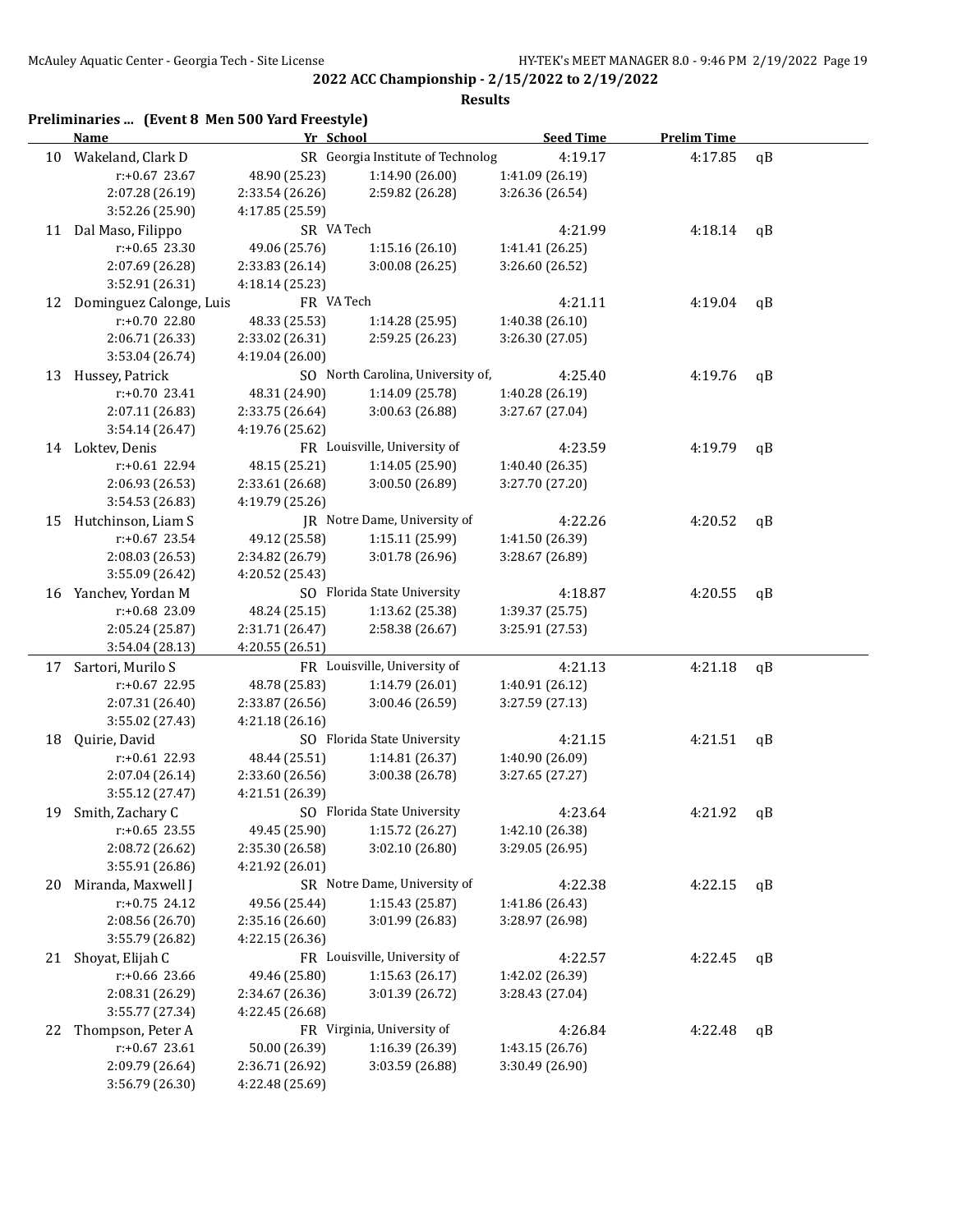## 2022 ACC Championship - 2/15/2022 to 2/19/2022

### Results

**Preliminaries ... (Event 8 Men 500 Yard Freestyle)**

| | Name | Yr | School | Seed Time | Prelim Time | |
|---|---|---|---|---|---|---|
| 10 | Wakeland, Clark D | SR | Georgia Institute of Technolog | 4:19.17 | 4:17.85 | qB |
| | r:+0.67 23.67 | 48.90 (25.23) | 1:14.90 (26.00) | 1:41.09 (26.19) | | |
| | 2:07.28 (26.19) | 2:33.54 (26.26) | 2:59.82 (26.28) | 3:26.36 (26.54) | | |
| | 3:52.26 (25.90) | 4:17.85 (25.59) | | | | |
| 11 | Dal Maso, Filippo | SR | VA Tech | 4:21.99 | 4:18.14 | qB |
| | r:+0.65 23.30 | 49.06 (25.76) | 1:15.16 (26.10) | 1:41.41 (26.25) | | |
| | 2:07.69 (26.28) | 2:33.83 (26.14) | 3:00.08 (26.25) | 3:26.60 (26.52) | | |
| | 3:52.91 (26.31) | 4:18.14 (25.23) | | | | |
| 12 | Dominguez Calonge, Luis | FR | VA Tech | 4:21.11 | 4:19.04 | qB |
| | r:+0.70 22.80 | 48.33 (25.53) | 1:14.28 (25.95) | 1:40.38 (26.10) | | |
| | 2:06.71 (26.33) | 2:33.02 (26.31) | 2:59.25 (26.23) | 3:26.30 (27.05) | | |
| | 3:53.04 (26.74) | 4:19.04 (26.00) | | | | |
| 13 | Hussey, Patrick | SO | North Carolina, University of, | 4:25.40 | 4:19.76 | qB |
| | r:+0.70 23.41 | 48.31 (24.90) | 1:14.09 (25.78) | 1:40.28 (26.19) | | |
| | 2:07.11 (26.83) | 2:33.75 (26.64) | 3:00.63 (26.88) | 3:27.67 (27.04) | | |
| | 3:54.14 (26.47) | 4:19.76 (25.62) | | | | |
| 14 | Loktev, Denis | FR | Louisville, University of | 4:23.59 | 4:19.79 | qB |
| | r:+0.61 22.94 | 48.15 (25.21) | 1:14.05 (25.90) | 1:40.40 (26.35) | | |
| | 2:06.93 (26.53) | 2:33.61 (26.68) | 3:00.50 (26.89) | 3:27.70 (27.20) | | |
| | 3:54.53 (26.83) | 4:19.79 (25.26) | | | | |
| 15 | Hutchinson, Liam S | JR | Notre Dame, University of | 4:22.26 | 4:20.52 | qB |
| | r:+0.67 23.54 | 49.12 (25.58) | 1:15.11 (25.99) | 1:41.50 (26.39) | | |
| | 2:08.03 (26.53) | 2:34.82 (26.79) | 3:01.78 (26.96) | 3:28.67 (26.89) | | |
| | 3:55.09 (26.42) | 4:20.52 (25.43) | | | | |
| 16 | Yanchev, Yordan M | SO | Florida State University | 4:18.87 | 4:20.55 | qB |
| | r:+0.68 23.09 | 48.24 (25.15) | 1:13.62 (25.38) | 1:39.37 (25.75) | | |
| | 2:05.24 (25.87) | 2:31.71 (26.47) | 2:58.38 (26.67) | 3:25.91 (27.53) | | |
| | 3:54.04 (28.13) | 4:20.55 (26.51) | | | | |
| 17 | Sartori, Murilo S | FR | Louisville, University of | 4:21.13 | 4:21.18 | qB |
| | r:+0.67 22.95 | 48.78 (25.83) | 1:14.79 (26.01) | 1:40.91 (26.12) | | |
| | 2:07.31 (26.40) | 2:33.87 (26.56) | 3:00.46 (26.59) | 3:27.59 (27.13) | | |
| | 3:55.02 (27.43) | 4:21.18 (26.16) | | | | |
| 18 | Quirie, David | SO | Florida State University | 4:21.15 | 4:21.51 | qB |
| | r:+0.61 22.93 | 48.44 (25.51) | 1:14.81 (26.37) | 1:40.90 (26.09) | | |
| | 2:07.04 (26.14) | 2:33.60 (26.56) | 3:00.38 (26.78) | 3:27.65 (27.27) | | |
| | 3:55.12 (27.47) | 4:21.51 (26.39) | | | | |
| 19 | Smith, Zachary C | SO | Florida State University | 4:23.64 | 4:21.92 | qB |
| | r:+0.65 23.55 | 49.45 (25.90) | 1:15.72 (26.27) | 1:42.10 (26.38) | | |
| | 2:08.72 (26.62) | 2:35.30 (26.58) | 3:02.10 (26.80) | 3:29.05 (26.95) | | |
| | 3:55.91 (26.86) | 4:21.92 (26.01) | | | | |
| 20 | Miranda, Maxwell J | SR | Notre Dame, University of | 4:22.38 | 4:22.15 | qB |
| | r:+0.75 24.12 | 49.56 (25.44) | 1:15.43 (25.87) | 1:41.86 (26.43) | | |
| | 2:08.56 (26.70) | 2:35.16 (26.60) | 3:01.99 (26.83) | 3:28.97 (26.98) | | |
| | 3:55.79 (26.82) | 4:22.15 (26.36) | | | | |
| 21 | Shoyat, Elijah C | FR | Louisville, University of | 4:22.57 | 4:22.45 | qB |
| | r:+0.66 23.66 | 49.46 (25.80) | 1:15.63 (26.17) | 1:42.02 (26.39) | | |
| | 2:08.31 (26.29) | 2:34.67 (26.36) | 3:01.39 (26.72) | 3:28.43 (27.04) | | |
| | 3:55.77 (27.34) | 4:22.45 (26.68) | | | | |
| 22 | Thompson, Peter A | FR | Virginia, University of | 4:26.84 | 4:22.48 | qB |
| | r:+0.67 23.61 | 50.00 (26.39) | 1:16.39 (26.39) | 1:43.15 (26.76) | | |
| | 2:09.79 (26.64) | 2:36.71 (26.92) | 3:03.59 (26.88) | 3:30.49 (26.90) | | |
| | 3:56.79 (26.30) | 4:22.48 (25.69) | | | | |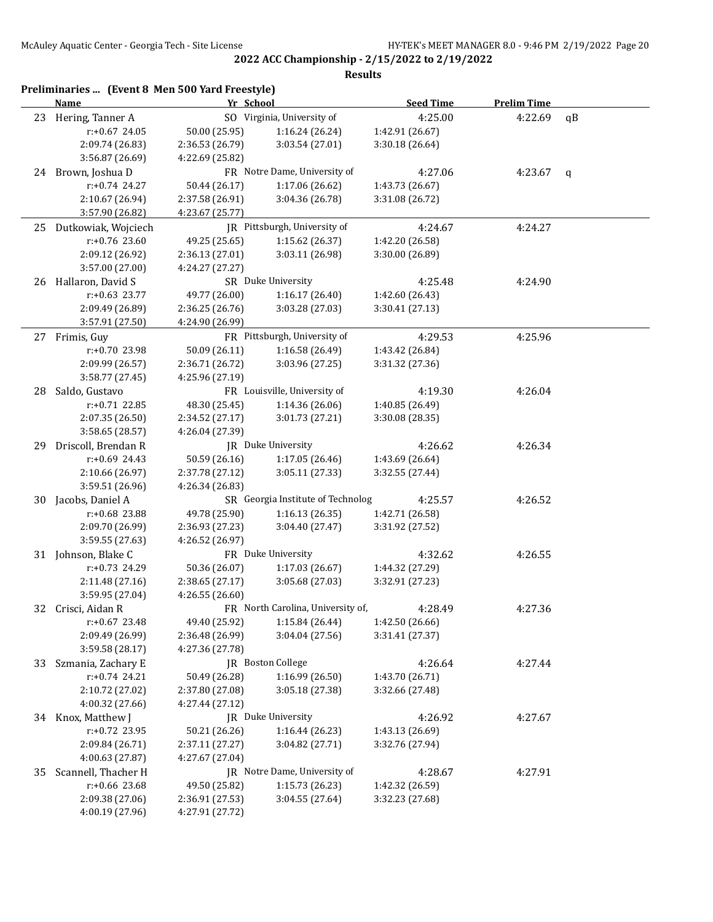**2022 ACC Championship - 2/15/2022 to 2/19/2022**

**Results**

### Preliminaries ... (Event 8 Men 500 Yard Freestyle)

| | Name | Yr | School | Seed Time | Prelim Time | |
|---|---|---|---|---|---|---|
| 23 | Hering, Tanner A | SO | Virginia, University of | 4:25.00 | 4:22.69 | qB |
| | r:+0.67 24.05 | 50.00 (25.95) | 1:16.24 (26.24) | 1:42.91 (26.67) | | |
| | 2:09.74 (26.83) | 2:36.53 (26.79) | 3:03.54 (27.01) | 3:30.18 (26.64) | | |
| | 3:56.87 (26.69) | 4:22.69 (25.82) | | | | |
| 24 | Brown, Joshua D | FR | Notre Dame, University of | 4:27.06 | 4:23.67 | q |
| | r:+0.74 24.27 | 50.44 (26.17) | 1:17.06 (26.62) | 1:43.73 (26.67) | | |
| | 2:10.67 (26.94) | 2:37.58 (26.91) | 3:04.36 (26.78) | 3:31.08 (26.72) | | |
| | 3:57.90 (26.82) | 4:23.67 (25.77) | | | | |
| 25 | Dutkowiak, Wojciech | JR | Pittsburgh, University of | 4:24.67 | 4:24.27 | |
| | r:+0.76 23.60 | 49.25 (25.65) | 1:15.62 (26.37) | 1:42.20 (26.58) | | |
| | 2:09.12 (26.92) | 2:36.13 (27.01) | 3:03.11 (26.98) | 3:30.00 (26.89) | | |
| | 3:57.00 (27.00) | 4:24.27 (27.27) | | | | |
| 26 | Hallaron, David S | SR | Duke University | 4:25.48 | 4:24.90 | |
| | r:+0.63 23.77 | 49.77 (26.00) | 1:16.17 (26.40) | 1:42.60 (26.43) | | |
| | 2:09.49 (26.89) | 2:36.25 (26.76) | 3:03.28 (27.03) | 3:30.41 (27.13) | | |
| | 3:57.91 (27.50) | 4:24.90 (26.99) | | | | |
| 27 | Frimis, Guy | FR | Pittsburgh, University of | 4:29.53 | 4:25.96 | |
| | r:+0.70 23.98 | 50.09 (26.11) | 1:16.58 (26.49) | 1:43.42 (26.84) | | |
| | 2:09.99 (26.57) | 2:36.71 (26.72) | 3:03.96 (27.25) | 3:31.32 (27.36) | | |
| | 3:58.77 (27.45) | 4:25.96 (27.19) | | | | |
| 28 | Saldo, Gustavo | FR | Louisville, University of | 4:19.30 | 4:26.04 | |
| | r:+0.71 22.85 | 48.30 (25.45) | 1:14.36 (26.06) | 1:40.85 (26.49) | | |
| | 2:07.35 (26.50) | 2:34.52 (27.17) | 3:01.73 (27.21) | 3:30.08 (28.35) | | |
| | 3:58.65 (28.57) | 4:26.04 (27.39) | | | | |
| 29 | Driscoll, Brendan R | JR | Duke University | 4:26.62 | 4:26.34 | |
| | r:+0.69 24.43 | 50.59 (26.16) | 1:17.05 (26.46) | 1:43.69 (26.64) | | |
| | 2:10.66 (26.97) | 2:37.78 (27.12) | 3:05.11 (27.33) | 3:32.55 (27.44) | | |
| | 3:59.51 (26.96) | 4:26.34 (26.83) | | | | |
| 30 | Jacobs, Daniel A | SR | Georgia Institute of Technolog | 4:25.57 | 4:26.52 | |
| | r:+0.68 23.88 | 49.78 (25.90) | 1:16.13 (26.35) | 1:42.71 (26.58) | | |
| | 2:09.70 (26.99) | 2:36.93 (27.23) | 3:04.40 (27.47) | 3:31.92 (27.52) | | |
| | 3:59.55 (27.63) | 4:26.52 (26.97) | | | | |
| 31 | Johnson, Blake C | FR | Duke University | 4:32.62 | 4:26.55 | |
| | r:+0.73 24.29 | 50.36 (26.07) | 1:17.03 (26.67) | 1:44.32 (27.29) | | |
| | 2:11.48 (27.16) | 2:38.65 (27.17) | 3:05.68 (27.03) | 3:32.91 (27.23) | | |
| | 3:59.95 (27.04) | 4:26.55 (26.60) | | | | |
| 32 | Crisci, Aidan R | FR | North Carolina, University of, | 4:28.49 | 4:27.36 | |
| | r:+0.67 23.48 | 49.40 (25.92) | 1:15.84 (26.44) | 1:42.50 (26.66) | | |
| | 2:09.49 (26.99) | 2:36.48 (26.99) | 3:04.04 (27.56) | 3:31.41 (27.37) | | |
| | 3:59.58 (28.17) | 4:27.36 (27.78) | | | | |
| 33 | Szmania, Zachary E | JR | Boston College | 4:26.64 | 4:27.44 | |
| | r:+0.74 24.21 | 50.49 (26.28) | 1:16.99 (26.50) | 1:43.70 (26.71) | | |
| | 2:10.72 (27.02) | 2:37.80 (27.08) | 3:05.18 (27.38) | 3:32.66 (27.48) | | |
| | 4:00.32 (27.66) | 4:27.44 (27.12) | | | | |
| 34 | Knox, Matthew J | JR | Duke University | 4:26.92 | 4:27.67 | |
| | r:+0.72 23.95 | 50.21 (26.26) | 1:16.44 (26.23) | 1:43.13 (26.69) | | |
| | 2:09.84 (26.71) | 2:37.11 (27.27) | 3:04.82 (27.71) | 3:32.76 (27.94) | | |
| | 4:00.63 (27.87) | 4:27.67 (27.04) | | | | |
| 35 | Scannell, Thacher H | JR | Notre Dame, University of | 4:28.67 | 4:27.91 | |
| | r:+0.66 23.68 | 49.50 (25.82) | 1:15.73 (26.23) | 1:42.32 (26.59) | | |
| | 2:09.38 (27.06) | 2:36.91 (27.53) | 3:04.55 (27.64) | 3:32.23 (27.68) | | |
| | 4:00.19 (27.96) | 4:27.91 (27.72) | | | | |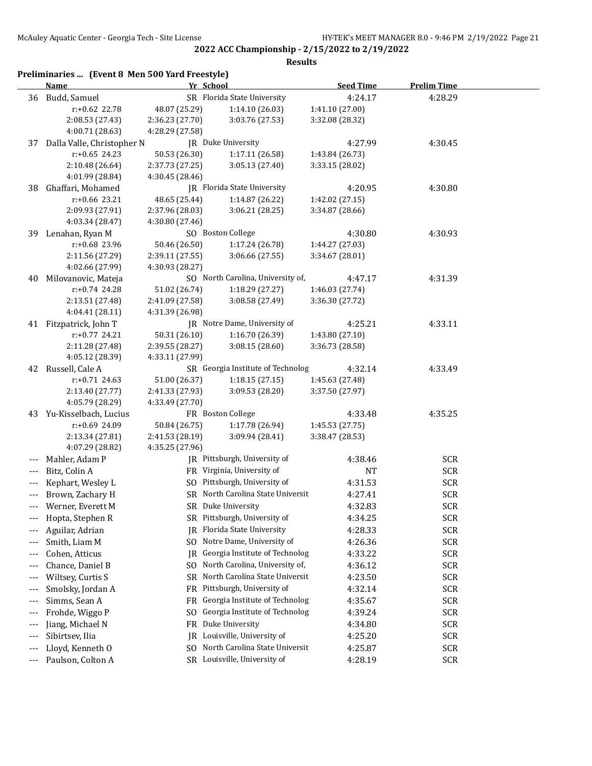## 2022 ACC Championship - 2/15/2022 to 2/19/2022

### Results

**Preliminaries ... (Event 8 Men 500 Yard Freestyle)**

| | Name | Yr | School | Seed Time | Prelim Time |
|---|---|---|---|---|---|
| 36 | Budd, Samuel | SR | Florida State University | 4:24.17 | 4:28.29 |
| | r:+0.62 22.78 | 48.07 (25.29) | 1:14.10 (26.03) | 1:41.10 (27.00) | |
| | 2:08.53 (27.43) | 2:36.23 (27.70) | 3:03.76 (27.53) | 3:32.08 (28.32) | |
| | 4:00.71 (28.63) | 4:28.29 (27.58) | | | |
| 37 | Dalla Valle, Christopher N | JR | Duke University | 4:27.99 | 4:30.45 |
| | r:+0.65 24.23 | 50.53 (26.30) | 1:17.11 (26.58) | 1:43.84 (26.73) | |
| | 2:10.48 (26.64) | 2:37.73 (27.25) | 3:05.13 (27.40) | 3:33.15 (28.02) | |
| | 4:01.99 (28.84) | 4:30.45 (28.46) | | | |
| 38 | Ghaffari, Mohamed | JR | Florida State University | 4:20.95 | 4:30.80 |
| | r:+0.66 23.21 | 48.65 (25.44) | 1:14.87 (26.22) | 1:42.02 (27.15) | |
| | 2:09.93 (27.91) | 2:37.96 (28.03) | 3:06.21 (28.25) | 3:34.87 (28.66) | |
| | 4:03.34 (28.47) | 4:30.80 (27.46) | | | |
| 39 | Lenahan, Ryan M | SO | Boston College | 4:30.80 | 4:30.93 |
| | r:+0.68 23.96 | 50.46 (26.50) | 1:17.24 (26.78) | 1:44.27 (27.03) | |
| | 2:11.56 (27.29) | 2:39.11 (27.55) | 3:06.66 (27.55) | 3:34.67 (28.01) | |
| | 4:02.66 (27.99) | 4:30.93 (28.27) | | | |
| 40 | Milovanovic, Mateja | SO | North Carolina, University of, | 4:47.17 | 4:31.39 |
| | r:+0.74 24.28 | 51.02 (26.74) | 1:18.29 (27.27) | 1:46.03 (27.74) | |
| | 2:13.51 (27.48) | 2:41.09 (27.58) | 3:08.58 (27.49) | 3:36.30 (27.72) | |
| | 4:04.41 (28.11) | 4:31.39 (26.98) | | | |
| 41 | Fitzpatrick, John T | JR | Notre Dame, University of | 4:25.21 | 4:33.11 |
| | r:+0.77 24.21 | 50.31 (26.10) | 1:16.70 (26.39) | 1:43.80 (27.10) | |
| | 2:11.28 (27.48) | 2:39.55 (28.27) | 3:08.15 (28.60) | 3:36.73 (28.58) | |
| | 4:05.12 (28.39) | 4:33.11 (27.99) | | | |
| 42 | Russell, Cale A | SR | Georgia Institute of Technolog | 4:32.14 | 4:33.49 |
| | r:+0.71 24.63 | 51.00 (26.37) | 1:18.15 (27.15) | 1:45.63 (27.48) | |
| | 2:13.40 (27.77) | 2:41.33 (27.93) | 3:09.53 (28.20) | 3:37.50 (27.97) | |
| | 4:05.79 (28.29) | 4:33.49 (27.70) | | | |
| 43 | Yu-Kisselbach, Lucius | FR | Boston College | 4:33.48 | 4:35.25 |
| | r:+0.69 24.09 | 50.84 (26.75) | 1:17.78 (26.94) | 1:45.53 (27.75) | |
| | 2:13.34 (27.81) | 2:41.53 (28.19) | 3:09.94 (28.41) | 3:38.47 (28.53) | |
| | 4:07.29 (28.82) | 4:35.25 (27.96) | | | |
| --- | Mahler, Adam P | JR | Pittsburgh, University of | 4:38.46 | SCR |
| --- | Bitz, Colin A | FR | Virginia, University of | NT | SCR |
| --- | Kephart, Wesley L | SO | Pittsburgh, University of | 4:31.53 | SCR |
| --- | Brown, Zachary H | SR | North Carolina State Universit | 4:27.41 | SCR |
| --- | Werner, Everett M | SR | Duke University | 4:32.83 | SCR |
| --- | Hopta, Stephen R | SR | Pittsburgh, University of | 4:34.25 | SCR |
| --- | Aguilar, Adrian | JR | Florida State University | 4:28.33 | SCR |
| --- | Smith, Liam M | SO | Notre Dame, University of | 4:26.36 | SCR |
| --- | Cohen, Atticus | JR | Georgia Institute of Technolog | 4:33.22 | SCR |
| --- | Chance, Daniel B | SO | North Carolina, University of, | 4:36.12 | SCR |
| --- | Wiltsey, Curtis S | SR | North Carolina State Universit | 4:23.50 | SCR |
| --- | Smolsky, Jordan A | FR | Pittsburgh, University of | 4:32.14 | SCR |
| --- | Simms, Sean A | FR | Georgia Institute of Technolog | 4:35.67 | SCR |
| --- | Frohde, Wiggo P | SO | Georgia Institute of Technolog | 4:39.24 | SCR |
| --- | Jiang, Michael N | FR | Duke University | 4:34.80 | SCR |
| --- | Sibirtsev, Ilia | JR | Louisville, University of | 4:25.20 | SCR |
| --- | Lloyd, Kenneth O | SO | North Carolina State Universit | 4:25.87 | SCR |
| --- | Paulson, Colton A | SR | Louisville, University of | 4:28.19 | SCR |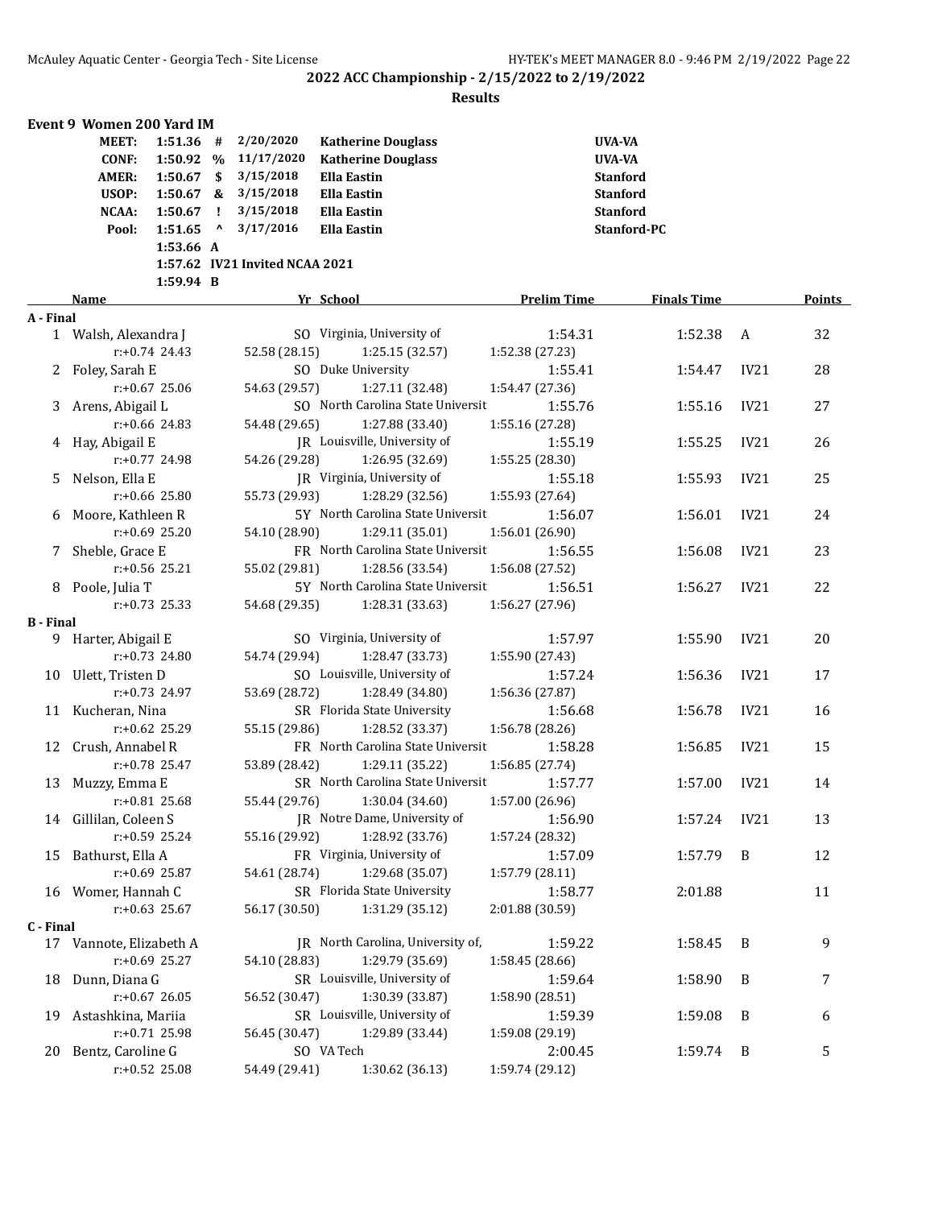## 2022 ACC Championship - 2/15/2022 to 2/19/2022

### Results

#### Event 9 Women 200 Yard IM

| | | | | | |
|---|---|---|---|---|---|
| MEET: | 1:51.36 | # | 2/20/2020 | Katherine Douglass | UVA-VA |
| CONF: | 1:50.92 | % | 11/17/2020 | Katherine Douglass | UVA-VA |
| AMER: | 1:50.67 | $ | 3/15/2018 | Ella Eastin | Stanford |
| USOP: | 1:50.67 | & | 3/15/2018 | Ella Eastin | Stanford |
| NCAA: | 1:50.67 | ! | 3/15/2018 | Ella Eastin | Stanford |
| Pool: | 1:51.65 | ^ | 3/17/2016 | Ella Eastin | Stanford-PC |
| | 1:53.66 | A | | | |
| | 1:57.62 | IV21 Invited NCAA 2021 | | | |
| | 1:59.94 | B | | | |

| | Name | Yr | School | Prelim Time | Finals Time | | Points |
|---|---|---|---|---|---|---|---|
| **A - Final** | | | | | | | |
| 1 | Walsh, Alexandra J | SO | Virginia, University of | 1:54.31 | 1:52.38 | A | 32 |
| | r:+0.74 24.43 | 52.58 (28.15) | 1:25.15 (32.57) | 1:52.38 (27.23) | | | |
| 2 | Foley, Sarah E | SO | Duke University | 1:55.41 | 1:54.47 | IV21 | 28 |
| | r:+0.67 25.06 | 54.63 (29.57) | 1:27.11 (32.48) | 1:54.47 (27.36) | | | |
| 3 | Arens, Abigail L | SO | North Carolina State Universit | 1:55.76 | 1:55.16 | IV21 | 27 |
| | r:+0.66 24.83 | 54.48 (29.65) | 1:27.88 (33.40) | 1:55.16 (27.28) | | | |
| 4 | Hay, Abigail E | JR | Louisville, University of | 1:55.19 | 1:55.25 | IV21 | 26 |
| | r:+0.77 24.98 | 54.26 (29.28) | 1:26.95 (32.69) | 1:55.25 (28.30) | | | |
| 5 | Nelson, Ella E | JR | Virginia, University of | 1:55.18 | 1:55.93 | IV21 | 25 |
| | r:+0.66 25.80 | 55.73 (29.93) | 1:28.29 (32.56) | 1:55.93 (27.64) | | | |
| 6 | Moore, Kathleen R | 5Y | North Carolina State Universit | 1:56.07 | 1:56.01 | IV21 | 24 |
| | r:+0.69 25.20 | 54.10 (28.90) | 1:29.11 (35.01) | 1:56.01 (26.90) | | | |
| 7 | Sheble, Grace E | FR | North Carolina State Universit | 1:56.55 | 1:56.08 | IV21 | 23 |
| | r:+0.56 25.21 | 55.02 (29.81) | 1:28.56 (33.54) | 1:56.08 (27.52) | | | |
| 8 | Poole, Julia T | 5Y | North Carolina State Universit | 1:56.51 | 1:56.27 | IV21 | 22 |
| | r:+0.73 25.33 | 54.68 (29.35) | 1:28.31 (33.63) | 1:56.27 (27.96) | | | |
| **B - Final** | | | | | | | |
| 9 | Harter, Abigail E | SO | Virginia, University of | 1:57.97 | 1:55.90 | IV21 | 20 |
| | r:+0.73 24.80 | 54.74 (29.94) | 1:28.47 (33.73) | 1:55.90 (27.43) | | | |
| 10 | Ulett, Tristen D | SO | Louisville, University of | 1:57.24 | 1:56.36 | IV21 | 17 |
| | r:+0.73 24.97 | 53.69 (28.72) | 1:28.49 (34.80) | 1:56.36 (27.87) | | | |
| 11 | Kucheran, Nina | SR | Florida State University | 1:56.68 | 1:56.78 | IV21 | 16 |
| | r:+0.62 25.29 | 55.15 (29.86) | 1:28.52 (33.37) | 1:56.78 (28.26) | | | |
| 12 | Crush, Annabel R | FR | North Carolina State Universit | 1:58.28 | 1:56.85 | IV21 | 15 |
| | r:+0.78 25.47 | 53.89 (28.42) | 1:29.11 (35.22) | 1:56.85 (27.74) | | | |
| 13 | Muzzy, Emma E | SR | North Carolina State Universit | 1:57.77 | 1:57.00 | IV21 | 14 |
| | r:+0.81 25.68 | 55.44 (29.76) | 1:30.04 (34.60) | 1:57.00 (26.96) | | | |
| 14 | Gillilan, Coleen S | JR | Notre Dame, University of | 1:56.90 | 1:57.24 | IV21 | 13 |
| | r:+0.59 25.24 | 55.16 (29.92) | 1:28.92 (33.76) | 1:57.24 (28.32) | | | |
| 15 | Bathurst, Ella A | FR | Virginia, University of | 1:57.09 | 1:57.79 | B | 12 |
| | r:+0.69 25.87 | 54.61 (28.74) | 1:29.68 (35.07) | 1:57.79 (28.11) | | | |
| 16 | Womer, Hannah C | SR | Florida State University | 1:58.77 | 2:01.88 | | 11 |
| | r:+0.63 25.67 | 56.17 (30.50) | 1:31.29 (35.12) | 2:01.88 (30.59) | | | |
| **C - Final** | | | | | | | |
| 17 | Vannote, Elizabeth A | JR | North Carolina, University of, | 1:59.22 | 1:58.45 | B | 9 |
| | r:+0.69 25.27 | 54.10 (28.83) | 1:29.79 (35.69) | 1:58.45 (28.66) | | | |
| 18 | Dunn, Diana G | SR | Louisville, University of | 1:59.64 | 1:58.90 | B | 7 |
| | r:+0.67 26.05 | 56.52 (30.47) | 1:30.39 (33.87) | 1:58.90 (28.51) | | | |
| 19 | Astashkina, Mariia | SR | Louisville, University of | 1:59.39 | 1:59.08 | B | 6 |
| | r:+0.71 25.98 | 56.45 (30.47) | 1:29.89 (33.44) | 1:59.08 (29.19) | | | |
| 20 | Bentz, Caroline G | SO | VA Tech | 2:00.45 | 1:59.74 | B | 5 |
| | r:+0.52 25.08 | 54.49 (29.41) | 1:30.62 (36.13) | 1:59.74 (29.12) | | | |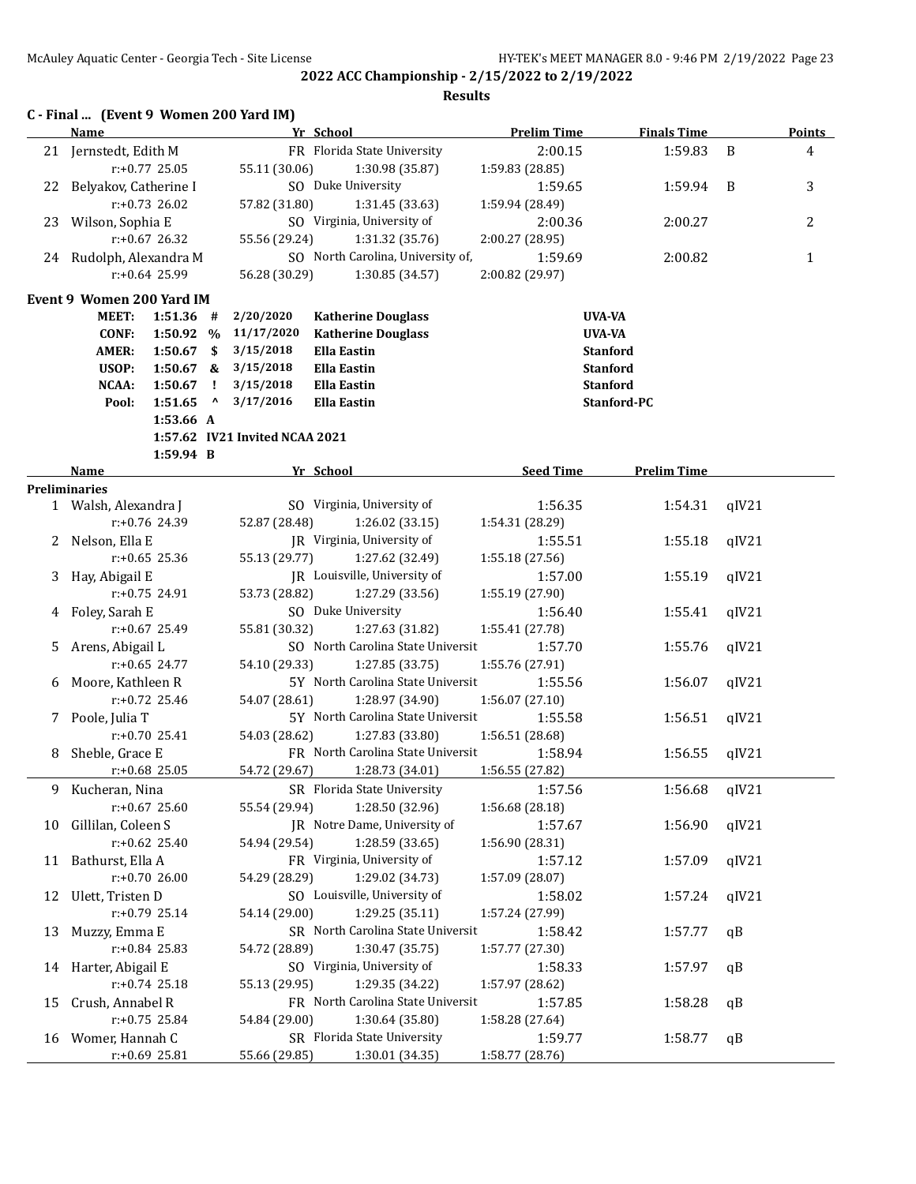2022 ACC Championship - 2/15/2022 to 2/19/2022

Results

### C - Final ... (Event 9 Women 200 Yard IM)

| | Name | Yr | School | Prelim Time | Finals Time | | Points |
|---|---|---|---|---|---|---|---|
| 21 | Jernstedt, Edith M | FR | Florida State University | 2:00.15 | 1:59.83 | B | 4 |
| | r:+0.77 25.05 | 55.11 (30.06) | 1:30.98 (35.87) | 1:59.83 (28.85) | | | |
| 22 | Belyakov, Catherine I | SO | Duke University | 1:59.65 | 1:59.94 | B | 3 |
| | r:+0.73 26.02 | 57.82 (31.80) | 1:31.45 (33.63) | 1:59.94 (28.49) | | | |
| 23 | Wilson, Sophia E | SO | Virginia, University of | 2:00.36 | 2:00.27 | | 2 |
| | r:+0.67 26.32 | 55.56 (29.24) | 1:31.32 (35.76) | 2:00.27 (28.95) | | | |
| 24 | Rudolph, Alexandra M | SO | North Carolina, University of, | 1:59.69 | 2:00.82 | | 1 |
| | r:+0.64 25.99 | 56.28 (30.29) | 1:30.85 (34.57) | 2:00.82 (29.97) | | | |

### Event 9 Women 200 Yard IM

| | | | | | |
|---|---|---|---|---|---|
| MEET: | 1:51.36 | # | 2/20/2020 | Katherine Douglass | UVA-VA |
| CONF: | 1:50.92 | % | 11/17/2020 | Katherine Douglass | UVA-VA |
| AMER: | 1:50.67 | $ | 3/15/2018 | Ella Eastin | Stanford |
| USOP: | 1:50.67 | & | 3/15/2018 | Ella Eastin | Stanford |
| NCAA: | 1:50.67 | ! | 3/15/2018 | Ella Eastin | Stanford |
| Pool: | 1:51.65 | ^ | 3/17/2016 | Ella Eastin | Stanford-PC |
| | 1:53.66 | A | | | |
| | 1:57.62 | | IV21 Invited NCAA 2021 | | |
| | 1:59.94 | B | | | |

| | Name | Yr | School | Seed Time | Prelim Time | |
|---|---|---|---|---|---|---|
| **Preliminaries** | | | | | | |
| 1 | Walsh, Alexandra J | SO | Virginia, University of | 1:56.35 | 1:54.31 | qIV21 |
| | r:+0.76 24.39 | 52.87 (28.48) | 1:26.02 (33.15) | 1:54.31 (28.29) | | |
| 2 | Nelson, Ella E | JR | Virginia, University of | 1:55.51 | 1:55.18 | qIV21 |
| | r:+0.65 25.36 | 55.13 (29.77) | 1:27.62 (32.49) | 1:55.18 (27.56) | | |
| 3 | Hay, Abigail E | JR | Louisville, University of | 1:57.00 | 1:55.19 | qIV21 |
| | r:+0.75 24.91 | 53.73 (28.82) | 1:27.29 (33.56) | 1:55.19 (27.90) | | |
| 4 | Foley, Sarah E | SO | Duke University | 1:56.40 | 1:55.41 | qIV21 |
| | r:+0.67 25.49 | 55.81 (30.32) | 1:27.63 (31.82) | 1:55.41 (27.78) | | |
| 5 | Arens, Abigail L | SO | North Carolina State Universit | 1:57.70 | 1:55.76 | qIV21 |
| | r:+0.65 24.77 | 54.10 (29.33) | 1:27.85 (33.75) | 1:55.76 (27.91) | | |
| 6 | Moore, Kathleen R | 5Y | North Carolina State Universit | 1:55.56 | 1:56.07 | qIV21 |
| | r:+0.72 25.46 | 54.07 (28.61) | 1:28.97 (34.90) | 1:56.07 (27.10) | | |
| 7 | Poole, Julia T | 5Y | North Carolina State Universit | 1:55.58 | 1:56.51 | qIV21 |
| | r:+0.70 25.41 | 54.03 (28.62) | 1:27.83 (33.80) | 1:56.51 (28.68) | | |
| 8 | Sheble, Grace E | FR | North Carolina State Universit | 1:58.94 | 1:56.55 | qIV21 |
| | r:+0.68 25.05 | 54.72 (29.67) | 1:28.73 (34.01) | 1:56.55 (27.82) | | |
| 9 | Kucheran, Nina | SR | Florida State University | 1:57.56 | 1:56.68 | qIV21 |
| | r:+0.67 25.60 | 55.54 (29.94) | 1:28.50 (32.96) | 1:56.68 (28.18) | | |
| 10 | Gillilan, Coleen S | JR | Notre Dame, University of | 1:57.67 | 1:56.90 | qIV21 |
| | r:+0.62 25.40 | 54.94 (29.54) | 1:28.59 (33.65) | 1:56.90 (28.31) | | |
| 11 | Bathurst, Ella A | FR | Virginia, University of | 1:57.12 | 1:57.09 | qIV21 |
| | r:+0.70 26.00 | 54.29 (28.29) | 1:29.02 (34.73) | 1:57.09 (28.07) | | |
| 12 | Ulett, Tristen D | SO | Louisville, University of | 1:58.02 | 1:57.24 | qIV21 |
| | r:+0.79 25.14 | 54.14 (29.00) | 1:29.25 (35.11) | 1:57.24 (27.99) | | |
| 13 | Muzzy, Emma E | SR | North Carolina State Universit | 1:58.42 | 1:57.77 | qB |
| | r:+0.84 25.83 | 54.72 (28.89) | 1:30.47 (35.75) | 1:57.77 (27.30) | | |
| 14 | Harter, Abigail E | SO | Virginia, University of | 1:58.33 | 1:57.97 | qB |
| | r:+0.74 25.18 | 55.13 (29.95) | 1:29.35 (34.22) | 1:57.97 (28.62) | | |
| 15 | Crush, Annabel R | FR | North Carolina State Universit | 1:57.85 | 1:58.28 | qB |
| | r:+0.75 25.84 | 54.84 (29.00) | 1:30.64 (35.80) | 1:58.28 (27.64) | | |
| 16 | Womer, Hannah C | SR | Florida State University | 1:59.77 | 1:58.77 | qB |
| | r:+0.69 25.81 | 55.66 (29.85) | 1:30.01 (34.35) | 1:58.77 (28.76) | | |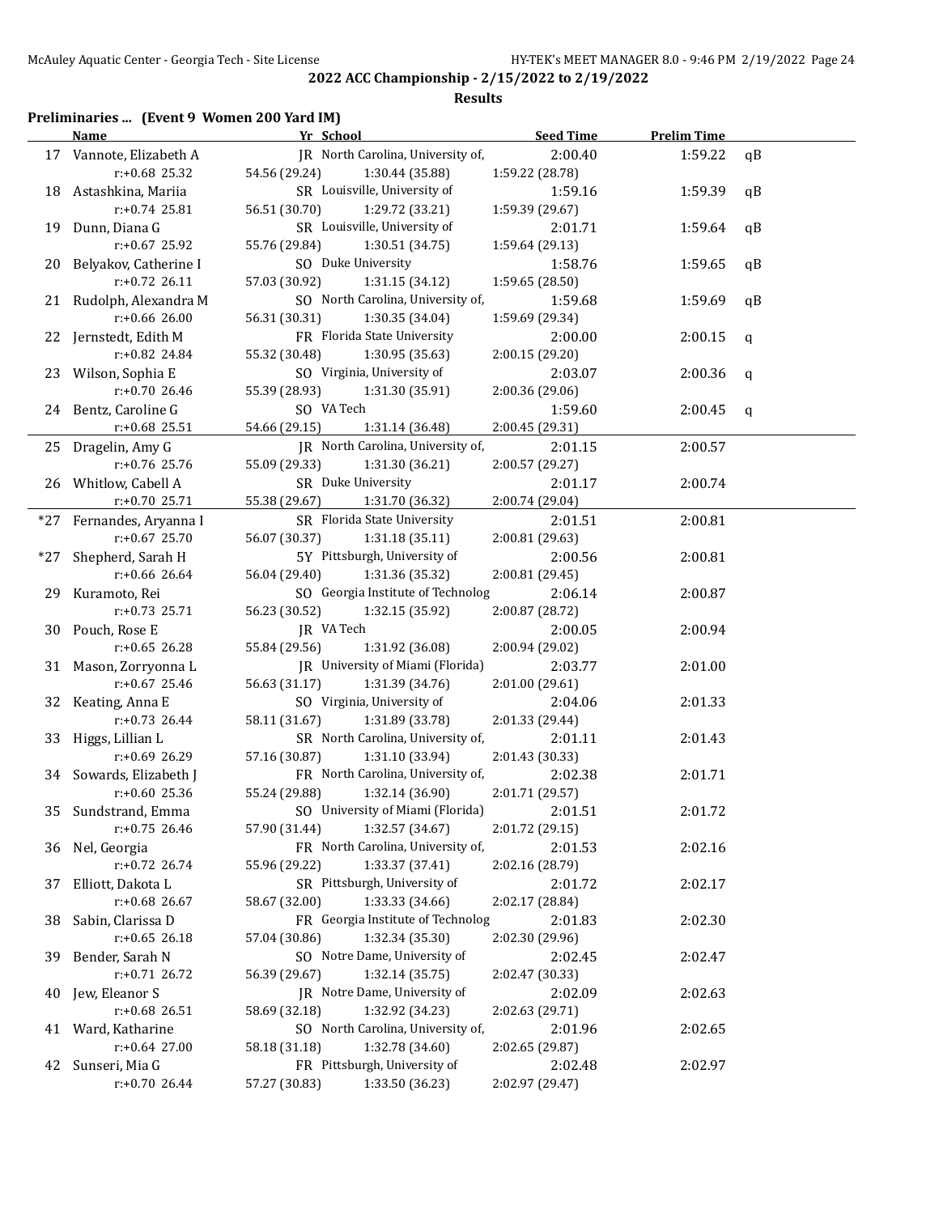## 2022 ACC Championship - 2/15/2022 to 2/19/2022

### Results

**Preliminaries ... (Event 9 Women 200 Yard IM)**

| | Name | Yr | School | Seed Time | Prelim Time | |
|---|---|---|---|---|---|---|
| 17 | Vannote, Elizabeth A | JR | North Carolina, University of, | 2:00.40 | 1:59.22 | qB |
| | r:+0.68 25.32 | 54.56 (29.24) | 1:30.44 (35.88) | 1:59.22 (28.78) | | |
| 18 | Astashkina, Mariia | SR | Louisville, University of | 1:59.16 | 1:59.39 | qB |
| | r:+0.74 25.81 | 56.51 (30.70) | 1:29.72 (33.21) | 1:59.39 (29.67) | | |
| 19 | Dunn, Diana G | SR | Louisville, University of | 2:01.71 | 1:59.64 | qB |
| | r:+0.67 25.92 | 55.76 (29.84) | 1:30.51 (34.75) | 1:59.64 (29.13) | | |
| 20 | Belyakov, Catherine I | SO | Duke University | 1:58.76 | 1:59.65 | qB |
| | r:+0.72 26.11 | 57.03 (30.92) | 1:31.15 (34.12) | 1:59.65 (28.50) | | |
| 21 | Rudolph, Alexandra M | SO | North Carolina, University of, | 1:59.68 | 1:59.69 | qB |
| | r:+0.66 26.00 | 56.31 (30.31) | 1:30.35 (34.04) | 1:59.69 (29.34) | | |
| 22 | Jernstedt, Edith M | FR | Florida State University | 2:00.00 | 2:00.15 | q |
| | r:+0.82 24.84 | 55.32 (30.48) | 1:30.95 (35.63) | 2:00.15 (29.20) | | |
| 23 | Wilson, Sophia E | SO | Virginia, University of | 2:03.07 | 2:00.36 | q |
| | r:+0.70 26.46 | 55.39 (28.93) | 1:31.30 (35.91) | 2:00.36 (29.06) | | |
| 24 | Bentz, Caroline G | SO | VA Tech | 1:59.60 | 2:00.45 | q |
| | r:+0.68 25.51 | 54.66 (29.15) | 1:31.14 (36.48) | 2:00.45 (29.31) | | |
| 25 | Dragelin, Amy G | JR | North Carolina, University of, | 2:01.15 | 2:00.57 | |
| | r:+0.76 25.76 | 55.09 (29.33) | 1:31.30 (36.21) | 2:00.57 (29.27) | | |
| 26 | Whitlow, Cabell A | SR | Duke University | 2:01.17 | 2:00.74 | |
| | r:+0.70 25.71 | 55.38 (29.67) | 1:31.70 (36.32) | 2:00.74 (29.04) | | |
| *27 | Fernandes, Aryanna I | SR | Florida State University | 2:01.51 | 2:00.81 | |
| | r:+0.67 25.70 | 56.07 (30.37) | 1:31.18 (35.11) | 2:00.81 (29.63) | | |
| *27 | Shepherd, Sarah H | 5Y | Pittsburgh, University of | 2:00.56 | 2:00.81 | |
| | r:+0.66 26.64 | 56.04 (29.40) | 1:31.36 (35.32) | 2:00.81 (29.45) | | |
| 29 | Kuramoto, Rei | SO | Georgia Institute of Technolog | 2:06.14 | 2:00.87 | |
| | r:+0.73 25.71 | 56.23 (30.52) | 1:32.15 (35.92) | 2:00.87 (28.72) | | |
| 30 | Pouch, Rose E | JR | VA Tech | 2:00.05 | 2:00.94 | |
| | r:+0.65 26.28 | 55.84 (29.56) | 1:31.92 (36.08) | 2:00.94 (29.02) | | |
| 31 | Mason, Zorryonna L | JR | University of Miami (Florida) | 2:03.77 | 2:01.00 | |
| | r:+0.67 25.46 | 56.63 (31.17) | 1:31.39 (34.76) | 2:01.00 (29.61) | | |
| 32 | Keating, Anna E | SO | Virginia, University of | 2:04.06 | 2:01.33 | |
| | r:+0.73 26.44 | 58.11 (31.67) | 1:31.89 (33.78) | 2:01.33 (29.44) | | |
| 33 | Higgs, Lillian L | SR | North Carolina, University of, | 2:01.11 | 2:01.43 | |
| | r:+0.69 26.29 | 57.16 (30.87) | 1:31.10 (33.94) | 2:01.43 (30.33) | | |
| 34 | Sowards, Elizabeth J | FR | North Carolina, University of, | 2:02.38 | 2:01.71 | |
| | r:+0.60 25.36 | 55.24 (29.88) | 1:32.14 (36.90) | 2:01.71 (29.57) | | |
| 35 | Sundstrand, Emma | SO | University of Miami (Florida) | 2:01.51 | 2:01.72 | |
| | r:+0.75 26.46 | 57.90 (31.44) | 1:32.57 (34.67) | 2:01.72 (29.15) | | |
| 36 | Nel, Georgia | FR | North Carolina, University of, | 2:01.53 | 2:02.16 | |
| | r:+0.72 26.74 | 55.96 (29.22) | 1:33.37 (37.41) | 2:02.16 (28.79) | | |
| 37 | Elliott, Dakota L | SR | Pittsburgh, University of | 2:01.72 | 2:02.17 | |
| | r:+0.68 26.67 | 58.67 (32.00) | 1:33.33 (34.66) | 2:02.17 (28.84) | | |
| 38 | Sabin, Clarissa D | FR | Georgia Institute of Technolog | 2:01.83 | 2:02.30 | |
| | r:+0.65 26.18 | 57.04 (30.86) | 1:32.34 (35.30) | 2:02.30 (29.96) | | |
| 39 | Bender, Sarah N | SO | Notre Dame, University of | 2:02.45 | 2:02.47 | |
| | r:+0.71 26.72 | 56.39 (29.67) | 1:32.14 (35.75) | 2:02.47 (30.33) | | |
| 40 | Jew, Eleanor S | JR | Notre Dame, University of | 2:02.09 | 2:02.63 | |
| | r:+0.68 26.51 | 58.69 (32.18) | 1:32.92 (34.23) | 2:02.63 (29.71) | | |
| 41 | Ward, Katharine | SO | North Carolina, University of, | 2:01.96 | 2:02.65 | |
| | r:+0.64 27.00 | 58.18 (31.18) | 1:32.78 (34.60) | 2:02.65 (29.87) | | |
| 42 | Sunseri, Mia G | FR | Pittsburgh, University of | 2:02.48 | 2:02.97 | |
| | r:+0.70 26.44 | 57.27 (30.83) | 1:33.50 (36.23) | 2:02.97 (29.47) | | |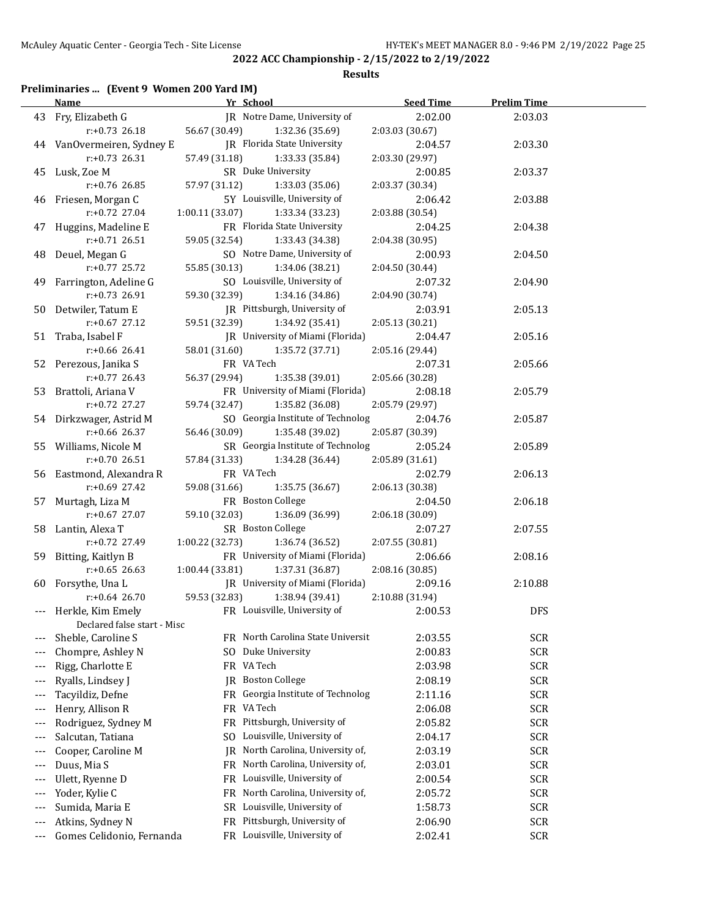## 2022 ACC Championship - 2/15/2022 to 2/19/2022

### Results

#### Preliminaries ... (Event 9 Women 200 Yard IM)

| | Name | Yr | School | Seed Time | Prelim Time |
|---|---|---|---|---|---|
| 43 | Fry, Elizabeth G | JR | Notre Dame, University of | 2:02.00 | 2:03.03 |
| | r:+0.73 26.18 | 56.67 (30.49) | 1:32.36 (35.69) | 2:03.03 (30.67) | |
| 44 | VanOvermeiren, Sydney E | JR | Florida State University | 2:04.57 | 2:03.30 |
| | r:+0.73 26.31 | 57.49 (31.18) | 1:33.33 (35.84) | 2:03.30 (29.97) | |
| 45 | Lusk, Zoe M | SR | Duke University | 2:00.85 | 2:03.37 |
| | r:+0.76 26.85 | 57.97 (31.12) | 1:33.03 (35.06) | 2:03.37 (30.34) | |
| 46 | Friesen, Morgan C | 5Y | Louisville, University of | 2:06.42 | 2:03.88 |
| | r:+0.72 27.04 | 1:00.11 (33.07) | 1:33.34 (33.23) | 2:03.88 (30.54) | |
| 47 | Huggins, Madeline E | FR | Florida State University | 2:04.25 | 2:04.38 |
| | r:+0.71 26.51 | 59.05 (32.54) | 1:33.43 (34.38) | 2:04.38 (30.95) | |
| 48 | Deuel, Megan G | SO | Notre Dame, University of | 2:00.93 | 2:04.50 |
| | r:+0.77 25.72 | 55.85 (30.13) | 1:34.06 (38.21) | 2:04.50 (30.44) | |
| 49 | Farrington, Adeline G | SO | Louisville, University of | 2:07.32 | 2:04.90 |
| | r:+0.73 26.91 | 59.30 (32.39) | 1:34.16 (34.86) | 2:04.90 (30.74) | |
| 50 | Detwiler, Tatum E | JR | Pittsburgh, University of | 2:03.91 | 2:05.13 |
| | r:+0.67 27.12 | 59.51 (32.39) | 1:34.92 (35.41) | 2:05.13 (30.21) | |
| 51 | Traba, Isabel F | JR | University of Miami (Florida) | 2:04.47 | 2:05.16 |
| | r:+0.66 26.41 | 58.01 (31.60) | 1:35.72 (37.71) | 2:05.16 (29.44) | |
| 52 | Perezous, Janika S | FR | VA Tech | 2:07.31 | 2:05.66 |
| | r:+0.77 26.43 | 56.37 (29.94) | 1:35.38 (39.01) | 2:05.66 (30.28) | |
| 53 | Brattoli, Ariana V | FR | University of Miami (Florida) | 2:08.18 | 2:05.79 |
| | r:+0.72 27.27 | 59.74 (32.47) | 1:35.82 (36.08) | 2:05.79 (29.97) | |
| 54 | Dirkzwager, Astrid M | SO | Georgia Institute of Technolog | 2:04.76 | 2:05.87 |
| | r:+0.66 26.37 | 56.46 (30.09) | 1:35.48 (39.02) | 2:05.87 (30.39) | |
| 55 | Williams, Nicole M | SR | Georgia Institute of Technolog | 2:05.24 | 2:05.89 |
| | r:+0.70 26.51 | 57.84 (31.33) | 1:34.28 (36.44) | 2:05.89 (31.61) | |
| 56 | Eastmond, Alexandra R | FR | VA Tech | 2:02.79 | 2:06.13 |
| | r:+0.69 27.42 | 59.08 (31.66) | 1:35.75 (36.67) | 2:06.13 (30.38) | |
| 57 | Murtagh, Liza M | FR | Boston College | 2:04.50 | 2:06.18 |
| | r:+0.67 27.07 | 59.10 (32.03) | 1:36.09 (36.99) | 2:06.18 (30.09) | |
| 58 | Lantin, Alexa T | SR | Boston College | 2:07.27 | 2:07.55 |
| | r:+0.72 27.49 | 1:00.22 (32.73) | 1:36.74 (36.52) | 2:07.55 (30.81) | |
| 59 | Bitting, Kaitlyn B | FR | University of Miami (Florida) | 2:06.66 | 2:08.16 |
| | r:+0.65 26.63 | 1:00.44 (33.81) | 1:37.31 (36.87) | 2:08.16 (30.85) | |
| 60 | Forsythe, Una L | JR | University of Miami (Florida) | 2:09.16 | 2:10.88 |
| | r:+0.64 26.70 | 59.53 (32.83) | 1:38.94 (39.41) | 2:10.88 (31.94) | |
| --- | Herkle, Kim Emely | FR | Louisville, University of | 2:00.53 | DFS |
| | Declared false start - Misc | | | | |
| --- | Sheble, Caroline S | FR | North Carolina State Universit | 2:03.55 | SCR |
| --- | Chompre, Ashley N | SO | Duke University | 2:00.83 | SCR |
| --- | Rigg, Charlotte E | FR | VA Tech | 2:03.98 | SCR |
| --- | Ryalls, Lindsey J | JR | Boston College | 2:08.19 | SCR |
| --- | Tacyildiz, Defne | FR | Georgia Institute of Technolog | 2:11.16 | SCR |
| --- | Henry, Allison R | FR | VA Tech | 2:06.08 | SCR |
| --- | Rodriguez, Sydney M | FR | Pittsburgh, University of | 2:05.82 | SCR |
| --- | Salcutan, Tatiana | SO | Louisville, University of | 2:04.17 | SCR |
| --- | Cooper, Caroline M | JR | North Carolina, University of, | 2:03.19 | SCR |
| --- | Duus, Mia S | FR | North Carolina, University of, | 2:03.01 | SCR |
| --- | Ulett, Ryenne D | FR | Louisville, University of | 2:00.54 | SCR |
| --- | Yoder, Kylie C | FR | North Carolina, University of, | 2:05.72 | SCR |
| --- | Sumida, Maria E | SR | Louisville, University of | 1:58.73 | SCR |
| --- | Atkins, Sydney N | FR | Pittsburgh, University of | 2:06.90 | SCR |
| --- | Gomes Celidonio, Fernanda | FR | Louisville, University of | 2:02.41 | SCR |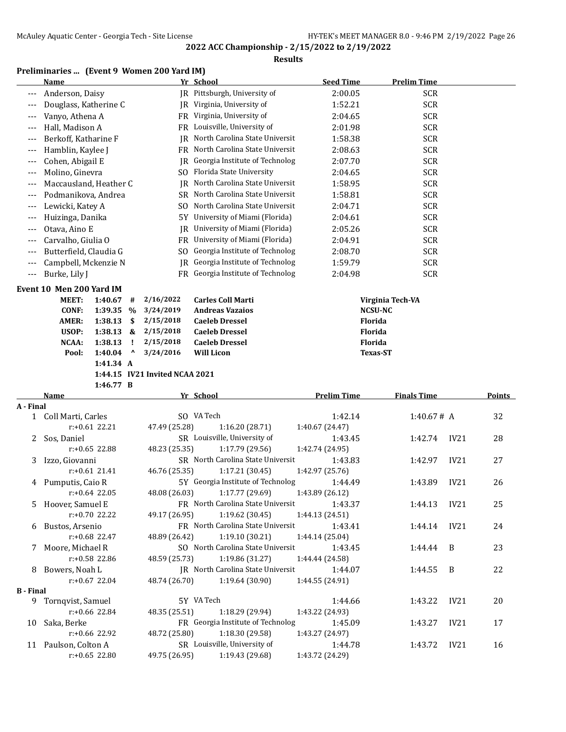## 2022 ACC Championship - 2/15/2022 to 2/19/2022

**Results**

### Preliminaries ... (Event 9 Women 200 Yard IM)

| | Name | Yr | School | Seed Time | Prelim Time |
|---|---|---|---|---|---|
| --- | Anderson, Daisy | JR | Pittsburgh, University of | 2:00.05 | SCR |
| --- | Douglass, Katherine C | JR | Virginia, University of | 1:52.21 | SCR |
| --- | Vanyo, Athena A | FR | Virginia, University of | 2:04.65 | SCR |
| --- | Hall, Madison A | FR | Louisville, University of | 2:01.98 | SCR |
| --- | Berkoff, Katharine F | JR | North Carolina State Universit | 1:58.38 | SCR |
| --- | Hamblin, Kaylee J | FR | North Carolina State Universit | 2:08.63 | SCR |
| --- | Cohen, Abigail E | JR | Georgia Institute of Technolog | 2:07.70 | SCR |
| --- | Molino, Ginevra | SO | Florida State University | 2:04.65 | SCR |
| --- | Maccausland, Heather C | JR | North Carolina State Universit | 1:58.95 | SCR |
| --- | Podmanikova, Andrea | SR | North Carolina State Universit | 1:58.81 | SCR |
| --- | Lewicki, Katey A | SO | North Carolina State Universit | 2:04.71 | SCR |
| --- | Huizinga, Danika | 5Y | University of Miami (Florida) | 2:04.61 | SCR |
| --- | Otava, Aino E | JR | University of Miami (Florida) | 2:05.26 | SCR |
| --- | Carvalho, Giulia O | FR | University of Miami (Florida) | 2:04.91 | SCR |
| --- | Butterfield, Claudia G | SO | Georgia Institute of Technolog | 2:08.70 | SCR |
| --- | Campbell, Mckenzie N | JR | Georgia Institute of Technolog | 1:59.79 | SCR |
| --- | Burke, Lily J | FR | Georgia Institute of Technolog | 2:04.98 | SCR |

### Event 10 Men 200 Yard IM

| Record | Time | Sym | Date | Name | Team |
|---|---|---|---|---|---|
| MEET: | 1:40.67 | # | 2/16/2022 | Carles Coll Marti | Virginia Tech-VA |
| CONF: | 1:39.35 | % | 3/24/2019 | Andreas Vazaios | NCSU-NC |
| AMER: | 1:38.13 | $ | 2/15/2018 | Caeleb Dressel | Florida |
| USOP: | 1:38.13 | & | 2/15/2018 | Caeleb Dressel | Florida |
| NCAA: | 1:38.13 | ! | 2/15/2018 | Caeleb Dressel | Florida |
| Pool: | 1:40.04 | ^ | 3/24/2016 | Will Licon | Texas-ST |
| | 1:41.34 | A | | | |
| | 1:44.15 | IV21 | Invited NCAA 2021 | | |
| | 1:46.77 | B | | | |

| | Name | Yr | School | Prelim Time | Finals Time | | Points |
|---|---|---|---|---|---|---|---|
| **A - Final** | | | | | | | |
| 1 | Coll Marti, Carles | SO | VA Tech | 1:42.14 | 1:40.67 # | A | 32 |
| | r:+0.61 22.21 | 47.49 (25.28) | 1:16.20 (28.71) | 1:40.67 (24.47) | | | |
| 2 | Sos, Daniel | SR | Louisville, University of | 1:43.45 | 1:42.74 | IV21 | 28 |
| | r:+0.65 22.88 | 48.23 (25.35) | 1:17.79 (29.56) | 1:42.74 (24.95) | | | |
| 3 | Izzo, Giovanni | SR | North Carolina State Universit | 1:43.83 | 1:42.97 | IV21 | 27 |
| | r:+0.61 21.41 | 46.76 (25.35) | 1:17.21 (30.45) | 1:42.97 (25.76) | | | |
| 4 | Pumputis, Caio R | 5Y | Georgia Institute of Technolog | 1:44.49 | 1:43.89 | IV21 | 26 |
| | r:+0.64 22.05 | 48.08 (26.03) | 1:17.77 (29.69) | 1:43.89 (26.12) | | | |
| 5 | Hoover, Samuel E | FR | North Carolina State Universit | 1:43.37 | 1:44.13 | IV21 | 25 |
| | r:+0.70 22.22 | 49.17 (26.95) | 1:19.62 (30.45) | 1:44.13 (24.51) | | | |
| 6 | Bustos, Arsenio | FR | North Carolina State Universit | 1:43.41 | 1:44.14 | IV21 | 24 |
| | r:+0.68 22.47 | 48.89 (26.42) | 1:19.10 (30.21) | 1:44.14 (25.04) | | | |
| 7 | Moore, Michael R | SO | North Carolina State Universit | 1:43.45 | 1:44.44 | B | 23 |
| | r:+0.58 22.86 | 48.59 (25.73) | 1:19.86 (31.27) | 1:44.44 (24.58) | | | |
| 8 | Bowers, Noah L | JR | North Carolina State Universit | 1:44.07 | 1:44.55 | B | 22 |
| | r:+0.67 22.04 | 48.74 (26.70) | 1:19.64 (30.90) | 1:44.55 (24.91) | | | |
| **B - Final** | | | | | | | |
| 9 | Tornqvist, Samuel | 5Y | VA Tech | 1:44.66 | 1:43.22 | IV21 | 20 |
| | r:+0.66 22.84 | 48.35 (25.51) | 1:18.29 (29.94) | 1:43.22 (24.93) | | | |
| 10 | Saka, Berke | FR | Georgia Institute of Technolog | 1:45.09 | 1:43.27 | IV21 | 17 |
| | r:+0.66 22.92 | 48.72 (25.80) | 1:18.30 (29.58) | 1:43.27 (24.97) | | | |
| 11 | Paulson, Colton A | SR | Louisville, University of | 1:44.78 | 1:43.72 | IV21 | 16 |
| | r:+0.65 22.80 | 49.75 (26.95) | 1:19.43 (29.68) | 1:43.72 (24.29) | | | |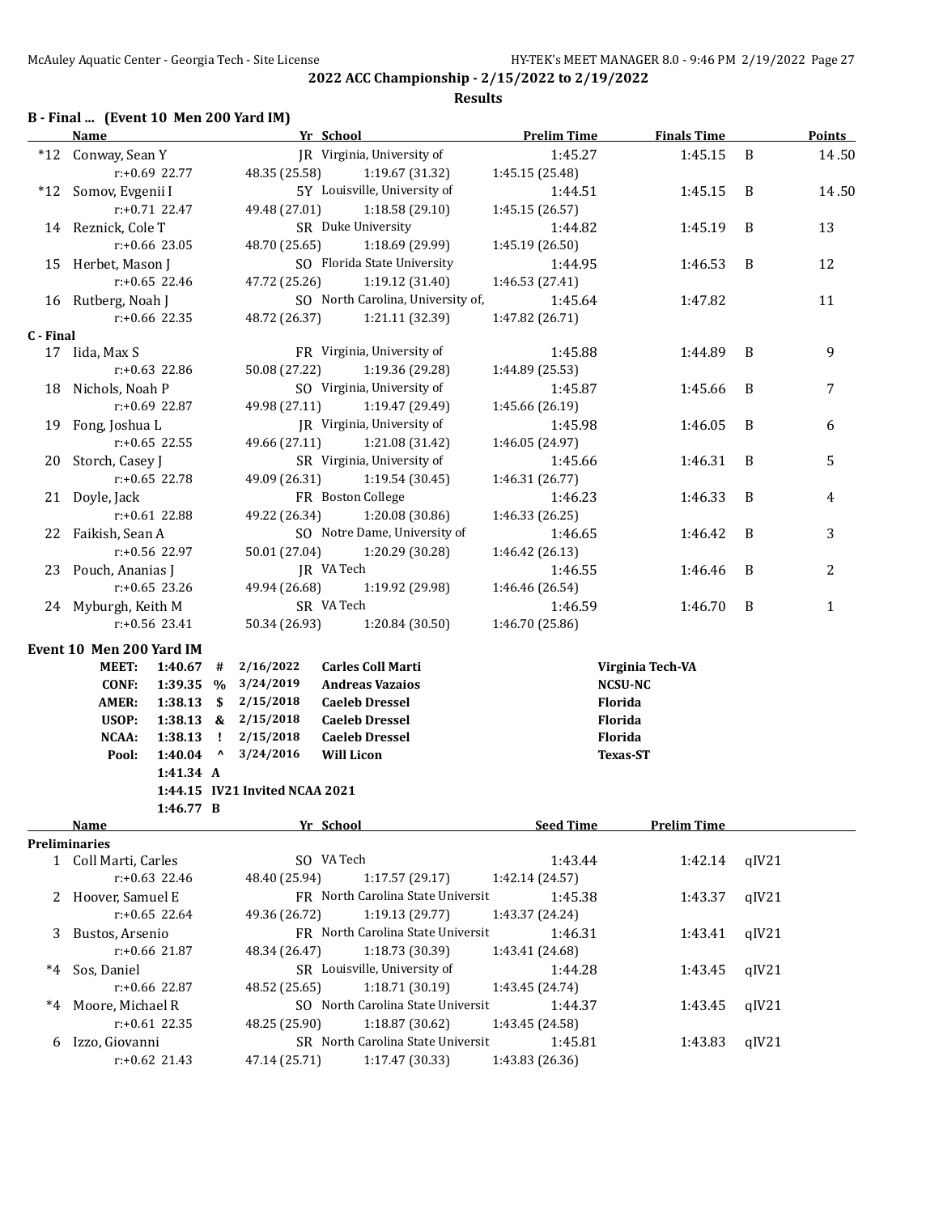**2022 ACC Championship - 2/15/2022 to 2/19/2022**

**Results**

## B - Final ... (Event 10 Men 200 Yard IM)

| | Name | Yr | School | Prelim Time | Finals Time | | Points |
|---|---|---|---|---|---|---|---|
| *12 | Conway, Sean Y | JR | Virginia, University of | 1:45.27 | 1:45.15 | B | 14.50 |
| | r:+0.69 22.77 | | 48.35 (25.58) 1:19.67 (31.32) 1:45.15 (25.48) | | | | |
| *12 | Somov, Evgenii I | 5Y | Louisville, University of | 1:44.51 | 1:45.15 | B | 14.50 |
| | r:+0.71 22.47 | | 49.48 (27.01) 1:18.58 (29.10) 1:45.15 (26.57) | | | | |
| 14 | Reznick, Cole T | SR | Duke University | 1:44.82 | 1:45.19 | B | 13 |
| | r:+0.66 23.05 | | 48.70 (25.65) 1:18.69 (29.99) 1:45.19 (26.50) | | | | |
| 15 | Herbet, Mason J | SO | Florida State University | 1:44.95 | 1:46.53 | B | 12 |
| | r:+0.65 22.46 | | 47.72 (25.26) 1:19.12 (31.40) 1:46.53 (27.41) | | | | |
| 16 | Rutberg, Noah J | SO | North Carolina, University of, | 1:45.64 | 1:47.82 | | 11 |
| | r:+0.66 22.35 | | 48.72 (26.37) 1:21.11 (32.39) 1:47.82 (26.71) | | | | |

## C - Final

| | Name | Yr | School | Prelim Time | Finals Time | | Points |
|---|---|---|---|---|---|---|---|
| 17 | Iida, Max S | FR | Virginia, University of | 1:45.88 | 1:44.89 | B | 9 |
| | r:+0.63 22.86 | | 50.08 (27.22) 1:19.36 (29.28) 1:44.89 (25.53) | | | | |
| 18 | Nichols, Noah P | SO | Virginia, University of | 1:45.87 | 1:45.66 | B | 7 |
| | r:+0.69 22.87 | | 49.98 (27.11) 1:19.47 (29.49) 1:45.66 (26.19) | | | | |
| 19 | Fong, Joshua L | JR | Virginia, University of | 1:45.98 | 1:46.05 | B | 6 |
| | r:+0.65 22.55 | | 49.66 (27.11) 1:21.08 (31.42) 1:46.05 (24.97) | | | | |
| 20 | Storch, Casey J | SR | Virginia, University of | 1:45.66 | 1:46.31 | B | 5 |
| | r:+0.65 22.78 | | 49.09 (26.31) 1:19.54 (30.45) 1:46.31 (26.77) | | | | |
| 21 | Doyle, Jack | FR | Boston College | 1:46.23 | 1:46.33 | B | 4 |
| | r:+0.61 22.88 | | 49.22 (26.34) 1:20.08 (30.86) 1:46.33 (26.25) | | | | |
| 22 | Faikish, Sean A | SO | Notre Dame, University of | 1:46.65 | 1:46.42 | B | 3 |
| | r:+0.56 22.97 | | 50.01 (27.04) 1:20.29 (30.28) 1:46.42 (26.13) | | | | |
| 23 | Pouch, Ananias J | JR | VA Tech | 1:46.55 | 1:46.46 | B | 2 |
| | r:+0.65 23.26 | | 49.94 (26.68) 1:19.92 (29.98) 1:46.46 (26.54) | | | | |
| 24 | Myburgh, Keith M | SR | VA Tech | 1:46.59 | 1:46.70 | B | 1 |
| | r:+0.56 23.41 | | 50.34 (26.93) 1:20.84 (30.50) 1:46.70 (25.86) | | | | |

## Event 10 Men 200 Yard IM

| | | | | | |
|---|---|---|---|---|---|
| MEET: | 1:40.67 | # | 2/16/2022 | Carles Coll Marti | Virginia Tech-VA |
| CONF: | 1:39.35 | % | 3/24/2019 | Andreas Vazaios | NCSU-NC |
| AMER: | 1:38.13 | $ | 2/15/2018 | Caeleb Dressel | Florida |
| USOP: | 1:38.13 | & | 2/15/2018 | Caeleb Dressel | Florida |
| NCAA: | 1:38.13 | ! | 2/15/2018 | Caeleb Dressel | Florida |
| Pool: | 1:40.04 | ^ | 3/24/2016 | Will Licon | Texas-ST |
| | 1:41.34 | A | | | |
| | 1:44.15 | IV21 | Invited NCAA 2021 | | |
| | 1:46.77 | B | | | |

## Preliminaries

| | Name | Yr | School | Seed Time | Prelim Time | |
|---|---|---|---|---|---|---|
| 1 | Coll Marti, Carles | SO | VA Tech | 1:43.44 | 1:42.14 | qIV21 |
| | r:+0.63 22.46 | | 48.40 (25.94) 1:17.57 (29.17) 1:42.14 (24.57) | | | |
| 2 | Hoover, Samuel E | FR | North Carolina State Universit | 1:45.38 | 1:43.37 | qIV21 |
| | r:+0.65 22.64 | | 49.36 (26.72) 1:19.13 (29.77) 1:43.37 (24.24) | | | |
| 3 | Bustos, Arsenio | FR | North Carolina State Universit | 1:46.31 | 1:43.41 | qIV21 |
| | r:+0.66 21.87 | | 48.34 (26.47) 1:18.73 (30.39) 1:43.41 (24.68) | | | |
| *4 | Sos, Daniel | SR | Louisville, University of | 1:44.28 | 1:43.45 | qIV21 |
| | r:+0.66 22.87 | | 48.52 (25.65) 1:18.71 (30.19) 1:43.45 (24.74) | | | |
| *4 | Moore, Michael R | SO | North Carolina State Universit | 1:44.37 | 1:43.45 | qIV21 |
| | r:+0.61 22.35 | | 48.25 (25.90) 1:18.87 (30.62) 1:43.45 (24.58) | | | |
| 6 | Izzo, Giovanni | SR | North Carolina State Universit | 1:45.81 | 1:43.83 | qIV21 |
| | r:+0.62 21.43 | | 47.14 (25.71) 1:17.47 (30.33) 1:43.83 (26.36) | | | |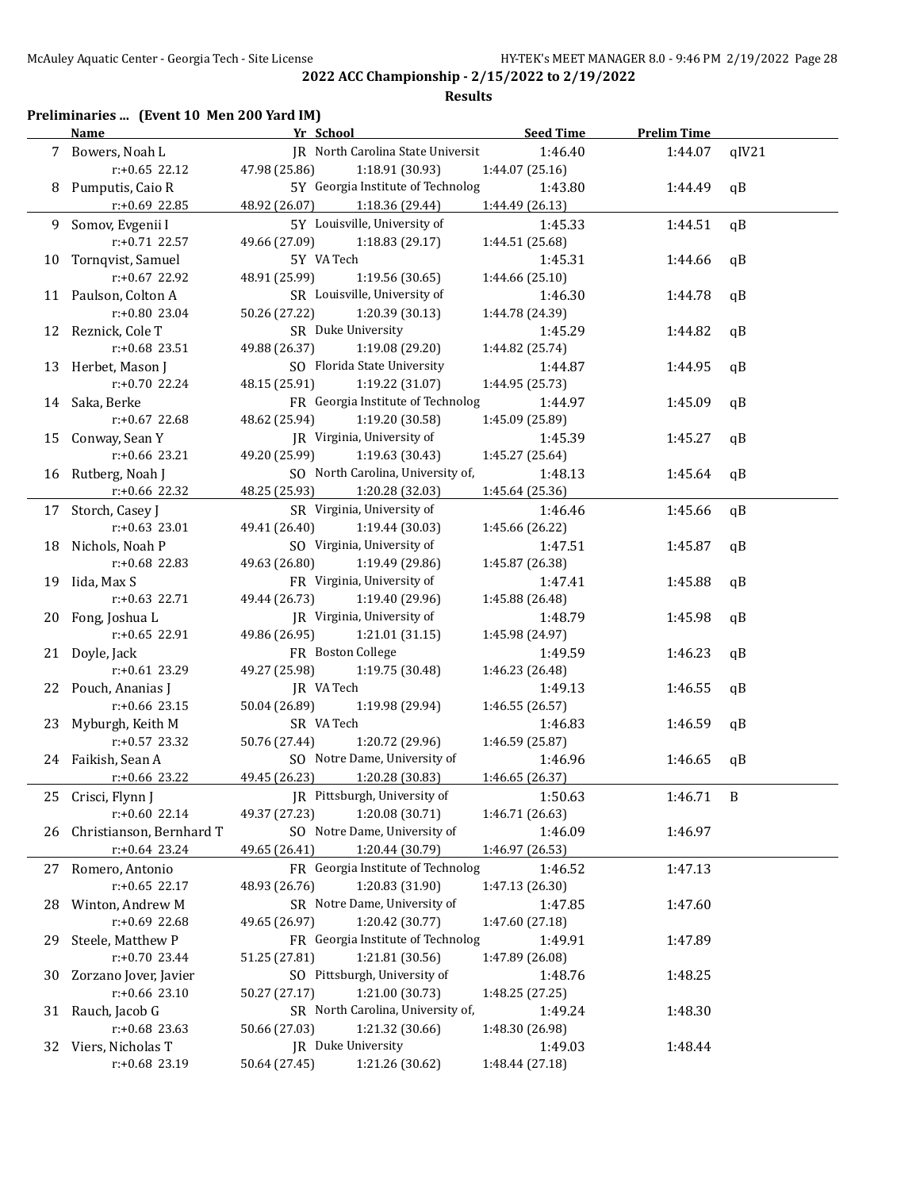**2022 ACC Championship - 2/15/2022 to 2/19/2022**

**Results**

### Preliminaries ... (Event 10 Men 200 Yard IM)

| | Name | Yr | School | Seed Time | Prelim Time | |
|---|---|---|---|---|---|---|
| 7 | Bowers, Noah L | JR | North Carolina State Universit | 1:46.40 | 1:44.07 | qIV21 |
| | r:+0.65 22.12 | 47.98 (25.86) | 1:18.91 (30.93) | 1:44.07 (25.16) | | |
| 8 | Pumputis, Caio R | 5Y | Georgia Institute of Technolog | 1:43.80 | 1:44.49 | qB |
| | r:+0.69 22.85 | 48.92 (26.07) | 1:18.36 (29.44) | 1:44.49 (26.13) | | |
| 9 | Somov, Evgenii I | 5Y | Louisville, University of | 1:45.33 | 1:44.51 | qB |
| | r:+0.71 22.57 | 49.66 (27.09) | 1:18.83 (29.17) | 1:44.51 (25.68) | | |
| 10 | Tornqvist, Samuel | 5Y | VA Tech | 1:45.31 | 1:44.66 | qB |
| | r:+0.67 22.92 | 48.91 (25.99) | 1:19.56 (30.65) | 1:44.66 (25.10) | | |
| 11 | Paulson, Colton A | SR | Louisville, University of | 1:46.30 | 1:44.78 | qB |
| | r:+0.80 23.04 | 50.26 (27.22) | 1:20.39 (30.13) | 1:44.78 (24.39) | | |
| 12 | Reznick, Cole T | SR | Duke University | 1:45.29 | 1:44.82 | qB |
| | r:+0.68 23.51 | 49.88 (26.37) | 1:19.08 (29.20) | 1:44.82 (25.74) | | |
| 13 | Herbet, Mason J | SO | Florida State University | 1:44.87 | 1:44.95 | qB |
| | r:+0.70 22.24 | 48.15 (25.91) | 1:19.22 (31.07) | 1:44.95 (25.73) | | |
| 14 | Saka, Berke | FR | Georgia Institute of Technolog | 1:44.97 | 1:45.09 | qB |
| | r:+0.67 22.68 | 48.62 (25.94) | 1:19.20 (30.58) | 1:45.09 (25.89) | | |
| 15 | Conway, Sean Y | JR | Virginia, University of | 1:45.39 | 1:45.27 | qB |
| | r:+0.66 23.21 | 49.20 (25.99) | 1:19.63 (30.43) | 1:45.27 (25.64) | | |
| 16 | Rutberg, Noah J | SO | North Carolina, University of, | 1:48.13 | 1:45.64 | qB |
| | r:+0.66 22.32 | 48.25 (25.93) | 1:20.28 (32.03) | 1:45.64 (25.36) | | |
| 17 | Storch, Casey J | SR | Virginia, University of | 1:46.46 | 1:45.66 | qB |
| | r:+0.63 23.01 | 49.41 (26.40) | 1:19.44 (30.03) | 1:45.66 (26.22) | | |
| 18 | Nichols, Noah P | SO | Virginia, University of | 1:47.51 | 1:45.87 | qB |
| | r:+0.68 22.83 | 49.63 (26.80) | 1:19.49 (29.86) | 1:45.87 (26.38) | | |
| 19 | Iida, Max S | FR | Virginia, University of | 1:47.41 | 1:45.88 | qB |
| | r:+0.63 22.71 | 49.44 (26.73) | 1:19.40 (29.96) | 1:45.88 (26.48) | | |
| 20 | Fong, Joshua L | JR | Virginia, University of | 1:48.79 | 1:45.98 | qB |
| | r:+0.65 22.91 | 49.86 (26.95) | 1:21.01 (31.15) | 1:45.98 (24.97) | | |
| 21 | Doyle, Jack | FR | Boston College | 1:49.59 | 1:46.23 | qB |
| | r:+0.61 23.29 | 49.27 (25.98) | 1:19.75 (30.48) | 1:46.23 (26.48) | | |
| 22 | Pouch, Ananias J | JR | VA Tech | 1:49.13 | 1:46.55 | qB |
| | r:+0.66 23.15 | 50.04 (26.89) | 1:19.98 (29.94) | 1:46.55 (26.57) | | |
| 23 | Myburgh, Keith M | SR | VA Tech | 1:46.83 | 1:46.59 | qB |
| | r:+0.57 23.32 | 50.76 (27.44) | 1:20.72 (29.96) | 1:46.59 (25.87) | | |
| 24 | Faikish, Sean A | SO | Notre Dame, University of | 1:46.96 | 1:46.65 | qB |
| | r:+0.66 23.22 | 49.45 (26.23) | 1:20.28 (30.83) | 1:46.65 (26.37) | | |
| 25 | Crisci, Flynn J | JR | Pittsburgh, University of | 1:50.63 | 1:46.71 | B |
| | r:+0.60 22.14 | 49.37 (27.23) | 1:20.08 (30.71) | 1:46.71 (26.63) | | |
| 26 | Christianson, Bernhard T | SO | Notre Dame, University of | 1:46.09 | 1:46.97 | |
| | r:+0.64 23.24 | 49.65 (26.41) | 1:20.44 (30.79) | 1:46.97 (26.53) | | |
| 27 | Romero, Antonio | FR | Georgia Institute of Technolog | 1:46.52 | 1:47.13 | |
| | r:+0.65 22.17 | 48.93 (26.76) | 1:20.83 (31.90) | 1:47.13 (26.30) | | |
| 28 | Winton, Andrew M | SR | Notre Dame, University of | 1:47.85 | 1:47.60 | |
| | r:+0.69 22.68 | 49.65 (26.97) | 1:20.42 (30.77) | 1:47.60 (27.18) | | |
| 29 | Steele, Matthew P | FR | Georgia Institute of Technolog | 1:49.91 | 1:47.89 | |
| | r:+0.70 23.44 | 51.25 (27.81) | 1:21.81 (30.56) | 1:47.89 (26.08) | | |
| 30 | Zorzano Jover, Javier | SO | Pittsburgh, University of | 1:48.76 | 1:48.25 | |
| | r:+0.66 23.10 | 50.27 (27.17) | 1:21.00 (30.73) | 1:48.25 (27.25) | | |
| 31 | Rauch, Jacob G | SR | North Carolina, University of, | 1:49.24 | 1:48.30 | |
| | r:+0.68 23.63 | 50.66 (27.03) | 1:21.32 (30.66) | 1:48.30 (26.98) | | |
| 32 | Viers, Nicholas T | JR | Duke University | 1:49.03 | 1:48.44 | |
| | r:+0.68 23.19 | 50.64 (27.45) | 1:21.26 (30.62) | 1:48.44 (27.18) | | |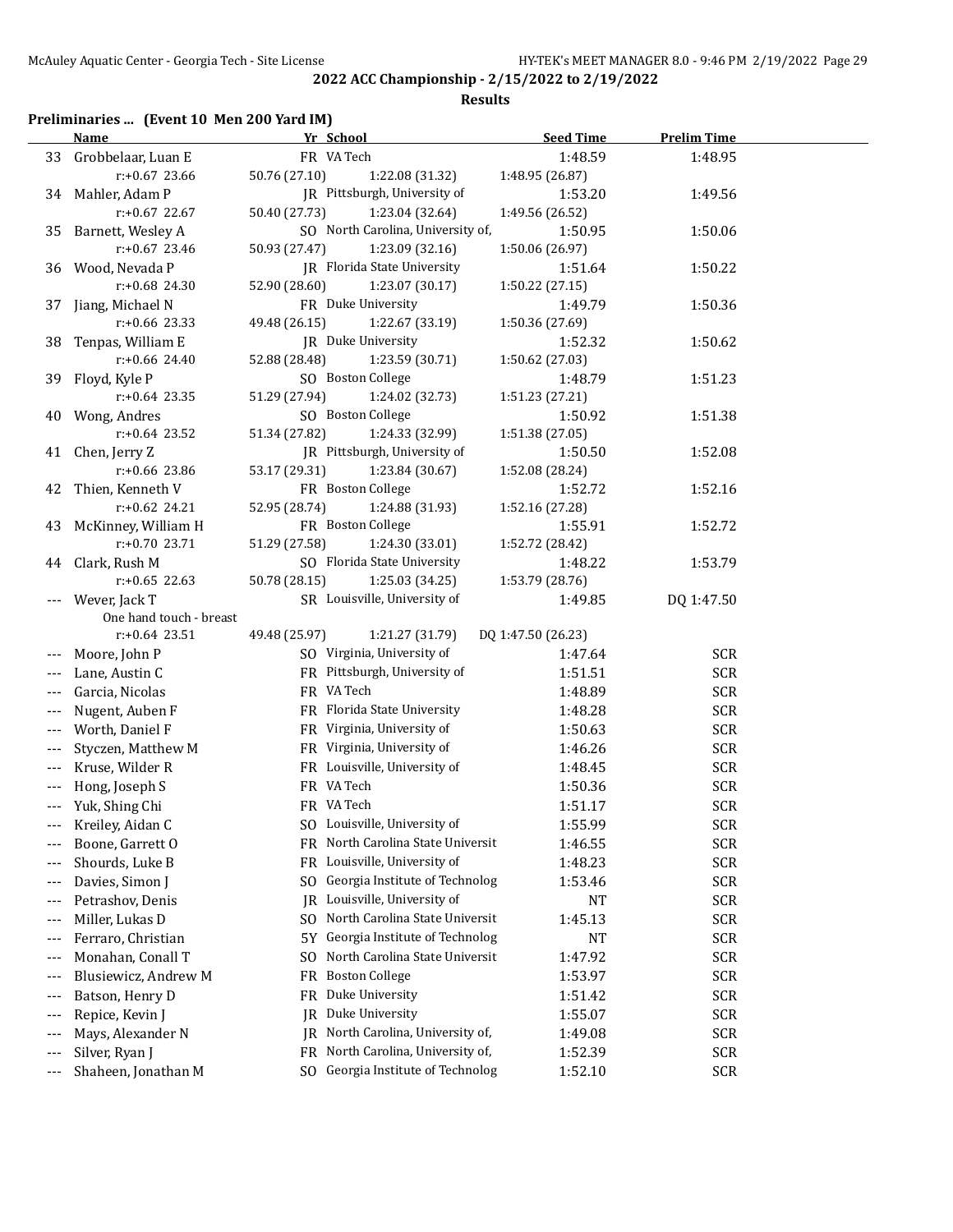## 2022 ACC Championship - 2/15/2022 to 2/19/2022

### Results

**Preliminaries ... (Event 10 Men 200 Yard IM)**

| | Name | Yr | School | Seed Time | Prelim Time |
|---|---|---|---|---|---|
| 33 | Grobbelaar, Luan E | FR | VA Tech | 1:48.59 | 1:48.95 |
| | r:+0.67 23.66 | 50.76 (27.10) | 1:22.08 (31.32) | 1:48.95 (26.87) | |
| 34 | Mahler, Adam P | JR | Pittsburgh, University of | 1:53.20 | 1:49.56 |
| | r:+0.67 22.67 | 50.40 (27.73) | 1:23.04 (32.64) | 1:49.56 (26.52) | |
| 35 | Barnett, Wesley A | SO | North Carolina, University of, | 1:50.95 | 1:50.06 |
| | r:+0.67 23.46 | 50.93 (27.47) | 1:23.09 (32.16) | 1:50.06 (26.97) | |
| 36 | Wood, Nevada P | JR | Florida State University | 1:51.64 | 1:50.22 |
| | r:+0.68 24.30 | 52.90 (28.60) | 1:23.07 (30.17) | 1:50.22 (27.15) | |
| 37 | Jiang, Michael N | FR | Duke University | 1:49.79 | 1:50.36 |
| | r:+0.66 23.33 | 49.48 (26.15) | 1:22.67 (33.19) | 1:50.36 (27.69) | |
| 38 | Tenpas, William E | JR | Duke University | 1:52.32 | 1:50.62 |
| | r:+0.66 24.40 | 52.88 (28.48) | 1:23.59 (30.71) | 1:50.62 (27.03) | |
| 39 | Floyd, Kyle P | SO | Boston College | 1:48.79 | 1:51.23 |
| | r:+0.64 23.35 | 51.29 (27.94) | 1:24.02 (32.73) | 1:51.23 (27.21) | |
| 40 | Wong, Andres | SO | Boston College | 1:50.92 | 1:51.38 |
| | r:+0.64 23.52 | 51.34 (27.82) | 1:24.33 (32.99) | 1:51.38 (27.05) | |
| 41 | Chen, Jerry Z | JR | Pittsburgh, University of | 1:50.50 | 1:52.08 |
| | r:+0.66 23.86 | 53.17 (29.31) | 1:23.84 (30.67) | 1:52.08 (28.24) | |
| 42 | Thien, Kenneth V | FR | Boston College | 1:52.72 | 1:52.16 |
| | r:+0.62 24.21 | 52.95 (28.74) | 1:24.88 (31.93) | 1:52.16 (27.28) | |
| 43 | McKinney, William H | FR | Boston College | 1:55.91 | 1:52.72 |
| | r:+0.70 23.71 | 51.29 (27.58) | 1:24.30 (33.01) | 1:52.72 (28.42) | |
| 44 | Clark, Rush M | SO | Florida State University | 1:48.22 | 1:53.79 |
| | r:+0.65 22.63 | 50.78 (28.15) | 1:25.03 (34.25) | 1:53.79 (28.76) | |
| --- | Wever, Jack T | SR | Louisville, University of | 1:49.85 | DQ 1:47.50 |
| | One hand touch - breast | | | | |
| | r:+0.64 23.51 | 49.48 (25.97) | 1:21.27 (31.79) | DQ 1:47.50 (26.23) | |
| --- | Moore, John P | SO | Virginia, University of | 1:47.64 | SCR |
| --- | Lane, Austin C | FR | Pittsburgh, University of | 1:51.51 | SCR |
| --- | Garcia, Nicolas | FR | VA Tech | 1:48.89 | SCR |
| --- | Nugent, Auben F | FR | Florida State University | 1:48.28 | SCR |
| --- | Worth, Daniel F | FR | Virginia, University of | 1:50.63 | SCR |
| --- | Styczen, Matthew M | FR | Virginia, University of | 1:46.26 | SCR |
| --- | Kruse, Wilder R | FR | Louisville, University of | 1:48.45 | SCR |
| --- | Hong, Joseph S | FR | VA Tech | 1:50.36 | SCR |
| --- | Yuk, Shing Chi | FR | VA Tech | 1:51.17 | SCR |
| --- | Kreiley, Aidan C | SO | Louisville, University of | 1:55.99 | SCR |
| --- | Boone, Garrett O | FR | North Carolina State Universit | 1:46.55 | SCR |
| --- | Shourds, Luke B | FR | Louisville, University of | 1:48.23 | SCR |
| --- | Davies, Simon J | SO | Georgia Institute of Technolog | 1:53.46 | SCR |
| --- | Petrashov, Denis | JR | Louisville, University of | NT | SCR |
| --- | Miller, Lukas D | SO | North Carolina State Universit | 1:45.13 | SCR |
| --- | Ferraro, Christian | 5Y | Georgia Institute of Technolog | NT | SCR |
| --- | Monahan, Conall T | SO | North Carolina State Universit | 1:47.92 | SCR |
| --- | Blusiewicz, Andrew M | FR | Boston College | 1:53.97 | SCR |
| --- | Batson, Henry D | FR | Duke University | 1:51.42 | SCR |
| --- | Repice, Kevin J | JR | Duke University | 1:55.07 | SCR |
| --- | Mays, Alexander N | JR | North Carolina, University of, | 1:49.08 | SCR |
| --- | Silver, Ryan J | FR | North Carolina, University of, | 1:52.39 | SCR |
| --- | Shaheen, Jonathan M | SO | Georgia Institute of Technolog | 1:52.10 | SCR |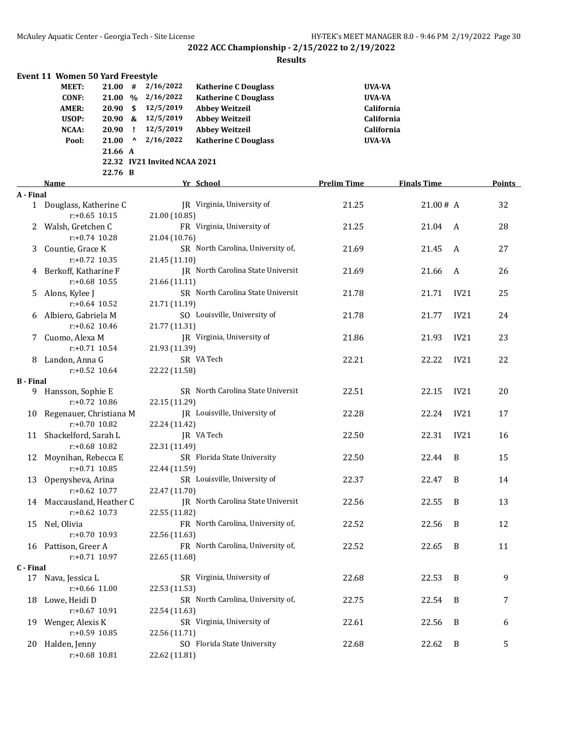## 2022 ACC Championship - 2/15/2022 to 2/19/2022

### Results

#### Event 11 Women 50 Yard Freestyle

| | | | | | |
|---|---|---|---|---|---|
| MEET: | 21.00 | # | 2/16/2022 | Katherine C Douglass | UVA-VA |
| CONF: | 21.00 | % | 2/16/2022 | Katherine C Douglass | UVA-VA |
| AMER: | 20.90 | $ | 12/5/2019 | Abbey Weitzeil | California |
| USOP: | 20.90 | & | 12/5/2019 | Abbey Weitzeil | California |
| NCAA: | 20.90 | ! | 12/5/2019 | Abbey Weitzeil | California |
| Pool: | 21.00 | ^ | 2/16/2022 | Katherine C Douglass | UVA-VA |
| | 21.66 | A | | | |
| | 22.32 | IV21 | Invited NCAA 2021 | | |
| | 22.76 | B | | | |

| | Name | Yr | School | Prelim Time | Finals Time | | Points |
|---|---|---|---|---|---|---|---|
| **A - Final** | | | | | | | |
| 1 | Douglass, Katherine C | JR | Virginia, University of | 21.25 | 21.00 # | A | 32 |
| | r:+0.65 10.15 | 21.00 (10.85) | | | | | |
| 2 | Walsh, Gretchen C | FR | Virginia, University of | 21.25 | 21.04 | A | 28 |
| | r:+0.74 10.28 | 21.04 (10.76) | | | | | |
| 3 | Countie, Grace K | SR | North Carolina, University of, | 21.69 | 21.45 | A | 27 |
| | r:+0.72 10.35 | 21.45 (11.10) | | | | | |
| 4 | Berkoff, Katharine F | JR | North Carolina State Universit | 21.69 | 21.66 | A | 26 |
| | r:+0.68 10.55 | 21.66 (11.11) | | | | | |
| 5 | Alons, Kylee J | SR | North Carolina State Universit | 21.78 | 21.71 | IV21 | 25 |
| | r:+0.64 10.52 | 21.71 (11.19) | | | | | |
| 6 | Albiero, Gabriela M | SO | Louisville, University of | 21.78 | 21.77 | IV21 | 24 |
| | r:+0.62 10.46 | 21.77 (11.31) | | | | | |
| 7 | Cuomo, Alexa M | JR | Virginia, University of | 21.86 | 21.93 | IV21 | 23 |
| | r:+0.71 10.54 | 21.93 (11.39) | | | | | |
| 8 | Landon, Anna G | SR | VA Tech | 22.21 | 22.22 | IV21 | 22 |
| | r:+0.52 10.64 | 22.22 (11.58) | | | | | |
| **B - Final** | | | | | | | |
| 9 | Hansson, Sophie E | SR | North Carolina State Universit | 22.51 | 22.15 | IV21 | 20 |
| | r:+0.72 10.86 | 22.15 (11.29) | | | | | |
| 10 | Regenauer, Christiana M | JR | Louisville, University of | 22.28 | 22.24 | IV21 | 17 |
| | r:+0.70 10.82 | 22.24 (11.42) | | | | | |
| 11 | Shackelford, Sarah L | JR | VA Tech | 22.50 | 22.31 | IV21 | 16 |
| | r:+0.68 10.82 | 22.31 (11.49) | | | | | |
| 12 | Moynihan, Rebecca E | SR | Florida State University | 22.50 | 22.44 | B | 15 |
| | r:+0.71 10.85 | 22.44 (11.59) | | | | | |
| 13 | Openysheva, Arina | SR | Louisville, University of | 22.37 | 22.47 | B | 14 |
| | r:+0.62 10.77 | 22.47 (11.70) | | | | | |
| 14 | Maccausland, Heather C | JR | North Carolina State Universit | 22.56 | 22.55 | B | 13 |
| | r:+0.62 10.73 | 22.55 (11.82) | | | | | |
| 15 | Nel, Olivia | FR | North Carolina, University of, | 22.52 | 22.56 | B | 12 |
| | r:+0.70 10.93 | 22.56 (11.63) | | | | | |
| 16 | Pattison, Greer A | FR | North Carolina, University of, | 22.52 | 22.65 | B | 11 |
| | r:+0.71 10.97 | 22.65 (11.68) | | | | | |
| **C - Final** | | | | | | | |
| 17 | Nava, Jessica L | SR | Virginia, University of | 22.68 | 22.53 | B | 9 |
| | r:+0.66 11.00 | 22.53 (11.53) | | | | | |
| 18 | Lowe, Heidi D | SR | North Carolina, University of, | 22.75 | 22.54 | B | 7 |
| | r:+0.67 10.91 | 22.54 (11.63) | | | | | |
| 19 | Wenger, Alexis K | SR | Virginia, University of | 22.61 | 22.56 | B | 6 |
| | r:+0.59 10.85 | 22.56 (11.71) | | | | | |
| 20 | Halden, Jenny | SO | Florida State University | 22.68 | 22.62 | B | 5 |
| | r:+0.68 10.81 | 22.62 (11.81) | | | | | |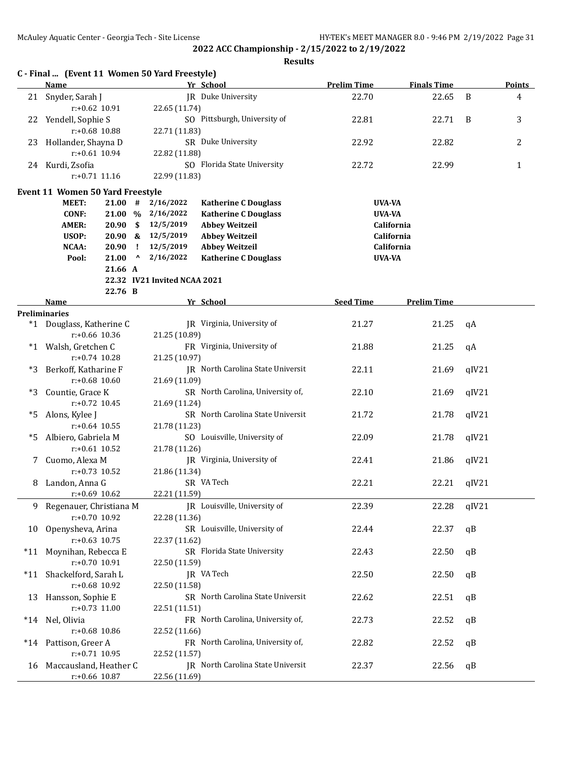**2022 ACC Championship - 2/15/2022 to 2/19/2022**

**Results**

### C - Final ... (Event 11 Women 50 Yard Freestyle)

| | Name | Yr | School | Prelim Time | Finals Time | | Points |
|---|---|---|---|---|---|---|---|
| 21 | Snyder, Sarah J | JR | Duke University | 22.70 | 22.65 | B | 4 |
| | r:+0.62 10.91 | 22.65 (11.74) | | | | | |
| 22 | Yendell, Sophie S | SO | Pittsburgh, University of | 22.81 | 22.71 | B | 3 |
| | r:+0.68 10.88 | 22.71 (11.83) | | | | | |
| 23 | Hollander, Shayna D | SR | Duke University | 22.92 | 22.82 | | 2 |
| | r:+0.61 10.94 | 22.82 (11.88) | | | | | |
| 24 | Kurdi, Zsofia | SO | Florida State University | 22.72 | 22.99 | | 1 |
| | r:+0.71 11.16 | 22.99 (11.83) | | | | | |

### Event 11 Women 50 Yard Freestyle

| | | | | | |
|---|---|---|---|---|---|
| MEET: | 21.00 | # | 2/16/2022 | Katherine C Douglass | UVA-VA |
| CONF: | 21.00 | % | 2/16/2022 | Katherine C Douglass | UVA-VA |
| AMER: | 20.90 | $ | 12/5/2019 | Abbey Weitzeil | California |
| USOP: | 20.90 | & | 12/5/2019 | Abbey Weitzeil | California |
| NCAA: | 20.90 | ! | 12/5/2019 | Abbey Weitzeil | California |
| Pool: | 21.00 | ^ | 2/16/2022 | Katherine C Douglass | UVA-VA |
| | 21.66 | A | | | |
| | 22.32 | IV21 Invited NCAA 2021 | | | |
| | 22.76 | B | | | |

| | Name | Yr | School | Seed Time | Prelim Time | |
|---|---|---|---|---|---|---|
| **Preliminaries** | | | | | | |
| *1 | Douglass, Katherine C | JR | Virginia, University of | 21.27 | 21.25 | qA |
| | r:+0.66 10.36 | 21.25 (10.89) | | | | |
| *1 | Walsh, Gretchen C | FR | Virginia, University of | 21.88 | 21.25 | qA |
| | r:+0.74 10.28 | 21.25 (10.97) | | | | |
| *3 | Berkoff, Katharine F | JR | North Carolina State Universit | 22.11 | 21.69 | qIV21 |
| | r:+0.68 10.60 | 21.69 (11.09) | | | | |
| *3 | Countie, Grace K | SR | North Carolina, University of, | 22.10 | 21.69 | qIV21 |
| | r:+0.72 10.45 | 21.69 (11.24) | | | | |
| *5 | Alons, Kylee J | SR | North Carolina State Universit | 21.72 | 21.78 | qIV21 |
| | r:+0.64 10.55 | 21.78 (11.23) | | | | |
| *5 | Albiero, Gabriela M | SO | Louisville, University of | 22.09 | 21.78 | qIV21 |
| | r:+0.61 10.52 | 21.78 (11.26) | | | | |
| 7 | Cuomo, Alexa M | JR | Virginia, University of | 22.41 | 21.86 | qIV21 |
| | r:+0.73 10.52 | 21.86 (11.34) | | | | |
| 8 | Landon, Anna G | SR | VA Tech | 22.21 | 22.21 | qIV21 |
| | r:+0.69 10.62 | 22.21 (11.59) | | | | |
| 9 | Regenauer, Christiana M | JR | Louisville, University of | 22.39 | 22.28 | qIV21 |
| | r:+0.70 10.92 | 22.28 (11.36) | | | | |
| 10 | Openysheva, Arina | SR | Louisville, University of | 22.44 | 22.37 | qB |
| | r:+0.63 10.75 | 22.37 (11.62) | | | | |
| *11 | Moynihan, Rebecca E | SR | Florida State University | 22.43 | 22.50 | qB |
| | r:+0.70 10.91 | 22.50 (11.59) | | | | |
| *11 | Shackelford, Sarah L | JR | VA Tech | 22.50 | 22.50 | qB |
| | r:+0.68 10.92 | 22.50 (11.58) | | | | |
| 13 | Hansson, Sophie E | SR | North Carolina State Universit | 22.62 | 22.51 | qB |
| | r:+0.73 11.00 | 22.51 (11.51) | | | | |
| *14 | Nel, Olivia | FR | North Carolina, University of, | 22.73 | 22.52 | qB |
| | r:+0.68 10.86 | 22.52 (11.66) | | | | |
| *14 | Pattison, Greer A | FR | North Carolina, University of, | 22.82 | 22.52 | qB |
| | r:+0.71 10.95 | 22.52 (11.57) | | | | |
| 16 | Maccausland, Heather C | JR | North Carolina State Universit | 22.37 | 22.56 | qB |
| | r:+0.66 10.87 | 22.56 (11.69) | | | | |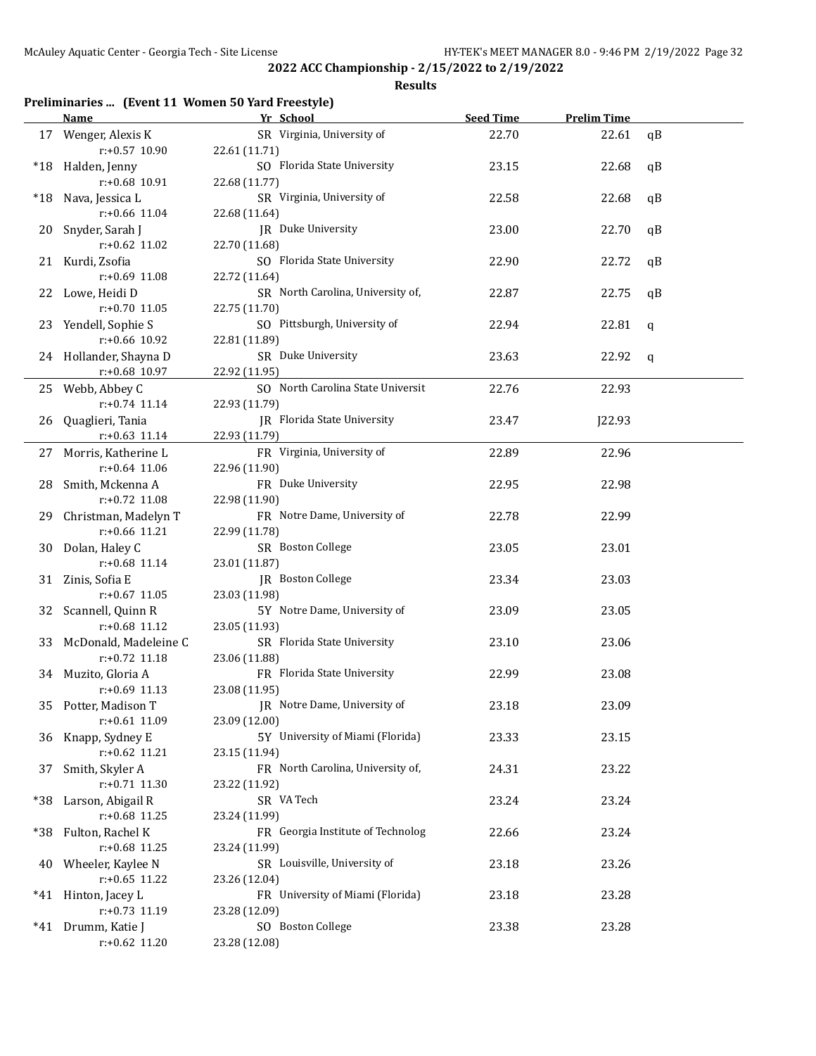## 2022 ACC Championship - 2/15/2022 to 2/19/2022

### Results

**Preliminaries ... (Event 11 Women 50 Yard Freestyle)**

| | Name | Yr | School | Seed Time | Prelim Time | |
|---|---|---|---|---|---|---|
| 17 | Wenger, Alexis K | SR | Virginia, University of | 22.70 | 22.61 | qB |
| | r:+0.57 10.90 | | 22.61 (11.71) | | | |
| *18 | Halden, Jenny | SO | Florida State University | 23.15 | 22.68 | qB |
| | r:+0.68 10.91 | | 22.68 (11.77) | | | |
| *18 | Nava, Jessica L | SR | Virginia, University of | 22.58 | 22.68 | qB |
| | r:+0.66 11.04 | | 22.68 (11.64) | | | |
| 20 | Snyder, Sarah J | JR | Duke University | 23.00 | 22.70 | qB |
| | r:+0.62 11.02 | | 22.70 (11.68) | | | |
| 21 | Kurdi, Zsofia | SO | Florida State University | 22.90 | 22.72 | qB |
| | r:+0.69 11.08 | | 22.72 (11.64) | | | |
| 22 | Lowe, Heidi D | SR | North Carolina, University of, | 22.87 | 22.75 | qB |
| | r:+0.70 11.05 | | 22.75 (11.70) | | | |
| 23 | Yendell, Sophie S | SO | Pittsburgh, University of | 22.94 | 22.81 | q |
| | r:+0.66 10.92 | | 22.81 (11.89) | | | |
| 24 | Hollander, Shayna D | SR | Duke University | 23.63 | 22.92 | q |
| | r:+0.68 10.97 | | 22.92 (11.95) | | | |
| 25 | Webb, Abbey C | SO | North Carolina State Universit | 22.76 | 22.93 | |
| | r:+0.74 11.14 | | 22.93 (11.79) | | | |
| 26 | Quaglieri, Tania | JR | Florida State University | 23.47 | J22.93 | |
| | r:+0.63 11.14 | | 22.93 (11.79) | | | |
| 27 | Morris, Katherine L | FR | Virginia, University of | 22.89 | 22.96 | |
| | r:+0.64 11.06 | | 22.96 (11.90) | | | |
| 28 | Smith, Mckenna A | FR | Duke University | 22.95 | 22.98 | |
| | r:+0.72 11.08 | | 22.98 (11.90) | | | |
| 29 | Christman, Madelyn T | FR | Notre Dame, University of | 22.78 | 22.99 | |
| | r:+0.66 11.21 | | 22.99 (11.78) | | | |
| 30 | Dolan, Haley C | SR | Boston College | 23.05 | 23.01 | |
| | r:+0.68 11.14 | | 23.01 (11.87) | | | |
| 31 | Zinis, Sofia E | JR | Boston College | 23.34 | 23.03 | |
| | r:+0.67 11.05 | | 23.03 (11.98) | | | |
| 32 | Scannell, Quinn R | 5Y | Notre Dame, University of | 23.09 | 23.05 | |
| | r:+0.68 11.12 | | 23.05 (11.93) | | | |
| 33 | McDonald, Madeleine C | SR | Florida State University | 23.10 | 23.06 | |
| | r:+0.72 11.18 | | 23.06 (11.88) | | | |
| 34 | Muzito, Gloria A | FR | Florida State University | 22.99 | 23.08 | |
| | r:+0.69 11.13 | | 23.08 (11.95) | | | |
| 35 | Potter, Madison T | JR | Notre Dame, University of | 23.18 | 23.09 | |
| | r:+0.61 11.09 | | 23.09 (12.00) | | | |
| 36 | Knapp, Sydney E | 5Y | University of Miami (Florida) | 23.33 | 23.15 | |
| | r:+0.62 11.21 | | 23.15 (11.94) | | | |
| 37 | Smith, Skyler A | FR | North Carolina, University of, | 24.31 | 23.22 | |
| | r:+0.71 11.30 | | 23.22 (11.92) | | | |
| *38 | Larson, Abigail R | SR | VA Tech | 23.24 | 23.24 | |
| | r:+0.68 11.25 | | 23.24 (11.99) | | | |
| *38 | Fulton, Rachel K | FR | Georgia Institute of Technolog | 22.66 | 23.24 | |
| | r:+0.68 11.25 | | 23.24 (11.99) | | | |
| 40 | Wheeler, Kaylee N | SR | Louisville, University of | 23.18 | 23.26 | |
| | r:+0.65 11.22 | | 23.26 (12.04) | | | |
| *41 | Hinton, Jacey L | FR | University of Miami (Florida) | 23.18 | 23.28 | |
| | r:+0.73 11.19 | | 23.28 (12.09) | | | |
| *41 | Drumm, Katie J | SO | Boston College | 23.38 | 23.28 | |
| | r:+0.62 11.20 | | 23.28 (12.08) | | | |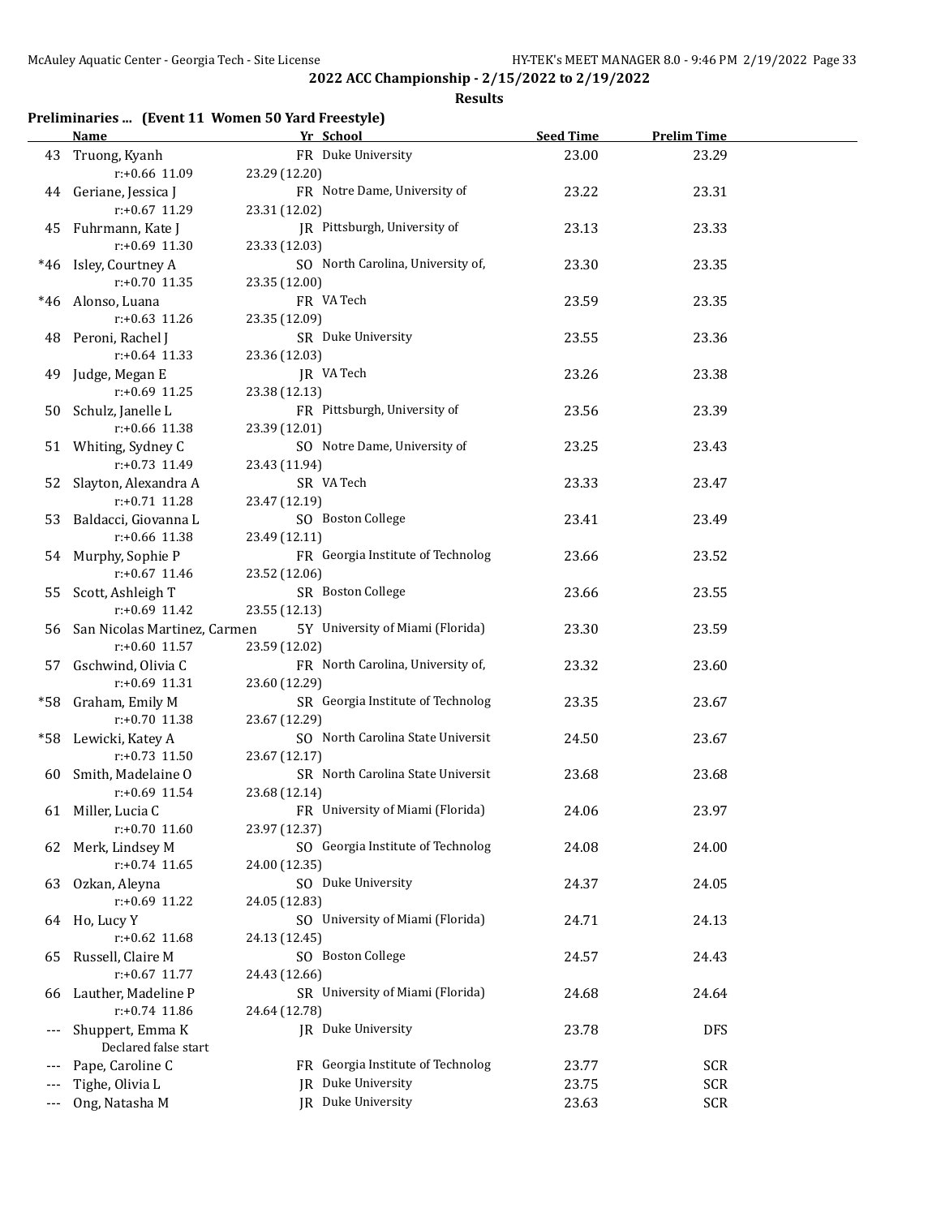## 2022 ACC Championship - 2/15/2022 to 2/19/2022

### Results

#### Preliminaries ... (Event 11 Women 50 Yard Freestyle)

| | Name | Yr | School | Seed Time | Prelim Time |
|---|---|---|---|---|---|
| 43 | Truong, Kyanh | FR | Duke University | 23.00 | 23.29 |
| | r:+0.66 11.09 | 23.29 (12.20) | | | |
| 44 | Geriane, Jessica J | FR | Notre Dame, University of | 23.22 | 23.31 |
| | r:+0.67 11.29 | 23.31 (12.02) | | | |
| 45 | Fuhrmann, Kate J | JR | Pittsburgh, University of | 23.13 | 23.33 |
| | r:+0.69 11.30 | 23.33 (12.03) | | | |
| *46 | Isley, Courtney A | SO | North Carolina, University of, | 23.30 | 23.35 |
| | r:+0.70 11.35 | 23.35 (12.00) | | | |
| *46 | Alonso, Luana | FR | VA Tech | 23.59 | 23.35 |
| | r:+0.63 11.26 | 23.35 (12.09) | | | |
| 48 | Peroni, Rachel J | SR | Duke University | 23.55 | 23.36 |
| | r:+0.64 11.33 | 23.36 (12.03) | | | |
| 49 | Judge, Megan E | JR | VA Tech | 23.26 | 23.38 |
| | r:+0.69 11.25 | 23.38 (12.13) | | | |
| 50 | Schulz, Janelle L | FR | Pittsburgh, University of | 23.56 | 23.39 |
| | r:+0.66 11.38 | 23.39 (12.01) | | | |
| 51 | Whiting, Sydney C | SO | Notre Dame, University of | 23.25 | 23.43 |
| | r:+0.73 11.49 | 23.43 (11.94) | | | |
| 52 | Slayton, Alexandra A | SR | VA Tech | 23.33 | 23.47 |
| | r:+0.71 11.28 | 23.47 (12.19) | | | |
| 53 | Baldacci, Giovanna L | SO | Boston College | 23.41 | 23.49 |
| | r:+0.66 11.38 | 23.49 (12.11) | | | |
| 54 | Murphy, Sophie P | FR | Georgia Institute of Technolog | 23.66 | 23.52 |
| | r:+0.67 11.46 | 23.52 (12.06) | | | |
| 55 | Scott, Ashleigh T | SR | Boston College | 23.66 | 23.55 |
| | r:+0.69 11.42 | 23.55 (12.13) | | | |
| 56 | San Nicolas Martinez, Carmen | 5Y | University of Miami (Florida) | 23.30 | 23.59 |
| | r:+0.60 11.57 | 23.59 (12.02) | | | |
| 57 | Gschwind, Olivia C | FR | North Carolina, University of, | 23.32 | 23.60 |
| | r:+0.69 11.31 | 23.60 (12.29) | | | |
| *58 | Graham, Emily M | SR | Georgia Institute of Technolog | 23.35 | 23.67 |
| | r:+0.70 11.38 | 23.67 (12.29) | | | |
| *58 | Lewicki, Katey A | SO | North Carolina State Universit | 24.50 | 23.67 |
| | r:+0.73 11.50 | 23.67 (12.17) | | | |
| 60 | Smith, Madelaine O | SR | North Carolina State Universit | 23.68 | 23.68 |
| | r:+0.69 11.54 | 23.68 (12.14) | | | |
| 61 | Miller, Lucia C | FR | University of Miami (Florida) | 24.06 | 23.97 |
| | r:+0.70 11.60 | 23.97 (12.37) | | | |
| 62 | Merk, Lindsey M | SO | Georgia Institute of Technolog | 24.08 | 24.00 |
| | r:+0.74 11.65 | 24.00 (12.35) | | | |
| 63 | Ozkan, Aleyna | SO | Duke University | 24.37 | 24.05 |
| | r:+0.69 11.22 | 24.05 (12.83) | | | |
| 64 | Ho, Lucy Y | SO | University of Miami (Florida) | 24.71 | 24.13 |
| | r:+0.62 11.68 | 24.13 (12.45) | | | |
| 65 | Russell, Claire M | SO | Boston College | 24.57 | 24.43 |
| | r:+0.67 11.77 | 24.43 (12.66) | | | |
| 66 | Lauther, Madeline P | SR | University of Miami (Florida) | 24.68 | 24.64 |
| | r:+0.74 11.86 | 24.64 (12.78) | | | |
| --- | Shuppert, Emma K | JR | Duke University | 23.78 | DFS |
| | Declared false start | | | | |
| --- | Pape, Caroline C | FR | Georgia Institute of Technolog | 23.77 | SCR |
| --- | Tighe, Olivia L | JR | Duke University | 23.75 | SCR |
| --- | Ong, Natasha M | JR | Duke University | 23.63 | SCR |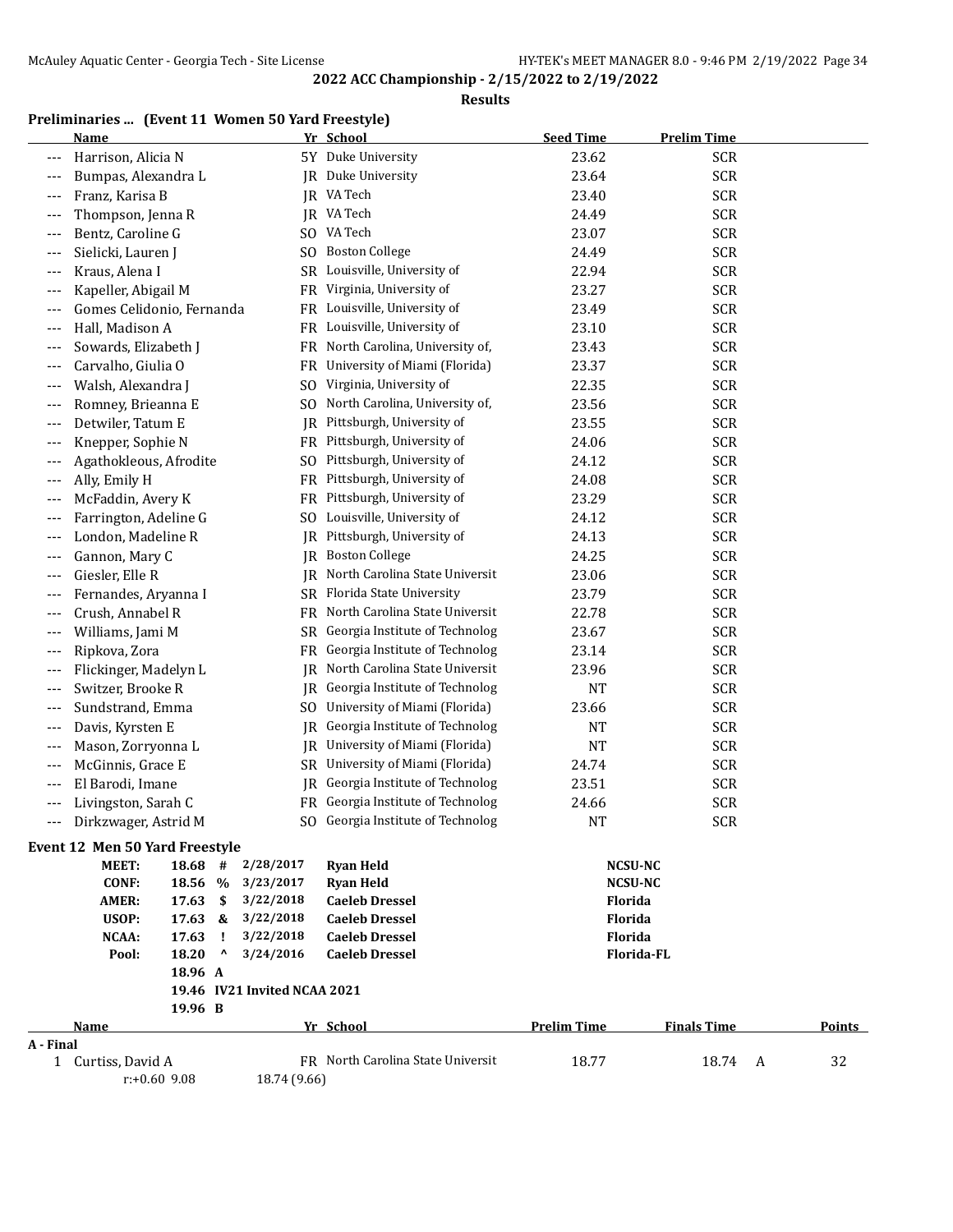## 2022 ACC Championship - 2/15/2022 to 2/19/2022

### Results

**Preliminaries ... (Event 11 Women 50 Yard Freestyle)**

| | Name | Yr | School | Seed Time | Prelim Time |
|---|---|---|---|---|---|
| --- | Harrison, Alicia N | 5Y | Duke University | 23.62 | SCR |
| --- | Bumpas, Alexandra L | JR | Duke University | 23.64 | SCR |
| --- | Franz, Karisa B | JR | VA Tech | 23.40 | SCR |
| --- | Thompson, Jenna R | JR | VA Tech | 24.49 | SCR |
| --- | Bentz, Caroline G | SO | VA Tech | 23.07 | SCR |
| --- | Sielicki, Lauren J | SO | Boston College | 24.49 | SCR |
| --- | Kraus, Alena I | SR | Louisville, University of | 22.94 | SCR |
| --- | Kapeller, Abigail M | FR | Virginia, University of | 23.27 | SCR |
| --- | Gomes Celidonio, Fernanda | FR | Louisville, University of | 23.49 | SCR |
| --- | Hall, Madison A | FR | Louisville, University of | 23.10 | SCR |
| --- | Sowards, Elizabeth J | FR | North Carolina, University of, | 23.43 | SCR |
| --- | Carvalho, Giulia O | FR | University of Miami (Florida) | 23.37 | SCR |
| --- | Walsh, Alexandra J | SO | Virginia, University of | 22.35 | SCR |
| --- | Romney, Brieanna E | SO | North Carolina, University of, | 23.56 | SCR |
| --- | Detwiler, Tatum E | JR | Pittsburgh, University of | 23.55 | SCR |
| --- | Knepper, Sophie N | FR | Pittsburgh, University of | 24.06 | SCR |
| --- | Agathokleous, Afrodite | SO | Pittsburgh, University of | 24.12 | SCR |
| --- | Ally, Emily H | FR | Pittsburgh, University of | 24.08 | SCR |
| --- | McFaddin, Avery K | FR | Pittsburgh, University of | 23.29 | SCR |
| --- | Farrington, Adeline G | SO | Louisville, University of | 24.12 | SCR |
| --- | London, Madeline R | JR | Pittsburgh, University of | 24.13 | SCR |
| --- | Gannon, Mary C | JR | Boston College | 24.25 | SCR |
| --- | Giesler, Elle R | JR | North Carolina State Universit | 23.06 | SCR |
| --- | Fernandes, Aryanna I | SR | Florida State University | 23.79 | SCR |
| --- | Crush, Annabel R | FR | North Carolina State Universit | 22.78 | SCR |
| --- | Williams, Jami M | SR | Georgia Institute of Technolog | 23.67 | SCR |
| --- | Ripkova, Zora | FR | Georgia Institute of Technolog | 23.14 | SCR |
| --- | Flickinger, Madelyn L | JR | North Carolina State Universit | 23.96 | SCR |
| --- | Switzer, Brooke R | JR | Georgia Institute of Technolog | NT | SCR |
| --- | Sundstrand, Emma | SO | University of Miami (Florida) | 23.66 | SCR |
| --- | Davis, Kyrsten E | JR | Georgia Institute of Technolog | NT | SCR |
| --- | Mason, Zorryonna L | JR | University of Miami (Florida) | NT | SCR |
| --- | McGinnis, Grace E | SR | University of Miami (Florida) | 24.74 | SCR |
| --- | El Barodi, Imane | JR | Georgia Institute of Technolog | 23.51 | SCR |
| --- | Livingston, Sarah C | FR | Georgia Institute of Technolog | 24.66 | SCR |
| --- | Dirkzwager, Astrid M | SO | Georgia Institute of Technolog | NT | SCR |

**Event 12 Men 50 Yard Freestyle**

| | Time | | Date | Name | School |
|---|---|---|---|---|---|
| MEET: | 18.68 | # | 2/28/2017 | Ryan Held | NCSU-NC |
| CONF: | 18.56 | % | 3/23/2017 | Ryan Held | NCSU-NC |
| AMER: | 17.63 | $ | 3/22/2018 | Caeleb Dressel | Florida |
| USOP: | 17.63 | & | 3/22/2018 | Caeleb Dressel | Florida |
| NCAA: | 17.63 | ! | 3/22/2018 | Caeleb Dressel | Florida |
| Pool: | 18.20 | ^ | 3/24/2016 | Caeleb Dressel | Florida-FL |
| | 18.96 | A | | | |
| | 19.46 | IV21 Invited NCAA 2021 | | | |
| | 19.96 | B | | | |

| | Name | Yr | School | Prelim Time | Finals Time | | Points |
|---|---|---|---|---|---|---|---|
| **A - Final** | | | | | | | |
| 1 | Curtiss, David A | FR | North Carolina State Universit | 18.77 | 18.74 | A | 32 |
| | r:+0.60 9.08 | | 18.74 (9.66) | | | | |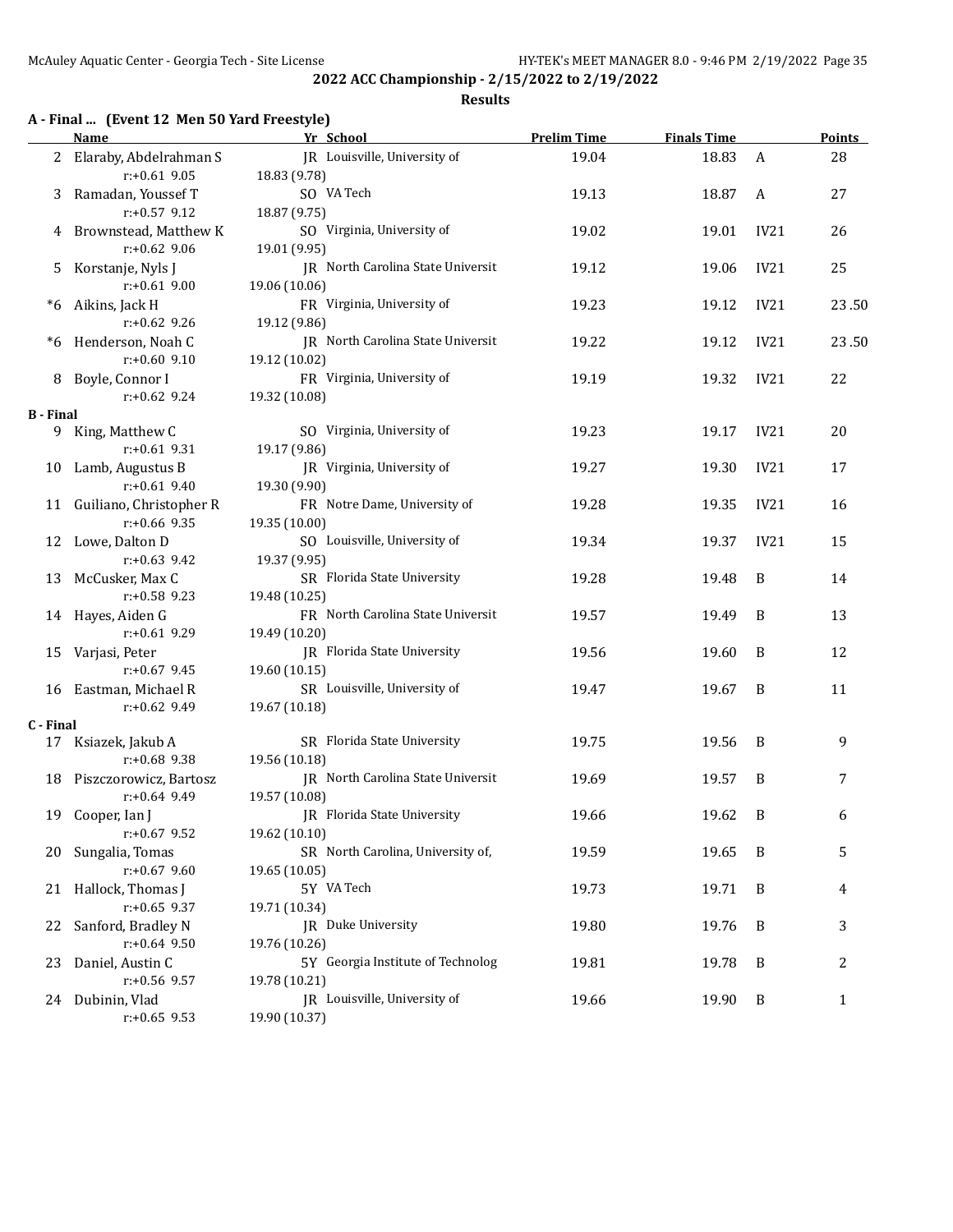## 2022 ACC Championship - 2/15/2022 to 2/19/2022

### Results

### A - Final ... (Event 12 Men 50 Yard Freestyle)

| | Name | Yr | School | Prelim Time | Finals Time | | Points |
|---|---|---|---|---|---|---|---|
| 2 | Elaraby, Abdelrahman S | JR | Louisville, University of | 19.04 | 18.83 | A | 28 |
| | r:+0.61 9.05 | 18.83 (9.78) | | | | | |
| 3 | Ramadan, Youssef T | SO | VA Tech | 19.13 | 18.87 | A | 27 |
| | r:+0.57 9.12 | 18.87 (9.75) | | | | | |
| 4 | Brownstead, Matthew K | SO | Virginia, University of | 19.02 | 19.01 | IV21 | 26 |
| | r:+0.62 9.06 | 19.01 (9.95) | | | | | |
| 5 | Korstanje, Nyls J | JR | North Carolina State Universit | 19.12 | 19.06 | IV21 | 25 |
| | r:+0.61 9.00 | 19.06 (10.06) | | | | | |
| *6 | Aikins, Jack H | FR | Virginia, University of | 19.23 | 19.12 | IV21 | 23.50 |
| | r:+0.62 9.26 | 19.12 (9.86) | | | | | |
| *6 | Henderson, Noah C | JR | North Carolina State Universit | 19.22 | 19.12 | IV21 | 23.50 |
| | r:+0.60 9.10 | 19.12 (10.02) | | | | | |
| 8 | Boyle, Connor I | FR | Virginia, University of | 19.19 | 19.32 | IV21 | 22 |
| | r:+0.62 9.24 | 19.32 (10.08) | | | | | |
| **B - Final** | | | | | | | |
| 9 | King, Matthew C | SO | Virginia, University of | 19.23 | 19.17 | IV21 | 20 |
| | r:+0.61 9.31 | 19.17 (9.86) | | | | | |
| 10 | Lamb, Augustus B | JR | Virginia, University of | 19.27 | 19.30 | IV21 | 17 |
| | r:+0.61 9.40 | 19.30 (9.90) | | | | | |
| 11 | Guiliano, Christopher R | FR | Notre Dame, University of | 19.28 | 19.35 | IV21 | 16 |
| | r:+0.66 9.35 | 19.35 (10.00) | | | | | |
| 12 | Lowe, Dalton D | SO | Louisville, University of | 19.34 | 19.37 | IV21 | 15 |
| | r:+0.63 9.42 | 19.37 (9.95) | | | | | |
| 13 | McCusker, Max C | SR | Florida State University | 19.28 | 19.48 | B | 14 |
| | r:+0.58 9.23 | 19.48 (10.25) | | | | | |
| 14 | Hayes, Aiden G | FR | North Carolina State Universit | 19.57 | 19.49 | B | 13 |
| | r:+0.61 9.29 | 19.49 (10.20) | | | | | |
| 15 | Varjasi, Peter | JR | Florida State University | 19.56 | 19.60 | B | 12 |
| | r:+0.67 9.45 | 19.60 (10.15) | | | | | |
| 16 | Eastman, Michael R | SR | Louisville, University of | 19.47 | 19.67 | B | 11 |
| | r:+0.62 9.49 | 19.67 (10.18) | | | | | |
| **C - Final** | | | | | | | |
| 17 | Ksiazek, Jakub A | SR | Florida State University | 19.75 | 19.56 | B | 9 |
| | r:+0.68 9.38 | 19.56 (10.18) | | | | | |
| 18 | Piszczorowicz, Bartosz | JR | North Carolina State Universit | 19.69 | 19.57 | B | 7 |
| | r:+0.64 9.49 | 19.57 (10.08) | | | | | |
| 19 | Cooper, Ian J | JR | Florida State University | 19.66 | 19.62 | B | 6 |
| | r:+0.67 9.52 | 19.62 (10.10) | | | | | |
| 20 | Sungalia, Tomas | SR | North Carolina, University of, | 19.59 | 19.65 | B | 5 |
| | r:+0.67 9.60 | 19.65 (10.05) | | | | | |
| 21 | Hallock, Thomas J | 5Y | VA Tech | 19.73 | 19.71 | B | 4 |
| | r:+0.65 9.37 | 19.71 (10.34) | | | | | |
| 22 | Sanford, Bradley N | JR | Duke University | 19.80 | 19.76 | B | 3 |
| | r:+0.64 9.50 | 19.76 (10.26) | | | | | |
| 23 | Daniel, Austin C | 5Y | Georgia Institute of Technolog | 19.81 | 19.78 | B | 2 |
| | r:+0.56 9.57 | 19.78 (10.21) | | | | | |
| 24 | Dubinin, Vlad | JR | Louisville, University of | 19.66 | 19.90 | B | 1 |
| | r:+0.65 9.53 | 19.90 (10.37) | | | | | |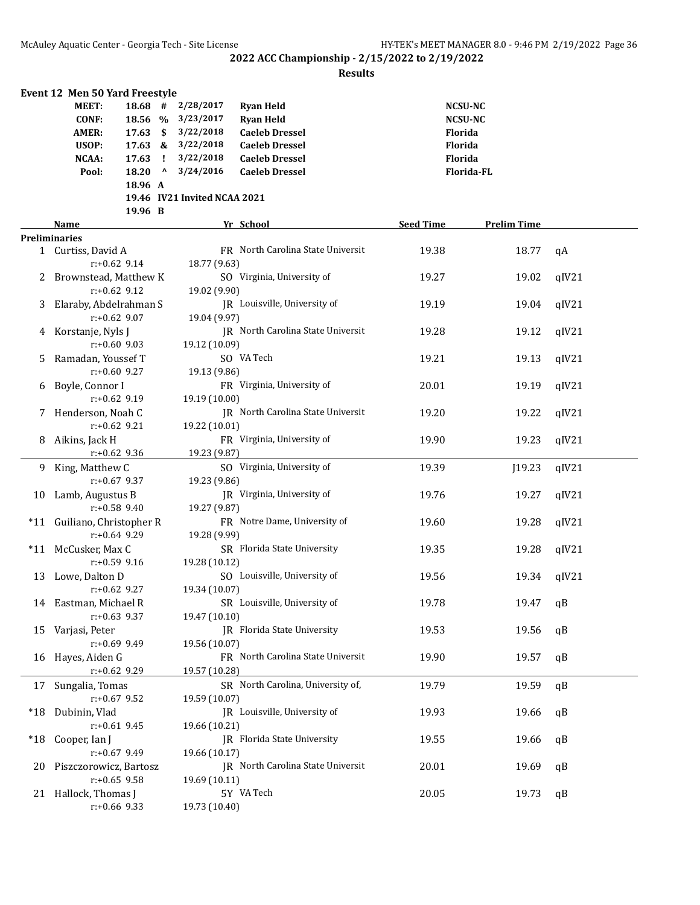**2022 ACC Championship - 2/15/2022 to 2/19/2022**

**Results**

### Event 12 Men 50 Yard Freestyle

| | | | | | |
|---|---|---|---|---|---|
| MEET: | 18.68 | # | 2/28/2017 | Ryan Held | NCSU-NC |
| CONF: | 18.56 | % | 3/23/2017 | Ryan Held | NCSU-NC |
| AMER: | 17.63 | $ | 3/22/2018 | Caeleb Dressel | Florida |
| USOP: | 17.63 | & | 3/22/2018 | Caeleb Dressel | Florida |
| NCAA: | 17.63 | ! | 3/22/2018 | Caeleb Dressel | Florida |
| Pool: | 18.20 | ^ | 3/24/2016 | Caeleb Dressel | Florida-FL |
| | 18.96 | A | | | |
| | 19.46 | IV21 | Invited NCAA 2021 | | |
| | 19.96 | B | | | |

**Preliminaries**

| | Name | Yr | School | Seed Time | Prelim Time | |
|---|---|---|---|---|---|---|
| 1 | Curtiss, David A | FR | North Carolina State Universit | 19.38 | 18.77 | qA |
| | r:+0.62 9.14 | | 18.77 (9.63) | | | |
| 2 | Brownstead, Matthew K | SO | Virginia, University of | 19.27 | 19.02 | qIV21 |
| | r:+0.62 9.12 | | 19.02 (9.90) | | | |
| 3 | Elaraby, Abdelrahman S | JR | Louisville, University of | 19.19 | 19.04 | qIV21 |
| | r:+0.62 9.07 | | 19.04 (9.97) | | | |
| 4 | Korstanje, Nyls J | JR | North Carolina State Universit | 19.28 | 19.12 | qIV21 |
| | r:+0.60 9.03 | | 19.12 (10.09) | | | |
| 5 | Ramadan, Youssef T | SO | VA Tech | 19.21 | 19.13 | qIV21 |
| | r:+0.60 9.27 | | 19.13 (9.86) | | | |
| 6 | Boyle, Connor I | FR | Virginia, University of | 20.01 | 19.19 | qIV21 |
| | r:+0.62 9.19 | | 19.19 (10.00) | | | |
| 7 | Henderson, Noah C | JR | North Carolina State Universit | 19.20 | 19.22 | qIV21 |
| | r:+0.62 9.21 | | 19.22 (10.01) | | | |
| 8 | Aikins, Jack H | FR | Virginia, University of | 19.90 | 19.23 | qIV21 |
| | r:+0.62 9.36 | | 19.23 (9.87) | | | |
| 9 | King, Matthew C | SO | Virginia, University of | 19.39 | J19.23 | qIV21 |
| | r:+0.67 9.37 | | 19.23 (9.86) | | | |
| 10 | Lamb, Augustus B | JR | Virginia, University of | 19.76 | 19.27 | qIV21 |
| | r:+0.58 9.40 | | 19.27 (9.87) | | | |
| *11 | Guiliano, Christopher R | FR | Notre Dame, University of | 19.60 | 19.28 | qIV21 |
| | r:+0.64 9.29 | | 19.28 (9.99) | | | |
| *11 | McCusker, Max C | SR | Florida State University | 19.35 | 19.28 | qIV21 |
| | r:+0.59 9.16 | | 19.28 (10.12) | | | |
| 13 | Lowe, Dalton D | SO | Louisville, University of | 19.56 | 19.34 | qIV21 |
| | r:+0.62 9.27 | | 19.34 (10.07) | | | |
| 14 | Eastman, Michael R | SR | Louisville, University of | 19.78 | 19.47 | qB |
| | r:+0.63 9.37 | | 19.47 (10.10) | | | |
| 15 | Varjasi, Peter | JR | Florida State University | 19.53 | 19.56 | qB |
| | r:+0.69 9.49 | | 19.56 (10.07) | | | |
| 16 | Hayes, Aiden G | FR | North Carolina State Universit | 19.90 | 19.57 | qB |
| | r:+0.62 9.29 | | 19.57 (10.28) | | | |
| 17 | Sungalia, Tomas | SR | North Carolina, University of, | 19.79 | 19.59 | qB |
| | r:+0.67 9.52 | | 19.59 (10.07) | | | |
| *18 | Dubinin, Vlad | JR | Louisville, University of | 19.93 | 19.66 | qB |
| | r:+0.61 9.45 | | 19.66 (10.21) | | | |
| *18 | Cooper, Ian J | JR | Florida State University | 19.55 | 19.66 | qB |
| | r:+0.67 9.49 | | 19.66 (10.17) | | | |
| 20 | Piszczorowicz, Bartosz | JR | North Carolina State Universit | 20.01 | 19.69 | qB |
| | r:+0.65 9.58 | | 19.69 (10.11) | | | |
| 21 | Hallock, Thomas J | 5Y | VA Tech | 20.05 | 19.73 | qB |
| | r:+0.66 9.33 | | 19.73 (10.40) | | | |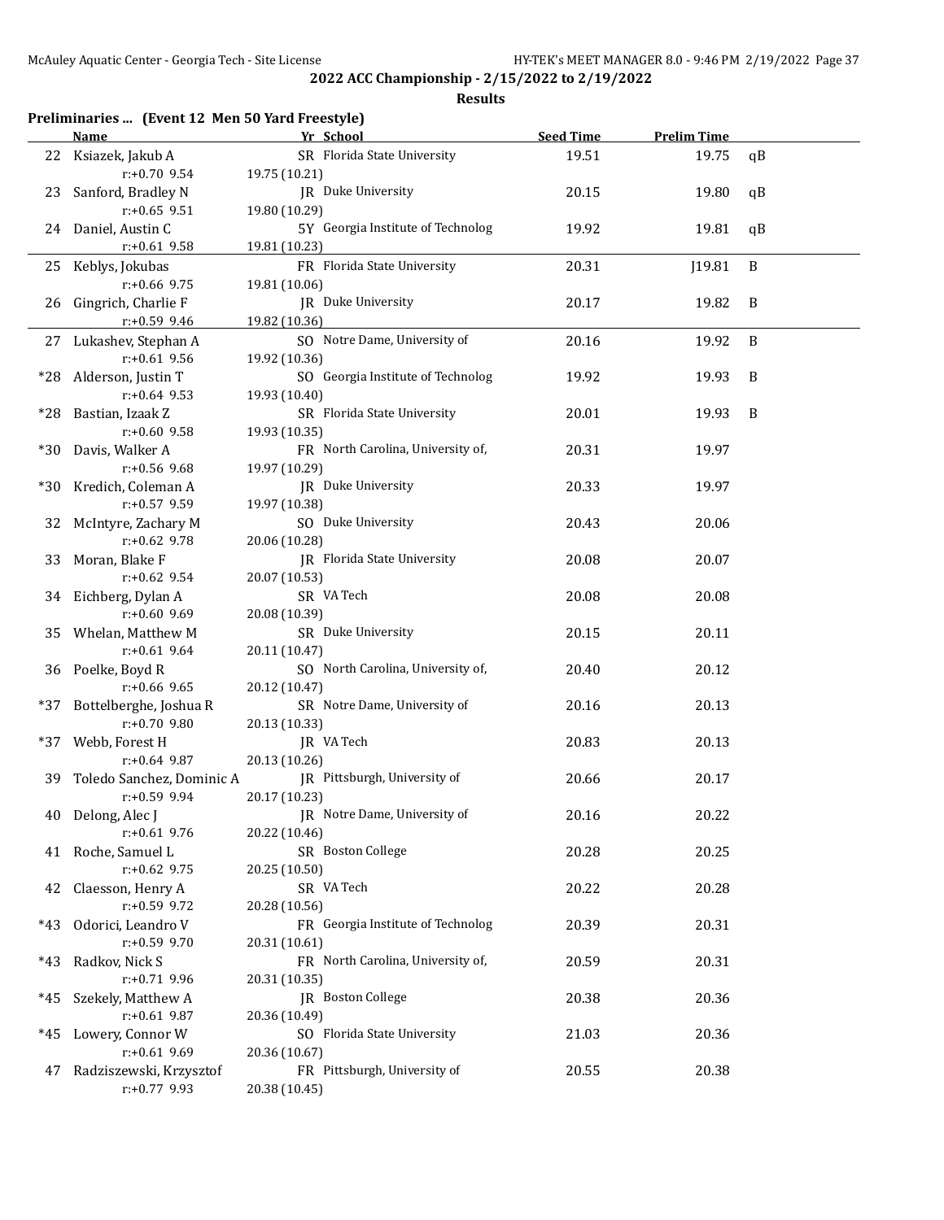## 2022 ACC Championship - 2/15/2022 to 2/19/2022

### Results

**Preliminaries ... (Event 12 Men 50 Yard Freestyle)**

| | Name | Yr | School | Seed Time | Prelim Time | |
|---|---|---|---|---|---|---|
| 22 | Ksiazek, Jakub A | SR | Florida State University | 19.51 | 19.75 | qB |
| | r:+0.70 9.54 | 19.75 (10.21) | | | | |
| 23 | Sanford, Bradley N | JR | Duke University | 20.15 | 19.80 | qB |
| | r:+0.65 9.51 | 19.80 (10.29) | | | | |
| 24 | Daniel, Austin C | 5Y | Georgia Institute of Technolog | 19.92 | 19.81 | qB |
| | r:+0.61 9.58 | 19.81 (10.23) | | | | |
| 25 | Keblys, Jokubas | FR | Florida State University | 20.31 | J19.81 | B |
| | r:+0.66 9.75 | 19.81 (10.06) | | | | |
| 26 | Gingrich, Charlie F | JR | Duke University | 20.17 | 19.82 | B |
| | r:+0.59 9.46 | 19.82 (10.36) | | | | |
| 27 | Lukashev, Stephan A | SO | Notre Dame, University of | 20.16 | 19.92 | B |
| | r:+0.61 9.56 | 19.92 (10.36) | | | | |
| *28 | Alderson, Justin T | SO | Georgia Institute of Technolog | 19.92 | 19.93 | B |
| | r:+0.64 9.53 | 19.93 (10.40) | | | | |
| *28 | Bastian, Izaak Z | SR | Florida State University | 20.01 | 19.93 | B |
| | r:+0.60 9.58 | 19.93 (10.35) | | | | |
| *30 | Davis, Walker A | FR | North Carolina, University of, | 20.31 | 19.97 | |
| | r:+0.56 9.68 | 19.97 (10.29) | | | | |
| *30 | Kredich, Coleman A | JR | Duke University | 20.33 | 19.97 | |
| | r:+0.57 9.59 | 19.97 (10.38) | | | | |
| 32 | McIntyre, Zachary M | SO | Duke University | 20.43 | 20.06 | |
| | r:+0.62 9.78 | 20.06 (10.28) | | | | |
| 33 | Moran, Blake F | JR | Florida State University | 20.08 | 20.07 | |
| | r:+0.62 9.54 | 20.07 (10.53) | | | | |
| 34 | Eichberg, Dylan A | SR | VA Tech | 20.08 | 20.08 | |
| | r:+0.60 9.69 | 20.08 (10.39) | | | | |
| 35 | Whelan, Matthew M | SR | Duke University | 20.15 | 20.11 | |
| | r:+0.61 9.64 | 20.11 (10.47) | | | | |
| 36 | Poelke, Boyd R | SO | North Carolina, University of, | 20.40 | 20.12 | |
| | r:+0.66 9.65 | 20.12 (10.47) | | | | |
| *37 | Bottelberghe, Joshua R | SR | Notre Dame, University of | 20.16 | 20.13 | |
| | r:+0.70 9.80 | 20.13 (10.33) | | | | |
| *37 | Webb, Forest H | JR | VA Tech | 20.83 | 20.13 | |
| | r:+0.64 9.87 | 20.13 (10.26) | | | | |
| 39 | Toledo Sanchez, Dominic A | JR | Pittsburgh, University of | 20.66 | 20.17 | |
| | r:+0.59 9.94 | 20.17 (10.23) | | | | |
| 40 | Delong, Alec J | JR | Notre Dame, University of | 20.16 | 20.22 | |
| | r:+0.61 9.76 | 20.22 (10.46) | | | | |
| 41 | Roche, Samuel L | SR | Boston College | 20.28 | 20.25 | |
| | r:+0.62 9.75 | 20.25 (10.50) | | | | |
| 42 | Claesson, Henry A | SR | VA Tech | 20.22 | 20.28 | |
| | r:+0.59 9.72 | 20.28 (10.56) | | | | |
| *43 | Odorici, Leandro V | FR | Georgia Institute of Technolog | 20.39 | 20.31 | |
| | r:+0.59 9.70 | 20.31 (10.61) | | | | |
| *43 | Radkov, Nick S | FR | North Carolina, University of, | 20.59 | 20.31 | |
| | r:+0.71 9.96 | 20.31 (10.35) | | | | |
| *45 | Szekely, Matthew A | JR | Boston College | 20.38 | 20.36 | |
| | r:+0.61 9.87 | 20.36 (10.49) | | | | |
| *45 | Lowery, Connor W | SO | Florida State University | 21.03 | 20.36 | |
| | r:+0.61 9.69 | 20.36 (10.67) | | | | |
| 47 | Radziszewski, Krzysztof | FR | Pittsburgh, University of | 20.55 | 20.38 | |
| | r:+0.77 9.93 | 20.38 (10.45) | | | | |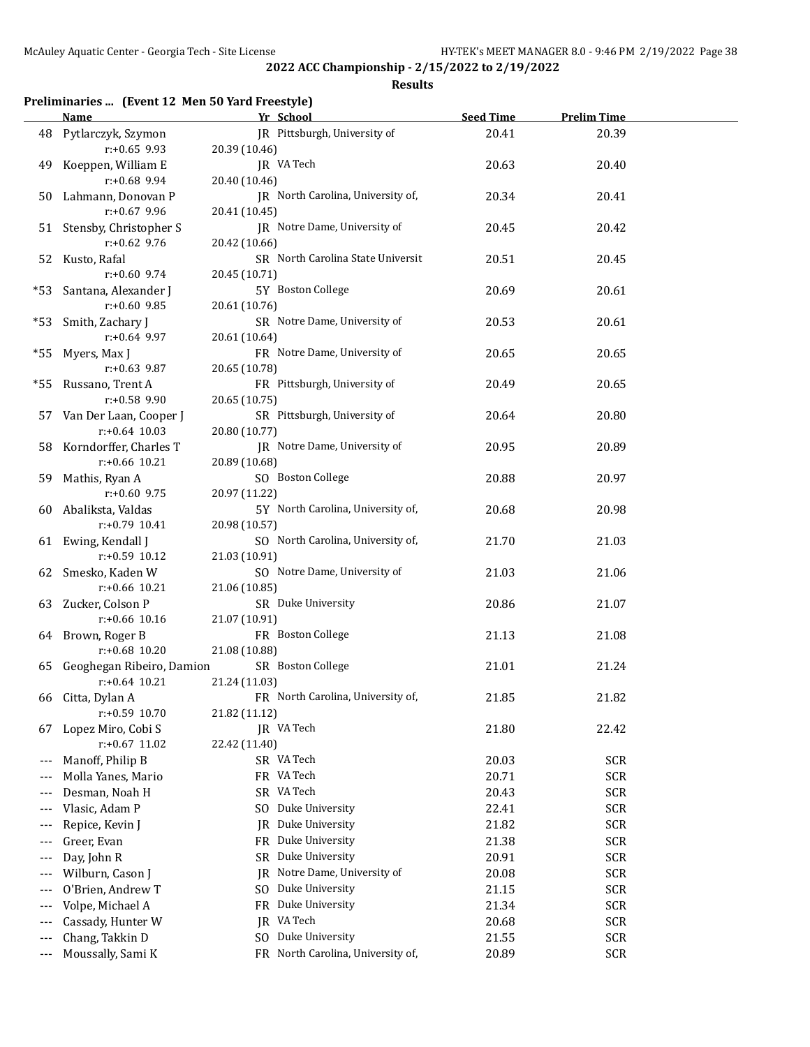**2022 ACC Championship - 2/15/2022 to 2/19/2022**

**Results**

### Preliminaries ... (Event 12 Men 50 Yard Freestyle)

| | Name | Yr | School | Seed Time | Prelim Time |
|---|---|---|---|---|---|
| 48 | Pytlarczyk, Szymon | JR | Pittsburgh, University of | 20.41 | 20.39 |
| | r:+0.65 9.93 | 20.39 (10.46) | | | |
| 49 | Koeppen, William E | JR | VA Tech | 20.63 | 20.40 |
| | r:+0.68 9.94 | 20.40 (10.46) | | | |
| 50 | Lahmann, Donovan P | JR | North Carolina, University of, | 20.34 | 20.41 |
| | r:+0.67 9.96 | 20.41 (10.45) | | | |
| 51 | Stensby, Christopher S | JR | Notre Dame, University of | 20.45 | 20.42 |
| | r:+0.62 9.76 | 20.42 (10.66) | | | |
| 52 | Kusto, Rafal | SR | North Carolina State Universit | 20.51 | 20.45 |
| | r:+0.60 9.74 | 20.45 (10.71) | | | |
| *53 | Santana, Alexander J | 5Y | Boston College | 20.69 | 20.61 |
| | r:+0.60 9.85 | 20.61 (10.76) | | | |
| *53 | Smith, Zachary J | SR | Notre Dame, University of | 20.53 | 20.61 |
| | r:+0.64 9.97 | 20.61 (10.64) | | | |
| *55 | Myers, Max J | FR | Notre Dame, University of | 20.65 | 20.65 |
| | r:+0.63 9.87 | 20.65 (10.78) | | | |
| *55 | Russano, Trent A | FR | Pittsburgh, University of | 20.49 | 20.65 |
| | r:+0.58 9.90 | 20.65 (10.75) | | | |
| 57 | Van Der Laan, Cooper J | SR | Pittsburgh, University of | 20.64 | 20.80 |
| | r:+0.64 10.03 | 20.80 (10.77) | | | |
| 58 | Korndorffer, Charles T | JR | Notre Dame, University of | 20.95 | 20.89 |
| | r:+0.66 10.21 | 20.89 (10.68) | | | |
| 59 | Mathis, Ryan A | SO | Boston College | 20.88 | 20.97 |
| | r:+0.60 9.75 | 20.97 (11.22) | | | |
| 60 | Abaliksta, Valdas | 5Y | North Carolina, University of, | 20.68 | 20.98 |
| | r:+0.79 10.41 | 20.98 (10.57) | | | |
| 61 | Ewing, Kendall J | SO | North Carolina, University of, | 21.70 | 21.03 |
| | r:+0.59 10.12 | 21.03 (10.91) | | | |
| 62 | Smesko, Kaden W | SO | Notre Dame, University of | 21.03 | 21.06 |
| | r:+0.66 10.21 | 21.06 (10.85) | | | |
| 63 | Zucker, Colson P | SR | Duke University | 20.86 | 21.07 |
| | r:+0.66 10.16 | 21.07 (10.91) | | | |
| 64 | Brown, Roger B | FR | Boston College | 21.13 | 21.08 |
| | r:+0.68 10.20 | 21.08 (10.88) | | | |
| 65 | Geoghegan Ribeiro, Damion | SR | Boston College | 21.01 | 21.24 |
| | r:+0.64 10.21 | 21.24 (11.03) | | | |
| 66 | Citta, Dylan A | FR | North Carolina, University of, | 21.85 | 21.82 |
| | r:+0.59 10.70 | 21.82 (11.12) | | | |
| 67 | Lopez Miro, Cobi S | JR | VA Tech | 21.80 | 22.42 |
| | r:+0.67 11.02 | 22.42 (11.40) | | | |
| --- | Manoff, Philip B | SR | VA Tech | 20.03 | SCR |
| --- | Molla Yanes, Mario | FR | VA Tech | 20.71 | SCR |
| --- | Desman, Noah H | SR | VA Tech | 20.43 | SCR |
| --- | Vlasic, Adam P | SO | Duke University | 22.41 | SCR |
| --- | Repice, Kevin J | JR | Duke University | 21.82 | SCR |
| --- | Greer, Evan | FR | Duke University | 21.38 | SCR |
| --- | Day, John R | SR | Duke University | 20.91 | SCR |
| --- | Wilburn, Cason J | JR | Notre Dame, University of | 20.08 | SCR |
| --- | O'Brien, Andrew T | SO | Duke University | 21.15 | SCR |
| --- | Volpe, Michael A | FR | Duke University | 21.34 | SCR |
| --- | Cassady, Hunter W | JR | VA Tech | 20.68 | SCR |
| --- | Chang, Takkin D | SO | Duke University | 21.55 | SCR |
| --- | Moussally, Sami K | FR | North Carolina, University of, | 20.89 | SCR |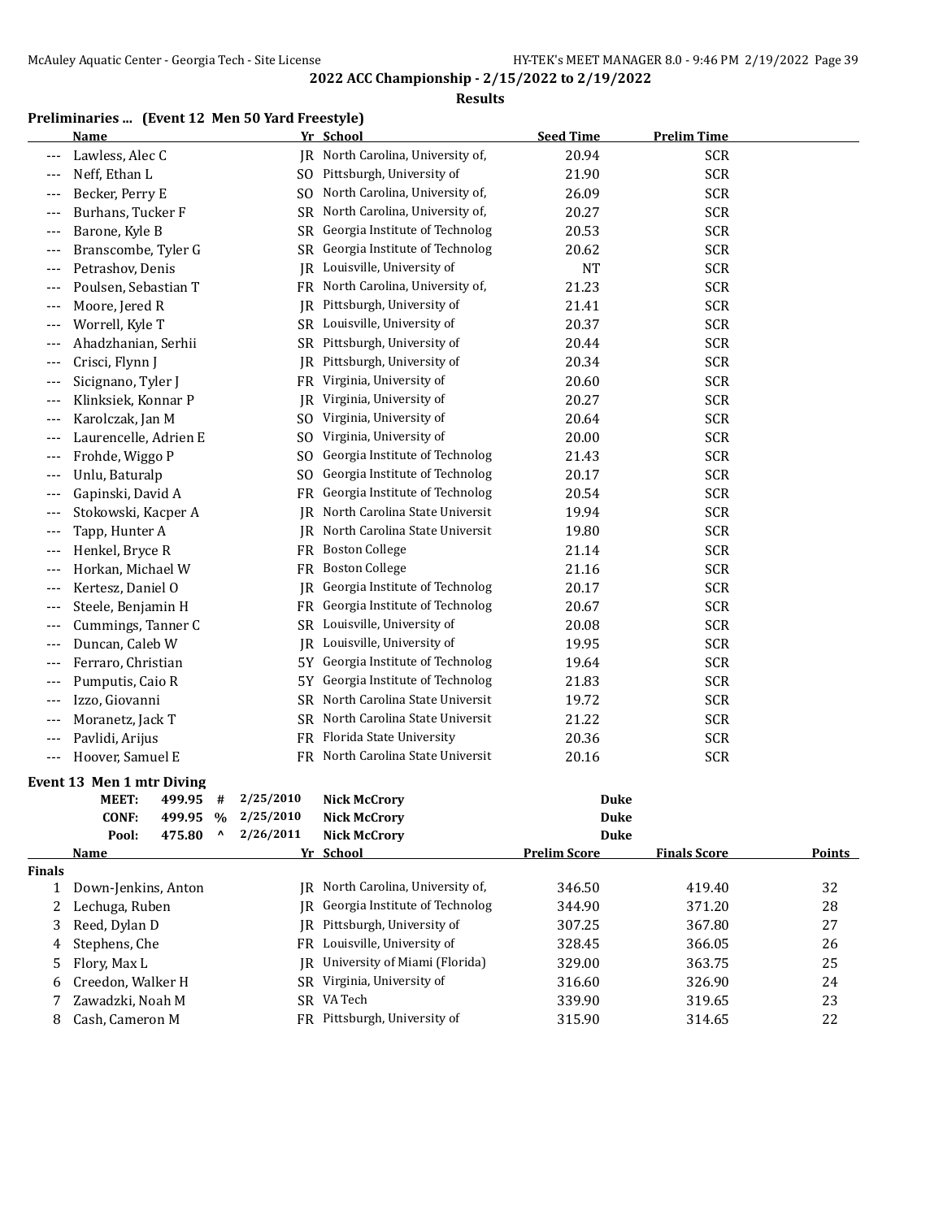**2022 ACC Championship - 2/15/2022 to 2/19/2022**

**Results**

### Preliminaries ... (Event 12 Men 50 Yard Freestyle)

| | Name | Yr | School | Seed Time | Prelim Time |
|---|---|---|---|---|---|
| --- | Lawless, Alec C | JR | North Carolina, University of, | 20.94 | SCR |
| --- | Neff, Ethan L | SO | Pittsburgh, University of | 21.90 | SCR |
| --- | Becker, Perry E | SO | North Carolina, University of, | 26.09 | SCR |
| --- | Burhans, Tucker F | SR | North Carolina, University of, | 20.27 | SCR |
| --- | Barone, Kyle B | SR | Georgia Institute of Technolog | 20.53 | SCR |
| --- | Branscombe, Tyler G | SR | Georgia Institute of Technolog | 20.62 | SCR |
| --- | Petrashov, Denis | JR | Louisville, University of | NT | SCR |
| --- | Poulsen, Sebastian T | FR | North Carolina, University of, | 21.23 | SCR |
| --- | Moore, Jered R | JR | Pittsburgh, University of | 21.41 | SCR |
| --- | Worrell, Kyle T | SR | Louisville, University of | 20.37 | SCR |
| --- | Ahadzhanian, Serhii | SR | Pittsburgh, University of | 20.44 | SCR |
| --- | Crisci, Flynn J | JR | Pittsburgh, University of | 20.34 | SCR |
| --- | Sicignano, Tyler J | FR | Virginia, University of | 20.60 | SCR |
| --- | Klinksiek, Konnar P | JR | Virginia, University of | 20.27 | SCR |
| --- | Karolczak, Jan M | SO | Virginia, University of | 20.64 | SCR |
| --- | Laurencelle, Adrien E | SO | Virginia, University of | 20.00 | SCR |
| --- | Frohde, Wiggo P | SO | Georgia Institute of Technolog | 21.43 | SCR |
| --- | Unlu, Baturalp | SO | Georgia Institute of Technolog | 20.17 | SCR |
| --- | Gapinski, David A | FR | Georgia Institute of Technolog | 20.54 | SCR |
| --- | Stokowski, Kacper A | JR | North Carolina State Universit | 19.94 | SCR |
| --- | Tapp, Hunter A | JR | North Carolina State Universit | 19.80 | SCR |
| --- | Henkel, Bryce R | FR | Boston College | 21.14 | SCR |
| --- | Horkan, Michael W | FR | Boston College | 21.16 | SCR |
| --- | Kertesz, Daniel O | JR | Georgia Institute of Technolog | 20.17 | SCR |
| --- | Steele, Benjamin H | FR | Georgia Institute of Technolog | 20.67 | SCR |
| --- | Cummings, Tanner C | SR | Louisville, University of | 20.08 | SCR |
| --- | Duncan, Caleb W | JR | Louisville, University of | 19.95 | SCR |
| --- | Ferraro, Christian | 5Y | Georgia Institute of Technolog | 19.64 | SCR |
| --- | Pumputis, Caio R | 5Y | Georgia Institute of Technolog | 21.83 | SCR |
| --- | Izzo, Giovanni | SR | North Carolina State Universit | 19.72 | SCR |
| --- | Moranetz, Jack T | SR | North Carolina State Universit | 21.22 | SCR |
| --- | Pavlidi, Arijus | FR | Florida State University | 20.36 | SCR |
| --- | Hoover, Samuel E | FR | North Carolina State Universit | 20.16 | SCR |

### Event 13 Men 1 mtr Diving

| | | | | | |
|---|---|---|---|---|---|
| MEET: | 499.95 | # | 2/25/2010 | Nick McCrory | Duke |
| CONF: | 499.95 | % | 2/25/2010 | Nick McCrory | Duke |
| Pool: | 475.80 | ^ | 2/26/2011 | Nick McCrory | Duke |

| | Name | Yr | School | Prelim Score | Finals Score | Points |
|---|---|---|---|---|---|---|
| **Finals** | | | | | | |
| 1 | Down-Jenkins, Anton | JR | North Carolina, University of, | 346.50 | 419.40 | 32 |
| 2 | Lechuga, Ruben | JR | Georgia Institute of Technolog | 344.90 | 371.20 | 28 |
| 3 | Reed, Dylan D | JR | Pittsburgh, University of | 307.25 | 367.80 | 27 |
| 4 | Stephens, Che | FR | Louisville, University of | 328.45 | 366.05 | 26 |
| 5 | Flory, Max L | JR | University of Miami (Florida) | 329.00 | 363.75 | 25 |
| 6 | Creedon, Walker H | SR | Virginia, University of | 316.60 | 326.90 | 24 |
| 7 | Zawadzki, Noah M | SR | VA Tech | 339.90 | 319.65 | 23 |
| 8 | Cash, Cameron M | FR | Pittsburgh, University of | 315.90 | 314.65 | 22 |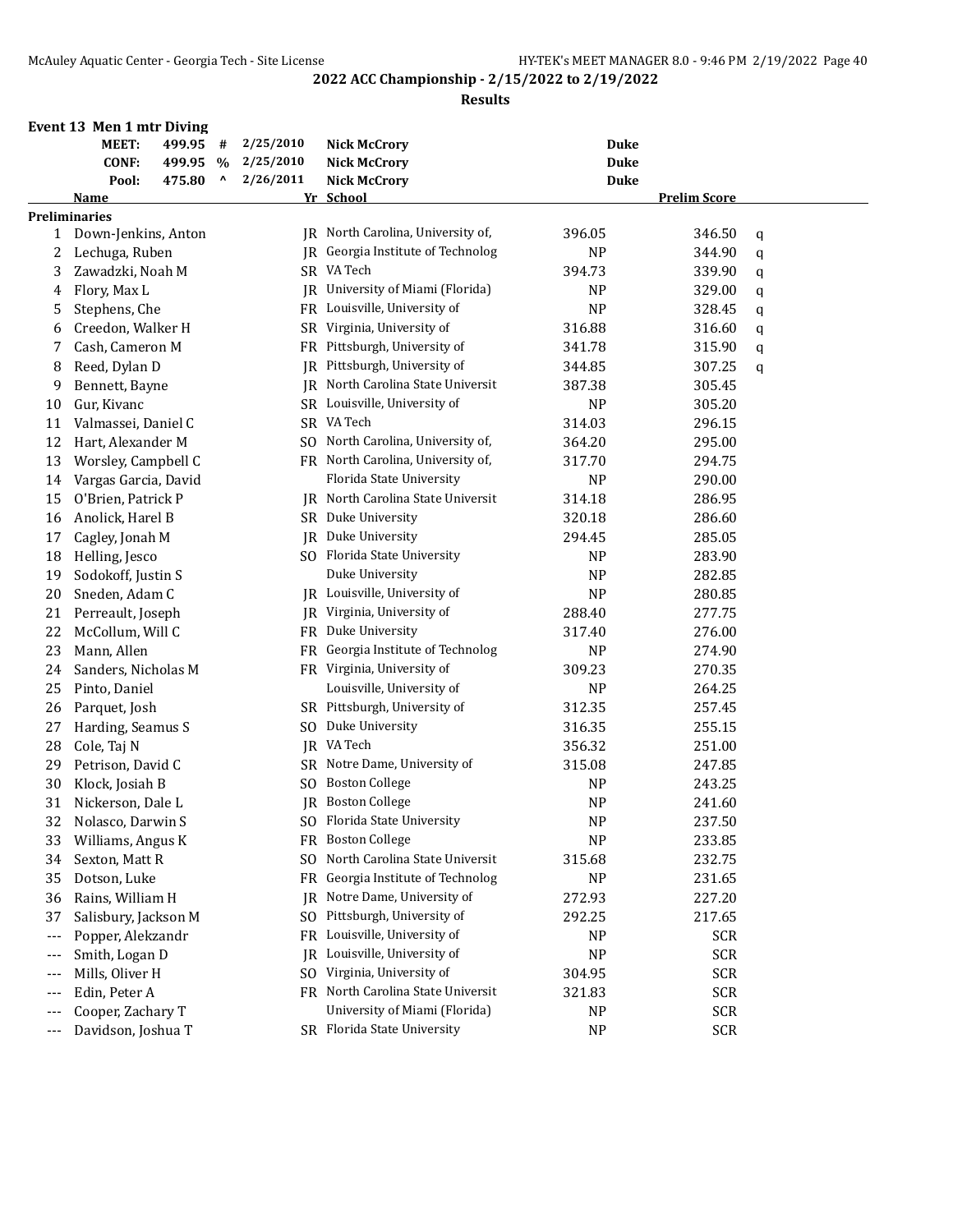## 2022 ACC Championship - 2/15/2022 to 2/19/2022

### Results

**Event 13 Men 1 mtr Diving**

| | | | | | |
|---|---|---|---|---|---|
| **MEET:** | 499.95 | # | 2/25/2010 | **Nick McCrory** | **Duke** |
| **CONF:** | 499.95 | % | 2/25/2010 | **Nick McCrory** | **Duke** |
| **Pool:** | 475.80 | ^ | 2/26/2011 | **Nick McCrory** | **Duke** |

**Preliminaries**

| | Name | Yr | School | | Prelim Score | |
|---|---|---|---|---|---|---|
| 1 | Down-Jenkins, Anton | JR | North Carolina, University of, | 396.05 | 346.50 | q |
| 2 | Lechuga, Ruben | JR | Georgia Institute of Technolog | NP | 344.90 | q |
| 3 | Zawadzki, Noah M | SR | VA Tech | 394.73 | 339.90 | q |
| 4 | Flory, Max L | JR | University of Miami (Florida) | NP | 329.00 | q |
| 5 | Stephens, Che | FR | Louisville, University of | NP | 328.45 | q |
| 6 | Creedon, Walker H | SR | Virginia, University of | 316.88 | 316.60 | q |
| 7 | Cash, Cameron M | FR | Pittsburgh, University of | 341.78 | 315.90 | q |
| 8 | Reed, Dylan D | JR | Pittsburgh, University of | 344.85 | 307.25 | q |
| 9 | Bennett, Bayne | JR | North Carolina State Universit | 387.38 | 305.45 | |
| 10 | Gur, Kivanc | SR | Louisville, University of | NP | 305.20 | |
| 11 | Valmassei, Daniel C | SR | VA Tech | 314.03 | 296.15 | |
| 12 | Hart, Alexander M | SO | North Carolina, University of, | 364.20 | 295.00 | |
| 13 | Worsley, Campbell C | FR | North Carolina, University of, | 317.70 | 294.75 | |
| 14 | Vargas Garcia, David | | Florida State University | NP | 290.00 | |
| 15 | O'Brien, Patrick P | JR | North Carolina State Universit | 314.18 | 286.95 | |
| 16 | Anolick, Harel B | SR | Duke University | 320.18 | 286.60 | |
| 17 | Cagley, Jonah M | JR | Duke University | 294.45 | 285.05 | |
| 18 | Helling, Jesco | SO | Florida State University | NP | 283.90 | |
| 19 | Sodokoff, Justin S | | Duke University | NP | 282.85 | |
| 20 | Sneden, Adam C | JR | Louisville, University of | NP | 280.85 | |
| 21 | Perreault, Joseph | JR | Virginia, University of | 288.40 | 277.75 | |
| 22 | McCollum, Will C | FR | Duke University | 317.40 | 276.00 | |
| 23 | Mann, Allen | FR | Georgia Institute of Technolog | NP | 274.90 | |
| 24 | Sanders, Nicholas M | FR | Virginia, University of | 309.23 | 270.35 | |
| 25 | Pinto, Daniel | | Louisville, University of | NP | 264.25 | |
| 26 | Parquet, Josh | SR | Pittsburgh, University of | 312.35 | 257.45 | |
| 27 | Harding, Seamus S | SO | Duke University | 316.35 | 255.15 | |
| 28 | Cole, Taj N | JR | VA Tech | 356.32 | 251.00 | |
| 29 | Petrison, David C | SR | Notre Dame, University of | 315.08 | 247.85 | |
| 30 | Klock, Josiah B | SO | Boston College | NP | 243.25 | |
| 31 | Nickerson, Dale L | JR | Boston College | NP | 241.60 | |
| 32 | Nolasco, Darwin S | SO | Florida State University | NP | 237.50 | |
| 33 | Williams, Angus K | FR | Boston College | NP | 233.85 | |
| 34 | Sexton, Matt R | SO | North Carolina State Universit | 315.68 | 232.75 | |
| 35 | Dotson, Luke | FR | Georgia Institute of Technolog | NP | 231.65 | |
| 36 | Rains, William H | JR | Notre Dame, University of | 272.93 | 227.20 | |
| 37 | Salisbury, Jackson M | SO | Pittsburgh, University of | 292.25 | 217.65 | |
| --- | Popper, Alekzandr | FR | Louisville, University of | NP | SCR | |
| --- | Smith, Logan D | JR | Louisville, University of | NP | SCR | |
| --- | Mills, Oliver H | SO | Virginia, University of | 304.95 | SCR | |
| --- | Edin, Peter A | FR | North Carolina State Universit | 321.83 | SCR | |
| --- | Cooper, Zachary T | | University of Miami (Florida) | NP | SCR | |
| --- | Davidson, Joshua T | SR | Florida State University | NP | SCR | |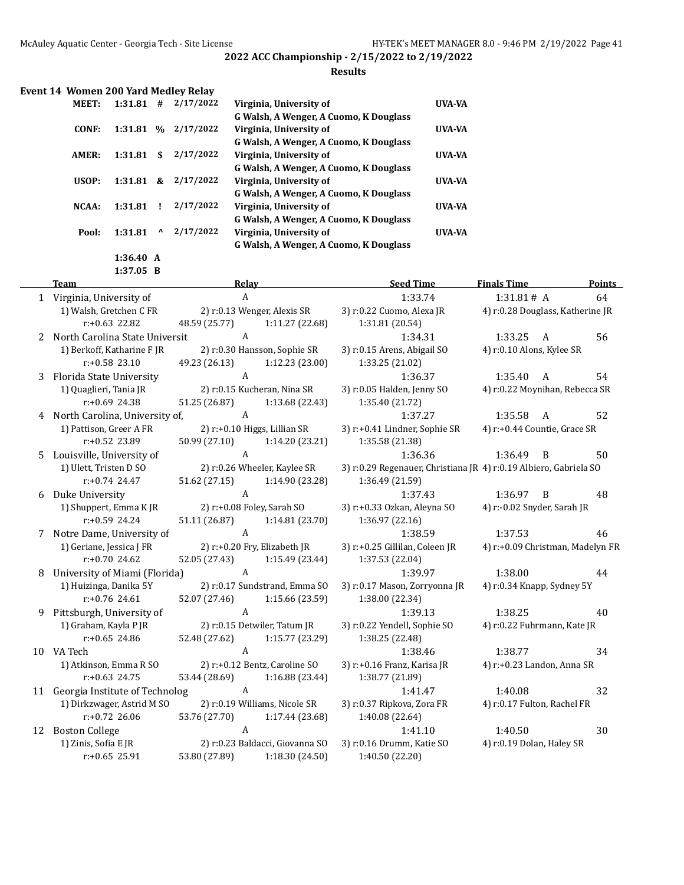## 2022 ACC Championship - 2/15/2022 to 2/19/2022

### Results

**Event 14 Women 200 Yard Medley Relay**

| | | | | | |
|---|---|---|---|---|---|
| **MEET:** | **1:31.81** | **#** | **2/17/2022** | **Virginia, University of** G Walsh, A Wenger, A Cuomo, K Douglass | **UVA-VA** |
| **CONF:** | **1:31.81** | **%** | **2/17/2022** | **Virginia, University of** G Walsh, A Wenger, A Cuomo, K Douglass | **UVA-VA** |
| **AMER:** | **1:31.81** | **$** | **2/17/2022** | **Virginia, University of** G Walsh, A Wenger, A Cuomo, K Douglass | **UVA-VA** |
| **USOP:** | **1:31.81** | **&** | **2/17/2022** | **Virginia, University of** G Walsh, A Wenger, A Cuomo, K Douglass | **UVA-VA** |
| **NCAA:** | **1:31.81** | **!** | **2/17/2022** | **Virginia, University of** G Walsh, A Wenger, A Cuomo, K Douglass | **UVA-VA** |
| **Pool:** | **1:31.81** | **^** | **2/17/2022** | **Virginia, University of** G Walsh, A Wenger, A Cuomo, K Douglass | **UVA-VA** |
| | **1:36.40** | **A** | | | |
| | **1:37.05** | **B** | | | |

| | Team | Relay | Seed Time | Finals Time | Points |
|---|---|---|---|---|---|
| 1 | Virginia, University of | A | 1:33.74 | 1:31.81 # A | 64 |
| | 1) Walsh, Gretchen C FR | 2) r:0.13 Wenger, Alexis SR | 3) r:0.22 Cuomo, Alexa JR | 4) r:0.28 Douglass, Katherine JR | |
| | r:+0.63 22.82 | 48.59 (25.77) | 1:11.27 (22.68) | 1:31.81 (20.54) | |
| 2 | North Carolina State Universit | A | 1:34.31 | 1:33.25 A | 56 |
| | 1) Berkoff, Katharine F JR | 2) r:0.30 Hansson, Sophie SR | 3) r:0.15 Arens, Abigail SO | 4) r:0.10 Alons, Kylee SR | |
| | r:+0.58 23.10 | 49.23 (26.13) | 1:12.23 (23.00) | 1:33.25 (21.02) | |
| 3 | Florida State University | A | 1:36.37 | 1:35.40 A | 54 |
| | 1) Quaglieri, Tania JR | 2) r:0.15 Kucheran, Nina SR | 3) r:0.05 Halden, Jenny SO | 4) r:0.22 Moynihan, Rebecca SR | |
| | r:+0.69 24.38 | 51.25 (26.87) | 1:13.68 (22.43) | 1:35.40 (21.72) | |
| 4 | North Carolina, University of, | A | 1:37.27 | 1:35.58 A | 52 |
| | 1) Pattison, Greer A FR | 2) r:+0.10 Higgs, Lillian SR | 3) r:+0.41 Lindner, Sophie SR | 4) r:+0.44 Countie, Grace SR | |
| | r:+0.52 23.89 | 50.99 (27.10) | 1:14.20 (23.21) | 1:35.58 (21.38) | |
| 5 | Louisville, University of | A | 1:36.36 | 1:36.49 B | 50 |
| | 1) Ulett, Tristen D SO | 2) r:0.26 Wheeler, Kaylee SR | 3) r:0.29 Regenauer, Christiana JR | 4) r:0.19 Albiero, Gabriela SO | |
| | r:+0.74 24.47 | 51.62 (27.15) | 1:14.90 (23.28) | 1:36.49 (21.59) | |
| 6 | Duke University | A | 1:37.43 | 1:36.97 B | 48 |
| | 1) Shuppert, Emma K JR | 2) r:+0.08 Foley, Sarah SO | 3) r:+0.33 Ozkan, Aleyna SO | 4) r:-0.02 Snyder, Sarah JR | |
| | r:+0.59 24.24 | 51.11 (26.87) | 1:14.81 (23.70) | 1:36.97 (22.16) | |
| 7 | Notre Dame, University of | A | 1:38.59 | 1:37.53 | 46 |
| | 1) Geriane, Jessica J FR | 2) r:+0.20 Fry, Elizabeth JR | 3) r:+0.25 Gillilan, Coleen JR | 4) r:+0.09 Christman, Madelyn FR | |
| | r:+0.70 24.62 | 52.05 (27.43) | 1:15.49 (23.44) | 1:37.53 (22.04) | |
| 8 | University of Miami (Florida) | A | 1:39.97 | 1:38.00 | 44 |
| | 1) Huizinga, Danika 5Y | 2) r:0.17 Sundstrand, Emma SO | 3) r:0.17 Mason, Zorryonna JR | 4) r:0.34 Knapp, Sydney 5Y | |
| | r:+0.76 24.61 | 52.07 (27.46) | 1:15.66 (23.59) | 1:38.00 (22.34) | |
| 9 | Pittsburgh, University of | A | 1:39.13 | 1:38.25 | 40 |
| | 1) Graham, Kayla P JR | 2) r:0.15 Detwiler, Tatum JR | 3) r:0.22 Yendell, Sophie SO | 4) r:0.22 Fuhrmann, Kate JR | |
| | r:+0.65 24.86 | 52.48 (27.62) | 1:15.77 (23.29) | 1:38.25 (22.48) | |
| 10 | VA Tech | A | 1:38.46 | 1:38.77 | 34 |
| | 1) Atkinson, Emma R SO | 2) r:+0.12 Bentz, Caroline SO | 3) r:+0.16 Franz, Karisa JR | 4) r:+0.23 Landon, Anna SR | |
| | r:+0.63 24.75 | 53.44 (28.69) | 1:16.88 (23.44) | 1:38.77 (21.89) | |
| 11 | Georgia Institute of Technolog | A | 1:41.47 | 1:40.08 | 32 |
| | 1) Dirkzwager, Astrid M SO | 2) r:0.19 Williams, Nicole SR | 3) r:0.37 Ripkova, Zora FR | 4) r:0.17 Fulton, Rachel FR | |
| | r:+0.72 26.06 | 53.76 (27.70) | 1:17.44 (23.68) | 1:40.08 (22.64) | |
| 12 | Boston College | A | 1:41.10 | 1:40.50 | 30 |
| | 1) Zinis, Sofia E JR | 2) r:0.23 Baldacci, Giovanna SO | 3) r:0.16 Drumm, Katie SO | 4) r:0.19 Dolan, Haley SR | |
| | r:+0.65 25.91 | 53.80 (27.89) | 1:18.30 (24.50) | 1:40.50 (22.20) | |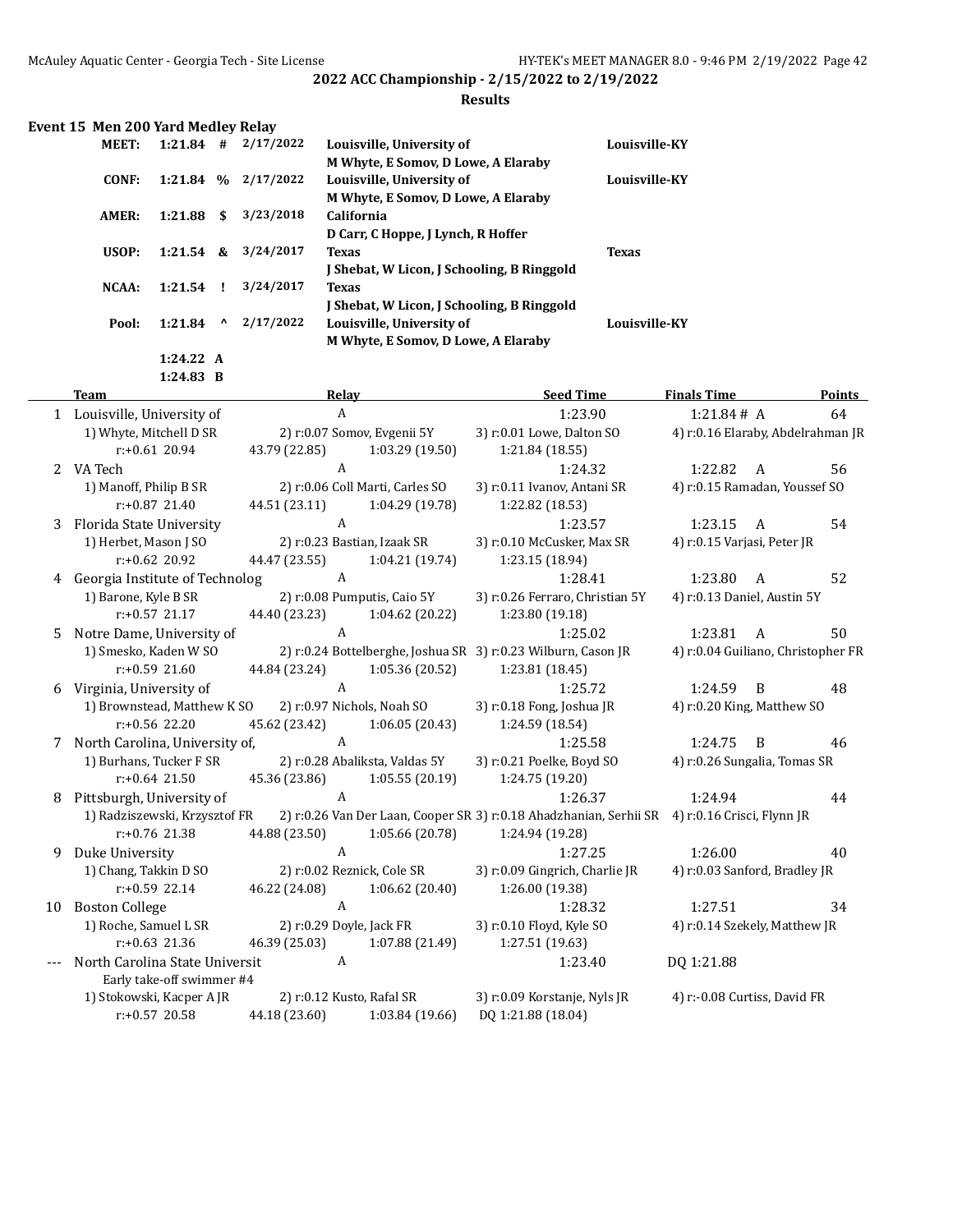## 2022 ACC Championship - 2/15/2022 to 2/19/2022

### Results

**Event 15 Men 200 Yard Medley Relay**

| | Time | | Date | Team / Swimmers | |
|---|---|---|---|---|---|
| **MEET:** | **1:21.84** | **#** | **2/17/2022** | **Louisville, University of**<br>**M Whyte, E Somov, D Lowe, A Elaraby** | **Louisville-KY** |
| **CONF:** | **1:21.84** | **%** | **2/17/2022** | **Louisville, University of**<br>**M Whyte, E Somov, D Lowe, A Elaraby** | **Louisville-KY** |
| **AMER:** | **1:21.88** | **$** | **3/23/2018** | **California**<br>**D Carr, C Hoppe, J Lynch, R Hoffer** | |
| **USOP:** | **1:21.54** | **&** | **3/24/2017** | **Texas**<br>**J Shebat, W Licon, J Schooling, B Ringgold** | **Texas** |
| **NCAA:** | **1:21.54** | **!** | **3/24/2017** | **Texas**<br>**J Shebat, W Licon, J Schooling, B Ringgold** | |
| **Pool:** | **1:21.84** | **^** | **2/17/2022** | **Louisville, University of**<br>**M Whyte, E Somov, D Lowe, A Elaraby** | **Louisville-KY** |
| | **1:24.22** | **A** | | | |
| | **1:24.83** | **B** | | | |

| | Team | Relay | Seed Time | Finals Time | Points |
|---|---|---|---|---|---|
| 1 | Louisville, University of | A | 1:23.90 | 1:21.84 # A | 64 |
| | 1) Whyte, Mitchell D SR | 2) r:0.07 Somov, Evgenii 5Y | 3) r:0.01 Lowe, Dalton SO | 4) r:0.16 Elaraby, Abdelrahman JR | |
| | r:+0.61 20.94 | 43.79 (22.85) | 1:03.29 (19.50) | 1:21.84 (18.55) | |
| 2 | VA Tech | A | 1:24.32 | 1:22.82 A | 56 |
| | 1) Manoff, Philip B SR | 2) r:0.06 Coll Marti, Carles SO | 3) r:0.11 Ivanov, Antani SR | 4) r:0.15 Ramadan, Youssef SO | |
| | r:+0.87 21.40 | 44.51 (23.11) | 1:04.29 (19.78) | 1:22.82 (18.53) | |
| 3 | Florida State University | A | 1:23.57 | 1:23.15 A | 54 |
| | 1) Herbet, Mason J SO | 2) r:0.23 Bastian, Izaak SR | 3) r:0.10 McCusker, Max SR | 4) r:0.15 Varjasi, Peter JR | |
| | r:+0.62 20.92 | 44.47 (23.55) | 1:04.21 (19.74) | 1:23.15 (18.94) | |
| 4 | Georgia Institute of Technolog | A | 1:28.41 | 1:23.80 A | 52 |
| | 1) Barone, Kyle B SR | 2) r:0.08 Pumputis, Caio 5Y | 3) r:0.26 Ferraro, Christian 5Y | 4) r:0.13 Daniel, Austin 5Y | |
| | r:+0.57 21.17 | 44.40 (23.23) | 1:04.62 (20.22) | 1:23.80 (19.18) | |
| 5 | Notre Dame, University of | A | 1:25.02 | 1:23.81 A | 50 |
| | 1) Smesko, Kaden W SO | 2) r:0.24 Bottelberghe, Joshua SR | 3) r:0.23 Wilburn, Cason JR | 4) r:0.04 Guiliano, Christopher FR | |
| | r:+0.59 21.60 | 44.84 (23.24) | 1:05.36 (20.52) | 1:23.81 (18.45) | |
| 6 | Virginia, University of | A | 1:25.72 | 1:24.59 B | 48 |
| | 1) Brownstead, Matthew K SO | 2) r:0.97 Nichols, Noah SO | 3) r:0.18 Fong, Joshua JR | 4) r:0.20 King, Matthew SO | |
| | r:+0.56 22.20 | 45.62 (23.42) | 1:06.05 (20.43) | 1:24.59 (18.54) | |
| 7 | North Carolina, University of, | A | 1:25.58 | 1:24.75 B | 46 |
| | 1) Burhans, Tucker F SR | 2) r:0.28 Abaliksta, Valdas 5Y | 3) r:0.21 Poelke, Boyd SO | 4) r:0.26 Sungalia, Tomas SR | |
| | r:+0.64 21.50 | 45.36 (23.86) | 1:05.55 (20.19) | 1:24.75 (19.20) | |
| 8 | Pittsburgh, University of | A | 1:26.37 | 1:24.94 | 44 |
| | 1) Radziszewski, Krzysztof FR | 2) r:0.26 Van Der Laan, Cooper SR | 3) r:0.18 Ahadzhanian, Serhii SR | 4) r:0.16 Crisci, Flynn JR | |
| | r:+0.76 21.38 | 44.88 (23.50) | 1:05.66 (20.78) | 1:24.94 (19.28) | |
| 9 | Duke University | A | 1:27.25 | 1:26.00 | 40 |
| | 1) Chang, Takkin D SO | 2) r:0.02 Reznick, Cole SR | 3) r:0.09 Gingrich, Charlie JR | 4) r:0.03 Sanford, Bradley JR | |
| | r:+0.59 22.14 | 46.22 (24.08) | 1:06.62 (20.40) | 1:26.00 (19.38) | |
| 10 | Boston College | A | 1:28.32 | 1:27.51 | 34 |
| | 1) Roche, Samuel L SR | 2) r:0.29 Doyle, Jack FR | 3) r:0.10 Floyd, Kyle SO | 4) r:0.14 Szekely, Matthew JR | |
| | r:+0.63 21.36 | 46.39 (25.03) | 1:07.88 (21.49) | 1:27.51 (19.63) | |
| --- | North Carolina State Universit | A | 1:23.40 | DQ 1:21.88 | |
| | Early take-off swimmer #4 | | | | |
| | 1) Stokowski, Kacper A JR | 2) r:0.12 Kusto, Rafal SR | 3) r:0.09 Korstanje, Nyls JR | 4) r:-0.08 Curtiss, David FR | |
| | r:+0.57 20.58 | 44.18 (23.60) | 1:03.84 (19.66) | DQ 1:21.88 (18.04) | |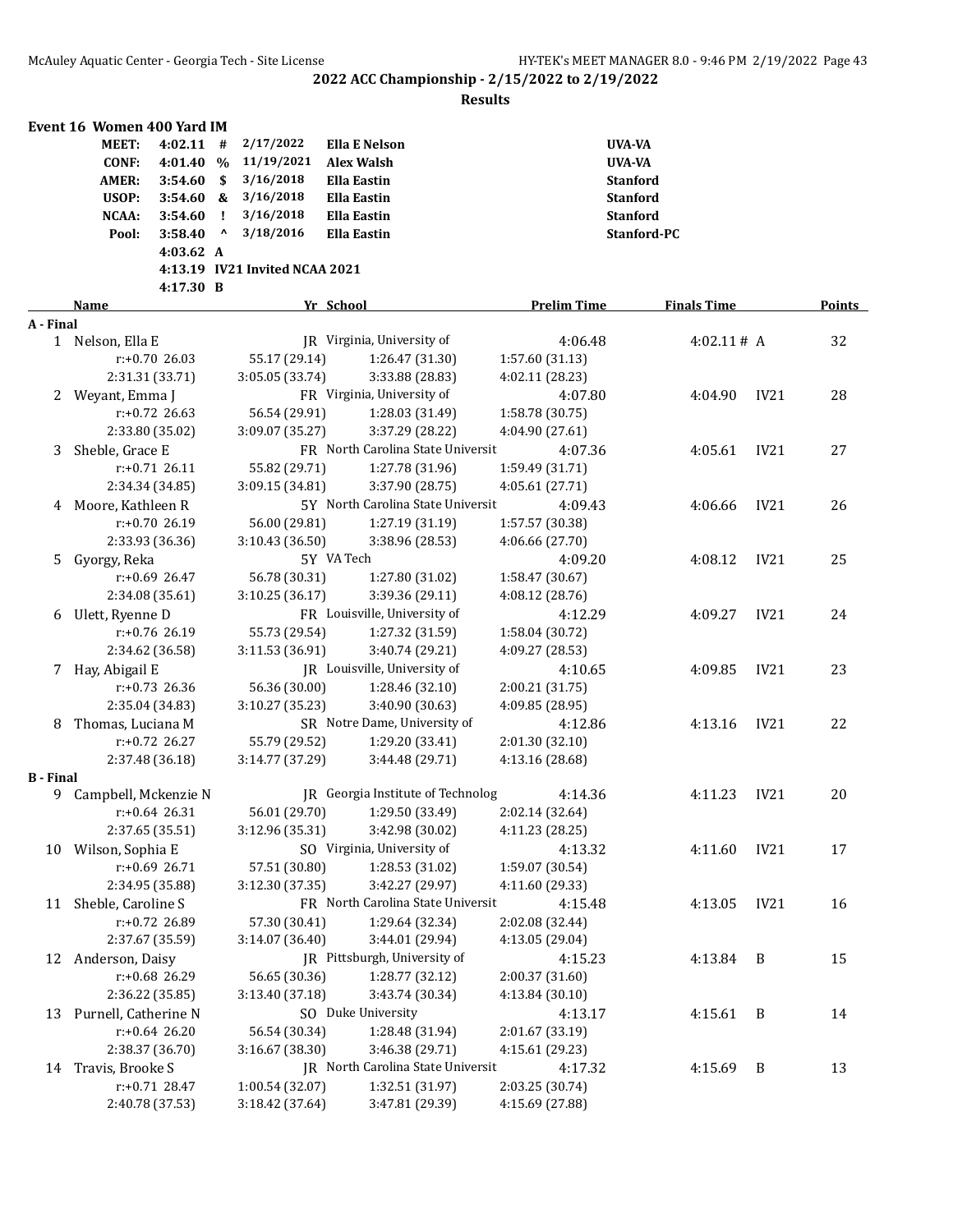**2022 ACC Championship - 2/15/2022 to 2/19/2022**

**Results**

## Event 16 Women 400 Yard IM

| | | | | | |
|---|---|---|---|---|---|
| MEET: | 4:02.11 | # | 2/17/2022 | Ella E Nelson | UVA-VA |
| CONF: | 4:01.40 | % | 11/19/2021 | Alex Walsh | UVA-VA |
| AMER: | 3:54.60 | $ | 3/16/2018 | Ella Eastin | Stanford |
| USOP: | 3:54.60 | & | 3/16/2018 | Ella Eastin | Stanford |
| NCAA: | 3:54.60 | ! | 3/16/2018 | Ella Eastin | Stanford |
| Pool: | 3:58.40 | ^ | 3/18/2016 | Ella Eastin | Stanford-PC |
| | 4:03.62 | A | | | |
| | 4:13.19 | IV21 | Invited NCAA 2021 | | |
| | 4:17.30 | B | | | |

| | Name | Yr | School | Prelim Time | Finals Time | | Points |
|---|---|---|---|---|---|---|---|
| **A - Final** | | | | | | | |
| 1 | Nelson, Ella E | JR | Virginia, University of | 4:06.48 | 4:02.11 # | A | 32 |
| | r:+0.70 26.03 | 55.17 (29.14) | 1:26.47 (31.30) | 1:57.60 (31.13) | | | |
| | 2:31.31 (33.71) | 3:05.05 (33.74) | 3:33.88 (28.83) | 4:02.11 (28.23) | | | |
| 2 | Weyant, Emma J | FR | Virginia, University of | 4:07.80 | 4:04.90 | IV21 | 28 |
| | r:+0.72 26.63 | 56.54 (29.91) | 1:28.03 (31.49) | 1:58.78 (30.75) | | | |
| | 2:33.80 (35.02) | 3:09.07 (35.27) | 3:37.29 (28.22) | 4:04.90 (27.61) | | | |
| 3 | Sheble, Grace E | FR | North Carolina State Universit | 4:07.36 | 4:05.61 | IV21 | 27 |
| | r:+0.71 26.11 | 55.82 (29.71) | 1:27.78 (31.96) | 1:59.49 (31.71) | | | |
| | 2:34.34 (34.85) | 3:09.15 (34.81) | 3:37.90 (28.75) | 4:05.61 (27.71) | | | |
| 4 | Moore, Kathleen R | 5Y | North Carolina State Universit | 4:09.43 | 4:06.66 | IV21 | 26 |
| | r:+0.70 26.19 | 56.00 (29.81) | 1:27.19 (31.19) | 1:57.57 (30.38) | | | |
| | 2:33.93 (36.36) | 3:10.43 (36.50) | 3:38.96 (28.53) | 4:06.66 (27.70) | | | |
| 5 | Gyorgy, Reka | 5Y | VA Tech | 4:09.20 | 4:08.12 | IV21 | 25 |
| | r:+0.69 26.47 | 56.78 (30.31) | 1:27.80 (31.02) | 1:58.47 (30.67) | | | |
| | 2:34.08 (35.61) | 3:10.25 (36.17) | 3:39.36 (29.11) | 4:08.12 (28.76) | | | |
| 6 | Ulett, Ryenne D | FR | Louisville, University of | 4:12.29 | 4:09.27 | IV21 | 24 |
| | r:+0.76 26.19 | 55.73 (29.54) | 1:27.32 (31.59) | 1:58.04 (30.72) | | | |
| | 2:34.62 (36.58) | 3:11.53 (36.91) | 3:40.74 (29.21) | 4:09.27 (28.53) | | | |
| 7 | Hay, Abigail E | JR | Louisville, University of | 4:10.65 | 4:09.85 | IV21 | 23 |
| | r:+0.73 26.36 | 56.36 (30.00) | 1:28.46 (32.10) | 2:00.21 (31.75) | | | |
| | 2:35.04 (34.83) | 3:10.27 (35.23) | 3:40.90 (30.63) | 4:09.85 (28.95) | | | |
| 8 | Thomas, Luciana M | SR | Notre Dame, University of | 4:12.86 | 4:13.16 | IV21 | 22 |
| | r:+0.72 26.27 | 55.79 (29.52) | 1:29.20 (33.41) | 2:01.30 (32.10) | | | |
| | 2:37.48 (36.18) | 3:14.77 (37.29) | 3:44.48 (29.71) | 4:13.16 (28.68) | | | |
| **B - Final** | | | | | | | |
| 9 | Campbell, Mckenzie N | JR | Georgia Institute of Technolog | 4:14.36 | 4:11.23 | IV21 | 20 |
| | r:+0.64 26.31 | 56.01 (29.70) | 1:29.50 (33.49) | 2:02.14 (32.64) | | | |
| | 2:37.65 (35.51) | 3:12.96 (35.31) | 3:42.98 (30.02) | 4:11.23 (28.25) | | | |
| 10 | Wilson, Sophia E | SO | Virginia, University of | 4:13.32 | 4:11.60 | IV21 | 17 |
| | r:+0.69 26.71 | 57.51 (30.80) | 1:28.53 (31.02) | 1:59.07 (30.54) | | | |
| | 2:34.95 (35.88) | 3:12.30 (37.35) | 3:42.27 (29.97) | 4:11.60 (29.33) | | | |
| 11 | Sheble, Caroline S | FR | North Carolina State Universit | 4:15.48 | 4:13.05 | IV21 | 16 |
| | r:+0.72 26.89 | 57.30 (30.41) | 1:29.64 (32.34) | 2:02.08 (32.44) | | | |
| | 2:37.67 (35.59) | 3:14.07 (36.40) | 3:44.01 (29.94) | 4:13.05 (29.04) | | | |
| 12 | Anderson, Daisy | JR | Pittsburgh, University of | 4:15.23 | 4:13.84 | B | 15 |
| | r:+0.68 26.29 | 56.65 (30.36) | 1:28.77 (32.12) | 2:00.37 (31.60) | | | |
| | 2:36.22 (35.85) | 3:13.40 (37.18) | 3:43.74 (30.34) | 4:13.84 (30.10) | | | |
| 13 | Purnell, Catherine N | SO | Duke University | 4:13.17 | 4:15.61 | B | 14 |
| | r:+0.64 26.20 | 56.54 (30.34) | 1:28.48 (31.94) | 2:01.67 (33.19) | | | |
| | 2:38.37 (36.70) | 3:16.67 (38.30) | 3:46.38 (29.71) | 4:15.61 (29.23) | | | |
| 14 | Travis, Brooke S | JR | North Carolina State Universit | 4:17.32 | 4:15.69 | B | 13 |
| | r:+0.71 28.47 | 1:00.54 (32.07) | 1:32.51 (31.97) | 2:03.25 (30.74) | | | |
| | 2:40.78 (37.53) | 3:18.42 (37.64) | 3:47.81 (29.39) | 4:15.69 (27.88) | | | |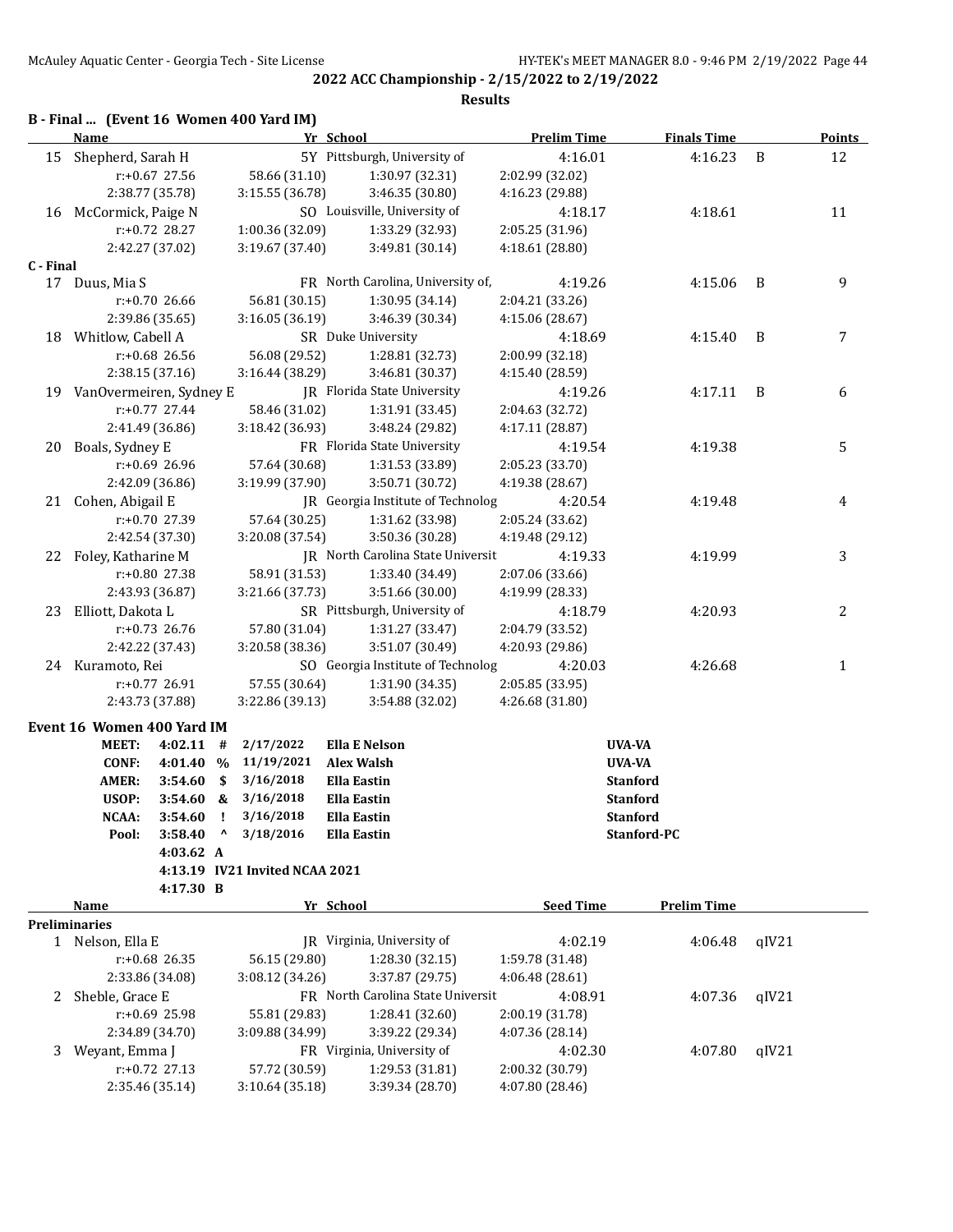## 2022 ACC Championship - 2/15/2022 to 2/19/2022

**Results**

### B - Final ... (Event 16 Women 400 Yard IM)

| | Name | Yr | School | Prelim Time | Finals Time | | Points |
|---|---|---|---|---|---|---|---|
| 15 | Shepherd, Sarah H | 5Y | Pittsburgh, University of | 4:16.01 | 4:16.23 | B | 12 |
| | r:+0.67 27.56 | 58.66 (31.10) | 1:30.97 (32.31) | 2:02.99 (32.02) | | | |
| | 2:38.77 (35.78) | 3:15.55 (36.78) | 3:46.35 (30.80) | 4:16.23 (29.88) | | | |
| 16 | McCormick, Paige N | SO | Louisville, University of | 4:18.17 | 4:18.61 | | 11 |
| | r:+0.72 28.27 | 1:00.36 (32.09) | 1:33.29 (32.93) | 2:05.25 (31.96) | | | |
| | 2:42.27 (37.02) | 3:19.67 (37.40) | 3:49.81 (30.14) | 4:18.61 (28.80) | | | |

### C - Final

| | Name | Yr | School | Prelim Time | Finals Time | | Points |
|---|---|---|---|---|---|---|---|
| 17 | Duus, Mia S | FR | North Carolina, University of, | 4:19.26 | 4:15.06 | B | 9 |
| | r:+0.70 26.66 | 56.81 (30.15) | 1:30.95 (34.14) | 2:04.21 (33.26) | | | |
| | 2:39.86 (35.65) | 3:16.05 (36.19) | 3:46.39 (30.34) | 4:15.06 (28.67) | | | |
| 18 | Whitlow, Cabell A | SR | Duke University | 4:18.69 | 4:15.40 | B | 7 |
| | r:+0.68 26.56 | 56.08 (29.52) | 1:28.81 (32.73) | 2:00.99 (32.18) | | | |
| | 2:38.15 (37.16) | 3:16.44 (38.29) | 3:46.81 (30.37) | 4:15.40 (28.59) | | | |
| 19 | VanOvermeiren, Sydney E | JR | Florida State University | 4:19.26 | 4:17.11 | B | 6 |
| | r:+0.77 27.44 | 58.46 (31.02) | 1:31.91 (33.45) | 2:04.63 (32.72) | | | |
| | 2:41.49 (36.86) | 3:18.42 (36.93) | 3:48.24 (29.82) | 4:17.11 (28.87) | | | |
| 20 | Boals, Sydney E | FR | Florida State University | 4:19.54 | 4:19.38 | | 5 |
| | r:+0.69 26.96 | 57.64 (30.68) | 1:31.53 (33.89) | 2:05.23 (33.70) | | | |
| | 2:42.09 (36.86) | 3:19.99 (37.90) | 3:50.71 (30.72) | 4:19.38 (28.67) | | | |
| 21 | Cohen, Abigail E | JR | Georgia Institute of Technolog | 4:20.54 | 4:19.48 | | 4 |
| | r:+0.70 27.39 | 57.64 (30.25) | 1:31.62 (33.98) | 2:05.24 (33.62) | | | |
| | 2:42.54 (37.30) | 3:20.08 (37.54) | 3:50.36 (30.28) | 4:19.48 (29.12) | | | |
| 22 | Foley, Katharine M | JR | North Carolina State Universit | 4:19.33 | 4:19.99 | | 3 |
| | r:+0.80 27.38 | 58.91 (31.53) | 1:33.40 (34.49) | 2:07.06 (33.66) | | | |
| | 2:43.93 (36.87) | 3:21.66 (37.73) | 3:51.66 (30.00) | 4:19.99 (28.33) | | | |
| 23 | Elliott, Dakota L | SR | Pittsburgh, University of | 4:18.79 | 4:20.93 | | 2 |
| | r:+0.73 26.76 | 57.80 (31.04) | 1:31.27 (33.47) | 2:04.79 (33.52) | | | |
| | 2:42.22 (37.43) | 3:20.58 (38.36) | 3:51.07 (30.49) | 4:20.93 (29.86) | | | |
| 24 | Kuramoto, Rei | SO | Georgia Institute of Technolog | 4:20.03 | 4:26.68 | | 1 |
| | r:+0.77 26.91 | 57.55 (30.64) | 1:31.90 (34.35) | 2:05.85 (33.95) | | | |
| | 2:43.73 (37.88) | 3:22.86 (39.13) | 3:54.88 (32.02) | 4:26.68 (31.80) | | | |

### Event 16 Women 400 Yard IM

| | Time | | Date | Name | Team |
|---|---|---|---|---|---|
| MEET: | 4:02.11 | # | 2/17/2022 | Ella E Nelson | UVA-VA |
| CONF: | 4:01.40 | % | 11/19/2021 | Alex Walsh | UVA-VA |
| AMER: | 3:54.60 | $ | 3/16/2018 | Ella Eastin | Stanford |
| USOP: | 3:54.60 | & | 3/16/2018 | Ella Eastin | Stanford |
| NCAA: | 3:54.60 | ! | 3/16/2018 | Ella Eastin | Stanford |
| Pool: | 3:58.40 | ^ | 3/18/2016 | Ella Eastin | Stanford-PC |
| | 4:03.62 | A | | | |
| | 4:13.19 | IV21 | Invited NCAA 2021 | | |
| | 4:17.30 | B | | | |

### Preliminaries

| | Name | Yr | School | Seed Time | Prelim Time | |
|---|---|---|---|---|---|---|
| 1 | Nelson, Ella E | JR | Virginia, University of | 4:02.19 | 4:06.48 | qIV21 |
| | r:+0.68 26.35 | 56.15 (29.80) | 1:28.30 (32.15) | 1:59.78 (31.48) | | |
| | 2:33.86 (34.08) | 3:08.12 (34.26) | 3:37.87 (29.75) | 4:06.48 (28.61) | | |
| 2 | Sheble, Grace E | FR | North Carolina State Universit | 4:08.91 | 4:07.36 | qIV21 |
| | r:+0.69 25.98 | 55.81 (29.83) | 1:28.41 (32.60) | 2:00.19 (31.78) | | |
| | 2:34.89 (34.70) | 3:09.88 (34.99) | 3:39.22 (29.34) | 4:07.36 (28.14) | | |
| 3 | Weyant, Emma J | FR | Virginia, University of | 4:02.30 | 4:07.80 | qIV21 |
| | r:+0.72 27.13 | 57.72 (30.59) | 1:29.53 (31.81) | 2:00.32 (30.79) | | |
| | 2:35.46 (35.14) | 3:10.64 (35.18) | 3:39.34 (28.70) | 4:07.80 (28.46) | | |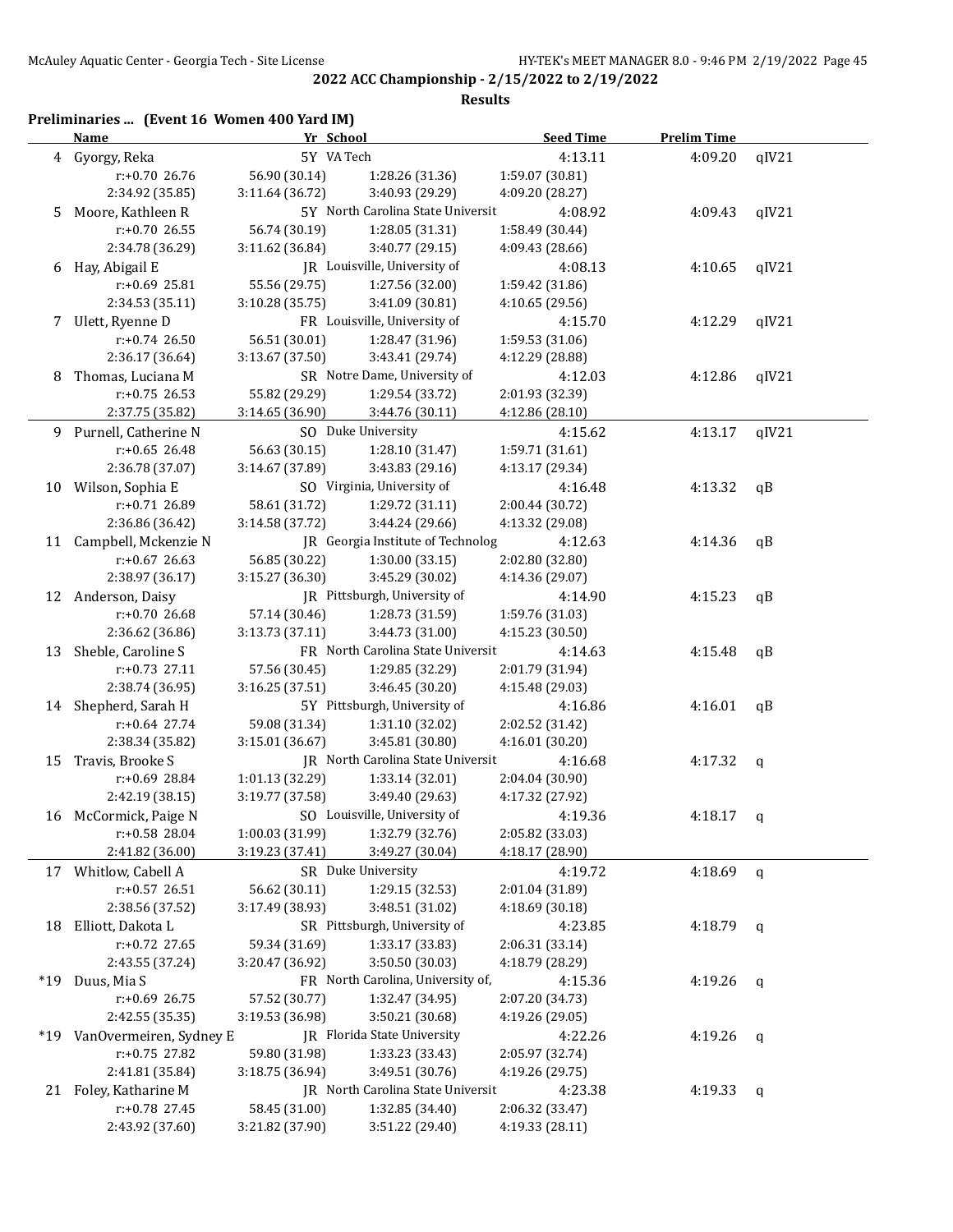**2022 ACC Championship - 2/15/2022 to 2/19/2022**

**Results**

### Preliminaries ... (Event 16 Women 400 Yard IM)

| | Name | Yr | School | Seed Time | Prelim Time | |
|---|---|---|---|---|---|---|
| 4 | Gyorgy, Reka | 5Y | VA Tech | 4:13.11 | 4:09.20 | qIV21 |
| | r:+0.70 26.76 | 56.90 (30.14) | 1:28.26 (31.36) | 1:59.07 (30.81) | | |
| | 2:34.92 (35.85) | 3:11.64 (36.72) | 3:40.93 (29.29) | 4:09.20 (28.27) | | |
| 5 | Moore, Kathleen R | 5Y | North Carolina State Universit | 4:08.92 | 4:09.43 | qIV21 |
| | r:+0.70 26.55 | 56.74 (30.19) | 1:28.05 (31.31) | 1:58.49 (30.44) | | |
| | 2:34.78 (36.29) | 3:11.62 (36.84) | 3:40.77 (29.15) | 4:09.43 (28.66) | | |
| 6 | Hay, Abigail E | JR | Louisville, University of | 4:08.13 | 4:10.65 | qIV21 |
| | r:+0.69 25.81 | 55.56 (29.75) | 1:27.56 (32.00) | 1:59.42 (31.86) | | |
| | 2:34.53 (35.11) | 3:10.28 (35.75) | 3:41.09 (30.81) | 4:10.65 (29.56) | | |
| 7 | Ulett, Ryenne D | FR | Louisville, University of | 4:15.70 | 4:12.29 | qIV21 |
| | r:+0.74 26.50 | 56.51 (30.01) | 1:28.47 (31.96) | 1:59.53 (31.06) | | |
| | 2:36.17 (36.64) | 3:13.67 (37.50) | 3:43.41 (29.74) | 4:12.29 (28.88) | | |
| 8 | Thomas, Luciana M | SR | Notre Dame, University of | 4:12.03 | 4:12.86 | qIV21 |
| | r:+0.75 26.53 | 55.82 (29.29) | 1:29.54 (33.72) | 2:01.93 (32.39) | | |
| | 2:37.75 (35.82) | 3:14.65 (36.90) | 3:44.76 (30.11) | 4:12.86 (28.10) | | |
| 9 | Purnell, Catherine N | SO | Duke University | 4:15.62 | 4:13.17 | qIV21 |
| | r:+0.65 26.48 | 56.63 (30.15) | 1:28.10 (31.47) | 1:59.71 (31.61) | | |
| | 2:36.78 (37.07) | 3:14.67 (37.89) | 3:43.83 (29.16) | 4:13.17 (29.34) | | |
| 10 | Wilson, Sophia E | SO | Virginia, University of | 4:16.48 | 4:13.32 | qB |
| | r:+0.71 26.89 | 58.61 (31.72) | 1:29.72 (31.11) | 2:00.44 (30.72) | | |
| | 2:36.86 (36.42) | 3:14.58 (37.72) | 3:44.24 (29.66) | 4:13.32 (29.08) | | |
| 11 | Campbell, Mckenzie N | JR | Georgia Institute of Technolog | 4:12.63 | 4:14.36 | qB |
| | r:+0.67 26.63 | 56.85 (30.22) | 1:30.00 (33.15) | 2:02.80 (32.80) | | |
| | 2:38.97 (36.17) | 3:15.27 (36.30) | 3:45.29 (30.02) | 4:14.36 (29.07) | | |
| 12 | Anderson, Daisy | JR | Pittsburgh, University of | 4:14.90 | 4:15.23 | qB |
| | r:+0.70 26.68 | 57.14 (30.46) | 1:28.73 (31.59) | 1:59.76 (31.03) | | |
| | 2:36.62 (36.86) | 3:13.73 (37.11) | 3:44.73 (31.00) | 4:15.23 (30.50) | | |
| 13 | Sheble, Caroline S | FR | North Carolina State Universit | 4:14.63 | 4:15.48 | qB |
| | r:+0.73 27.11 | 57.56 (30.45) | 1:29.85 (32.29) | 2:01.79 (31.94) | | |
| | 2:38.74 (36.95) | 3:16.25 (37.51) | 3:46.45 (30.20) | 4:15.48 (29.03) | | |
| 14 | Shepherd, Sarah H | 5Y | Pittsburgh, University of | 4:16.86 | 4:16.01 | qB |
| | r:+0.64 27.74 | 59.08 (31.34) | 1:31.10 (32.02) | 2:02.52 (31.42) | | |
| | 2:38.34 (35.82) | 3:15.01 (36.67) | 3:45.81 (30.80) | 4:16.01 (30.20) | | |
| 15 | Travis, Brooke S | JR | North Carolina State Universit | 4:16.68 | 4:17.32 | q |
| | r:+0.69 28.84 | 1:01.13 (32.29) | 1:33.14 (32.01) | 2:04.04 (30.90) | | |
| | 2:42.19 (38.15) | 3:19.77 (37.58) | 3:49.40 (29.63) | 4:17.32 (27.92) | | |
| 16 | McCormick, Paige N | SO | Louisville, University of | 4:19.36 | 4:18.17 | q |
| | r:+0.58 28.04 | 1:00.03 (31.99) | 1:32.79 (32.76) | 2:05.82 (33.03) | | |
| | 2:41.82 (36.00) | 3:19.23 (37.41) | 3:49.27 (30.04) | 4:18.17 (28.90) | | |
| 17 | Whitlow, Cabell A | SR | Duke University | 4:19.72 | 4:18.69 | q |
| | r:+0.57 26.51 | 56.62 (30.11) | 1:29.15 (32.53) | 2:01.04 (31.89) | | |
| | 2:38.56 (37.52) | 3:17.49 (38.93) | 3:48.51 (31.02) | 4:18.69 (30.18) | | |
| 18 | Elliott, Dakota L | SR | Pittsburgh, University of | 4:23.85 | 4:18.79 | q |
| | r:+0.72 27.65 | 59.34 (31.69) | 1:33.17 (33.83) | 2:06.31 (33.14) | | |
| | 2:43.55 (37.24) | 3:20.47 (36.92) | 3:50.50 (30.03) | 4:18.79 (28.29) | | |
| *19 | Duus, Mia S | FR | North Carolina, University of, | 4:15.36 | 4:19.26 | q |
| | r:+0.69 26.75 | 57.52 (30.77) | 1:32.47 (34.95) | 2:07.20 (34.73) | | |
| | 2:42.55 (35.35) | 3:19.53 (36.98) | 3:50.21 (30.68) | 4:19.26 (29.05) | | |
| *19 | VanOvermeiren, Sydney E | JR | Florida State University | 4:22.26 | 4:19.26 | q |
| | r:+0.75 27.82 | 59.80 (31.98) | 1:33.23 (33.43) | 2:05.97 (32.74) | | |
| | 2:41.81 (35.84) | 3:18.75 (36.94) | 3:49.51 (30.76) | 4:19.26 (29.75) | | |
| 21 | Foley, Katharine M | JR | North Carolina State Universit | 4:23.38 | 4:19.33 | q |
| | r:+0.78 27.45 | 58.45 (31.00) | 1:32.85 (34.40) | 2:06.32 (33.47) | | |
| | 2:43.92 (37.60) | 3:21.82 (37.90) | 3:51.22 (29.40) | 4:19.33 (28.11) | | |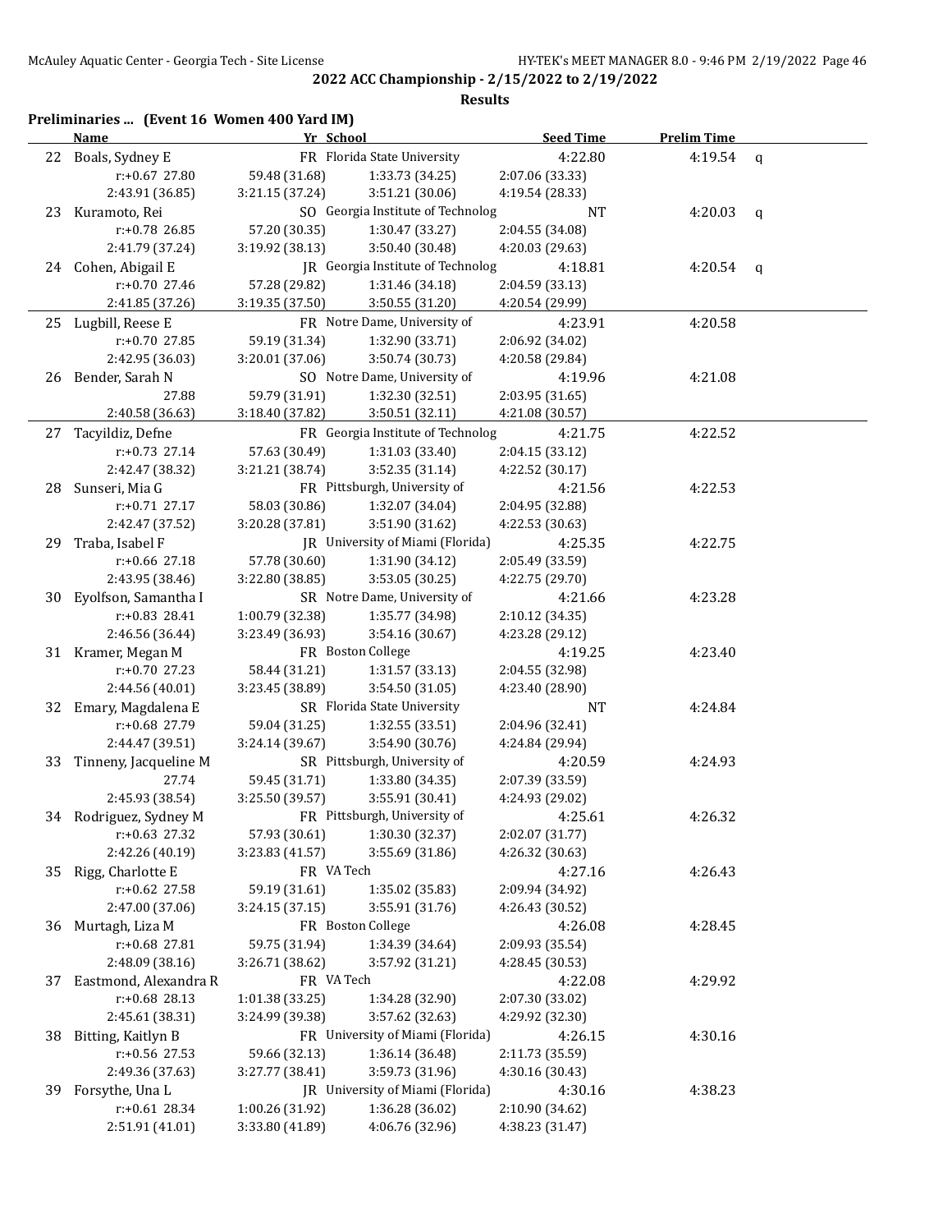## 2022 ACC Championship - 2/15/2022 to 2/19/2022

### Results

**Preliminaries ... (Event 16 Women 400 Yard IM)**

| | Name | Yr | School | Seed Time | Prelim Time | |
|---|---|---|---|---|---|---|
| 22 | Boals, Sydney E | FR | Florida State University | 4:22.80 | 4:19.54 | q |
| | r:+0.67 27.80 | 59.48 (31.68) | 1:33.73 (34.25) | 2:07.06 (33.33) | | |
| | 2:43.91 (36.85) | 3:21.15 (37.24) | 3:51.21 (30.06) | 4:19.54 (28.33) | | |
| 23 | Kuramoto, Rei | SO | Georgia Institute of Technolog | NT | 4:20.03 | q |
| | r:+0.78 26.85 | 57.20 (30.35) | 1:30.47 (33.27) | 2:04.55 (34.08) | | |
| | 2:41.79 (37.24) | 3:19.92 (38.13) | 3:50.40 (30.48) | 4:20.03 (29.63) | | |
| 24 | Cohen, Abigail E | JR | Georgia Institute of Technolog | 4:18.81 | 4:20.54 | q |
| | r:+0.70 27.46 | 57.28 (29.82) | 1:31.46 (34.18) | 2:04.59 (33.13) | | |
| | 2:41.85 (37.26) | 3:19.35 (37.50) | 3:50.55 (31.20) | 4:20.54 (29.99) | | |
| 25 | Lugbill, Reese E | FR | Notre Dame, University of | 4:23.91 | 4:20.58 | |
| | r:+0.70 27.85 | 59.19 (31.34) | 1:32.90 (33.71) | 2:06.92 (34.02) | | |
| | 2:42.95 (36.03) | 3:20.01 (37.06) | 3:50.74 (30.73) | 4:20.58 (29.84) | | |
| 26 | Bender, Sarah N | SO | Notre Dame, University of | 4:19.96 | 4:21.08 | |
| | 27.88 | 59.79 (31.91) | 1:32.30 (32.51) | 2:03.95 (31.65) | | |
| | 2:40.58 (36.63) | 3:18.40 (37.82) | 3:50.51 (32.11) | 4:21.08 (30.57) | | |
| 27 | Tacyildiz, Defne | FR | Georgia Institute of Technolog | 4:21.75 | 4:22.52 | |
| | r:+0.73 27.14 | 57.63 (30.49) | 1:31.03 (33.40) | 2:04.15 (33.12) | | |
| | 2:42.47 (38.32) | 3:21.21 (38.74) | 3:52.35 (31.14) | 4:22.52 (30.17) | | |
| 28 | Sunseri, Mia G | FR | Pittsburgh, University of | 4:21.56 | 4:22.53 | |
| | r:+0.71 27.17 | 58.03 (30.86) | 1:32.07 (34.04) | 2:04.95 (32.88) | | |
| | 2:42.47 (37.52) | 3:20.28 (37.81) | 3:51.90 (31.62) | 4:22.53 (30.63) | | |
| 29 | Traba, Isabel F | JR | University of Miami (Florida) | 4:25.35 | 4:22.75 | |
| | r:+0.66 27.18 | 57.78 (30.60) | 1:31.90 (34.12) | 2:05.49 (33.59) | | |
| | 2:43.95 (38.46) | 3:22.80 (38.85) | 3:53.05 (30.25) | 4:22.75 (29.70) | | |
| 30 | Eyolfson, Samantha I | SR | Notre Dame, University of | 4:21.66 | 4:23.28 | |
| | r:+0.83 28.41 | 1:00.79 (32.38) | 1:35.77 (34.98) | 2:10.12 (34.35) | | |
| | 2:46.56 (36.44) | 3:23.49 (36.93) | 3:54.16 (30.67) | 4:23.28 (29.12) | | |
| 31 | Kramer, Megan M | FR | Boston College | 4:19.25 | 4:23.40 | |
| | r:+0.70 27.23 | 58.44 (31.21) | 1:31.57 (33.13) | 2:04.55 (32.98) | | |
| | 2:44.56 (40.01) | 3:23.45 (38.89) | 3:54.50 (31.05) | 4:23.40 (28.90) | | |
| 32 | Emary, Magdalena E | SR | Florida State University | NT | 4:24.84 | |
| | r:+0.68 27.79 | 59.04 (31.25) | 1:32.55 (33.51) | 2:04.96 (32.41) | | |
| | 2:44.47 (39.51) | 3:24.14 (39.67) | 3:54.90 (30.76) | 4:24.84 (29.94) | | |
| 33 | Tinneny, Jacqueline M | SR | Pittsburgh, University of | 4:20.59 | 4:24.93 | |
| | 27.74 | 59.45 (31.71) | 1:33.80 (34.35) | 2:07.39 (33.59) | | |
| | 2:45.93 (38.54) | 3:25.50 (39.57) | 3:55.91 (30.41) | 4:24.93 (29.02) | | |
| 34 | Rodriguez, Sydney M | FR | Pittsburgh, University of | 4:25.61 | 4:26.32 | |
| | r:+0.63 27.32 | 57.93 (30.61) | 1:30.30 (32.37) | 2:02.07 (31.77) | | |
| | 2:42.26 (40.19) | 3:23.83 (41.57) | 3:55.69 (31.86) | 4:26.32 (30.63) | | |
| 35 | Rigg, Charlotte E | FR | VA Tech | 4:27.16 | 4:26.43 | |
| | r:+0.62 27.58 | 59.19 (31.61) | 1:35.02 (35.83) | 2:09.94 (34.92) | | |
| | 2:47.00 (37.06) | 3:24.15 (37.15) | 3:55.91 (31.76) | 4:26.43 (30.52) | | |
| 36 | Murtagh, Liza M | FR | Boston College | 4:26.08 | 4:28.45 | |
| | r:+0.68 27.81 | 59.75 (31.94) | 1:34.39 (34.64) | 2:09.93 (35.54) | | |
| | 2:48.09 (38.16) | 3:26.71 (38.62) | 3:57.92 (31.21) | 4:28.45 (30.53) | | |
| 37 | Eastmond, Alexandra R | FR | VA Tech | 4:22.08 | 4:29.92 | |
| | r:+0.68 28.13 | 1:01.38 (33.25) | 1:34.28 (32.90) | 2:07.30 (33.02) | | |
| | 2:45.61 (38.31) | 3:24.99 (39.38) | 3:57.62 (32.63) | 4:29.92 (32.30) | | |
| 38 | Bitting, Kaitlyn B | FR | University of Miami (Florida) | 4:26.15 | 4:30.16 | |
| | r:+0.56 27.53 | 59.66 (32.13) | 1:36.14 (36.48) | 2:11.73 (35.59) | | |
| | 2:49.36 (37.63) | 3:27.77 (38.41) | 3:59.73 (31.96) | 4:30.16 (30.43) | | |
| 39 | Forsythe, Una L | JR | University of Miami (Florida) | 4:30.16 | 4:38.23 | |
| | r:+0.61 28.34 | 1:00.26 (31.92) | 1:36.28 (36.02) | 2:10.90 (34.62) | | |
| | 2:51.91 (41.01) | 3:33.80 (41.89) | 4:06.76 (32.96) | 4:38.23 (31.47) | | |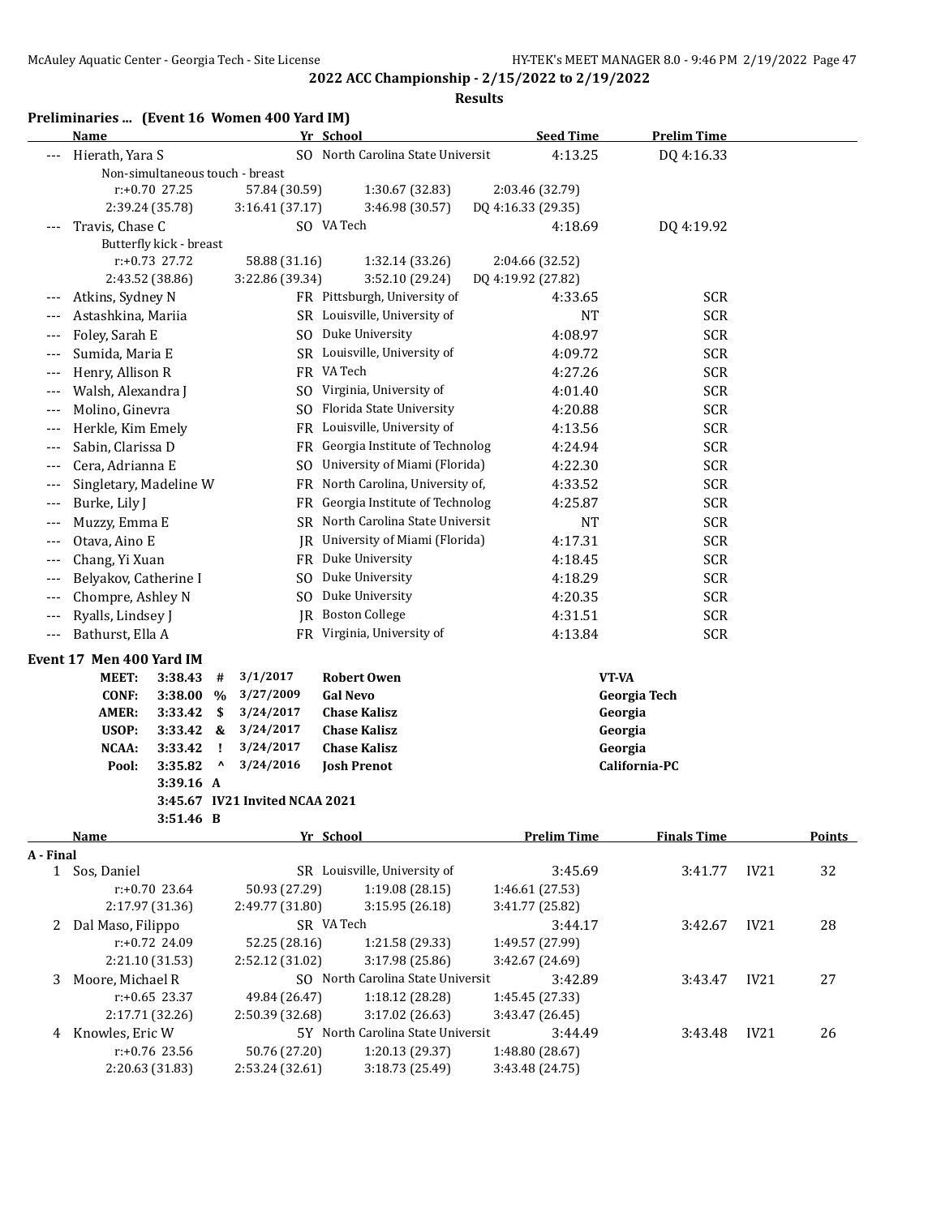**2022 ACC Championship - 2/15/2022 to 2/19/2022**

**Results**

## Preliminaries ... (Event 16 Women 400 Yard IM)

| | Name | Yr | School | Seed Time | Prelim Time |
|---|---|---|---|---|---|
| --- | Hierath, Yara S | SO | North Carolina State Universit | 4:13.25 | DQ 4:16.33 |
| | Non-simultaneous touch - breast | | | | |
| | r:+0.70 27.25 | 57.84 (30.59) | 1:30.67 (32.83) | 2:03.46 (32.79) | |
| | 2:39.24 (35.78) | 3:16.41 (37.17) | 3:46.98 (30.57) | DQ 4:16.33 (29.35) | |
| --- | Travis, Chase C | SO | VA Tech | 4:18.69 | DQ 4:19.92 |
| | Butterfly kick - breast | | | | |
| | r:+0.73 27.72 | 58.88 (31.16) | 1:32.14 (33.26) | 2:04.66 (32.52) | |
| | 2:43.52 (38.86) | 3:22.86 (39.34) | 3:52.10 (29.24) | DQ 4:19.92 (27.82) | |
| --- | Atkins, Sydney N | FR | Pittsburgh, University of | 4:33.65 | SCR |
| --- | Astashkina, Mariia | SR | Louisville, University of | NT | SCR |
| --- | Foley, Sarah E | SO | Duke University | 4:08.97 | SCR |
| --- | Sumida, Maria E | SR | Louisville, University of | 4:09.72 | SCR |
| --- | Henry, Allison R | FR | VA Tech | 4:27.26 | SCR |
| --- | Walsh, Alexandra J | SO | Virginia, University of | 4:01.40 | SCR |
| --- | Molino, Ginevra | SO | Florida State University | 4:20.88 | SCR |
| --- | Herkle, Kim Emely | FR | Louisville, University of | 4:13.56 | SCR |
| --- | Sabin, Clarissa D | FR | Georgia Institute of Technolog | 4:24.94 | SCR |
| --- | Cera, Adrianna E | SO | University of Miami (Florida) | 4:22.30 | SCR |
| --- | Singletary, Madeline W | FR | North Carolina, University of, | 4:33.52 | SCR |
| --- | Burke, Lily J | FR | Georgia Institute of Technolog | 4:25.87 | SCR |
| --- | Muzzy, Emma E | SR | North Carolina State Universit | NT | SCR |
| --- | Otava, Aino E | JR | University of Miami (Florida) | 4:17.31 | SCR |
| --- | Chang, Yi Xuan | FR | Duke University | 4:18.45 | SCR |
| --- | Belyakov, Catherine I | SO | Duke University | 4:18.29 | SCR |
| --- | Chompre, Ashley N | SO | Duke University | 4:20.35 | SCR |
| --- | Ryalls, Lindsey J | JR | Boston College | 4:31.51 | SCR |
| --- | Bathurst, Ella A | FR | Virginia, University of | 4:13.84 | SCR |

## Event 17 Men 400 Yard IM

| | | | | | |
|---|---|---|---|---|---|
| **MEET:** | **3:38.43** | **#** | **3/1/2017** | **Robert Owen** | **VT-VA** |
| **CONF:** | **3:38.00** | **%** | **3/27/2009** | **Gal Nevo** | **Georgia Tech** |
| **AMER:** | **3:33.42** | **$** | **3/24/2017** | **Chase Kalisz** | **Georgia** |
| **USOP:** | **3:33.42** | **&** | **3/24/2017** | **Chase Kalisz** | **Georgia** |
| **NCAA:** | **3:33.42** | **!** | **3/24/2017** | **Chase Kalisz** | **Georgia** |
| **Pool:** | **3:35.82** | **^** | **3/24/2016** | **Josh Prenot** | **California-PC** |
| | **3:39.16** | **A** | | | |
| | **3:45.67** | **IV21 Invited NCAA 2021** | | | |
| | **3:51.46** | **B** | | | |

| | Name | Yr | School | Prelim Time | Finals Time | | Points |
|---|---|---|---|---|---|---|---|
| **A - Final** | | | | | | | |
| 1 | Sos, Daniel | SR | Louisville, University of | 3:45.69 | 3:41.77 | IV21 | 32 |
| | r:+0.70 23.64 | 50.93 (27.29) | 1:19.08 (28.15) | 1:46.61 (27.53) | | | |
| | 2:17.97 (31.36) | 2:49.77 (31.80) | 3:15.95 (26.18) | 3:41.77 (25.82) | | | |
| 2 | Dal Maso, Filippo | SR | VA Tech | 3:44.17 | 3:42.67 | IV21 | 28 |
| | r:+0.72 24.09 | 52.25 (28.16) | 1:21.58 (29.33) | 1:49.57 (27.99) | | | |
| | 2:21.10 (31.53) | 2:52.12 (31.02) | 3:17.98 (25.86) | 3:42.67 (24.69) | | | |
| 3 | Moore, Michael R | SO | North Carolina State Universit | 3:42.89 | 3:43.47 | IV21 | 27 |
| | r:+0.65 23.37 | 49.84 (26.47) | 1:18.12 (28.28) | 1:45.45 (27.33) | | | |
| | 2:17.71 (32.26) | 2:50.39 (32.68) | 3:17.02 (26.63) | 3:43.47 (26.45) | | | |
| 4 | Knowles, Eric W | 5Y | North Carolina State Universit | 3:44.49 | 3:43.48 | IV21 | 26 |
| | r:+0.76 23.56 | 50.76 (27.20) | 1:20.13 (29.37) | 1:48.80 (28.67) | | | |
| | 2:20.63 (31.83) | 2:53.24 (32.61) | 3:18.73 (25.49) | 3:43.48 (24.75) | | | |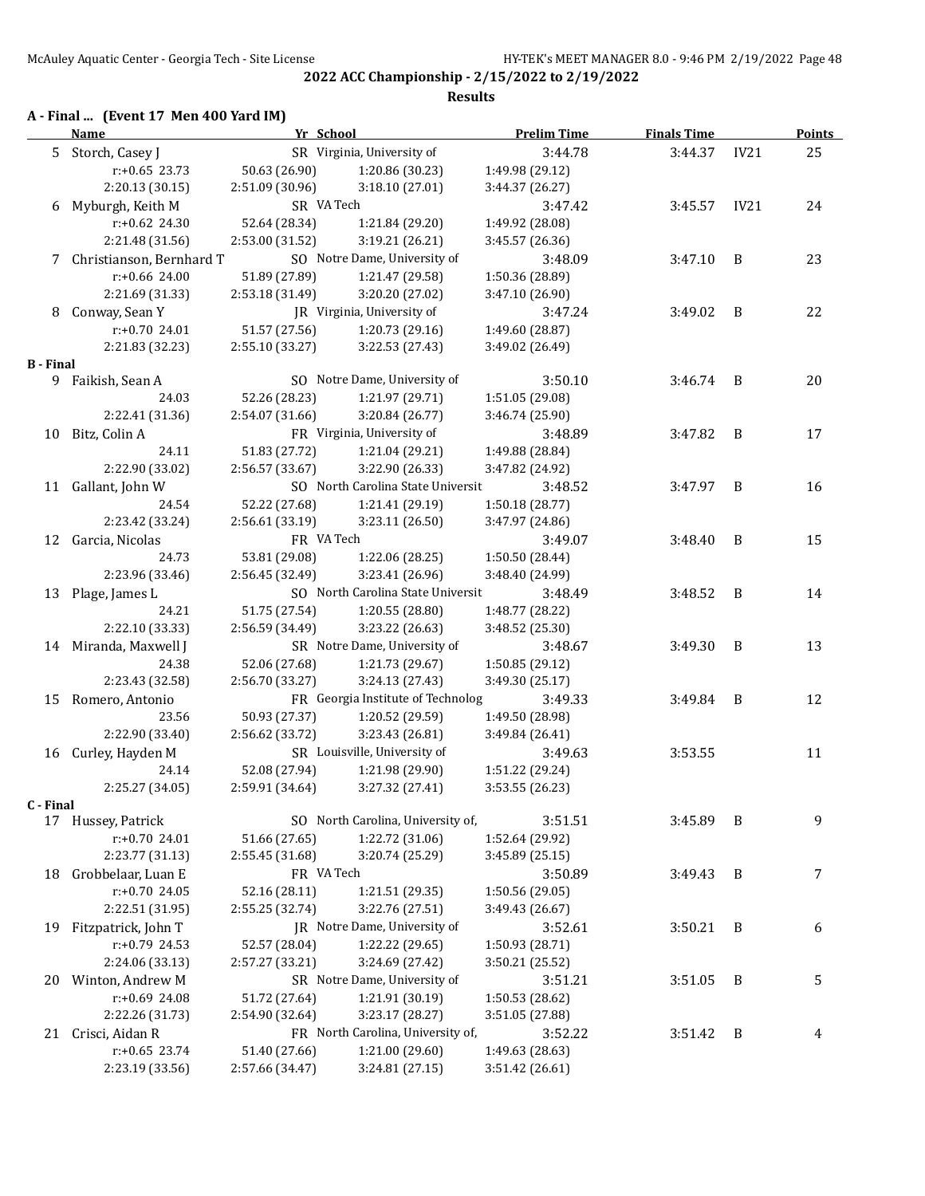**2022 ACC Championship - 2/15/2022 to 2/19/2022**

**Results**

**A - Final ... (Event 17 Men 400 Yard IM)**

| | Name | Yr | School | Prelim Time | Finals Time | | Points |
|---|---|---|---|---|---|---|---|
| 5 | Storch, Casey J | SR | Virginia, University of | 3:44.78 | 3:44.37 | IV21 | 25 |
| | r:+0.65 23.73 | 50.63 (26.90) | 1:20.86 (30.23) | 1:49.98 (29.12) | | | |
| | 2:20.13 (30.15) | 2:51.09 (30.96) | 3:18.10 (27.01) | 3:44.37 (26.27) | | | |
| 6 | Myburgh, Keith M | SR | VA Tech | 3:47.42 | 3:45.57 | IV21 | 24 |
| | r:+0.62 24.30 | 52.64 (28.34) | 1:21.84 (29.20) | 1:49.92 (28.08) | | | |
| | 2:21.48 (31.56) | 2:53.00 (31.52) | 3:19.21 (26.21) | 3:45.57 (26.36) | | | |
| 7 | Christianson, Bernhard T | SO | Notre Dame, University of | 3:48.09 | 3:47.10 | B | 23 |
| | r:+0.66 24.00 | 51.89 (27.89) | 1:21.47 (29.58) | 1:50.36 (28.89) | | | |
| | 2:21.69 (31.33) | 2:53.18 (31.49) | 3:20.20 (27.02) | 3:47.10 (26.90) | | | |
| 8 | Conway, Sean Y | JR | Virginia, University of | 3:47.24 | 3:49.02 | B | 22 |
| | r:+0.70 24.01 | 51.57 (27.56) | 1:20.73 (29.16) | 1:49.60 (28.87) | | | |
| | 2:21.83 (32.23) | 2:55.10 (33.27) | 3:22.53 (27.43) | 3:49.02 (26.49) | | | |
| **B - Final** | | | | | | | |
| 9 | Faikish, Sean A | SO | Notre Dame, University of | 3:50.10 | 3:46.74 | B | 20 |
| | 24.03 | 52.26 (28.23) | 1:21.97 (29.71) | 1:51.05 (29.08) | | | |
| | 2:22.41 (31.36) | 2:54.07 (31.66) | 3:20.84 (26.77) | 3:46.74 (25.90) | | | |
| 10 | Bitz, Colin A | FR | Virginia, University of | 3:48.89 | 3:47.82 | B | 17 |
| | 24.11 | 51.83 (27.72) | 1:21.04 (29.21) | 1:49.88 (28.84) | | | |
| | 2:22.90 (33.02) | 2:56.57 (33.67) | 3:22.90 (26.33) | 3:47.82 (24.92) | | | |
| 11 | Gallant, John W | SO | North Carolina State Universit | 3:48.52 | 3:47.97 | B | 16 |
| | 24.54 | 52.22 (27.68) | 1:21.41 (29.19) | 1:50.18 (28.77) | | | |
| | 2:23.42 (33.24) | 2:56.61 (33.19) | 3:23.11 (26.50) | 3:47.97 (24.86) | | | |
| 12 | Garcia, Nicolas | FR | VA Tech | 3:49.07 | 3:48.40 | B | 15 |
| | 24.73 | 53.81 (29.08) | 1:22.06 (28.25) | 1:50.50 (28.44) | | | |
| | 2:23.96 (33.46) | 2:56.45 (32.49) | 3:23.41 (26.96) | 3:48.40 (24.99) | | | |
| 13 | Plage, James L | SO | North Carolina State Universit | 3:48.49 | 3:48.52 | B | 14 |
| | 24.21 | 51.75 (27.54) | 1:20.55 (28.80) | 1:48.77 (28.22) | | | |
| | 2:22.10 (33.33) | 2:56.59 (34.49) | 3:23.22 (26.63) | 3:48.52 (25.30) | | | |
| 14 | Miranda, Maxwell J | SR | Notre Dame, University of | 3:48.67 | 3:49.30 | B | 13 |
| | 24.38 | 52.06 (27.68) | 1:21.73 (29.67) | 1:50.85 (29.12) | | | |
| | 2:23.43 (32.58) | 2:56.70 (33.27) | 3:24.13 (27.43) | 3:49.30 (25.17) | | | |
| 15 | Romero, Antonio | FR | Georgia Institute of Technolog | 3:49.33 | 3:49.84 | B | 12 |
| | 23.56 | 50.93 (27.37) | 1:20.52 (29.59) | 1:49.50 (28.98) | | | |
| | 2:22.90 (33.40) | 2:56.62 (33.72) | 3:23.43 (26.81) | 3:49.84 (26.41) | | | |
| 16 | Curley, Hayden M | SR | Louisville, University of | 3:49.63 | 3:53.55 | | 11 |
| | 24.14 | 52.08 (27.94) | 1:21.98 (29.90) | 1:51.22 (29.24) | | | |
| | 2:25.27 (34.05) | 2:59.91 (34.64) | 3:27.32 (27.41) | 3:53.55 (26.23) | | | |
| **C - Final** | | | | | | | |
| 17 | Hussey, Patrick | SO | North Carolina, University of, | 3:51.51 | 3:45.89 | B | 9 |
| | r:+0.70 24.01 | 51.66 (27.65) | 1:22.72 (31.06) | 1:52.64 (29.92) | | | |
| | 2:23.77 (31.13) | 2:55.45 (31.68) | 3:20.74 (25.29) | 3:45.89 (25.15) | | | |
| 18 | Grobbelaar, Luan E | FR | VA Tech | 3:50.89 | 3:49.43 | B | 7 |
| | r:+0.70 24.05 | 52.16 (28.11) | 1:21.51 (29.35) | 1:50.56 (29.05) | | | |
| | 2:22.51 (31.95) | 2:55.25 (32.74) | 3:22.76 (27.51) | 3:49.43 (26.67) | | | |
| 19 | Fitzpatrick, John T | JR | Notre Dame, University of | 3:52.61 | 3:50.21 | B | 6 |
| | r:+0.79 24.53 | 52.57 (28.04) | 1:22.22 (29.65) | 1:50.93 (28.71) | | | |
| | 2:24.06 (33.13) | 2:57.27 (33.21) | 3:24.69 (27.42) | 3:50.21 (25.52) | | | |
| 20 | Winton, Andrew M | SR | Notre Dame, University of | 3:51.21 | 3:51.05 | B | 5 |
| | r:+0.69 24.08 | 51.72 (27.64) | 1:21.91 (30.19) | 1:50.53 (28.62) | | | |
| | 2:22.26 (31.73) | 2:54.90 (32.64) | 3:23.17 (28.27) | 3:51.05 (27.88) | | | |
| 21 | Crisci, Aidan R | FR | North Carolina, University of, | 3:52.22 | 3:51.42 | B | 4 |
| | r:+0.65 23.74 | 51.40 (27.66) | 1:21.00 (29.60) | 1:49.63 (28.63) | | | |
| | 2:23.19 (33.56) | 2:57.66 (34.47) | 3:24.81 (27.15) | 3:51.42 (26.61) | | | |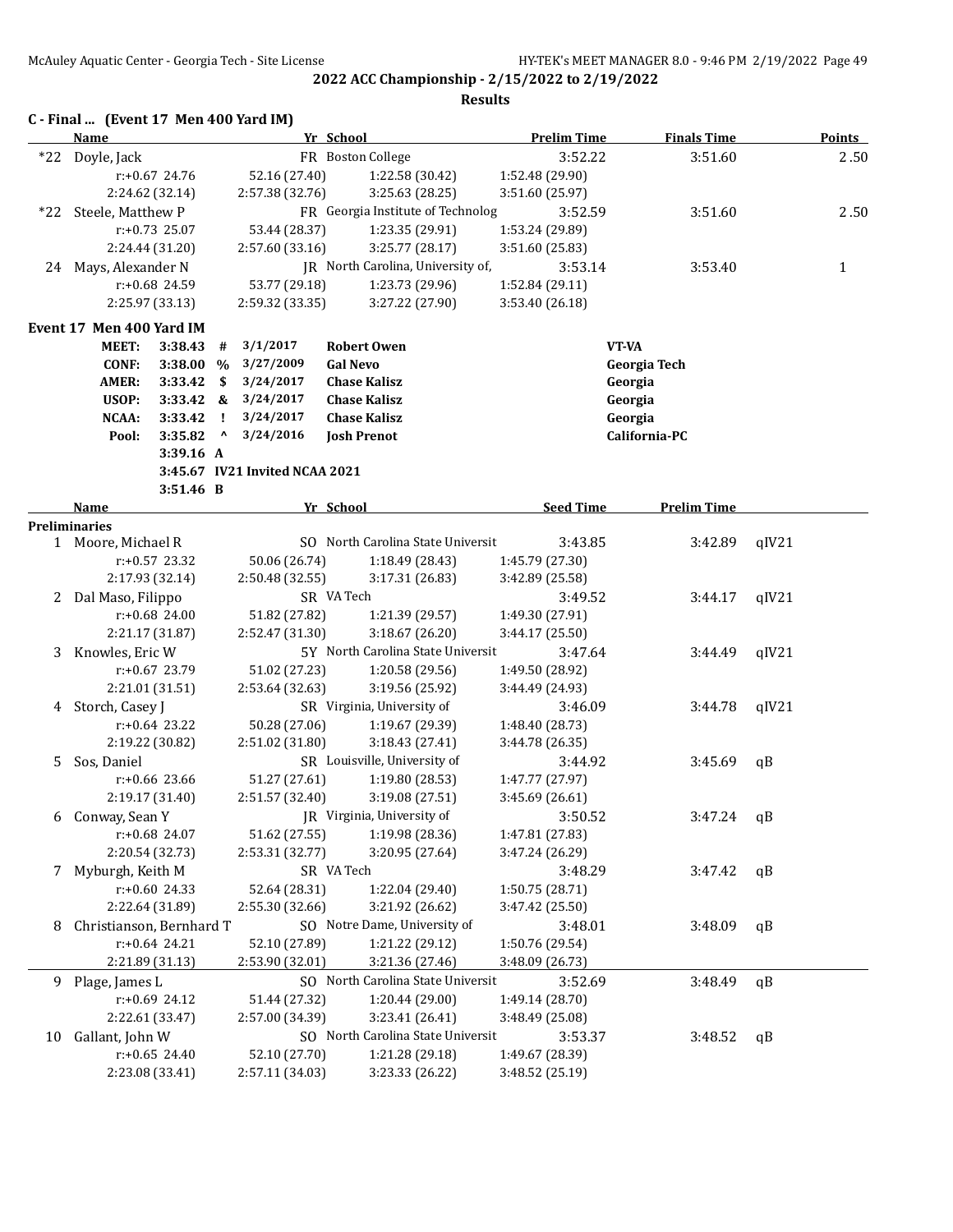**2022 ACC Championship - 2/15/2022 to 2/19/2022**

**Results**

### C - Final ... (Event 17 Men 400 Yard IM)

| | Name | Yr | School | Prelim Time | Finals Time | Points |
|---|---|---|---|---|---|---|
| *22 | Doyle, Jack | FR | Boston College | 3:52.22 | 3:51.60 | 2.50 |
| | r:+0.67 24.76 | 52.16 (27.40) | 1:22.58 (30.42) | 1:52.48 (29.90) | | |
| | 2:24.62 (32.14) | 2:57.38 (32.76) | 3:25.63 (28.25) | 3:51.60 (25.97) | | |
| *22 | Steele, Matthew P | FR | Georgia Institute of Technolog | 3:52.59 | 3:51.60 | 2.50 |
| | r:+0.73 25.07 | 53.44 (28.37) | 1:23.35 (29.91) | 1:53.24 (29.89) | | |
| | 2:24.44 (31.20) | 2:57.60 (33.16) | 3:25.77 (28.17) | 3:51.60 (25.83) | | |
| 24 | Mays, Alexander N | JR | North Carolina, University of, | 3:53.14 | 3:53.40 | 1 |
| | r:+0.68 24.59 | 53.77 (29.18) | 1:23.73 (29.96) | 1:52.84 (29.11) | | |
| | 2:25.97 (33.13) | 2:59.32 (33.35) | 3:27.22 (27.90) | 3:53.40 (26.18) | | |

### Event 17 Men 400 Yard IM

| | Time | | Date | Name | School |
|---|---|---|---|---|---|
| MEET: | 3:38.43 | # | 3/1/2017 | Robert Owen | VT-VA |
| CONF: | 3:38.00 | % | 3/27/2009 | Gal Nevo | Georgia Tech |
| AMER: | 3:33.42 | $ | 3/24/2017 | Chase Kalisz | Georgia |
| USOP: | 3:33.42 | & | 3/24/2017 | Chase Kalisz | Georgia |
| NCAA: | 3:33.42 | ! | 3/24/2017 | Chase Kalisz | Georgia |
| Pool: | 3:35.82 | ^ | 3/24/2016 | Josh Prenot | California-PC |
| | 3:39.16 | A | | | |
| | 3:45.67 | IV21 | Invited NCAA 2021 | | |
| | 3:51.46 | B | | | |

| | Name | Yr | School | Seed Time | Prelim Time | |
|---|---|---|---|---|---|---|
| **Preliminaries** | | | | | | |
| 1 | Moore, Michael R | SO | North Carolina State Universit | 3:43.85 | 3:42.89 | qIV21 |
| | r:+0.57 23.32 | 50.06 (26.74) | 1:18.49 (28.43) | 1:45.79 (27.30) | | |
| | 2:17.93 (32.14) | 2:50.48 (32.55) | 3:17.31 (26.83) | 3:42.89 (25.58) | | |
| 2 | Dal Maso, Filippo | SR | VA Tech | 3:49.52 | 3:44.17 | qIV21 |
| | r:+0.68 24.00 | 51.82 (27.82) | 1:21.39 (29.57) | 1:49.30 (27.91) | | |
| | 2:21.17 (31.87) | 2:52.47 (31.30) | 3:18.67 (26.20) | 3:44.17 (25.50) | | |
| 3 | Knowles, Eric W | 5Y | North Carolina State Universit | 3:47.64 | 3:44.49 | qIV21 |
| | r:+0.67 23.79 | 51.02 (27.23) | 1:20.58 (29.56) | 1:49.50 (28.92) | | |
| | 2:21.01 (31.51) | 2:53.64 (32.63) | 3:19.56 (25.92) | 3:44.49 (24.93) | | |
| 4 | Storch, Casey J | SR | Virginia, University of | 3:46.09 | 3:44.78 | qIV21 |
| | r:+0.64 23.22 | 50.28 (27.06) | 1:19.67 (29.39) | 1:48.40 (28.73) | | |
| | 2:19.22 (30.82) | 2:51.02 (31.80) | 3:18.43 (27.41) | 3:44.78 (26.35) | | |
| 5 | Sos, Daniel | SR | Louisville, University of | 3:44.92 | 3:45.69 | qB |
| | r:+0.66 23.66 | 51.27 (27.61) | 1:19.80 (28.53) | 1:47.77 (27.97) | | |
| | 2:19.17 (31.40) | 2:51.57 (32.40) | 3:19.08 (27.51) | 3:45.69 (26.61) | | |
| 6 | Conway, Sean Y | JR | Virginia, University of | 3:50.52 | 3:47.24 | qB |
| | r:+0.68 24.07 | 51.62 (27.55) | 1:19.98 (28.36) | 1:47.81 (27.83) | | |
| | 2:20.54 (32.73) | 2:53.31 (32.77) | 3:20.95 (27.64) | 3:47.24 (26.29) | | |
| 7 | Myburgh, Keith M | SR | VA Tech | 3:48.29 | 3:47.42 | qB |
| | r:+0.60 24.33 | 52.64 (28.31) | 1:22.04 (29.40) | 1:50.75 (28.71) | | |
| | 2:22.64 (31.89) | 2:55.30 (32.66) | 3:21.92 (26.62) | 3:47.42 (25.50) | | |
| 8 | Christianson, Bernhard T | SO | Notre Dame, University of | 3:48.01 | 3:48.09 | qB |
| | r:+0.64 24.21 | 52.10 (27.89) | 1:21.22 (29.12) | 1:50.76 (29.54) | | |
| | 2:21.89 (31.13) | 2:53.90 (32.01) | 3:21.36 (27.46) | 3:48.09 (26.73) | | |
| 9 | Plage, James L | SO | North Carolina State Universit | 3:52.69 | 3:48.49 | qB |
| | r:+0.69 24.12 | 51.44 (27.32) | 1:20.44 (29.00) | 1:49.14 (28.70) | | |
| | 2:22.61 (33.47) | 2:57.00 (34.39) | 3:23.41 (26.41) | 3:48.49 (25.08) | | |
| 10 | Gallant, John W | SO | North Carolina State Universit | 3:53.37 | 3:48.52 | qB |
| | r:+0.65 24.40 | 52.10 (27.70) | 1:21.28 (29.18) | 1:49.67 (28.39) | | |
| | 2:23.08 (33.41) | 2:57.11 (34.03) | 3:23.33 (26.22) | 3:48.52 (25.19) | | |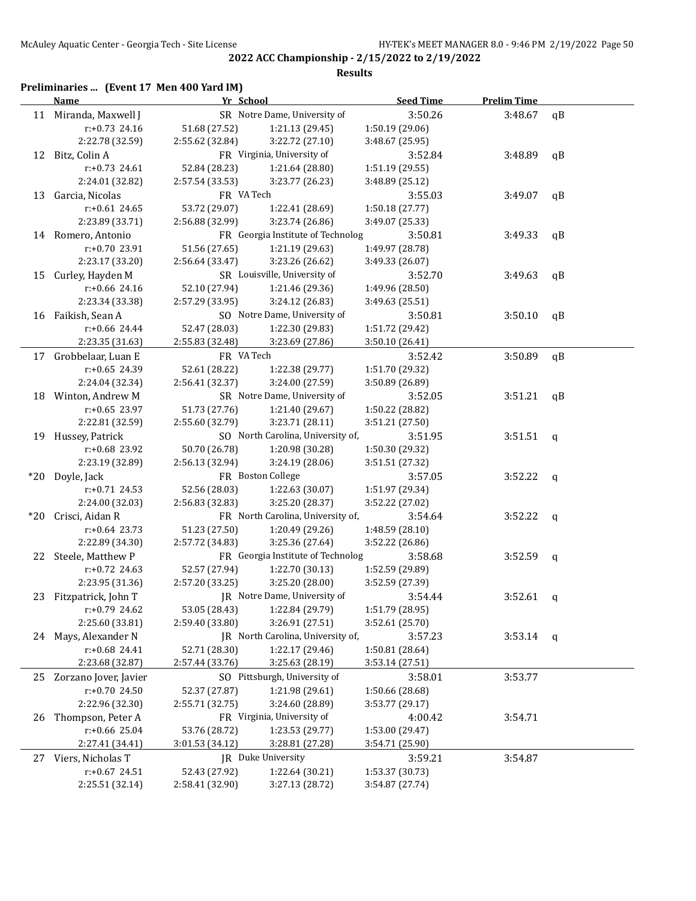**2022 ACC Championship - 2/15/2022 to 2/19/2022**

**Results**

### Preliminaries ... (Event 17 Men 400 Yard IM)

| | Name | Yr | School | Seed Time | Prelim Time | |
|---|---|---|---|---|---|---|
| 11 | Miranda, Maxwell J | SR | Notre Dame, University of | 3:50.26 | 3:48.67 | qB |
| | r:+0.73 24.16 | 51.68 (27.52) | 1:21.13 (29.45) | 1:50.19 (29.06) | | |
| | 2:22.78 (32.59) | 2:55.62 (32.84) | 3:22.72 (27.10) | 3:48.67 (25.95) | | |
| 12 | Bitz, Colin A | FR | Virginia, University of | 3:52.84 | 3:48.89 | qB |
| | r:+0.73 24.61 | 52.84 (28.23) | 1:21.64 (28.80) | 1:51.19 (29.55) | | |
| | 2:24.01 (32.82) | 2:57.54 (33.53) | 3:23.77 (26.23) | 3:48.89 (25.12) | | |
| 13 | Garcia, Nicolas | FR | VA Tech | 3:55.03 | 3:49.07 | qB |
| | r:+0.61 24.65 | 53.72 (29.07) | 1:22.41 (28.69) | 1:50.18 (27.77) | | |
| | 2:23.89 (33.71) | 2:56.88 (32.99) | 3:23.74 (26.86) | 3:49.07 (25.33) | | |
| 14 | Romero, Antonio | FR | Georgia Institute of Technolog | 3:50.81 | 3:49.33 | qB |
| | r:+0.70 23.91 | 51.56 (27.65) | 1:21.19 (29.63) | 1:49.97 (28.78) | | |
| | 2:23.17 (33.20) | 2:56.64 (33.47) | 3:23.26 (26.62) | 3:49.33 (26.07) | | |
| 15 | Curley, Hayden M | SR | Louisville, University of | 3:52.70 | 3:49.63 | qB |
| | r:+0.66 24.16 | 52.10 (27.94) | 1:21.46 (29.36) | 1:49.96 (28.50) | | |
| | 2:23.34 (33.38) | 2:57.29 (33.95) | 3:24.12 (26.83) | 3:49.63 (25.51) | | |
| 16 | Faikish, Sean A | SO | Notre Dame, University of | 3:50.81 | 3:50.10 | qB |
| | r:+0.66 24.44 | 52.47 (28.03) | 1:22.30 (29.83) | 1:51.72 (29.42) | | |
| | 2:23.35 (31.63) | 2:55.83 (32.48) | 3:23.69 (27.86) | 3:50.10 (26.41) | | |
| 17 | Grobbelaar, Luan E | FR | VA Tech | 3:52.42 | 3:50.89 | qB |
| | r:+0.65 24.39 | 52.61 (28.22) | 1:22.38 (29.77) | 1:51.70 (29.32) | | |
| | 2:24.04 (32.34) | 2:56.41 (32.37) | 3:24.00 (27.59) | 3:50.89 (26.89) | | |
| 18 | Winton, Andrew M | SR | Notre Dame, University of | 3:52.05 | 3:51.21 | qB |
| | r:+0.65 23.97 | 51.73 (27.76) | 1:21.40 (29.67) | 1:50.22 (28.82) | | |
| | 2:22.81 (32.59) | 2:55.60 (32.79) | 3:23.71 (28.11) | 3:51.21 (27.50) | | |
| 19 | Hussey, Patrick | SO | North Carolina, University of, | 3:51.95 | 3:51.51 | q |
| | r:+0.68 23.92 | 50.70 (26.78) | 1:20.98 (30.28) | 1:50.30 (29.32) | | |
| | 2:23.19 (32.89) | 2:56.13 (32.94) | 3:24.19 (28.06) | 3:51.51 (27.32) | | |
| *20 | Doyle, Jack | FR | Boston College | 3:57.05 | 3:52.22 | q |
| | r:+0.71 24.53 | 52.56 (28.03) | 1:22.63 (30.07) | 1:51.97 (29.34) | | |
| | 2:24.00 (32.03) | 2:56.83 (32.83) | 3:25.20 (28.37) | 3:52.22 (27.02) | | |
| *20 | Crisci, Aidan R | FR | North Carolina, University of, | 3:54.64 | 3:52.22 | q |
| | r:+0.64 23.73 | 51.23 (27.50) | 1:20.49 (29.26) | 1:48.59 (28.10) | | |
| | 2:22.89 (34.30) | 2:57.72 (34.83) | 3:25.36 (27.64) | 3:52.22 (26.86) | | |
| 22 | Steele, Matthew P | FR | Georgia Institute of Technolog | 3:58.68 | 3:52.59 | q |
| | r:+0.72 24.63 | 52.57 (27.94) | 1:22.70 (30.13) | 1:52.59 (29.89) | | |
| | 2:23.95 (31.36) | 2:57.20 (33.25) | 3:25.20 (28.00) | 3:52.59 (27.39) | | |
| 23 | Fitzpatrick, John T | JR | Notre Dame, University of | 3:54.44 | 3:52.61 | q |
| | r:+0.79 24.62 | 53.05 (28.43) | 1:22.84 (29.79) | 1:51.79 (28.95) | | |
| | 2:25.60 (33.81) | 2:59.40 (33.80) | 3:26.91 (27.51) | 3:52.61 (25.70) | | |
| 24 | Mays, Alexander N | JR | North Carolina, University of, | 3:57.23 | 3:53.14 | q |
| | r:+0.68 24.41 | 52.71 (28.30) | 1:22.17 (29.46) | 1:50.81 (28.64) | | |
| | 2:23.68 (32.87) | 2:57.44 (33.76) | 3:25.63 (28.19) | 3:53.14 (27.51) | | |
| 25 | Zorzano Jover, Javier | SO | Pittsburgh, University of | 3:58.01 | 3:53.77 | |
| | r:+0.70 24.50 | 52.37 (27.87) | 1:21.98 (29.61) | 1:50.66 (28.68) | | |
| | 2:22.96 (32.30) | 2:55.71 (32.75) | 3:24.60 (28.89) | 3:53.77 (29.17) | | |
| 26 | Thompson, Peter A | FR | Virginia, University of | 4:00.42 | 3:54.71 | |
| | r:+0.66 25.04 | 53.76 (28.72) | 1:23.53 (29.77) | 1:53.00 (29.47) | | |
| | 2:27.41 (34.41) | 3:01.53 (34.12) | 3:28.81 (27.28) | 3:54.71 (25.90) | | |
| 27 | Viers, Nicholas T | JR | Duke University | 3:59.21 | 3:54.87 | |
| | r:+0.67 24.51 | 52.43 (27.92) | 1:22.64 (30.21) | 1:53.37 (30.73) | | |
| | 2:25.51 (32.14) | 2:58.41 (32.90) | 3:27.13 (28.72) | 3:54.87 (27.74) | | |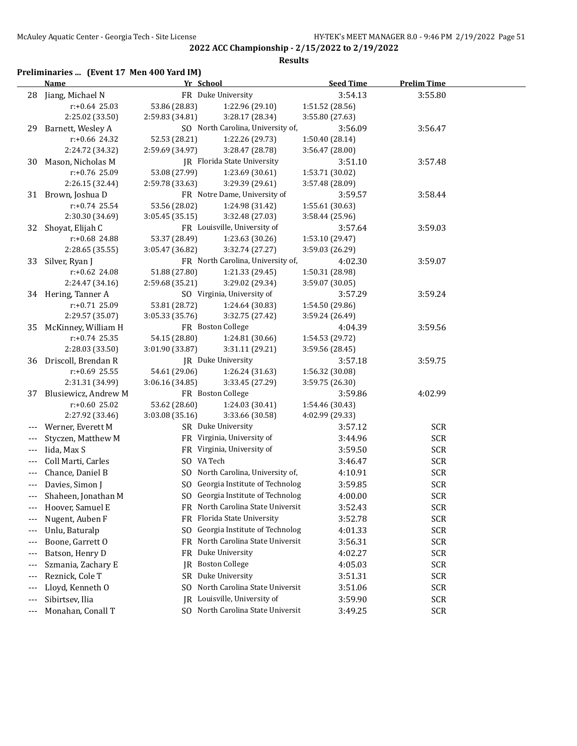## 2022 ACC Championship - 2/15/2022 to 2/19/2022

### Results

**Preliminaries ... (Event 17 Men 400 Yard IM)**

| | Name | Yr | School | Seed Time | Prelim Time |
|---|---|---|---|---|---|
| 28 | Jiang, Michael N | FR | Duke University | 3:54.13 | 3:55.80 |
| | r:+0.64 25.03 | 53.86 (28.83) | 1:22.96 (29.10) | 1:51.52 (28.56) | |
| | 2:25.02 (33.50) | 2:59.83 (34.81) | 3:28.17 (28.34) | 3:55.80 (27.63) | |
| 29 | Barnett, Wesley A | SO | North Carolina, University of, | 3:56.09 | 3:56.47 |
| | r:+0.66 24.32 | 52.53 (28.21) | 1:22.26 (29.73) | 1:50.40 (28.14) | |
| | 2:24.72 (34.32) | 2:59.69 (34.97) | 3:28.47 (28.78) | 3:56.47 (28.00) | |
| 30 | Mason, Nicholas M | JR | Florida State University | 3:51.10 | 3:57.48 |
| | r:+0.76 25.09 | 53.08 (27.99) | 1:23.69 (30.61) | 1:53.71 (30.02) | |
| | 2:26.15 (32.44) | 2:59.78 (33.63) | 3:29.39 (29.61) | 3:57.48 (28.09) | |
| 31 | Brown, Joshua D | FR | Notre Dame, University of | 3:59.57 | 3:58.44 |
| | r:+0.74 25.54 | 53.56 (28.02) | 1:24.98 (31.42) | 1:55.61 (30.63) | |
| | 2:30.30 (34.69) | 3:05.45 (35.15) | 3:32.48 (27.03) | 3:58.44 (25.96) | |
| 32 | Shoyat, Elijah C | FR | Louisville, University of | 3:57.64 | 3:59.03 |
| | r:+0.68 24.88 | 53.37 (28.49) | 1:23.63 (30.26) | 1:53.10 (29.47) | |
| | 2:28.65 (35.55) | 3:05.47 (36.82) | 3:32.74 (27.27) | 3:59.03 (26.29) | |
| 33 | Silver, Ryan J | FR | North Carolina, University of, | 4:02.30 | 3:59.07 |
| | r:+0.62 24.08 | 51.88 (27.80) | 1:21.33 (29.45) | 1:50.31 (28.98) | |
| | 2:24.47 (34.16) | 2:59.68 (35.21) | 3:29.02 (29.34) | 3:59.07 (30.05) | |
| 34 | Hering, Tanner A | SO | Virginia, University of | 3:57.29 | 3:59.24 |
| | r:+0.71 25.09 | 53.81 (28.72) | 1:24.64 (30.83) | 1:54.50 (29.86) | |
| | 2:29.57 (35.07) | 3:05.33 (35.76) | 3:32.75 (27.42) | 3:59.24 (26.49) | |
| 35 | McKinney, William H | FR | Boston College | 4:04.39 | 3:59.56 |
| | r:+0.74 25.35 | 54.15 (28.80) | 1:24.81 (30.66) | 1:54.53 (29.72) | |
| | 2:28.03 (33.50) | 3:01.90 (33.87) | 3:31.11 (29.21) | 3:59.56 (28.45) | |
| 36 | Driscoll, Brendan R | JR | Duke University | 3:57.18 | 3:59.75 |
| | r:+0.69 25.55 | 54.61 (29.06) | 1:26.24 (31.63) | 1:56.32 (30.08) | |
| | 2:31.31 (34.99) | 3:06.16 (34.85) | 3:33.45 (27.29) | 3:59.75 (26.30) | |
| 37 | Blusiewicz, Andrew M | FR | Boston College | 3:59.86 | 4:02.99 |
| | r:+0.60 25.02 | 53.62 (28.60) | 1:24.03 (30.41) | 1:54.46 (30.43) | |
| | 2:27.92 (33.46) | 3:03.08 (35.16) | 3:33.66 (30.58) | 4:02.99 (29.33) | |
| --- | Werner, Everett M | SR | Duke University | 3:57.12 | SCR |
| --- | Styczen, Matthew M | FR | Virginia, University of | 3:44.96 | SCR |
| --- | Iida, Max S | FR | Virginia, University of | 3:59.50 | SCR |
| --- | Coll Marti, Carles | SO | VA Tech | 3:46.47 | SCR |
| --- | Chance, Daniel B | SO | North Carolina, University of, | 4:10.91 | SCR |
| --- | Davies, Simon J | SO | Georgia Institute of Technolog | 3:59.85 | SCR |
| --- | Shaheen, Jonathan M | SO | Georgia Institute of Technolog | 4:00.00 | SCR |
| --- | Hoover, Samuel E | FR | North Carolina State Universit | 3:52.43 | SCR |
| --- | Nugent, Auben F | FR | Florida State University | 3:52.78 | SCR |
| --- | Unlu, Baturalp | SO | Georgia Institute of Technolog | 4:01.33 | SCR |
| --- | Boone, Garrett O | FR | North Carolina State Universit | 3:56.31 | SCR |
| --- | Batson, Henry D | FR | Duke University | 4:02.27 | SCR |
| --- | Szmania, Zachary E | JR | Boston College | 4:05.03 | SCR |
| --- | Reznick, Cole T | SR | Duke University | 3:51.31 | SCR |
| --- | Lloyd, Kenneth O | SO | North Carolina State Universit | 3:51.06 | SCR |
| --- | Sibirtsev, Ilia | JR | Louisville, University of | 3:59.90 | SCR |
| --- | Monahan, Conall T | SO | North Carolina State Universit | 3:49.25 | SCR |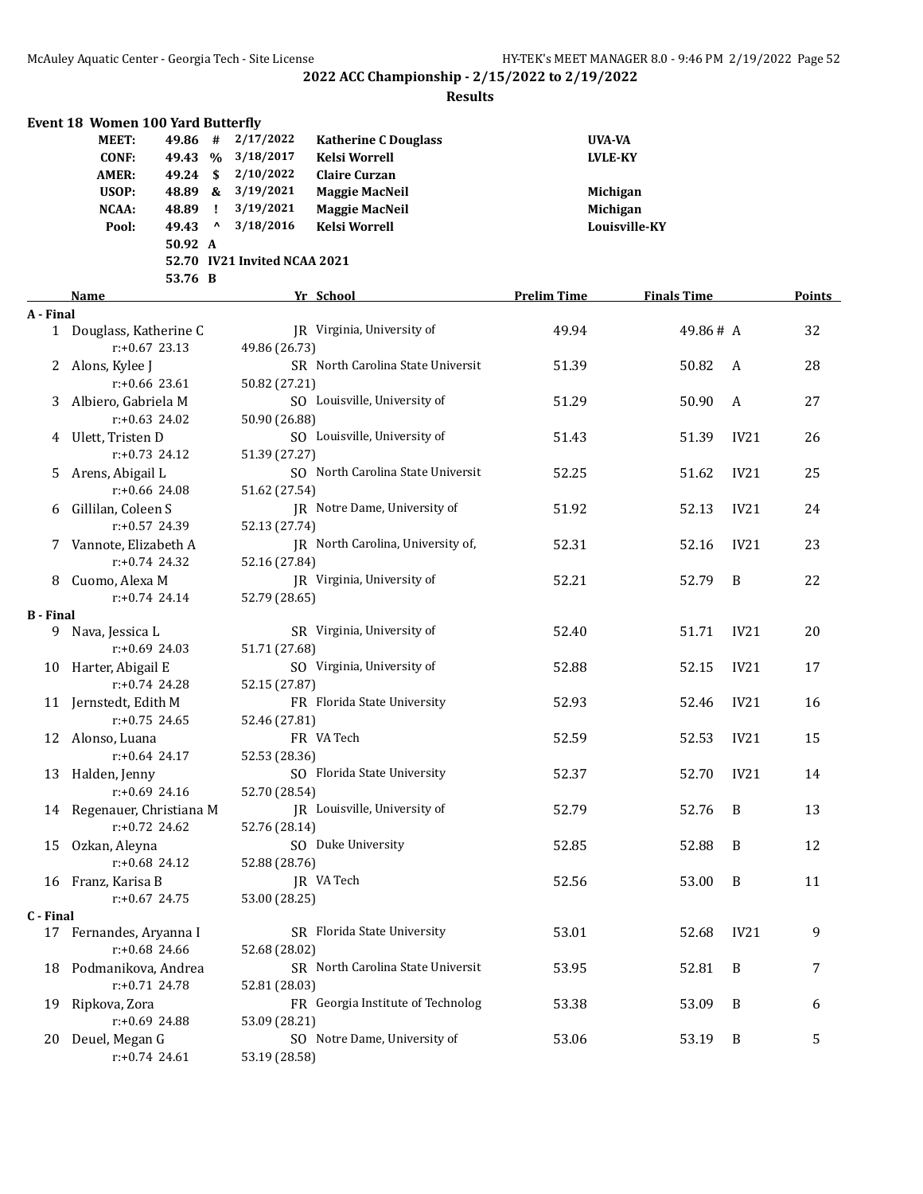## 2022 ACC Championship - 2/15/2022 to 2/19/2022

### Results

#### Event 18 Women 100 Yard Butterfly

| | | | | | |
|---|---|---|---|---|---|
| MEET: | 49.86 | # | 2/17/2022 | Katherine C Douglass | UVA-VA |
| CONF: | 49.43 | % | 3/18/2017 | Kelsi Worrell | LVLE-KY |
| AMER: | 49.24 | $ | 2/10/2022 | Claire Curzan | |
| USOP: | 48.89 | & | 3/19/2021 | Maggie MacNeil | Michigan |
| NCAA: | 48.89 | ! | 3/19/2021 | Maggie MacNeil | Michigan |
| Pool: | 49.43 | ^ | 3/18/2016 | Kelsi Worrell | Louisville-KY |
| | 50.92 | A | | | |
| | 52.70 | IV21 | Invited NCAA 2021 | | |
| | 53.76 | B | | | |

| | Name | Yr | School | Prelim Time | Finals Time | | Points |
|---|---|---|---|---|---|---|---|
| **A - Final** | | | | | | | |
| 1 | Douglass, Katherine C | JR | Virginia, University of | 49.94 | 49.86 # | A | 32 |
| | r:+0.67 23.13 | | 49.86 (26.73) | | | | |
| 2 | Alons, Kylee J | SR | North Carolina State Universit | 51.39 | 50.82 | A | 28 |
| | r:+0.66 23.61 | | 50.82 (27.21) | | | | |
| 3 | Albiero, Gabriela M | SO | Louisville, University of | 51.29 | 50.90 | A | 27 |
| | r:+0.63 24.02 | | 50.90 (26.88) | | | | |
| 4 | Ulett, Tristen D | SO | Louisville, University of | 51.43 | 51.39 | IV21 | 26 |
| | r:+0.73 24.12 | | 51.39 (27.27) | | | | |
| 5 | Arens, Abigail L | SO | North Carolina State Universit | 52.25 | 51.62 | IV21 | 25 |
| | r:+0.66 24.08 | | 51.62 (27.54) | | | | |
| 6 | Gillilan, Coleen S | JR | Notre Dame, University of | 51.92 | 52.13 | IV21 | 24 |
| | r:+0.57 24.39 | | 52.13 (27.74) | | | | |
| 7 | Vannote, Elizabeth A | JR | North Carolina, University of, | 52.31 | 52.16 | IV21 | 23 |
| | r:+0.74 24.32 | | 52.16 (27.84) | | | | |
| 8 | Cuomo, Alexa M | JR | Virginia, University of | 52.21 | 52.79 | B | 22 |
| | r:+0.74 24.14 | | 52.79 (28.65) | | | | |
| **B - Final** | | | | | | | |
| 9 | Nava, Jessica L | SR | Virginia, University of | 52.40 | 51.71 | IV21 | 20 |
| | r:+0.69 24.03 | | 51.71 (27.68) | | | | |
| 10 | Harter, Abigail E | SO | Virginia, University of | 52.88 | 52.15 | IV21 | 17 |
| | r:+0.74 24.28 | | 52.15 (27.87) | | | | |
| 11 | Jernstedt, Edith M | FR | Florida State University | 52.93 | 52.46 | IV21 | 16 |
| | r:+0.75 24.65 | | 52.46 (27.81) | | | | |
| 12 | Alonso, Luana | FR | VA Tech | 52.59 | 52.53 | IV21 | 15 |
| | r:+0.64 24.17 | | 52.53 (28.36) | | | | |
| 13 | Halden, Jenny | SO | Florida State University | 52.37 | 52.70 | IV21 | 14 |
| | r:+0.69 24.16 | | 52.70 (28.54) | | | | |
| 14 | Regenauer, Christiana M | JR | Louisville, University of | 52.79 | 52.76 | B | 13 |
| | r:+0.72 24.62 | | 52.76 (28.14) | | | | |
| 15 | Ozkan, Aleyna | SO | Duke University | 52.85 | 52.88 | B | 12 |
| | r:+0.68 24.12 | | 52.88 (28.76) | | | | |
| 16 | Franz, Karisa B | JR | VA Tech | 52.56 | 53.00 | B | 11 |
| | r:+0.67 24.75 | | 53.00 (28.25) | | | | |
| **C - Final** | | | | | | | |
| 17 | Fernandes, Aryanna I | SR | Florida State University | 53.01 | 52.68 | IV21 | 9 |
| | r:+0.68 24.66 | | 52.68 (28.02) | | | | |
| 18 | Podmanikova, Andrea | SR | North Carolina State Universit | 53.95 | 52.81 | B | 7 |
| | r:+0.71 24.78 | | 52.81 (28.03) | | | | |
| 19 | Ripkova, Zora | FR | Georgia Institute of Technolog | 53.38 | 53.09 | B | 6 |
| | r:+0.69 24.88 | | 53.09 (28.21) | | | | |
| 20 | Deuel, Megan G | SO | Notre Dame, University of | 53.06 | 53.19 | B | 5 |
| | r:+0.74 24.61 | | 53.19 (28.58) | | | | |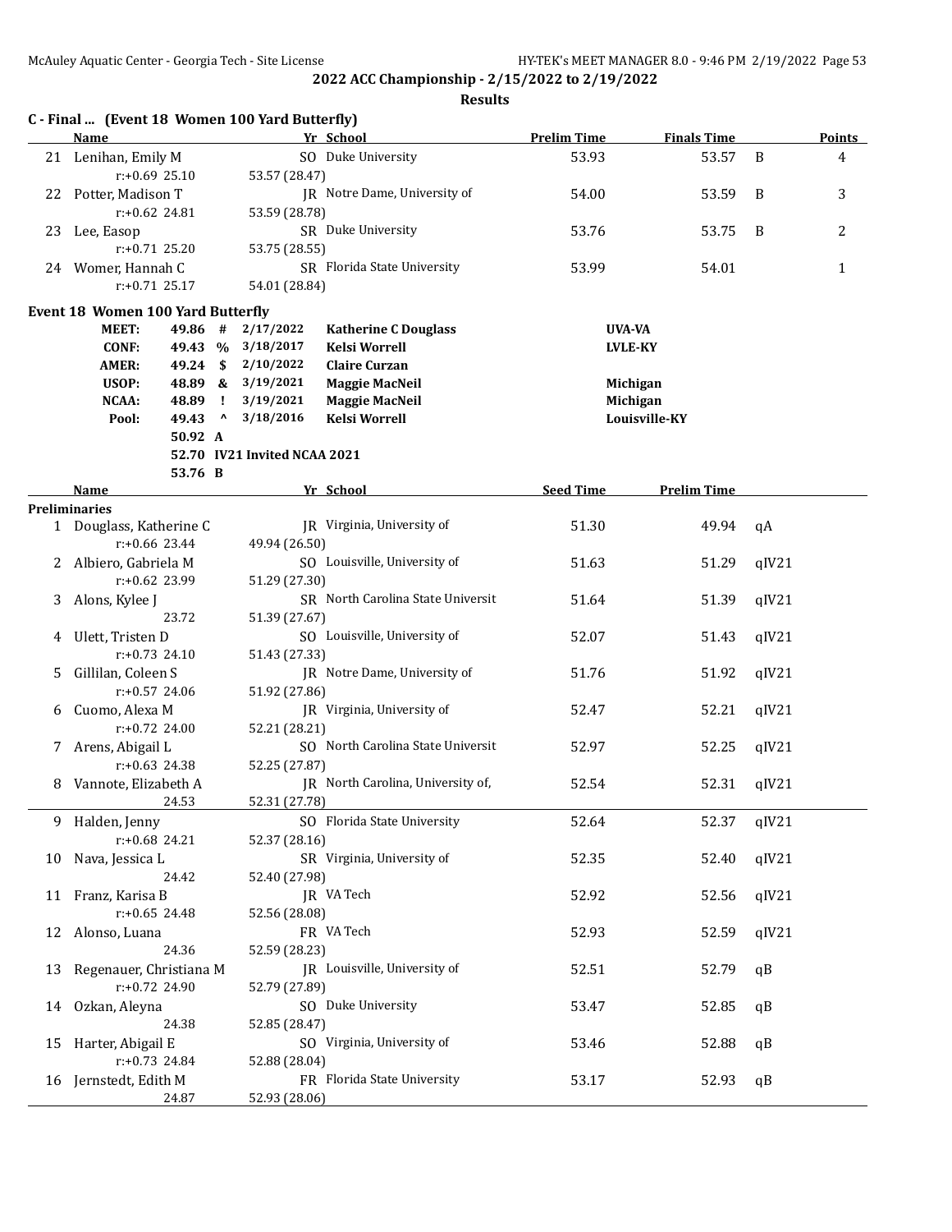## 2022 ACC Championship - 2/15/2022 to 2/19/2022

**Results**

### C - Final ... (Event 18 Women 100 Yard Butterfly)

| | Name | Yr | School | Prelim Time | Finals Time | | Points |
|---|---|---|---|---|---|---|---|
| 21 | Lenihan, Emily M | SO | Duke University | 53.93 | 53.57 | B | 4 |
| | r:+0.69 25.10 | | 53.57 (28.47) | | | | |
| 22 | Potter, Madison T | JR | Notre Dame, University of | 54.00 | 53.59 | B | 3 |
| | r:+0.62 24.81 | | 53.59 (28.78) | | | | |
| 23 | Lee, Easop | SR | Duke University | 53.76 | 53.75 | B | 2 |
| | r:+0.71 25.20 | | 53.75 (28.55) | | | | |
| 24 | Womer, Hannah C | SR | Florida State University | 53.99 | 54.01 | | 1 |
| | r:+0.71 25.17 | | 54.01 (28.84) | | | | |

### Event 18 Women 100 Yard Butterfly

| | Time | | Date | Name | Team |
|---|---|---|---|---|---|
| MEET: | 49.86 | # | 2/17/2022 | Katherine C Douglass | UVA-VA |
| CONF: | 49.43 | % | 3/18/2017 | Kelsi Worrell | LVLE-KY |
| AMER: | 49.24 | $ | 2/10/2022 | Claire Curzan | |
| USOP: | 48.89 | & | 3/19/2021 | Maggie MacNeil | Michigan |
| NCAA: | 48.89 | ! | 3/19/2021 | Maggie MacNeil | Michigan |
| Pool: | 49.43 | ^ | 3/18/2016 | Kelsi Worrell | Louisville-KY |
| | 50.92 | A | | | |
| | 52.70 | IV21 | Invited NCAA 2021 | | |
| | 53.76 | B | | | |

| | Name | Yr | School | Seed Time | Prelim Time | |
|---|---|---|---|---|---|---|
| **Preliminaries** | | | | | | |
| 1 | Douglass, Katherine C | JR | Virginia, University of | 51.30 | 49.94 | qA |
| | r:+0.66 23.44 | | 49.94 (26.50) | | | |
| 2 | Albiero, Gabriela M | SO | Louisville, University of | 51.63 | 51.29 | qIV21 |
| | r:+0.62 23.99 | | 51.29 (27.30) | | | |
| 3 | Alons, Kylee J | SR | North Carolina State Universit | 51.64 | 51.39 | qIV21 |
| | 23.72 | | 51.39 (27.67) | | | |
| 4 | Ulett, Tristen D | SO | Louisville, University of | 52.07 | 51.43 | qIV21 |
| | r:+0.73 24.10 | | 51.43 (27.33) | | | |
| 5 | Gillilan, Coleen S | JR | Notre Dame, University of | 51.76 | 51.92 | qIV21 |
| | r:+0.57 24.06 | | 51.92 (27.86) | | | |
| 6 | Cuomo, Alexa M | JR | Virginia, University of | 52.47 | 52.21 | qIV21 |
| | r:+0.72 24.00 | | 52.21 (28.21) | | | |
| 7 | Arens, Abigail L | SO | North Carolina State Universit | 52.97 | 52.25 | qIV21 |
| | r:+0.63 24.38 | | 52.25 (27.87) | | | |
| 8 | Vannote, Elizabeth A | JR | North Carolina, University of, | 52.54 | 52.31 | qIV21 |
| | 24.53 | | 52.31 (27.78) | | | |
| 9 | Halden, Jenny | SO | Florida State University | 52.64 | 52.37 | qIV21 |
| | r:+0.68 24.21 | | 52.37 (28.16) | | | |
| 10 | Nava, Jessica L | SR | Virginia, University of | 52.35 | 52.40 | qIV21 |
| | 24.42 | | 52.40 (27.98) | | | |
| 11 | Franz, Karisa B | JR | VA Tech | 52.92 | 52.56 | qIV21 |
| | r:+0.65 24.48 | | 52.56 (28.08) | | | |
| 12 | Alonso, Luana | FR | VA Tech | 52.93 | 52.59 | qIV21 |
| | 24.36 | | 52.59 (28.23) | | | |
| 13 | Regenauer, Christiana M | JR | Louisville, University of | 52.51 | 52.79 | qB |
| | r:+0.72 24.90 | | 52.79 (27.89) | | | |
| 14 | Ozkan, Aleyna | SO | Duke University | 53.47 | 52.85 | qB |
| | 24.38 | | 52.85 (28.47) | | | |
| 15 | Harter, Abigail E | SO | Virginia, University of | 53.46 | 52.88 | qB |
| | r:+0.73 24.84 | | 52.88 (28.04) | | | |
| 16 | Jernstedt, Edith M | FR | Florida State University | 53.17 | 52.93 | qB |
| | 24.87 | | 52.93 (28.06) | | | |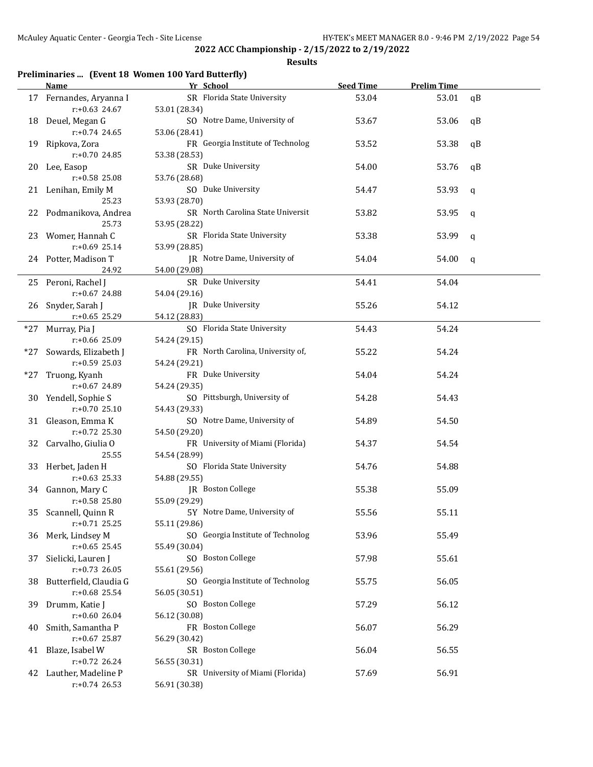**2022 ACC Championship - 2/15/2022 to 2/19/2022**

**Results**

### Preliminaries ... (Event 18 Women 100 Yard Butterfly)

| | Name | Yr | School | Seed Time | Prelim Time | |
|---|---|---|---|---|---|---|
| 17 | Fernandes, Aryanna I | SR | Florida State University | 53.04 | 53.01 | qB |
| | r:+0.63 24.67 | 53.01 (28.34) | | | | |
| 18 | Deuel, Megan G | SO | Notre Dame, University of | 53.67 | 53.06 | qB |
| | r:+0.74 24.65 | 53.06 (28.41) | | | | |
| 19 | Ripkova, Zora | FR | Georgia Institute of Technolog | 53.52 | 53.38 | qB |
| | r:+0.70 24.85 | 53.38 (28.53) | | | | |
| 20 | Lee, Easop | SR | Duke University | 54.00 | 53.76 | qB |
| | r:+0.58 25.08 | 53.76 (28.68) | | | | |
| 21 | Lenihan, Emily M | SO | Duke University | 54.47 | 53.93 | q |
| | 25.23 | 53.93 (28.70) | | | | |
| 22 | Podmanikova, Andrea | SR | North Carolina State Universit | 53.82 | 53.95 | q |
| | 25.73 | 53.95 (28.22) | | | | |
| 23 | Womer, Hannah C | SR | Florida State University | 53.38 | 53.99 | q |
| | r:+0.69 25.14 | 53.99 (28.85) | | | | |
| 24 | Potter, Madison T | JR | Notre Dame, University of | 54.04 | 54.00 | q |
| | 24.92 | 54.00 (29.08) | | | | |
| 25 | Peroni, Rachel J | SR | Duke University | 54.41 | 54.04 | |
| | r:+0.67 24.88 | 54.04 (29.16) | | | | |
| 26 | Snyder, Sarah J | JR | Duke University | 55.26 | 54.12 | |
| | r:+0.65 25.29 | 54.12 (28.83) | | | | |
| *27 | Murray, Pia J | SO | Florida State University | 54.43 | 54.24 | |
| | r:+0.66 25.09 | 54.24 (29.15) | | | | |
| *27 | Sowards, Elizabeth J | FR | North Carolina, University of, | 55.22 | 54.24 | |
| | r:+0.59 25.03 | 54.24 (29.21) | | | | |
| *27 | Truong, Kyanh | FR | Duke University | 54.04 | 54.24 | |
| | r:+0.67 24.89 | 54.24 (29.35) | | | | |
| 30 | Yendell, Sophie S | SO | Pittsburgh, University of | 54.28 | 54.43 | |
| | r:+0.70 25.10 | 54.43 (29.33) | | | | |
| 31 | Gleason, Emma K | SO | Notre Dame, University of | 54.89 | 54.50 | |
| | r:+0.72 25.30 | 54.50 (29.20) | | | | |
| 32 | Carvalho, Giulia O | FR | University of Miami (Florida) | 54.37 | 54.54 | |
| | 25.55 | 54.54 (28.99) | | | | |
| 33 | Herbet, Jaden H | SO | Florida State University | 54.76 | 54.88 | |
| | r:+0.63 25.33 | 54.88 (29.55) | | | | |
| 34 | Gannon, Mary C | JR | Boston College | 55.38 | 55.09 | |
| | r:+0.58 25.80 | 55.09 (29.29) | | | | |
| 35 | Scannell, Quinn R | 5Y | Notre Dame, University of | 55.56 | 55.11 | |
| | r:+0.71 25.25 | 55.11 (29.86) | | | | |
| 36 | Merk, Lindsey M | SO | Georgia Institute of Technolog | 53.96 | 55.49 | |
| | r:+0.65 25.45 | 55.49 (30.04) | | | | |
| 37 | Sielicki, Lauren J | SO | Boston College | 57.98 | 55.61 | |
| | r:+0.73 26.05 | 55.61 (29.56) | | | | |
| 38 | Butterfield, Claudia G | SO | Georgia Institute of Technolog | 55.75 | 56.05 | |
| | r:+0.68 25.54 | 56.05 (30.51) | | | | |
| 39 | Drumm, Katie J | SO | Boston College | 57.29 | 56.12 | |
| | r:+0.60 26.04 | 56.12 (30.08) | | | | |
| 40 | Smith, Samantha P | FR | Boston College | 56.07 | 56.29 | |
| | r:+0.67 25.87 | 56.29 (30.42) | | | | |
| 41 | Blaze, Isabel W | SR | Boston College | 56.04 | 56.55 | |
| | r:+0.72 26.24 | 56.55 (30.31) | | | | |
| 42 | Lauther, Madeline P | SR | University of Miami (Florida) | 57.69 | 56.91 | |
| | r:+0.74 26.53 | 56.91 (30.38) | | | | |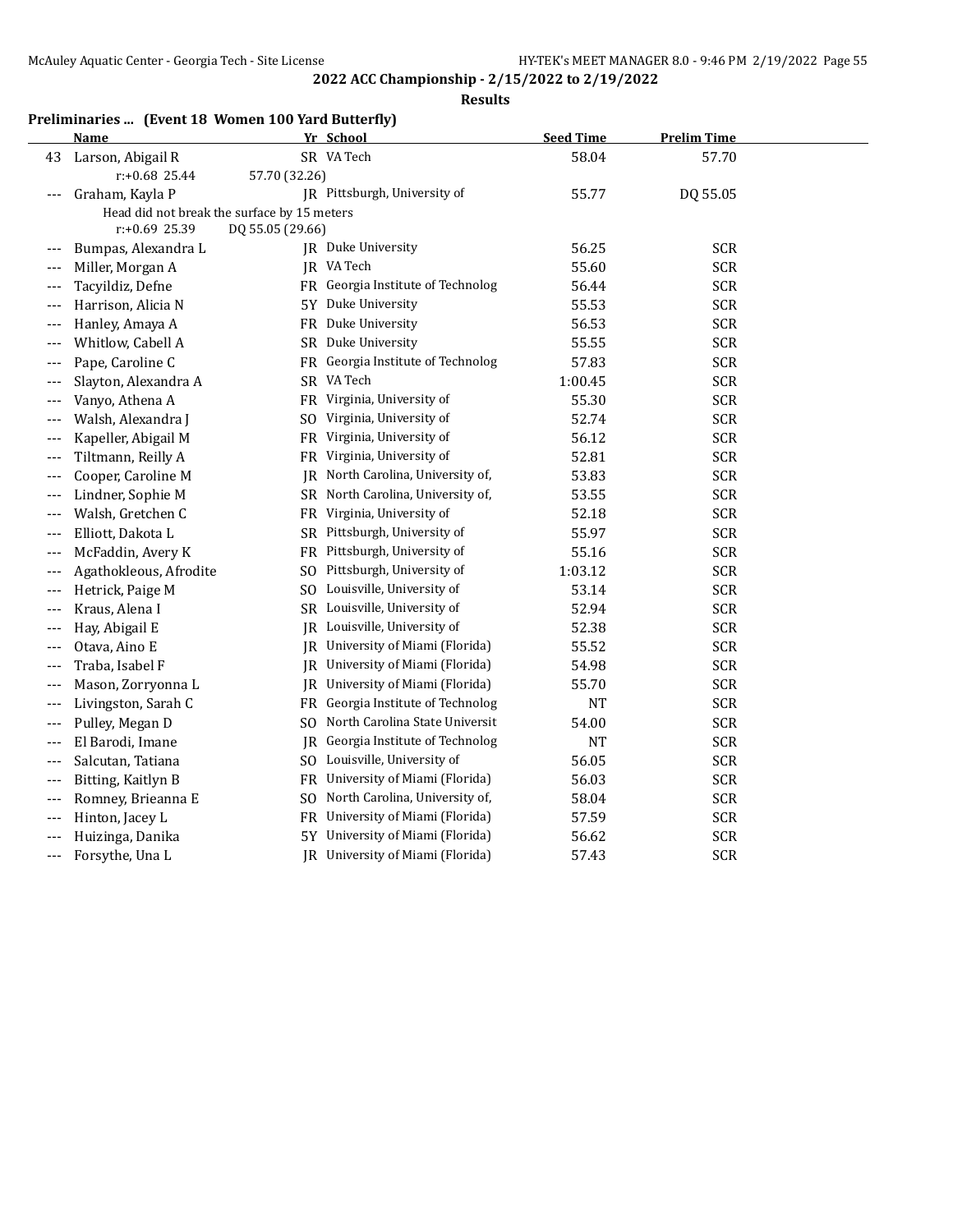# 2022 ACC Championship - 2/15/2022 to 2/19/2022

## Results

### Preliminaries ... (Event 18 Women 100 Yard Butterfly)

| | Name | Yr | School | Seed Time | Prelim Time |
|---|---|---|---|---|---|
| 43 | Larson, Abigail R | SR | VA Tech | 58.04 | 57.70 |
| | r:+0.68 25.44 | 57.70 (32.26) | | | |
| --- | Graham, Kayla P | JR | Pittsburgh, University of | 55.77 | DQ 55.05 |
| | Head did not break the surface by 15 meters | | | | |
| | r:+0.69 25.39 | DQ 55.05 (29.66) | | | |
| --- | Bumpas, Alexandra L | JR | Duke University | 56.25 | SCR |
| --- | Miller, Morgan A | JR | VA Tech | 55.60 | SCR |
| --- | Tacyildiz, Defne | FR | Georgia Institute of Technolog | 56.44 | SCR |
| --- | Harrison, Alicia N | 5Y | Duke University | 55.53 | SCR |
| --- | Hanley, Amaya A | FR | Duke University | 56.53 | SCR |
| --- | Whitlow, Cabell A | SR | Duke University | 55.55 | SCR |
| --- | Pape, Caroline C | FR | Georgia Institute of Technolog | 57.83 | SCR |
| --- | Slayton, Alexandra A | SR | VA Tech | 1:00.45 | SCR |
| --- | Vanyo, Athena A | FR | Virginia, University of | 55.30 | SCR |
| --- | Walsh, Alexandra J | SO | Virginia, University of | 52.74 | SCR |
| --- | Kapeller, Abigail M | FR | Virginia, University of | 56.12 | SCR |
| --- | Tiltmann, Reilly A | FR | Virginia, University of | 52.81 | SCR |
| --- | Cooper, Caroline M | JR | North Carolina, University of, | 53.83 | SCR |
| --- | Lindner, Sophie M | SR | North Carolina, University of, | 53.55 | SCR |
| --- | Walsh, Gretchen C | FR | Virginia, University of | 52.18 | SCR |
| --- | Elliott, Dakota L | SR | Pittsburgh, University of | 55.97 | SCR |
| --- | McFaddin, Avery K | FR | Pittsburgh, University of | 55.16 | SCR |
| --- | Agathokleous, Afrodite | SO | Pittsburgh, University of | 1:03.12 | SCR |
| --- | Hetrick, Paige M | SO | Louisville, University of | 53.14 | SCR |
| --- | Kraus, Alena I | SR | Louisville, University of | 52.94 | SCR |
| --- | Hay, Abigail E | JR | Louisville, University of | 52.38 | SCR |
| --- | Otava, Aino E | JR | University of Miami (Florida) | 55.52 | SCR |
| --- | Traba, Isabel F | JR | University of Miami (Florida) | 54.98 | SCR |
| --- | Mason, Zorryonna L | JR | University of Miami (Florida) | 55.70 | SCR |
| --- | Livingston, Sarah C | FR | Georgia Institute of Technolog | NT | SCR |
| --- | Pulley, Megan D | SO | North Carolina State Universit | 54.00 | SCR |
| --- | El Barodi, Imane | JR | Georgia Institute of Technolog | NT | SCR |
| --- | Salcutan, Tatiana | SO | Louisville, University of | 56.05 | SCR |
| --- | Bitting, Kaitlyn B | FR | University of Miami (Florida) | 56.03 | SCR |
| --- | Romney, Brieanna E | SO | North Carolina, University of, | 58.04 | SCR |
| --- | Hinton, Jacey L | FR | University of Miami (Florida) | 57.59 | SCR |
| --- | Huizinga, Danika | 5Y | University of Miami (Florida) | 56.62 | SCR |
| --- | Forsythe, Una L | JR | University of Miami (Florida) | 57.43 | SCR |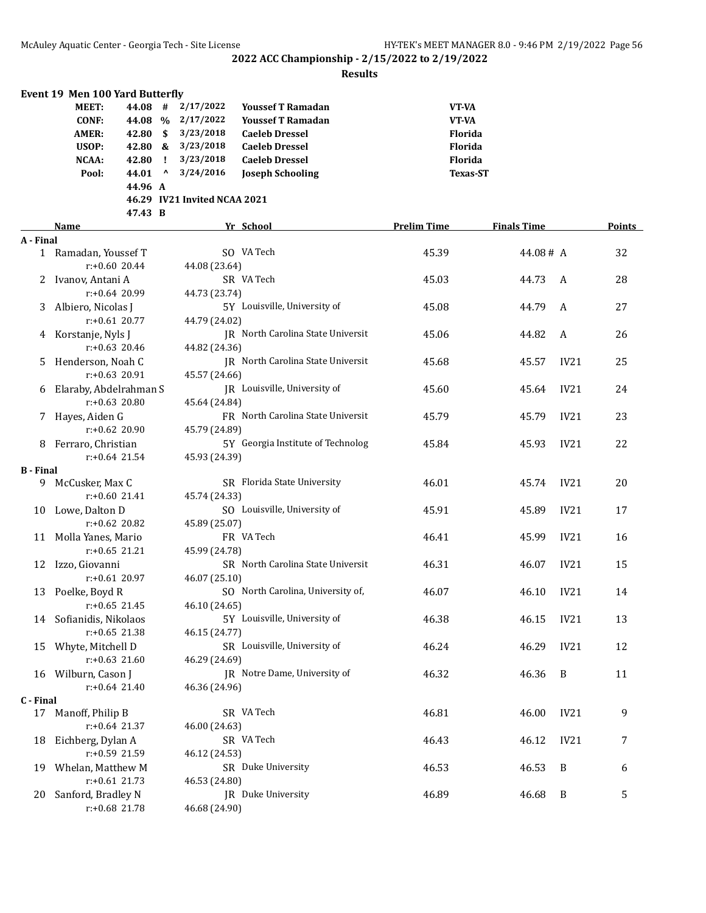## 2022 ACC Championship - 2/15/2022 to 2/19/2022

### Results

#### Event 19 Men 100 Yard Butterfly

| | | | | | |
|---|---|---|---|---|---|
| MEET: | 44.08 | # | 2/17/2022 | Youssef T Ramadan | VT-VA |
| CONF: | 44.08 | % | 2/17/2022 | Youssef T Ramadan | VT-VA |
| AMER: | 42.80 | $ | 3/23/2018 | Caeleb Dressel | Florida |
| USOP: | 42.80 | & | 3/23/2018 | Caeleb Dressel | Florida |
| NCAA: | 42.80 | ! | 3/23/2018 | Caeleb Dressel | Florida |
| Pool: | 44.01 | ^ | 3/24/2016 | Joseph Schooling | Texas-ST |
| | 44.96 | A | | | |
| | 46.29 | IV21 Invited NCAA 2021 | | | |
| | 47.43 | B | | | |

| | Name | Yr | School | Prelim Time | Finals Time | | Points |
|---|---|---|---|---|---|---|---|
| **A - Final** | | | | | | | |
| 1 | Ramadan, Youssef T | SO | VA Tech | 45.39 | 44.08 # | A | 32 |
| | r:+0.60 20.44 | 44.08 (23.64) | | | | | |
| 2 | Ivanov, Antani A | SR | VA Tech | 45.03 | 44.73 | A | 28 |
| | r:+0.64 20.99 | 44.73 (23.74) | | | | | |
| 3 | Albiero, Nicolas J | 5Y | Louisville, University of | 45.08 | 44.79 | A | 27 |
| | r:+0.61 20.77 | 44.79 (24.02) | | | | | |
| 4 | Korstanje, Nyls J | JR | North Carolina State Universit | 45.06 | 44.82 | A | 26 |
| | r:+0.63 20.46 | 44.82 (24.36) | | | | | |
| 5 | Henderson, Noah C | JR | North Carolina State Universit | 45.68 | 45.57 | IV21 | 25 |
| | r:+0.63 20.91 | 45.57 (24.66) | | | | | |
| 6 | Elaraby, Abdelrahman S | JR | Louisville, University of | 45.60 | 45.64 | IV21 | 24 |
| | r:+0.63 20.80 | 45.64 (24.84) | | | | | |
| 7 | Hayes, Aiden G | FR | North Carolina State Universit | 45.79 | 45.79 | IV21 | 23 |
| | r:+0.62 20.90 | 45.79 (24.89) | | | | | |
| 8 | Ferraro, Christian | 5Y | Georgia Institute of Technolog | 45.84 | 45.93 | IV21 | 22 |
| | r:+0.64 21.54 | 45.93 (24.39) | | | | | |
| **B - Final** | | | | | | | |
| 9 | McCusker, Max C | SR | Florida State University | 46.01 | 45.74 | IV21 | 20 |
| | r:+0.60 21.41 | 45.74 (24.33) | | | | | |
| 10 | Lowe, Dalton D | SO | Louisville, University of | 45.91 | 45.89 | IV21 | 17 |
| | r:+0.62 20.82 | 45.89 (25.07) | | | | | |
| 11 | Molla Yanes, Mario | FR | VA Tech | 46.41 | 45.99 | IV21 | 16 |
| | r:+0.65 21.21 | 45.99 (24.78) | | | | | |
| 12 | Izzo, Giovanni | SR | North Carolina State Universit | 46.31 | 46.07 | IV21 | 15 |
| | r:+0.61 20.97 | 46.07 (25.10) | | | | | |
| 13 | Poelke, Boyd R | SO | North Carolina, University of, | 46.07 | 46.10 | IV21 | 14 |
| | r:+0.65 21.45 | 46.10 (24.65) | | | | | |
| 14 | Sofianidis, Nikolaos | 5Y | Louisville, University of | 46.38 | 46.15 | IV21 | 13 |
| | r:+0.65 21.38 | 46.15 (24.77) | | | | | |
| 15 | Whyte, Mitchell D | SR | Louisville, University of | 46.24 | 46.29 | IV21 | 12 |
| | r:+0.63 21.60 | 46.29 (24.69) | | | | | |
| 16 | Wilburn, Cason J | JR | Notre Dame, University of | 46.32 | 46.36 | B | 11 |
| | r:+0.64 21.40 | 46.36 (24.96) | | | | | |
| **C - Final** | | | | | | | |
| 17 | Manoff, Philip B | SR | VA Tech | 46.81 | 46.00 | IV21 | 9 |
| | r:+0.64 21.37 | 46.00 (24.63) | | | | | |
| 18 | Eichberg, Dylan A | SR | VA Tech | 46.43 | 46.12 | IV21 | 7 |
| | r:+0.59 21.59 | 46.12 (24.53) | | | | | |
| 19 | Whelan, Matthew M | SR | Duke University | 46.53 | 46.53 | B | 6 |
| | r:+0.61 21.73 | 46.53 (24.80) | | | | | |
| 20 | Sanford, Bradley N | JR | Duke University | 46.89 | 46.68 | B | 5 |
| | r:+0.68 21.78 | 46.68 (24.90) | | | | | |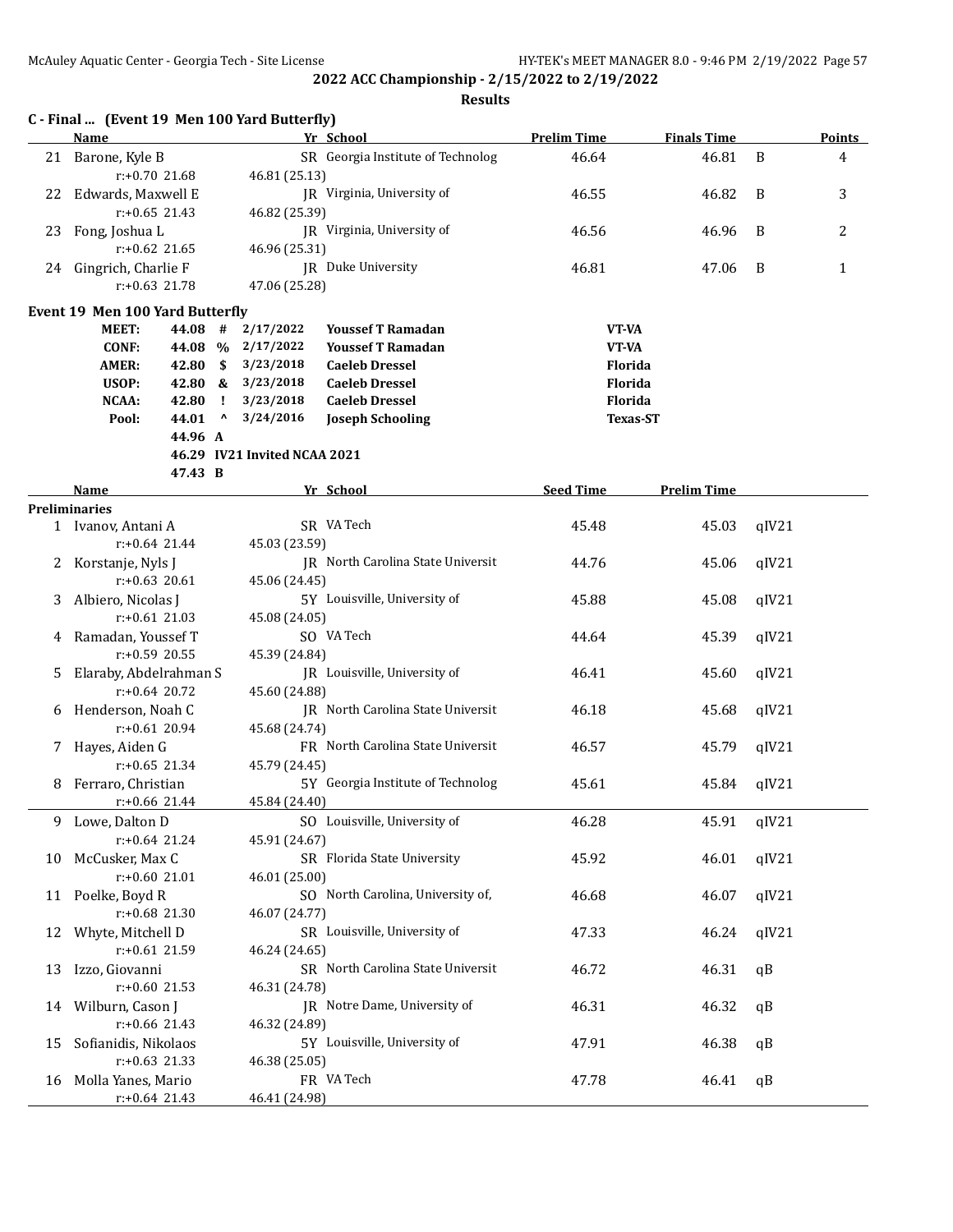## 2022 ACC Championship - 2/15/2022 to 2/19/2022

### Results

#### C - Final ... (Event 19 Men 100 Yard Butterfly)

| | Name | Yr | School | Prelim Time | Finals Time | | Points |
|---|---|---|---|---|---|---|---|
| 21 | Barone, Kyle B | SR | Georgia Institute of Technolog | 46.64 | 46.81 | B | 4 |
| | r:+0.70 21.68 | | 46.81 (25.13) | | | | |
| 22 | Edwards, Maxwell E | JR | Virginia, University of | 46.55 | 46.82 | B | 3 |
| | r:+0.65 21.43 | | 46.82 (25.39) | | | | |
| 23 | Fong, Joshua L | JR | Virginia, University of | 46.56 | 46.96 | B | 2 |
| | r:+0.62 21.65 | | 46.96 (25.31) | | | | |
| 24 | Gingrich, Charlie F | JR | Duke University | 46.81 | 47.06 | B | 1 |
| | r:+0.63 21.78 | | 47.06 (25.28) | | | | |

#### Event 19 Men 100 Yard Butterfly

| | | | | | |
|---|---|---|---|---|---|
| MEET: | 44.08 | # | 2/17/2022 | Youssef T Ramadan | VT-VA |
| CONF: | 44.08 | % | 2/17/2022 | Youssef T Ramadan | VT-VA |
| AMER: | 42.80 | $ | 3/23/2018 | Caeleb Dressel | Florida |
| USOP: | 42.80 | & | 3/23/2018 | Caeleb Dressel | Florida |
| NCAA: | 42.80 | ! | 3/23/2018 | Caeleb Dressel | Florida |
| Pool: | 44.01 | ^ | 3/24/2016 | Joseph Schooling | Texas-ST |
| | 44.96 | A | | | |
| | 46.29 | IV21 Invited NCAA 2021 | | | |
| | 47.43 | B | | | |

| | Name | Yr | School | Seed Time | Prelim Time | |
|---|---|---|---|---|---|---|
| **Preliminaries** | | | | | | |
| 1 | Ivanov, Antani A | SR | VA Tech | 45.48 | 45.03 | qIV21 |
| | r:+0.64 21.44 | | 45.03 (23.59) | | | |
| 2 | Korstanje, Nyls J | JR | North Carolina State Universit | 44.76 | 45.06 | qIV21 |
| | r:+0.63 20.61 | | 45.06 (24.45) | | | |
| 3 | Albiero, Nicolas J | 5Y | Louisville, University of | 45.88 | 45.08 | qIV21 |
| | r:+0.61 21.03 | | 45.08 (24.05) | | | |
| 4 | Ramadan, Youssef T | SO | VA Tech | 44.64 | 45.39 | qIV21 |
| | r:+0.59 20.55 | | 45.39 (24.84) | | | |
| 5 | Elaraby, Abdelrahman S | JR | Louisville, University of | 46.41 | 45.60 | qIV21 |
| | r:+0.64 20.72 | | 45.60 (24.88) | | | |
| 6 | Henderson, Noah C | JR | North Carolina State Universit | 46.18 | 45.68 | qIV21 |
| | r:+0.61 20.94 | | 45.68 (24.74) | | | |
| 7 | Hayes, Aiden G | FR | North Carolina State Universit | 46.57 | 45.79 | qIV21 |
| | r:+0.65 21.34 | | 45.79 (24.45) | | | |
| 8 | Ferraro, Christian | 5Y | Georgia Institute of Technolog | 45.61 | 45.84 | qIV21 |
| | r:+0.66 21.44 | | 45.84 (24.40) | | | |
| 9 | Lowe, Dalton D | SO | Louisville, University of | 46.28 | 45.91 | qIV21 |
| | r:+0.64 21.24 | | 45.91 (24.67) | | | |
| 10 | McCusker, Max C | SR | Florida State University | 45.92 | 46.01 | qIV21 |
| | r:+0.60 21.01 | | 46.01 (25.00) | | | |
| 11 | Poelke, Boyd R | SO | North Carolina, University of, | 46.68 | 46.07 | qIV21 |
| | r:+0.68 21.30 | | 46.07 (24.77) | | | |
| 12 | Whyte, Mitchell D | SR | Louisville, University of | 47.33 | 46.24 | qIV21 |
| | r:+0.61 21.59 | | 46.24 (24.65) | | | |
| 13 | Izzo, Giovanni | SR | North Carolina State Universit | 46.72 | 46.31 | qB |
| | r:+0.60 21.53 | | 46.31 (24.78) | | | |
| 14 | Wilburn, Cason J | JR | Notre Dame, University of | 46.31 | 46.32 | qB |
| | r:+0.66 21.43 | | 46.32 (24.89) | | | |
| 15 | Sofianidis, Nikolaos | 5Y | Louisville, University of | 47.91 | 46.38 | qB |
| | r:+0.63 21.33 | | 46.38 (25.05) | | | |
| 16 | Molla Yanes, Mario | FR | VA Tech | 47.78 | 46.41 | qB |
| | r:+0.64 21.43 | | 46.41 (24.98) | | | |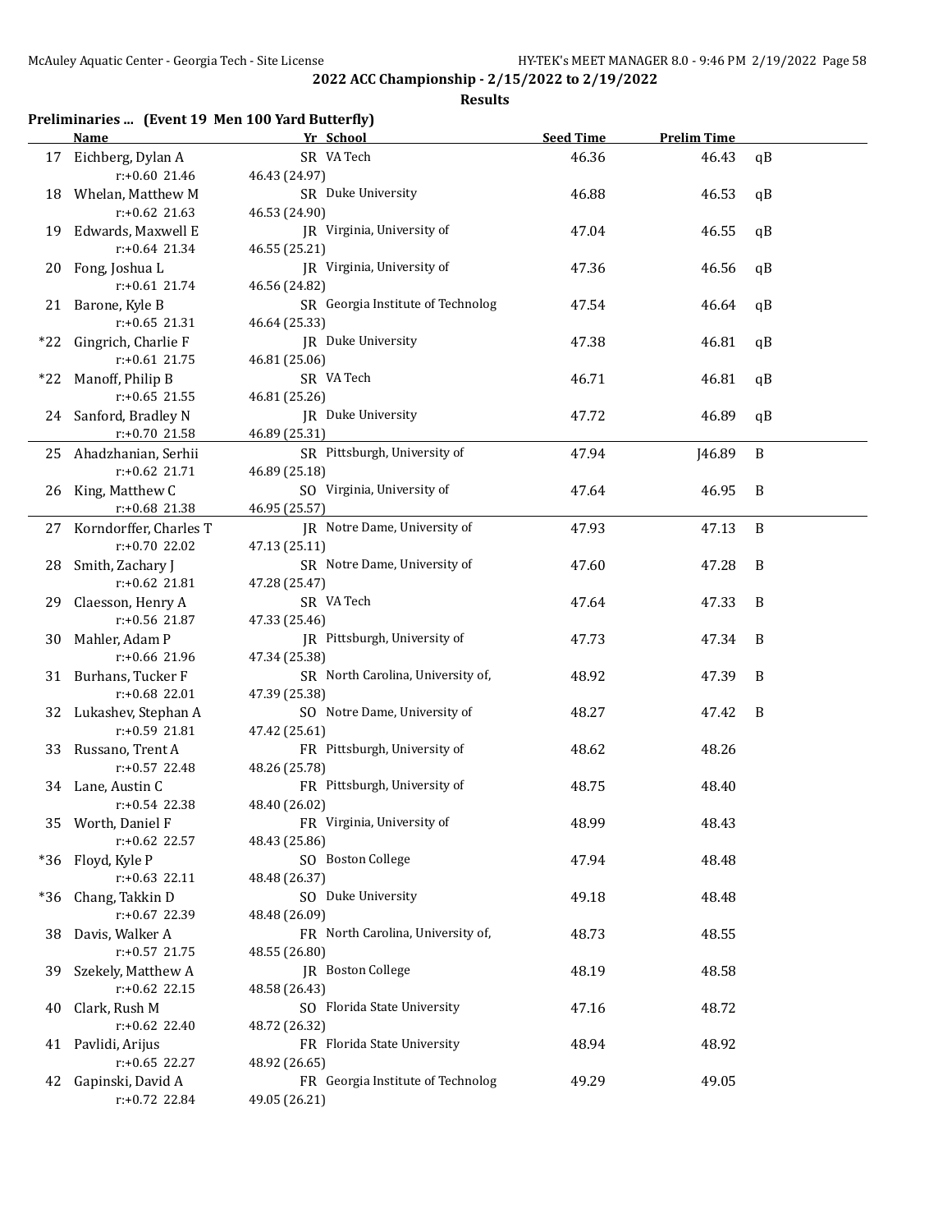## 2022 ACC Championship - 2/15/2022 to 2/19/2022

### Results

**Preliminaries ... (Event 19 Men 100 Yard Butterfly)**

| | Name | Yr | School | Seed Time | Prelim Time | |
|---|---|---|---|---|---|---|
| 17 | Eichberg, Dylan A | SR | VA Tech | 46.36 | 46.43 | qB |
| | r:+0.60 21.46 | 46.43 (24.97) | | | | |
| 18 | Whelan, Matthew M | SR | Duke University | 46.88 | 46.53 | qB |
| | r:+0.62 21.63 | 46.53 (24.90) | | | | |
| 19 | Edwards, Maxwell E | JR | Virginia, University of | 47.04 | 46.55 | qB |
| | r:+0.64 21.34 | 46.55 (25.21) | | | | |
| 20 | Fong, Joshua L | JR | Virginia, University of | 47.36 | 46.56 | qB |
| | r:+0.61 21.74 | 46.56 (24.82) | | | | |
| 21 | Barone, Kyle B | SR | Georgia Institute of Technolog | 47.54 | 46.64 | qB |
| | r:+0.65 21.31 | 46.64 (25.33) | | | | |
| *22 | Gingrich, Charlie F | JR | Duke University | 47.38 | 46.81 | qB |
| | r:+0.61 21.75 | 46.81 (25.06) | | | | |
| *22 | Manoff, Philip B | SR | VA Tech | 46.71 | 46.81 | qB |
| | r:+0.65 21.55 | 46.81 (25.26) | | | | |
| 24 | Sanford, Bradley N | JR | Duke University | 47.72 | 46.89 | qB |
| | r:+0.70 21.58 | 46.89 (25.31) | | | | |
| 25 | Ahadzhanian, Serhii | SR | Pittsburgh, University of | 47.94 | J46.89 | B |
| | r:+0.62 21.71 | 46.89 (25.18) | | | | |
| 26 | King, Matthew C | SO | Virginia, University of | 47.64 | 46.95 | B |
| | r:+0.68 21.38 | 46.95 (25.57) | | | | |
| 27 | Korndorffer, Charles T | JR | Notre Dame, University of | 47.93 | 47.13 | B |
| | r:+0.70 22.02 | 47.13 (25.11) | | | | |
| 28 | Smith, Zachary J | SR | Notre Dame, University of | 47.60 | 47.28 | B |
| | r:+0.62 21.81 | 47.28 (25.47) | | | | |
| 29 | Claesson, Henry A | SR | VA Tech | 47.64 | 47.33 | B |
| | r:+0.56 21.87 | 47.33 (25.46) | | | | |
| 30 | Mahler, Adam P | JR | Pittsburgh, University of | 47.73 | 47.34 | B |
| | r:+0.66 21.96 | 47.34 (25.38) | | | | |
| 31 | Burhans, Tucker F | SR | North Carolina, University of, | 48.92 | 47.39 | B |
| | r:+0.68 22.01 | 47.39 (25.38) | | | | |
| 32 | Lukashev, Stephan A | SO | Notre Dame, University of | 48.27 | 47.42 | B |
| | r:+0.59 21.81 | 47.42 (25.61) | | | | |
| 33 | Russano, Trent A | FR | Pittsburgh, University of | 48.62 | 48.26 | |
| | r:+0.57 22.48 | 48.26 (25.78) | | | | |
| 34 | Lane, Austin C | FR | Pittsburgh, University of | 48.75 | 48.40 | |
| | r:+0.54 22.38 | 48.40 (26.02) | | | | |
| 35 | Worth, Daniel F | FR | Virginia, University of | 48.99 | 48.43 | |
| | r:+0.62 22.57 | 48.43 (25.86) | | | | |
| *36 | Floyd, Kyle P | SO | Boston College | 47.94 | 48.48 | |
| | r:+0.63 22.11 | 48.48 (26.37) | | | | |
| *36 | Chang, Takkin D | SO | Duke University | 49.18 | 48.48 | |
| | r:+0.67 22.39 | 48.48 (26.09) | | | | |
| 38 | Davis, Walker A | FR | North Carolina, University of, | 48.73 | 48.55 | |
| | r:+0.57 21.75 | 48.55 (26.80) | | | | |
| 39 | Szekely, Matthew A | JR | Boston College | 48.19 | 48.58 | |
| | r:+0.62 22.15 | 48.58 (26.43) | | | | |
| 40 | Clark, Rush M | SO | Florida State University | 47.16 | 48.72 | |
| | r:+0.62 22.40 | 48.72 (26.32) | | | | |
| 41 | Pavlidi, Arijus | FR | Florida State University | 48.94 | 48.92 | |
| | r:+0.65 22.27 | 48.92 (26.65) | | | | |
| 42 | Gapinski, David A | FR | Georgia Institute of Technolog | 49.29 | 49.05 | |
| | r:+0.72 22.84 | 49.05 (26.21) | | | | |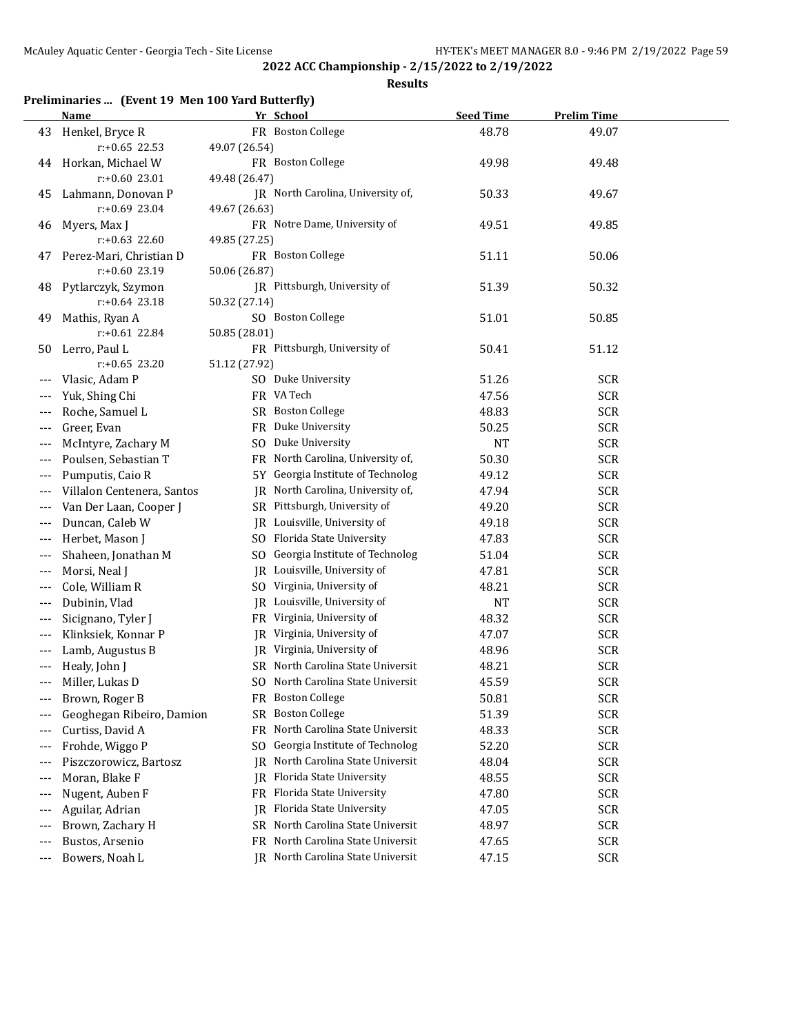## 2022 ACC Championship - 2/15/2022 to 2/19/2022

### Results

**Preliminaries ... (Event 19 Men 100 Yard Butterfly)**

| | Name | Yr | School | Seed Time | Prelim Time |
|---|---|---|---|---|---|
| 43 | Henkel, Bryce R | FR | Boston College | 48.78 | 49.07 |
| | r:+0.65 22.53 | 49.07 (26.54) | | | |
| 44 | Horkan, Michael W | FR | Boston College | 49.98 | 49.48 |
| | r:+0.60 23.01 | 49.48 (26.47) | | | |
| 45 | Lahmann, Donovan P | JR | North Carolina, University of, | 50.33 | 49.67 |
| | r:+0.69 23.04 | 49.67 (26.63) | | | |
| 46 | Myers, Max J | FR | Notre Dame, University of | 49.51 | 49.85 |
| | r:+0.63 22.60 | 49.85 (27.25) | | | |
| 47 | Perez-Mari, Christian D | FR | Boston College | 51.11 | 50.06 |
| | r:+0.60 23.19 | 50.06 (26.87) | | | |
| 48 | Pytlarczyk, Szymon | JR | Pittsburgh, University of | 51.39 | 50.32 |
| | r:+0.64 23.18 | 50.32 (27.14) | | | |
| 49 | Mathis, Ryan A | SO | Boston College | 51.01 | 50.85 |
| | r:+0.61 22.84 | 50.85 (28.01) | | | |
| 50 | Lerro, Paul L | FR | Pittsburgh, University of | 50.41 | 51.12 |
| | r:+0.65 23.20 | 51.12 (27.92) | | | |
| --- | Vlasic, Adam P | SO | Duke University | 51.26 | SCR |
| --- | Yuk, Shing Chi | FR | VA Tech | 47.56 | SCR |
| --- | Roche, Samuel L | SR | Boston College | 48.83 | SCR |
| --- | Greer, Evan | FR | Duke University | 50.25 | SCR |
| --- | McIntyre, Zachary M | SO | Duke University | NT | SCR |
| --- | Poulsen, Sebastian T | FR | North Carolina, University of, | 50.30 | SCR |
| --- | Pumputis, Caio R | 5Y | Georgia Institute of Technolog | 49.12 | SCR |
| --- | Villalon Centenera, Santos | JR | North Carolina, University of, | 47.94 | SCR |
| --- | Van Der Laan, Cooper J | SR | Pittsburgh, University of | 49.20 | SCR |
| --- | Duncan, Caleb W | JR | Louisville, University of | 49.18 | SCR |
| --- | Herbet, Mason J | SO | Florida State University | 47.83 | SCR |
| --- | Shaheen, Jonathan M | SO | Georgia Institute of Technolog | 51.04 | SCR |
| --- | Morsi, Neal J | JR | Louisville, University of | 47.81 | SCR |
| --- | Cole, William R | SO | Virginia, University of | 48.21 | SCR |
| --- | Dubinin, Vlad | JR | Louisville, University of | NT | SCR |
| --- | Sicignano, Tyler J | FR | Virginia, University of | 48.32 | SCR |
| --- | Klinksiek, Konnar P | JR | Virginia, University of | 47.07 | SCR |
| --- | Lamb, Augustus B | JR | Virginia, University of | 48.96 | SCR |
| --- | Healy, John J | SR | North Carolina State Universit | 48.21 | SCR |
| --- | Miller, Lukas D | SO | North Carolina State Universit | 45.59 | SCR |
| --- | Brown, Roger B | FR | Boston College | 50.81 | SCR |
| --- | Geoghegan Ribeiro, Damion | SR | Boston College | 51.39 | SCR |
| --- | Curtiss, David A | FR | North Carolina State Universit | 48.33 | SCR |
| --- | Frohde, Wiggo P | SO | Georgia Institute of Technolog | 52.20 | SCR |
| --- | Piszczorowicz, Bartosz | JR | North Carolina State Universit | 48.04 | SCR |
| --- | Moran, Blake F | JR | Florida State University | 48.55 | SCR |
| --- | Nugent, Auben F | FR | Florida State University | 47.80 | SCR |
| --- | Aguilar, Adrian | JR | Florida State University | 47.05 | SCR |
| --- | Brown, Zachary H | SR | North Carolina State Universit | 48.97 | SCR |
| --- | Bustos, Arsenio | FR | North Carolina State Universit | 47.65 | SCR |
| --- | Bowers, Noah L | JR | North Carolina State Universit | 47.15 | SCR |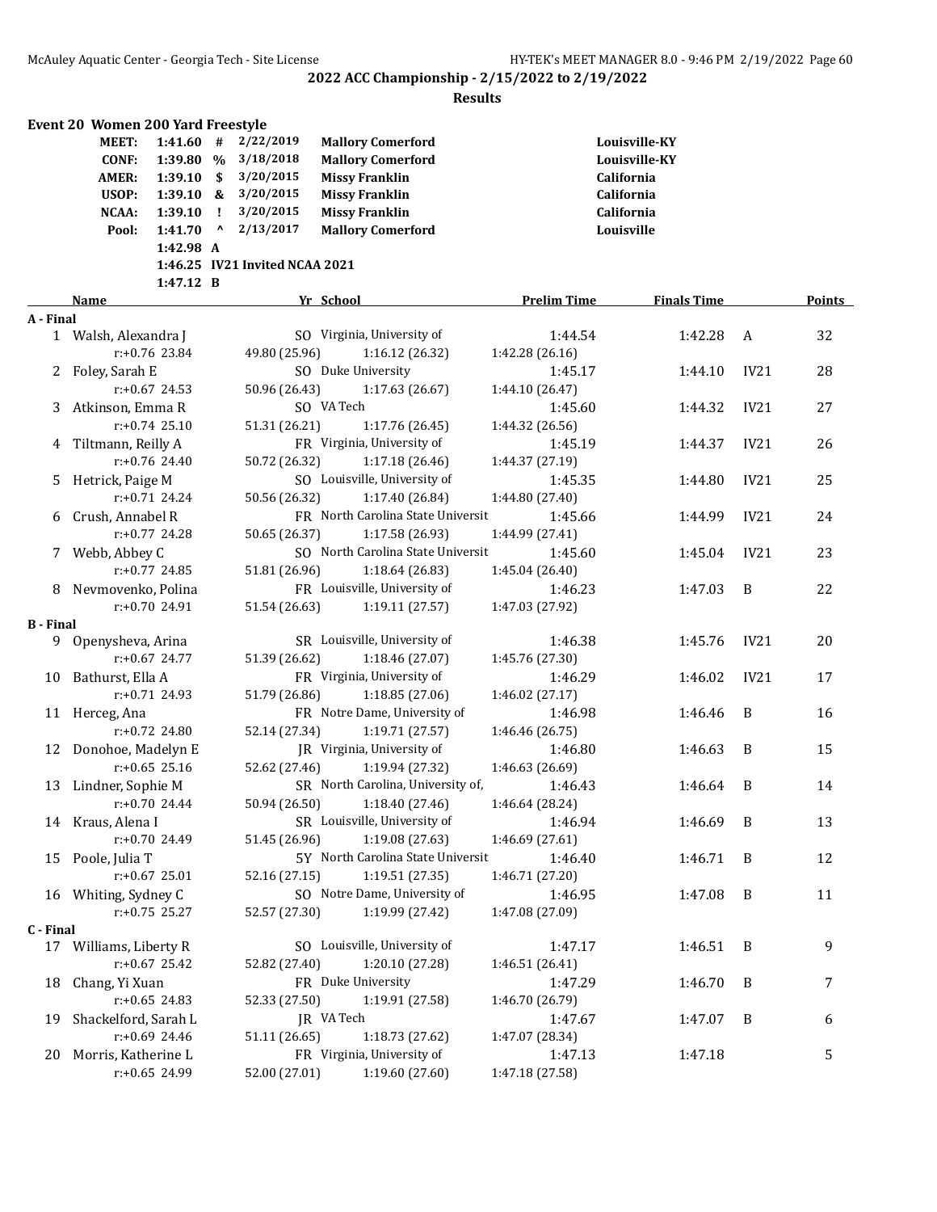## 2022 ACC Championship - 2/15/2022 to 2/19/2022

### Results

### Event 20 Women 200 Yard Freestyle

| | | | | | |
|---|---|---|---|---|---|
| MEET: | 1:41.60 | # | 2/22/2019 | Mallory Comerford | Louisville-KY |
| CONF: | 1:39.80 | % | 3/18/2018 | Mallory Comerford | Louisville-KY |
| AMER: | 1:39.10 | $ | 3/20/2015 | Missy Franklin | California |
| USOP: | 1:39.10 | & | 3/20/2015 | Missy Franklin | California |
| NCAA: | 1:39.10 | ! | 3/20/2015 | Missy Franklin | California |
| Pool: | 1:41.70 | ^ | 2/13/2017 | Mallory Comerford | Louisville |
| | 1:42.98 | A | | | |
| | 1:46.25 | IV21 | Invited NCAA 2021 | | |
| | 1:47.12 | B | | | |

| | Name | Yr | School | Prelim Time | Finals Time | | Points |
|---|---|---|---|---|---|---|---|
| **A - Final** | | | | | | | |
| 1 | Walsh, Alexandra J | SO | Virginia, University of | 1:44.54 | 1:42.28 | A | 32 |
| | r:+0.76 23.84 | 49.80 (25.96) | 1:16.12 (26.32) | 1:42.28 (26.16) | | | |
| 2 | Foley, Sarah E | SO | Duke University | 1:45.17 | 1:44.10 | IV21 | 28 |
| | r:+0.67 24.53 | 50.96 (26.43) | 1:17.63 (26.67) | 1:44.10 (26.47) | | | |
| 3 | Atkinson, Emma R | SO | VA Tech | 1:45.60 | 1:44.32 | IV21 | 27 |
| | r:+0.74 25.10 | 51.31 (26.21) | 1:17.76 (26.45) | 1:44.32 (26.56) | | | |
| 4 | Tiltmann, Reilly A | FR | Virginia, University of | 1:45.19 | 1:44.37 | IV21 | 26 |
| | r:+0.76 24.40 | 50.72 (26.32) | 1:17.18 (26.46) | 1:44.37 (27.19) | | | |
| 5 | Hetrick, Paige M | SO | Louisville, University of | 1:45.35 | 1:44.80 | IV21 | 25 |
| | r:+0.71 24.24 | 50.56 (26.32) | 1:17.40 (26.84) | 1:44.80 (27.40) | | | |
| 6 | Crush, Annabel R | FR | North Carolina State Universit | 1:45.66 | 1:44.99 | IV21 | 24 |
| | r:+0.77 24.28 | 50.65 (26.37) | 1:17.58 (26.93) | 1:44.99 (27.41) | | | |
| 7 | Webb, Abbey C | SO | North Carolina State Universit | 1:45.60 | 1:45.04 | IV21 | 23 |
| | r:+0.77 24.85 | 51.81 (26.96) | 1:18.64 (26.83) | 1:45.04 (26.40) | | | |
| 8 | Nevmovenko, Polina | FR | Louisville, University of | 1:46.23 | 1:47.03 | B | 22 |
| | r:+0.70 24.91 | 51.54 (26.63) | 1:19.11 (27.57) | 1:47.03 (27.92) | | | |
| **B - Final** | | | | | | | |
| 9 | Openysheva, Arina | SR | Louisville, University of | 1:46.38 | 1:45.76 | IV21 | 20 |
| | r:+0.67 24.77 | 51.39 (26.62) | 1:18.46 (27.07) | 1:45.76 (27.30) | | | |
| 10 | Bathurst, Ella A | FR | Virginia, University of | 1:46.29 | 1:46.02 | IV21 | 17 |
| | r:+0.71 24.93 | 51.79 (26.86) | 1:18.85 (27.06) | 1:46.02 (27.17) | | | |
| 11 | Herceg, Ana | FR | Notre Dame, University of | 1:46.98 | 1:46.46 | B | 16 |
| | r:+0.72 24.80 | 52.14 (27.34) | 1:19.71 (27.57) | 1:46.46 (26.75) | | | |
| 12 | Donohoe, Madelyn E | JR | Virginia, University of | 1:46.80 | 1:46.63 | B | 15 |
| | r:+0.65 25.16 | 52.62 (27.46) | 1:19.94 (27.32) | 1:46.63 (26.69) | | | |
| 13 | Lindner, Sophie M | SR | North Carolina, University of, | 1:46.43 | 1:46.64 | B | 14 |
| | r:+0.70 24.44 | 50.94 (26.50) | 1:18.40 (27.46) | 1:46.64 (28.24) | | | |
| 14 | Kraus, Alena I | SR | Louisville, University of | 1:46.94 | 1:46.69 | B | 13 |
| | r:+0.70 24.49 | 51.45 (26.96) | 1:19.08 (27.63) | 1:46.69 (27.61) | | | |
| 15 | Poole, Julia T | 5Y | North Carolina State Universit | 1:46.40 | 1:46.71 | B | 12 |
| | r:+0.67 25.01 | 52.16 (27.15) | 1:19.51 (27.35) | 1:46.71 (27.20) | | | |
| 16 | Whiting, Sydney C | SO | Notre Dame, University of | 1:46.95 | 1:47.08 | B | 11 |
| | r:+0.75 25.27 | 52.57 (27.30) | 1:19.99 (27.42) | 1:47.08 (27.09) | | | |
| **C - Final** | | | | | | | |
| 17 | Williams, Liberty R | SO | Louisville, University of | 1:47.17 | 1:46.51 | B | 9 |
| | r:+0.67 25.42 | 52.82 (27.40) | 1:20.10 (27.28) | 1:46.51 (26.41) | | | |
| 18 | Chang, Yi Xuan | FR | Duke University | 1:47.29 | 1:46.70 | B | 7 |
| | r:+0.65 24.83 | 52.33 (27.50) | 1:19.91 (27.58) | 1:46.70 (26.79) | | | |
| 19 | Shackelford, Sarah L | JR | VA Tech | 1:47.67 | 1:47.07 | B | 6 |
| | r:+0.69 24.46 | 51.11 (26.65) | 1:18.73 (27.62) | 1:47.07 (28.34) | | | |
| 20 | Morris, Katherine L | FR | Virginia, University of | 1:47.13 | 1:47.18 | | 5 |
| | r:+0.65 24.99 | 52.00 (27.01) | 1:19.60 (27.60) | 1:47.18 (27.58) | | | |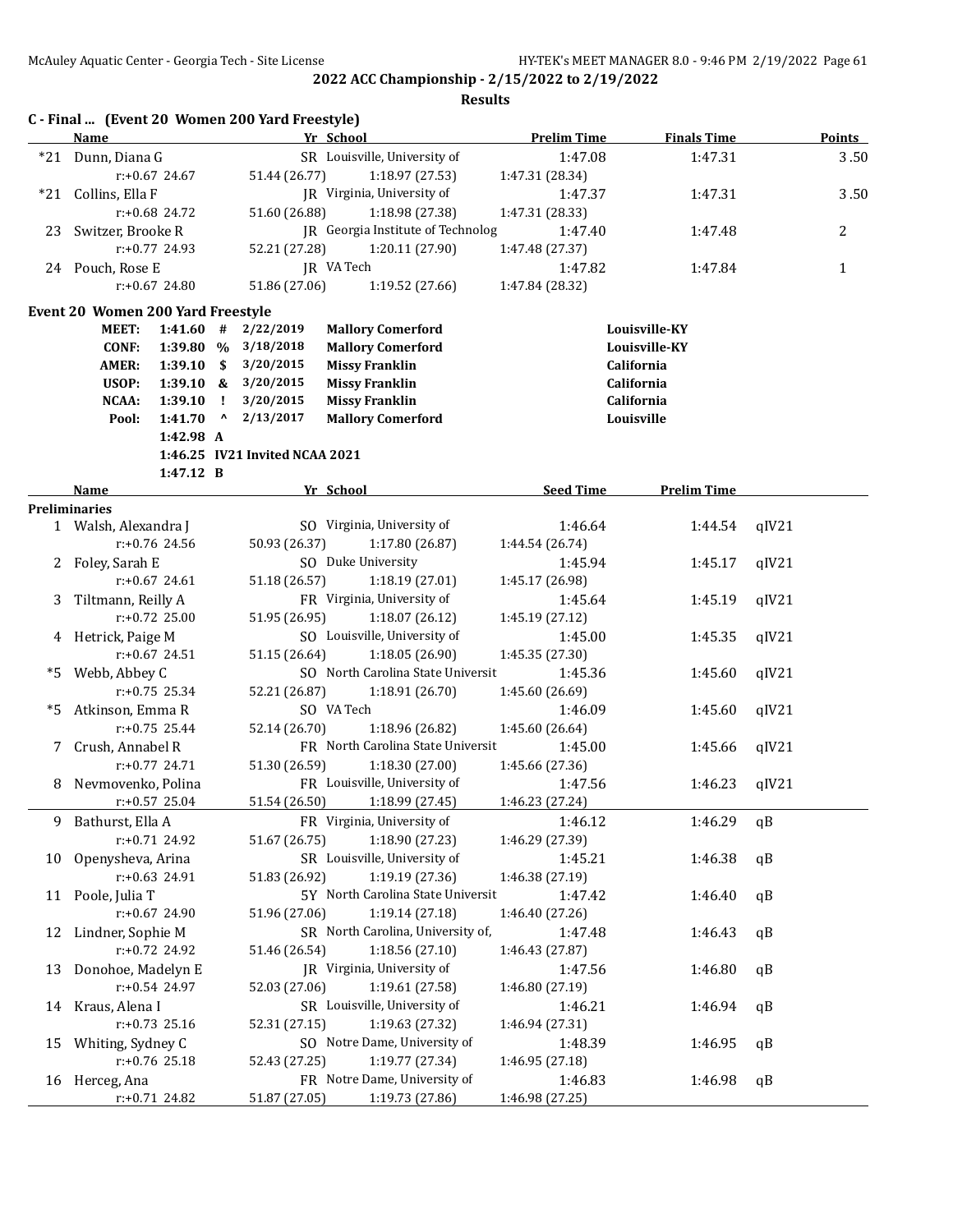**2022 ACC Championship - 2/15/2022 to 2/19/2022**

**Results**

### C - Final ... (Event 20 Women 200 Yard Freestyle)

| | Name | Yr | School | Prelim Time | Finals Time | Points |
|---|---|---|---|---|---|---|
| *21 | Dunn, Diana G | SR | Louisville, University of | 1:47.08 | 1:47.31 | 3.50 |
| | r:+0.67 24.67 | 51.44 (26.77) | 1:18.97 (27.53) | 1:47.31 (28.34) | | |
| *21 | Collins, Ella F | JR | Virginia, University of | 1:47.37 | 1:47.31 | 3.50 |
| | r:+0.68 24.72 | 51.60 (26.88) | 1:18.98 (27.38) | 1:47.31 (28.33) | | |
| 23 | Switzer, Brooke R | JR | Georgia Institute of Technolog | 1:47.40 | 1:47.48 | 2 |
| | r:+0.77 24.93 | 52.21 (27.28) | 1:20.11 (27.90) | 1:47.48 (27.37) | | |
| 24 | Pouch, Rose E | JR | VA Tech | 1:47.82 | 1:47.84 | 1 |
| | r:+0.67 24.80 | 51.86 (27.06) | 1:19.52 (27.66) | 1:47.84 (28.32) | | |

### Event 20 Women 200 Yard Freestyle

| | | | | | |
|---|---|---|---|---|---|
| MEET: | 1:41.60 | # | 2/22/2019 | Mallory Comerford | Louisville-KY |
| CONF: | 1:39.80 | % | 3/18/2018 | Mallory Comerford | Louisville-KY |
| AMER: | 1:39.10 | $ | 3/20/2015 | Missy Franklin | California |
| USOP: | 1:39.10 | & | 3/20/2015 | Missy Franklin | California |
| NCAA: | 1:39.10 | ! | 3/20/2015 | Missy Franklin | California |
| Pool: | 1:41.70 | ^ | 2/13/2017 | Mallory Comerford | Louisville |
| | 1:42.98 | A | | | |
| | 1:46.25 | | IV21 Invited NCAA 2021 | | |
| | 1:47.12 | B | | | |

| | Name | Yr | School | Seed Time | Prelim Time | |
|---|---|---|---|---|---|---|
| **Preliminaries** | | | | | | |
| 1 | Walsh, Alexandra J | SO | Virginia, University of | 1:46.64 | 1:44.54 | qIV21 |
| | r:+0.76 24.56 | 50.93 (26.37) | 1:17.80 (26.87) | 1:44.54 (26.74) | | |
| 2 | Foley, Sarah E | SO | Duke University | 1:45.94 | 1:45.17 | qIV21 |
| | r:+0.67 24.61 | 51.18 (26.57) | 1:18.19 (27.01) | 1:45.17 (26.98) | | |
| 3 | Tiltmann, Reilly A | FR | Virginia, University of | 1:45.64 | 1:45.19 | qIV21 |
| | r:+0.72 25.00 | 51.95 (26.95) | 1:18.07 (26.12) | 1:45.19 (27.12) | | |
| 4 | Hetrick, Paige M | SO | Louisville, University of | 1:45.00 | 1:45.35 | qIV21 |
| | r:+0.67 24.51 | 51.15 (26.64) | 1:18.05 (26.90) | 1:45.35 (27.30) | | |
| *5 | Webb, Abbey C | SO | North Carolina State Universit | 1:45.36 | 1:45.60 | qIV21 |
| | r:+0.75 25.34 | 52.21 (26.87) | 1:18.91 (26.70) | 1:45.60 (26.69) | | |
| *5 | Atkinson, Emma R | SO | VA Tech | 1:46.09 | 1:45.60 | qIV21 |
| | r:+0.75 25.44 | 52.14 (26.70) | 1:18.96 (26.82) | 1:45.60 (26.64) | | |
| 7 | Crush, Annabel R | FR | North Carolina State Universit | 1:45.00 | 1:45.66 | qIV21 |
| | r:+0.77 24.71 | 51.30 (26.59) | 1:18.30 (27.00) | 1:45.66 (27.36) | | |
| 8 | Nevmovenko, Polina | FR | Louisville, University of | 1:47.56 | 1:46.23 | qIV21 |
| | r:+0.57 25.04 | 51.54 (26.50) | 1:18.99 (27.45) | 1:46.23 (27.24) | | |
| 9 | Bathurst, Ella A | FR | Virginia, University of | 1:46.12 | 1:46.29 | qB |
| | r:+0.71 24.92 | 51.67 (26.75) | 1:18.90 (27.23) | 1:46.29 (27.39) | | |
| 10 | Openysheva, Arina | SR | Louisville, University of | 1:45.21 | 1:46.38 | qB |
| | r:+0.63 24.91 | 51.83 (26.92) | 1:19.19 (27.36) | 1:46.38 (27.19) | | |
| 11 | Poole, Julia T | 5Y | North Carolina State Universit | 1:47.42 | 1:46.40 | qB |
| | r:+0.67 24.90 | 51.96 (27.06) | 1:19.14 (27.18) | 1:46.40 (27.26) | | |
| 12 | Lindner, Sophie M | SR | North Carolina, University of, | 1:47.48 | 1:46.43 | qB |
| | r:+0.72 24.92 | 51.46 (26.54) | 1:18.56 (27.10) | 1:46.43 (27.87) | | |
| 13 | Donohoe, Madelyn E | JR | Virginia, University of | 1:47.56 | 1:46.80 | qB |
| | r:+0.54 24.97 | 52.03 (27.06) | 1:19.61 (27.58) | 1:46.80 (27.19) | | |
| 14 | Kraus, Alena I | SR | Louisville, University of | 1:46.21 | 1:46.94 | qB |
| | r:+0.73 25.16 | 52.31 (27.15) | 1:19.63 (27.32) | 1:46.94 (27.31) | | |
| 15 | Whiting, Sydney C | SO | Notre Dame, University of | 1:48.39 | 1:46.95 | qB |
| | r:+0.76 25.18 | 52.43 (27.25) | 1:19.77 (27.34) | 1:46.95 (27.18) | | |
| 16 | Herceg, Ana | FR | Notre Dame, University of | 1:46.83 | 1:46.98 | qB |
| | r:+0.71 24.82 | 51.87 (27.05) | 1:19.73 (27.86) | 1:46.98 (27.25) | | |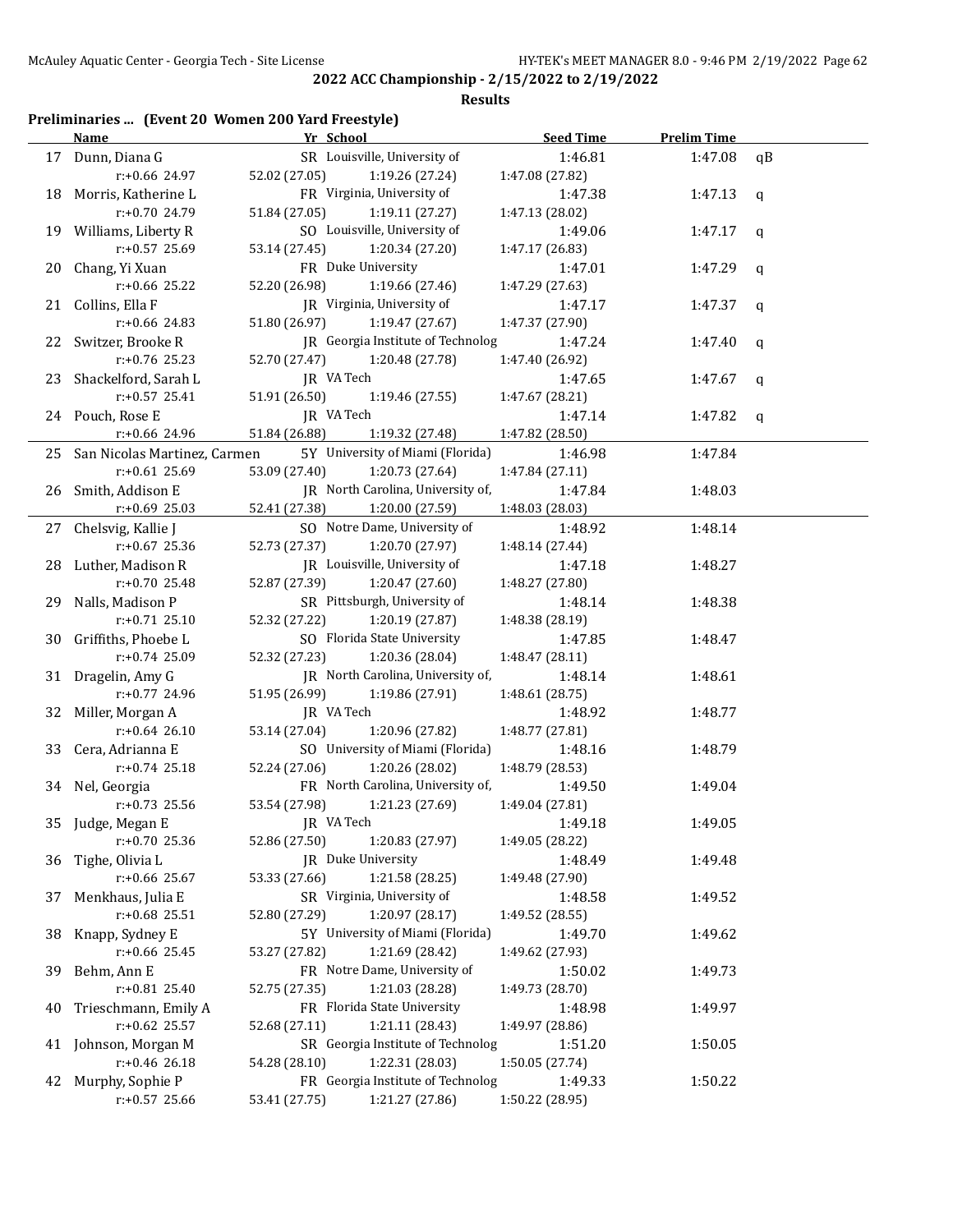**2022 ACC Championship - 2/15/2022 to 2/19/2022**

**Results**

**Preliminaries ... (Event 20 Women 200 Yard Freestyle)**

| | Name | Yr | School | Seed Time | Prelim Time | |
|---|---|---|---|---|---|---|
| 17 | Dunn, Diana G | SR | Louisville, University of | 1:46.81 | 1:47.08 | qB |
| | r:+0.66 24.97 | 52.02 (27.05) | 1:19.26 (27.24) | 1:47.08 (27.82) | | |
| 18 | Morris, Katherine L | FR | Virginia, University of | 1:47.38 | 1:47.13 | q |
| | r:+0.70 24.79 | 51.84 (27.05) | 1:19.11 (27.27) | 1:47.13 (28.02) | | |
| 19 | Williams, Liberty R | SO | Louisville, University of | 1:49.06 | 1:47.17 | q |
| | r:+0.57 25.69 | 53.14 (27.45) | 1:20.34 (27.20) | 1:47.17 (26.83) | | |
| 20 | Chang, Yi Xuan | FR | Duke University | 1:47.01 | 1:47.29 | q |
| | r:+0.66 25.22 | 52.20 (26.98) | 1:19.66 (27.46) | 1:47.29 (27.63) | | |
| 21 | Collins, Ella F | JR | Virginia, University of | 1:47.17 | 1:47.37 | q |
| | r:+0.66 24.83 | 51.80 (26.97) | 1:19.47 (27.67) | 1:47.37 (27.90) | | |
| 22 | Switzer, Brooke R | JR | Georgia Institute of Technolog | 1:47.24 | 1:47.40 | q |
| | r:+0.76 25.23 | 52.70 (27.47) | 1:20.48 (27.78) | 1:47.40 (26.92) | | |
| 23 | Shackelford, Sarah L | JR | VA Tech | 1:47.65 | 1:47.67 | q |
| | r:+0.57 25.41 | 51.91 (26.50) | 1:19.46 (27.55) | 1:47.67 (28.21) | | |
| 24 | Pouch, Rose E | JR | VA Tech | 1:47.14 | 1:47.82 | q |
| | r:+0.66 24.96 | 51.84 (26.88) | 1:19.32 (27.48) | 1:47.82 (28.50) | | |
| 25 | San Nicolas Martinez, Carmen | 5Y | University of Miami (Florida) | 1:46.98 | 1:47.84 | |
| | r:+0.61 25.69 | 53.09 (27.40) | 1:20.73 (27.64) | 1:47.84 (27.11) | | |
| 26 | Smith, Addison E | JR | North Carolina, University of, | 1:47.84 | 1:48.03 | |
| | r:+0.69 25.03 | 52.41 (27.38) | 1:20.00 (27.59) | 1:48.03 (28.03) | | |
| 27 | Chelsvig, Kallie J | SO | Notre Dame, University of | 1:48.92 | 1:48.14 | |
| | r:+0.67 25.36 | 52.73 (27.37) | 1:20.70 (27.97) | 1:48.14 (27.44) | | |
| 28 | Luther, Madison R | JR | Louisville, University of | 1:47.18 | 1:48.27 | |
| | r:+0.70 25.48 | 52.87 (27.39) | 1:20.47 (27.60) | 1:48.27 (27.80) | | |
| 29 | Nalls, Madison P | SR | Pittsburgh, University of | 1:48.14 | 1:48.38 | |
| | r:+0.71 25.10 | 52.32 (27.22) | 1:20.19 (27.87) | 1:48.38 (28.19) | | |
| 30 | Griffiths, Phoebe L | SO | Florida State University | 1:47.85 | 1:48.47 | |
| | r:+0.74 25.09 | 52.32 (27.23) | 1:20.36 (28.04) | 1:48.47 (28.11) | | |
| 31 | Dragelin, Amy G | JR | North Carolina, University of, | 1:48.14 | 1:48.61 | |
| | r:+0.77 24.96 | 51.95 (26.99) | 1:19.86 (27.91) | 1:48.61 (28.75) | | |
| 32 | Miller, Morgan A | JR | VA Tech | 1:48.92 | 1:48.77 | |
| | r:+0.64 26.10 | 53.14 (27.04) | 1:20.96 (27.82) | 1:48.77 (27.81) | | |
| 33 | Cera, Adrianna E | SO | University of Miami (Florida) | 1:48.16 | 1:48.79 | |
| | r:+0.74 25.18 | 52.24 (27.06) | 1:20.26 (28.02) | 1:48.79 (28.53) | | |
| 34 | Nel, Georgia | FR | North Carolina, University of, | 1:49.50 | 1:49.04 | |
| | r:+0.73 25.56 | 53.54 (27.98) | 1:21.23 (27.69) | 1:49.04 (27.81) | | |
| 35 | Judge, Megan E | JR | VA Tech | 1:49.18 | 1:49.05 | |
| | r:+0.70 25.36 | 52.86 (27.50) | 1:20.83 (27.97) | 1:49.05 (28.22) | | |
| 36 | Tighe, Olivia L | JR | Duke University | 1:48.49 | 1:49.48 | |
| | r:+0.66 25.67 | 53.33 (27.66) | 1:21.58 (28.25) | 1:49.48 (27.90) | | |
| 37 | Menkhaus, Julia E | SR | Virginia, University of | 1:48.58 | 1:49.52 | |
| | r:+0.68 25.51 | 52.80 (27.29) | 1:20.97 (28.17) | 1:49.52 (28.55) | | |
| 38 | Knapp, Sydney E | 5Y | University of Miami (Florida) | 1:49.70 | 1:49.62 | |
| | r:+0.66 25.45 | 53.27 (27.82) | 1:21.69 (28.42) | 1:49.62 (27.93) | | |
| 39 | Behm, Ann E | FR | Notre Dame, University of | 1:50.02 | 1:49.73 | |
| | r:+0.81 25.40 | 52.75 (27.35) | 1:21.03 (28.28) | 1:49.73 (28.70) | | |
| 40 | Trieschmann, Emily A | FR | Florida State University | 1:48.98 | 1:49.97 | |
| | r:+0.62 25.57 | 52.68 (27.11) | 1:21.11 (28.43) | 1:49.97 (28.86) | | |
| 41 | Johnson, Morgan M | SR | Georgia Institute of Technolog | 1:51.20 | 1:50.05 | |
| | r:+0.46 26.18 | 54.28 (28.10) | 1:22.31 (28.03) | 1:50.05 (27.74) | | |
| 42 | Murphy, Sophie P | FR | Georgia Institute of Technolog | 1:49.33 | 1:50.22 | |
| | r:+0.57 25.66 | 53.41 (27.75) | 1:21.27 (27.86) | 1:50.22 (28.95) | | |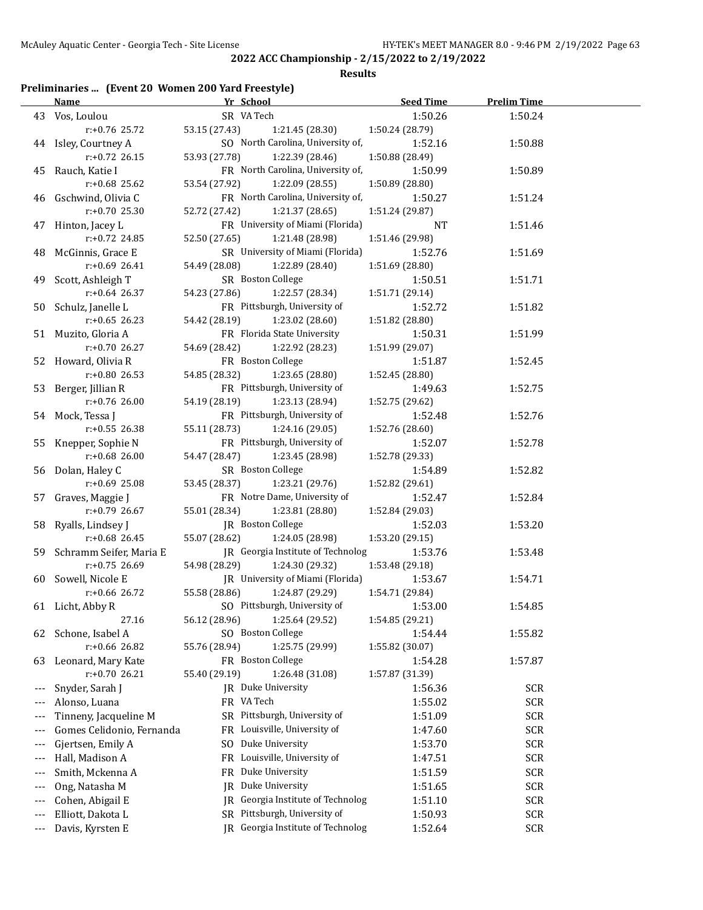**2022 ACC Championship - 2/15/2022 to 2/19/2022**

**Results**

### Preliminaries ... (Event 20 Women 200 Yard Freestyle)

| | Name | Yr | School | Seed Time | Prelim Time |
|---|---|---|---|---|---|
| 43 | Vos, Loulou | SR | VA Tech | 1:50.26 | 1:50.24 |
| | r:+0.76 25.72 | 53.15 (27.43) | 1:21.45 (28.30) | 1:50.24 (28.79) | |
| 44 | Isley, Courtney A | SO | North Carolina, University of, | 1:52.16 | 1:50.88 |
| | r:+0.72 26.15 | 53.93 (27.78) | 1:22.39 (28.46) | 1:50.88 (28.49) | |
| 45 | Rauch, Katie I | FR | North Carolina, University of, | 1:50.99 | 1:50.89 |
| | r:+0.68 25.62 | 53.54 (27.92) | 1:22.09 (28.55) | 1:50.89 (28.80) | |
| 46 | Gschwind, Olivia C | FR | North Carolina, University of, | 1:50.27 | 1:51.24 |
| | r:+0.70 25.30 | 52.72 (27.42) | 1:21.37 (28.65) | 1:51.24 (29.87) | |
| 47 | Hinton, Jacey L | FR | University of Miami (Florida) | NT | 1:51.46 |
| | r:+0.72 24.85 | 52.50 (27.65) | 1:21.48 (28.98) | 1:51.46 (29.98) | |
| 48 | McGinnis, Grace E | SR | University of Miami (Florida) | 1:52.76 | 1:51.69 |
| | r:+0.69 26.41 | 54.49 (28.08) | 1:22.89 (28.40) | 1:51.69 (28.80) | |
| 49 | Scott, Ashleigh T | SR | Boston College | 1:50.51 | 1:51.71 |
| | r:+0.64 26.37 | 54.23 (27.86) | 1:22.57 (28.34) | 1:51.71 (29.14) | |
| 50 | Schulz, Janelle L | FR | Pittsburgh, University of | 1:52.72 | 1:51.82 |
| | r:+0.65 26.23 | 54.42 (28.19) | 1:23.02 (28.60) | 1:51.82 (28.80) | |
| 51 | Muzito, Gloria A | FR | Florida State University | 1:50.31 | 1:51.99 |
| | r:+0.70 26.27 | 54.69 (28.42) | 1:22.92 (28.23) | 1:51.99 (29.07) | |
| 52 | Howard, Olivia R | FR | Boston College | 1:51.87 | 1:52.45 |
| | r:+0.80 26.53 | 54.85 (28.32) | 1:23.65 (28.80) | 1:52.45 (28.80) | |
| 53 | Berger, Jillian R | FR | Pittsburgh, University of | 1:49.63 | 1:52.75 |
| | r:+0.76 26.00 | 54.19 (28.19) | 1:23.13 (28.94) | 1:52.75 (29.62) | |
| 54 | Mock, Tessa J | FR | Pittsburgh, University of | 1:52.48 | 1:52.76 |
| | r:+0.55 26.38 | 55.11 (28.73) | 1:24.16 (29.05) | 1:52.76 (28.60) | |
| 55 | Knepper, Sophie N | FR | Pittsburgh, University of | 1:52.07 | 1:52.78 |
| | r:+0.68 26.00 | 54.47 (28.47) | 1:23.45 (28.98) | 1:52.78 (29.33) | |
| 56 | Dolan, Haley C | SR | Boston College | 1:54.89 | 1:52.82 |
| | r:+0.69 25.08 | 53.45 (28.37) | 1:23.21 (29.76) | 1:52.82 (29.61) | |
| 57 | Graves, Maggie J | FR | Notre Dame, University of | 1:52.47 | 1:52.84 |
| | r:+0.79 26.67 | 55.01 (28.34) | 1:23.81 (28.80) | 1:52.84 (29.03) | |
| 58 | Ryalls, Lindsey J | JR | Boston College | 1:52.03 | 1:53.20 |
| | r:+0.68 26.45 | 55.07 (28.62) | 1:24.05 (28.98) | 1:53.20 (29.15) | |
| 59 | Schramm Seifer, Maria E | JR | Georgia Institute of Technolog | 1:53.76 | 1:53.48 |
| | r:+0.75 26.69 | 54.98 (28.29) | 1:24.30 (29.32) | 1:53.48 (29.18) | |
| 60 | Sowell, Nicole E | JR | University of Miami (Florida) | 1:53.67 | 1:54.71 |
| | r:+0.66 26.72 | 55.58 (28.86) | 1:24.87 (29.29) | 1:54.71 (29.84) | |
| 61 | Licht, Abby R | SO | Pittsburgh, University of | 1:53.00 | 1:54.85 |
| | 27.16 | 56.12 (28.96) | 1:25.64 (29.52) | 1:54.85 (29.21) | |
| 62 | Schone, Isabel A | SO | Boston College | 1:54.44 | 1:55.82 |
| | r:+0.66 26.82 | 55.76 (28.94) | 1:25.75 (29.99) | 1:55.82 (30.07) | |
| 63 | Leonard, Mary Kate | FR | Boston College | 1:54.28 | 1:57.87 |
| | r:+0.70 26.21 | 55.40 (29.19) | 1:26.48 (31.08) | 1:57.87 (31.39) | |
| --- | Snyder, Sarah J | JR | Duke University | 1:56.36 | SCR |
| --- | Alonso, Luana | FR | VA Tech | 1:55.02 | SCR |
| --- | Tinneny, Jacqueline M | SR | Pittsburgh, University of | 1:51.09 | SCR |
| --- | Gomes Celidonio, Fernanda | FR | Louisville, University of | 1:47.60 | SCR |
| --- | Gjertsen, Emily A | SO | Duke University | 1:53.70 | SCR |
| --- | Hall, Madison A | FR | Louisville, University of | 1:47.51 | SCR |
| --- | Smith, Mckenna A | FR | Duke University | 1:51.59 | SCR |
| --- | Ong, Natasha M | JR | Duke University | 1:51.65 | SCR |
| --- | Cohen, Abigail E | JR | Georgia Institute of Technolog | 1:51.10 | SCR |
| --- | Elliott, Dakota L | SR | Pittsburgh, University of | 1:50.93 | SCR |
| --- | Davis, Kyrsten E | JR | Georgia Institute of Technolog | 1:52.64 | SCR |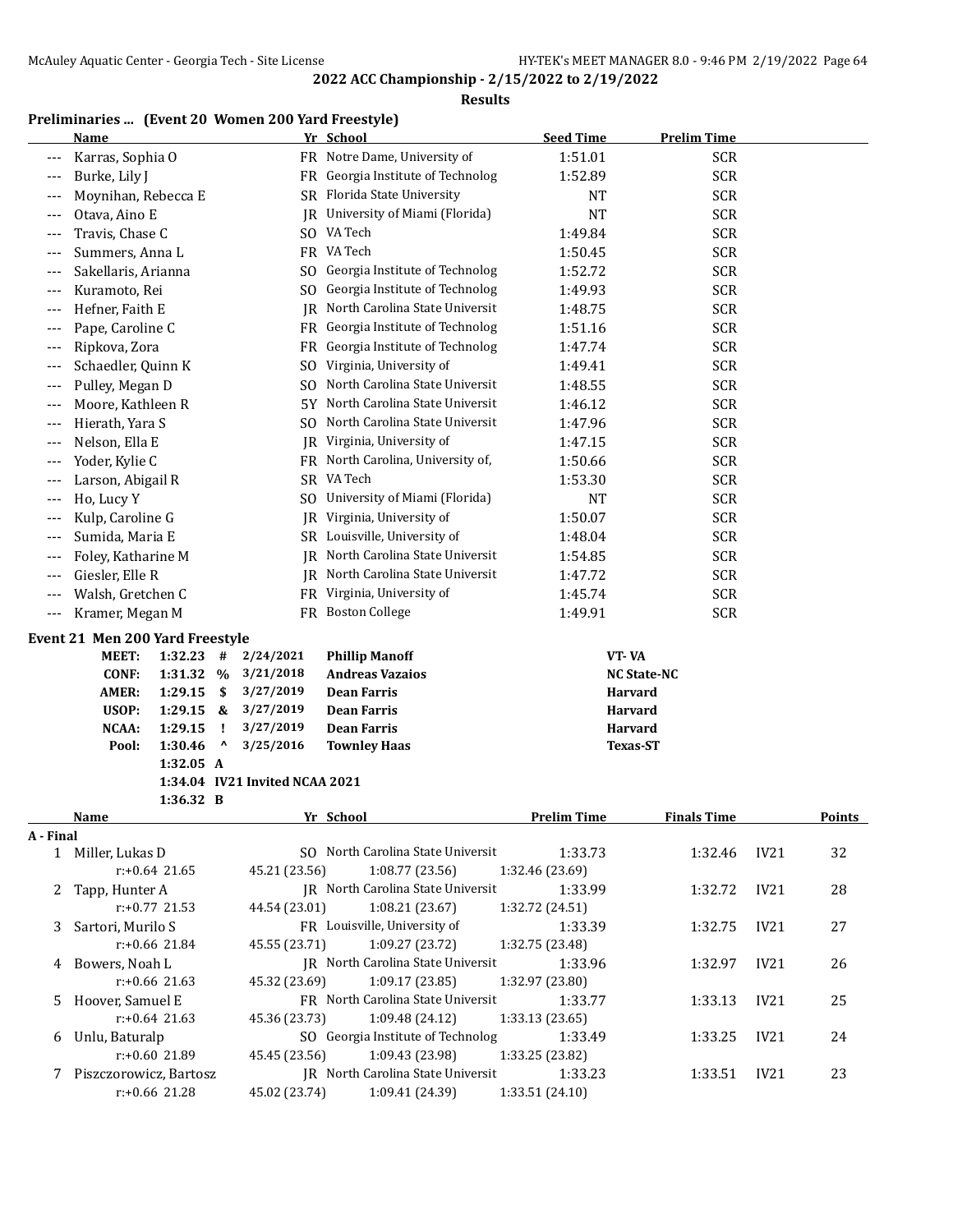## 2022 ACC Championship - 2/15/2022 to 2/19/2022

### Results

### Preliminaries ... (Event 20 Women 200 Yard Freestyle)

| | Name | Yr | School | Seed Time | Prelim Time |
|---|---|---|---|---|---|
| --- | Karras, Sophia O | FR | Notre Dame, University of | 1:51.01 | SCR |
| --- | Burke, Lily J | FR | Georgia Institute of Technolog | 1:52.89 | SCR |
| --- | Moynihan, Rebecca E | SR | Florida State University | NT | SCR |
| --- | Otava, Aino E | JR | University of Miami (Florida) | NT | SCR |
| --- | Travis, Chase C | SO | VA Tech | 1:49.84 | SCR |
| --- | Summers, Anna L | FR | VA Tech | 1:50.45 | SCR |
| --- | Sakellaris, Arianna | SO | Georgia Institute of Technolog | 1:52.72 | SCR |
| --- | Kuramoto, Rei | SO | Georgia Institute of Technolog | 1:49.93 | SCR |
| --- | Hefner, Faith E | JR | North Carolina State Universit | 1:48.75 | SCR |
| --- | Pape, Caroline C | FR | Georgia Institute of Technolog | 1:51.16 | SCR |
| --- | Ripkova, Zora | FR | Georgia Institute of Technolog | 1:47.74 | SCR |
| --- | Schaedler, Quinn K | SO | Virginia, University of | 1:49.41 | SCR |
| --- | Pulley, Megan D | SO | North Carolina State Universit | 1:48.55 | SCR |
| --- | Moore, Kathleen R | 5Y | North Carolina State Universit | 1:46.12 | SCR |
| --- | Hierath, Yara S | SO | North Carolina State Universit | 1:47.96 | SCR |
| --- | Nelson, Ella E | JR | Virginia, University of | 1:47.15 | SCR |
| --- | Yoder, Kylie C | FR | North Carolina, University of, | 1:50.66 | SCR |
| --- | Larson, Abigail R | SR | VA Tech | 1:53.30 | SCR |
| --- | Ho, Lucy Y | SO | University of Miami (Florida) | NT | SCR |
| --- | Kulp, Caroline G | JR | Virginia, University of | 1:50.07 | SCR |
| --- | Sumida, Maria E | SR | Louisville, University of | 1:48.04 | SCR |
| --- | Foley, Katharine M | JR | North Carolina State Universit | 1:54.85 | SCR |
| --- | Giesler, Elle R | JR | North Carolina State Universit | 1:47.72 | SCR |
| --- | Walsh, Gretchen C | FR | Virginia, University of | 1:45.74 | SCR |
| --- | Kramer, Megan M | FR | Boston College | 1:49.91 | SCR |

### Event 21 Men 200 Yard Freestyle

| | Time | | Date | Name | School |
|---|---|---|---|---|---|
| MEET: | 1:32.23 | # | 2/24/2021 | Phillip Manoff | VT- VA |
| CONF: | 1:31.32 | % | 3/21/2018 | Andreas Vazaios | NC State-NC |
| AMER: | 1:29.15 | $ | 3/27/2019 | Dean Farris | Harvard |
| USOP: | 1:29.15 | & | 3/27/2019 | Dean Farris | Harvard |
| NCAA: | 1:29.15 | ! | 3/27/2019 | Dean Farris | Harvard |
| Pool: | 1:30.46 | ^ | 3/25/2016 | Townley Haas | Texas-ST |
| | 1:32.05 | A | | | |
| | 1:34.04 | IV21 Invited NCAA 2021 | | | |
| | 1:36.32 | B | | | |

| | Name | Yr | School | Prelim Time | Finals Time | | Points |
|---|---|---|---|---|---|---|---|
| **A - Final** | | | | | | | |
| 1 | Miller, Lukas D | SO | North Carolina State Universit | 1:33.73 | 1:32.46 | IV21 | 32 |
| | r:+0.64 21.65 | 45.21 (23.56) | 1:08.77 (23.56) | 1:32.46 (23.69) | | | |
| 2 | Tapp, Hunter A | JR | North Carolina State Universit | 1:33.99 | 1:32.72 | IV21 | 28 |
| | r:+0.77 21.53 | 44.54 (23.01) | 1:08.21 (23.67) | 1:32.72 (24.51) | | | |
| 3 | Sartori, Murilo S | FR | Louisville, University of | 1:33.39 | 1:32.75 | IV21 | 27 |
| | r:+0.66 21.84 | 45.55 (23.71) | 1:09.27 (23.72) | 1:32.75 (23.48) | | | |
| 4 | Bowers, Noah L | JR | North Carolina State Universit | 1:33.96 | 1:32.97 | IV21 | 26 |
| | r:+0.66 21.63 | 45.32 (23.69) | 1:09.17 (23.85) | 1:32.97 (23.80) | | | |
| 5 | Hoover, Samuel E | FR | North Carolina State Universit | 1:33.77 | 1:33.13 | IV21 | 25 |
| | r:+0.64 21.63 | 45.36 (23.73) | 1:09.48 (24.12) | 1:33.13 (23.65) | | | |
| 6 | Unlu, Baturalp | SO | Georgia Institute of Technolog | 1:33.49 | 1:33.25 | IV21 | 24 |
| | r:+0.60 21.89 | 45.45 (23.56) | 1:09.43 (23.98) | 1:33.25 (23.82) | | | |
| 7 | Piszczorowicz, Bartosz | JR | North Carolina State Universit | 1:33.23 | 1:33.51 | IV21 | 23 |
| | r:+0.66 21.28 | 45.02 (23.74) | 1:09.41 (24.39) | 1:33.51 (24.10) | | | |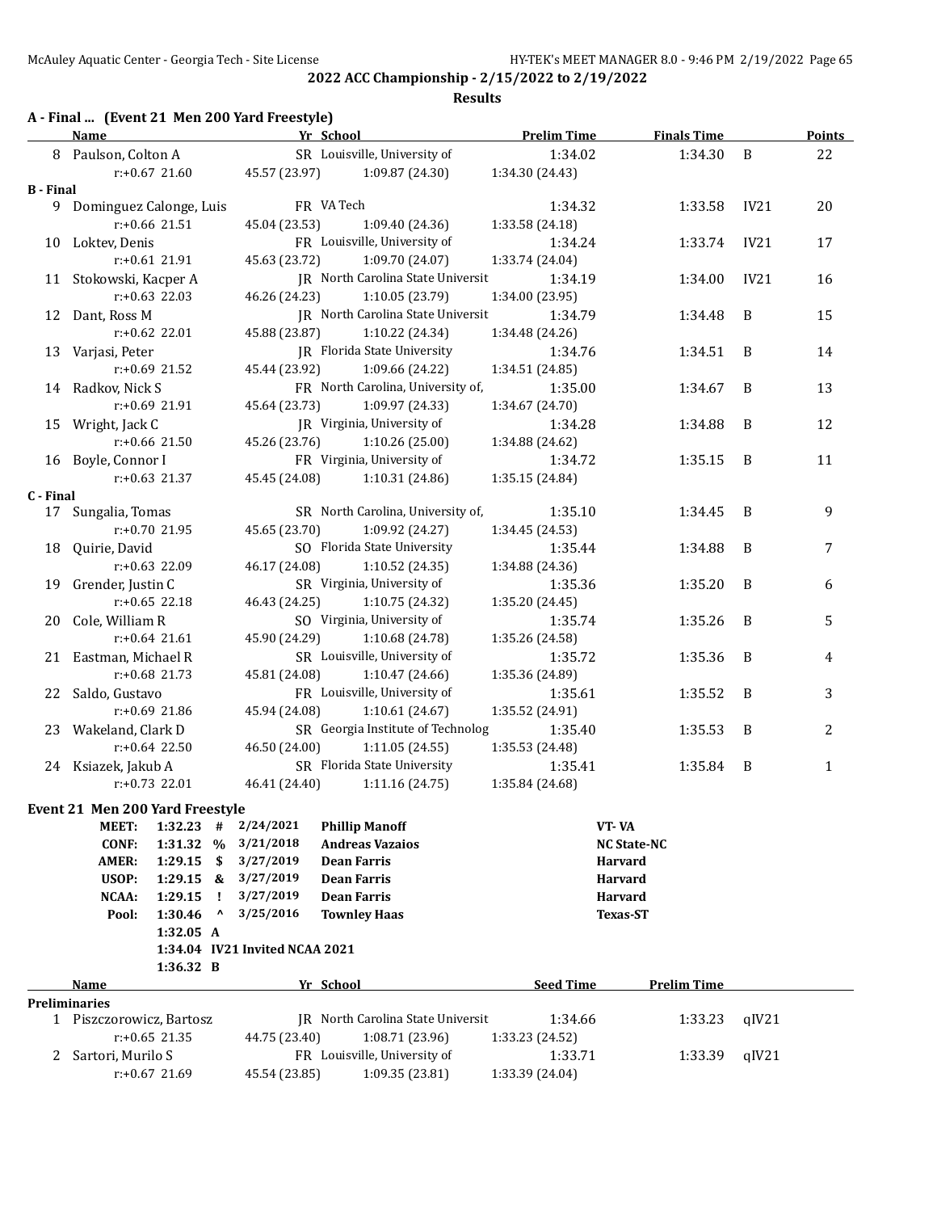**2022 ACC Championship - 2/15/2022 to 2/19/2022**

**Results**

### A - Final ... (Event 21 Men 200 Yard Freestyle)

| | Name | Yr | School | Prelim Time | Finals Time | | Points |
|---|---|---|---|---|---|---|---|
| 8 | Paulson, Colton A | SR | Louisville, University of | 1:34.02 | 1:34.30 | B | 22 |
| | r:+0.67 21.60 | 45.57 (23.97) | 1:09.87 (24.30) | 1:34.30 (24.43) | | | |
| **B - Final** | | | | | | | |
| 9 | Dominguez Calonge, Luis | FR | VA Tech | 1:34.32 | 1:33.58 | IV21 | 20 |
| | r:+0.66 21.51 | 45.04 (23.53) | 1:09.40 (24.36) | 1:33.58 (24.18) | | | |
| 10 | Loktev, Denis | FR | Louisville, University of | 1:34.24 | 1:33.74 | IV21 | 17 |
| | r:+0.61 21.91 | 45.63 (23.72) | 1:09.70 (24.07) | 1:33.74 (24.04) | | | |
| 11 | Stokowski, Kacper A | JR | North Carolina State Universit | 1:34.19 | 1:34.00 | IV21 | 16 |
| | r:+0.63 22.03 | 46.26 (24.23) | 1:10.05 (23.79) | 1:34.00 (23.95) | | | |
| 12 | Dant, Ross M | JR | North Carolina State Universit | 1:34.79 | 1:34.48 | B | 15 |
| | r:+0.62 22.01 | 45.88 (23.87) | 1:10.22 (24.34) | 1:34.48 (24.26) | | | |
| 13 | Varjasi, Peter | JR | Florida State University | 1:34.76 | 1:34.51 | B | 14 |
| | r:+0.69 21.52 | 45.44 (23.92) | 1:09.66 (24.22) | 1:34.51 (24.85) | | | |
| 14 | Radkov, Nick S | FR | North Carolina, University of, | 1:35.00 | 1:34.67 | B | 13 |
| | r:+0.69 21.91 | 45.64 (23.73) | 1:09.97 (24.33) | 1:34.67 (24.70) | | | |
| 15 | Wright, Jack C | JR | Virginia, University of | 1:34.28 | 1:34.88 | B | 12 |
| | r:+0.66 21.50 | 45.26 (23.76) | 1:10.26 (25.00) | 1:34.88 (24.62) | | | |
| 16 | Boyle, Connor I | FR | Virginia, University of | 1:34.72 | 1:35.15 | B | 11 |
| | r:+0.63 21.37 | 45.45 (24.08) | 1:10.31 (24.86) | 1:35.15 (24.84) | | | |
| **C - Final** | | | | | | | |
| 17 | Sungalia, Tomas | SR | North Carolina, University of, | 1:35.10 | 1:34.45 | B | 9 |
| | r:+0.70 21.95 | 45.65 (23.70) | 1:09.92 (24.27) | 1:34.45 (24.53) | | | |
| 18 | Quirie, David | SO | Florida State University | 1:35.44 | 1:34.88 | B | 7 |
| | r:+0.63 22.09 | 46.17 (24.08) | 1:10.52 (24.35) | 1:34.88 (24.36) | | | |
| 19 | Grender, Justin C | SR | Virginia, University of | 1:35.36 | 1:35.20 | B | 6 |
| | r:+0.65 22.18 | 46.43 (24.25) | 1:10.75 (24.32) | 1:35.20 (24.45) | | | |
| 20 | Cole, William R | SO | Virginia, University of | 1:35.74 | 1:35.26 | B | 5 |
| | r:+0.64 21.61 | 45.90 (24.29) | 1:10.68 (24.78) | 1:35.26 (24.58) | | | |
| 21 | Eastman, Michael R | SR | Louisville, University of | 1:35.72 | 1:35.36 | B | 4 |
| | r:+0.68 21.73 | 45.81 (24.08) | 1:10.47 (24.66) | 1:35.36 (24.89) | | | |
| 22 | Saldo, Gustavo | FR | Louisville, University of | 1:35.61 | 1:35.52 | B | 3 |
| | r:+0.69 21.86 | 45.94 (24.08) | 1:10.61 (24.67) | 1:35.52 (24.91) | | | |
| 23 | Wakeland, Clark D | SR | Georgia Institute of Technolog | 1:35.40 | 1:35.53 | B | 2 |
| | r:+0.64 22.50 | 46.50 (24.00) | 1:11.05 (24.55) | 1:35.53 (24.48) | | | |
| 24 | Ksiazek, Jakub A | SR | Florida State University | 1:35.41 | 1:35.84 | B | 1 |
| | r:+0.73 22.01 | 46.41 (24.40) | 1:11.16 (24.75) | 1:35.84 (24.68) | | | |

### Event 21 Men 200 Yard Freestyle

| | Time | | Date | Name | Team |
|---|---|---|---|---|---|
| MEET: | 1:32.23 | # | 2/24/2021 | Phillip Manoff | VT- VA |
| CONF: | 1:31.32 | % | 3/21/2018 | Andreas Vazaios | NC State-NC |
| AMER: | 1:29.15 | $ | 3/27/2019 | Dean Farris | Harvard |
| USOP: | 1:29.15 | & | 3/27/2019 | Dean Farris | Harvard |
| NCAA: | 1:29.15 | ! | 3/27/2019 | Dean Farris | Harvard |
| Pool: | 1:30.46 | ^ | 3/25/2016 | Townley Haas | Texas-ST |
| | 1:32.05 | A | | | |
| | 1:34.04 | IV21 Invited NCAA 2021 | | | |
| | 1:36.32 | B | | | |

| | Name | Yr | School | Seed Time | Prelim Time | |
|---|---|---|---|---|---|---|
| **Preliminaries** | | | | | | |
| 1 | Piszczorowicz, Bartosz | JR | North Carolina State Universit | 1:34.66 | 1:33.23 | qIV21 |
| | r:+0.65 21.35 | 44.75 (23.40) | 1:08.71 (23.96) | 1:33.23 (24.52) | | |
| 2 | Sartori, Murilo S | FR | Louisville, University of | 1:33.71 | 1:33.39 | qIV21 |
| | r:+0.67 21.69 | 45.54 (23.85) | 1:09.35 (23.81) | 1:33.39 (24.04) | | |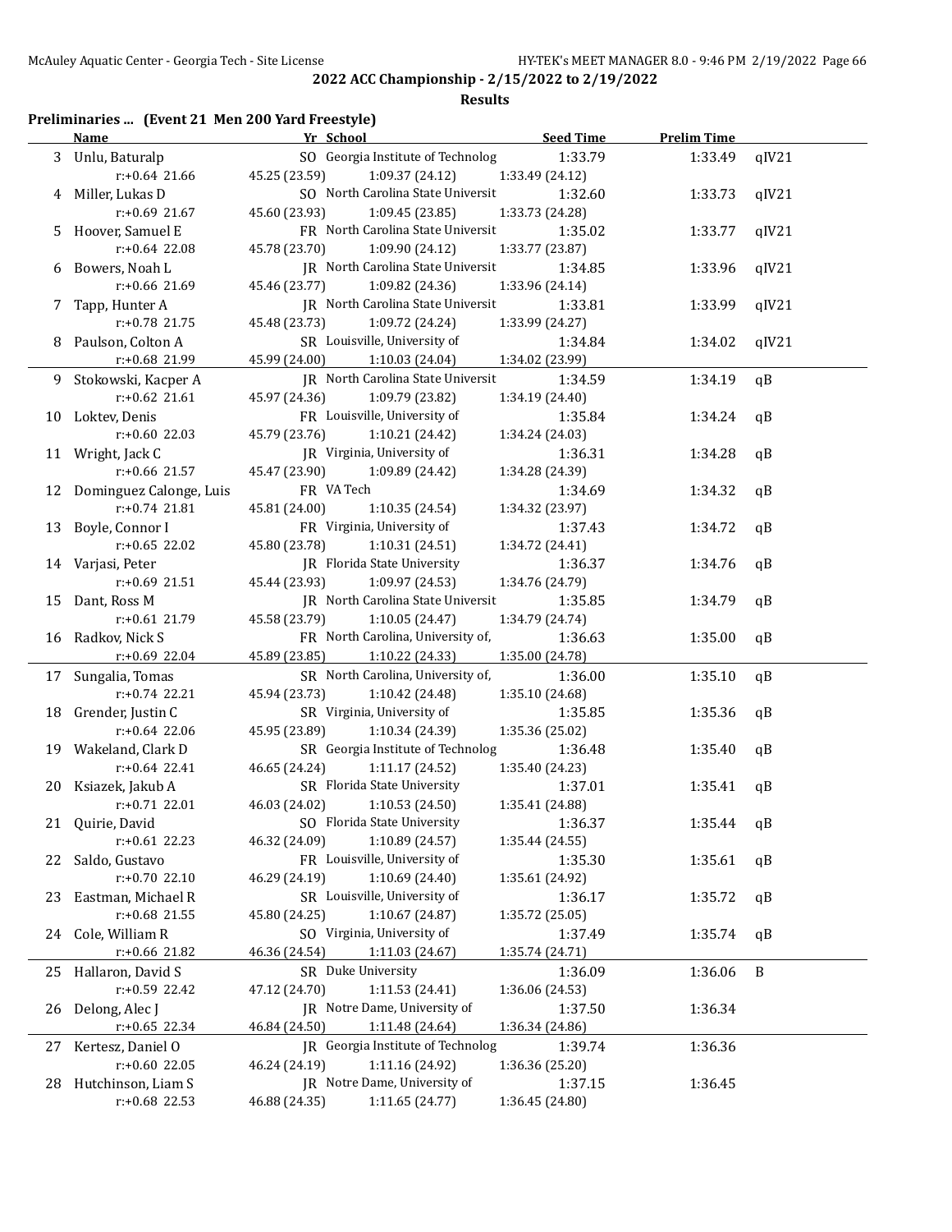**2022 ACC Championship - 2/15/2022 to 2/19/2022**

**Results**

## Preliminaries ... (Event 21 Men 200 Yard Freestyle)

| | Name | Yr | School | Seed Time | Prelim Time | |
|---|---|---|---|---|---|---|
| 3 | Unlu, Baturalp | SO | Georgia Institute of Technolog | 1:33.79 | 1:33.49 | qIV21 |
| | r:+0.64 21.66 | 45.25 (23.59) | 1:09.37 (24.12) | 1:33.49 (24.12) | | |
| 4 | Miller, Lukas D | SO | North Carolina State Universit | 1:32.60 | 1:33.73 | qIV21 |
| | r:+0.69 21.67 | 45.60 (23.93) | 1:09.45 (23.85) | 1:33.73 (24.28) | | |
| 5 | Hoover, Samuel E | FR | North Carolina State Universit | 1:35.02 | 1:33.77 | qIV21 |
| | r:+0.64 22.08 | 45.78 (23.70) | 1:09.90 (24.12) | 1:33.77 (23.87) | | |
| 6 | Bowers, Noah L | JR | North Carolina State Universit | 1:34.85 | 1:33.96 | qIV21 |
| | r:+0.66 21.69 | 45.46 (23.77) | 1:09.82 (24.36) | 1:33.96 (24.14) | | |
| 7 | Tapp, Hunter A | JR | North Carolina State Universit | 1:33.81 | 1:33.99 | qIV21 |
| | r:+0.78 21.75 | 45.48 (23.73) | 1:09.72 (24.24) | 1:33.99 (24.27) | | |
| 8 | Paulson, Colton A | SR | Louisville, University of | 1:34.84 | 1:34.02 | qIV21 |
| | r:+0.68 21.99 | 45.99 (24.00) | 1:10.03 (24.04) | 1:34.02 (23.99) | | |
| 9 | Stokowski, Kacper A | JR | North Carolina State Universit | 1:34.59 | 1:34.19 | qB |
| | r:+0.62 21.61 | 45.97 (24.36) | 1:09.79 (23.82) | 1:34.19 (24.40) | | |
| 10 | Loktev, Denis | FR | Louisville, University of | 1:35.84 | 1:34.24 | qB |
| | r:+0.60 22.03 | 45.79 (23.76) | 1:10.21 (24.42) | 1:34.24 (24.03) | | |
| 11 | Wright, Jack C | JR | Virginia, University of | 1:36.31 | 1:34.28 | qB |
| | r:+0.66 21.57 | 45.47 (23.90) | 1:09.89 (24.42) | 1:34.28 (24.39) | | |
| 12 | Dominguez Calonge, Luis | FR | VA Tech | 1:34.69 | 1:34.32 | qB |
| | r:+0.74 21.81 | 45.81 (24.00) | 1:10.35 (24.54) | 1:34.32 (23.97) | | |
| 13 | Boyle, Connor I | FR | Virginia, University of | 1:37.43 | 1:34.72 | qB |
| | r:+0.65 22.02 | 45.80 (23.78) | 1:10.31 (24.51) | 1:34.72 (24.41) | | |
| 14 | Varjasi, Peter | JR | Florida State University | 1:36.37 | 1:34.76 | qB |
| | r:+0.69 21.51 | 45.44 (23.93) | 1:09.97 (24.53) | 1:34.76 (24.79) | | |
| 15 | Dant, Ross M | JR | North Carolina State Universit | 1:35.85 | 1:34.79 | qB |
| | r:+0.61 21.79 | 45.58 (23.79) | 1:10.05 (24.47) | 1:34.79 (24.74) | | |
| 16 | Radkov, Nick S | FR | North Carolina, University of, | 1:36.63 | 1:35.00 | qB |
| | r:+0.69 22.04 | 45.89 (23.85) | 1:10.22 (24.33) | 1:35.00 (24.78) | | |
| 17 | Sungalia, Tomas | SR | North Carolina, University of, | 1:36.00 | 1:35.10 | qB |
| | r:+0.74 22.21 | 45.94 (23.73) | 1:10.42 (24.48) | 1:35.10 (24.68) | | |
| 18 | Grender, Justin C | SR | Virginia, University of | 1:35.85 | 1:35.36 | qB |
| | r:+0.64 22.06 | 45.95 (23.89) | 1:10.34 (24.39) | 1:35.36 (25.02) | | |
| 19 | Wakeland, Clark D | SR | Georgia Institute of Technolog | 1:36.48 | 1:35.40 | qB |
| | r:+0.64 22.41 | 46.65 (24.24) | 1:11.17 (24.52) | 1:35.40 (24.23) | | |
| 20 | Ksiazek, Jakub A | SR | Florida State University | 1:37.01 | 1:35.41 | qB |
| | r:+0.71 22.01 | 46.03 (24.02) | 1:10.53 (24.50) | 1:35.41 (24.88) | | |
| 21 | Quirie, David | SO | Florida State University | 1:36.37 | 1:35.44 | qB |
| | r:+0.61 22.23 | 46.32 (24.09) | 1:10.89 (24.57) | 1:35.44 (24.55) | | |
| 22 | Saldo, Gustavo | FR | Louisville, University of | 1:35.30 | 1:35.61 | qB |
| | r:+0.70 22.10 | 46.29 (24.19) | 1:10.69 (24.40) | 1:35.61 (24.92) | | |
| 23 | Eastman, Michael R | SR | Louisville, University of | 1:36.17 | 1:35.72 | qB |
| | r:+0.68 21.55 | 45.80 (24.25) | 1:10.67 (24.87) | 1:35.72 (25.05) | | |
| 24 | Cole, William R | SO | Virginia, University of | 1:37.49 | 1:35.74 | qB |
| | r:+0.66 21.82 | 46.36 (24.54) | 1:11.03 (24.67) | 1:35.74 (24.71) | | |
| 25 | Hallaron, David S | SR | Duke University | 1:36.09 | 1:36.06 | B |
| | r:+0.59 22.42 | 47.12 (24.70) | 1:11.53 (24.41) | 1:36.06 (24.53) | | |
| 26 | Delong, Alec J | JR | Notre Dame, University of | 1:37.50 | 1:36.34 | |
| | r:+0.65 22.34 | 46.84 (24.50) | 1:11.48 (24.64) | 1:36.34 (24.86) | | |
| 27 | Kertesz, Daniel O | JR | Georgia Institute of Technolog | 1:39.74 | 1:36.36 | |
| | r:+0.60 22.05 | 46.24 (24.19) | 1:11.16 (24.92) | 1:36.36 (25.20) | | |
| 28 | Hutchinson, Liam S | JR | Notre Dame, University of | 1:37.15 | 1:36.45 | |
| | r:+0.68 22.53 | 46.88 (24.35) | 1:11.65 (24.77) | 1:36.45 (24.80) | | |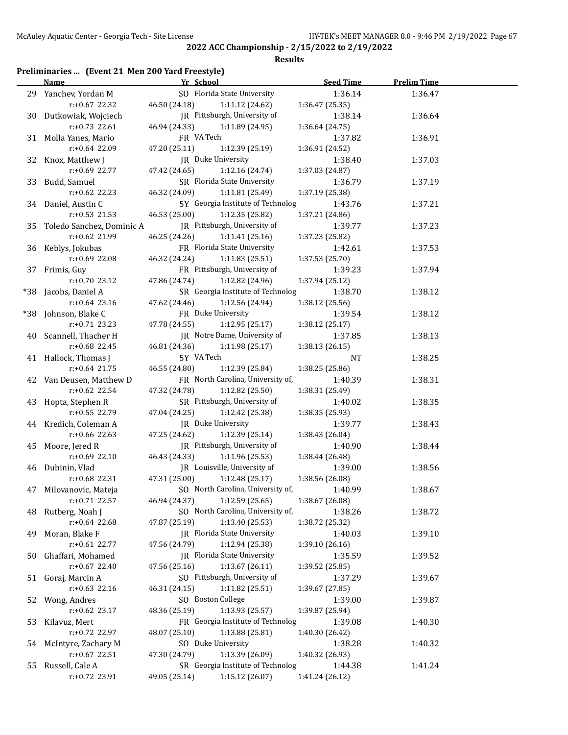**2022 ACC Championship - 2/15/2022 to 2/19/2022**

**Results**

### Preliminaries ... (Event 21 Men 200 Yard Freestyle)

| | Name | Yr | School | Seed Time | Prelim Time |
|---|---|---|---|---|---|
| 29 | Yanchev, Yordan M | SO | Florida State University | 1:36.14 | 1:36.47 |
| | r:+0.67 22.32 | 46.50 (24.18) | 1:11.12 (24.62) | 1:36.47 (25.35) | |
| 30 | Dutkowiak, Wojciech | JR | Pittsburgh, University of | 1:38.14 | 1:36.64 |
| | r:+0.73 22.61 | 46.94 (24.33) | 1:11.89 (24.95) | 1:36.64 (24.75) | |
| 31 | Molla Yanes, Mario | FR | VA Tech | 1:37.82 | 1:36.91 |
| | r:+0.64 22.09 | 47.20 (25.11) | 1:12.39 (25.19) | 1:36.91 (24.52) | |
| 32 | Knox, Matthew J | JR | Duke University | 1:38.40 | 1:37.03 |
| | r:+0.69 22.77 | 47.42 (24.65) | 1:12.16 (24.74) | 1:37.03 (24.87) | |
| 33 | Budd, Samuel | SR | Florida State University | 1:36.79 | 1:37.19 |
| | r:+0.62 22.23 | 46.32 (24.09) | 1:11.81 (25.49) | 1:37.19 (25.38) | |
| 34 | Daniel, Austin C | 5Y | Georgia Institute of Technolog | 1:43.76 | 1:37.21 |
| | r:+0.53 21.53 | 46.53 (25.00) | 1:12.35 (25.82) | 1:37.21 (24.86) | |
| 35 | Toledo Sanchez, Dominic A | JR | Pittsburgh, University of | 1:39.77 | 1:37.23 |
| | r:+0.62 21.99 | 46.25 (24.26) | 1:11.41 (25.16) | 1:37.23 (25.82) | |
| 36 | Keblys, Jokubas | FR | Florida State University | 1:42.61 | 1:37.53 |
| | r:+0.69 22.08 | 46.32 (24.24) | 1:11.83 (25.51) | 1:37.53 (25.70) | |
| 37 | Frimis, Guy | FR | Pittsburgh, University of | 1:39.23 | 1:37.94 |
| | r:+0.70 23.12 | 47.86 (24.74) | 1:12.82 (24.96) | 1:37.94 (25.12) | |
| *38 | Jacobs, Daniel A | SR | Georgia Institute of Technolog | 1:38.70 | 1:38.12 |
| | r:+0.64 23.16 | 47.62 (24.46) | 1:12.56 (24.94) | 1:38.12 (25.56) | |
| *38 | Johnson, Blake C | FR | Duke University | 1:39.54 | 1:38.12 |
| | r:+0.71 23.23 | 47.78 (24.55) | 1:12.95 (25.17) | 1:38.12 (25.17) | |
| 40 | Scannell, Thacher H | JR | Notre Dame, University of | 1:37.85 | 1:38.13 |
| | r:+0.68 22.45 | 46.81 (24.36) | 1:11.98 (25.17) | 1:38.13 (26.15) | |
| 41 | Hallock, Thomas J | 5Y | VA Tech | NT | 1:38.25 |
| | r:+0.64 21.75 | 46.55 (24.80) | 1:12.39 (25.84) | 1:38.25 (25.86) | |
| 42 | Van Deusen, Matthew D | FR | North Carolina, University of, | 1:40.39 | 1:38.31 |
| | r:+0.62 22.54 | 47.32 (24.78) | 1:12.82 (25.50) | 1:38.31 (25.49) | |
| 43 | Hopta, Stephen R | SR | Pittsburgh, University of | 1:40.02 | 1:38.35 |
| | r:+0.55 22.79 | 47.04 (24.25) | 1:12.42 (25.38) | 1:38.35 (25.93) | |
| 44 | Kredich, Coleman A | JR | Duke University | 1:39.77 | 1:38.43 |
| | r:+0.66 22.63 | 47.25 (24.62) | 1:12.39 (25.14) | 1:38.43 (26.04) | |
| 45 | Moore, Jered R | JR | Pittsburgh, University of | 1:40.90 | 1:38.44 |
| | r:+0.69 22.10 | 46.43 (24.33) | 1:11.96 (25.53) | 1:38.44 (26.48) | |
| 46 | Dubinin, Vlad | JR | Louisville, University of | 1:39.00 | 1:38.56 |
| | r:+0.68 22.31 | 47.31 (25.00) | 1:12.48 (25.17) | 1:38.56 (26.08) | |
| 47 | Milovanovic, Mateja | SO | North Carolina, University of, | 1:40.99 | 1:38.67 |
| | r:+0.71 22.57 | 46.94 (24.37) | 1:12.59 (25.65) | 1:38.67 (26.08) | |
| 48 | Rutberg, Noah J | SO | North Carolina, University of, | 1:38.26 | 1:38.72 |
| | r:+0.64 22.68 | 47.87 (25.19) | 1:13.40 (25.53) | 1:38.72 (25.32) | |
| 49 | Moran, Blake F | JR | Florida State University | 1:40.03 | 1:39.10 |
| | r:+0.61 22.77 | 47.56 (24.79) | 1:12.94 (25.38) | 1:39.10 (26.16) | |
| 50 | Ghaffari, Mohamed | JR | Florida State University | 1:35.59 | 1:39.52 |
| | r:+0.67 22.40 | 47.56 (25.16) | 1:13.67 (26.11) | 1:39.52 (25.85) | |
| 51 | Goraj, Marcin A | SO | Pittsburgh, University of | 1:37.29 | 1:39.67 |
| | r:+0.63 22.16 | 46.31 (24.15) | 1:11.82 (25.51) | 1:39.67 (27.85) | |
| 52 | Wong, Andres | SO | Boston College | 1:39.00 | 1:39.87 |
| | r:+0.62 23.17 | 48.36 (25.19) | 1:13.93 (25.57) | 1:39.87 (25.94) | |
| 53 | Kilavuz, Mert | FR | Georgia Institute of Technolog | 1:39.08 | 1:40.30 |
| | r:+0.72 22.97 | 48.07 (25.10) | 1:13.88 (25.81) | 1:40.30 (26.42) | |
| 54 | McIntyre, Zachary M | SO | Duke University | 1:38.28 | 1:40.32 |
| | r:+0.67 22.51 | 47.30 (24.79) | 1:13.39 (26.09) | 1:40.32 (26.93) | |
| 55 | Russell, Cale A | SR | Georgia Institute of Technolog | 1:44.38 | 1:41.24 |
| | r:+0.72 23.91 | 49.05 (25.14) | 1:15.12 (26.07) | 1:41.24 (26.12) | |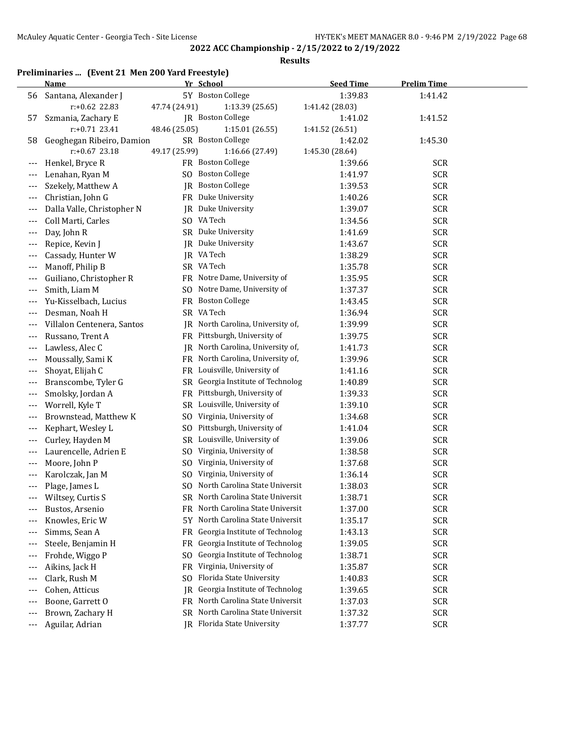## 2022 ACC Championship - 2/15/2022 to 2/19/2022

### Results

#### Preliminaries ... (Event 21 Men 200 Yard Freestyle)

| | Name | Yr | School | Seed Time | Prelim Time |
|---|---|---|---|---|---|
| 56 | Santana, Alexander J | 5Y | Boston College | 1:39.83 | 1:41.42 |
| | r:+0.62 22.83 | 47.74 (24.91) | 1:13.39 (25.65) | 1:41.42 (28.03) | |
| 57 | Szmania, Zachary E | JR | Boston College | 1:41.02 | 1:41.52 |
| | r:+0.71 23.41 | 48.46 (25.05) | 1:15.01 (26.55) | 1:41.52 (26.51) | |
| 58 | Geoghegan Ribeiro, Damion | SR | Boston College | 1:42.02 | 1:45.30 |
| | r:+0.67 23.18 | 49.17 (25.99) | 1:16.66 (27.49) | 1:45.30 (28.64) | |
| --- | Henkel, Bryce R | FR | Boston College | 1:39.66 | SCR |
| --- | Lenahan, Ryan M | SO | Boston College | 1:41.97 | SCR |
| --- | Szekely, Matthew A | JR | Boston College | 1:39.53 | SCR |
| --- | Christian, John G | FR | Duke University | 1:40.26 | SCR |
| --- | Dalla Valle, Christopher N | JR | Duke University | 1:39.07 | SCR |
| --- | Coll Marti, Carles | SO | VA Tech | 1:34.56 | SCR |
| --- | Day, John R | SR | Duke University | 1:41.69 | SCR |
| --- | Repice, Kevin J | JR | Duke University | 1:43.67 | SCR |
| --- | Cassady, Hunter W | JR | VA Tech | 1:38.29 | SCR |
| --- | Manoff, Philip B | SR | VA Tech | 1:35.78 | SCR |
| --- | Guiliano, Christopher R | FR | Notre Dame, University of | 1:35.95 | SCR |
| --- | Smith, Liam M | SO | Notre Dame, University of | 1:37.37 | SCR |
| --- | Yu-Kisselbach, Lucius | FR | Boston College | 1:43.45 | SCR |
| --- | Desman, Noah H | SR | VA Tech | 1:36.94 | SCR |
| --- | Villalon Centenera, Santos | JR | North Carolina, University of, | 1:39.99 | SCR |
| --- | Russano, Trent A | FR | Pittsburgh, University of | 1:39.75 | SCR |
| --- | Lawless, Alec C | JR | North Carolina, University of, | 1:41.73 | SCR |
| --- | Moussally, Sami K | FR | North Carolina, University of, | 1:39.96 | SCR |
| --- | Shoyat, Elijah C | FR | Louisville, University of | 1:41.16 | SCR |
| --- | Branscombe, Tyler G | SR | Georgia Institute of Technolog | 1:40.89 | SCR |
| --- | Smolsky, Jordan A | FR | Pittsburgh, University of | 1:39.33 | SCR |
| --- | Worrell, Kyle T | SR | Louisville, University of | 1:39.10 | SCR |
| --- | Brownstead, Matthew K | SO | Virginia, University of | 1:34.68 | SCR |
| --- | Kephart, Wesley L | SO | Pittsburgh, University of | 1:41.04 | SCR |
| --- | Curley, Hayden M | SR | Louisville, University of | 1:39.06 | SCR |
| --- | Laurencelle, Adrien E | SO | Virginia, University of | 1:38.58 | SCR |
| --- | Moore, John P | SO | Virginia, University of | 1:37.68 | SCR |
| --- | Karolczak, Jan M | SO | Virginia, University of | 1:36.14 | SCR |
| --- | Plage, James L | SO | North Carolina State Universit | 1:38.03 | SCR |
| --- | Wiltsey, Curtis S | SR | North Carolina State Universit | 1:38.71 | SCR |
| --- | Bustos, Arsenio | FR | North Carolina State Universit | 1:37.00 | SCR |
| --- | Knowles, Eric W | 5Y | North Carolina State Universit | 1:35.17 | SCR |
| --- | Simms, Sean A | FR | Georgia Institute of Technolog | 1:43.13 | SCR |
| --- | Steele, Benjamin H | FR | Georgia Institute of Technolog | 1:39.05 | SCR |
| --- | Frohde, Wiggo P | SO | Georgia Institute of Technolog | 1:38.71 | SCR |
| --- | Aikins, Jack H | FR | Virginia, University of | 1:35.87 | SCR |
| --- | Clark, Rush M | SO | Florida State University | 1:40.83 | SCR |
| --- | Cohen, Atticus | JR | Georgia Institute of Technolog | 1:39.65 | SCR |
| --- | Boone, Garrett O | FR | North Carolina State Universit | 1:37.03 | SCR |
| --- | Brown, Zachary H | SR | North Carolina State Universit | 1:37.32 | SCR |
| --- | Aguilar, Adrian | JR | Florida State University | 1:37.77 | SCR |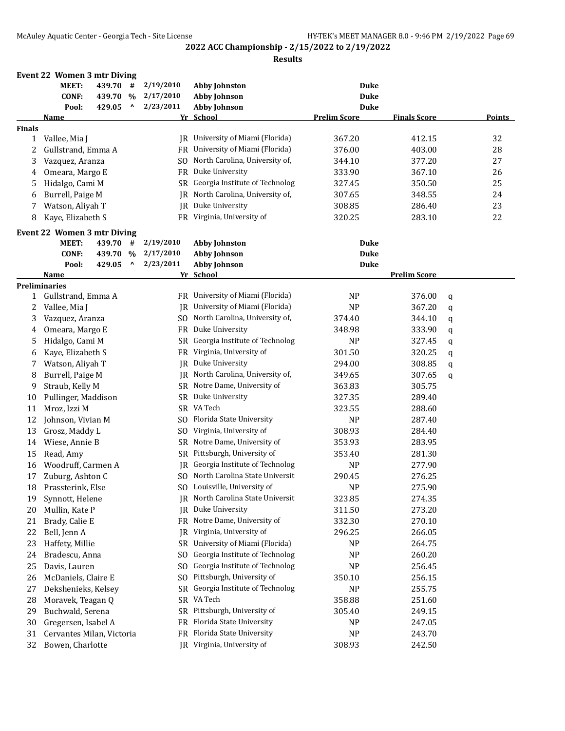## 2022 ACC Championship - 2/15/2022 to 2/19/2022

### Results

#### Event 22 Women 3 mtr Diving

| | | | | | |
|---|---|---|---|---|---|
| MEET: | 439.70 | # | 2/19/2010 | Abby Johnston | Duke |
| CONF: | 439.70 | % | 2/17/2010 | Abby Johnson | Duke |
| Pool: | 429.05 | ^ | 2/23/2011 | Abby Johnson | Duke |

**Finals**

| | Name | Yr | School | Prelim Score | Finals Score | Points |
|---|---|---|---|---|---|---|
| 1 | Vallee, Mia J | JR | University of Miami (Florida) | 367.20 | 412.15 | 32 |
| 2 | Gullstrand, Emma A | FR | University of Miami (Florida) | 376.00 | 403.00 | 28 |
| 3 | Vazquez, Aranza | SO | North Carolina, University of, | 344.10 | 377.20 | 27 |
| 4 | Omeara, Margo E | FR | Duke University | 333.90 | 367.10 | 26 |
| 5 | Hidalgo, Cami M | SR | Georgia Institute of Technolog | 327.45 | 350.50 | 25 |
| 6 | Burrell, Paige M | JR | North Carolina, University of, | 307.65 | 348.55 | 24 |
| 7 | Watson, Aliyah T | JR | Duke University | 308.85 | 286.40 | 23 |
| 8 | Kaye, Elizabeth S | FR | Virginia, University of | 320.25 | 283.10 | 22 |

#### Event 22 Women 3 mtr Diving

| | | | | | |
|---|---|---|---|---|---|
| MEET: | 439.70 | # | 2/19/2010 | Abby Johnston | Duke |
| CONF: | 439.70 | % | 2/17/2010 | Abby Johnson | Duke |
| Pool: | 429.05 | ^ | 2/23/2011 | Abby Johnson | Duke |

**Preliminaries**

| | Name | Yr | School | | Prelim Score | |
|---|---|---|---|---|---|---|
| 1 | Gullstrand, Emma A | FR | University of Miami (Florida) | NP | 376.00 | q |
| 2 | Vallee, Mia J | JR | University of Miami (Florida) | NP | 367.20 | q |
| 3 | Vazquez, Aranza | SO | North Carolina, University of, | 374.40 | 344.10 | q |
| 4 | Omeara, Margo E | FR | Duke University | 348.98 | 333.90 | q |
| 5 | Hidalgo, Cami M | SR | Georgia Institute of Technolog | NP | 327.45 | q |
| 6 | Kaye, Elizabeth S | FR | Virginia, University of | 301.50 | 320.25 | q |
| 7 | Watson, Aliyah T | JR | Duke University | 294.00 | 308.85 | q |
| 8 | Burrell, Paige M | JR | North Carolina, University of, | 349.65 | 307.65 | q |
| 9 | Straub, Kelly M | SR | Notre Dame, University of | 363.83 | 305.75 | |
| 10 | Pullinger, Maddison | SR | Duke University | 327.35 | 289.40 | |
| 11 | Mroz, Izzi M | SR | VA Tech | 323.55 | 288.60 | |
| 12 | Johnson, Vivian M | SO | Florida State University | NP | 287.40 | |
| 13 | Grosz, Maddy L | SO | Virginia, University of | 308.93 | 284.40 | |
| 14 | Wiese, Annie B | SR | Notre Dame, University of | 353.93 | 283.95 | |
| 15 | Read, Amy | SR | Pittsburgh, University of | 353.40 | 281.30 | |
| 16 | Woodruff, Carmen A | JR | Georgia Institute of Technolog | NP | 277.90 | |
| 17 | Zuburg, Ashton C | SO | North Carolina State Universit | 290.45 | 276.25 | |
| 18 | Prassterink, Else | SO | Louisville, University of | NP | 275.90 | |
| 19 | Synnott, Helene | JR | North Carolina State Universit | 323.85 | 274.35 | |
| 20 | Mullin, Kate P | JR | Duke University | 311.50 | 273.20 | |
| 21 | Brady, Calie E | FR | Notre Dame, University of | 332.30 | 270.10 | |
| 22 | Bell, Jenn A | JR | Virginia, University of | 296.25 | 266.05 | |
| 23 | Haffety, Millie | SR | University of Miami (Florida) | NP | 264.75 | |
| 24 | Bradescu, Anna | SO | Georgia Institute of Technolog | NP | 260.20 | |
| 25 | Davis, Lauren | SO | Georgia Institute of Technolog | NP | 256.45 | |
| 26 | McDaniels, Claire E | SO | Pittsburgh, University of | 350.10 | 256.15 | |
| 27 | Dekshenieks, Kelsey | SR | Georgia Institute of Technolog | NP | 255.75 | |
| 28 | Moravek, Teagan Q | SR | VA Tech | 358.88 | 251.60 | |
| 29 | Buchwald, Serena | SR | Pittsburgh, University of | 305.40 | 249.15 | |
| 30 | Gregersen, Isabel A | FR | Florida State University | NP | 247.05 | |
| 31 | Cervantes Milan, Victoria | FR | Florida State University | NP | 243.70 | |
| 32 | Bowen, Charlotte | JR | Virginia, University of | 308.93 | 242.50 | |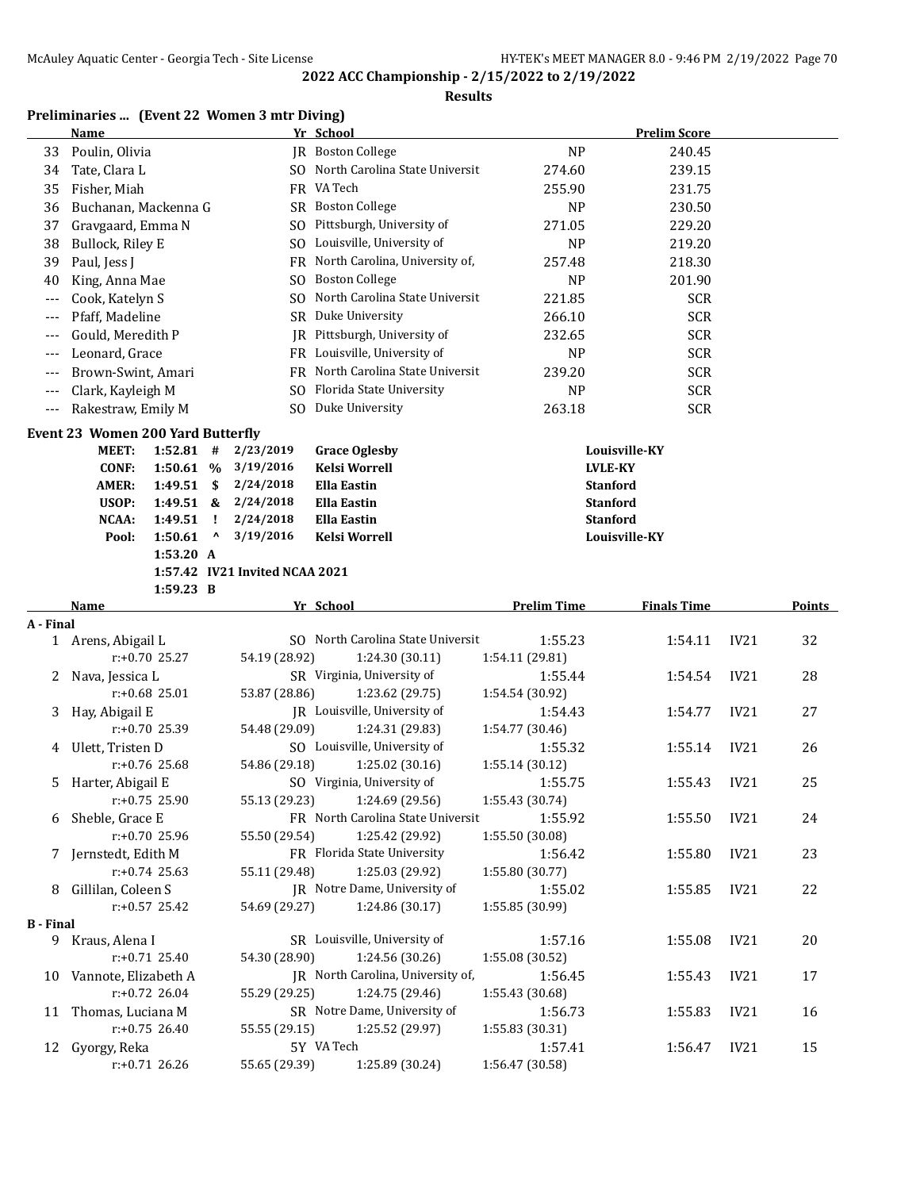**2022 ACC Championship - 2/15/2022 to 2/19/2022**

**Results**

## Preliminaries ... (Event 22 Women 3 mtr Diving)

| | Name | Yr | School | | Prelim Score |
|---|---|---|---|---|---|
| 33 | Poulin, Olivia | JR | Boston College | NP | 240.45 |
| 34 | Tate, Clara L | SO | North Carolina State Universit | 274.60 | 239.15 |
| 35 | Fisher, Miah | FR | VA Tech | 255.90 | 231.75 |
| 36 | Buchanan, Mackenna G | SR | Boston College | NP | 230.50 |
| 37 | Gravgaard, Emma N | SO | Pittsburgh, University of | 271.05 | 229.20 |
| 38 | Bullock, Riley E | SO | Louisville, University of | NP | 219.20 |
| 39 | Paul, Jess J | FR | North Carolina, University of, | 257.48 | 218.30 |
| 40 | King, Anna Mae | SO | Boston College | NP | 201.90 |
| --- | Cook, Katelyn S | SO | North Carolina State Universit | 221.85 | SCR |
| --- | Pfaff, Madeline | SR | Duke University | 266.10 | SCR |
| --- | Gould, Meredith P | JR | Pittsburgh, University of | 232.65 | SCR |
| --- | Leonard, Grace | FR | Louisville, University of | NP | SCR |
| --- | Brown-Swint, Amari | FR | North Carolina State Universit | 239.20 | SCR |
| --- | Clark, Kayleigh M | SO | Florida State University | NP | SCR |
| --- | Rakestraw, Emily M | SO | Duke University | 263.18 | SCR |

## Event 23 Women 200 Yard Butterfly

| | | | | | |
|---|---|---|---|---|---|
| MEET: | 1:52.81 | # | 2/23/2019 | Grace Oglesby | Louisville-KY |
| CONF: | 1:50.61 | % | 3/19/2016 | Kelsi Worrell | LVLE-KY |
| AMER: | 1:49.51 | $ | 2/24/2018 | Ella Eastin | Stanford |
| USOP: | 1:49.51 | & | 2/24/2018 | Ella Eastin | Stanford |
| NCAA: | 1:49.51 | ! | 2/24/2018 | Ella Eastin | Stanford |
| Pool: | 1:50.61 | ^ | 3/19/2016 | Kelsi Worrell | Louisville-KY |
| | 1:53.20 | A | | | |
| | 1:57.42 | IV21 Invited NCAA 2021 | | | |
| | 1:59.23 | B | | | |

| | Name | Yr | School | Prelim Time | Finals Time | | Points |
|---|---|---|---|---|---|---|---|
| **A - Final** | | | | | | | |
| 1 | Arens, Abigail L | SO | North Carolina State Universit | 1:55.23 | 1:54.11 | IV21 | 32 |
| | r:+0.70 25.27 | 54.19 (28.92) | 1:24.30 (30.11) | 1:54.11 (29.81) | | | |
| 2 | Nava, Jessica L | SR | Virginia, University of | 1:55.44 | 1:54.54 | IV21 | 28 |
| | r:+0.68 25.01 | 53.87 (28.86) | 1:23.62 (29.75) | 1:54.54 (30.92) | | | |
| 3 | Hay, Abigail E | JR | Louisville, University of | 1:54.43 | 1:54.77 | IV21 | 27 |
| | r:+0.70 25.39 | 54.48 (29.09) | 1:24.31 (29.83) | 1:54.77 (30.46) | | | |
| 4 | Ulett, Tristen D | SO | Louisville, University of | 1:55.32 | 1:55.14 | IV21 | 26 |
| | r:+0.76 25.68 | 54.86 (29.18) | 1:25.02 (30.16) | 1:55.14 (30.12) | | | |
| 5 | Harter, Abigail E | SO | Virginia, University of | 1:55.75 | 1:55.43 | IV21 | 25 |
| | r:+0.75 25.90 | 55.13 (29.23) | 1:24.69 (29.56) | 1:55.43 (30.74) | | | |
| 6 | Sheble, Grace E | FR | North Carolina State Universit | 1:55.92 | 1:55.50 | IV21 | 24 |
| | r:+0.70 25.96 | 55.50 (29.54) | 1:25.42 (29.92) | 1:55.50 (30.08) | | | |
| 7 | Jernstedt, Edith M | FR | Florida State University | 1:56.42 | 1:55.80 | IV21 | 23 |
| | r:+0.74 25.63 | 55.11 (29.48) | 1:25.03 (29.92) | 1:55.80 (30.77) | | | |
| 8 | Gillilan, Coleen S | JR | Notre Dame, University of | 1:55.02 | 1:55.85 | IV21 | 22 |
| | r:+0.57 25.42 | 54.69 (29.27) | 1:24.86 (30.17) | 1:55.85 (30.99) | | | |
| **B - Final** | | | | | | | |
| 9 | Kraus, Alena I | SR | Louisville, University of | 1:57.16 | 1:55.08 | IV21 | 20 |
| | r:+0.71 25.40 | 54.30 (28.90) | 1:24.56 (30.26) | 1:55.08 (30.52) | | | |
| 10 | Vannote, Elizabeth A | JR | North Carolina, University of, | 1:56.45 | 1:55.43 | IV21 | 17 |
| | r:+0.72 26.04 | 55.29 (29.25) | 1:24.75 (29.46) | 1:55.43 (30.68) | | | |
| 11 | Thomas, Luciana M | SR | Notre Dame, University of | 1:56.73 | 1:55.83 | IV21 | 16 |
| | r:+0.75 26.40 | 55.55 (29.15) | 1:25.52 (29.97) | 1:55.83 (30.31) | | | |
| 12 | Gyorgy, Reka | 5Y | VA Tech | 1:57.41 | 1:56.47 | IV21 | 15 |
| | r:+0.71 26.26 | 55.65 (29.39) | 1:25.89 (30.24) | 1:56.47 (30.58) | | | |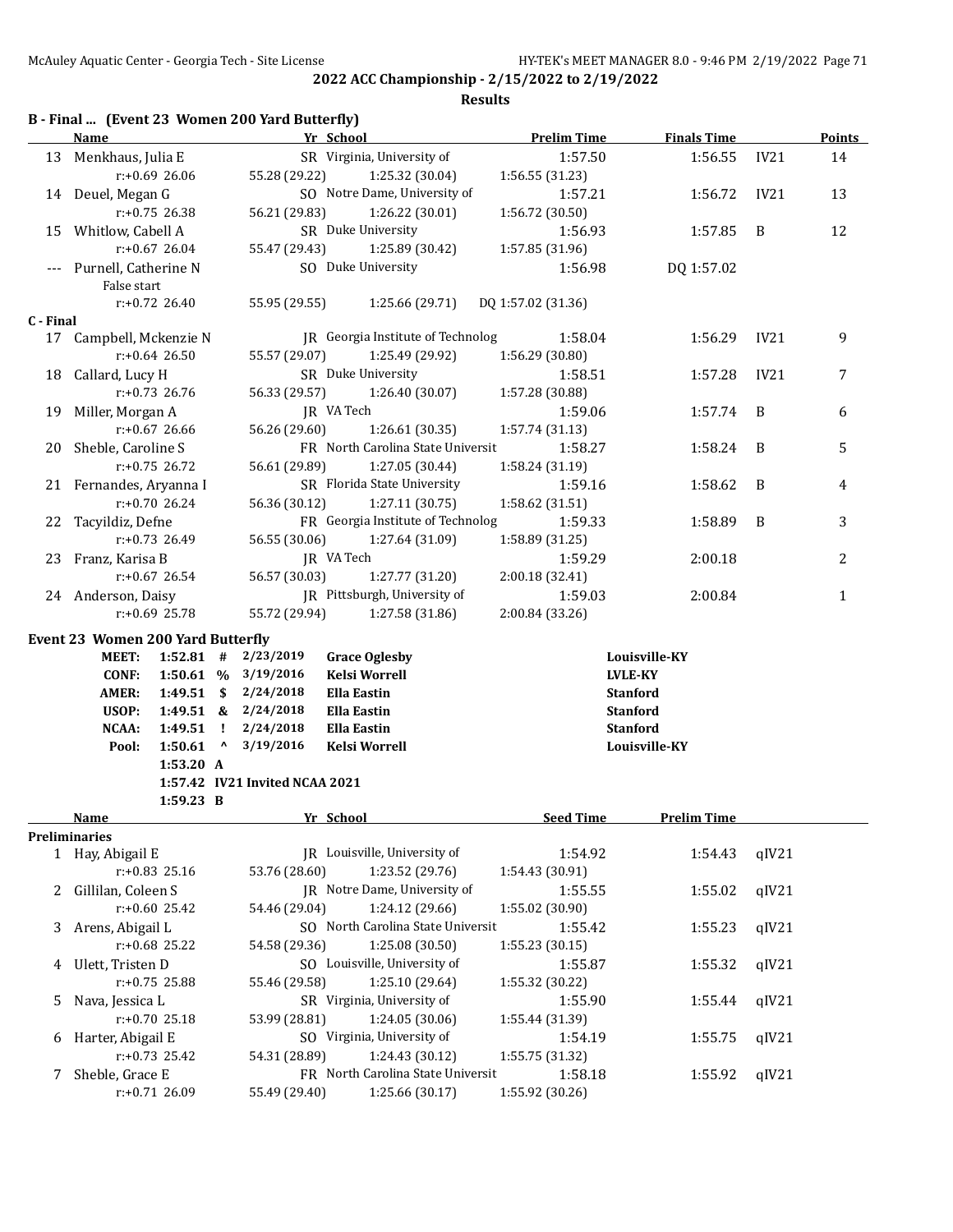## 2022 ACC Championship - 2/15/2022 to 2/19/2022

### Results

### B - Final ... (Event 23 Women 200 Yard Butterfly)

| | Name | Yr | School | Prelim Time | Finals Time | | Points |
|---|---|---|---|---|---|---|---|
| 13 | Menkhaus, Julia E | SR | Virginia, University of | 1:57.50 | 1:56.55 | IV21 | 14 |
| | r:+0.69 26.06 | 55.28 (29.22) | 1:25.32 (30.04) | 1:56.55 (31.23) | | | |
| 14 | Deuel, Megan G | SO | Notre Dame, University of | 1:57.21 | 1:56.72 | IV21 | 13 |
| | r:+0.75 26.38 | 56.21 (29.83) | 1:26.22 (30.01) | 1:56.72 (30.50) | | | |
| 15 | Whitlow, Cabell A | SR | Duke University | 1:56.93 | 1:57.85 | B | 12 |
| | r:+0.67 26.04 | 55.47 (29.43) | 1:25.89 (30.42) | 1:57.85 (31.96) | | | |
| --- | Purnell, Catherine N | SO | Duke University | 1:56.98 | DQ 1:57.02 | | |
| | False start | | | | | | |
| | r:+0.72 26.40 | 55.95 (29.55) | 1:25.66 (29.71) | DQ 1:57.02 (31.36) | | | |

### C - Final

| | Name | Yr | School | Prelim Time | Finals Time | | Points |
|---|---|---|---|---|---|---|---|
| 17 | Campbell, Mckenzie N | JR | Georgia Institute of Technolog | 1:58.04 | 1:56.29 | IV21 | 9 |
| | r:+0.64 26.50 | 55.57 (29.07) | 1:25.49 (29.92) | 1:56.29 (30.80) | | | |
| 18 | Callard, Lucy H | SR | Duke University | 1:58.51 | 1:57.28 | IV21 | 7 |
| | r:+0.73 26.76 | 56.33 (29.57) | 1:26.40 (30.07) | 1:57.28 (30.88) | | | |
| 19 | Miller, Morgan A | JR | VA Tech | 1:59.06 | 1:57.74 | B | 6 |
| | r:+0.67 26.66 | 56.26 (29.60) | 1:26.61 (30.35) | 1:57.74 (31.13) | | | |
| 20 | Sheble, Caroline S | FR | North Carolina State Universit | 1:58.27 | 1:58.24 | B | 5 |
| | r:+0.75 26.72 | 56.61 (29.89) | 1:27.05 (30.44) | 1:58.24 (31.19) | | | |
| 21 | Fernandes, Aryanna I | SR | Florida State University | 1:59.16 | 1:58.62 | B | 4 |
| | r:+0.70 26.24 | 56.36 (30.12) | 1:27.11 (30.75) | 1:58.62 (31.51) | | | |
| 22 | Tacyildiz, Defne | FR | Georgia Institute of Technolog | 1:59.33 | 1:58.89 | B | 3 |
| | r:+0.73 26.49 | 56.55 (30.06) | 1:27.64 (31.09) | 1:58.89 (31.25) | | | |
| 23 | Franz, Karisa B | JR | VA Tech | 1:59.29 | 2:00.18 | | 2 |
| | r:+0.67 26.54 | 56.57 (30.03) | 1:27.77 (31.20) | 2:00.18 (32.41) | | | |
| 24 | Anderson, Daisy | JR | Pittsburgh, University of | 1:59.03 | 2:00.84 | | 1 |
| | r:+0.69 25.78 | 55.72 (29.94) | 1:27.58 (31.86) | 2:00.84 (33.26) | | | |

### Event 23 Women 200 Yard Butterfly

| | | | | | |
|---|---|---|---|---|---|
| **MEET:** | **1:52.81** | **#** | **2/23/2019** | **Grace Oglesby** | **Louisville-KY** |
| **CONF:** | **1:50.61** | **%** | **3/19/2016** | **Kelsi Worrell** | **LVLE-KY** |
| **AMER:** | **1:49.51** | **$** | **2/24/2018** | **Ella Eastin** | **Stanford** |
| **USOP:** | **1:49.51** | **&** | **2/24/2018** | **Ella Eastin** | **Stanford** |
| **NCAA:** | **1:49.51** | **!** | **2/24/2018** | **Ella Eastin** | **Stanford** |
| **Pool:** | **1:50.61** | **^** | **3/19/2016** | **Kelsi Worrell** | **Louisville-KY** |
| | **1:53.20** | **A** | | | |
| | **1:57.42** | **IV21** | **Invited NCAA 2021** | | |
| | **1:59.23** | **B** | | | |

### Preliminaries

| | Name | Yr | School | Seed Time | Prelim Time | |
|---|---|---|---|---|---|---|
| 1 | Hay, Abigail E | JR | Louisville, University of | 1:54.92 | 1:54.43 | qIV21 |
| | r:+0.83 25.16 | 53.76 (28.60) | 1:23.52 (29.76) | 1:54.43 (30.91) | | |
| 2 | Gillilan, Coleen S | JR | Notre Dame, University of | 1:55.55 | 1:55.02 | qIV21 |
| | r:+0.60 25.42 | 54.46 (29.04) | 1:24.12 (29.66) | 1:55.02 (30.90) | | |
| 3 | Arens, Abigail L | SO | North Carolina State Universit | 1:55.42 | 1:55.23 | qIV21 |
| | r:+0.68 25.22 | 54.58 (29.36) | 1:25.08 (30.50) | 1:55.23 (30.15) | | |
| 4 | Ulett, Tristen D | SO | Louisville, University of | 1:55.87 | 1:55.32 | qIV21 |
| | r:+0.75 25.88 | 55.46 (29.58) | 1:25.10 (29.64) | 1:55.32 (30.22) | | |
| 5 | Nava, Jessica L | SR | Virginia, University of | 1:55.90 | 1:55.44 | qIV21 |
| | r:+0.70 25.18 | 53.99 (28.81) | 1:24.05 (30.06) | 1:55.44 (31.39) | | |
| 6 | Harter, Abigail E | SO | Virginia, University of | 1:54.19 | 1:55.75 | qIV21 |
| | r:+0.73 25.42 | 54.31 (28.89) | 1:24.43 (30.12) | 1:55.75 (31.32) | | |
| 7 | Sheble, Grace E | FR | North Carolina State Universit | 1:58.18 | 1:55.92 | qIV21 |
| | r:+0.71 26.09 | 55.49 (29.40) | 1:25.66 (30.17) | 1:55.92 (30.26) | | |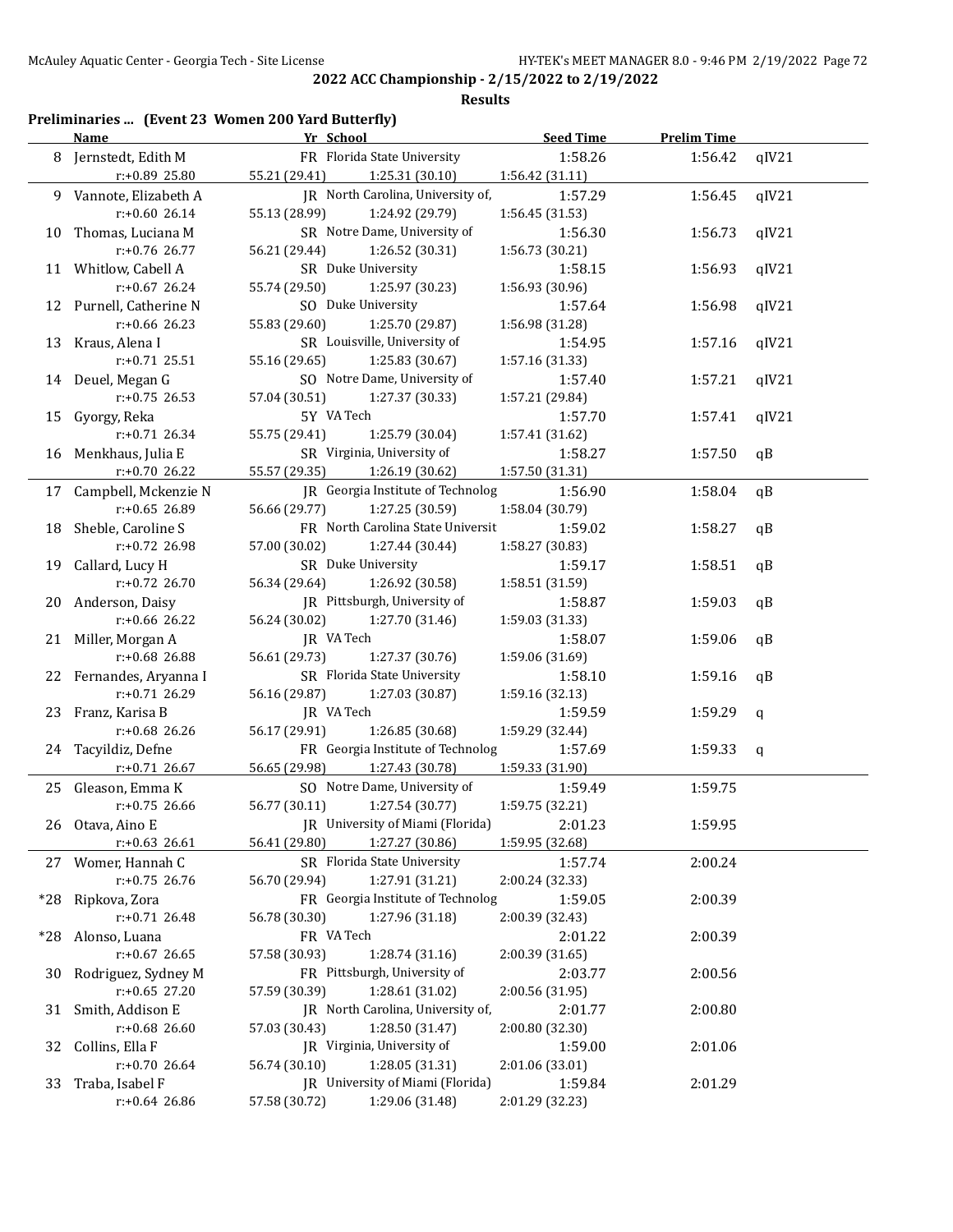## 2022 ACC Championship - 2/15/2022 to 2/19/2022

### Results

**Preliminaries ... (Event 23 Women 200 Yard Butterfly)**

| | Name | Yr | School | Seed Time | Prelim Time | |
|---|---|---|---|---|---|---|
| 8 | Jernstedt, Edith M | FR | Florida State University | 1:58.26 | 1:56.42 | qIV21 |
| | r:+0.89 25.80 | 55.21 (29.41) | 1:25.31 (30.10) | 1:56.42 (31.11) | | |
| 9 | Vannote, Elizabeth A | JR | North Carolina, University of, | 1:57.29 | 1:56.45 | qIV21 |
| | r:+0.60 26.14 | 55.13 (28.99) | 1:24.92 (29.79) | 1:56.45 (31.53) | | |
| 10 | Thomas, Luciana M | SR | Notre Dame, University of | 1:56.30 | 1:56.73 | qIV21 |
| | r:+0.76 26.77 | 56.21 (29.44) | 1:26.52 (30.31) | 1:56.73 (30.21) | | |
| 11 | Whitlow, Cabell A | SR | Duke University | 1:58.15 | 1:56.93 | qIV21 |
| | r:+0.67 26.24 | 55.74 (29.50) | 1:25.97 (30.23) | 1:56.93 (30.96) | | |
| 12 | Purnell, Catherine N | SO | Duke University | 1:57.64 | 1:56.98 | qIV21 |
| | r:+0.66 26.23 | 55.83 (29.60) | 1:25.70 (29.87) | 1:56.98 (31.28) | | |
| 13 | Kraus, Alena I | SR | Louisville, University of | 1:54.95 | 1:57.16 | qIV21 |
| | r:+0.71 25.51 | 55.16 (29.65) | 1:25.83 (30.67) | 1:57.16 (31.33) | | |
| 14 | Deuel, Megan G | SO | Notre Dame, University of | 1:57.40 | 1:57.21 | qIV21 |
| | r:+0.75 26.53 | 57.04 (30.51) | 1:27.37 (30.33) | 1:57.21 (29.84) | | |
| 15 | Gyorgy, Reka | 5Y | VA Tech | 1:57.70 | 1:57.41 | qIV21 |
| | r:+0.71 26.34 | 55.75 (29.41) | 1:25.79 (30.04) | 1:57.41 (31.62) | | |
| 16 | Menkhaus, Julia E | SR | Virginia, University of | 1:58.27 | 1:57.50 | qB |
| | r:+0.70 26.22 | 55.57 (29.35) | 1:26.19 (30.62) | 1:57.50 (31.31) | | |
| 17 | Campbell, Mckenzie N | JR | Georgia Institute of Technolog | 1:56.90 | 1:58.04 | qB |
| | r:+0.65 26.89 | 56.66 (29.77) | 1:27.25 (30.59) | 1:58.04 (30.79) | | |
| 18 | Sheble, Caroline S | FR | North Carolina State Universit | 1:59.02 | 1:58.27 | qB |
| | r:+0.72 26.98 | 57.00 (30.02) | 1:27.44 (30.44) | 1:58.27 (30.83) | | |
| 19 | Callard, Lucy H | SR | Duke University | 1:59.17 | 1:58.51 | qB |
| | r:+0.72 26.70 | 56.34 (29.64) | 1:26.92 (30.58) | 1:58.51 (31.59) | | |
| 20 | Anderson, Daisy | JR | Pittsburgh, University of | 1:58.87 | 1:59.03 | qB |
| | r:+0.66 26.22 | 56.24 (30.02) | 1:27.70 (31.46) | 1:59.03 (31.33) | | |
| 21 | Miller, Morgan A | JR | VA Tech | 1:58.07 | 1:59.06 | qB |
| | r:+0.68 26.88 | 56.61 (29.73) | 1:27.37 (30.76) | 1:59.06 (31.69) | | |
| 22 | Fernandes, Aryanna I | SR | Florida State University | 1:58.10 | 1:59.16 | qB |
| | r:+0.71 26.29 | 56.16 (29.87) | 1:27.03 (30.87) | 1:59.16 (32.13) | | |
| 23 | Franz, Karisa B | JR | VA Tech | 1:59.59 | 1:59.29 | q |
| | r:+0.68 26.26 | 56.17 (29.91) | 1:26.85 (30.68) | 1:59.29 (32.44) | | |
| 24 | Tacyildiz, Defne | FR | Georgia Institute of Technolog | 1:57.69 | 1:59.33 | q |
| | r:+0.71 26.67 | 56.65 (29.98) | 1:27.43 (30.78) | 1:59.33 (31.90) | | |
| 25 | Gleason, Emma K | SO | Notre Dame, University of | 1:59.49 | 1:59.75 | |
| | r:+0.75 26.66 | 56.77 (30.11) | 1:27.54 (30.77) | 1:59.75 (32.21) | | |
| 26 | Otava, Aino E | JR | University of Miami (Florida) | 2:01.23 | 1:59.95 | |
| | r:+0.63 26.61 | 56.41 (29.80) | 1:27.27 (30.86) | 1:59.95 (32.68) | | |
| 27 | Womer, Hannah C | SR | Florida State University | 1:57.74 | 2:00.24 | |
| | r:+0.75 26.76 | 56.70 (29.94) | 1:27.91 (31.21) | 2:00.24 (32.33) | | |
| *28 | Ripkova, Zora | FR | Georgia Institute of Technolog | 1:59.05 | 2:00.39 | |
| | r:+0.71 26.48 | 56.78 (30.30) | 1:27.96 (31.18) | 2:00.39 (32.43) | | |
| *28 | Alonso, Luana | FR | VA Tech | 2:01.22 | 2:00.39 | |
| | r:+0.67 26.65 | 57.58 (30.93) | 1:28.74 (31.16) | 2:00.39 (31.65) | | |
| 30 | Rodriguez, Sydney M | FR | Pittsburgh, University of | 2:03.77 | 2:00.56 | |
| | r:+0.65 27.20 | 57.59 (30.39) | 1:28.61 (31.02) | 2:00.56 (31.95) | | |
| 31 | Smith, Addison E | JR | North Carolina, University of, | 2:01.77 | 2:00.80 | |
| | r:+0.68 26.60 | 57.03 (30.43) | 1:28.50 (31.47) | 2:00.80 (32.30) | | |
| 32 | Collins, Ella F | JR | Virginia, University of | 1:59.00 | 2:01.06 | |
| | r:+0.70 26.64 | 56.74 (30.10) | 1:28.05 (31.31) | 2:01.06 (33.01) | | |
| 33 | Traba, Isabel F | JR | University of Miami (Florida) | 1:59.84 | 2:01.29 | |
| | r:+0.64 26.86 | 57.58 (30.72) | 1:29.06 (31.48) | 2:01.29 (32.23) | | |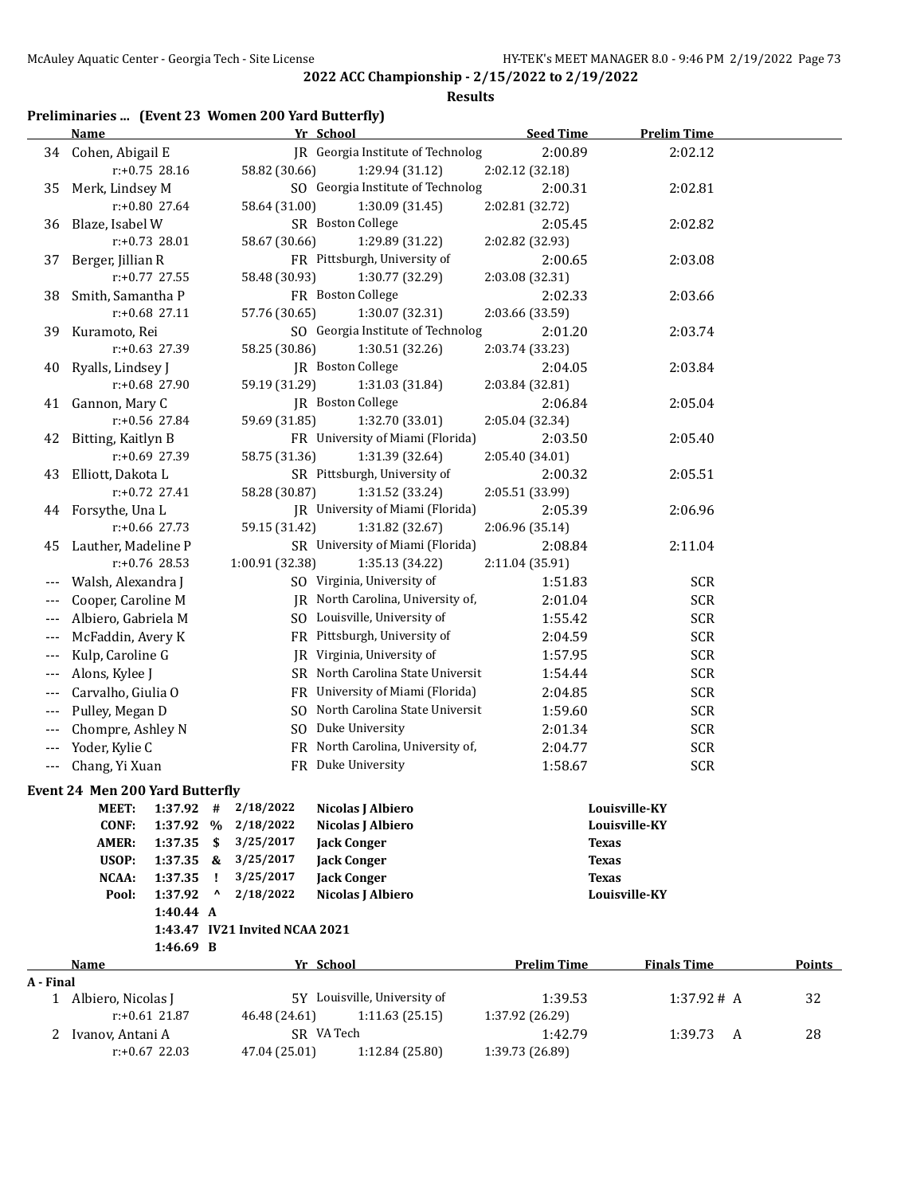**2022 ACC Championship - 2/15/2022 to 2/19/2022**

**Results**

### Preliminaries ... (Event 23 Women 200 Yard Butterfly)

| | Name | Yr | School | Seed Time | Prelim Time |
|---|---|---|---|---|---|
| 34 | Cohen, Abigail E | JR | Georgia Institute of Technolog | 2:00.89 | 2:02.12 |
| | r:+0.75 28.16 | 58.82 (30.66) | 1:29.94 (31.12) | 2:02.12 (32.18) | |
| 35 | Merk, Lindsey M | SO | Georgia Institute of Technolog | 2:00.31 | 2:02.81 |
| | r:+0.80 27.64 | 58.64 (31.00) | 1:30.09 (31.45) | 2:02.81 (32.72) | |
| 36 | Blaze, Isabel W | SR | Boston College | 2:05.45 | 2:02.82 |
| | r:+0.73 28.01 | 58.67 (30.66) | 1:29.89 (31.22) | 2:02.82 (32.93) | |
| 37 | Berger, Jillian R | FR | Pittsburgh, University of | 2:00.65 | 2:03.08 |
| | r:+0.77 27.55 | 58.48 (30.93) | 1:30.77 (32.29) | 2:03.08 (32.31) | |
| 38 | Smith, Samantha P | FR | Boston College | 2:02.33 | 2:03.66 |
| | r:+0.68 27.11 | 57.76 (30.65) | 1:30.07 (32.31) | 2:03.66 (33.59) | |
| 39 | Kuramoto, Rei | SO | Georgia Institute of Technolog | 2:01.20 | 2:03.74 |
| | r:+0.63 27.39 | 58.25 (30.86) | 1:30.51 (32.26) | 2:03.74 (33.23) | |
| 40 | Ryalls, Lindsey J | JR | Boston College | 2:04.05 | 2:03.84 |
| | r:+0.68 27.90 | 59.19 (31.29) | 1:31.03 (31.84) | 2:03.84 (32.81) | |
| 41 | Gannon, Mary C | JR | Boston College | 2:06.84 | 2:05.04 |
| | r:+0.56 27.84 | 59.69 (31.85) | 1:32.70 (33.01) | 2:05.04 (32.34) | |
| 42 | Bitting, Kaitlyn B | FR | University of Miami (Florida) | 2:03.50 | 2:05.40 |
| | r:+0.69 27.39 | 58.75 (31.36) | 1:31.39 (32.64) | 2:05.40 (34.01) | |
| 43 | Elliott, Dakota L | SR | Pittsburgh, University of | 2:00.32 | 2:05.51 |
| | r:+0.72 27.41 | 58.28 (30.87) | 1:31.52 (33.24) | 2:05.51 (33.99) | |
| 44 | Forsythe, Una L | JR | University of Miami (Florida) | 2:05.39 | 2:06.96 |
| | r:+0.66 27.73 | 59.15 (31.42) | 1:31.82 (32.67) | 2:06.96 (35.14) | |
| 45 | Lauther, Madeline P | SR | University of Miami (Florida) | 2:08.84 | 2:11.04 |
| | r:+0.76 28.53 | 1:00.91 (32.38) | 1:35.13 (34.22) | 2:11.04 (35.91) | |
| --- | Walsh, Alexandra J | SO | Virginia, University of | 1:51.83 | SCR |
| --- | Cooper, Caroline M | JR | North Carolina, University of, | 2:01.04 | SCR |
| --- | Albiero, Gabriela M | SO | Louisville, University of | 1:55.42 | SCR |
| --- | McFaddin, Avery K | FR | Pittsburgh, University of | 2:04.59 | SCR |
| --- | Kulp, Caroline G | JR | Virginia, University of | 1:57.95 | SCR |
| --- | Alons, Kylee J | SR | North Carolina State Universit | 1:54.44 | SCR |
| --- | Carvalho, Giulia O | FR | University of Miami (Florida) | 2:04.85 | SCR |
| --- | Pulley, Megan D | SO | North Carolina State Universit | 1:59.60 | SCR |
| --- | Chompre, Ashley N | SO | Duke University | 2:01.34 | SCR |
| --- | Yoder, Kylie C | FR | North Carolina, University of, | 2:04.77 | SCR |
| --- | Chang, Yi Xuan | FR | Duke University | 1:58.67 | SCR |

### Event 24 Men 200 Yard Butterfly

| Record | Time | Symbol | Date | Name | Team |
|---|---|---|---|---|---|
| MEET: | 1:37.92 | # | 2/18/2022 | Nicolas J Albiero | Louisville-KY |
| CONF: | 1:37.92 | % | 2/18/2022 | Nicolas J Albiero | Louisville-KY |
| AMER: | 1:37.35 | $ | 3/25/2017 | Jack Conger | Texas |
| USOP: | 1:37.35 | & | 3/25/2017 | Jack Conger | Texas |
| NCAA: | 1:37.35 | ! | 3/25/2017 | Jack Conger | Texas |
| Pool: | 1:37.92 | ^ | 2/18/2022 | Nicolas J Albiero | Louisville-KY |
| | 1:40.44 | A | | | |
| | 1:43.47 | | IV21 Invited NCAA 2021 | | |
| | 1:46.69 | B | | | |

| | Name | Yr | School | Prelim Time | Finals Time | Points |
|---|---|---|---|---|---|---|
| **A - Final** | | | | | | |
| 1 | Albiero, Nicolas J | 5Y | Louisville, University of | 1:39.53 | 1:37.92 # A | 32 |
| | r:+0.61 21.87 | 46.48 (24.61) | 1:11.63 (25.15) | 1:37.92 (26.29) | | |
| 2 | Ivanov, Antani A | SR | VA Tech | 1:42.79 | 1:39.73 A | 28 |
| | r:+0.67 22.03 | 47.04 (25.01) | 1:12.84 (25.80) | 1:39.73 (26.89) | | |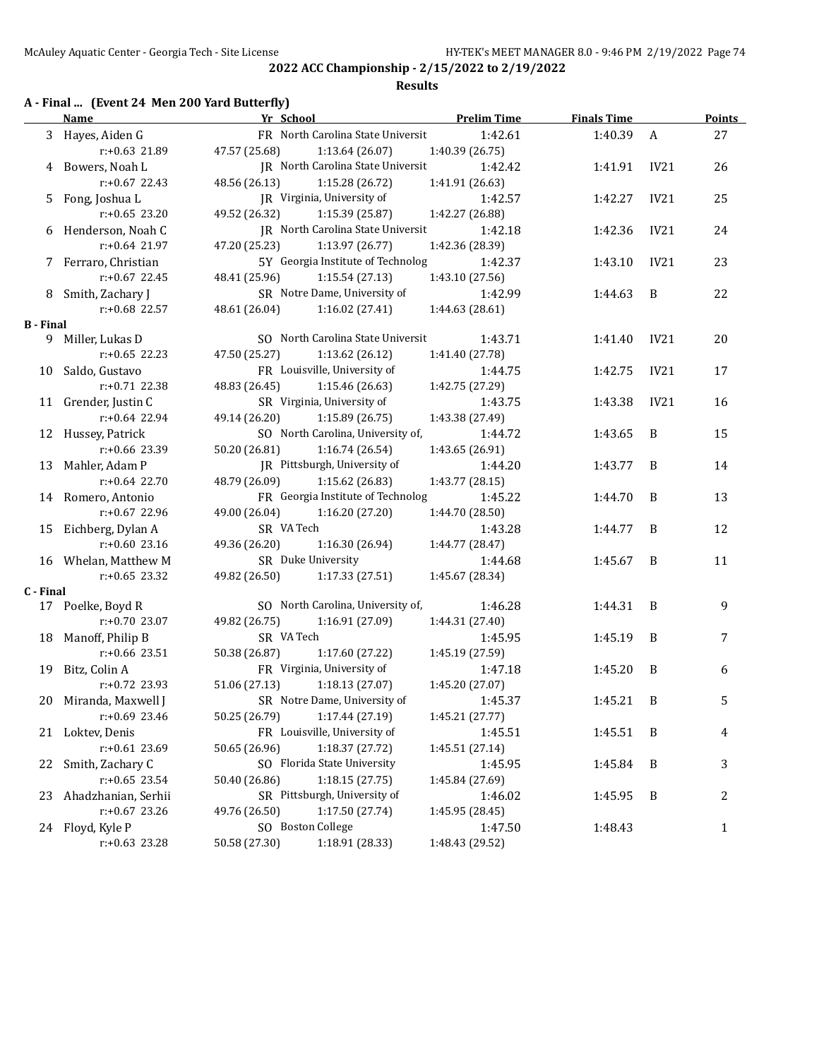## 2022 ACC Championship - 2/15/2022 to 2/19/2022

### Results

#### A - Final ... (Event 24 Men 200 Yard Butterfly)

| | Name | Yr | School | Prelim Time | Finals Time | | Points |
|---|---|---|---|---|---|---|---|
| 3 | Hayes, Aiden G | FR | North Carolina State Universit | 1:42.61 | 1:40.39 | A | 27 |
| | r:+0.63 21.89 | 47.57 (25.68) | 1:13.64 (26.07) | 1:40.39 (26.75) | | | |
| 4 | Bowers, Noah L | JR | North Carolina State Universit | 1:42.42 | 1:41.91 | IV21 | 26 |
| | r:+0.67 22.43 | 48.56 (26.13) | 1:15.28 (26.72) | 1:41.91 (26.63) | | | |
| 5 | Fong, Joshua L | JR | Virginia, University of | 1:42.57 | 1:42.27 | IV21 | 25 |
| | r:+0.65 23.20 | 49.52 (26.32) | 1:15.39 (25.87) | 1:42.27 (26.88) | | | |
| 6 | Henderson, Noah C | JR | North Carolina State Universit | 1:42.18 | 1:42.36 | IV21 | 24 |
| | r:+0.64 21.97 | 47.20 (25.23) | 1:13.97 (26.77) | 1:42.36 (28.39) | | | |
| 7 | Ferraro, Christian | 5Y | Georgia Institute of Technolog | 1:42.37 | 1:43.10 | IV21 | 23 |
| | r:+0.67 22.45 | 48.41 (25.96) | 1:15.54 (27.13) | 1:43.10 (27.56) | | | |
| 8 | Smith, Zachary J | SR | Notre Dame, University of | 1:42.99 | 1:44.63 | B | 22 |
| | r:+0.68 22.57 | 48.61 (26.04) | 1:16.02 (27.41) | 1:44.63 (28.61) | | | |
| **B - Final** | | | | | | | |
| 9 | Miller, Lukas D | SO | North Carolina State Universit | 1:43.71 | 1:41.40 | IV21 | 20 |
| | r:+0.65 22.23 | 47.50 (25.27) | 1:13.62 (26.12) | 1:41.40 (27.78) | | | |
| 10 | Saldo, Gustavo | FR | Louisville, University of | 1:44.75 | 1:42.75 | IV21 | 17 |
| | r:+0.71 22.38 | 48.83 (26.45) | 1:15.46 (26.63) | 1:42.75 (27.29) | | | |
| 11 | Grender, Justin C | SR | Virginia, University of | 1:43.75 | 1:43.38 | IV21 | 16 |
| | r:+0.64 22.94 | 49.14 (26.20) | 1:15.89 (26.75) | 1:43.38 (27.49) | | | |
| 12 | Hussey, Patrick | SO | North Carolina, University of, | 1:44.72 | 1:43.65 | B | 15 |
| | r:+0.66 23.39 | 50.20 (26.81) | 1:16.74 (26.54) | 1:43.65 (26.91) | | | |
| 13 | Mahler, Adam P | JR | Pittsburgh, University of | 1:44.20 | 1:43.77 | B | 14 |
| | r:+0.64 22.70 | 48.79 (26.09) | 1:15.62 (26.83) | 1:43.77 (28.15) | | | |
| 14 | Romero, Antonio | FR | Georgia Institute of Technolog | 1:45.22 | 1:44.70 | B | 13 |
| | r:+0.67 22.96 | 49.00 (26.04) | 1:16.20 (27.20) | 1:44.70 (28.50) | | | |
| 15 | Eichberg, Dylan A | SR | VA Tech | 1:43.28 | 1:44.77 | B | 12 |
| | r:+0.60 23.16 | 49.36 (26.20) | 1:16.30 (26.94) | 1:44.77 (28.47) | | | |
| 16 | Whelan, Matthew M | SR | Duke University | 1:44.68 | 1:45.67 | B | 11 |
| | r:+0.65 23.32 | 49.82 (26.50) | 1:17.33 (27.51) | 1:45.67 (28.34) | | | |
| **C - Final** | | | | | | | |
| 17 | Poelke, Boyd R | SO | North Carolina, University of, | 1:46.28 | 1:44.31 | B | 9 |
| | r:+0.70 23.07 | 49.82 (26.75) | 1:16.91 (27.09) | 1:44.31 (27.40) | | | |
| 18 | Manoff, Philip B | SR | VA Tech | 1:45.95 | 1:45.19 | B | 7 |
| | r:+0.66 23.51 | 50.38 (26.87) | 1:17.60 (27.22) | 1:45.19 (27.59) | | | |
| 19 | Bitz, Colin A | FR | Virginia, University of | 1:47.18 | 1:45.20 | B | 6 |
| | r:+0.72 23.93 | 51.06 (27.13) | 1:18.13 (27.07) | 1:45.20 (27.07) | | | |
| 20 | Miranda, Maxwell J | SR | Notre Dame, University of | 1:45.37 | 1:45.21 | B | 5 |
| | r:+0.69 23.46 | 50.25 (26.79) | 1:17.44 (27.19) | 1:45.21 (27.77) | | | |
| 21 | Loktev, Denis | FR | Louisville, University of | 1:45.51 | 1:45.51 | B | 4 |
| | r:+0.61 23.69 | 50.65 (26.96) | 1:18.37 (27.72) | 1:45.51 (27.14) | | | |
| 22 | Smith, Zachary C | SO | Florida State University | 1:45.95 | 1:45.84 | B | 3 |
| | r:+0.65 23.54 | 50.40 (26.86) | 1:18.15 (27.75) | 1:45.84 (27.69) | | | |
| 23 | Ahadzhanian, Serhii | SR | Pittsburgh, University of | 1:46.02 | 1:45.95 | B | 2 |
| | r:+0.67 23.26 | 49.76 (26.50) | 1:17.50 (27.74) | 1:45.95 (28.45) | | | |
| 24 | Floyd, Kyle P | SO | Boston College | 1:47.50 | 1:48.43 | | 1 |
| | r:+0.63 23.28 | 50.58 (27.30) | 1:18.91 (28.33) | 1:48.43 (29.52) | | | |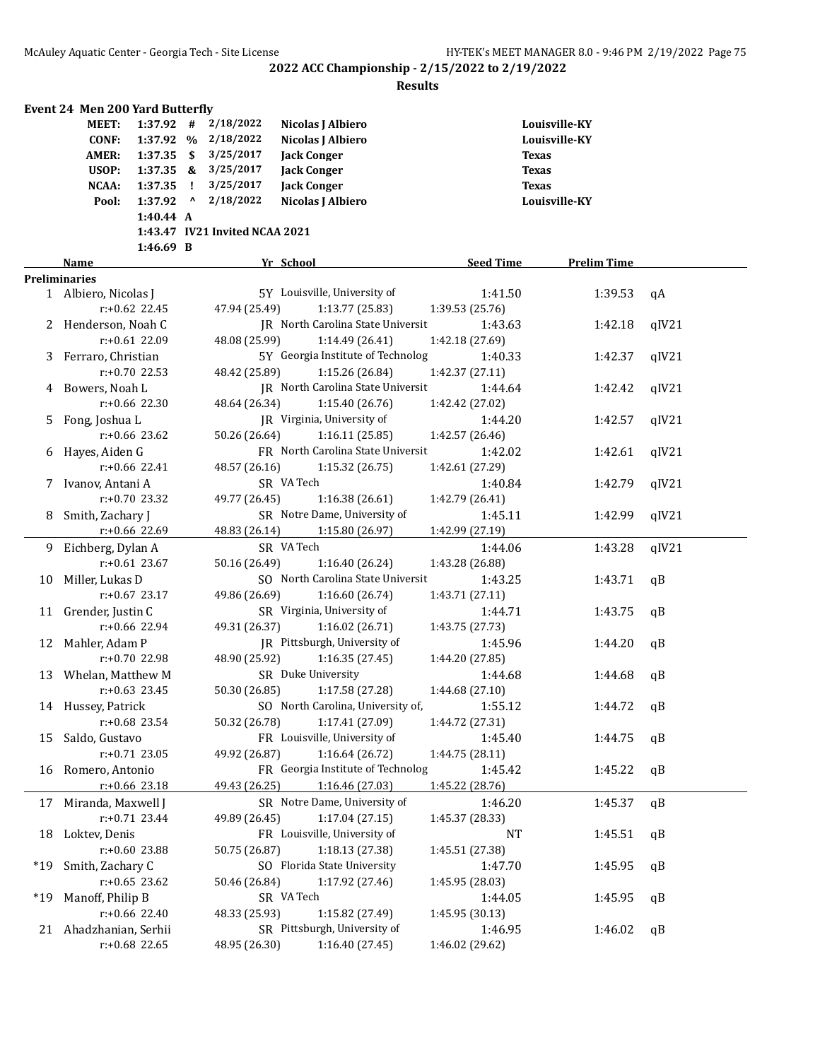## 2022 ACC Championship - 2/15/2022 to 2/19/2022

### Results

#### Event 24 Men 200 Yard Butterfly

| | | | | | |
|---|---|---|---|---|---|
| MEET: | 1:37.92 | # | 2/18/2022 | Nicolas J Albiero | Louisville-KY |
| CONF: | 1:37.92 | % | 2/18/2022 | Nicolas J Albiero | Louisville-KY |
| AMER: | 1:37.35 | $ | 3/25/2017 | Jack Conger | Texas |
| USOP: | 1:37.35 | & | 3/25/2017 | Jack Conger | Texas |
| NCAA: | 1:37.35 | ! | 3/25/2017 | Jack Conger | Texas |
| Pool: | 1:37.92 | ^ | 2/18/2022 | Nicolas J Albiero | Louisville-KY |
| | 1:40.44 | A | | | |
| | 1:43.47 | IV21 Invited NCAA 2021 | | | |
| | 1:46.69 | B | | | |

**Preliminaries**

| | Name | Yr | School | Seed Time | Prelim Time | |
|---|---|---|---|---|---|---|
| 1 | Albiero, Nicolas J | 5Y | Louisville, University of | 1:41.50 | 1:39.53 | qA |
| | r:+0.62 22.45 | 47.94 (25.49) | 1:13.77 (25.83) | 1:39.53 (25.76) | | |
| 2 | Henderson, Noah C | JR | North Carolina State Universit | 1:43.63 | 1:42.18 | qIV21 |
| | r:+0.61 22.09 | 48.08 (25.99) | 1:14.49 (26.41) | 1:42.18 (27.69) | | |
| 3 | Ferraro, Christian | 5Y | Georgia Institute of Technolog | 1:40.33 | 1:42.37 | qIV21 |
| | r:+0.70 22.53 | 48.42 (25.89) | 1:15.26 (26.84) | 1:42.37 (27.11) | | |
| 4 | Bowers, Noah L | JR | North Carolina State Universit | 1:44.64 | 1:42.42 | qIV21 |
| | r:+0.66 22.30 | 48.64 (26.34) | 1:15.40 (26.76) | 1:42.42 (27.02) | | |
| 5 | Fong, Joshua L | JR | Virginia, University of | 1:44.20 | 1:42.57 | qIV21 |
| | r:+0.66 23.62 | 50.26 (26.64) | 1:16.11 (25.85) | 1:42.57 (26.46) | | |
| 6 | Hayes, Aiden G | FR | North Carolina State Universit | 1:42.02 | 1:42.61 | qIV21 |
| | r:+0.66 22.41 | 48.57 (26.16) | 1:15.32 (26.75) | 1:42.61 (27.29) | | |
| 7 | Ivanov, Antani A | SR | VA Tech | 1:40.84 | 1:42.79 | qIV21 |
| | r:+0.70 23.32 | 49.77 (26.45) | 1:16.38 (26.61) | 1:42.79 (26.41) | | |
| 8 | Smith, Zachary J | SR | Notre Dame, University of | 1:45.11 | 1:42.99 | qIV21 |
| | r:+0.66 22.69 | 48.83 (26.14) | 1:15.80 (26.97) | 1:42.99 (27.19) | | |
| 9 | Eichberg, Dylan A | SR | VA Tech | 1:44.06 | 1:43.28 | qIV21 |
| | r:+0.61 23.67 | 50.16 (26.49) | 1:16.40 (26.24) | 1:43.28 (26.88) | | |
| 10 | Miller, Lukas D | SO | North Carolina State Universit | 1:43.25 | 1:43.71 | qB |
| | r:+0.67 23.17 | 49.86 (26.69) | 1:16.60 (26.74) | 1:43.71 (27.11) | | |
| 11 | Grender, Justin C | SR | Virginia, University of | 1:44.71 | 1:43.75 | qB |
| | r:+0.66 22.94 | 49.31 (26.37) | 1:16.02 (26.71) | 1:43.75 (27.73) | | |
| 12 | Mahler, Adam P | JR | Pittsburgh, University of | 1:45.96 | 1:44.20 | qB |
| | r:+0.70 22.98 | 48.90 (25.92) | 1:16.35 (27.45) | 1:44.20 (27.85) | | |
| 13 | Whelan, Matthew M | SR | Duke University | 1:44.68 | 1:44.68 | qB |
| | r:+0.63 23.45 | 50.30 (26.85) | 1:17.58 (27.28) | 1:44.68 (27.10) | | |
| 14 | Hussey, Patrick | SO | North Carolina, University of, | 1:55.12 | 1:44.72 | qB |
| | r:+0.68 23.54 | 50.32 (26.78) | 1:17.41 (27.09) | 1:44.72 (27.31) | | |
| 15 | Saldo, Gustavo | FR | Louisville, University of | 1:45.40 | 1:44.75 | qB |
| | r:+0.71 23.05 | 49.92 (26.87) | 1:16.64 (26.72) | 1:44.75 (28.11) | | |
| 16 | Romero, Antonio | FR | Georgia Institute of Technolog | 1:45.42 | 1:45.22 | qB |
| | r:+0.66 23.18 | 49.43 (26.25) | 1:16.46 (27.03) | 1:45.22 (28.76) | | |
| 17 | Miranda, Maxwell J | SR | Notre Dame, University of | 1:46.20 | 1:45.37 | qB |
| | r:+0.71 23.44 | 49.89 (26.45) | 1:17.04 (27.15) | 1:45.37 (28.33) | | |
| 18 | Loktev, Denis | FR | Louisville, University of | NT | 1:45.51 | qB |
| | r:+0.60 23.88 | 50.75 (26.87) | 1:18.13 (27.38) | 1:45.51 (27.38) | | |
| *19 | Smith, Zachary C | SO | Florida State University | 1:47.70 | 1:45.95 | qB |
| | r:+0.65 23.62 | 50.46 (26.84) | 1:17.92 (27.46) | 1:45.95 (28.03) | | |
| *19 | Manoff, Philip B | SR | VA Tech | 1:44.05 | 1:45.95 | qB |
| | r:+0.66 22.40 | 48.33 (25.93) | 1:15.82 (27.49) | 1:45.95 (30.13) | | |
| 21 | Ahadzhanian, Serhii | SR | Pittsburgh, University of | 1:46.95 | 1:46.02 | qB |
| | r:+0.68 22.65 | 48.95 (26.30) | 1:16.40 (27.45) | 1:46.02 (29.62) | | |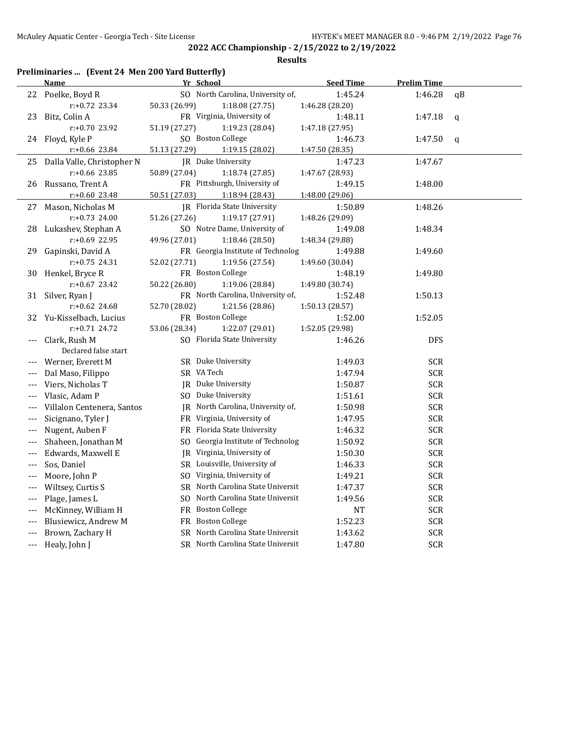# 2022 ACC Championship - 2/15/2022 to 2/19/2022

**Results**

## Preliminaries ... (Event 24 Men 200 Yard Butterfly)

| | Name | Yr | School | Seed Time | Prelim Time | |
|---|---|---|---|---|---|---|
| 22 | Poelke, Boyd R | SO | North Carolina, University of, | 1:45.24 | 1:46.28 | qB |
| | r:+0.72 23.34 | 50.33 (26.99) | 1:18.08 (27.75) | 1:46.28 (28.20) | | |
| 23 | Bitz, Colin A | FR | Virginia, University of | 1:48.11 | 1:47.18 | q |
| | r:+0.70 23.92 | 51.19 (27.27) | 1:19.23 (28.04) | 1:47.18 (27.95) | | |
| 24 | Floyd, Kyle P | SO | Boston College | 1:46.73 | 1:47.50 | q |
| | r:+0.66 23.84 | 51.13 (27.29) | 1:19.15 (28.02) | 1:47.50 (28.35) | | |
| 25 | Dalla Valle, Christopher N | JR | Duke University | 1:47.23 | 1:47.67 | |
| | r:+0.66 23.85 | 50.89 (27.04) | 1:18.74 (27.85) | 1:47.67 (28.93) | | |
| 26 | Russano, Trent A | FR | Pittsburgh, University of | 1:49.15 | 1:48.00 | |
| | r:+0.60 23.48 | 50.51 (27.03) | 1:18.94 (28.43) | 1:48.00 (29.06) | | |
| 27 | Mason, Nicholas M | JR | Florida State University | 1:50.89 | 1:48.26 | |
| | r:+0.73 24.00 | 51.26 (27.26) | 1:19.17 (27.91) | 1:48.26 (29.09) | | |
| 28 | Lukashev, Stephan A | SO | Notre Dame, University of | 1:49.08 | 1:48.34 | |
| | r:+0.69 22.95 | 49.96 (27.01) | 1:18.46 (28.50) | 1:48.34 (29.88) | | |
| 29 | Gapinski, David A | FR | Georgia Institute of Technolog | 1:49.88 | 1:49.60 | |
| | r:+0.75 24.31 | 52.02 (27.71) | 1:19.56 (27.54) | 1:49.60 (30.04) | | |
| 30 | Henkel, Bryce R | FR | Boston College | 1:48.19 | 1:49.80 | |
| | r:+0.67 23.42 | 50.22 (26.80) | 1:19.06 (28.84) | 1:49.80 (30.74) | | |
| 31 | Silver, Ryan J | FR | North Carolina, University of, | 1:52.48 | 1:50.13 | |
| | r:+0.62 24.68 | 52.70 (28.02) | 1:21.56 (28.86) | 1:50.13 (28.57) | | |
| 32 | Yu-Kisselbach, Lucius | FR | Boston College | 1:52.00 | 1:52.05 | |
| | r:+0.71 24.72 | 53.06 (28.34) | 1:22.07 (29.01) | 1:52.05 (29.98) | | |
| --- | Clark, Rush M | SO | Florida State University | 1:46.26 | DFS | |
| | Declared false start | | | | | |
| --- | Werner, Everett M | SR | Duke University | 1:49.03 | SCR | |
| --- | Dal Maso, Filippo | SR | VA Tech | 1:47.94 | SCR | |
| --- | Viers, Nicholas T | JR | Duke University | 1:50.87 | SCR | |
| --- | Vlasic, Adam P | SO | Duke University | 1:51.61 | SCR | |
| --- | Villalon Centenera, Santos | JR | North Carolina, University of, | 1:50.98 | SCR | |
| --- | Sicignano, Tyler J | FR | Virginia, University of | 1:47.95 | SCR | |
| --- | Nugent, Auben F | FR | Florida State University | 1:46.32 | SCR | |
| --- | Shaheen, Jonathan M | SO | Georgia Institute of Technolog | 1:50.92 | SCR | |
| --- | Edwards, Maxwell E | JR | Virginia, University of | 1:50.30 | SCR | |
| --- | Sos, Daniel | SR | Louisville, University of | 1:46.33 | SCR | |
| --- | Moore, John P | SO | Virginia, University of | 1:49.21 | SCR | |
| --- | Wiltsey, Curtis S | SR | North Carolina State Universit | 1:47.37 | SCR | |
| --- | Plage, James L | SO | North Carolina State Universit | 1:49.56 | SCR | |
| --- | McKinney, William H | FR | Boston College | NT | SCR | |
| --- | Blusiewicz, Andrew M | FR | Boston College | 1:52.23 | SCR | |
| --- | Brown, Zachary H | SR | North Carolina State Universit | 1:43.62 | SCR | |
| --- | Healy, John J | SR | North Carolina State Universit | 1:47.80 | SCR | |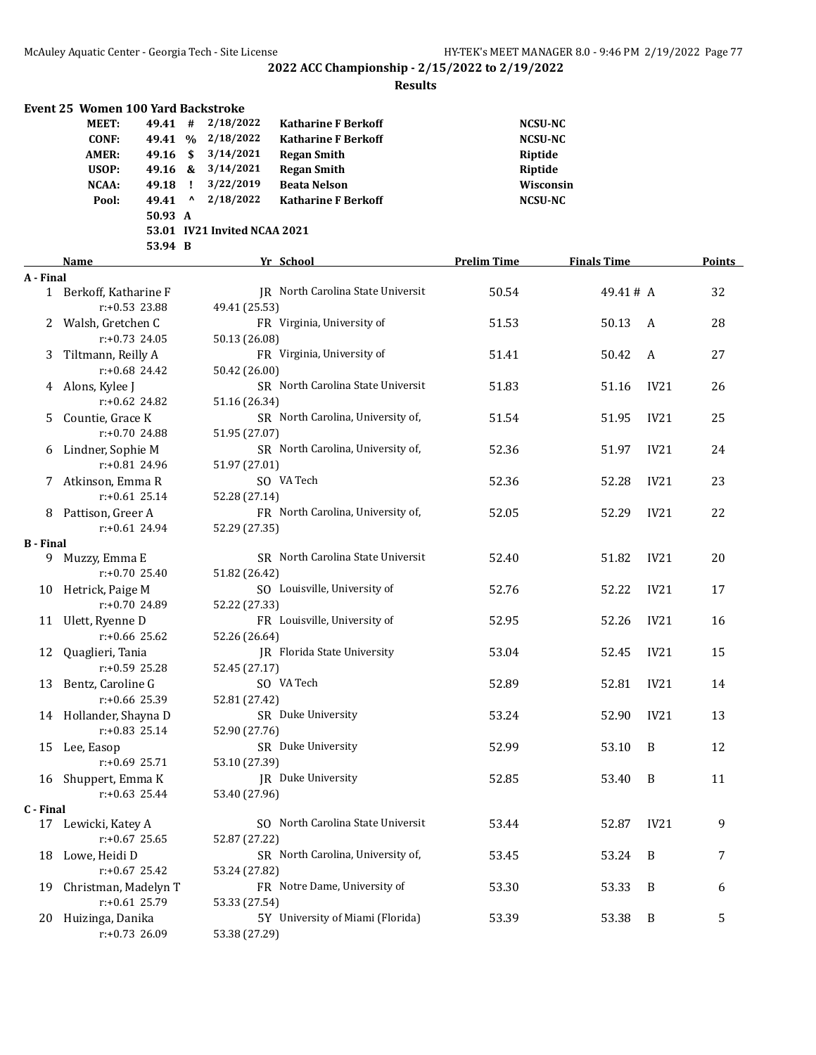## 2022 ACC Championship - 2/15/2022 to 2/19/2022

### Results

### Event 25 Women 100 Yard Backstroke

| | Time | | Date | Name | Team |
|---|---|---|---|---|---|
| MEET: | 49.41 | # | 2/18/2022 | Katharine F Berkoff | NCSU-NC |
| CONF: | 49.41 | % | 2/18/2022 | Katharine F Berkoff | NCSU-NC |
| AMER: | 49.16 | $ | 3/14/2021 | Regan Smith | Riptide |
| USOP: | 49.16 | & | 3/14/2021 | Regan Smith | Riptide |
| NCAA: | 49.18 | ! | 3/22/2019 | Beata Nelson | Wisconsin |
| Pool: | 49.41 | ^ | 2/18/2022 | Katharine F Berkoff | NCSU-NC |
| | 50.93 | A | | | |
| | 53.01 | IV21 | Invited NCAA 2021 | | |
| | 53.94 | B | | | |

| | Name | Yr | School | Prelim Time | Finals Time | | Points |
|---|---|---|---|---|---|---|---|
| **A - Final** | | | | | | | |
| 1 | Berkoff, Katharine F | JR | North Carolina State Universit | 50.54 | 49.41 | # A | 32 |
| | r:+0.53 23.88 | | 49.41 (25.53) | | | | |
| 2 | Walsh, Gretchen C | FR | Virginia, University of | 51.53 | 50.13 | A | 28 |
| | r:+0.73 24.05 | | 50.13 (26.08) | | | | |
| 3 | Tiltmann, Reilly A | FR | Virginia, University of | 51.41 | 50.42 | A | 27 |
| | r:+0.68 24.42 | | 50.42 (26.00) | | | | |
| 4 | Alons, Kylee J | SR | North Carolina State Universit | 51.83 | 51.16 | IV21 | 26 |
| | r:+0.62 24.82 | | 51.16 (26.34) | | | | |
| 5 | Countie, Grace K | SR | North Carolina, University of, | 51.54 | 51.95 | IV21 | 25 |
| | r:+0.70 24.88 | | 51.95 (27.07) | | | | |
| 6 | Lindner, Sophie M | SR | North Carolina, University of, | 52.36 | 51.97 | IV21 | 24 |
| | r:+0.81 24.96 | | 51.97 (27.01) | | | | |
| 7 | Atkinson, Emma R | SO | VA Tech | 52.36 | 52.28 | IV21 | 23 |
| | r:+0.61 25.14 | | 52.28 (27.14) | | | | |
| 8 | Pattison, Greer A | FR | North Carolina, University of, | 52.05 | 52.29 | IV21 | 22 |
| | r:+0.61 24.94 | | 52.29 (27.35) | | | | |
| **B - Final** | | | | | | | |
| 9 | Muzzy, Emma E | SR | North Carolina State Universit | 52.40 | 51.82 | IV21 | 20 |
| | r:+0.70 25.40 | | 51.82 (26.42) | | | | |
| 10 | Hetrick, Paige M | SO | Louisville, University of | 52.76 | 52.22 | IV21 | 17 |
| | r:+0.70 24.89 | | 52.22 (27.33) | | | | |
| 11 | Ulett, Ryenne D | FR | Louisville, University of | 52.95 | 52.26 | IV21 | 16 |
| | r:+0.66 25.62 | | 52.26 (26.64) | | | | |
| 12 | Quaglieri, Tania | JR | Florida State University | 53.04 | 52.45 | IV21 | 15 |
| | r:+0.59 25.28 | | 52.45 (27.17) | | | | |
| 13 | Bentz, Caroline G | SO | VA Tech | 52.89 | 52.81 | IV21 | 14 |
| | r:+0.66 25.39 | | 52.81 (27.42) | | | | |
| 14 | Hollander, Shayna D | SR | Duke University | 53.24 | 52.90 | IV21 | 13 |
| | r:+0.83 25.14 | | 52.90 (27.76) | | | | |
| 15 | Lee, Easop | SR | Duke University | 52.99 | 53.10 | B | 12 |
| | r:+0.69 25.71 | | 53.10 (27.39) | | | | |
| 16 | Shuppert, Emma K | JR | Duke University | 52.85 | 53.40 | B | 11 |
| | r:+0.63 25.44 | | 53.40 (27.96) | | | | |
| **C - Final** | | | | | | | |
| 17 | Lewicki, Katey A | SO | North Carolina State Universit | 53.44 | 52.87 | IV21 | 9 |
| | r:+0.67 25.65 | | 52.87 (27.22) | | | | |
| 18 | Lowe, Heidi D | SR | North Carolina, University of, | 53.45 | 53.24 | B | 7 |
| | r:+0.67 25.42 | | 53.24 (27.82) | | | | |
| 19 | Christman, Madelyn T | FR | Notre Dame, University of | 53.30 | 53.33 | B | 6 |
| | r:+0.61 25.79 | | 53.33 (27.54) | | | | |
| 20 | Huizinga, Danika | 5Y | University of Miami (Florida) | 53.39 | 53.38 | B | 5 |
| | r:+0.73 26.09 | | 53.38 (27.29) | | | | |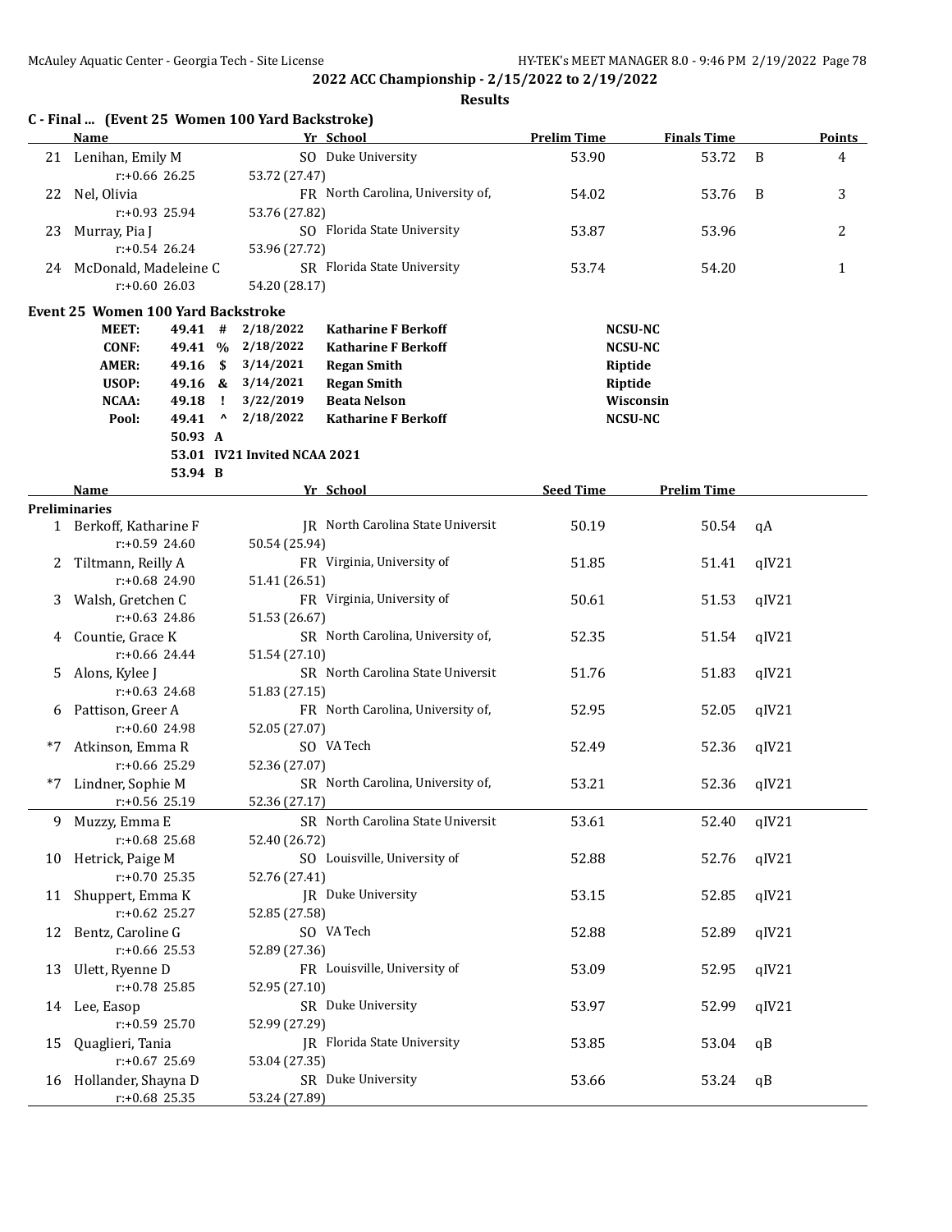## 2022 ACC Championship - 2/15/2022 to 2/19/2022

### Results

**C - Final ... (Event 25 Women 100 Yard Backstroke)**

| | Name | Yr | School | Prelim Time | Finals Time | | Points |
|---|---|---|---|---|---|---|---|
| 21 | Lenihan, Emily M | SO | Duke University | 53.90 | 53.72 | B | 4 |
| | r:+0.66 26.25 | 53.72 (27.47) | | | | | |
| 22 | Nel, Olivia | FR | North Carolina, University of, | 54.02 | 53.76 | B | 3 |
| | r:+0.93 25.94 | 53.76 (27.82) | | | | | |
| 23 | Murray, Pia J | SO | Florida State University | 53.87 | 53.96 | | 2 |
| | r:+0.54 26.24 | 53.96 (27.72) | | | | | |
| 24 | McDonald, Madeleine C | SR | Florida State University | 53.74 | 54.20 | | 1 |
| | r:+0.60 26.03 | 54.20 (28.17) | | | | | |

**Event 25 Women 100 Yard Backstroke**

| | | | | | |
|---|---|---|---|---|---|
| MEET: | 49.41 | # | 2/18/2022 | Katharine F Berkoff | NCSU-NC |
| CONF: | 49.41 | % | 2/18/2022 | Katharine F Berkoff | NCSU-NC |
| AMER: | 49.16 | $ | 3/14/2021 | Regan Smith | Riptide |
| USOP: | 49.16 | & | 3/14/2021 | Regan Smith | Riptide |
| NCAA: | 49.18 | ! | 3/22/2019 | Beata Nelson | Wisconsin |
| Pool: | 49.41 | ^ | 2/18/2022 | Katharine F Berkoff | NCSU-NC |
| | 50.93 | A | | | |
| | 53.01 | IV21 Invited NCAA 2021 | | | |
| | 53.94 | B | | | |

| | Name | Yr | School | Seed Time | Prelim Time | |
|---|---|---|---|---|---|---|
| **Preliminaries** | | | | | | |
| 1 | Berkoff, Katharine F | JR | North Carolina State Universit | 50.19 | 50.54 | qA |
| | r:+0.59 24.60 | 50.54 (25.94) | | | | |
| 2 | Tiltmann, Reilly A | FR | Virginia, University of | 51.85 | 51.41 | qIV21 |
| | r:+0.68 24.90 | 51.41 (26.51) | | | | |
| 3 | Walsh, Gretchen C | FR | Virginia, University of | 50.61 | 51.53 | qIV21 |
| | r:+0.63 24.86 | 51.53 (26.67) | | | | |
| 4 | Countie, Grace K | SR | North Carolina, University of, | 52.35 | 51.54 | qIV21 |
| | r:+0.66 24.44 | 51.54 (27.10) | | | | |
| 5 | Alons, Kylee J | SR | North Carolina State Universit | 51.76 | 51.83 | qIV21 |
| | r:+0.63 24.68 | 51.83 (27.15) | | | | |
| 6 | Pattison, Greer A | FR | North Carolina, University of, | 52.95 | 52.05 | qIV21 |
| | r:+0.60 24.98 | 52.05 (27.07) | | | | |
| *7 | Atkinson, Emma R | SO | VA Tech | 52.49 | 52.36 | qIV21 |
| | r:+0.66 25.29 | 52.36 (27.07) | | | | |
| *7 | Lindner, Sophie M | SR | North Carolina, University of, | 53.21 | 52.36 | qIV21 |
| | r:+0.56 25.19 | 52.36 (27.17) | | | | |
| 9 | Muzzy, Emma E | SR | North Carolina State Universit | 53.61 | 52.40 | qIV21 |
| | r:+0.68 25.68 | 52.40 (26.72) | | | | |
| 10 | Hetrick, Paige M | SO | Louisville, University of | 52.88 | 52.76 | qIV21 |
| | r:+0.70 25.35 | 52.76 (27.41) | | | | |
| 11 | Shuppert, Emma K | JR | Duke University | 53.15 | 52.85 | qIV21 |
| | r:+0.62 25.27 | 52.85 (27.58) | | | | |
| 12 | Bentz, Caroline G | SO | VA Tech | 52.88 | 52.89 | qIV21 |
| | r:+0.66 25.53 | 52.89 (27.36) | | | | |
| 13 | Ulett, Ryenne D | FR | Louisville, University of | 53.09 | 52.95 | qIV21 |
| | r:+0.78 25.85 | 52.95 (27.10) | | | | |
| 14 | Lee, Easop | SR | Duke University | 53.97 | 52.99 | qIV21 |
| | r:+0.59 25.70 | 52.99 (27.29) | | | | |
| 15 | Quaglieri, Tania | JR | Florida State University | 53.85 | 53.04 | qB |
| | r:+0.67 25.69 | 53.04 (27.35) | | | | |
| 16 | Hollander, Shayna D | SR | Duke University | 53.66 | 53.24 | qB |
| | r:+0.68 25.35 | 53.24 (27.89) | | | | |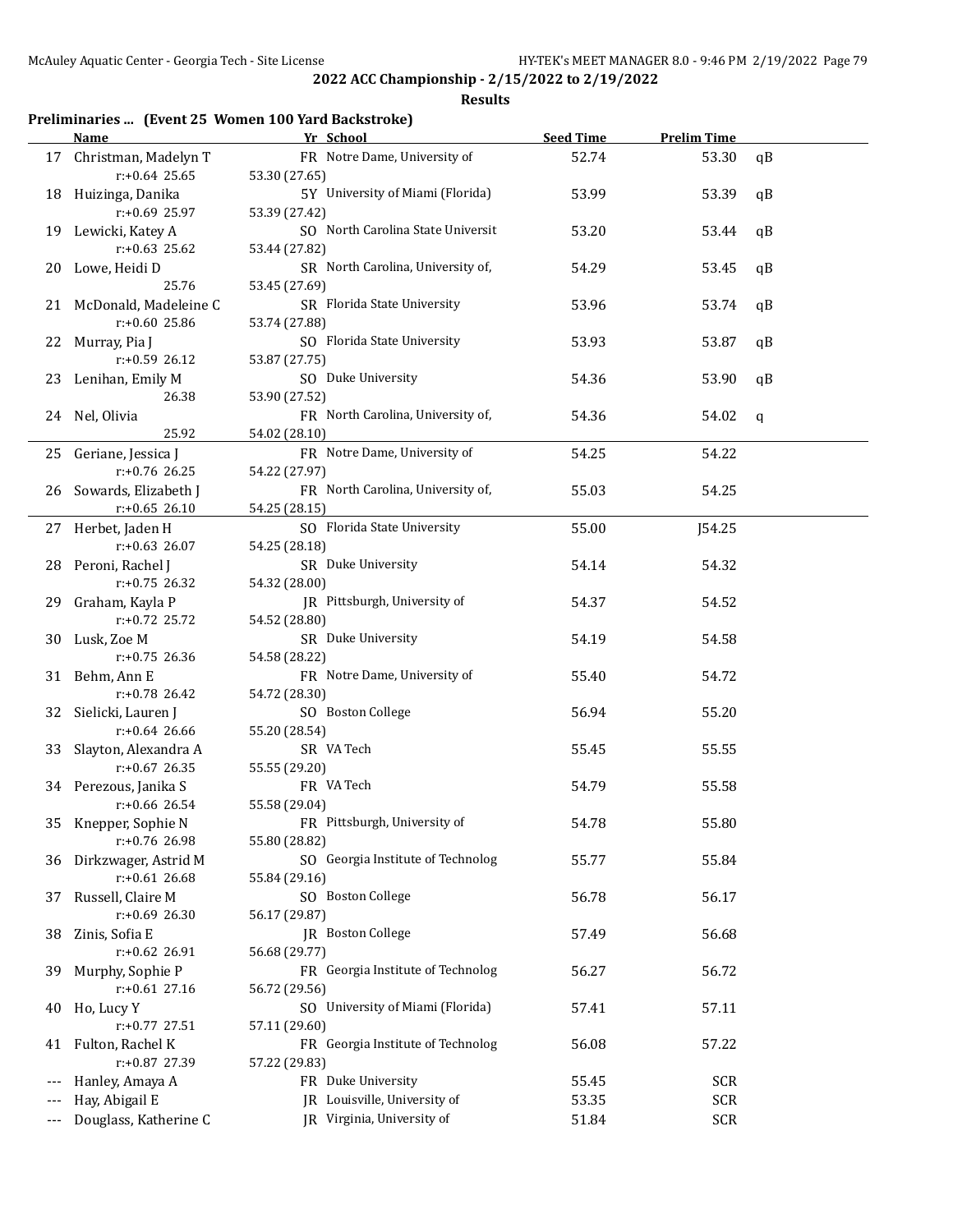## 2022 ACC Championship - 2/15/2022 to 2/19/2022

### Results

**Preliminaries ... (Event 25 Women 100 Yard Backstroke)**

| | Name | Yr | School | Seed Time | Prelim Time | |
|---|---|---|---|---|---|---|
| 17 | Christman, Madelyn T | FR | Notre Dame, University of | 52.74 | 53.30 | qB |
| | r:+0.64 25.65 | 53.30 (27.65) | | | | |
| 18 | Huizinga, Danika | 5Y | University of Miami (Florida) | 53.99 | 53.39 | qB |
| | r:+0.69 25.97 | 53.39 (27.42) | | | | |
| 19 | Lewicki, Katey A | SO | North Carolina State Universit | 53.20 | 53.44 | qB |
| | r:+0.63 25.62 | 53.44 (27.82) | | | | |
| 20 | Lowe, Heidi D | SR | North Carolina, University of, | 54.29 | 53.45 | qB |
| | 25.76 | 53.45 (27.69) | | | | |
| 21 | McDonald, Madeleine C | SR | Florida State University | 53.96 | 53.74 | qB |
| | r:+0.60 25.86 | 53.74 (27.88) | | | | |
| 22 | Murray, Pia J | SO | Florida State University | 53.93 | 53.87 | qB |
| | r:+0.59 26.12 | 53.87 (27.75) | | | | |
| 23 | Lenihan, Emily M | SO | Duke University | 54.36 | 53.90 | qB |
| | 26.38 | 53.90 (27.52) | | | | |
| 24 | Nel, Olivia | FR | North Carolina, University of, | 54.36 | 54.02 | q |
| | 25.92 | 54.02 (28.10) | | | | |
| 25 | Geriane, Jessica J | FR | Notre Dame, University of | 54.25 | 54.22 | |
| | r:+0.76 26.25 | 54.22 (27.97) | | | | |
| 26 | Sowards, Elizabeth J | FR | North Carolina, University of, | 55.03 | 54.25 | |
| | r:+0.65 26.10 | 54.25 (28.15) | | | | |
| 27 | Herbet, Jaden H | SO | Florida State University | 55.00 | J54.25 | |
| | r:+0.63 26.07 | 54.25 (28.18) | | | | |
| 28 | Peroni, Rachel J | SR | Duke University | 54.14 | 54.32 | |
| | r:+0.75 26.32 | 54.32 (28.00) | | | | |
| 29 | Graham, Kayla P | JR | Pittsburgh, University of | 54.37 | 54.52 | |
| | r:+0.72 25.72 | 54.52 (28.80) | | | | |
| 30 | Lusk, Zoe M | SR | Duke University | 54.19 | 54.58 | |
| | r:+0.75 26.36 | 54.58 (28.22) | | | | |
| 31 | Behm, Ann E | FR | Notre Dame, University of | 55.40 | 54.72 | |
| | r:+0.78 26.42 | 54.72 (28.30) | | | | |
| 32 | Sielicki, Lauren J | SO | Boston College | 56.94 | 55.20 | |
| | r:+0.64 26.66 | 55.20 (28.54) | | | | |
| 33 | Slayton, Alexandra A | SR | VA Tech | 55.45 | 55.55 | |
| | r:+0.67 26.35 | 55.55 (29.20) | | | | |
| 34 | Perezous, Janika S | FR | VA Tech | 54.79 | 55.58 | |
| | r:+0.66 26.54 | 55.58 (29.04) | | | | |
| 35 | Knepper, Sophie N | FR | Pittsburgh, University of | 54.78 | 55.80 | |
| | r:+0.76 26.98 | 55.80 (28.82) | | | | |
| 36 | Dirkzwager, Astrid M | SO | Georgia Institute of Technolog | 55.77 | 55.84 | |
| | r:+0.61 26.68 | 55.84 (29.16) | | | | |
| 37 | Russell, Claire M | SO | Boston College | 56.78 | 56.17 | |
| | r:+0.69 26.30 | 56.17 (29.87) | | | | |
| 38 | Zinis, Sofia E | JR | Boston College | 57.49 | 56.68 | |
| | r:+0.62 26.91 | 56.68 (29.77) | | | | |
| 39 | Murphy, Sophie P | FR | Georgia Institute of Technolog | 56.27 | 56.72 | |
| | r:+0.61 27.16 | 56.72 (29.56) | | | | |
| 40 | Ho, Lucy Y | SO | University of Miami (Florida) | 57.41 | 57.11 | |
| | r:+0.77 27.51 | 57.11 (29.60) | | | | |
| 41 | Fulton, Rachel K | FR | Georgia Institute of Technolog | 56.08 | 57.22 | |
| | r:+0.87 27.39 | 57.22 (29.83) | | | | |
| --- | Hanley, Amaya A | FR | Duke University | 55.45 | SCR | |
| --- | Hay, Abigail E | JR | Louisville, University of | 53.35 | SCR | |
| --- | Douglass, Katherine C | JR | Virginia, University of | 51.84 | SCR | |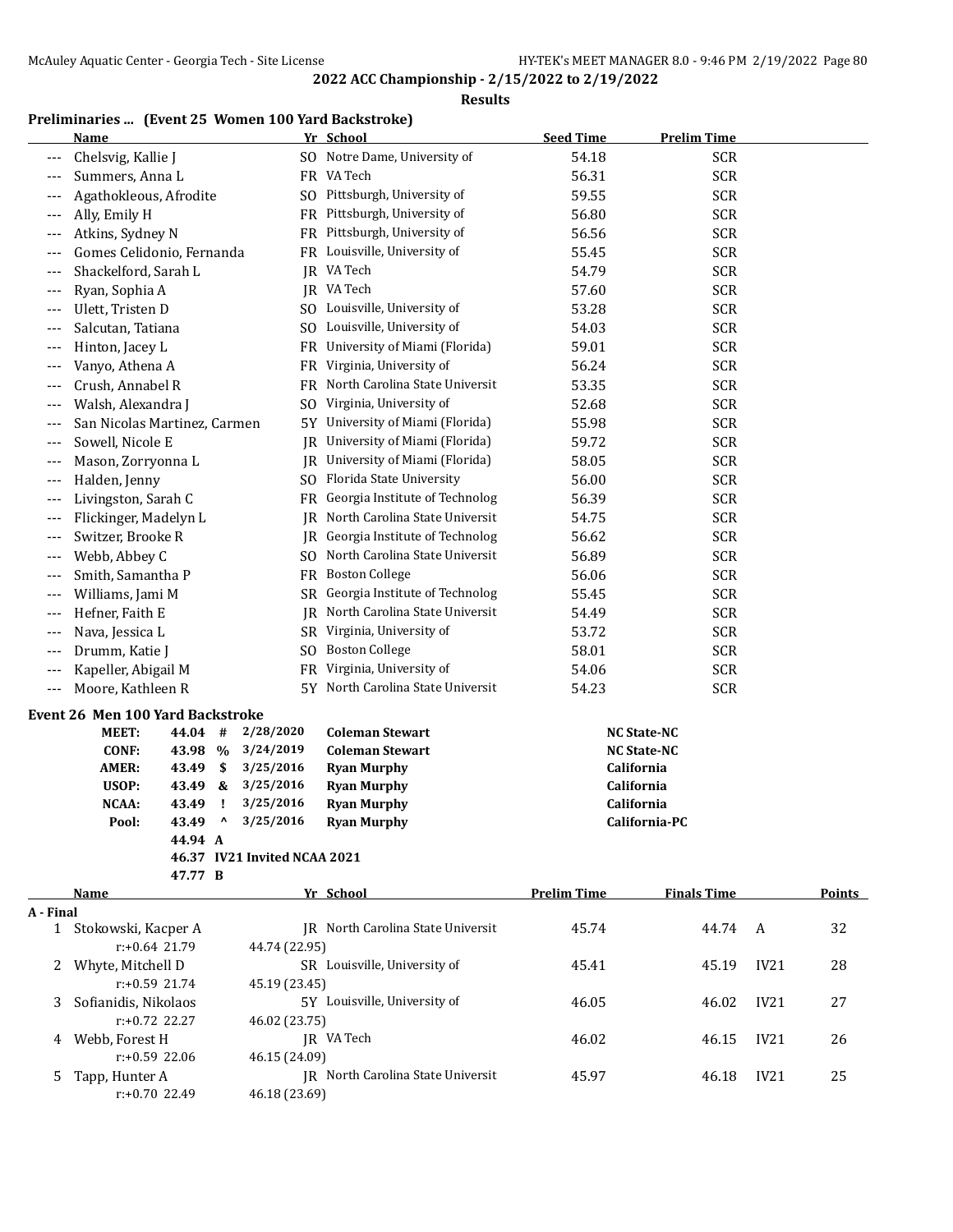**2022 ACC Championship - 2/15/2022 to 2/19/2022**

**Results**

### Preliminaries ... (Event 25 Women 100 Yard Backstroke)

| | Name | Yr | School | Seed Time | Prelim Time |
|---|---|---|---|---|---|
| --- | Chelsvig, Kallie J | SO | Notre Dame, University of | 54.18 | SCR |
| --- | Summers, Anna L | FR | VA Tech | 56.31 | SCR |
| --- | Agathokleous, Afrodite | SO | Pittsburgh, University of | 59.55 | SCR |
| --- | Ally, Emily H | FR | Pittsburgh, University of | 56.80 | SCR |
| --- | Atkins, Sydney N | FR | Pittsburgh, University of | 56.56 | SCR |
| --- | Gomes Celidonio, Fernanda | FR | Louisville, University of | 55.45 | SCR |
| --- | Shackelford, Sarah L | JR | VA Tech | 54.79 | SCR |
| --- | Ryan, Sophia A | JR | VA Tech | 57.60 | SCR |
| --- | Ulett, Tristen D | SO | Louisville, University of | 53.28 | SCR |
| --- | Salcutan, Tatiana | SO | Louisville, University of | 54.03 | SCR |
| --- | Hinton, Jacey L | FR | University of Miami (Florida) | 59.01 | SCR |
| --- | Vanyo, Athena A | FR | Virginia, University of | 56.24 | SCR |
| --- | Crush, Annabel R | FR | North Carolina State Universit | 53.35 | SCR |
| --- | Walsh, Alexandra J | SO | Virginia, University of | 52.68 | SCR |
| --- | San Nicolas Martinez, Carmen | 5Y | University of Miami (Florida) | 55.98 | SCR |
| --- | Sowell, Nicole E | JR | University of Miami (Florida) | 59.72 | SCR |
| --- | Mason, Zorryonna L | JR | University of Miami (Florida) | 58.05 | SCR |
| --- | Halden, Jenny | SO | Florida State University | 56.00 | SCR |
| --- | Livingston, Sarah C | FR | Georgia Institute of Technolog | 56.39 | SCR |
| --- | Flickinger, Madelyn L | JR | North Carolina State Universit | 54.75 | SCR |
| --- | Switzer, Brooke R | JR | Georgia Institute of Technolog | 56.62 | SCR |
| --- | Webb, Abbey C | SO | North Carolina State Universit | 56.89 | SCR |
| --- | Smith, Samantha P | FR | Boston College | 56.06 | SCR |
| --- | Williams, Jami M | SR | Georgia Institute of Technolog | 55.45 | SCR |
| --- | Hefner, Faith E | JR | North Carolina State Universit | 54.49 | SCR |
| --- | Nava, Jessica L | SR | Virginia, University of | 53.72 | SCR |
| --- | Drumm, Katie J | SO | Boston College | 58.01 | SCR |
| --- | Kapeller, Abigail M | FR | Virginia, University of | 54.06 | SCR |
| --- | Moore, Kathleen R | 5Y | North Carolina State Universit | 54.23 | SCR |

### Event 26 Men 100 Yard Backstroke

| | | | | | |
|---|---|---|---|---|---|
| MEET: | 44.04 | # | 2/28/2020 | Coleman Stewart | NC State-NC |
| CONF: | 43.98 | % | 3/24/2019 | Coleman Stewart | NC State-NC |
| AMER: | 43.49 | $ | 3/25/2016 | Ryan Murphy | California |
| USOP: | 43.49 | & | 3/25/2016 | Ryan Murphy | California |
| NCAA: | 43.49 | ! | 3/25/2016 | Ryan Murphy | California |
| Pool: | 43.49 | ^ | 3/25/2016 | Ryan Murphy | California-PC |
| | 44.94 | A | | | |
| | 46.37 | | IV21 Invited NCAA 2021 | | |
| | 47.77 | B | | | |

| | Name | Yr | School | Prelim Time | Finals Time | | Points |
|---|---|---|---|---|---|---|---|
| **A - Final** | | | | | | | |
| 1 | Stokowski, Kacper A | JR | North Carolina State Universit | 45.74 | 44.74 | A | 32 |
| | r:+0.64 21.79 | | 44.74 (22.95) | | | | |
| 2 | Whyte, Mitchell D | SR | Louisville, University of | 45.41 | 45.19 | IV21 | 28 |
| | r:+0.59 21.74 | | 45.19 (23.45) | | | | |
| 3 | Sofianidis, Nikolaos | 5Y | Louisville, University of | 46.05 | 46.02 | IV21 | 27 |
| | r:+0.72 22.27 | | 46.02 (23.75) | | | | |
| 4 | Webb, Forest H | JR | VA Tech | 46.02 | 46.15 | IV21 | 26 |
| | r:+0.59 22.06 | | 46.15 (24.09) | | | | |
| 5 | Tapp, Hunter A | JR | North Carolina State Universit | 45.97 | 46.18 | IV21 | 25 |
| | r:+0.70 22.49 | | 46.18 (23.69) | | | | |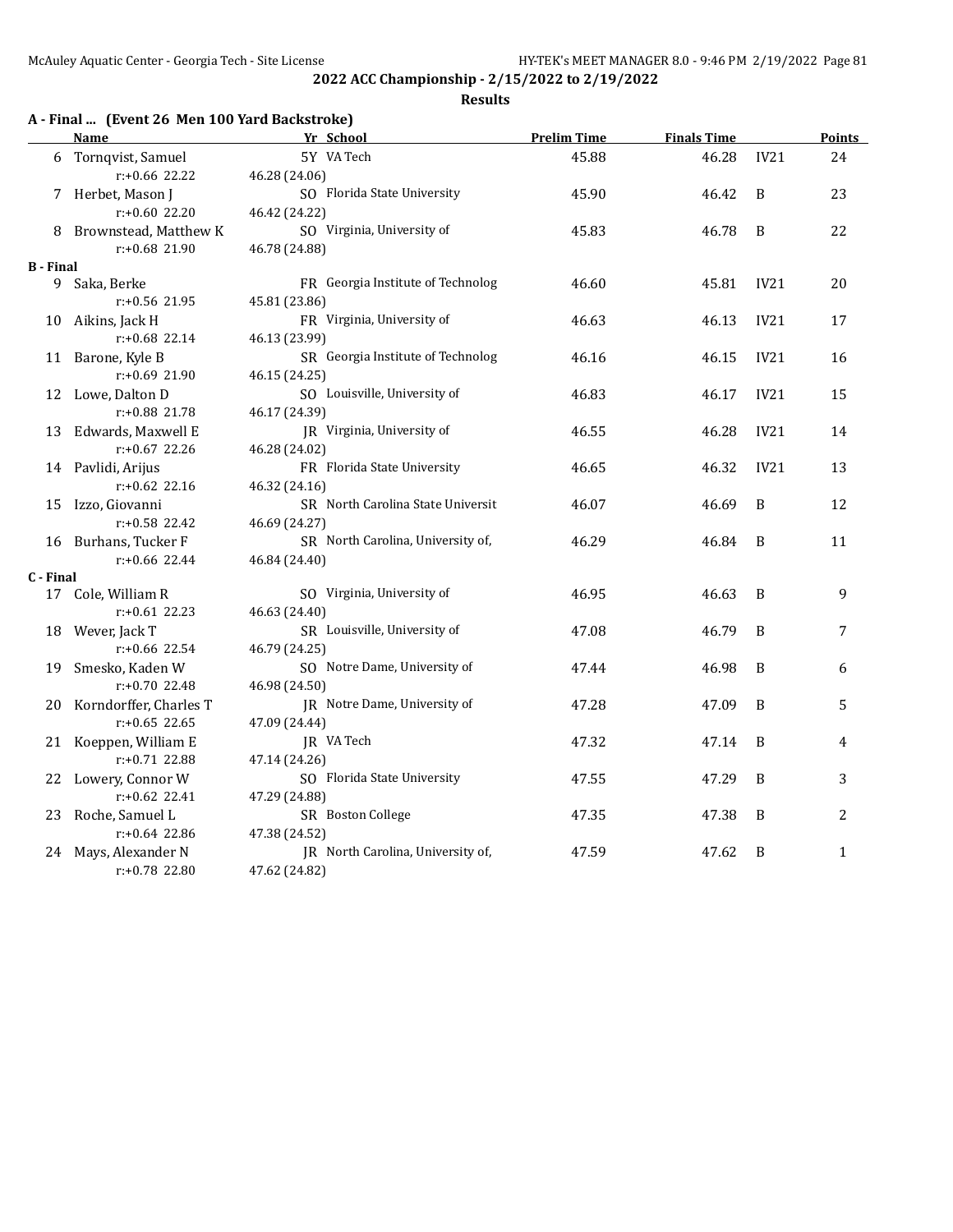## 2022 ACC Championship - 2/15/2022 to 2/19/2022

**Results**

### A - Final ... (Event 26 Men 100 Yard Backstroke)

| | Name | Yr | School | Prelim Time | Finals Time | | Points |
|---|---|---|---|---|---|---|---|
| 6 | Tornqvist, Samuel | 5Y | VA Tech | 45.88 | 46.28 | IV21 | 24 |
| | r:+0.66 22.22 | 46.28 (24.06) | | | | | |
| 7 | Herbet, Mason J | SO | Florida State University | 45.90 | 46.42 | B | 23 |
| | r:+0.60 22.20 | 46.42 (24.22) | | | | | |
| 8 | Brownstead, Matthew K | SO | Virginia, University of | 45.83 | 46.78 | B | 22 |
| | r:+0.68 21.90 | 46.78 (24.88) | | | | | |
| **B - Final** | | | | | | | |
| 9 | Saka, Berke | FR | Georgia Institute of Technolog | 46.60 | 45.81 | IV21 | 20 |
| | r:+0.56 21.95 | 45.81 (23.86) | | | | | |
| 10 | Aikins, Jack H | FR | Virginia, University of | 46.63 | 46.13 | IV21 | 17 |
| | r:+0.68 22.14 | 46.13 (23.99) | | | | | |
| 11 | Barone, Kyle B | SR | Georgia Institute of Technolog | 46.16 | 46.15 | IV21 | 16 |
| | r:+0.69 21.90 | 46.15 (24.25) | | | | | |
| 12 | Lowe, Dalton D | SO | Louisville, University of | 46.83 | 46.17 | IV21 | 15 |
| | r:+0.88 21.78 | 46.17 (24.39) | | | | | |
| 13 | Edwards, Maxwell E | JR | Virginia, University of | 46.55 | 46.28 | IV21 | 14 |
| | r:+0.67 22.26 | 46.28 (24.02) | | | | | |
| 14 | Pavlidi, Arijus | FR | Florida State University | 46.65 | 46.32 | IV21 | 13 |
| | r:+0.62 22.16 | 46.32 (24.16) | | | | | |
| 15 | Izzo, Giovanni | SR | North Carolina State Universit | 46.07 | 46.69 | B | 12 |
| | r:+0.58 22.42 | 46.69 (24.27) | | | | | |
| 16 | Burhans, Tucker F | SR | North Carolina, University of, | 46.29 | 46.84 | B | 11 |
| | r:+0.66 22.44 | 46.84 (24.40) | | | | | |
| **C - Final** | | | | | | | |
| 17 | Cole, William R | SO | Virginia, University of | 46.95 | 46.63 | B | 9 |
| | r:+0.61 22.23 | 46.63 (24.40) | | | | | |
| 18 | Wever, Jack T | SR | Louisville, University of | 47.08 | 46.79 | B | 7 |
| | r:+0.66 22.54 | 46.79 (24.25) | | | | | |
| 19 | Smesko, Kaden W | SO | Notre Dame, University of | 47.44 | 46.98 | B | 6 |
| | r:+0.70 22.48 | 46.98 (24.50) | | | | | |
| 20 | Korndorffer, Charles T | JR | Notre Dame, University of | 47.28 | 47.09 | B | 5 |
| | r:+0.65 22.65 | 47.09 (24.44) | | | | | |
| 21 | Koeppen, William E | JR | VA Tech | 47.32 | 47.14 | B | 4 |
| | r:+0.71 22.88 | 47.14 (24.26) | | | | | |
| 22 | Lowery, Connor W | SO | Florida State University | 47.55 | 47.29 | B | 3 |
| | r:+0.62 22.41 | 47.29 (24.88) | | | | | |
| 23 | Roche, Samuel L | SR | Boston College | 47.35 | 47.38 | B | 2 |
| | r:+0.64 22.86 | 47.38 (24.52) | | | | | |
| 24 | Mays, Alexander N | JR | North Carolina, University of, | 47.59 | 47.62 | B | 1 |
| | r:+0.78 22.80 | 47.62 (24.82) | | | | | |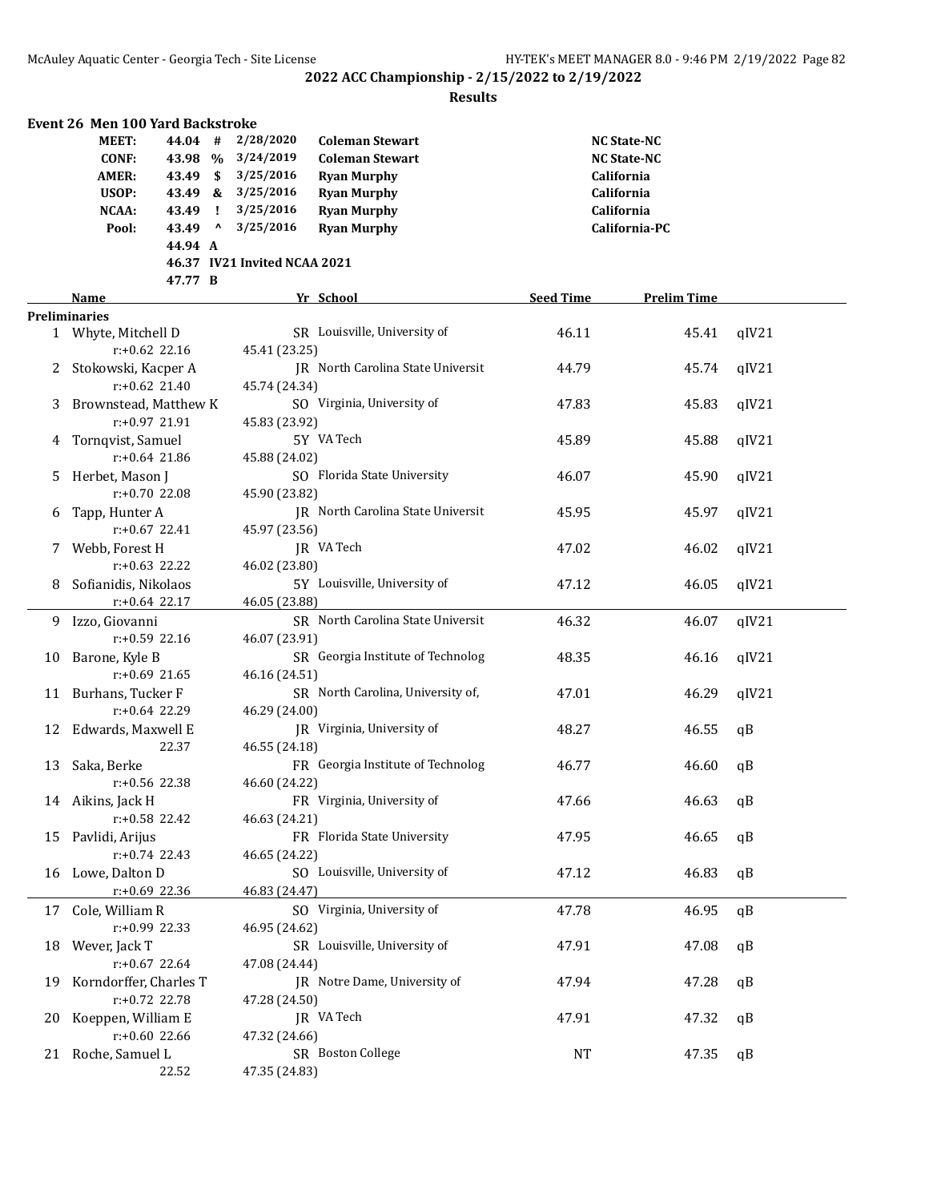## 2022 ACC Championship - 2/15/2022 to 2/19/2022

### Results

### Event 26 Men 100 Yard Backstroke

| | | | | | |
|---|---|---|---|---|---|
| MEET: | 44.04 | # | 2/28/2020 | Coleman Stewart | NC State-NC |
| CONF: | 43.98 | % | 3/24/2019 | Coleman Stewart | NC State-NC |
| AMER: | 43.49 | $ | 3/25/2016 | Ryan Murphy | California |
| USOP: | 43.49 | & | 3/25/2016 | Ryan Murphy | California |
| NCAA: | 43.49 | ! | 3/25/2016 | Ryan Murphy | California |
| Pool: | 43.49 | ^ | 3/25/2016 | Ryan Murphy | California-PC |
| | 44.94 | A | | | |
| | 46.37 | IV21 Invited NCAA 2021 | | | |
| | 47.77 | B | | | |

| | Name | Yr | School | Seed Time | Prelim Time | |
|---|---|---|---|---|---|---|
| **Preliminaries** | | | | | | |
| 1 | Whyte, Mitchell D | SR | Louisville, University of | 46.11 | 45.41 | qIV21 |
| | r:+0.62 22.16 | | 45.41 (23.25) | | | |
| 2 | Stokowski, Kacper A | JR | North Carolina State Universit | 44.79 | 45.74 | qIV21 |
| | r:+0.62 21.40 | | 45.74 (24.34) | | | |
| 3 | Brownstead, Matthew K | SO | Virginia, University of | 47.83 | 45.83 | qIV21 |
| | r:+0.97 21.91 | | 45.83 (23.92) | | | |
| 4 | Tornqvist, Samuel | 5Y | VA Tech | 45.89 | 45.88 | qIV21 |
| | r:+0.64 21.86 | | 45.88 (24.02) | | | |
| 5 | Herbet, Mason J | SO | Florida State University | 46.07 | 45.90 | qIV21 |
| | r:+0.70 22.08 | | 45.90 (23.82) | | | |
| 6 | Tapp, Hunter A | JR | North Carolina State Universit | 45.95 | 45.97 | qIV21 |
| | r:+0.67 22.41 | | 45.97 (23.56) | | | |
| 7 | Webb, Forest H | JR | VA Tech | 47.02 | 46.02 | qIV21 |
| | r:+0.63 22.22 | | 46.02 (23.80) | | | |
| 8 | Sofianidis, Nikolaos | 5Y | Louisville, University of | 47.12 | 46.05 | qIV21 |
| | r:+0.64 22.17 | | 46.05 (23.88) | | | |
| 9 | Izzo, Giovanni | SR | North Carolina State Universit | 46.32 | 46.07 | qIV21 |
| | r:+0.59 22.16 | | 46.07 (23.91) | | | |
| 10 | Barone, Kyle B | SR | Georgia Institute of Technolog | 48.35 | 46.16 | qIV21 |
| | r:+0.69 21.65 | | 46.16 (24.51) | | | |
| 11 | Burhans, Tucker F | SR | North Carolina, University of, | 47.01 | 46.29 | qIV21 |
| | r:+0.64 22.29 | | 46.29 (24.00) | | | |
| 12 | Edwards, Maxwell E | JR | Virginia, University of | 48.27 | 46.55 | qB |
| | 22.37 | | 46.55 (24.18) | | | |
| 13 | Saka, Berke | FR | Georgia Institute of Technolog | 46.77 | 46.60 | qB |
| | r:+0.56 22.38 | | 46.60 (24.22) | | | |
| 14 | Aikins, Jack H | FR | Virginia, University of | 47.66 | 46.63 | qB |
| | r:+0.58 22.42 | | 46.63 (24.21) | | | |
| 15 | Pavlidi, Arijus | FR | Florida State University | 47.95 | 46.65 | qB |
| | r:+0.74 22.43 | | 46.65 (24.22) | | | |
| 16 | Lowe, Dalton D | SO | Louisville, University of | 47.12 | 46.83 | qB |
| | r:+0.69 22.36 | | 46.83 (24.47) | | | |
| 17 | Cole, William R | SO | Virginia, University of | 47.78 | 46.95 | qB |
| | r:+0.99 22.33 | | 46.95 (24.62) | | | |
| 18 | Wever, Jack T | SR | Louisville, University of | 47.91 | 47.08 | qB |
| | r:+0.67 22.64 | | 47.08 (24.44) | | | |
| 19 | Korndorffer, Charles T | JR | Notre Dame, University of | 47.94 | 47.28 | qB |
| | r:+0.72 22.78 | | 47.28 (24.50) | | | |
| 20 | Koeppen, William E | JR | VA Tech | 47.91 | 47.32 | qB |
| | r:+0.60 22.66 | | 47.32 (24.66) | | | |
| 21 | Roche, Samuel L | SR | Boston College | NT | 47.35 | qB |
| | 22.52 | | 47.35 (24.83) | | | |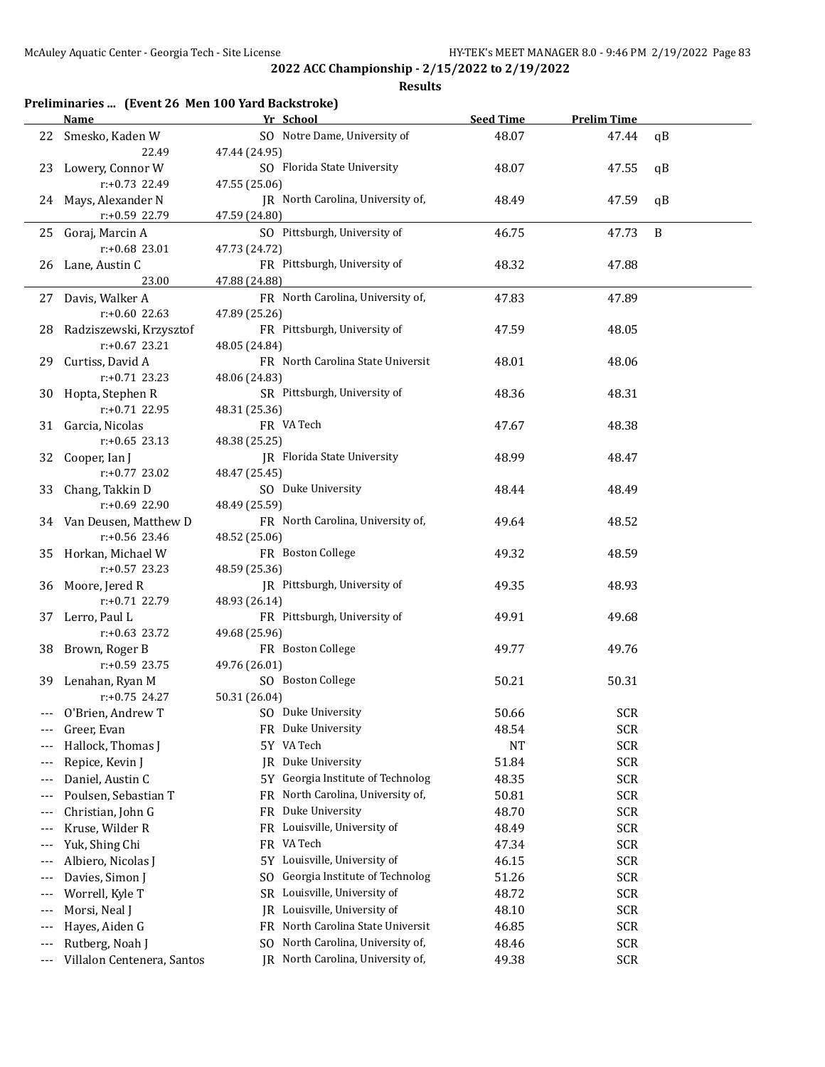## 2022 ACC Championship - 2/15/2022 to 2/19/2022

### Results

**Preliminaries ... (Event 26 Men 100 Yard Backstroke)**

| | Name | Yr | School | Seed Time | Prelim Time | |
|---|---|---|---|---|---|---|
| 22 | Smesko, Kaden W | SO | Notre Dame, University of | 48.07 | 47.44 | qB |
| | 22.49 | 47.44 (24.95) | | | | |
| 23 | Lowery, Connor W | SO | Florida State University | 48.07 | 47.55 | qB |
| | r:+0.73 22.49 | 47.55 (25.06) | | | | |
| 24 | Mays, Alexander N | JR | North Carolina, University of, | 48.49 | 47.59 | qB |
| | r:+0.59 22.79 | 47.59 (24.80) | | | | |
| 25 | Goraj, Marcin A | SO | Pittsburgh, University of | 46.75 | 47.73 | B |
| | r:+0.68 23.01 | 47.73 (24.72) | | | | |
| 26 | Lane, Austin C | FR | Pittsburgh, University of | 48.32 | 47.88 | |
| | 23.00 | 47.88 (24.88) | | | | |
| 27 | Davis, Walker A | FR | North Carolina, University of, | 47.83 | 47.89 | |
| | r:+0.60 22.63 | 47.89 (25.26) | | | | |
| 28 | Radziszewski, Krzysztof | FR | Pittsburgh, University of | 47.59 | 48.05 | |
| | r:+0.67 23.21 | 48.05 (24.84) | | | | |
| 29 | Curtiss, David A | FR | North Carolina State Universit | 48.01 | 48.06 | |
| | r:+0.71 23.23 | 48.06 (24.83) | | | | |
| 30 | Hopta, Stephen R | SR | Pittsburgh, University of | 48.36 | 48.31 | |
| | r:+0.71 22.95 | 48.31 (25.36) | | | | |
| 31 | Garcia, Nicolas | FR | VA Tech | 47.67 | 48.38 | |
| | r:+0.65 23.13 | 48.38 (25.25) | | | | |
| 32 | Cooper, Ian J | JR | Florida State University | 48.99 | 48.47 | |
| | r:+0.77 23.02 | 48.47 (25.45) | | | | |
| 33 | Chang, Takkin D | SO | Duke University | 48.44 | 48.49 | |
| | r:+0.69 22.90 | 48.49 (25.59) | | | | |
| 34 | Van Deusen, Matthew D | FR | North Carolina, University of, | 49.64 | 48.52 | |
| | r:+0.56 23.46 | 48.52 (25.06) | | | | |
| 35 | Horkan, Michael W | FR | Boston College | 49.32 | 48.59 | |
| | r:+0.57 23.23 | 48.59 (25.36) | | | | |
| 36 | Moore, Jered R | JR | Pittsburgh, University of | 49.35 | 48.93 | |
| | r:+0.71 22.79 | 48.93 (26.14) | | | | |
| 37 | Lerro, Paul L | FR | Pittsburgh, University of | 49.91 | 49.68 | |
| | r:+0.63 23.72 | 49.68 (25.96) | | | | |
| 38 | Brown, Roger B | FR | Boston College | 49.77 | 49.76 | |
| | r:+0.59 23.75 | 49.76 (26.01) | | | | |
| 39 | Lenahan, Ryan M | SO | Boston College | 50.21 | 50.31 | |
| | r:+0.75 24.27 | 50.31 (26.04) | | | | |
| --- | O'Brien, Andrew T | SO | Duke University | 50.66 | SCR | |
| --- | Greer, Evan | FR | Duke University | 48.54 | SCR | |
| --- | Hallock, Thomas J | 5Y | VA Tech | NT | SCR | |
| --- | Repice, Kevin J | JR | Duke University | 51.84 | SCR | |
| --- | Daniel, Austin C | 5Y | Georgia Institute of Technolog | 48.35 | SCR | |
| --- | Poulsen, Sebastian T | FR | North Carolina, University of, | 50.81 | SCR | |
| --- | Christian, John G | FR | Duke University | 48.70 | SCR | |
| --- | Kruse, Wilder R | FR | Louisville, University of | 48.49 | SCR | |
| --- | Yuk, Shing Chi | FR | VA Tech | 47.34 | SCR | |
| --- | Albiero, Nicolas J | 5Y | Louisville, University of | 46.15 | SCR | |
| --- | Davies, Simon J | SO | Georgia Institute of Technolog | 51.26 | SCR | |
| --- | Worrell, Kyle T | SR | Louisville, University of | 48.72 | SCR | |
| --- | Morsi, Neal J | JR | Louisville, University of | 48.10 | SCR | |
| --- | Hayes, Aiden G | FR | North Carolina State Universit | 46.85 | SCR | |
| --- | Rutberg, Noah J | SO | North Carolina, University of, | 48.46 | SCR | |
| --- | Villalon Centenera, Santos | JR | North Carolina, University of, | 49.38 | SCR | |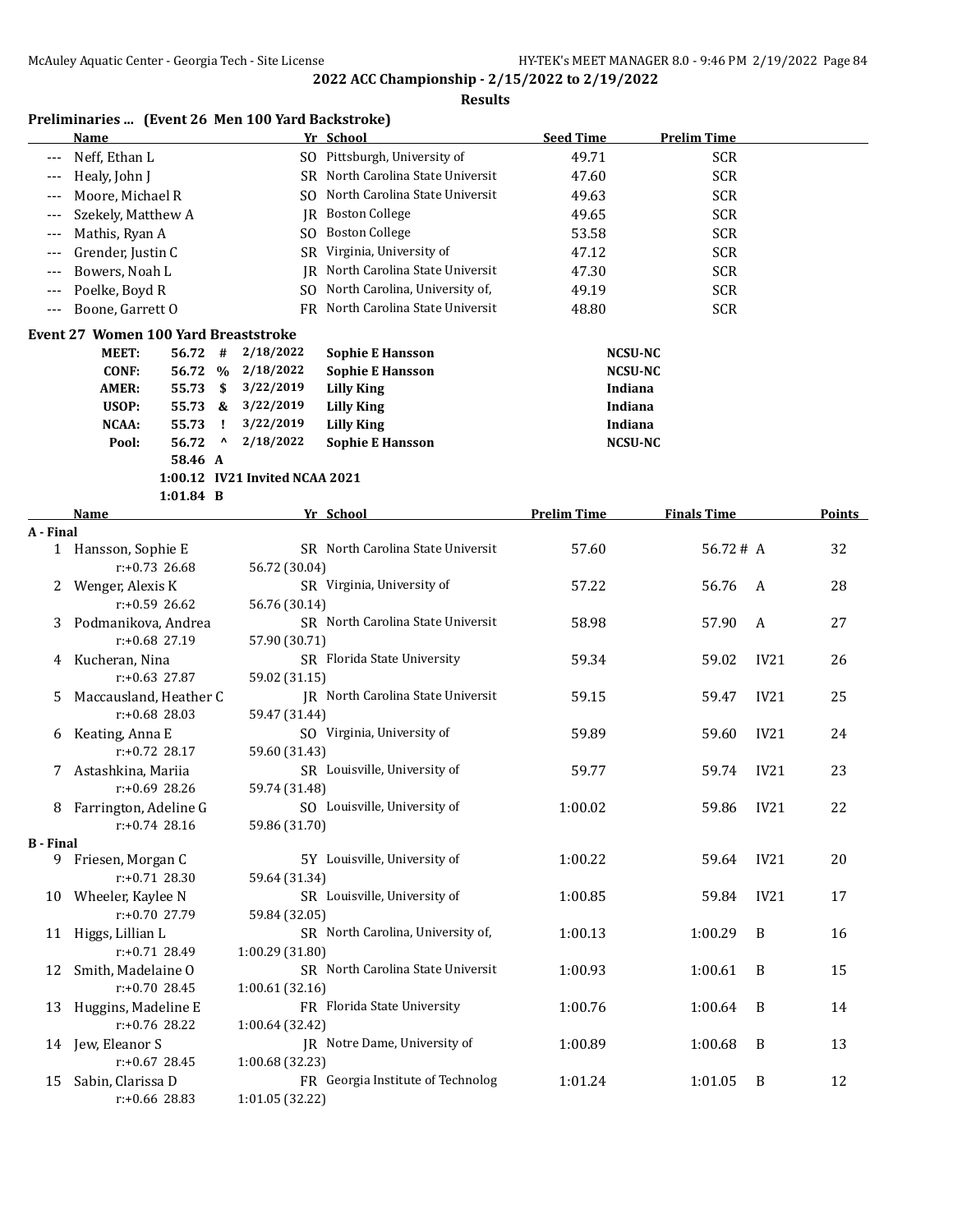**2022 ACC Championship - 2/15/2022 to 2/19/2022**

**Results**

### Preliminaries ... (Event 26 Men 100 Yard Backstroke)

| | Name | Yr | School | Seed Time | Prelim Time |
|---|---|---|---|---|---|
| --- | Neff, Ethan L | SO | Pittsburgh, University of | 49.71 | SCR |
| --- | Healy, John J | SR | North Carolina State Universit | 47.60 | SCR |
| --- | Moore, Michael R | SO | North Carolina State Universit | 49.63 | SCR |
| --- | Szekely, Matthew A | JR | Boston College | 49.65 | SCR |
| --- | Mathis, Ryan A | SO | Boston College | 53.58 | SCR |
| --- | Grender, Justin C | SR | Virginia, University of | 47.12 | SCR |
| --- | Bowers, Noah L | JR | North Carolina State Universit | 47.30 | SCR |
| --- | Poelke, Boyd R | SO | North Carolina, University of, | 49.19 | SCR |
| --- | Boone, Garrett O | FR | North Carolina State Universit | 48.80 | SCR |

### Event 27 Women 100 Yard Breaststroke

| | | | | | |
|---|---|---|---|---|---|
| MEET: | 56.72 | # | 2/18/2022 | Sophie E Hansson | NCSU-NC |
| CONF: | 56.72 | % | 2/18/2022 | Sophie E Hansson | NCSU-NC |
| AMER: | 55.73 | $ | 3/22/2019 | Lilly King | Indiana |
| USOP: | 55.73 | & | 3/22/2019 | Lilly King | Indiana |
| NCAA: | 55.73 | ! | 3/22/2019 | Lilly King | Indiana |
| Pool: | 56.72 | ^ | 2/18/2022 | Sophie E Hansson | NCSU-NC |
| | 58.46 | A | | | |
| | 1:00.12 | IV21 | Invited NCAA 2021 | | |
| | 1:01.84 | B | | | |

| | Name | Yr | School | Prelim Time | Finals Time | | Points |
|---|---|---|---|---|---|---|---|
| **A - Final** | | | | | | | |
| 1 | Hansson, Sophie E | SR | North Carolina State Universit | 57.60 | 56.72 # | A | 32 |
| | r:+0.73 26.68 | 56.72 (30.04) | | | | | |
| 2 | Wenger, Alexis K | SR | Virginia, University of | 57.22 | 56.76 | A | 28 |
| | r:+0.59 26.62 | 56.76 (30.14) | | | | | |
| 3 | Podmanikova, Andrea | SR | North Carolina State Universit | 58.98 | 57.90 | A | 27 |
| | r:+0.68 27.19 | 57.90 (30.71) | | | | | |
| 4 | Kucheran, Nina | SR | Florida State University | 59.34 | 59.02 | IV21 | 26 |
| | r:+0.63 27.87 | 59.02 (31.15) | | | | | |
| 5 | Maccausland, Heather C | JR | North Carolina State Universit | 59.15 | 59.47 | IV21 | 25 |
| | r:+0.68 28.03 | 59.47 (31.44) | | | | | |
| 6 | Keating, Anna E | SO | Virginia, University of | 59.89 | 59.60 | IV21 | 24 |
| | r:+0.72 28.17 | 59.60 (31.43) | | | | | |
| 7 | Astashkina, Mariia | SR | Louisville, University of | 59.77 | 59.74 | IV21 | 23 |
| | r:+0.69 28.26 | 59.74 (31.48) | | | | | |
| 8 | Farrington, Adeline G | SO | Louisville, University of | 1:00.02 | 59.86 | IV21 | 22 |
| | r:+0.74 28.16 | 59.86 (31.70) | | | | | |
| **B - Final** | | | | | | | |
| 9 | Friesen, Morgan C | 5Y | Louisville, University of | 1:00.22 | 59.64 | IV21 | 20 |
| | r:+0.71 28.30 | 59.64 (31.34) | | | | | |
| 10 | Wheeler, Kaylee N | SR | Louisville, University of | 1:00.85 | 59.84 | IV21 | 17 |
| | r:+0.70 27.79 | 59.84 (32.05) | | | | | |
| 11 | Higgs, Lillian L | SR | North Carolina, University of, | 1:00.13 | 1:00.29 | B | 16 |
| | r:+0.71 28.49 | 1:00.29 (31.80) | | | | | |
| 12 | Smith, Madelaine O | SR | North Carolina State Universit | 1:00.93 | 1:00.61 | B | 15 |
| | r:+0.70 28.45 | 1:00.61 (32.16) | | | | | |
| 13 | Huggins, Madeline E | FR | Florida State University | 1:00.76 | 1:00.64 | B | 14 |
| | r:+0.76 28.22 | 1:00.64 (32.42) | | | | | |
| 14 | Jew, Eleanor S | JR | Notre Dame, University of | 1:00.89 | 1:00.68 | B | 13 |
| | r:+0.67 28.45 | 1:00.68 (32.23) | | | | | |
| 15 | Sabin, Clarissa D | FR | Georgia Institute of Technolog | 1:01.24 | 1:01.05 | B | 12 |
| | r:+0.66 28.83 | 1:01.05 (32.22) | | | | | |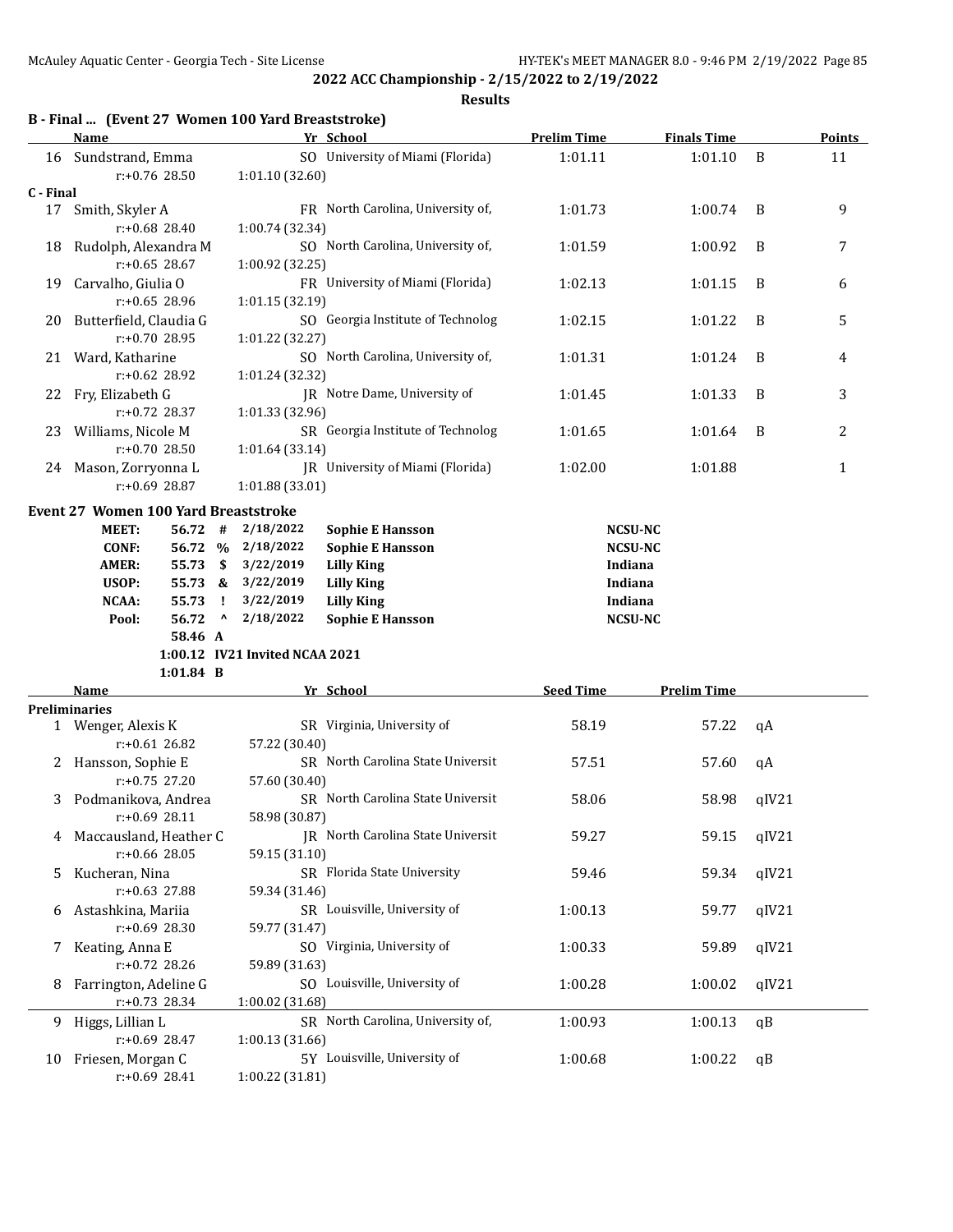**2022 ACC Championship - 2/15/2022 to 2/19/2022**

**Results**

### B - Final ... (Event 27 Women 100 Yard Breaststroke)

| | Name | Yr | School | Prelim Time | Finals Time | | Points |
|---|---|---|---|---|---|---|---|
| 16 | Sundstrand, Emma | SO | University of Miami (Florida) | 1:01.11 | 1:01.10 | B | 11 |
| | r:+0.76 28.50 | 1:01.10 (32.60) | | | | | |
| **C - Final** | | | | | | | |
| 17 | Smith, Skyler A | FR | North Carolina, University of, | 1:01.73 | 1:00.74 | B | 9 |
| | r:+0.68 28.40 | 1:00.74 (32.34) | | | | | |
| 18 | Rudolph, Alexandra M | SO | North Carolina, University of, | 1:01.59 | 1:00.92 | B | 7 |
| | r:+0.65 28.67 | 1:00.92 (32.25) | | | | | |
| 19 | Carvalho, Giulia O | FR | University of Miami (Florida) | 1:02.13 | 1:01.15 | B | 6 |
| | r:+0.65 28.96 | 1:01.15 (32.19) | | | | | |
| 20 | Butterfield, Claudia G | SO | Georgia Institute of Technolog | 1:02.15 | 1:01.22 | B | 5 |
| | r:+0.70 28.95 | 1:01.22 (32.27) | | | | | |
| 21 | Ward, Katharine | SO | North Carolina, University of, | 1:01.31 | 1:01.24 | B | 4 |
| | r:+0.62 28.92 | 1:01.24 (32.32) | | | | | |
| 22 | Fry, Elizabeth G | JR | Notre Dame, University of | 1:01.45 | 1:01.33 | B | 3 |
| | r:+0.72 28.37 | 1:01.33 (32.96) | | | | | |
| 23 | Williams, Nicole M | SR | Georgia Institute of Technolog | 1:01.65 | 1:01.64 | B | 2 |
| | r:+0.70 28.50 | 1:01.64 (33.14) | | | | | |
| 24 | Mason, Zorryonna L | JR | University of Miami (Florida) | 1:02.00 | 1:01.88 | | 1 |
| | r:+0.69 28.87 | 1:01.88 (33.01) | | | | | |

### Event 27 Women 100 Yard Breaststroke

| | Time | | Date | Name | School |
|---|---|---|---|---|---|
| MEET: | 56.72 | # | 2/18/2022 | Sophie E Hansson | NCSU-NC |
| CONF: | 56.72 | % | 2/18/2022 | Sophie E Hansson | NCSU-NC |
| AMER: | 55.73 | $ | 3/22/2019 | Lilly King | Indiana |
| USOP: | 55.73 | & | 3/22/2019 | Lilly King | Indiana |
| NCAA: | 55.73 | ! | 3/22/2019 | Lilly King | Indiana |
| Pool: | 56.72 | ^ | 2/18/2022 | Sophie E Hansson | NCSU-NC |
| | 58.46 | A | | | |
| | 1:00.12 | IV21 | Invited NCAA 2021 | | |
| | 1:01.84 | B | | | |

| | Name | Yr | School | Seed Time | Prelim Time | |
|---|---|---|---|---|---|---|
| **Preliminaries** | | | | | | |
| 1 | Wenger, Alexis K | SR | Virginia, University of | 58.19 | 57.22 | qA |
| | r:+0.61 26.82 | 57.22 (30.40) | | | | |
| 2 | Hansson, Sophie E | SR | North Carolina State Universit | 57.51 | 57.60 | qA |
| | r:+0.75 27.20 | 57.60 (30.40) | | | | |
| 3 | Podmanikova, Andrea | SR | North Carolina State Universit | 58.06 | 58.98 | qIV21 |
| | r:+0.69 28.11 | 58.98 (30.87) | | | | |
| 4 | Maccausland, Heather C | JR | North Carolina State Universit | 59.27 | 59.15 | qIV21 |
| | r:+0.66 28.05 | 59.15 (31.10) | | | | |
| 5 | Kucheran, Nina | SR | Florida State University | 59.46 | 59.34 | qIV21 |
| | r:+0.63 27.88 | 59.34 (31.46) | | | | |
| 6 | Astashkina, Mariia | SR | Louisville, University of | 1:00.13 | 59.77 | qIV21 |
| | r:+0.69 28.30 | 59.77 (31.47) | | | | |
| 7 | Keating, Anna E | SO | Virginia, University of | 1:00.33 | 59.89 | qIV21 |
| | r:+0.72 28.26 | 59.89 (31.63) | | | | |
| 8 | Farrington, Adeline G | SO | Louisville, University of | 1:00.28 | 1:00.02 | qIV21 |
| | r:+0.73 28.34 | 1:00.02 (31.68) | | | | |
| 9 | Higgs, Lillian L | SR | North Carolina, University of, | 1:00.93 | 1:00.13 | qB |
| | r:+0.69 28.47 | 1:00.13 (31.66) | | | | |
| 10 | Friesen, Morgan C | 5Y | Louisville, University of | 1:00.68 | 1:00.22 | qB |
| | r:+0.69 28.41 | 1:00.22 (31.81) | | | | |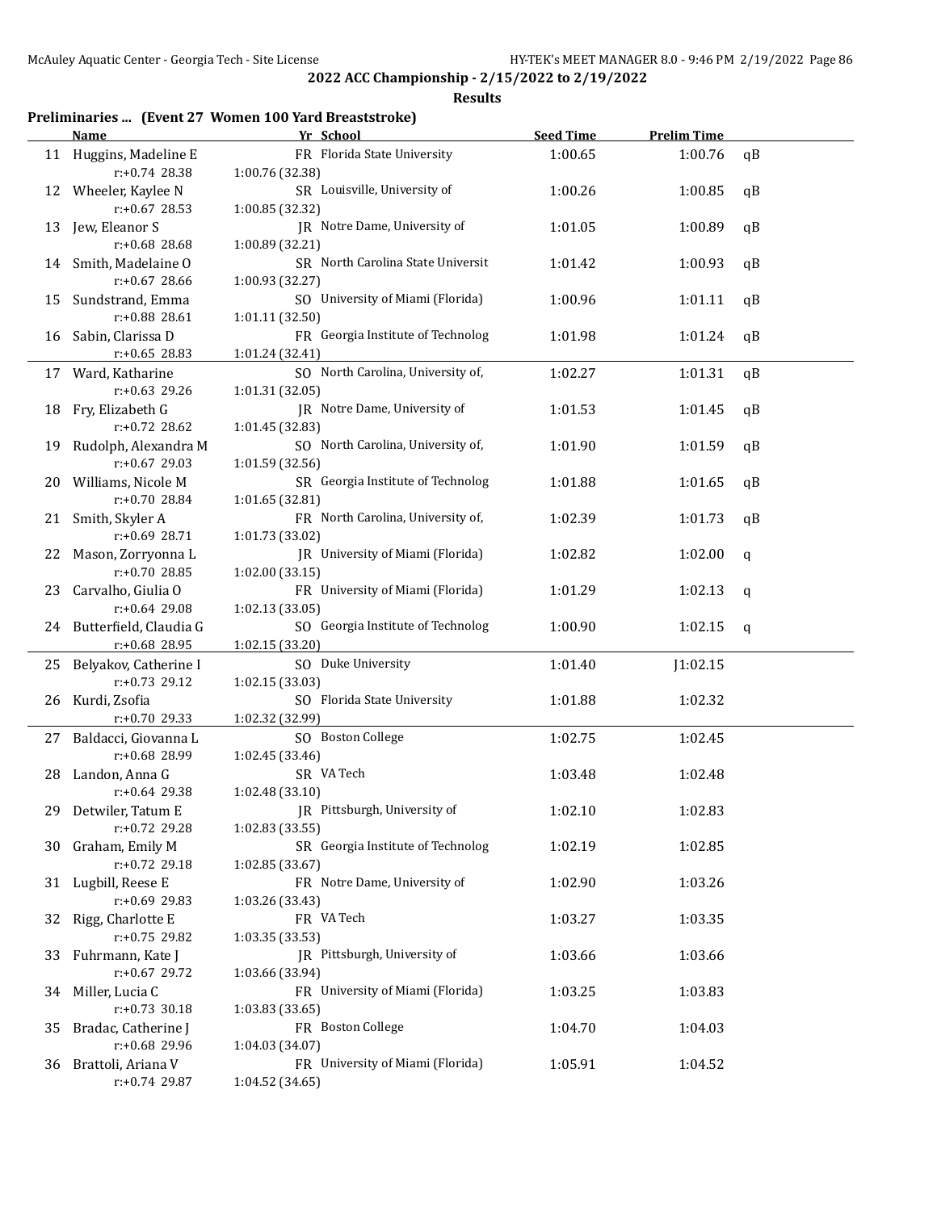## 2022 ACC Championship - 2/15/2022 to 2/19/2022

### Results

**Preliminaries ... (Event 27 Women 100 Yard Breaststroke)**

| | Name | Yr | School | Seed Time | Prelim Time | |
|---|---|---|---|---|---|---|
| 11 | Huggins, Madeline E | FR | Florida State University | 1:00.65 | 1:00.76 | qB |
| | r:+0.74 28.38 | | 1:00.76 (32.38) | | | |
| 12 | Wheeler, Kaylee N | SR | Louisville, University of | 1:00.26 | 1:00.85 | qB |
| | r:+0.67 28.53 | | 1:00.85 (32.32) | | | |
| 13 | Jew, Eleanor S | JR | Notre Dame, University of | 1:01.05 | 1:00.89 | qB |
| | r:+0.68 28.68 | | 1:00.89 (32.21) | | | |
| 14 | Smith, Madelaine O | SR | North Carolina State Universit | 1:01.42 | 1:00.93 | qB |
| | r:+0.67 28.66 | | 1:00.93 (32.27) | | | |
| 15 | Sundstrand, Emma | SO | University of Miami (Florida) | 1:00.96 | 1:01.11 | qB |
| | r:+0.88 28.61 | | 1:01.11 (32.50) | | | |
| 16 | Sabin, Clarissa D | FR | Georgia Institute of Technolog | 1:01.98 | 1:01.24 | qB |
| | r:+0.65 28.83 | | 1:01.24 (32.41) | | | |
| 17 | Ward, Katharine | SO | North Carolina, University of, | 1:02.27 | 1:01.31 | qB |
| | r:+0.63 29.26 | | 1:01.31 (32.05) | | | |
| 18 | Fry, Elizabeth G | JR | Notre Dame, University of | 1:01.53 | 1:01.45 | qB |
| | r:+0.72 28.62 | | 1:01.45 (32.83) | | | |
| 19 | Rudolph, Alexandra M | SO | North Carolina, University of, | 1:01.90 | 1:01.59 | qB |
| | r:+0.67 29.03 | | 1:01.59 (32.56) | | | |
| 20 | Williams, Nicole M | SR | Georgia Institute of Technolog | 1:01.88 | 1:01.65 | qB |
| | r:+0.70 28.84 | | 1:01.65 (32.81) | | | |
| 21 | Smith, Skyler A | FR | North Carolina, University of, | 1:02.39 | 1:01.73 | qB |
| | r:+0.69 28.71 | | 1:01.73 (33.02) | | | |
| 22 | Mason, Zorryonna L | JR | University of Miami (Florida) | 1:02.82 | 1:02.00 | q |
| | r:+0.70 28.85 | | 1:02.00 (33.15) | | | |
| 23 | Carvalho, Giulia O | FR | University of Miami (Florida) | 1:01.29 | 1:02.13 | q |
| | r:+0.64 29.08 | | 1:02.13 (33.05) | | | |
| 24 | Butterfield, Claudia G | SO | Georgia Institute of Technolog | 1:00.90 | 1:02.15 | q |
| | r:+0.68 28.95 | | 1:02.15 (33.20) | | | |
| 25 | Belyakov, Catherine I | SO | Duke University | 1:01.40 | J1:02.15 | |
| | r:+0.73 29.12 | | 1:02.15 (33.03) | | | |
| 26 | Kurdi, Zsofia | SO | Florida State University | 1:01.88 | 1:02.32 | |
| | r:+0.70 29.33 | | 1:02.32 (32.99) | | | |
| 27 | Baldacci, Giovanna L | SO | Boston College | 1:02.75 | 1:02.45 | |
| | r:+0.68 28.99 | | 1:02.45 (33.46) | | | |
| 28 | Landon, Anna G | SR | VA Tech | 1:03.48 | 1:02.48 | |
| | r:+0.64 29.38 | | 1:02.48 (33.10) | | | |
| 29 | Detwiler, Tatum E | JR | Pittsburgh, University of | 1:02.10 | 1:02.83 | |
| | r:+0.72 29.28 | | 1:02.83 (33.55) | | | |
| 30 | Graham, Emily M | SR | Georgia Institute of Technolog | 1:02.19 | 1:02.85 | |
| | r:+0.72 29.18 | | 1:02.85 (33.67) | | | |
| 31 | Lugbill, Reese E | FR | Notre Dame, University of | 1:02.90 | 1:03.26 | |
| | r:+0.69 29.83 | | 1:03.26 (33.43) | | | |
| 32 | Rigg, Charlotte E | FR | VA Tech | 1:03.27 | 1:03.35 | |
| | r:+0.75 29.82 | | 1:03.35 (33.53) | | | |
| 33 | Fuhrmann, Kate J | JR | Pittsburgh, University of | 1:03.66 | 1:03.66 | |
| | r:+0.67 29.72 | | 1:03.66 (33.94) | | | |
| 34 | Miller, Lucia C | FR | University of Miami (Florida) | 1:03.25 | 1:03.83 | |
| | r:+0.73 30.18 | | 1:03.83 (33.65) | | | |
| 35 | Bradac, Catherine J | FR | Boston College | 1:04.70 | 1:04.03 | |
| | r:+0.68 29.96 | | 1:04.03 (34.07) | | | |
| 36 | Brattoli, Ariana V | FR | University of Miami (Florida) | 1:05.91 | 1:04.52 | |
| | r:+0.74 29.87 | | 1:04.52 (34.65) | | | |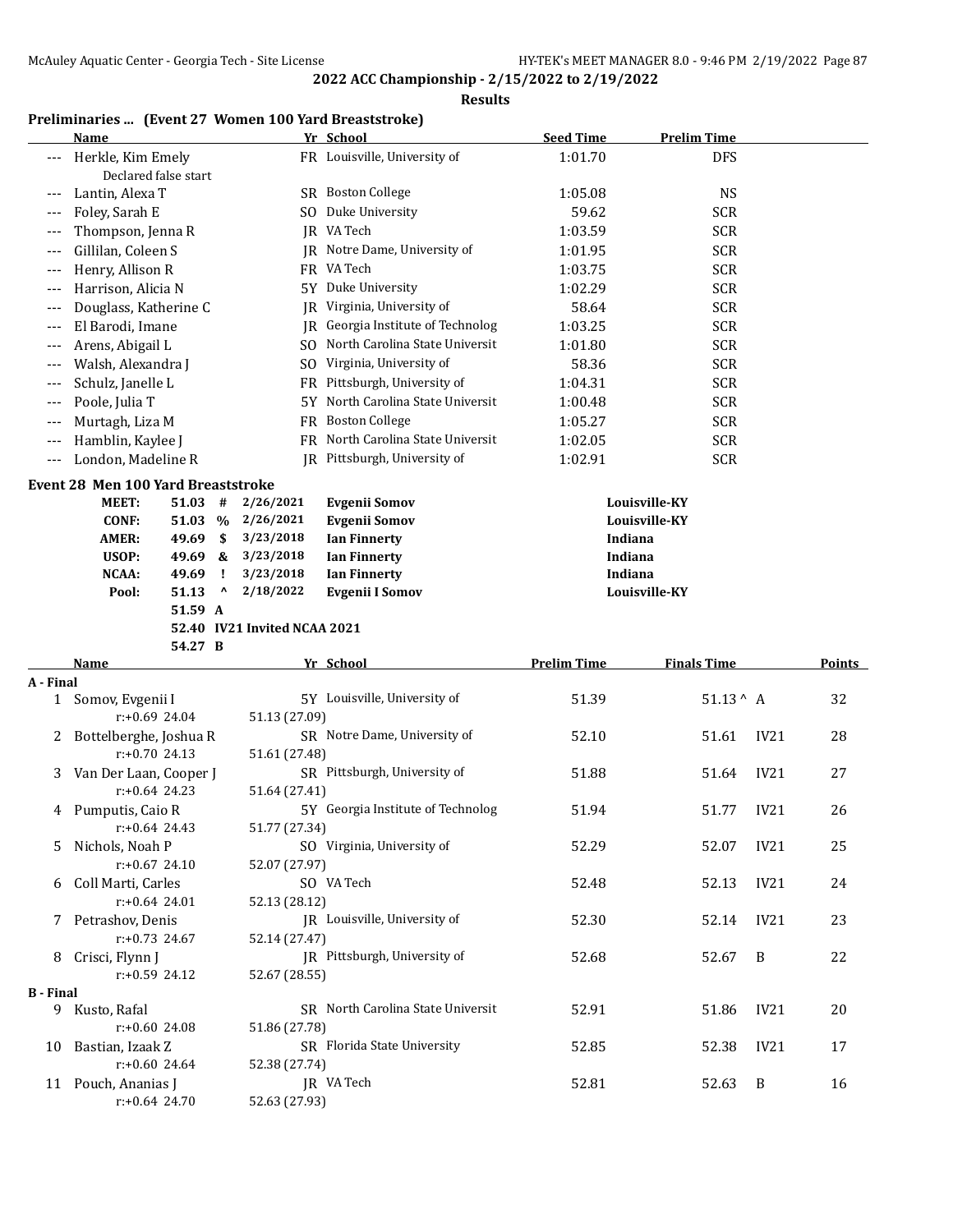## 2022 ACC Championship - 2/15/2022 to 2/19/2022

### Results

### Preliminaries ... (Event 27 Women 100 Yard Breaststroke)

| | Name | Yr | School | Seed Time | Prelim Time |
|---|---|---|---|---|---|
| --- | Herkle, Kim Emely | FR | Louisville, University of | 1:01.70 | DFS |
| | Declared false start | | | | |
| --- | Lantin, Alexa T | SR | Boston College | 1:05.08 | NS |
| --- | Foley, Sarah E | SO | Duke University | 59.62 | SCR |
| --- | Thompson, Jenna R | JR | VA Tech | 1:03.59 | SCR |
| --- | Gillilan, Coleen S | JR | Notre Dame, University of | 1:01.95 | SCR |
| --- | Henry, Allison R | FR | VA Tech | 1:03.75 | SCR |
| --- | Harrison, Alicia N | 5Y | Duke University | 1:02.29 | SCR |
| --- | Douglass, Katherine C | JR | Virginia, University of | 58.64 | SCR |
| --- | El Barodi, Imane | JR | Georgia Institute of Technolog | 1:03.25 | SCR |
| --- | Arens, Abigail L | SO | North Carolina State Universit | 1:01.80 | SCR |
| --- | Walsh, Alexandra J | SO | Virginia, University of | 58.36 | SCR |
| --- | Schulz, Janelle L | FR | Pittsburgh, University of | 1:04.31 | SCR |
| --- | Poole, Julia T | 5Y | North Carolina State Universit | 1:00.48 | SCR |
| --- | Murtagh, Liza M | FR | Boston College | 1:05.27 | SCR |
| --- | Hamblin, Kaylee J | FR | North Carolina State Universit | 1:02.05 | SCR |
| --- | London, Madeline R | JR | Pittsburgh, University of | 1:02.91 | SCR |

### Event 28 Men 100 Yard Breaststroke

| | Time | | Date | Name | Team |
|---|---|---|---|---|---|
| MEET: | 51.03 | # | 2/26/2021 | Evgenii Somov | Louisville-KY |
| CONF: | 51.03 | % | 2/26/2021 | Evgenii Somov | Louisville-KY |
| AMER: | 49.69 | $ | 3/23/2018 | Ian Finnerty | Indiana |
| USOP: | 49.69 | & | 3/23/2018 | Ian Finnerty | Indiana |
| NCAA: | 49.69 | ! | 3/23/2018 | Ian Finnerty | Indiana |
| Pool: | 51.13 | ^ | 2/18/2022 | Evgenii I Somov | Louisville-KY |
| | 51.59 | A | | | |
| | 52.40 | IV21 Invited NCAA 2021 | | | |
| | 54.27 | B | | | |

| | Name | Yr | School | Prelim Time | Finals Time | | Points |
|---|---|---|---|---|---|---|---|
| **A - Final** | | | | | | | |
| 1 | Somov, Evgenii I | 5Y | Louisville, University of | 51.39 | 51.13 ^ | A | 32 |
| | r:+0.69 24.04 | 51.13 (27.09) | | | | | |
| 2 | Bottelberghe, Joshua R | SR | Notre Dame, University of | 52.10 | 51.61 | IV21 | 28 |
| | r:+0.70 24.13 | 51.61 (27.48) | | | | | |
| 3 | Van Der Laan, Cooper J | SR | Pittsburgh, University of | 51.88 | 51.64 | IV21 | 27 |
| | r:+0.64 24.23 | 51.64 (27.41) | | | | | |
| 4 | Pumputis, Caio R | 5Y | Georgia Institute of Technolog | 51.94 | 51.77 | IV21 | 26 |
| | r:+0.64 24.43 | 51.77 (27.34) | | | | | |
| 5 | Nichols, Noah P | SO | Virginia, University of | 52.29 | 52.07 | IV21 | 25 |
| | r:+0.67 24.10 | 52.07 (27.97) | | | | | |
| 6 | Coll Marti, Carles | SO | VA Tech | 52.48 | 52.13 | IV21 | 24 |
| | r:+0.64 24.01 | 52.13 (28.12) | | | | | |
| 7 | Petrashov, Denis | JR | Louisville, University of | 52.30 | 52.14 | IV21 | 23 |
| | r:+0.73 24.67 | 52.14 (27.47) | | | | | |
| 8 | Crisci, Flynn J | JR | Pittsburgh, University of | 52.68 | 52.67 | B | 22 |
| | r:+0.59 24.12 | 52.67 (28.55) | | | | | |
| **B - Final** | | | | | | | |
| 9 | Kusto, Rafal | SR | North Carolina State Universit | 52.91 | 51.86 | IV21 | 20 |
| | r:+0.60 24.08 | 51.86 (27.78) | | | | | |
| 10 | Bastian, Izaak Z | SR | Florida State University | 52.85 | 52.38 | IV21 | 17 |
| | r:+0.60 24.64 | 52.38 (27.74) | | | | | |
| 11 | Pouch, Ananias J | JR | VA Tech | 52.81 | 52.63 | B | 16 |
| | r:+0.64 24.70 | 52.63 (27.93) | | | | | |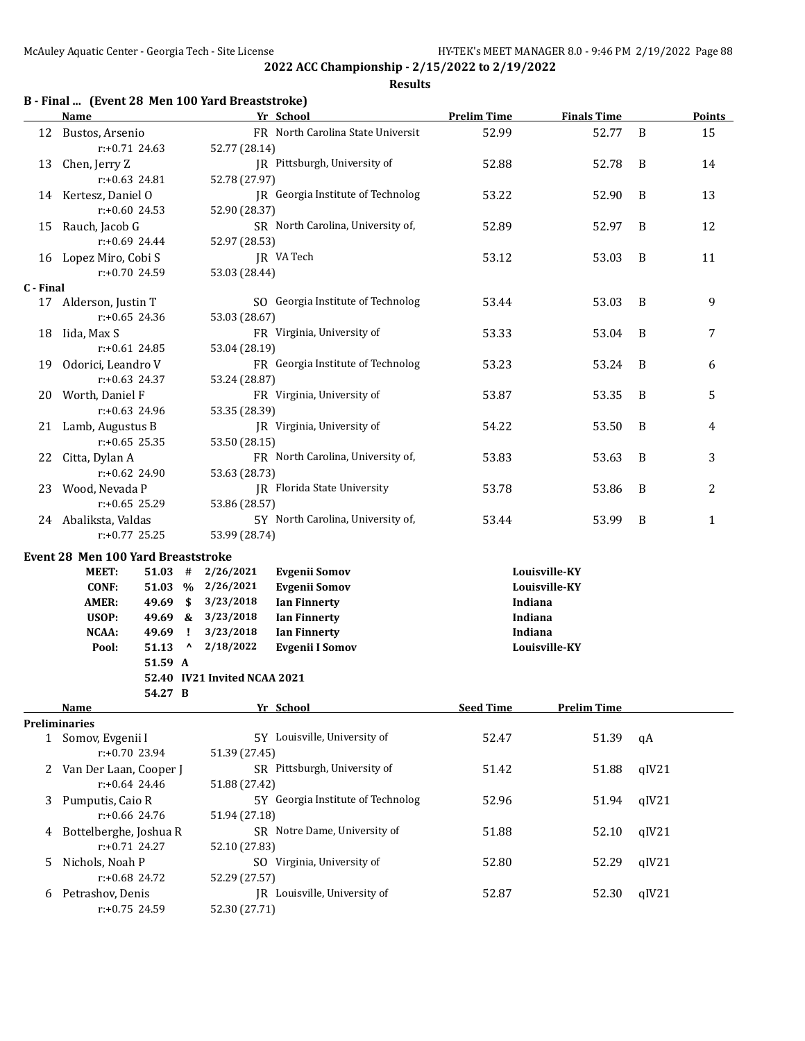**2022 ACC Championship - 2/15/2022 to 2/19/2022**

**Results**

### B - Final ... (Event 28 Men 100 Yard Breaststroke)

| | Name | Yr | School | Prelim Time | Finals Time | | Points |
|---|---|---|---|---|---|---|---|
| 12 | Bustos, Arsenio | FR | North Carolina State Universit | 52.99 | 52.77 | B | 15 |
| | r:+0.71 24.63 | | 52.77 (28.14) | | | | |
| 13 | Chen, Jerry Z | JR | Pittsburgh, University of | 52.88 | 52.78 | B | 14 |
| | r:+0.63 24.81 | | 52.78 (27.97) | | | | |
| 14 | Kertesz, Daniel O | JR | Georgia Institute of Technolog | 53.22 | 52.90 | B | 13 |
| | r:+0.60 24.53 | | 52.90 (28.37) | | | | |
| 15 | Rauch, Jacob G | SR | North Carolina, University of, | 52.89 | 52.97 | B | 12 |
| | r:+0.69 24.44 | | 52.97 (28.53) | | | | |
| 16 | Lopez Miro, Cobi S | JR | VA Tech | 53.12 | 53.03 | B | 11 |
| | r:+0.70 24.59 | | 53.03 (28.44) | | | | |
| **C - Final** | | | | | | | |
| 17 | Alderson, Justin T | SO | Georgia Institute of Technolog | 53.44 | 53.03 | B | 9 |
| | r:+0.65 24.36 | | 53.03 (28.67) | | | | |
| 18 | Iida, Max S | FR | Virginia, University of | 53.33 | 53.04 | B | 7 |
| | r:+0.61 24.85 | | 53.04 (28.19) | | | | |
| 19 | Odorici, Leandro V | FR | Georgia Institute of Technolog | 53.23 | 53.24 | B | 6 |
| | r:+0.63 24.37 | | 53.24 (28.87) | | | | |
| 20 | Worth, Daniel F | FR | Virginia, University of | 53.87 | 53.35 | B | 5 |
| | r:+0.63 24.96 | | 53.35 (28.39) | | | | |
| 21 | Lamb, Augustus B | JR | Virginia, University of | 54.22 | 53.50 | B | 4 |
| | r:+0.65 25.35 | | 53.50 (28.15) | | | | |
| 22 | Citta, Dylan A | FR | North Carolina, University of, | 53.83 | 53.63 | B | 3 |
| | r:+0.62 24.90 | | 53.63 (28.73) | | | | |
| 23 | Wood, Nevada P | JR | Florida State University | 53.78 | 53.86 | B | 2 |
| | r:+0.65 25.29 | | 53.86 (28.57) | | | | |
| 24 | Abaliksta, Valdas | 5Y | North Carolina, University of, | 53.44 | 53.99 | B | 1 |
| | r:+0.77 25.25 | | 53.99 (28.74) | | | | |

### Event 28 Men 100 Yard Breaststroke

| | | | | | |
|---|---|---|---|---|---|
| **MEET:** | **51.03** | **#** | **2/26/2021** | **Evgenii Somov** | **Louisville-KY** |
| **CONF:** | **51.03** | **%** | **2/26/2021** | **Evgenii Somov** | **Louisville-KY** |
| **AMER:** | **49.69** | **$** | **3/23/2018** | **Ian Finnerty** | **Indiana** |
| **USOP:** | **49.69** | **&** | **3/23/2018** | **Ian Finnerty** | **Indiana** |
| **NCAA:** | **49.69** | **!** | **3/23/2018** | **Ian Finnerty** | **Indiana** |
| **Pool:** | **51.13** | **^** | **2/18/2022** | **Evgenii I Somov** | **Louisville-KY** |
| | **51.59** | **A** | | | |
| | **52.40** | | **IV21 Invited NCAA 2021** | | |
| | **54.27** | **B** | | | |

| | Name | Yr | School | Seed Time | Prelim Time | |
|---|---|---|---|---|---|---|
| **Preliminaries** | | | | | | |
| 1 | Somov, Evgenii I | 5Y | Louisville, University of | 52.47 | 51.39 | qA |
| | r:+0.70 23.94 | | 51.39 (27.45) | | | |
| 2 | Van Der Laan, Cooper J | SR | Pittsburgh, University of | 51.42 | 51.88 | qIV21 |
| | r:+0.64 24.46 | | 51.88 (27.42) | | | |
| 3 | Pumputis, Caio R | 5Y | Georgia Institute of Technolog | 52.96 | 51.94 | qIV21 |
| | r:+0.66 24.76 | | 51.94 (27.18) | | | |
| 4 | Bottelberghe, Joshua R | SR | Notre Dame, University of | 51.88 | 52.10 | qIV21 |
| | r:+0.71 24.27 | | 52.10 (27.83) | | | |
| 5 | Nichols, Noah P | SO | Virginia, University of | 52.80 | 52.29 | qIV21 |
| | r:+0.68 24.72 | | 52.29 (27.57) | | | |
| 6 | Petrashov, Denis | JR | Louisville, University of | 52.87 | 52.30 | qIV21 |
| | r:+0.75 24.59 | | 52.30 (27.71) | | | |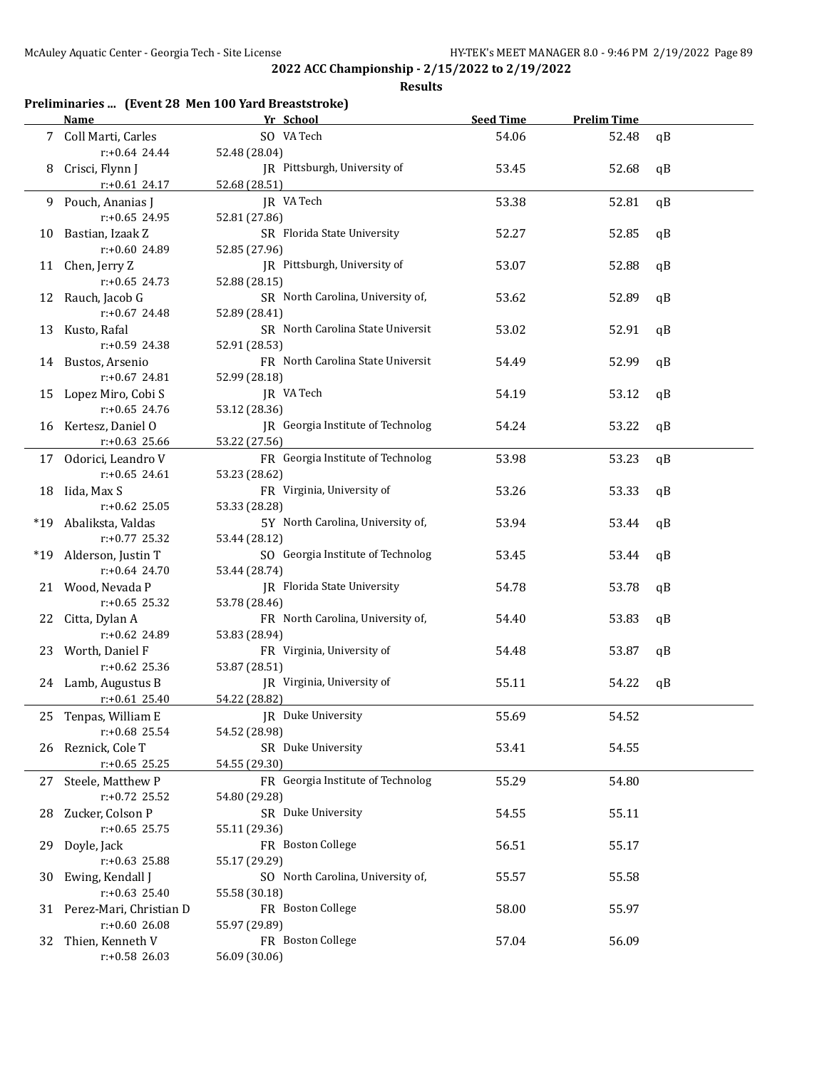**2022 ACC Championship - 2/15/2022 to 2/19/2022**

**Results**

### Preliminaries ... (Event 28 Men 100 Yard Breaststroke)

| | Name | Yr | School | Seed Time | Prelim Time | |
|---|---|---|---|---|---|---|
| 7 | Coll Marti, Carles | SO | VA Tech | 54.06 | 52.48 | qB |
| | r:+0.64 24.44 | 52.48 (28.04) | | | | |
| 8 | Crisci, Flynn J | JR | Pittsburgh, University of | 53.45 | 52.68 | qB |
| | r:+0.61 24.17 | 52.68 (28.51) | | | | |
| 9 | Pouch, Ananias J | JR | VA Tech | 53.38 | 52.81 | qB |
| | r:+0.65 24.95 | 52.81 (27.86) | | | | |
| 10 | Bastian, Izaak Z | SR | Florida State University | 52.27 | 52.85 | qB |
| | r:+0.60 24.89 | 52.85 (27.96) | | | | |
| 11 | Chen, Jerry Z | JR | Pittsburgh, University of | 53.07 | 52.88 | qB |
| | r:+0.65 24.73 | 52.88 (28.15) | | | | |
| 12 | Rauch, Jacob G | SR | North Carolina, University of, | 53.62 | 52.89 | qB |
| | r:+0.67 24.48 | 52.89 (28.41) | | | | |
| 13 | Kusto, Rafal | SR | North Carolina State Universit | 53.02 | 52.91 | qB |
| | r:+0.59 24.38 | 52.91 (28.53) | | | | |
| 14 | Bustos, Arsenio | FR | North Carolina State Universit | 54.49 | 52.99 | qB |
| | r:+0.67 24.81 | 52.99 (28.18) | | | | |
| 15 | Lopez Miro, Cobi S | JR | VA Tech | 54.19 | 53.12 | qB |
| | r:+0.65 24.76 | 53.12 (28.36) | | | | |
| 16 | Kertesz, Daniel O | JR | Georgia Institute of Technolog | 54.24 | 53.22 | qB |
| | r:+0.63 25.66 | 53.22 (27.56) | | | | |
| 17 | Odorici, Leandro V | FR | Georgia Institute of Technolog | 53.98 | 53.23 | qB |
| | r:+0.65 24.61 | 53.23 (28.62) | | | | |
| 18 | Iida, Max S | FR | Virginia, University of | 53.26 | 53.33 | qB |
| | r:+0.62 25.05 | 53.33 (28.28) | | | | |
| *19 | Abaliksta, Valdas | 5Y | North Carolina, University of, | 53.94 | 53.44 | qB |
| | r:+0.77 25.32 | 53.44 (28.12) | | | | |
| *19 | Alderson, Justin T | SO | Georgia Institute of Technolog | 53.45 | 53.44 | qB |
| | r:+0.64 24.70 | 53.44 (28.74) | | | | |
| 21 | Wood, Nevada P | JR | Florida State University | 54.78 | 53.78 | qB |
| | r:+0.65 25.32 | 53.78 (28.46) | | | | |
| 22 | Citta, Dylan A | FR | North Carolina, University of, | 54.40 | 53.83 | qB |
| | r:+0.62 24.89 | 53.83 (28.94) | | | | |
| 23 | Worth, Daniel F | FR | Virginia, University of | 54.48 | 53.87 | qB |
| | r:+0.62 25.36 | 53.87 (28.51) | | | | |
| 24 | Lamb, Augustus B | JR | Virginia, University of | 55.11 | 54.22 | qB |
| | r:+0.61 25.40 | 54.22 (28.82) | | | | |
| 25 | Tenpas, William E | JR | Duke University | 55.69 | 54.52 | |
| | r:+0.68 25.54 | 54.52 (28.98) | | | | |
| 26 | Reznick, Cole T | SR | Duke University | 53.41 | 54.55 | |
| | r:+0.65 25.25 | 54.55 (29.30) | | | | |
| 27 | Steele, Matthew P | FR | Georgia Institute of Technolog | 55.29 | 54.80 | |
| | r:+0.72 25.52 | 54.80 (29.28) | | | | |
| 28 | Zucker, Colson P | SR | Duke University | 54.55 | 55.11 | |
| | r:+0.65 25.75 | 55.11 (29.36) | | | | |
| 29 | Doyle, Jack | FR | Boston College | 56.51 | 55.17 | |
| | r:+0.63 25.88 | 55.17 (29.29) | | | | |
| 30 | Ewing, Kendall J | SO | North Carolina, University of, | 55.57 | 55.58 | |
| | r:+0.63 25.40 | 55.58 (30.18) | | | | |
| 31 | Perez-Mari, Christian D | FR | Boston College | 58.00 | 55.97 | |
| | r:+0.60 26.08 | 55.97 (29.89) | | | | |
| 32 | Thien, Kenneth V | FR | Boston College | 57.04 | 56.09 | |
| | r:+0.58 26.03 | 56.09 (30.06) | | | | |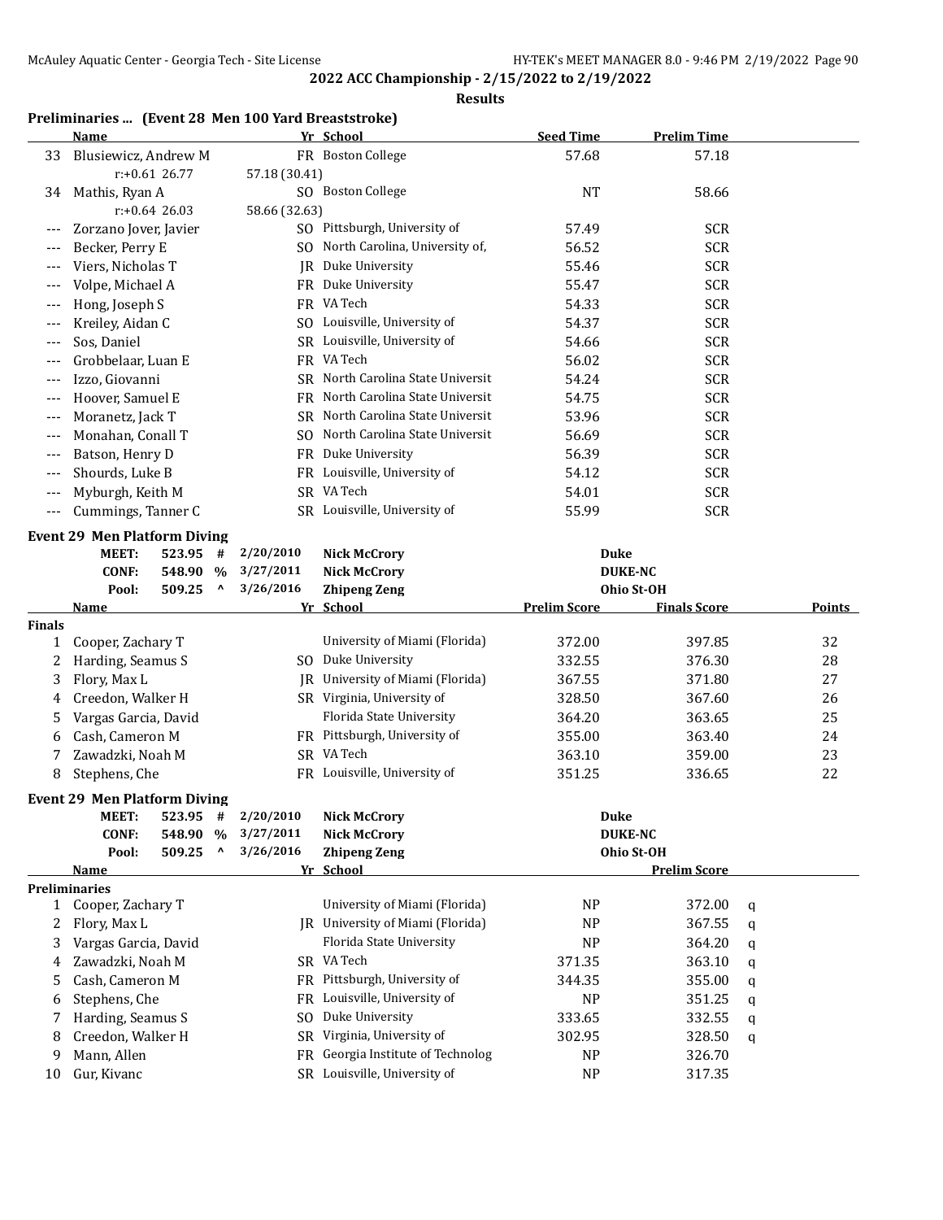**2022 ACC Championship - 2/15/2022 to 2/19/2022**

**Results**

### Preliminaries ... (Event 28 Men 100 Yard Breaststroke)

| | Name | Yr | School | Seed Time | Prelim Time |
|---|---|---|---|---|---|
| 33 | Blusiewicz, Andrew M | FR | Boston College | 57.68 | 57.18 |
| | r:+0.61 26.77 | 57.18 (30.41) | | | |
| 34 | Mathis, Ryan A | SO | Boston College | NT | 58.66 |
| | r:+0.64 26.03 | 58.66 (32.63) | | | |
| --- | Zorzano Jover, Javier | SO | Pittsburgh, University of | 57.49 | SCR |
| --- | Becker, Perry E | SO | North Carolina, University of, | 56.52 | SCR |
| --- | Viers, Nicholas T | JR | Duke University | 55.46 | SCR |
| --- | Volpe, Michael A | FR | Duke University | 55.47 | SCR |
| --- | Hong, Joseph S | FR | VA Tech | 54.33 | SCR |
| --- | Kreiley, Aidan C | SO | Louisville, University of | 54.37 | SCR |
| --- | Sos, Daniel | SR | Louisville, University of | 54.66 | SCR |
| --- | Grobbelaar, Luan E | FR | VA Tech | 56.02 | SCR |
| --- | Izzo, Giovanni | SR | North Carolina State Universit | 54.24 | SCR |
| --- | Hoover, Samuel E | FR | North Carolina State Universit | 54.75 | SCR |
| --- | Moranetz, Jack T | SR | North Carolina State Universit | 53.96 | SCR |
| --- | Monahan, Conall T | SO | North Carolina State Universit | 56.69 | SCR |
| --- | Batson, Henry D | FR | Duke University | 56.39 | SCR |
| --- | Shourds, Luke B | FR | Louisville, University of | 54.12 | SCR |
| --- | Myburgh, Keith M | SR | VA Tech | 54.01 | SCR |
| --- | Cummings, Tanner C | SR | Louisville, University of | 55.99 | SCR |

### Event 29 Men Platform Diving

| | | | | |
|---|---|---|---|---|
| **MEET:** | **523.95 #** | **2/20/2010** | **Nick McCrory** | **Duke** |
| **CONF:** | **548.90 %** | **3/27/2011** | **Nick McCrory** | **DUKE-NC** |
| **Pool:** | **509.25 ^** | **3/26/2016** | **Zhipeng Zeng** | **Ohio St-OH** |

| | Name | Yr | School | Prelim Score | Finals Score | Points |
|---|---|---|---|---|---|---|
| **Finals** | | | | | | |
| 1 | Cooper, Zachary T | | University of Miami (Florida) | 372.00 | 397.85 | 32 |
| 2 | Harding, Seamus S | SO | Duke University | 332.55 | 376.30 | 28 |
| 3 | Flory, Max L | JR | University of Miami (Florida) | 367.55 | 371.80 | 27 |
| 4 | Creedon, Walker H | SR | Virginia, University of | 328.50 | 367.60 | 26 |
| 5 | Vargas Garcia, David | | Florida State University | 364.20 | 363.65 | 25 |
| 6 | Cash, Cameron M | FR | Pittsburgh, University of | 355.00 | 363.40 | 24 |
| 7 | Zawadzki, Noah M | SR | VA Tech | 363.10 | 359.00 | 23 |
| 8 | Stephens, Che | FR | Louisville, University of | 351.25 | 336.65 | 22 |

### Event 29 Men Platform Diving

| | | | | |
|---|---|---|---|---|
| **MEET:** | **523.95 #** | **2/20/2010** | **Nick McCrory** | **Duke** |
| **CONF:** | **548.90 %** | **3/27/2011** | **Nick McCrory** | **DUKE-NC** |
| **Pool:** | **509.25 ^** | **3/26/2016** | **Zhipeng Zeng** | **Ohio St-OH** |

| | Name | Yr | School | | Prelim Score | |
|---|---|---|---|---|---|---|
| **Preliminaries** | | | | | | |
| 1 | Cooper, Zachary T | | University of Miami (Florida) | NP | 372.00 | q |
| 2 | Flory, Max L | JR | University of Miami (Florida) | NP | 367.55 | q |
| 3 | Vargas Garcia, David | | Florida State University | NP | 364.20 | q |
| 4 | Zawadzki, Noah M | SR | VA Tech | 371.35 | 363.10 | q |
| 5 | Cash, Cameron M | FR | Pittsburgh, University of | 344.35 | 355.00 | q |
| 6 | Stephens, Che | FR | Louisville, University of | NP | 351.25 | q |
| 7 | Harding, Seamus S | SO | Duke University | 333.65 | 332.55 | q |
| 8 | Creedon, Walker H | SR | Virginia, University of | 302.95 | 328.50 | q |
| 9 | Mann, Allen | FR | Georgia Institute of Technolog | NP | 326.70 | |
| 10 | Gur, Kivanc | SR | Louisville, University of | NP | 317.35 | |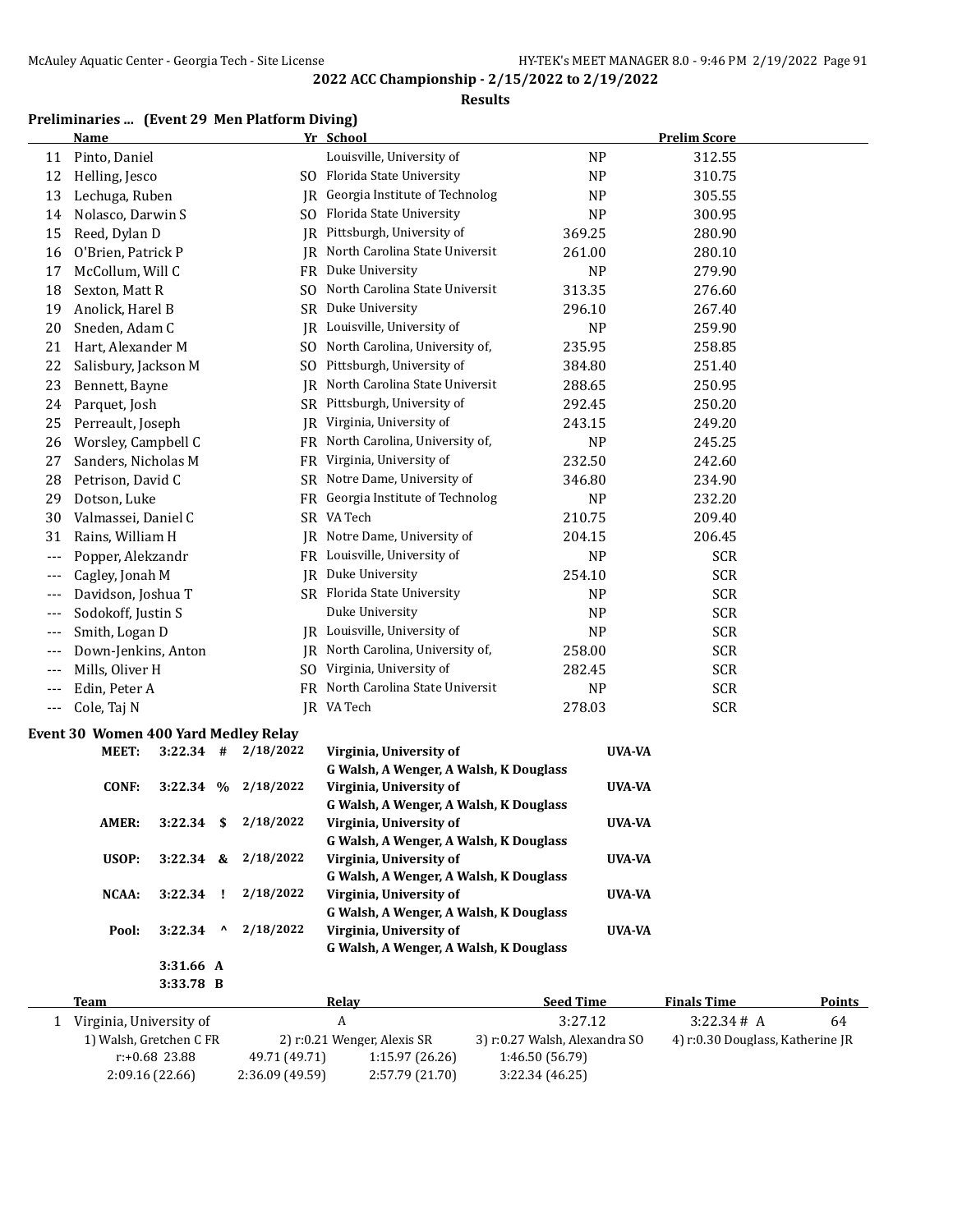**2022 ACC Championship - 2/15/2022 to 2/19/2022**

**Results**

### Preliminaries ... (Event 29 Men Platform Diving)

| | Name | Yr | School | | Prelim Score |
|---|---|---|---|---|---|
| 11 | Pinto, Daniel | | Louisville, University of | NP | 312.55 |
| 12 | Helling, Jesco | SO | Florida State University | NP | 310.75 |
| 13 | Lechuga, Ruben | JR | Georgia Institute of Technolog | NP | 305.55 |
| 14 | Nolasco, Darwin S | SO | Florida State University | NP | 300.95 |
| 15 | Reed, Dylan D | JR | Pittsburgh, University of | 369.25 | 280.90 |
| 16 | O'Brien, Patrick P | JR | North Carolina State Universit | 261.00 | 280.10 |
| 17 | McCollum, Will C | FR | Duke University | NP | 279.90 |
| 18 | Sexton, Matt R | SO | North Carolina State Universit | 313.35 | 276.60 |
| 19 | Anolick, Harel B | SR | Duke University | 296.10 | 267.40 |
| 20 | Sneden, Adam C | JR | Louisville, University of | NP | 259.90 |
| 21 | Hart, Alexander M | SO | North Carolina, University of, | 235.95 | 258.85 |
| 22 | Salisbury, Jackson M | SO | Pittsburgh, University of | 384.80 | 251.40 |
| 23 | Bennett, Bayne | JR | North Carolina State Universit | 288.65 | 250.95 |
| 24 | Parquet, Josh | SR | Pittsburgh, University of | 292.45 | 250.20 |
| 25 | Perreault, Joseph | JR | Virginia, University of | 243.15 | 249.20 |
| 26 | Worsley, Campbell C | FR | North Carolina, University of, | NP | 245.25 |
| 27 | Sanders, Nicholas M | FR | Virginia, University of | 232.50 | 242.60 |
| 28 | Petrison, David C | SR | Notre Dame, University of | 346.80 | 234.90 |
| 29 | Dotson, Luke | FR | Georgia Institute of Technolog | NP | 232.20 |
| 30 | Valmassei, Daniel C | SR | VA Tech | 210.75 | 209.40 |
| 31 | Rains, William H | JR | Notre Dame, University of | 204.15 | 206.45 |
| --- | Popper, Alekzandr | FR | Louisville, University of | NP | SCR |
| --- | Cagley, Jonah M | JR | Duke University | 254.10 | SCR |
| --- | Davidson, Joshua T | SR | Florida State University | NP | SCR |
| --- | Sodokoff, Justin S | | Duke University | NP | SCR |
| --- | Smith, Logan D | JR | Louisville, University of | NP | SCR |
| --- | Down-Jenkins, Anton | JR | North Carolina, University of, | 258.00 | SCR |
| --- | Mills, Oliver H | SO | Virginia, University of | 282.45 | SCR |
| --- | Edin, Peter A | FR | North Carolina State Universit | NP | SCR |
| --- | Cole, Taj N | JR | VA Tech | 278.03 | SCR |

### Event 30 Women 400 Yard Medley Relay

| | | | | | |
|---|---|---|---|---|---|
| MEET: | 3:22.34 | # | 2/18/2022 | Virginia, University of<br>G Walsh, A Wenger, A Walsh, K Douglass | UVA-VA |
| CONF: | 3:22.34 | % | 2/18/2022 | Virginia, University of<br>G Walsh, A Wenger, A Walsh, K Douglass | UVA-VA |
| AMER: | 3:22.34 | $ | 2/18/2022 | Virginia, University of<br>G Walsh, A Wenger, A Walsh, K Douglass | UVA-VA |
| USOP: | 3:22.34 | & | 2/18/2022 | Virginia, University of<br>G Walsh, A Wenger, A Walsh, K Douglass | UVA-VA |
| NCAA: | 3:22.34 | ! | 2/18/2022 | Virginia, University of<br>G Walsh, A Wenger, A Walsh, K Douglass | UVA-VA |
| Pool: | 3:22.34 | ^ | 2/18/2022 | Virginia, University of<br>G Walsh, A Wenger, A Walsh, K Douglass | UVA-VA |
| | 3:31.66 | A | | | |
| | 3:33.78 | B | | | |

| | Team | Relay | Seed Time | Finals Time | Points |
|---|---|---|---|---|---|
| 1 | Virginia, University of | A | 3:27.12 | 3:22.34 # A | 64 |

1) Walsh, Gretchen C FR — 2) r:0.21 Wenger, Alexis SR — 3) r:0.27 Walsh, Alexandra SO — 4) r:0.30 Douglass, Katherine JR

r:+0.68 23.88 — 49.71 (49.71) — 1:15.97 (26.26) — 1:46.50 (56.79)

2:09.16 (22.66) — 2:36.09 (49.59) — 2:57.79 (21.70) — 3:22.34 (46.25)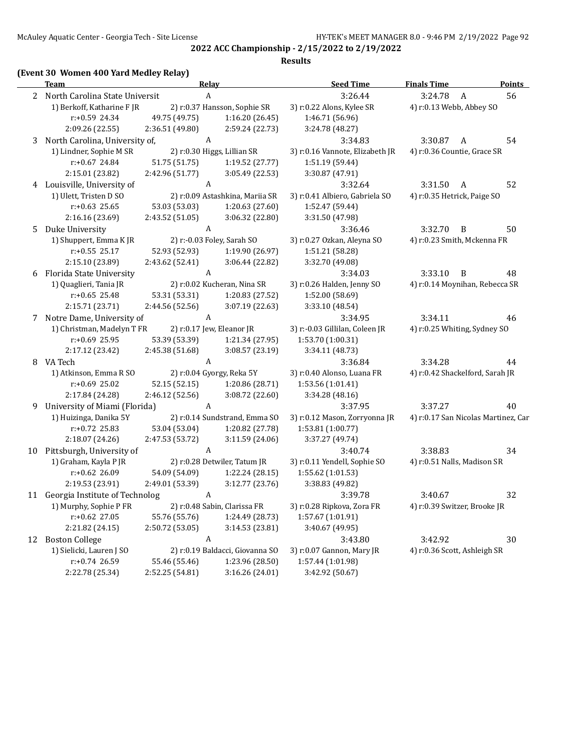## 2022 ACC Championship - 2/15/2022 to 2/19/2022

### Results

#### (Event 30 Women 400 Yard Medley Relay)

| | Team | Relay | Seed Time | Finals Time | | Points |
|---|---|---|---|---|---|---|
| 2 | North Carolina State Universit | A | 3:26.44 | 3:24.78 | A | 56 |
| | 1) Berkoff, Katharine F JR | 2) r:0.37 Hansson, Sophie SR | 3) r:0.22 Alons, Kylee SR | 4) r:0.13 Webb, Abbey SO | | |
| | r:+0.59 24.34 | 49.75 (49.75) | 1:16.20 (26.45) | 1:46.71 (56.96) | | |
| | 2:09.26 (22.55) | 2:36.51 (49.80) | 2:59.24 (22.73) | 3:24.78 (48.27) | | |
| 3 | North Carolina, University of, | A | 3:34.83 | 3:30.87 | A | 54 |
| | 1) Lindner, Sophie M SR | 2) r:0.30 Higgs, Lillian SR | 3) r:0.16 Vannote, Elizabeth JR | 4) r:0.36 Countie, Grace SR | | |
| | r:+0.67 24.84 | 51.75 (51.75) | 1:19.52 (27.77) | 1:51.19 (59.44) | | |
| | 2:15.01 (23.82) | 2:42.96 (51.77) | 3:05.49 (22.53) | 3:30.87 (47.91) | | |
| 4 | Louisville, University of | A | 3:32.64 | 3:31.50 | A | 52 |
| | 1) Ulett, Tristen D SO | 2) r:0.09 Astashkina, Mariia SR | 3) r:0.41 Albiero, Gabriela SO | 4) r:0.35 Hetrick, Paige SO | | |
| | r:+0.63 25.65 | 53.03 (53.03) | 1:20.63 (27.60) | 1:52.47 (59.44) | | |
| | 2:16.16 (23.69) | 2:43.52 (51.05) | 3:06.32 (22.80) | 3:31.50 (47.98) | | |
| 5 | Duke University | A | 3:36.46 | 3:32.70 | B | 50 |
| | 1) Shuppert, Emma K JR | 2) r:-0.03 Foley, Sarah SO | 3) r:0.27 Ozkan, Aleyna SO | 4) r:0.23 Smith, Mckenna FR | | |
| | r:+0.55 25.17 | 52.93 (52.93) | 1:19.90 (26.97) | 1:51.21 (58.28) | | |
| | 2:15.10 (23.89) | 2:43.62 (52.41) | 3:06.44 (22.82) | 3:32.70 (49.08) | | |
| 6 | Florida State University | A | 3:34.03 | 3:33.10 | B | 48 |
| | 1) Quaglieri, Tania JR | 2) r:0.02 Kucheran, Nina SR | 3) r:0.26 Halden, Jenny SO | 4) r:0.14 Moynihan, Rebecca SR | | |
| | r:+0.65 25.48 | 53.31 (53.31) | 1:20.83 (27.52) | 1:52.00 (58.69) | | |
| | 2:15.71 (23.71) | 2:44.56 (52.56) | 3:07.19 (22.63) | 3:33.10 (48.54) | | |
| 7 | Notre Dame, University of | A | 3:34.95 | 3:34.11 | | 46 |
| | 1) Christman, Madelyn T FR | 2) r:0.17 Jew, Eleanor JR | 3) r:-0.03 Gillilan, Coleen JR | 4) r:0.25 Whiting, Sydney SO | | |
| | r:+0.69 25.95 | 53.39 (53.39) | 1:21.34 (27.95) | 1:53.70 (1:00.31) | | |
| | 2:17.12 (23.42) | 2:45.38 (51.68) | 3:08.57 (23.19) | 3:34.11 (48.73) | | |
| 8 | VA Tech | A | 3:36.84 | 3:34.28 | | 44 |
| | 1) Atkinson, Emma R SO | 2) r:0.04 Gyorgy, Reka 5Y | 3) r:0.40 Alonso, Luana FR | 4) r:0.42 Shackelford, Sarah JR | | |
| | r:+0.69 25.02 | 52.15 (52.15) | 1:20.86 (28.71) | 1:53.56 (1:01.41) | | |
| | 2:17.84 (24.28) | 2:46.12 (52.56) | 3:08.72 (22.60) | 3:34.28 (48.16) | | |
| 9 | University of Miami (Florida) | A | 3:37.95 | 3:37.27 | | 40 |
| | 1) Huizinga, Danika 5Y | 2) r:0.14 Sundstrand, Emma SO | 3) r:0.12 Mason, Zorryonna JR | 4) r:0.17 San Nicolas Martinez, Car | | |
| | r:+0.72 25.83 | 53.04 (53.04) | 1:20.82 (27.78) | 1:53.81 (1:00.77) | | |
| | 2:18.07 (24.26) | 2:47.53 (53.72) | 3:11.59 (24.06) | 3:37.27 (49.74) | | |
| 10 | Pittsburgh, University of | A | 3:40.74 | 3:38.83 | | 34 |
| | 1) Graham, Kayla P JR | 2) r:0.28 Detwiler, Tatum JR | 3) r:0.11 Yendell, Sophie SO | 4) r:0.51 Nalls, Madison SR | | |
| | r:+0.62 26.09 | 54.09 (54.09) | 1:22.24 (28.15) | 1:55.62 (1:01.53) | | |
| | 2:19.53 (23.91) | 2:49.01 (53.39) | 3:12.77 (23.76) | 3:38.83 (49.82) | | |
| 11 | Georgia Institute of Technolog | A | 3:39.78 | 3:40.67 | | 32 |
| | 1) Murphy, Sophie P FR | 2) r:0.48 Sabin, Clarissa FR | 3) r:0.28 Ripkova, Zora FR | 4) r:0.39 Switzer, Brooke JR | | |
| | r:+0.62 27.05 | 55.76 (55.76) | 1:24.49 (28.73) | 1:57.67 (1:01.91) | | |
| | 2:21.82 (24.15) | 2:50.72 (53.05) | 3:14.53 (23.81) | 3:40.67 (49.95) | | |
| 12 | Boston College | A | 3:43.80 | 3:42.92 | | 30 |
| | 1) Sielicki, Lauren J SO | 2) r:0.19 Baldacci, Giovanna SO | 3) r:0.07 Gannon, Mary JR | 4) r:0.36 Scott, Ashleigh SR | | |
| | r:+0.74 26.59 | 55.46 (55.46) | 1:23.96 (28.50) | 1:57.44 (1:01.98) | | |
| | 2:22.78 (25.34) | 2:52.25 (54.81) | 3:16.26 (24.01) | 3:42.92 (50.67) | | |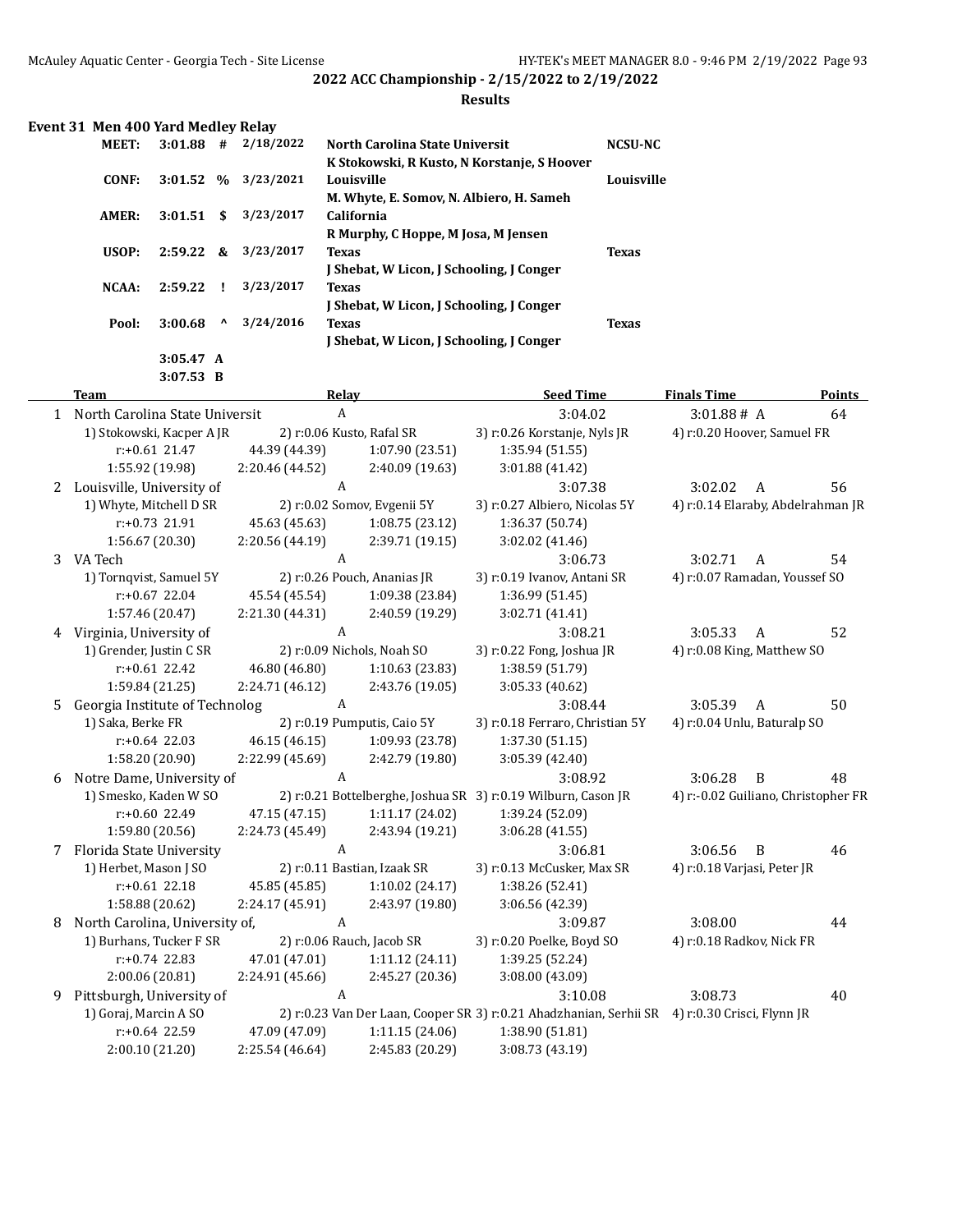## 2022 ACC Championship - 2/15/2022 to 2/19/2022

### Results

#### Event 31 Men 400 Yard Medley Relay

| | Time | | Date | Team | |
|---|---|---|---|---|---|
| MEET: | 3:01.88 | # | 2/18/2022 | North Carolina State Universit<br>K Stokowski, R Kusto, N Korstanje, S Hoover | NCSU-NC |
| CONF: | 3:01.52 | % | 3/23/2021 | Louisville<br>M. Whyte, E. Somov, N. Albiero, H. Sameh | Louisville |
| AMER: | 3:01.51 | $ | 3/23/2017 | California<br>R Murphy, C Hoppe, M Josa, M Jensen | |
| USOP: | 2:59.22 | & | 3/23/2017 | Texas<br>J Shebat, W Licon, J Schooling, J Conger | Texas |
| NCAA: | 2:59.22 | ! | 3/23/2017 | Texas<br>J Shebat, W Licon, J Schooling, J Conger | |
| Pool: | 3:00.68 | ^ | 3/24/2016 | Texas<br>J Shebat, W Licon, J Schooling, J Conger | Texas |
| | 3:05.47 | A | | | |
| | 3:07.53 | B | | | |

| | Team | Relay | Seed Time | Finals Time | Points |
|---|---|---|---|---|---|
| 1 | North Carolina State Universit | A | 3:04.02 | 3:01.88 # A | 64 |
| | 1) Stokowski, Kacper A JR | 2) r:0.06 Kusto, Rafal SR | 3) r:0.26 Korstanje, Nyls JR | 4) r:0.20 Hoover, Samuel FR | |
| | r:+0.61 21.47 | 44.39 (44.39) | 1:07.90 (23.51) | 1:35.94 (51.55) | |
| | 1:55.92 (19.98) | 2:20.46 (44.52) | 2:40.09 (19.63) | 3:01.88 (41.42) | |
| 2 | Louisville, University of | A | 3:07.38 | 3:02.02 A | 56 |
| | 1) Whyte, Mitchell D SR | 2) r:0.02 Somov, Evgenii 5Y | 3) r:0.27 Albiero, Nicolas 5Y | 4) r:0.14 Elaraby, Abdelrahman JR | |
| | r:+0.73 21.91 | 45.63 (45.63) | 1:08.75 (23.12) | 1:36.37 (50.74) | |
| | 1:56.67 (20.30) | 2:20.56 (44.19) | 2:39.71 (19.15) | 3:02.02 (41.46) | |
| 3 | VA Tech | A | 3:06.73 | 3:02.71 A | 54 |
| | 1) Tornqvist, Samuel 5Y | 2) r:0.26 Pouch, Ananias JR | 3) r:0.19 Ivanov, Antani SR | 4) r:0.07 Ramadan, Youssef SO | |
| | r:+0.67 22.04 | 45.54 (45.54) | 1:09.38 (23.84) | 1:36.99 (51.45) | |
| | 1:57.46 (20.47) | 2:21.30 (44.31) | 2:40.59 (19.29) | 3:02.71 (41.41) | |
| 4 | Virginia, University of | A | 3:08.21 | 3:05.33 A | 52 |
| | 1) Grender, Justin C SR | 2) r:0.09 Nichols, Noah SO | 3) r:0.22 Fong, Joshua JR | 4) r:0.08 King, Matthew SO | |
| | r:+0.61 22.42 | 46.80 (46.80) | 1:10.63 (23.83) | 1:38.59 (51.79) | |
| | 1:59.84 (21.25) | 2:24.71 (46.12) | 2:43.76 (19.05) | 3:05.33 (40.62) | |
| 5 | Georgia Institute of Technolog | A | 3:08.44 | 3:05.39 A | 50 |
| | 1) Saka, Berke FR | 2) r:0.19 Pumputis, Caio 5Y | 3) r:0.18 Ferraro, Christian 5Y | 4) r:0.04 Unlu, Baturalp SO | |
| | r:+0.64 22.03 | 46.15 (46.15) | 1:09.93 (23.78) | 1:37.30 (51.15) | |
| | 1:58.20 (20.90) | 2:22.99 (45.69) | 2:42.79 (19.80) | 3:05.39 (42.40) | |
| 6 | Notre Dame, University of | A | 3:08.92 | 3:06.28 B | 48 |
| | 1) Smesko, Kaden W SO | 2) r:0.21 Bottelberghe, Joshua SR | 3) r:0.19 Wilburn, Cason JR | 4) r:-0.02 Guiliano, Christopher FR | |
| | r:+0.60 22.49 | 47.15 (47.15) | 1:11.17 (24.02) | 1:39.24 (52.09) | |
| | 1:59.80 (20.56) | 2:24.73 (45.49) | 2:43.94 (19.21) | 3:06.28 (41.55) | |
| 7 | Florida State University | A | 3:06.81 | 3:06.56 B | 46 |
| | 1) Herbet, Mason J SO | 2) r:0.11 Bastian, Izaak SR | 3) r:0.13 McCusker, Max SR | 4) r:0.18 Varjasi, Peter JR | |
| | r:+0.61 22.18 | 45.85 (45.85) | 1:10.02 (24.17) | 1:38.26 (52.41) | |
| | 1:58.88 (20.62) | 2:24.17 (45.91) | 2:43.97 (19.80) | 3:06.56 (42.39) | |
| 8 | North Carolina, University of, | A | 3:09.87 | 3:08.00 | 44 |
| | 1) Burhans, Tucker F SR | 2) r:0.06 Rauch, Jacob SR | 3) r:0.20 Poelke, Boyd SO | 4) r:0.18 Radkov, Nick FR | |
| | r:+0.74 22.83 | 47.01 (47.01) | 1:11.12 (24.11) | 1:39.25 (52.24) | |
| | 2:00.06 (20.81) | 2:24.91 (45.66) | 2:45.27 (20.36) | 3:08.00 (43.09) | |
| 9 | Pittsburgh, University of | A | 3:10.08 | 3:08.73 | 40 |
| | 1) Goraj, Marcin A SO | 2) r:0.23 Van Der Laan, Cooper SR | 3) r:0.21 Ahadzhanian, Serhii SR | 4) r:0.30 Crisci, Flynn JR | |
| | r:+0.64 22.59 | 47.09 (47.09) | 1:11.15 (24.06) | 1:38.90 (51.81) | |
| | 2:00.10 (21.20) | 2:25.54 (46.64) | 2:45.83 (20.29) | 3:08.73 (43.19) | |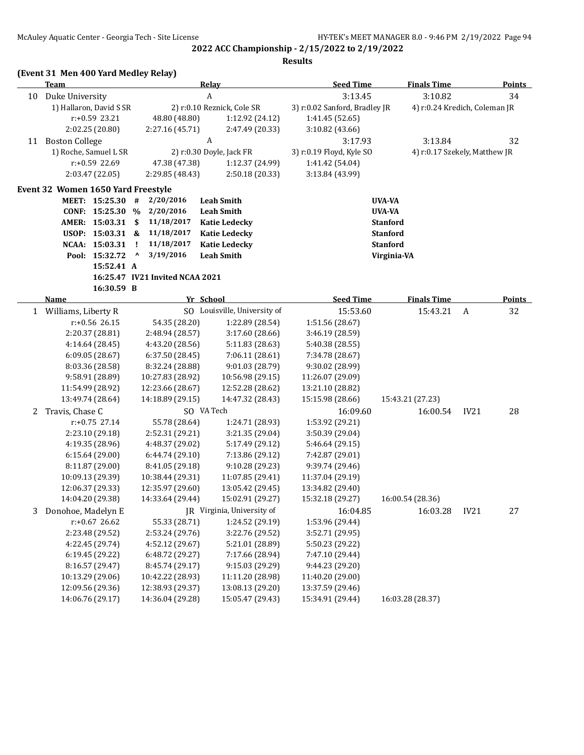**2022 ACC Championship - 2/15/2022 to 2/19/2022**

**Results**

### (Event 31 Men 400 Yard Medley Relay)

| | Team | Relay | Seed Time | Finals Time | Points |
|---|---|---|---|---|---|
| 10 | Duke University | A | 3:13.45 | 3:10.82 | 34 |
| | 1) Hallaron, David S SR | 2) r:0.10 Reznick, Cole SR | 3) r:0.02 Sanford, Bradley JR | 4) r:0.24 Kredich, Coleman JR | |
| | r:+0.59 23.21 | 48.80 (48.80) | 1:12.92 (24.12) | 1:41.45 (52.65) | |
| | 2:02.25 (20.80) | 2:27.16 (45.71) | 2:47.49 (20.33) | 3:10.82 (43.66) | |
| 11 | Boston College | A | 3:17.93 | 3:13.84 | 32 |
| | 1) Roche, Samuel L SR | 2) r:0.30 Doyle, Jack FR | 3) r:0.19 Floyd, Kyle SO | 4) r:0.17 Szekely, Matthew JR | |
| | r:+0.59 22.69 | 47.38 (47.38) | 1:12.37 (24.99) | 1:41.42 (54.04) | |
| | 2:03.47 (22.05) | 2:29.85 (48.43) | 2:50.18 (20.33) | 3:13.84 (43.99) | |

### Event 32 Women 1650 Yard Freestyle

| | Time | | Date | Name | Team |
|---|---|---|---|---|---|
| MEET: | 15:25.30 | # | 2/20/2016 | Leah Smith | UVA-VA |
| CONF: | 15:25.30 | % | 2/20/2016 | Leah Smith | UVA-VA |
| AMER: | 15:03.31 | $ | 11/18/2017 | Katie Ledecky | Stanford |
| USOP: | 15:03.31 | & | 11/18/2017 | Katie Ledecky | Stanford |
| NCAA: | 15:03.31 | ! | 11/18/2017 | Katie Ledecky | Stanford |
| Pool: | 15:32.72 | ^ | 3/19/2016 | Leah Smith | Virginia-VA |
| | 15:52.41 | A | | | |
| | 16:25.47 | IV21 | Invited NCAA 2021 | | |
| | 16:30.59 | B | | | |

| | Name | Yr | School | Seed Time | Finals Time | | Points |
|---|---|---|---|---|---|---|---|
| 1 | Williams, Liberty R | SO | Louisville, University of | 15:53.60 | 15:43.21 | A | 32 |
| | r:+0.56 26.15 | 54.35 (28.20) | 1:22.89 (28.54) | 1:51.56 (28.67) | | | |
| | 2:20.37 (28.81) | 2:48.94 (28.57) | 3:17.60 (28.66) | 3:46.19 (28.59) | | | |
| | 4:14.64 (28.45) | 4:43.20 (28.56) | 5:11.83 (28.63) | 5:40.38 (28.55) | | | |
| | 6:09.05 (28.67) | 6:37.50 (28.45) | 7:06.11 (28.61) | 7:34.78 (28.67) | | | |
| | 8:03.36 (28.58) | 8:32.24 (28.88) | 9:01.03 (28.79) | 9:30.02 (28.99) | | | |
| | 9:58.91 (28.89) | 10:27.83 (28.92) | 10:56.98 (29.15) | 11:26.07 (29.09) | | | |
| | 11:54.99 (28.92) | 12:23.66 (28.67) | 12:52.28 (28.62) | 13:21.10 (28.82) | | | |
| | 13:49.74 (28.64) | 14:18.89 (29.15) | 14:47.32 (28.43) | 15:15.98 (28.66) | 15:43.21 (27.23) | | |
| 2 | Travis, Chase C | SO | VA Tech | 16:09.60 | 16:00.54 | IV21 | 28 |
| | r:+0.75 27.14 | 55.78 (28.64) | 1:24.71 (28.93) | 1:53.92 (29.21) | | | |
| | 2:23.10 (29.18) | 2:52.31 (29.21) | 3:21.35 (29.04) | 3:50.39 (29.04) | | | |
| | 4:19.35 (28.96) | 4:48.37 (29.02) | 5:17.49 (29.12) | 5:46.64 (29.15) | | | |
| | 6:15.64 (29.00) | 6:44.74 (29.10) | 7:13.86 (29.12) | 7:42.87 (29.01) | | | |
| | 8:11.87 (29.00) | 8:41.05 (29.18) | 9:10.28 (29.23) | 9:39.74 (29.46) | | | |
| | 10:09.13 (29.39) | 10:38.44 (29.31) | 11:07.85 (29.41) | 11:37.04 (29.19) | | | |
| | 12:06.37 (29.33) | 12:35.97 (29.60) | 13:05.42 (29.45) | 13:34.82 (29.40) | | | |
| | 14:04.20 (29.38) | 14:33.64 (29.44) | 15:02.91 (29.27) | 15:32.18 (29.27) | 16:00.54 (28.36) | | |
| 3 | Donohoe, Madelyn E | JR | Virginia, University of | 16:04.85 | 16:03.28 | IV21 | 27 |
| | r:+0.67 26.62 | 55.33 (28.71) | 1:24.52 (29.19) | 1:53.96 (29.44) | | | |
| | 2:23.48 (29.52) | 2:53.24 (29.76) | 3:22.76 (29.52) | 3:52.71 (29.95) | | | |
| | 4:22.45 (29.74) | 4:52.12 (29.67) | 5:21.01 (28.89) | 5:50.23 (29.22) | | | |
| | 6:19.45 (29.22) | 6:48.72 (29.27) | 7:17.66 (28.94) | 7:47.10 (29.44) | | | |
| | 8:16.57 (29.47) | 8:45.74 (29.17) | 9:15.03 (29.29) | 9:44.23 (29.20) | | | |
| | 10:13.29 (29.06) | 10:42.22 (28.93) | 11:11.20 (28.98) | 11:40.20 (29.00) | | | |
| | 12:09.56 (29.36) | 12:38.93 (29.37) | 13:08.13 (29.20) | 13:37.59 (29.46) | | | |
| | 14:06.76 (29.17) | 14:36.04 (29.28) | 15:05.47 (29.43) | 15:34.91 (29.44) | 16:03.28 (28.37) | | |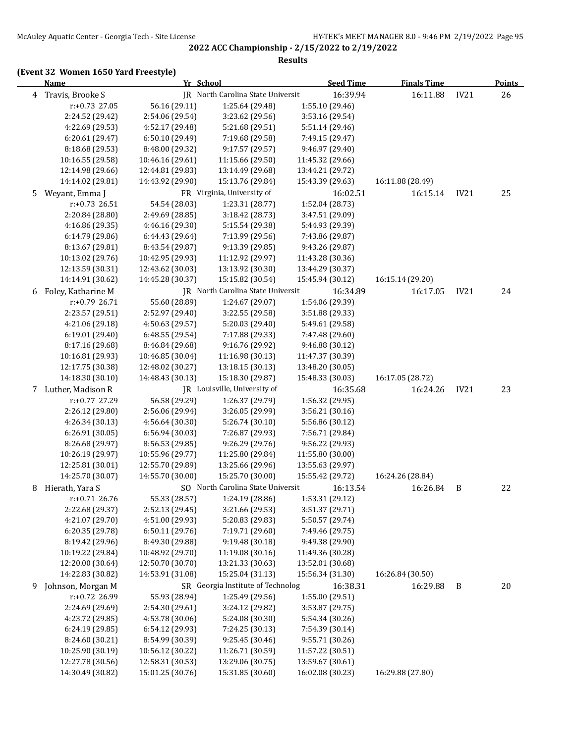## 2022 ACC Championship - 2/15/2022 to 2/19/2022

### Results

**(Event 32 Women 1650 Yard Freestyle)**

| | Name | Yr | School | Seed Time | Finals Time | | Points |
|---|---|---|---|---|---|---|---|
| 4 | Travis, Brooke S | JR | North Carolina State Universit | 16:39.94 | 16:11.88 | IV21 | 26 |
| | r:+0.73 27.05 | 56.16 (29.11) | 1:25.64 (29.48) | 1:55.10 (29.46) | | | |
| | 2:24.52 (29.42) | 2:54.06 (29.54) | 3:23.62 (29.56) | 3:53.16 (29.54) | | | |
| | 4:22.69 (29.53) | 4:52.17 (29.48) | 5:21.68 (29.51) | 5:51.14 (29.46) | | | |
| | 6:20.61 (29.47) | 6:50.10 (29.49) | 7:19.68 (29.58) | 7:49.15 (29.47) | | | |
| | 8:18.68 (29.53) | 8:48.00 (29.32) | 9:17.57 (29.57) | 9:46.97 (29.40) | | | |
| | 10:16.55 (29.58) | 10:46.16 (29.61) | 11:15.66 (29.50) | 11:45.32 (29.66) | | | |
| | 12:14.98 (29.66) | 12:44.81 (29.83) | 13:14.49 (29.68) | 13:44.21 (29.72) | | | |
| | 14:14.02 (29.81) | 14:43.92 (29.90) | 15:13.76 (29.84) | 15:43.39 (29.63) | 16:11.88 (28.49) | | |
| 5 | Weyant, Emma J | FR | Virginia, University of | 16:02.51 | 16:15.14 | IV21 | 25 |
| | r:+0.73 26.51 | 54.54 (28.03) | 1:23.31 (28.77) | 1:52.04 (28.73) | | | |
| | 2:20.84 (28.80) | 2:49.69 (28.85) | 3:18.42 (28.73) | 3:47.51 (29.09) | | | |
| | 4:16.86 (29.35) | 4:46.16 (29.30) | 5:15.54 (29.38) | 5:44.93 (29.39) | | | |
| | 6:14.79 (29.86) | 6:44.43 (29.64) | 7:13.99 (29.56) | 7:43.86 (29.87) | | | |
| | 8:13.67 (29.81) | 8:43.54 (29.87) | 9:13.39 (29.85) | 9:43.26 (29.87) | | | |
| | 10:13.02 (29.76) | 10:42.95 (29.93) | 11:12.92 (29.97) | 11:43.28 (30.36) | | | |
| | 12:13.59 (30.31) | 12:43.62 (30.03) | 13:13.92 (30.30) | 13:44.29 (30.37) | | | |
| | 14:14.91 (30.62) | 14:45.28 (30.37) | 15:15.82 (30.54) | 15:45.94 (30.12) | 16:15.14 (29.20) | | |
| 6 | Foley, Katharine M | JR | North Carolina State Universit | 16:34.89 | 16:17.05 | IV21 | 24 |
| | r:+0.79 26.71 | 55.60 (28.89) | 1:24.67 (29.07) | 1:54.06 (29.39) | | | |
| | 2:23.57 (29.51) | 2:52.97 (29.40) | 3:22.55 (29.58) | 3:51.88 (29.33) | | | |
| | 4:21.06 (29.18) | 4:50.63 (29.57) | 5:20.03 (29.40) | 5:49.61 (29.58) | | | |
| | 6:19.01 (29.40) | 6:48.55 (29.54) | 7:17.88 (29.33) | 7:47.48 (29.60) | | | |
| | 8:17.16 (29.68) | 8:46.84 (29.68) | 9:16.76 (29.92) | 9:46.88 (30.12) | | | |
| | 10:16.81 (29.93) | 10:46.85 (30.04) | 11:16.98 (30.13) | 11:47.37 (30.39) | | | |
| | 12:17.75 (30.38) | 12:48.02 (30.27) | 13:18.15 (30.13) | 13:48.20 (30.05) | | | |
| | 14:18.30 (30.10) | 14:48.43 (30.13) | 15:18.30 (29.87) | 15:48.33 (30.03) | 16:17.05 (28.72) | | |
| 7 | Luther, Madison R | JR | Louisville, University of | 16:35.68 | 16:24.26 | IV21 | 23 |
| | r:+0.77 27.29 | 56.58 (29.29) | 1:26.37 (29.79) | 1:56.32 (29.95) | | | |
| | 2:26.12 (29.80) | 2:56.06 (29.94) | 3:26.05 (29.99) | 3:56.21 (30.16) | | | |
| | 4:26.34 (30.13) | 4:56.64 (30.30) | 5:26.74 (30.10) | 5:56.86 (30.12) | | | |
| | 6:26.91 (30.05) | 6:56.94 (30.03) | 7:26.87 (29.93) | 7:56.71 (29.84) | | | |
| | 8:26.68 (29.97) | 8:56.53 (29.85) | 9:26.29 (29.76) | 9:56.22 (29.93) | | | |
| | 10:26.19 (29.97) | 10:55.96 (29.77) | 11:25.80 (29.84) | 11:55.80 (30.00) | | | |
| | 12:25.81 (30.01) | 12:55.70 (29.89) | 13:25.66 (29.96) | 13:55.63 (29.97) | | | |
| | 14:25.70 (30.07) | 14:55.70 (30.00) | 15:25.70 (30.00) | 15:55.42 (29.72) | 16:24.26 (28.84) | | |
| 8 | Hierath, Yara S | SO | North Carolina State Universit | 16:13.54 | 16:26.84 | B | 22 |
| | r:+0.71 26.76 | 55.33 (28.57) | 1:24.19 (28.86) | 1:53.31 (29.12) | | | |
| | 2:22.68 (29.37) | 2:52.13 (29.45) | 3:21.66 (29.53) | 3:51.37 (29.71) | | | |
| | 4:21.07 (29.70) | 4:51.00 (29.93) | 5:20.83 (29.83) | 5:50.57 (29.74) | | | |
| | 6:20.35 (29.78) | 6:50.11 (29.76) | 7:19.71 (29.60) | 7:49.46 (29.75) | | | |
| | 8:19.42 (29.96) | 8:49.30 (29.88) | 9:19.48 (30.18) | 9:49.38 (29.90) | | | |
| | 10:19.22 (29.84) | 10:48.92 (29.70) | 11:19.08 (30.16) | 11:49.36 (30.28) | | | |
| | 12:20.00 (30.64) | 12:50.70 (30.70) | 13:21.33 (30.63) | 13:52.01 (30.68) | | | |
| | 14:22.83 (30.82) | 14:53.91 (31.08) | 15:25.04 (31.13) | 15:56.34 (31.30) | 16:26.84 (30.50) | | |
| 9 | Johnson, Morgan M | SR | Georgia Institute of Technolog | 16:38.31 | 16:29.88 | B | 20 |
| | r:+0.72 26.99 | 55.93 (28.94) | 1:25.49 (29.56) | 1:55.00 (29.51) | | | |
| | 2:24.69 (29.69) | 2:54.30 (29.61) | 3:24.12 (29.82) | 3:53.87 (29.75) | | | |
| | 4:23.72 (29.85) | 4:53.78 (30.06) | 5:24.08 (30.30) | 5:54.34 (30.26) | | | |
| | 6:24.19 (29.85) | 6:54.12 (29.93) | 7:24.25 (30.13) | 7:54.39 (30.14) | | | |
| | 8:24.60 (30.21) | 8:54.99 (30.39) | 9:25.45 (30.46) | 9:55.71 (30.26) | | | |
| | 10:25.90 (30.19) | 10:56.12 (30.22) | 11:26.71 (30.59) | 11:57.22 (30.51) | | | |
| | 12:27.78 (30.56) | 12:58.31 (30.53) | 13:29.06 (30.75) | 13:59.67 (30.61) | | | |
| | 14:30.49 (30.82) | 15:01.25 (30.76) | 15:31.85 (30.60) | 16:02.08 (30.23) | 16:29.88 (27.80) | | |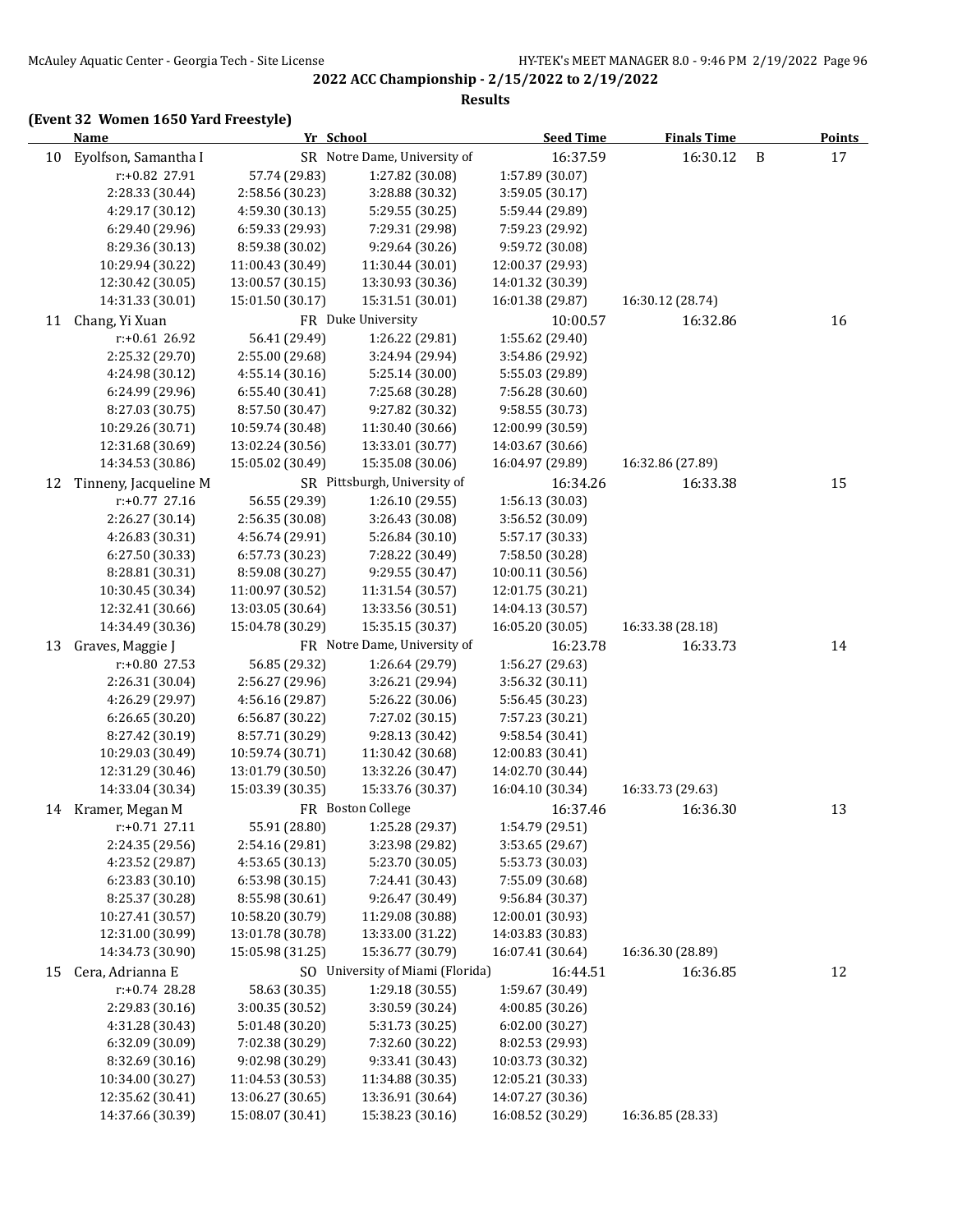**2022 ACC Championship - 2/15/2022 to 2/19/2022**

**Results**

### (Event 32 Women 1650 Yard Freestyle)

| | Name | Yr | School | Seed Time | Finals Time | | Points |
|---|---|---|---|---|---|---|---|
| 10 | Eyolfson, Samantha I | SR | Notre Dame, University of | 16:37.59 | 16:30.12 | B | 17 |
| | r:+0.82 27.91 | 57.74 (29.83) | 1:27.82 (30.08) | 1:57.89 (30.07) | | | |
| | 2:28.33 (30.44) | 2:58.56 (30.23) | 3:28.88 (30.32) | 3:59.05 (30.17) | | | |
| | 4:29.17 (30.12) | 4:59.30 (30.13) | 5:29.55 (30.25) | 5:59.44 (29.89) | | | |
| | 6:29.40 (29.96) | 6:59.33 (29.93) | 7:29.31 (29.98) | 7:59.23 (29.92) | | | |
| | 8:29.36 (30.13) | 8:59.38 (30.02) | 9:29.64 (30.26) | 9:59.72 (30.08) | | | |
| | 10:29.94 (30.22) | 11:00.43 (30.49) | 11:30.44 (30.01) | 12:00.37 (29.93) | | | |
| | 12:30.42 (30.05) | 13:00.57 (30.15) | 13:30.93 (30.36) | 14:01.32 (30.39) | | | |
| | 14:31.33 (30.01) | 15:01.50 (30.17) | 15:31.51 (30.01) | 16:01.38 (29.87) | 16:30.12 (28.74) | | |
| 11 | Chang, Yi Xuan | FR | Duke University | 10:00.57 | 16:32.86 | | 16 |
| | r:+0.61 26.92 | 56.41 (29.49) | 1:26.22 (29.81) | 1:55.62 (29.40) | | | |
| | 2:25.32 (29.70) | 2:55.00 (29.68) | 3:24.94 (29.94) | 3:54.86 (29.92) | | | |
| | 4:24.98 (30.12) | 4:55.14 (30.16) | 5:25.14 (30.00) | 5:55.03 (29.89) | | | |
| | 6:24.99 (29.96) | 6:55.40 (30.41) | 7:25.68 (30.28) | 7:56.28 (30.60) | | | |
| | 8:27.03 (30.75) | 8:57.50 (30.47) | 9:27.82 (30.32) | 9:58.55 (30.73) | | | |
| | 10:29.26 (30.71) | 10:59.74 (30.48) | 11:30.40 (30.66) | 12:00.99 (30.59) | | | |
| | 12:31.68 (30.69) | 13:02.24 (30.56) | 13:33.01 (30.77) | 14:03.67 (30.66) | | | |
| | 14:34.53 (30.86) | 15:05.02 (30.49) | 15:35.08 (30.06) | 16:04.97 (29.89) | 16:32.86 (27.89) | | |
| 12 | Tinneny, Jacqueline M | SR | Pittsburgh, University of | 16:34.26 | 16:33.38 | | 15 |
| | r:+0.77 27.16 | 56.55 (29.39) | 1:26.10 (29.55) | 1:56.13 (30.03) | | | |
| | 2:26.27 (30.14) | 2:56.35 (30.08) | 3:26.43 (30.08) | 3:56.52 (30.09) | | | |
| | 4:26.83 (30.31) | 4:56.74 (29.91) | 5:26.84 (30.10) | 5:57.17 (30.33) | | | |
| | 6:27.50 (30.33) | 6:57.73 (30.23) | 7:28.22 (30.49) | 7:58.50 (30.28) | | | |
| | 8:28.81 (30.31) | 8:59.08 (30.27) | 9:29.55 (30.47) | 10:00.11 (30.56) | | | |
| | 10:30.45 (30.34) | 11:00.97 (30.52) | 11:31.54 (30.57) | 12:01.75 (30.21) | | | |
| | 12:32.41 (30.66) | 13:03.05 (30.64) | 13:33.56 (30.51) | 14:04.13 (30.57) | | | |
| | 14:34.49 (30.36) | 15:04.78 (30.29) | 15:35.15 (30.37) | 16:05.20 (30.05) | 16:33.38 (28.18) | | |
| 13 | Graves, Maggie J | FR | Notre Dame, University of | 16:23.78 | 16:33.73 | | 14 |
| | r:+0.80 27.53 | 56.85 (29.32) | 1:26.64 (29.79) | 1:56.27 (29.63) | | | |
| | 2:26.31 (30.04) | 2:56.27 (29.96) | 3:26.21 (29.94) | 3:56.32 (30.11) | | | |
| | 4:26.29 (29.97) | 4:56.16 (29.87) | 5:26.22 (30.06) | 5:56.45 (30.23) | | | |
| | 6:26.65 (30.20) | 6:56.87 (30.22) | 7:27.02 (30.15) | 7:57.23 (30.21) | | | |
| | 8:27.42 (30.19) | 8:57.71 (30.29) | 9:28.13 (30.42) | 9:58.54 (30.41) | | | |
| | 10:29.03 (30.49) | 10:59.74 (30.71) | 11:30.42 (30.68) | 12:00.83 (30.41) | | | |
| | 12:31.29 (30.46) | 13:01.79 (30.50) | 13:32.26 (30.47) | 14:02.70 (30.44) | | | |
| | 14:33.04 (30.34) | 15:03.39 (30.35) | 15:33.76 (30.37) | 16:04.10 (30.34) | 16:33.73 (29.63) | | |
| 14 | Kramer, Megan M | FR | Boston College | 16:37.46 | 16:36.30 | | 13 |
| | r:+0.71 27.11 | 55.91 (28.80) | 1:25.28 (29.37) | 1:54.79 (29.51) | | | |
| | 2:24.35 (29.56) | 2:54.16 (29.81) | 3:23.98 (29.82) | 3:53.65 (29.67) | | | |
| | 4:23.52 (29.87) | 4:53.65 (30.13) | 5:23.70 (30.05) | 5:53.73 (30.03) | | | |
| | 6:23.83 (30.10) | 6:53.98 (30.15) | 7:24.41 (30.43) | 7:55.09 (30.68) | | | |
| | 8:25.37 (30.28) | 8:55.98 (30.61) | 9:26.47 (30.49) | 9:56.84 (30.37) | | | |
| | 10:27.41 (30.57) | 10:58.20 (30.79) | 11:29.08 (30.88) | 12:00.01 (30.93) | | | |
| | 12:31.00 (30.99) | 13:01.78 (30.78) | 13:33.00 (31.22) | 14:03.83 (30.83) | | | |
| | 14:34.73 (30.90) | 15:05.98 (31.25) | 15:36.77 (30.79) | 16:07.41 (30.64) | 16:36.30 (28.89) | | |
| 15 | Cera, Adrianna E | SO | University of Miami (Florida) | 16:44.51 | 16:36.85 | | 12 |
| | r:+0.74 28.28 | 58.63 (30.35) | 1:29.18 (30.55) | 1:59.67 (30.49) | | | |
| | 2:29.83 (30.16) | 3:00.35 (30.52) | 3:30.59 (30.24) | 4:00.85 (30.26) | | | |
| | 4:31.28 (30.43) | 5:01.48 (30.20) | 5:31.73 (30.25) | 6:02.00 (30.27) | | | |
| | 6:32.09 (30.09) | 7:02.38 (30.29) | 7:32.60 (30.22) | 8:02.53 (29.93) | | | |
| | 8:32.69 (30.16) | 9:02.98 (30.29) | 9:33.41 (30.43) | 10:03.73 (30.32) | | | |
| | 10:34.00 (30.27) | 11:04.53 (30.53) | 11:34.88 (30.35) | 12:05.21 (30.33) | | | |
| | 12:35.62 (30.41) | 13:06.27 (30.65) | 13:36.91 (30.64) | 14:07.27 (30.36) | | | |
| | 14:37.66 (30.39) | 15:08.07 (30.41) | 15:38.23 (30.16) | 16:08.52 (30.29) | 16:36.85 (28.33) | | |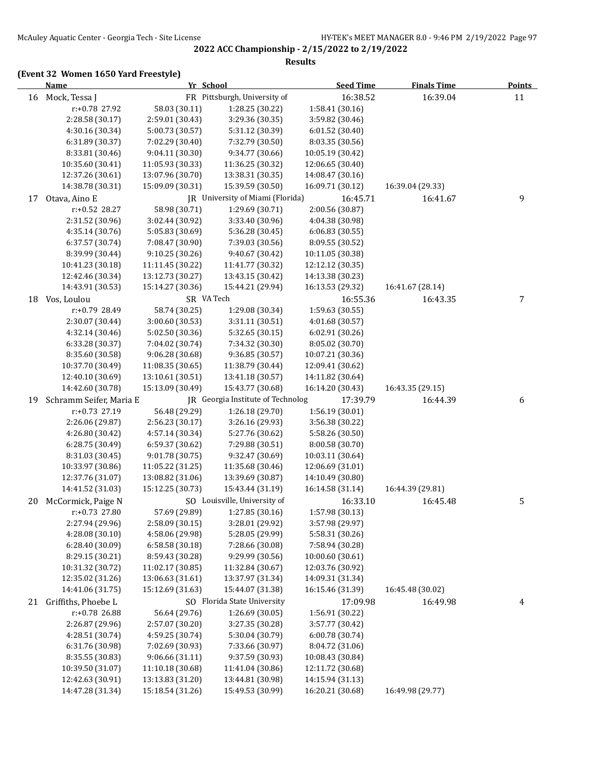## 2022 ACC Championship - 2/15/2022 to 2/19/2022

### Results

**(Event 32 Women 1650 Yard Freestyle)**

| | Name | Yr | School | Seed Time | Finals Time | Points |
|---|---|---|---|---|---|---|
| 16 | Mock, Tessa J | FR | Pittsburgh, University of | 16:38.52 | 16:39.04 | 11 |
| | r:+0.78 27.92 | 58.03 (30.11) | 1:28.25 (30.22) | 1:58.41 (30.16) | | |
| | 2:28.58 (30.17) | 2:59.01 (30.43) | 3:29.36 (30.35) | 3:59.82 (30.46) | | |
| | 4:30.16 (30.34) | 5:00.73 (30.57) | 5:31.12 (30.39) | 6:01.52 (30.40) | | |
| | 6:31.89 (30.37) | 7:02.29 (30.40) | 7:32.79 (30.50) | 8:03.35 (30.56) | | |
| | 8:33.81 (30.46) | 9:04.11 (30.30) | 9:34.77 (30.66) | 10:05.19 (30.42) | | |
| | 10:35.60 (30.41) | 11:05.93 (30.33) | 11:36.25 (30.32) | 12:06.65 (30.40) | | |
| | 12:37.26 (30.61) | 13:07.96 (30.70) | 13:38.31 (30.35) | 14:08.47 (30.16) | | |
| | 14:38.78 (30.31) | 15:09.09 (30.31) | 15:39.59 (30.50) | 16:09.71 (30.12) | 16:39.04 (29.33) | |
| 17 | Otava, Aino E | JR | University of Miami (Florida) | 16:45.71 | 16:41.67 | 9 |
| | r:+0.52 28.27 | 58.98 (30.71) | 1:29.69 (30.71) | 2:00.56 (30.87) | | |
| | 2:31.52 (30.96) | 3:02.44 (30.92) | 3:33.40 (30.96) | 4:04.38 (30.98) | | |
| | 4:35.14 (30.76) | 5:05.83 (30.69) | 5:36.28 (30.45) | 6:06.83 (30.55) | | |
| | 6:37.57 (30.74) | 7:08.47 (30.90) | 7:39.03 (30.56) | 8:09.55 (30.52) | | |
| | 8:39.99 (30.44) | 9:10.25 (30.26) | 9:40.67 (30.42) | 10:11.05 (30.38) | | |
| | 10:41.23 (30.18) | 11:11.45 (30.22) | 11:41.77 (30.32) | 12:12.12 (30.35) | | |
| | 12:42.46 (30.34) | 13:12.73 (30.27) | 13:43.15 (30.42) | 14:13.38 (30.23) | | |
| | 14:43.91 (30.53) | 15:14.27 (30.36) | 15:44.21 (29.94) | 16:13.53 (29.32) | 16:41.67 (28.14) | |
| 18 | Vos, Loulou | SR | VA Tech | 16:55.36 | 16:43.35 | 7 |
| | r:+0.79 28.49 | 58.74 (30.25) | 1:29.08 (30.34) | 1:59.63 (30.55) | | |
| | 2:30.07 (30.44) | 3:00.60 (30.53) | 3:31.11 (30.51) | 4:01.68 (30.57) | | |
| | 4:32.14 (30.46) | 5:02.50 (30.36) | 5:32.65 (30.15) | 6:02.91 (30.26) | | |
| | 6:33.28 (30.37) | 7:04.02 (30.74) | 7:34.32 (30.30) | 8:05.02 (30.70) | | |
| | 8:35.60 (30.58) | 9:06.28 (30.68) | 9:36.85 (30.57) | 10:07.21 (30.36) | | |
| | 10:37.70 (30.49) | 11:08.35 (30.65) | 11:38.79 (30.44) | 12:09.41 (30.62) | | |
| | 12:40.10 (30.69) | 13:10.61 (30.51) | 13:41.18 (30.57) | 14:11.82 (30.64) | | |
| | 14:42.60 (30.78) | 15:13.09 (30.49) | 15:43.77 (30.68) | 16:14.20 (30.43) | 16:43.35 (29.15) | |
| 19 | Schramm Seifer, Maria E | JR | Georgia Institute of Technolog | 17:39.79 | 16:44.39 | 6 |
| | r:+0.73 27.19 | 56.48 (29.29) | 1:26.18 (29.70) | 1:56.19 (30.01) | | |
| | 2:26.06 (29.87) | 2:56.23 (30.17) | 3:26.16 (29.93) | 3:56.38 (30.22) | | |
| | 4:26.80 (30.42) | 4:57.14 (30.34) | 5:27.76 (30.62) | 5:58.26 (30.50) | | |
| | 6:28.75 (30.49) | 6:59.37 (30.62) | 7:29.88 (30.51) | 8:00.58 (30.70) | | |
| | 8:31.03 (30.45) | 9:01.78 (30.75) | 9:32.47 (30.69) | 10:03.11 (30.64) | | |
| | 10:33.97 (30.86) | 11:05.22 (31.25) | 11:35.68 (30.46) | 12:06.69 (31.01) | | |
| | 12:37.76 (31.07) | 13:08.82 (31.06) | 13:39.69 (30.87) | 14:10.49 (30.80) | | |
| | 14:41.52 (31.03) | 15:12.25 (30.73) | 15:43.44 (31.19) | 16:14.58 (31.14) | 16:44.39 (29.81) | |
| 20 | McCormick, Paige N | SO | Louisville, University of | 16:33.10 | 16:45.48 | 5 |
| | r:+0.73 27.80 | 57.69 (29.89) | 1:27.85 (30.16) | 1:57.98 (30.13) | | |
| | 2:27.94 (29.96) | 2:58.09 (30.15) | 3:28.01 (29.92) | 3:57.98 (29.97) | | |
| | 4:28.08 (30.10) | 4:58.06 (29.98) | 5:28.05 (29.99) | 5:58.31 (30.26) | | |
| | 6:28.40 (30.09) | 6:58.58 (30.18) | 7:28.66 (30.08) | 7:58.94 (30.28) | | |
| | 8:29.15 (30.21) | 8:59.43 (30.28) | 9:29.99 (30.56) | 10:00.60 (30.61) | | |
| | 10:31.32 (30.72) | 11:02.17 (30.85) | 11:32.84 (30.67) | 12:03.76 (30.92) | | |
| | 12:35.02 (31.26) | 13:06.63 (31.61) | 13:37.97 (31.34) | 14:09.31 (31.34) | | |
| | 14:41.06 (31.75) | 15:12.69 (31.63) | 15:44.07 (31.38) | 16:15.46 (31.39) | 16:45.48 (30.02) | |
| 21 | Griffiths, Phoebe L | SO | Florida State University | 17:09.98 | 16:49.98 | 4 |
| | r:+0.78 26.88 | 56.64 (29.76) | 1:26.69 (30.05) | 1:56.91 (30.22) | | |
| | 2:26.87 (29.96) | 2:57.07 (30.20) | 3:27.35 (30.28) | 3:57.77 (30.42) | | |
| | 4:28.51 (30.74) | 4:59.25 (30.74) | 5:30.04 (30.79) | 6:00.78 (30.74) | | |
| | 6:31.76 (30.98) | 7:02.69 (30.93) | 7:33.66 (30.97) | 8:04.72 (31.06) | | |
| | 8:35.55 (30.83) | 9:06.66 (31.11) | 9:37.59 (30.93) | 10:08.43 (30.84) | | |
| | 10:39.50 (31.07) | 11:10.18 (30.68) | 11:41.04 (30.86) | 12:11.72 (30.68) | | |
| | 12:42.63 (30.91) | 13:13.83 (31.20) | 13:44.81 (30.98) | 14:15.94 (31.13) | | |
| | 14:47.28 (31.34) | 15:18.54 (31.26) | 15:49.53 (30.99) | 16:20.21 (30.68) | 16:49.98 (29.77) | |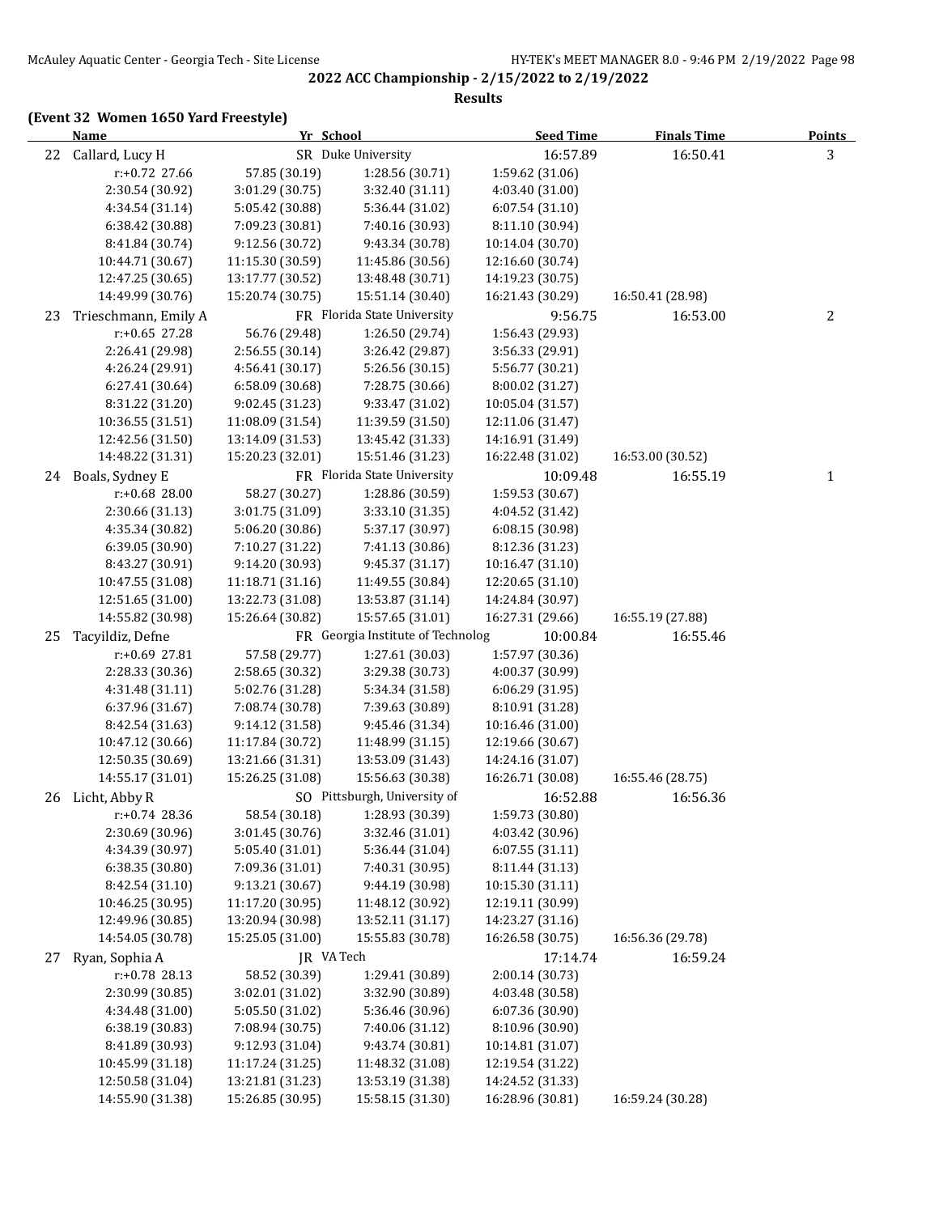2022 ACC Championship - 2/15/2022 to 2/19/2022

**Results**

### (Event 32 Women 1650 Yard Freestyle)

| | Name | Yr | School | Seed Time | Finals Time | Points |
|---|---|---|---|---|---|---|
| 22 | Callard, Lucy H | SR | Duke University | 16:57.89 | 16:50.41 | 3 |
| 23 | Trieschmann, Emily A | FR | Florida State University | 9:56.75 | 16:53.00 | 2 |
| 24 | Boals, Sydney E | FR | Florida State University | 10:09.48 | 16:55.19 | 1 |
| 25 | Tacyildiz, Defne | FR | Georgia Institute of Technolog | 10:00.84 | 16:55.46 | |
| 26 | Licht, Abby R | SO | Pittsburgh, University of | 16:52.88 | 16:56.36 | |
| 27 | Ryan, Sophia A | JR | VA Tech | 17:14.74 | 16:59.24 | |

**22 Callard, Lucy H** — splits:

| | | | | |
|---|---|---|---|---|
| r:+0.72 27.66 | 57.85 (30.19) | 1:28.56 (30.71) | 1:59.62 (31.06) | |
| 2:30.54 (30.92) | 3:01.29 (30.75) | 3:32.40 (31.11) | 4:03.40 (31.00) | |
| 4:34.54 (31.14) | 5:05.42 (30.88) | 5:36.44 (31.02) | 6:07.54 (31.10) | |
| 6:38.42 (30.88) | 7:09.23 (30.81) | 7:40.16 (30.93) | 8:11.10 (30.94) | |
| 8:41.84 (30.74) | 9:12.56 (30.72) | 9:43.34 (30.78) | 10:14.04 (30.70) | |
| 10:44.71 (30.67) | 11:15.30 (30.59) | 11:45.86 (30.56) | 12:16.60 (30.74) | |
| 12:47.25 (30.65) | 13:17.77 (30.52) | 13:48.48 (30.71) | 14:19.23 (30.75) | |
| 14:49.99 (30.76) | 15:20.74 (30.75) | 15:51.14 (30.40) | 16:21.43 (30.29) | 16:50.41 (28.98) |

**23 Trieschmann, Emily A** — splits:

| | | | | |
|---|---|---|---|---|
| r:+0.65 27.28 | 56.76 (29.48) | 1:26.50 (29.74) | 1:56.43 (29.93) | |
| 2:26.41 (29.98) | 2:56.55 (30.14) | 3:26.42 (29.87) | 3:56.33 (29.91) | |
| 4:26.24 (29.91) | 4:56.41 (30.17) | 5:26.56 (30.15) | 5:56.77 (30.21) | |
| 6:27.41 (30.64) | 6:58.09 (30.68) | 7:28.75 (30.66) | 8:00.02 (31.27) | |
| 8:31.22 (31.20) | 9:02.45 (31.23) | 9:33.47 (31.02) | 10:05.04 (31.57) | |
| 10:36.55 (31.51) | 11:08.09 (31.54) | 11:39.59 (31.50) | 12:11.06 (31.47) | |
| 12:42.56 (31.50) | 13:14.09 (31.53) | 13:45.42 (31.33) | 14:16.91 (31.49) | |
| 14:48.22 (31.31) | 15:20.23 (32.01) | 15:51.46 (31.23) | 16:22.48 (31.02) | 16:53.00 (30.52) |

**24 Boals, Sydney E** — splits:

| | | | | |
|---|---|---|---|---|
| r:+0.68 28.00 | 58.27 (30.27) | 1:28.86 (30.59) | 1:59.53 (30.67) | |
| 2:30.66 (31.13) | 3:01.75 (31.09) | 3:33.10 (31.35) | 4:04.52 (31.42) | |
| 4:35.34 (30.82) | 5:06.20 (30.86) | 5:37.17 (30.97) | 6:08.15 (30.98) | |
| 6:39.05 (30.90) | 7:10.27 (31.22) | 7:41.13 (30.86) | 8:12.36 (31.23) | |
| 8:43.27 (30.91) | 9:14.20 (30.93) | 9:45.37 (31.17) | 10:16.47 (31.10) | |
| 10:47.55 (31.08) | 11:18.71 (31.16) | 11:49.55 (30.84) | 12:20.65 (31.10) | |
| 12:51.65 (31.00) | 13:22.73 (31.08) | 13:53.87 (31.14) | 14:24.84 (30.97) | |
| 14:55.82 (30.98) | 15:26.64 (30.82) | 15:57.65 (31.01) | 16:27.31 (29.66) | 16:55.19 (27.88) |

**25 Tacyildiz, Defne** — splits:

| | | | | |
|---|---|---|---|---|
| r:+0.69 27.81 | 57.58 (29.77) | 1:27.61 (30.03) | 1:57.97 (30.36) | |
| 2:28.33 (30.36) | 2:58.65 (30.32) | 3:29.38 (30.73) | 4:00.37 (30.99) | |
| 4:31.48 (31.11) | 5:02.76 (31.28) | 5:34.34 (31.58) | 6:06.29 (31.95) | |
| 6:37.96 (31.67) | 7:08.74 (30.78) | 7:39.63 (30.89) | 8:10.91 (31.28) | |
| 8:42.54 (31.63) | 9:14.12 (31.58) | 9:45.46 (31.34) | 10:16.46 (31.00) | |
| 10:47.12 (30.66) | 11:17.84 (30.72) | 11:48.99 (31.15) | 12:19.66 (30.67) | |
| 12:50.35 (30.69) | 13:21.66 (31.31) | 13:53.09 (31.43) | 14:24.16 (31.07) | |
| 14:55.17 (31.01) | 15:26.25 (31.08) | 15:56.63 (30.38) | 16:26.71 (30.08) | 16:55.46 (28.75) |

**26 Licht, Abby R** — splits:

| | | | | |
|---|---|---|---|---|
| r:+0.74 28.36 | 58.54 (30.18) | 1:28.93 (30.39) | 1:59.73 (30.80) | |
| 2:30.69 (30.96) | 3:01.45 (30.76) | 3:32.46 (31.01) | 4:03.42 (30.96) | |
| 4:34.39 (30.97) | 5:05.40 (31.01) | 5:36.44 (31.04) | 6:07.55 (31.11) | |
| 6:38.35 (30.80) | 7:09.36 (31.01) | 7:40.31 (30.95) | 8:11.44 (31.13) | |
| 8:42.54 (31.10) | 9:13.21 (30.67) | 9:44.19 (30.98) | 10:15.30 (31.11) | |
| 10:46.25 (30.95) | 11:17.20 (30.95) | 11:48.12 (30.92) | 12:19.11 (30.99) | |
| 12:49.96 (30.85) | 13:20.94 (30.98) | 13:52.11 (31.17) | 14:23.27 (31.16) | |
| 14:54.05 (30.78) | 15:25.05 (31.00) | 15:55.83 (30.78) | 16:26.58 (30.75) | 16:56.36 (29.78) |

**27 Ryan, Sophia A** — splits:

| | | | | |
|---|---|---|---|---|
| r:+0.78 28.13 | 58.52 (30.39) | 1:29.41 (30.89) | 2:00.14 (30.73) | |
| 2:30.99 (30.85) | 3:02.01 (31.02) | 3:32.90 (30.89) | 4:03.48 (30.58) | |
| 4:34.48 (31.00) | 5:05.50 (31.02) | 5:36.46 (30.96) | 6:07.36 (30.90) | |
| 6:38.19 (30.83) | 7:08.94 (30.75) | 7:40.06 (31.12) | 8:10.96 (30.90) | |
| 8:41.89 (30.93) | 9:12.93 (31.04) | 9:43.74 (30.81) | 10:14.81 (31.07) | |
| 10:45.99 (31.18) | 11:17.24 (31.25) | 11:48.32 (31.08) | 12:19.54 (31.22) | |
| 12:50.58 (31.04) | 13:21.81 (31.23) | 13:53.19 (31.38) | 14:24.52 (31.33) | |
| 14:55.90 (31.38) | 15:26.85 (30.95) | 15:58.15 (31.30) | 16:28.96 (30.81) | 16:59.24 (30.28) |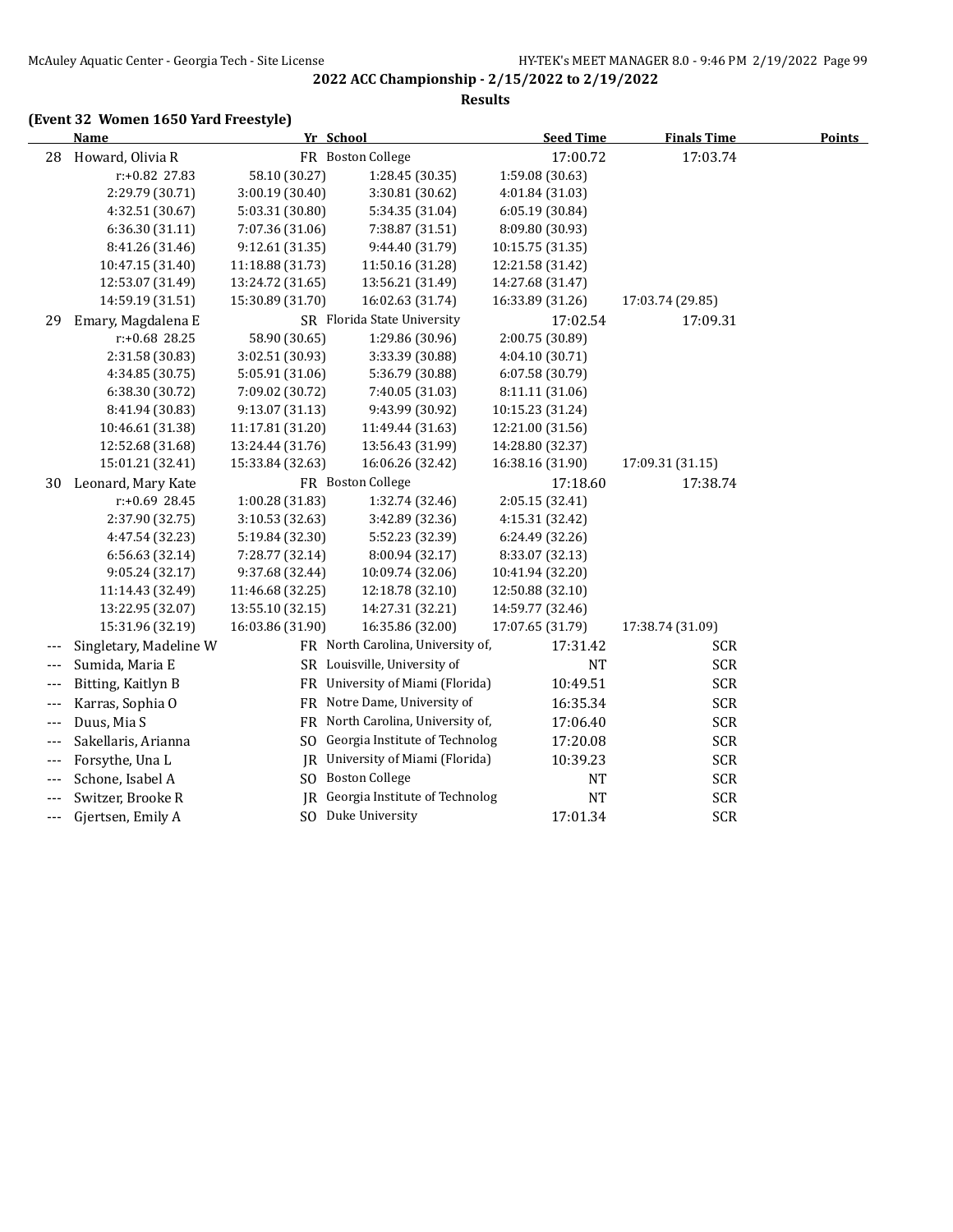## 2022 ACC Championship - 2/15/2022 to 2/19/2022

### Results

**(Event 32 Women 1650 Yard Freestyle)**

| | Name | Yr | School | Seed Time | Finals Time | Points |
|---|---|---|---|---|---|---|
| 28 | Howard, Olivia R | FR | Boston College | 17:00.72 | 17:03.74 | |
| | r:+0.82 27.83 | 58.10 (30.27) | 1:28.45 (30.35) | 1:59.08 (30.63) | | |
| | 2:29.79 (30.71) | 3:00.19 (30.40) | 3:30.81 (30.62) | 4:01.84 (31.03) | | |
| | 4:32.51 (30.67) | 5:03.31 (30.80) | 5:34.35 (31.04) | 6:05.19 (30.84) | | |
| | 6:36.30 (31.11) | 7:07.36 (31.06) | 7:38.87 (31.51) | 8:09.80 (30.93) | | |
| | 8:41.26 (31.46) | 9:12.61 (31.35) | 9:44.40 (31.79) | 10:15.75 (31.35) | | |
| | 10:47.15 (31.40) | 11:18.88 (31.73) | 11:50.16 (31.28) | 12:21.58 (31.42) | | |
| | 12:53.07 (31.49) | 13:24.72 (31.65) | 13:56.21 (31.49) | 14:27.68 (31.47) | | |
| | 14:59.19 (31.51) | 15:30.89 (31.70) | 16:02.63 (31.74) | 16:33.89 (31.26) | 17:03.74 (29.85) | |
| 29 | Emary, Magdalena E | SR | Florida State University | 17:02.54 | 17:09.31 | |
| | r:+0.68 28.25 | 58.90 (30.65) | 1:29.86 (30.96) | 2:00.75 (30.89) | | |
| | 2:31.58 (30.83) | 3:02.51 (30.93) | 3:33.39 (30.88) | 4:04.10 (30.71) | | |
| | 4:34.85 (30.75) | 5:05.91 (31.06) | 5:36.79 (30.88) | 6:07.58 (30.79) | | |
| | 6:38.30 (30.72) | 7:09.02 (30.72) | 7:40.05 (31.03) | 8:11.11 (31.06) | | |
| | 8:41.94 (30.83) | 9:13.07 (31.13) | 9:43.99 (30.92) | 10:15.23 (31.24) | | |
| | 10:46.61 (31.38) | 11:17.81 (31.20) | 11:49.44 (31.63) | 12:21.00 (31.56) | | |
| | 12:52.68 (31.68) | 13:24.44 (31.76) | 13:56.43 (31.99) | 14:28.80 (32.37) | | |
| | 15:01.21 (32.41) | 15:33.84 (32.63) | 16:06.26 (32.42) | 16:38.16 (31.90) | 17:09.31 (31.15) | |
| 30 | Leonard, Mary Kate | FR | Boston College | 17:18.60 | 17:38.74 | |
| | r:+0.69 28.45 | 1:00.28 (31.83) | 1:32.74 (32.46) | 2:05.15 (32.41) | | |
| | 2:37.90 (32.75) | 3:10.53 (32.63) | 3:42.89 (32.36) | 4:15.31 (32.42) | | |
| | 4:47.54 (32.23) | 5:19.84 (32.30) | 5:52.23 (32.39) | 6:24.49 (32.26) | | |
| | 6:56.63 (32.14) | 7:28.77 (32.14) | 8:00.94 (32.17) | 8:33.07 (32.13) | | |
| | 9:05.24 (32.17) | 9:37.68 (32.44) | 10:09.74 (32.06) | 10:41.94 (32.20) | | |
| | 11:14.43 (32.49) | 11:46.68 (32.25) | 12:18.78 (32.10) | 12:50.88 (32.10) | | |
| | 13:22.95 (32.07) | 13:55.10 (32.15) | 14:27.31 (32.21) | 14:59.77 (32.46) | | |
| | 15:31.96 (32.19) | 16:03.86 (31.90) | 16:35.86 (32.00) | 17:07.65 (31.79) | 17:38.74 (31.09) | |
| --- | Singletary, Madeline W | FR | North Carolina, University of, | 17:31.42 | SCR | |
| --- | Sumida, Maria E | SR | Louisville, University of | NT | SCR | |
| --- | Bitting, Kaitlyn B | FR | University of Miami (Florida) | 10:49.51 | SCR | |
| --- | Karras, Sophia O | FR | Notre Dame, University of | 16:35.34 | SCR | |
| --- | Duus, Mia S | FR | North Carolina, University of, | 17:06.40 | SCR | |
| --- | Sakellaris, Arianna | SO | Georgia Institute of Technolog | 17:20.08 | SCR | |
| --- | Forsythe, Una L | JR | University of Miami (Florida) | 10:39.23 | SCR | |
| --- | Schone, Isabel A | SO | Boston College | NT | SCR | |
| --- | Switzer, Brooke R | JR | Georgia Institute of Technolog | NT | SCR | |
| --- | Gjertsen, Emily A | SO | Duke University | 17:01.34 | SCR | |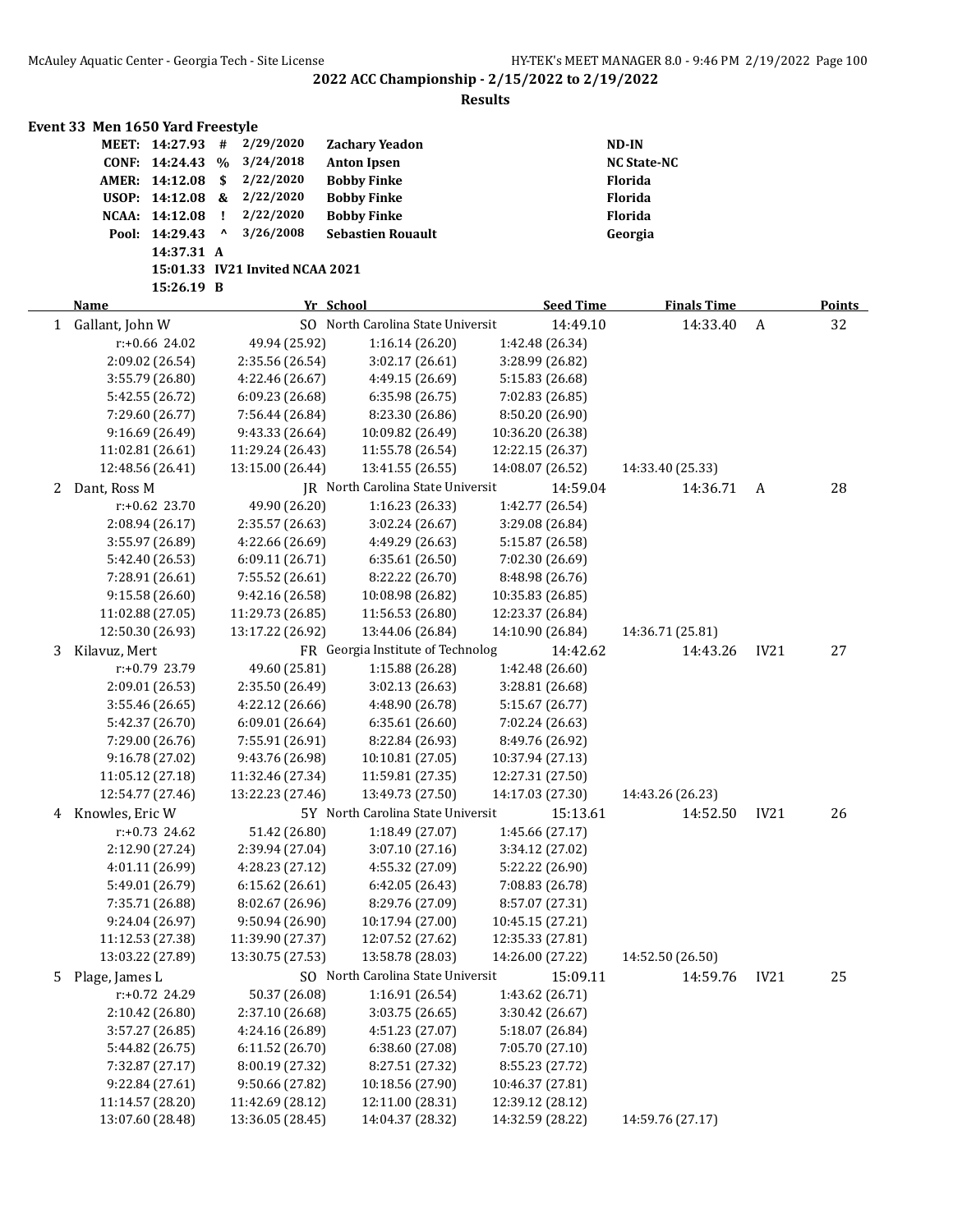## 2022 ACC Championship - 2/15/2022 to 2/19/2022

### Results

### Event 33 Men 1650 Yard Freestyle

| | | | | | |
|---|---|---|---|---|---|
| MEET: | 14:27.93 | # | 2/29/2020 | Zachary Yeadon | ND-IN |
| CONF: | 14:24.43 | % | 3/24/2018 | Anton Ipsen | NC State-NC |
| AMER: | 14:12.08 | $ | 2/22/2020 | Bobby Finke | Florida |
| USOP: | 14:12.08 | & | 2/22/2020 | Bobby Finke | Florida |
| NCAA: | 14:12.08 | ! | 2/22/2020 | Bobby Finke | Florida |
| Pool: | 14:29.43 | ^ | 3/26/2008 | Sebastien Rouault | Georgia |
| | 14:37.31 | A | | | |
| | 15:01.33 | IV21 Invited NCAA 2021 | | | |
| | 15:26.19 | B | | | |

| | Name | Yr | School | Seed Time | Finals Time | | Points |
|---|---|---|---|---|---|---|---|
| 1 | Gallant, John W | SO | North Carolina State Universit | 14:49.10 | 14:33.40 | A | 32 |
| | r:+0.66 24.02 | 49.94 (25.92) | 1:16.14 (26.20) | 1:42.48 (26.34) | | | |
| | 2:09.02 (26.54) | 2:35.56 (26.54) | 3:02.17 (26.61) | 3:28.99 (26.82) | | | |
| | 3:55.79 (26.80) | 4:22.46 (26.67) | 4:49.15 (26.69) | 5:15.83 (26.68) | | | |
| | 5:42.55 (26.72) | 6:09.23 (26.68) | 6:35.98 (26.75) | 7:02.83 (26.85) | | | |
| | 7:29.60 (26.77) | 7:56.44 (26.84) | 8:23.30 (26.86) | 8:50.20 (26.90) | | | |
| | 9:16.69 (26.49) | 9:43.33 (26.64) | 10:09.82 (26.49) | 10:36.20 (26.38) | | | |
| | 11:02.81 (26.61) | 11:29.24 (26.43) | 11:55.78 (26.54) | 12:22.15 (26.37) | | | |
| | 12:48.56 (26.41) | 13:15.00 (26.44) | 13:41.55 (26.55) | 14:08.07 (26.52) | 14:33.40 (25.33) | | |
| 2 | Dant, Ross M | JR | North Carolina State Universit | 14:59.04 | 14:36.71 | A | 28 |
| | r:+0.62 23.70 | 49.90 (26.20) | 1:16.23 (26.33) | 1:42.77 (26.54) | | | |
| | 2:08.94 (26.17) | 2:35.57 (26.63) | 3:02.24 (26.67) | 3:29.08 (26.84) | | | |
| | 3:55.97 (26.89) | 4:22.66 (26.69) | 4:49.29 (26.63) | 5:15.87 (26.58) | | | |
| | 5:42.40 (26.53) | 6:09.11 (26.71) | 6:35.61 (26.50) | 7:02.30 (26.69) | | | |
| | 7:28.91 (26.61) | 7:55.52 (26.61) | 8:22.22 (26.70) | 8:48.98 (26.76) | | | |
| | 9:15.58 (26.60) | 9:42.16 (26.58) | 10:08.98 (26.82) | 10:35.83 (26.85) | | | |
| | 11:02.88 (27.05) | 11:29.73 (26.85) | 11:56.53 (26.80) | 12:23.37 (26.84) | | | |
| | 12:50.30 (26.93) | 13:17.22 (26.92) | 13:44.06 (26.84) | 14:10.90 (26.84) | 14:36.71 (25.81) | | |
| 3 | Kilavuz, Mert | FR | Georgia Institute of Technolog | 14:42.62 | 14:43.26 | IV21 | 27 |
| | r:+0.79 23.79 | 49.60 (25.81) | 1:15.88 (26.28) | 1:42.48 (26.60) | | | |
| | 2:09.01 (26.53) | 2:35.50 (26.49) | 3:02.13 (26.63) | 3:28.81 (26.68) | | | |
| | 3:55.46 (26.65) | 4:22.12 (26.66) | 4:48.90 (26.78) | 5:15.67 (26.77) | | | |
| | 5:42.37 (26.70) | 6:09.01 (26.64) | 6:35.61 (26.60) | 7:02.24 (26.63) | | | |
| | 7:29.00 (26.76) | 7:55.91 (26.91) | 8:22.84 (26.93) | 8:49.76 (26.92) | | | |
| | 9:16.78 (27.02) | 9:43.76 (26.98) | 10:10.81 (27.05) | 10:37.94 (27.13) | | | |
| | 11:05.12 (27.18) | 11:32.46 (27.34) | 11:59.81 (27.35) | 12:27.31 (27.50) | | | |
| | 12:54.77 (27.46) | 13:22.23 (27.46) | 13:49.73 (27.50) | 14:17.03 (27.30) | 14:43.26 (26.23) | | |
| 4 | Knowles, Eric W | 5Y | North Carolina State Universit | 15:13.61 | 14:52.50 | IV21 | 26 |
| | r:+0.73 24.62 | 51.42 (26.80) | 1:18.49 (27.07) | 1:45.66 (27.17) | | | |
| | 2:12.90 (27.24) | 2:39.94 (27.04) | 3:07.10 (27.16) | 3:34.12 (27.02) | | | |
| | 4:01.11 (26.99) | 4:28.23 (27.12) | 4:55.32 (27.09) | 5:22.22 (26.90) | | | |
| | 5:49.01 (26.79) | 6:15.62 (26.61) | 6:42.05 (26.43) | 7:08.83 (26.78) | | | |
| | 7:35.71 (26.88) | 8:02.67 (26.96) | 8:29.76 (27.09) | 8:57.07 (27.31) | | | |
| | 9:24.04 (26.97) | 9:50.94 (26.90) | 10:17.94 (27.00) | 10:45.15 (27.21) | | | |
| | 11:12.53 (27.38) | 11:39.90 (27.37) | 12:07.52 (27.62) | 12:35.33 (27.81) | | | |
| | 13:03.22 (27.89) | 13:30.75 (27.53) | 13:58.78 (28.03) | 14:26.00 (27.22) | 14:52.50 (26.50) | | |
| 5 | Plage, James L | SO | North Carolina State Universit | 15:09.11 | 14:59.76 | IV21 | 25 |
| | r:+0.72 24.29 | 50.37 (26.08) | 1:16.91 (26.54) | 1:43.62 (26.71) | | | |
| | 2:10.42 (26.80) | 2:37.10 (26.68) | 3:03.75 (26.65) | 3:30.42 (26.67) | | | |
| | 3:57.27 (26.85) | 4:24.16 (26.89) | 4:51.23 (27.07) | 5:18.07 (26.84) | | | |
| | 5:44.82 (26.75) | 6:11.52 (26.70) | 6:38.60 (27.08) | 7:05.70 (27.10) | | | |
| | 7:32.87 (27.17) | 8:00.19 (27.32) | 8:27.51 (27.32) | 8:55.23 (27.72) | | | |
| | 9:22.84 (27.61) | 9:50.66 (27.82) | 10:18.56 (27.90) | 10:46.37 (27.81) | | | |
| | 11:14.57 (28.20) | 11:42.69 (28.12) | 12:11.00 (28.31) | 12:39.12 (28.12) | | | |
| | 13:07.60 (28.48) | 13:36.05 (28.45) | 14:04.37 (28.32) | 14:32.59 (28.22) | 14:59.76 (27.17) | | |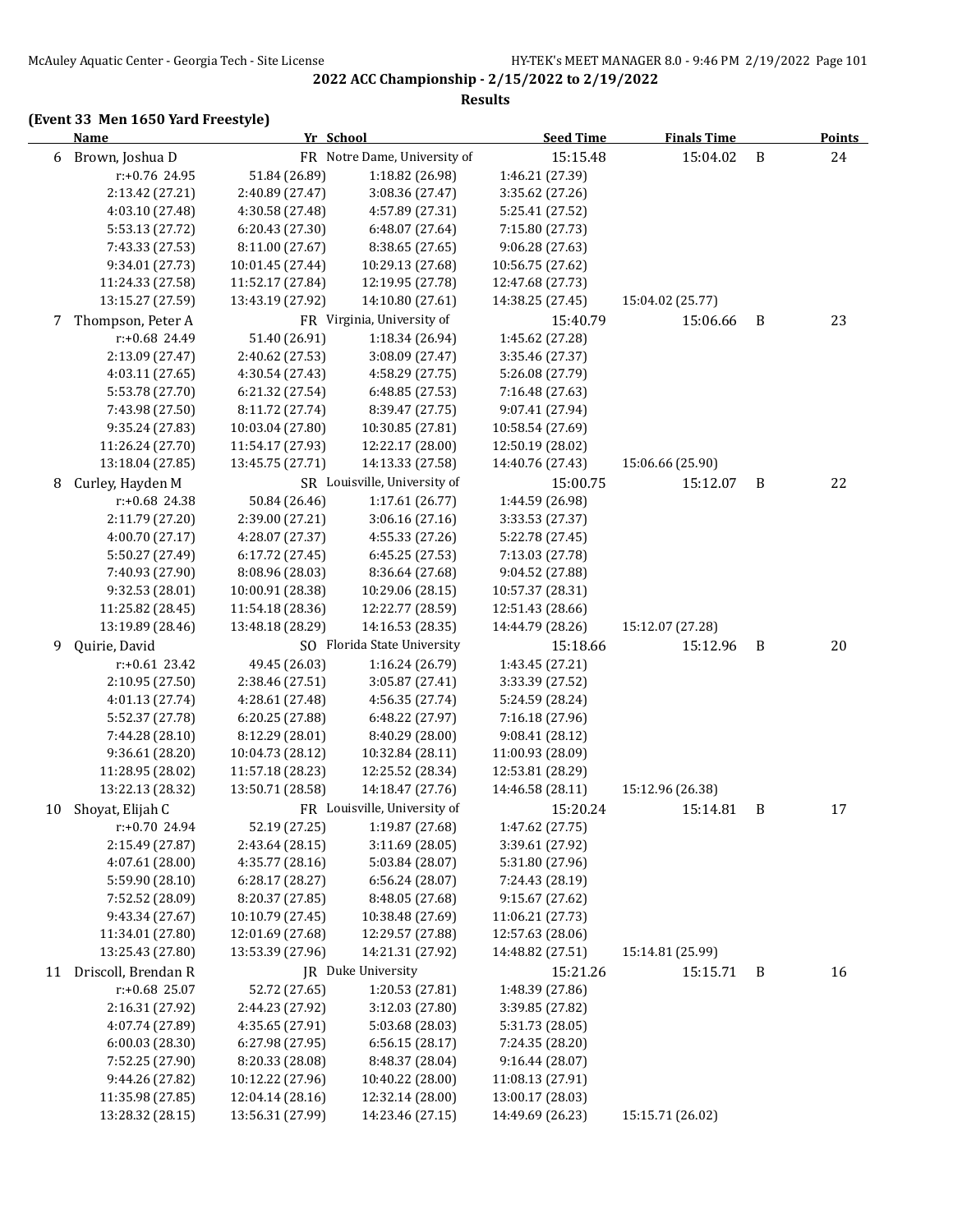## 2022 ACC Championship - 2/15/2022 to 2/19/2022

### Results

#### (Event 33 Men 1650 Yard Freestyle)

| | Name | Yr | School | Seed Time | Finals Time | | Points |
|---|---|---|---|---|---|---|---|
| 6 | Brown, Joshua D | FR | Notre Dame, University of | 15:15.48 | 15:04.02 | B | 24 |
| | r:+0.76 24.95 | 51.84 (26.89) | 1:18.82 (26.98) | 1:46.21 (27.39) | | | |
| | 2:13.42 (27.21) | 2:40.89 (27.47) | 3:08.36 (27.47) | 3:35.62 (27.26) | | | |
| | 4:03.10 (27.48) | 4:30.58 (27.48) | 4:57.89 (27.31) | 5:25.41 (27.52) | | | |
| | 5:53.13 (27.72) | 6:20.43 (27.30) | 6:48.07 (27.64) | 7:15.80 (27.73) | | | |
| | 7:43.33 (27.53) | 8:11.00 (27.67) | 8:38.65 (27.65) | 9:06.28 (27.63) | | | |
| | 9:34.01 (27.73) | 10:01.45 (27.44) | 10:29.13 (27.68) | 10:56.75 (27.62) | | | |
| | 11:24.33 (27.58) | 11:52.17 (27.84) | 12:19.95 (27.78) | 12:47.68 (27.73) | | | |
| | 13:15.27 (27.59) | 13:43.19 (27.92) | 14:10.80 (27.61) | 14:38.25 (27.45) | 15:04.02 (25.77) | | |
| 7 | Thompson, Peter A | FR | Virginia, University of | 15:40.79 | 15:06.66 | B | 23 |
| | r:+0.68 24.49 | 51.40 (26.91) | 1:18.34 (26.94) | 1:45.62 (27.28) | | | |
| | 2:13.09 (27.47) | 2:40.62 (27.53) | 3:08.09 (27.47) | 3:35.46 (27.37) | | | |
| | 4:03.11 (27.65) | 4:30.54 (27.43) | 4:58.29 (27.75) | 5:26.08 (27.79) | | | |
| | 5:53.78 (27.70) | 6:21.32 (27.54) | 6:48.85 (27.53) | 7:16.48 (27.63) | | | |
| | 7:43.98 (27.50) | 8:11.72 (27.74) | 8:39.47 (27.75) | 9:07.41 (27.94) | | | |
| | 9:35.24 (27.83) | 10:03.04 (27.80) | 10:30.85 (27.81) | 10:58.54 (27.69) | | | |
| | 11:26.24 (27.70) | 11:54.17 (27.93) | 12:22.17 (28.00) | 12:50.19 (28.02) | | | |
| | 13:18.04 (27.85) | 13:45.75 (27.71) | 14:13.33 (27.58) | 14:40.76 (27.43) | 15:06.66 (25.90) | | |
| 8 | Curley, Hayden M | SR | Louisville, University of | 15:00.75 | 15:12.07 | B | 22 |
| | r:+0.68 24.38 | 50.84 (26.46) | 1:17.61 (26.77) | 1:44.59 (26.98) | | | |
| | 2:11.79 (27.20) | 2:39.00 (27.21) | 3:06.16 (27.16) | 3:33.53 (27.37) | | | |
| | 4:00.70 (27.17) | 4:28.07 (27.37) | 4:55.33 (27.26) | 5:22.78 (27.45) | | | |
| | 5:50.27 (27.49) | 6:17.72 (27.45) | 6:45.25 (27.53) | 7:13.03 (27.78) | | | |
| | 7:40.93 (27.90) | 8:08.96 (28.03) | 8:36.64 (27.68) | 9:04.52 (27.88) | | | |
| | 9:32.53 (28.01) | 10:00.91 (28.38) | 10:29.06 (28.15) | 10:57.37 (28.31) | | | |
| | 11:25.82 (28.45) | 11:54.18 (28.36) | 12:22.77 (28.59) | 12:51.43 (28.66) | | | |
| | 13:19.89 (28.46) | 13:48.18 (28.29) | 14:16.53 (28.35) | 14:44.79 (28.26) | 15:12.07 (27.28) | | |
| 9 | Quirie, David | SO | Florida State University | 15:18.66 | 15:12.96 | B | 20 |
| | r:+0.61 23.42 | 49.45 (26.03) | 1:16.24 (26.79) | 1:43.45 (27.21) | | | |
| | 2:10.95 (27.50) | 2:38.46 (27.51) | 3:05.87 (27.41) | 3:33.39 (27.52) | | | |
| | 4:01.13 (27.74) | 4:28.61 (27.48) | 4:56.35 (27.74) | 5:24.59 (28.24) | | | |
| | 5:52.37 (27.78) | 6:20.25 (27.88) | 6:48.22 (27.97) | 7:16.18 (27.96) | | | |
| | 7:44.28 (28.10) | 8:12.29 (28.01) | 8:40.29 (28.00) | 9:08.41 (28.12) | | | |
| | 9:36.61 (28.20) | 10:04.73 (28.12) | 10:32.84 (28.11) | 11:00.93 (28.09) | | | |
| | 11:28.95 (28.02) | 11:57.18 (28.23) | 12:25.52 (28.34) | 12:53.81 (28.29) | | | |
| | 13:22.13 (28.32) | 13:50.71 (28.58) | 14:18.47 (27.76) | 14:46.58 (28.11) | 15:12.96 (26.38) | | |
| 10 | Shoyat, Elijah C | FR | Louisville, University of | 15:20.24 | 15:14.81 | B | 17 |
| | r:+0.70 24.94 | 52.19 (27.25) | 1:19.87 (27.68) | 1:47.62 (27.75) | | | |
| | 2:15.49 (27.87) | 2:43.64 (28.15) | 3:11.69 (28.05) | 3:39.61 (27.92) | | | |
| | 4:07.61 (28.00) | 4:35.77 (28.16) | 5:03.84 (28.07) | 5:31.80 (27.96) | | | |
| | 5:59.90 (28.10) | 6:28.17 (28.27) | 6:56.24 (28.07) | 7:24.43 (28.19) | | | |
| | 7:52.52 (28.09) | 8:20.37 (27.85) | 8:48.05 (27.68) | 9:15.67 (27.62) | | | |
| | 9:43.34 (27.67) | 10:10.79 (27.45) | 10:38.48 (27.69) | 11:06.21 (27.73) | | | |
| | 11:34.01 (27.80) | 12:01.69 (27.68) | 12:29.57 (27.88) | 12:57.63 (28.06) | | | |
| | 13:25.43 (27.80) | 13:53.39 (27.96) | 14:21.31 (27.92) | 14:48.82 (27.51) | 15:14.81 (25.99) | | |
| 11 | Driscoll, Brendan R | JR | Duke University | 15:21.26 | 15:15.71 | B | 16 |
| | r:+0.68 25.07 | 52.72 (27.65) | 1:20.53 (27.81) | 1:48.39 (27.86) | | | |
| | 2:16.31 (27.92) | 2:44.23 (27.92) | 3:12.03 (27.80) | 3:39.85 (27.82) | | | |
| | 4:07.74 (27.89) | 4:35.65 (27.91) | 5:03.68 (28.03) | 5:31.73 (28.05) | | | |
| | 6:00.03 (28.30) | 6:27.98 (27.95) | 6:56.15 (28.17) | 7:24.35 (28.20) | | | |
| | 7:52.25 (27.90) | 8:20.33 (28.08) | 8:48.37 (28.04) | 9:16.44 (28.07) | | | |
| | 9:44.26 (27.82) | 10:12.22 (27.96) | 10:40.22 (28.00) | 11:08.13 (27.91) | | | |
| | 11:35.98 (27.85) | 12:04.14 (28.16) | 12:32.14 (28.00) | 13:00.17 (28.03) | | | |
| | 13:28.32 (28.15) | 13:56.31 (27.99) | 14:23.46 (27.15) | 14:49.69 (26.23) | 15:15.71 (26.02) | | |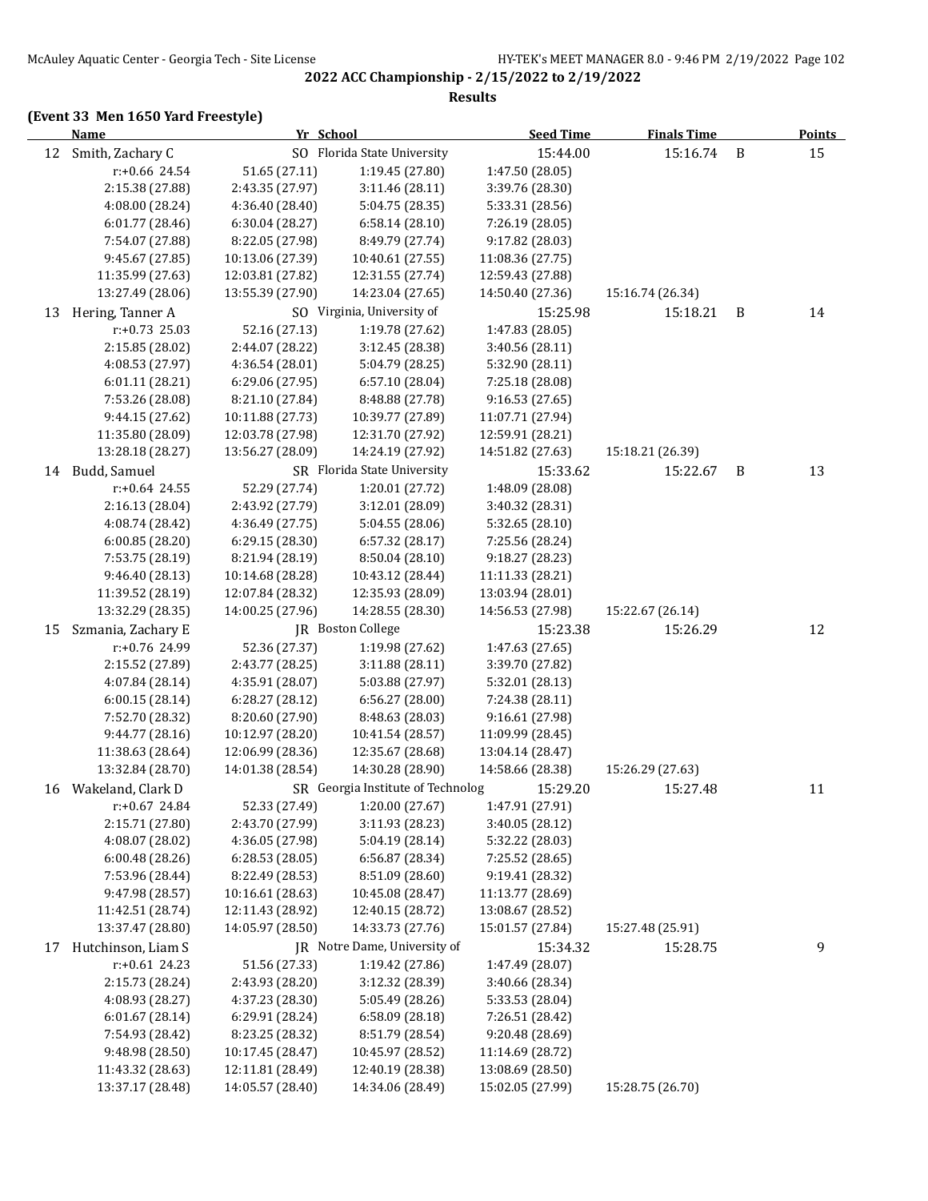**2022 ACC Championship - 2/15/2022 to 2/19/2022**

**Results**

### (Event 33 Men 1650 Yard Freestyle)

| | Name | Yr | School | Seed Time | Finals Time | | Points |
|---|---|---|---|---|---|---|---|
| 12 | Smith, Zachary C | SO | Florida State University | 15:44.00 | 15:16.74 | B | 15 |
| | r:+0.66 24.54 | 51.65 (27.11) | 1:19.45 (27.80) | 1:47.50 (28.05) | | | |
| | 2:15.38 (27.88) | 2:43.35 (27.97) | 3:11.46 (28.11) | 3:39.76 (28.30) | | | |
| | 4:08.00 (28.24) | 4:36.40 (28.40) | 5:04.75 (28.35) | 5:33.31 (28.56) | | | |
| | 6:01.77 (28.46) | 6:30.04 (28.27) | 6:58.14 (28.10) | 7:26.19 (28.05) | | | |
| | 7:54.07 (27.88) | 8:22.05 (27.98) | 8:49.79 (27.74) | 9:17.82 (28.03) | | | |
| | 9:45.67 (27.85) | 10:13.06 (27.39) | 10:40.61 (27.55) | 11:08.36 (27.75) | | | |
| | 11:35.99 (27.63) | 12:03.81 (27.82) | 12:31.55 (27.74) | 12:59.43 (27.88) | | | |
| | 13:27.49 (28.06) | 13:55.39 (27.90) | 14:23.04 (27.65) | 14:50.40 (27.36) | 15:16.74 (26.34) | | |
| 13 | Hering, Tanner A | SO | Virginia, University of | 15:25.98 | 15:18.21 | B | 14 |
| | r:+0.73 25.03 | 52.16 (27.13) | 1:19.78 (27.62) | 1:47.83 (28.05) | | | |
| | 2:15.85 (28.02) | 2:44.07 (28.22) | 3:12.45 (28.38) | 3:40.56 (28.11) | | | |
| | 4:08.53 (27.97) | 4:36.54 (28.01) | 5:04.79 (28.25) | 5:32.90 (28.11) | | | |
| | 6:01.11 (28.21) | 6:29.06 (27.95) | 6:57.10 (28.04) | 7:25.18 (28.08) | | | |
| | 7:53.26 (28.08) | 8:21.10 (27.84) | 8:48.88 (27.78) | 9:16.53 (27.65) | | | |
| | 9:44.15 (27.62) | 10:11.88 (27.73) | 10:39.77 (27.89) | 11:07.71 (27.94) | | | |
| | 11:35.80 (28.09) | 12:03.78 (27.98) | 12:31.70 (27.92) | 12:59.91 (28.21) | | | |
| | 13:28.18 (28.27) | 13:56.27 (28.09) | 14:24.19 (27.92) | 14:51.82 (27.63) | 15:18.21 (26.39) | | |
| 14 | Budd, Samuel | SR | Florida State University | 15:33.62 | 15:22.67 | B | 13 |
| | r:+0.64 24.55 | 52.29 (27.74) | 1:20.01 (27.72) | 1:48.09 (28.08) | | | |
| | 2:16.13 (28.04) | 2:43.92 (27.79) | 3:12.01 (28.09) | 3:40.32 (28.31) | | | |
| | 4:08.74 (28.42) | 4:36.49 (27.75) | 5:04.55 (28.06) | 5:32.65 (28.10) | | | |
| | 6:00.85 (28.20) | 6:29.15 (28.30) | 6:57.32 (28.17) | 7:25.56 (28.24) | | | |
| | 7:53.75 (28.19) | 8:21.94 (28.19) | 8:50.04 (28.10) | 9:18.27 (28.23) | | | |
| | 9:46.40 (28.13) | 10:14.68 (28.28) | 10:43.12 (28.44) | 11:11.33 (28.21) | | | |
| | 11:39.52 (28.19) | 12:07.84 (28.32) | 12:35.93 (28.09) | 13:03.94 (28.01) | | | |
| | 13:32.29 (28.35) | 14:00.25 (27.96) | 14:28.55 (28.30) | 14:56.53 (27.98) | 15:22.67 (26.14) | | |
| 15 | Szmania, Zachary E | JR | Boston College | 15:23.38 | 15:26.29 | | 12 |
| | r:+0.76 24.99 | 52.36 (27.37) | 1:19.98 (27.62) | 1:47.63 (27.65) | | | |
| | 2:15.52 (27.89) | 2:43.77 (28.25) | 3:11.88 (28.11) | 3:39.70 (27.82) | | | |
| | 4:07.84 (28.14) | 4:35.91 (28.07) | 5:03.88 (27.97) | 5:32.01 (28.13) | | | |
| | 6:00.15 (28.14) | 6:28.27 (28.12) | 6:56.27 (28.00) | 7:24.38 (28.11) | | | |
| | 7:52.70 (28.32) | 8:20.60 (27.90) | 8:48.63 (28.03) | 9:16.61 (27.98) | | | |
| | 9:44.77 (28.16) | 10:12.97 (28.20) | 10:41.54 (28.57) | 11:09.99 (28.45) | | | |
| | 11:38.63 (28.64) | 12:06.99 (28.36) | 12:35.67 (28.68) | 13:04.14 (28.47) | | | |
| | 13:32.84 (28.70) | 14:01.38 (28.54) | 14:30.28 (28.90) | 14:58.66 (28.38) | 15:26.29 (27.63) | | |
| 16 | Wakeland, Clark D | SR | Georgia Institute of Technolog | 15:29.20 | 15:27.48 | | 11 |
| | r:+0.67 24.84 | 52.33 (27.49) | 1:20.00 (27.67) | 1:47.91 (27.91) | | | |
| | 2:15.71 (27.80) | 2:43.70 (27.99) | 3:11.93 (28.23) | 3:40.05 (28.12) | | | |
| | 4:08.07 (28.02) | 4:36.05 (27.98) | 5:04.19 (28.14) | 5:32.22 (28.03) | | | |
| | 6:00.48 (28.26) | 6:28.53 (28.05) | 6:56.87 (28.34) | 7:25.52 (28.65) | | | |
| | 7:53.96 (28.44) | 8:22.49 (28.53) | 8:51.09 (28.60) | 9:19.41 (28.32) | | | |
| | 9:47.98 (28.57) | 10:16.61 (28.63) | 10:45.08 (28.47) | 11:13.77 (28.69) | | | |
| | 11:42.51 (28.74) | 12:11.43 (28.92) | 12:40.15 (28.72) | 13:08.67 (28.52) | | | |
| | 13:37.47 (28.80) | 14:05.97 (28.50) | 14:33.73 (27.76) | 15:01.57 (27.84) | 15:27.48 (25.91) | | |
| 17 | Hutchinson, Liam S | JR | Notre Dame, University of | 15:34.32 | 15:28.75 | | 9 |
| | r:+0.61 24.23 | 51.56 (27.33) | 1:19.42 (27.86) | 1:47.49 (28.07) | | | |
| | 2:15.73 (28.24) | 2:43.93 (28.20) | 3:12.32 (28.39) | 3:40.66 (28.34) | | | |
| | 4:08.93 (28.27) | 4:37.23 (28.30) | 5:05.49 (28.26) | 5:33.53 (28.04) | | | |
| | 6:01.67 (28.14) | 6:29.91 (28.24) | 6:58.09 (28.18) | 7:26.51 (28.42) | | | |
| | 7:54.93 (28.42) | 8:23.25 (28.32) | 8:51.79 (28.54) | 9:20.48 (28.69) | | | |
| | 9:48.98 (28.50) | 10:17.45 (28.47) | 10:45.97 (28.52) | 11:14.69 (28.72) | | | |
| | 11:43.32 (28.63) | 12:11.81 (28.49) | 12:40.19 (28.38) | 13:08.69 (28.50) | | | |
| | 13:37.17 (28.48) | 14:05.57 (28.40) | 14:34.06 (28.49) | 15:02.05 (27.99) | 15:28.75 (26.70) | | |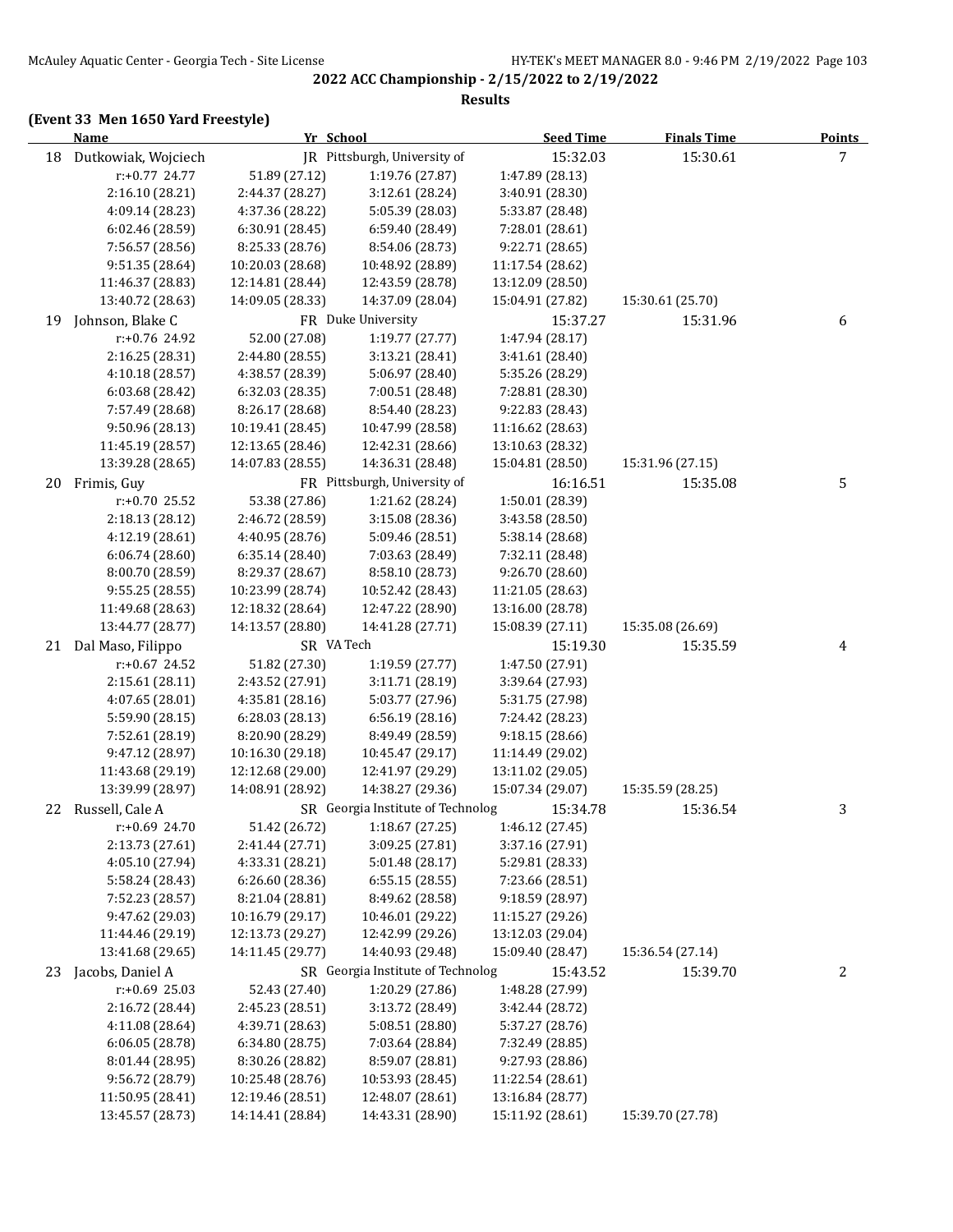## 2022 ACC Championship - 2/15/2022 to 2/19/2022

**Results**

### (Event 33 Men 1650 Yard Freestyle)

| | Name | Yr | School | Seed Time | Finals Time | Points |
|---|---|---|---|---|---|---|
| 18 | Dutkowiak, Wojciech | JR | Pittsburgh, University of | 15:32.03 | 15:30.61 | 7 |
| | r:+0.77 24.77 | 51.89 (27.12) | 1:19.76 (27.87) | 1:47.89 (28.13) | | |
| | 2:16.10 (28.21) | 2:44.37 (28.27) | 3:12.61 (28.24) | 3:40.91 (28.30) | | |
| | 4:09.14 (28.23) | 4:37.36 (28.22) | 5:05.39 (28.03) | 5:33.87 (28.48) | | |
| | 6:02.46 (28.59) | 6:30.91 (28.45) | 6:59.40 (28.49) | 7:28.01 (28.61) | | |
| | 7:56.57 (28.56) | 8:25.33 (28.76) | 8:54.06 (28.73) | 9:22.71 (28.65) | | |
| | 9:51.35 (28.64) | 10:20.03 (28.68) | 10:48.92 (28.89) | 11:17.54 (28.62) | | |
| | 11:46.37 (28.83) | 12:14.81 (28.44) | 12:43.59 (28.78) | 13:12.09 (28.50) | | |
| | 13:40.72 (28.63) | 14:09.05 (28.33) | 14:37.09 (28.04) | 15:04.91 (27.82) | 15:30.61 (25.70) | |
| 19 | Johnson, Blake C | FR | Duke University | 15:37.27 | 15:31.96 | 6 |
| | r:+0.76 24.92 | 52.00 (27.08) | 1:19.77 (27.77) | 1:47.94 (28.17) | | |
| | 2:16.25 (28.31) | 2:44.80 (28.55) | 3:13.21 (28.41) | 3:41.61 (28.40) | | |
| | 4:10.18 (28.57) | 4:38.57 (28.39) | 5:06.97 (28.40) | 5:35.26 (28.29) | | |
| | 6:03.68 (28.42) | 6:32.03 (28.35) | 7:00.51 (28.48) | 7:28.81 (28.30) | | |
| | 7:57.49 (28.68) | 8:26.17 (28.68) | 8:54.40 (28.23) | 9:22.83 (28.43) | | |
| | 9:50.96 (28.13) | 10:19.41 (28.45) | 10:47.99 (28.58) | 11:16.62 (28.63) | | |
| | 11:45.19 (28.57) | 12:13.65 (28.46) | 12:42.31 (28.66) | 13:10.63 (28.32) | | |
| | 13:39.28 (28.65) | 14:07.83 (28.55) | 14:36.31 (28.48) | 15:04.81 (28.50) | 15:31.96 (27.15) | |
| 20 | Frimis, Guy | FR | Pittsburgh, University of | 16:16.51 | 15:35.08 | 5 |
| | r:+0.70 25.52 | 53.38 (27.86) | 1:21.62 (28.24) | 1:50.01 (28.39) | | |
| | 2:18.13 (28.12) | 2:46.72 (28.59) | 3:15.08 (28.36) | 3:43.58 (28.50) | | |
| | 4:12.19 (28.61) | 4:40.95 (28.76) | 5:09.46 (28.51) | 5:38.14 (28.68) | | |
| | 6:06.74 (28.60) | 6:35.14 (28.40) | 7:03.63 (28.49) | 7:32.11 (28.48) | | |
| | 8:00.70 (28.59) | 8:29.37 (28.67) | 8:58.10 (28.73) | 9:26.70 (28.60) | | |
| | 9:55.25 (28.55) | 10:23.99 (28.74) | 10:52.42 (28.43) | 11:21.05 (28.63) | | |
| | 11:49.68 (28.63) | 12:18.32 (28.64) | 12:47.22 (28.90) | 13:16.00 (28.78) | | |
| | 13:44.77 (28.77) | 14:13.57 (28.80) | 14:41.28 (27.71) | 15:08.39 (27.11) | 15:35.08 (26.69) | |
| 21 | Dal Maso, Filippo | SR | VA Tech | 15:19.30 | 15:35.59 | 4 |
| | r:+0.67 24.52 | 51.82 (27.30) | 1:19.59 (27.77) | 1:47.50 (27.91) | | |
| | 2:15.61 (28.11) | 2:43.52 (27.91) | 3:11.71 (28.19) | 3:39.64 (27.93) | | |
| | 4:07.65 (28.01) | 4:35.81 (28.16) | 5:03.77 (27.96) | 5:31.75 (27.98) | | |
| | 5:59.90 (28.15) | 6:28.03 (28.13) | 6:56.19 (28.16) | 7:24.42 (28.23) | | |
| | 7:52.61 (28.19) | 8:20.90 (28.29) | 8:49.49 (28.59) | 9:18.15 (28.66) | | |
| | 9:47.12 (28.97) | 10:16.30 (29.18) | 10:45.47 (29.17) | 11:14.49 (29.02) | | |
| | 11:43.68 (29.19) | 12:12.68 (29.00) | 12:41.97 (29.29) | 13:11.02 (29.05) | | |
| | 13:39.99 (28.97) | 14:08.91 (28.92) | 14:38.27 (29.36) | 15:07.34 (29.07) | 15:35.59 (28.25) | |
| 22 | Russell, Cale A | SR | Georgia Institute of Technolog | 15:34.78 | 15:36.54 | 3 |
| | r:+0.69 24.70 | 51.42 (26.72) | 1:18.67 (27.25) | 1:46.12 (27.45) | | |
| | 2:13.73 (27.61) | 2:41.44 (27.71) | 3:09.25 (27.81) | 3:37.16 (27.91) | | |
| | 4:05.10 (27.94) | 4:33.31 (28.21) | 5:01.48 (28.17) | 5:29.81 (28.33) | | |
| | 5:58.24 (28.43) | 6:26.60 (28.36) | 6:55.15 (28.55) | 7:23.66 (28.51) | | |
| | 7:52.23 (28.57) | 8:21.04 (28.81) | 8:49.62 (28.58) | 9:18.59 (28.97) | | |
| | 9:47.62 (29.03) | 10:16.79 (29.17) | 10:46.01 (29.22) | 11:15.27 (29.26) | | |
| | 11:44.46 (29.19) | 12:13.73 (29.27) | 12:42.99 (29.26) | 13:12.03 (29.04) | | |
| | 13:41.68 (29.65) | 14:11.45 (29.77) | 14:40.93 (29.48) | 15:09.40 (28.47) | 15:36.54 (27.14) | |
| 23 | Jacobs, Daniel A | SR | Georgia Institute of Technolog | 15:43.52 | 15:39.70 | 2 |
| | r:+0.69 25.03 | 52.43 (27.40) | 1:20.29 (27.86) | 1:48.28 (27.99) | | |
| | 2:16.72 (28.44) | 2:45.23 (28.51) | 3:13.72 (28.49) | 3:42.44 (28.72) | | |
| | 4:11.08 (28.64) | 4:39.71 (28.63) | 5:08.51 (28.80) | 5:37.27 (28.76) | | |
| | 6:06.05 (28.78) | 6:34.80 (28.75) | 7:03.64 (28.84) | 7:32.49 (28.85) | | |
| | 8:01.44 (28.95) | 8:30.26 (28.82) | 8:59.07 (28.81) | 9:27.93 (28.86) | | |
| | 9:56.72 (28.79) | 10:25.48 (28.76) | 10:53.93 (28.45) | 11:22.54 (28.61) | | |
| | 11:50.95 (28.41) | 12:19.46 (28.51) | 12:48.07 (28.61) | 13:16.84 (28.77) | | |
| | 13:45.57 (28.73) | 14:14.41 (28.84) | 14:43.31 (28.90) | 15:11.92 (28.61) | 15:39.70 (27.78) | |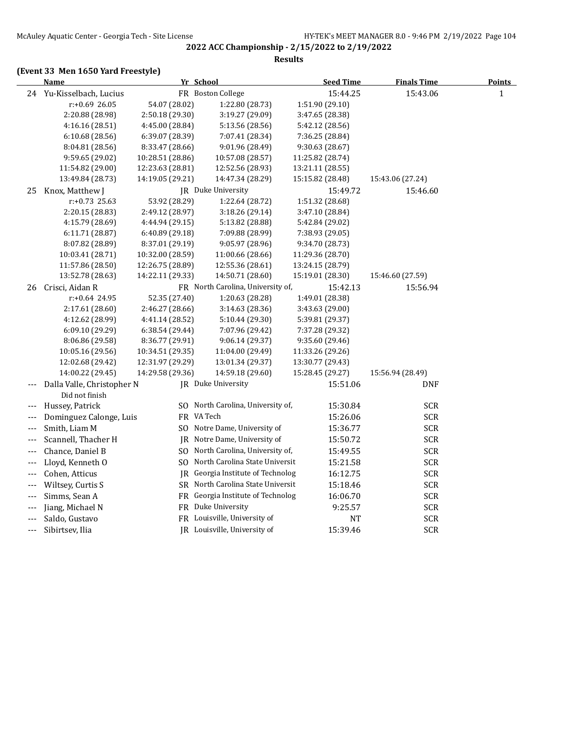## 2022 ACC Championship - 2/15/2022 to 2/19/2022

**Results**

### (Event 33 Men 1650 Yard Freestyle)

| | Name | Yr | School | Seed Time | Finals Time | Points |
|---|---|---|---|---|---|---|
| 24 | Yu-Kisselbach, Lucius | FR | Boston College | 15:44.25 | 15:43.06 | 1 |
| | r:+0.69 26.05 | 54.07 (28.02) | 1:22.80 (28.73) | 1:51.90 (29.10) | | |
| | 2:20.88 (28.98) | 2:50.18 (29.30) | 3:19.27 (29.09) | 3:47.65 (28.38) | | |
| | 4:16.16 (28.51) | 4:45.00 (28.84) | 5:13.56 (28.56) | 5:42.12 (28.56) | | |
| | 6:10.68 (28.56) | 6:39.07 (28.39) | 7:07.41 (28.34) | 7:36.25 (28.84) | | |
| | 8:04.81 (28.56) | 8:33.47 (28.66) | 9:01.96 (28.49) | 9:30.63 (28.67) | | |
| | 9:59.65 (29.02) | 10:28.51 (28.86) | 10:57.08 (28.57) | 11:25.82 (28.74) | | |
| | 11:54.82 (29.00) | 12:23.63 (28.81) | 12:52.56 (28.93) | 13:21.11 (28.55) | | |
| | 13:49.84 (28.73) | 14:19.05 (29.21) | 14:47.34 (28.29) | 15:15.82 (28.48) | 15:43.06 (27.24) | |
| 25 | Knox, Matthew J | JR | Duke University | 15:49.72 | 15:46.60 | |
| | r:+0.73 25.63 | 53.92 (28.29) | 1:22.64 (28.72) | 1:51.32 (28.68) | | |
| | 2:20.15 (28.83) | 2:49.12 (28.97) | 3:18.26 (29.14) | 3:47.10 (28.84) | | |
| | 4:15.79 (28.69) | 4:44.94 (29.15) | 5:13.82 (28.88) | 5:42.84 (29.02) | | |
| | 6:11.71 (28.87) | 6:40.89 (29.18) | 7:09.88 (28.99) | 7:38.93 (29.05) | | |
| | 8:07.82 (28.89) | 8:37.01 (29.19) | 9:05.97 (28.96) | 9:34.70 (28.73) | | |
| | 10:03.41 (28.71) | 10:32.00 (28.59) | 11:00.66 (28.66) | 11:29.36 (28.70) | | |
| | 11:57.86 (28.50) | 12:26.75 (28.89) | 12:55.36 (28.61) | 13:24.15 (28.79) | | |
| | 13:52.78 (28.63) | 14:22.11 (29.33) | 14:50.71 (28.60) | 15:19.01 (28.30) | 15:46.60 (27.59) | |
| 26 | Crisci, Aidan R | FR | North Carolina, University of, | 15:42.13 | 15:56.94 | |
| | r:+0.64 24.95 | 52.35 (27.40) | 1:20.63 (28.28) | 1:49.01 (28.38) | | |
| | 2:17.61 (28.60) | 2:46.27 (28.66) | 3:14.63 (28.36) | 3:43.63 (29.00) | | |
| | 4:12.62 (28.99) | 4:41.14 (28.52) | 5:10.44 (29.30) | 5:39.81 (29.37) | | |
| | 6:09.10 (29.29) | 6:38.54 (29.44) | 7:07.96 (29.42) | 7:37.28 (29.32) | | |
| | 8:06.86 (29.58) | 8:36.77 (29.91) | 9:06.14 (29.37) | 9:35.60 (29.46) | | |
| | 10:05.16 (29.56) | 10:34.51 (29.35) | 11:04.00 (29.49) | 11:33.26 (29.26) | | |
| | 12:02.68 (29.42) | 12:31.97 (29.29) | 13:01.34 (29.37) | 13:30.77 (29.43) | | |
| | 14:00.22 (29.45) | 14:29.58 (29.36) | 14:59.18 (29.60) | 15:28.45 (29.27) | 15:56.94 (28.49) | |
| --- | Dalla Valle, Christopher N | JR | Duke University | 15:51.06 | DNF | |
| | Did not finish | | | | | |
| --- | Hussey, Patrick | SO | North Carolina, University of, | 15:30.84 | SCR | |
| --- | Dominguez Calonge, Luis | FR | VA Tech | 15:26.06 | SCR | |
| --- | Smith, Liam M | SO | Notre Dame, University of | 15:36.77 | SCR | |
| --- | Scannell, Thacher H | JR | Notre Dame, University of | 15:50.72 | SCR | |
| --- | Chance, Daniel B | SO | North Carolina, University of, | 15:49.55 | SCR | |
| --- | Lloyd, Kenneth O | SO | North Carolina State Universit | 15:21.58 | SCR | |
| --- | Cohen, Atticus | JR | Georgia Institute of Technolog | 16:12.75 | SCR | |
| --- | Wiltsey, Curtis S | SR | North Carolina State Universit | 15:18.46 | SCR | |
| --- | Simms, Sean A | FR | Georgia Institute of Technolog | 16:06.70 | SCR | |
| --- | Jiang, Michael N | FR | Duke University | 9:25.57 | SCR | |
| --- | Saldo, Gustavo | FR | Louisville, University of | NT | SCR | |
| --- | Sibirtsev, Ilia | JR | Louisville, University of | 15:39.46 | SCR | |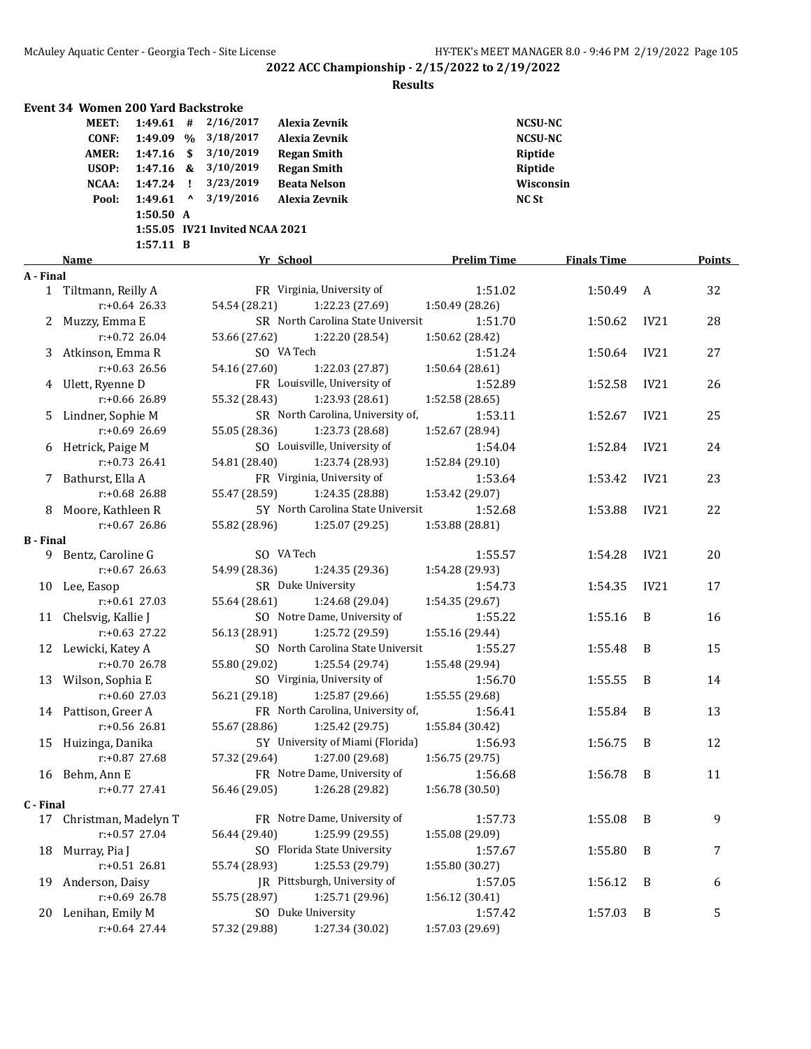**2022 ACC Championship - 2/15/2022 to 2/19/2022**

**Results**

### Event 34 Women 200 Yard Backstroke

| | | | | | |
|---|---|---|---|---|---|
| MEET: | 1:49.61 | # | 2/16/2017 | Alexia Zevnik | NCSU-NC |
| CONF: | 1:49.09 | % | 3/18/2017 | Alexia Zevnik | NCSU-NC |
| AMER: | 1:47.16 | $ | 3/10/2019 | Regan Smith | Riptide |
| USOP: | 1:47.16 | & | 3/10/2019 | Regan Smith | Riptide |
| NCAA: | 1:47.24 | ! | 3/23/2019 | Beata Nelson | Wisconsin |
| Pool: | 1:49.61 | ^ | 3/19/2016 | Alexia Zevnik | NC St |
| | 1:50.50 | A | | | |
| | 1:55.05 | IV21 | Invited NCAA 2021 | | |
| | 1:57.11 | B | | | |

| | Name | Yr | School | Prelim Time | Finals Time | | Points |
|---|---|---|---|---|---|---|---|
| **A - Final** | | | | | | | |
| 1 | Tiltmann, Reilly A | FR | Virginia, University of | 1:51.02 | 1:50.49 | A | 32 |
| | r:+0.64 26.33 | 54.54 (28.21) | 1:22.23 (27.69) | 1:50.49 (28.26) | | | |
| 2 | Muzzy, Emma E | SR | North Carolina State Universit | 1:51.70 | 1:50.62 | IV21 | 28 |
| | r:+0.72 26.04 | 53.66 (27.62) | 1:22.20 (28.54) | 1:50.62 (28.42) | | | |
| 3 | Atkinson, Emma R | SO | VA Tech | 1:51.24 | 1:50.64 | IV21 | 27 |
| | r:+0.63 26.56 | 54.16 (27.60) | 1:22.03 (27.87) | 1:50.64 (28.61) | | | |
| 4 | Ulett, Ryenne D | FR | Louisville, University of | 1:52.89 | 1:52.58 | IV21 | 26 |
| | r:+0.66 26.89 | 55.32 (28.43) | 1:23.93 (28.61) | 1:52.58 (28.65) | | | |
| 5 | Lindner, Sophie M | SR | North Carolina, University of, | 1:53.11 | 1:52.67 | IV21 | 25 |
| | r:+0.69 26.69 | 55.05 (28.36) | 1:23.73 (28.68) | 1:52.67 (28.94) | | | |
| 6 | Hetrick, Paige M | SO | Louisville, University of | 1:54.04 | 1:52.84 | IV21 | 24 |
| | r:+0.73 26.41 | 54.81 (28.40) | 1:23.74 (28.93) | 1:52.84 (29.10) | | | |
| 7 | Bathurst, Ella A | FR | Virginia, University of | 1:53.64 | 1:53.42 | IV21 | 23 |
| | r:+0.68 26.88 | 55.47 (28.59) | 1:24.35 (28.88) | 1:53.42 (29.07) | | | |
| 8 | Moore, Kathleen R | 5Y | North Carolina State Universit | 1:52.68 | 1:53.88 | IV21 | 22 |
| | r:+0.67 26.86 | 55.82 (28.96) | 1:25.07 (29.25) | 1:53.88 (28.81) | | | |
| **B - Final** | | | | | | | |
| 9 | Bentz, Caroline G | SO | VA Tech | 1:55.57 | 1:54.28 | IV21 | 20 |
| | r:+0.67 26.63 | 54.99 (28.36) | 1:24.35 (29.36) | 1:54.28 (29.93) | | | |
| 10 | Lee, Easop | SR | Duke University | 1:54.73 | 1:54.35 | IV21 | 17 |
| | r:+0.61 27.03 | 55.64 (28.61) | 1:24.68 (29.04) | 1:54.35 (29.67) | | | |
| 11 | Chelsvig, Kallie J | SO | Notre Dame, University of | 1:55.22 | 1:55.16 | B | 16 |
| | r:+0.63 27.22 | 56.13 (28.91) | 1:25.72 (29.59) | 1:55.16 (29.44) | | | |
| 12 | Lewicki, Katey A | SO | North Carolina State Universit | 1:55.27 | 1:55.48 | B | 15 |
| | r:+0.70 26.78 | 55.80 (29.02) | 1:25.54 (29.74) | 1:55.48 (29.94) | | | |
| 13 | Wilson, Sophia E | SO | Virginia, University of | 1:56.70 | 1:55.55 | B | 14 |
| | r:+0.60 27.03 | 56.21 (29.18) | 1:25.87 (29.66) | 1:55.55 (29.68) | | | |
| 14 | Pattison, Greer A | FR | North Carolina, University of, | 1:56.41 | 1:55.84 | B | 13 |
| | r:+0.56 26.81 | 55.67 (28.86) | 1:25.42 (29.75) | 1:55.84 (30.42) | | | |
| 15 | Huizinga, Danika | 5Y | University of Miami (Florida) | 1:56.93 | 1:56.75 | B | 12 |
| | r:+0.87 27.68 | 57.32 (29.64) | 1:27.00 (29.68) | 1:56.75 (29.75) | | | |
| 16 | Behm, Ann E | FR | Notre Dame, University of | 1:56.68 | 1:56.78 | B | 11 |
| | r:+0.77 27.41 | 56.46 (29.05) | 1:26.28 (29.82) | 1:56.78 (30.50) | | | |
| **C - Final** | | | | | | | |
| 17 | Christman, Madelyn T | FR | Notre Dame, University of | 1:57.73 | 1:55.08 | B | 9 |
| | r:+0.57 27.04 | 56.44 (29.40) | 1:25.99 (29.55) | 1:55.08 (29.09) | | | |
| 18 | Murray, Pia J | SO | Florida State University | 1:57.67 | 1:55.80 | B | 7 |
| | r:+0.51 26.81 | 55.74 (28.93) | 1:25.53 (29.79) | 1:55.80 (30.27) | | | |
| 19 | Anderson, Daisy | JR | Pittsburgh, University of | 1:57.05 | 1:56.12 | B | 6 |
| | r:+0.69 26.78 | 55.75 (28.97) | 1:25.71 (29.96) | 1:56.12 (30.41) | | | |
| 20 | Lenihan, Emily M | SO | Duke University | 1:57.42 | 1:57.03 | B | 5 |
| | r:+0.64 27.44 | 57.32 (29.88) | 1:27.34 (30.02) | 1:57.03 (29.69) | | | |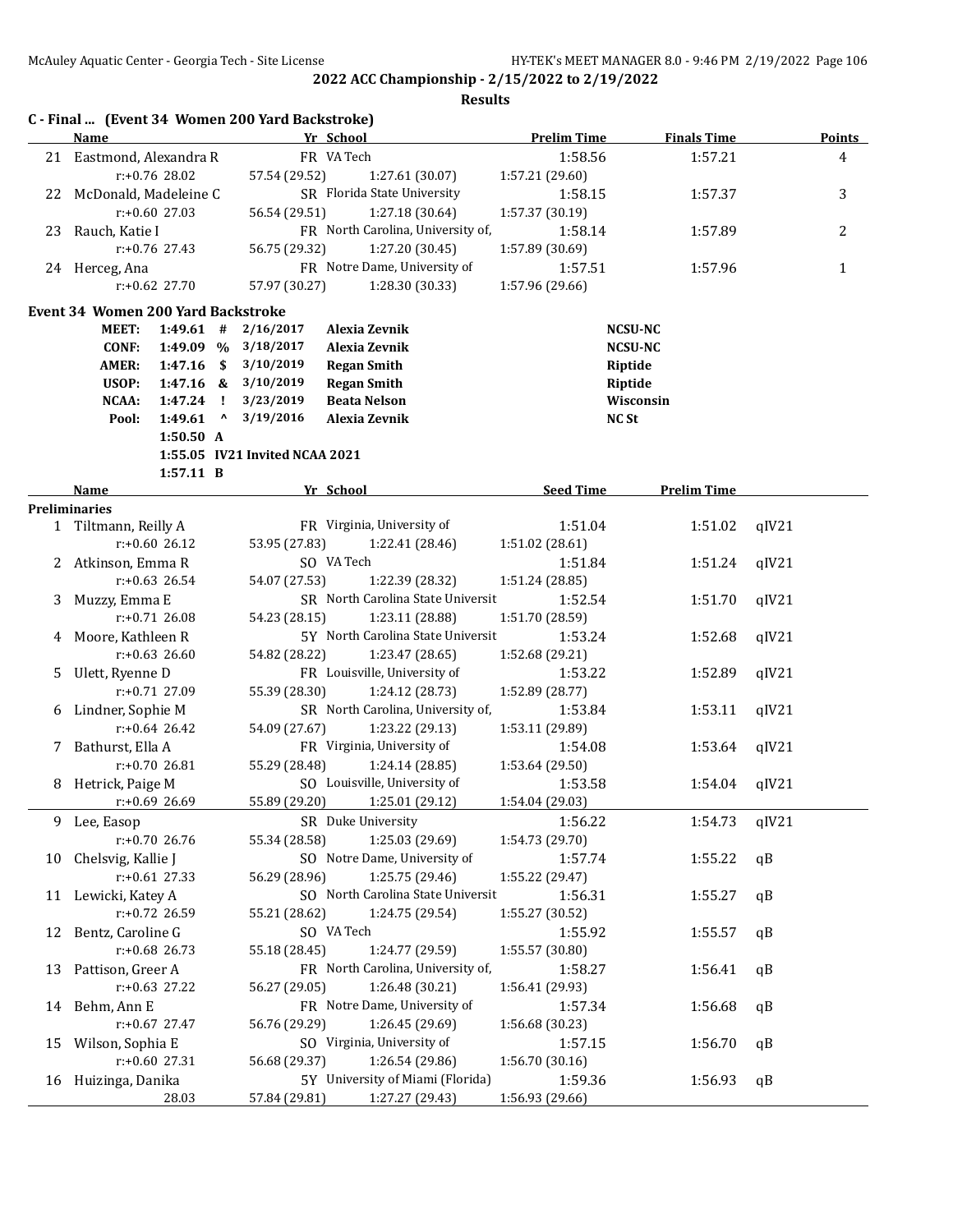**2022 ACC Championship - 2/15/2022 to 2/19/2022**

**Results**

### C - Final ... (Event 34 Women 200 Yard Backstroke)

| | Name | Yr | School | Prelim Time | Finals Time | Points |
|---|---|---|---|---|---|---|
| 21 | Eastmond, Alexandra R | FR | VA Tech | 1:58.56 | 1:57.21 | 4 |
| | r:+0.76 28.02 | 57.54 (29.52) | 1:27.61 (30.07) | 1:57.21 (29.60) | | |
| 22 | McDonald, Madeleine C | SR | Florida State University | 1:58.15 | 1:57.37 | 3 |
| | r:+0.60 27.03 | 56.54 (29.51) | 1:27.18 (30.64) | 1:57.37 (30.19) | | |
| 23 | Rauch, Katie I | FR | North Carolina, University of, | 1:58.14 | 1:57.89 | 2 |
| | r:+0.76 27.43 | 56.75 (29.32) | 1:27.20 (30.45) | 1:57.89 (30.69) | | |
| 24 | Herceg, Ana | FR | Notre Dame, University of | 1:57.51 | 1:57.96 | 1 |
| | r:+0.62 27.70 | 57.97 (30.27) | 1:28.30 (30.33) | 1:57.96 (29.66) | | |

### Event 34 Women 200 Yard Backstroke

| | Time | | Date | Name | Team |
|---|---|---|---|---|---|
| MEET: | 1:49.61 | # | 2/16/2017 | Alexia Zevnik | NCSU-NC |
| CONF: | 1:49.09 | % | 3/18/2017 | Alexia Zevnik | NCSU-NC |
| AMER: | 1:47.16 | $ | 3/10/2019 | Regan Smith | Riptide |
| USOP: | 1:47.16 | & | 3/10/2019 | Regan Smith | Riptide |
| NCAA: | 1:47.24 | ! | 3/23/2019 | Beata Nelson | Wisconsin |
| Pool: | 1:49.61 | ^ | 3/19/2016 | Alexia Zevnik | NC St |
| | 1:50.50 | A | | | |
| | 1:55.05 | IV21 Invited NCAA 2021 | | | |
| | 1:57.11 | B | | | |

| | Name | Yr | School | Seed Time | Prelim Time | |
|---|---|---|---|---|---|---|
| **Preliminaries** | | | | | | |
| 1 | Tiltmann, Reilly A | FR | Virginia, University of | 1:51.04 | 1:51.02 | qIV21 |
| | r:+0.60 26.12 | 53.95 (27.83) | 1:22.41 (28.46) | 1:51.02 (28.61) | | |
| 2 | Atkinson, Emma R | SO | VA Tech | 1:51.84 | 1:51.24 | qIV21 |
| | r:+0.63 26.54 | 54.07 (27.53) | 1:22.39 (28.32) | 1:51.24 (28.85) | | |
| 3 | Muzzy, Emma E | SR | North Carolina State Universit | 1:52.54 | 1:51.70 | qIV21 |
| | r:+0.71 26.08 | 54.23 (28.15) | 1:23.11 (28.88) | 1:51.70 (28.59) | | |
| 4 | Moore, Kathleen R | 5Y | North Carolina State Universit | 1:53.24 | 1:52.68 | qIV21 |
| | r:+0.63 26.60 | 54.82 (28.22) | 1:23.47 (28.65) | 1:52.68 (29.21) | | |
| 5 | Ulett, Ryenne D | FR | Louisville, University of | 1:53.22 | 1:52.89 | qIV21 |
| | r:+0.71 27.09 | 55.39 (28.30) | 1:24.12 (28.73) | 1:52.89 (28.77) | | |
| 6 | Lindner, Sophie M | SR | North Carolina, University of, | 1:53.84 | 1:53.11 | qIV21 |
| | r:+0.64 26.42 | 54.09 (27.67) | 1:23.22 (29.13) | 1:53.11 (29.89) | | |
| 7 | Bathurst, Ella A | FR | Virginia, University of | 1:54.08 | 1:53.64 | qIV21 |
| | r:+0.70 26.81 | 55.29 (28.48) | 1:24.14 (28.85) | 1:53.64 (29.50) | | |
| 8 | Hetrick, Paige M | SO | Louisville, University of | 1:53.58 | 1:54.04 | qIV21 |
| | r:+0.69 26.69 | 55.89 (29.20) | 1:25.01 (29.12) | 1:54.04 (29.03) | | |
| 9 | Lee, Easop | SR | Duke University | 1:56.22 | 1:54.73 | qIV21 |
| | r:+0.70 26.76 | 55.34 (28.58) | 1:25.03 (29.69) | 1:54.73 (29.70) | | |
| 10 | Chelsvig, Kallie J | SO | Notre Dame, University of | 1:57.74 | 1:55.22 | qB |
| | r:+0.61 27.33 | 56.29 (28.96) | 1:25.75 (29.46) | 1:55.22 (29.47) | | |
| 11 | Lewicki, Katey A | SO | North Carolina State Universit | 1:56.31 | 1:55.27 | qB |
| | r:+0.72 26.59 | 55.21 (28.62) | 1:24.75 (29.54) | 1:55.27 (30.52) | | |
| 12 | Bentz, Caroline G | SO | VA Tech | 1:55.92 | 1:55.57 | qB |
| | r:+0.68 26.73 | 55.18 (28.45) | 1:24.77 (29.59) | 1:55.57 (30.80) | | |
| 13 | Pattison, Greer A | FR | North Carolina, University of, | 1:58.27 | 1:56.41 | qB |
| | r:+0.63 27.22 | 56.27 (29.05) | 1:26.48 (30.21) | 1:56.41 (29.93) | | |
| 14 | Behm, Ann E | FR | Notre Dame, University of | 1:57.34 | 1:56.68 | qB |
| | r:+0.67 27.47 | 56.76 (29.29) | 1:26.45 (29.69) | 1:56.68 (30.23) | | |
| 15 | Wilson, Sophia E | SO | Virginia, University of | 1:57.15 | 1:56.70 | qB |
| | r:+0.60 27.31 | 56.68 (29.37) | 1:26.54 (29.86) | 1:56.70 (30.16) | | |
| 16 | Huizinga, Danika | 5Y | University of Miami (Florida) | 1:59.36 | 1:56.93 | qB |
| | 28.03 | 57.84 (29.81) | 1:27.27 (29.43) | 1:56.93 (29.66) | | |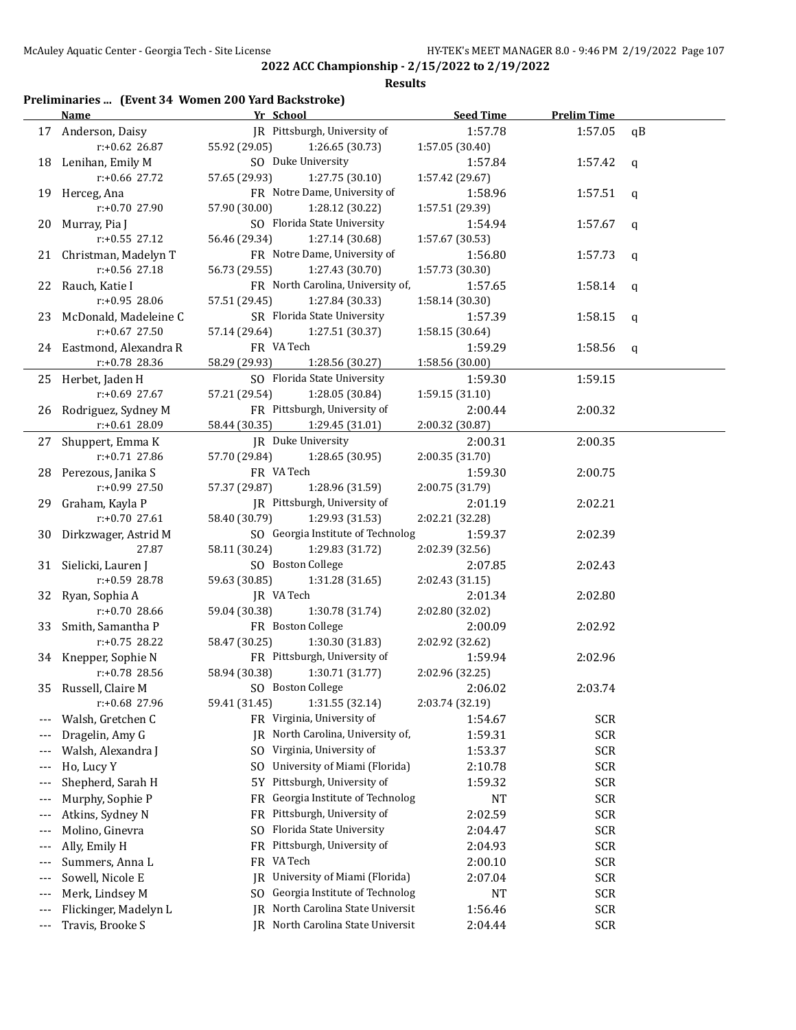**2022 ACC Championship - 2/15/2022 to 2/19/2022**

**Results**

### Preliminaries ... (Event 34 Women 200 Yard Backstroke)

| | Name | Yr | School | Seed Time | Prelim Time | |
|---|---|---|---|---|---|---|
| 17 | Anderson, Daisy | JR | Pittsburgh, University of | 1:57.78 | 1:57.05 | qB |
| | r:+0.62 27.87 | 55.92 (29.05) | 1:26.65 (30.73) | 1:57.05 (30.40) | | |
| 18 | Lenihan, Emily M | SO | Duke University | 1:57.84 | 1:57.42 | q |
| | r:+0.66 27.72 | 57.65 (29.93) | 1:27.75 (30.10) | 1:57.42 (29.67) | | |
| 19 | Herceg, Ana | FR | Notre Dame, University of | 1:58.96 | 1:57.51 | q |
| | r:+0.70 27.90 | 57.90 (30.00) | 1:28.12 (30.22) | 1:57.51 (29.39) | | |
| 20 | Murray, Pia J | SO | Florida State University | 1:54.94 | 1:57.67 | q |
| | r:+0.55 27.12 | 56.46 (29.34) | 1:27.14 (30.68) | 1:57.67 (30.53) | | |
| 21 | Christman, Madelyn T | FR | Notre Dame, University of | 1:56.80 | 1:57.73 | q |
| | r:+0.56 27.18 | 56.73 (29.55) | 1:27.43 (30.70) | 1:57.73 (30.30) | | |
| 22 | Rauch, Katie I | FR | North Carolina, University of, | 1:57.65 | 1:58.14 | q |
| | r:+0.95 28.06 | 57.51 (29.45) | 1:27.84 (30.33) | 1:58.14 (30.30) | | |
| 23 | McDonald, Madeleine C | SR | Florida State University | 1:57.39 | 1:58.15 | q |
| | r:+0.67 27.50 | 57.14 (29.64) | 1:27.51 (30.37) | 1:58.15 (30.64) | | |
| 24 | Eastmond, Alexandra R | FR | VA Tech | 1:59.29 | 1:58.56 | q |
| | r:+0.78 28.36 | 58.29 (29.93) | 1:28.56 (30.27) | 1:58.56 (30.00) | | |
| 25 | Herbet, Jaden H | SO | Florida State University | 1:59.30 | 1:59.15 | |
| | r:+0.69 27.67 | 57.21 (29.54) | 1:28.05 (30.84) | 1:59.15 (31.10) | | |
| 26 | Rodriguez, Sydney M | FR | Pittsburgh, University of | 2:00.44 | 2:00.32 | |
| | r:+0.61 28.09 | 58.44 (30.35) | 1:29.45 (31.01) | 2:00.32 (30.87) | | |
| 27 | Shuppert, Emma K | JR | Duke University | 2:00.31 | 2:00.35 | |
| | r:+0.71 27.86 | 57.70 (29.84) | 1:28.65 (30.95) | 2:00.35 (31.70) | | |
| 28 | Perezous, Janika S | FR | VA Tech | 1:59.30 | 2:00.75 | |
| | r:+0.99 27.50 | 57.37 (29.87) | 1:28.96 (31.59) | 2:00.75 (31.79) | | |
| 29 | Graham, Kayla P | JR | Pittsburgh, University of | 2:01.19 | 2:02.21 | |
| | r:+0.70 27.61 | 58.40 (30.79) | 1:29.93 (31.53) | 2:02.21 (32.28) | | |
| 30 | Dirkzwager, Astrid M | SO | Georgia Institute of Technolog | 1:59.37 | 2:02.39 | |
| | 27.87 | 58.11 (30.24) | 1:29.83 (31.72) | 2:02.39 (32.56) | | |
| 31 | Sielicki, Lauren J | SO | Boston College | 2:07.85 | 2:02.43 | |
| | r:+0.59 28.78 | 59.63 (30.85) | 1:31.28 (31.65) | 2:02.43 (31.15) | | |
| 32 | Ryan, Sophia A | JR | VA Tech | 2:01.34 | 2:02.80 | |
| | r:+0.70 28.66 | 59.04 (30.38) | 1:30.78 (31.74) | 2:02.80 (32.02) | | |
| 33 | Smith, Samantha P | FR | Boston College | 2:00.09 | 2:02.92 | |
| | r:+0.75 28.22 | 58.47 (30.25) | 1:30.30 (31.83) | 2:02.92 (32.62) | | |
| 34 | Knepper, Sophie N | FR | Pittsburgh, University of | 1:59.94 | 2:02.96 | |
| | r:+0.78 28.56 | 58.94 (30.38) | 1:30.71 (31.77) | 2:02.96 (32.25) | | |
| 35 | Russell, Claire M | SO | Boston College | 2:06.02 | 2:03.74 | |
| | r:+0.68 27.96 | 59.41 (31.45) | 1:31.55 (32.14) | 2:03.74 (32.19) | | |
| --- | Walsh, Gretchen C | FR | Virginia, University of | 1:54.67 | SCR | |
| --- | Dragelin, Amy G | JR | North Carolina, University of, | 1:59.31 | SCR | |
| --- | Walsh, Alexandra J | SO | Virginia, University of | 1:53.37 | SCR | |
| --- | Ho, Lucy Y | SO | University of Miami (Florida) | 2:10.78 | SCR | |
| --- | Shepherd, Sarah H | 5Y | Pittsburgh, University of | 1:59.32 | SCR | |
| --- | Murphy, Sophie P | FR | Georgia Institute of Technolog | NT | SCR | |
| --- | Atkins, Sydney N | FR | Pittsburgh, University of | 2:02.59 | SCR | |
| --- | Molino, Ginevra | SO | Florida State University | 2:04.47 | SCR | |
| --- | Ally, Emily H | FR | Pittsburgh, University of | 2:04.93 | SCR | |
| --- | Summers, Anna L | FR | VA Tech | 2:00.10 | SCR | |
| --- | Sowell, Nicole E | JR | University of Miami (Florida) | 2:07.04 | SCR | |
| --- | Merk, Lindsey M | SO | Georgia Institute of Technolog | NT | SCR | |
| --- | Flickinger, Madelyn L | JR | North Carolina State Universit | 1:56.46 | SCR | |
| --- | Travis, Brooke S | JR | North Carolina State Universit | 2:04.44 | SCR | |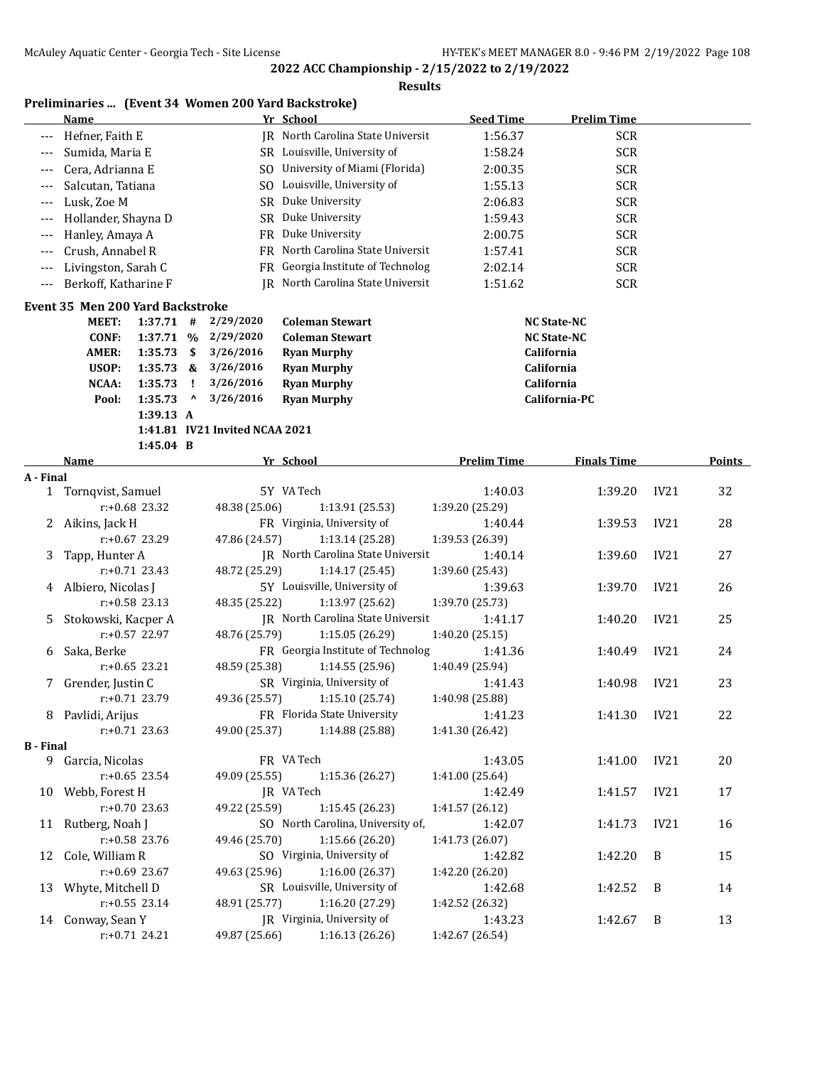**2022 ACC Championship - 2/15/2022 to 2/19/2022**

**Results**

## Preliminaries ... (Event 34 Women 200 Yard Backstroke)

| | Name | Yr | School | Seed Time | Prelim Time |
|---|---|---|---|---|---|
| --- | Hefner, Faith E | JR | North Carolina State Universit | 1:56.37 | SCR |
| --- | Sumida, Maria E | SR | Louisville, University of | 1:58.24 | SCR |
| --- | Cera, Adrianna E | SO | University of Miami (Florida) | 2:00.35 | SCR |
| --- | Salcutan, Tatiana | SO | Louisville, University of | 1:55.13 | SCR |
| --- | Lusk, Zoe M | SR | Duke University | 2:06.83 | SCR |
| --- | Hollander, Shayna D | SR | Duke University | 1:59.43 | SCR |
| --- | Hanley, Amaya A | FR | Duke University | 2:00.75 | SCR |
| --- | Crush, Annabel R | FR | North Carolina State Universit | 1:57.41 | SCR |
| --- | Livingston, Sarah C | FR | Georgia Institute of Technolog | 2:02.14 | SCR |
| --- | Berkoff, Katharine F | JR | North Carolina State Universit | 1:51.62 | SCR |

## Event 35 Men 200 Yard Backstroke

| | | | | | |
|---|---|---|---|---|---|
| MEET: | 1:37.71 | # | 2/29/2020 | Coleman Stewart | NC State-NC |
| CONF: | 1:37.71 | % | 2/29/2020 | Coleman Stewart | NC State-NC |
| AMER: | 1:35.73 | $ | 3/26/2016 | Ryan Murphy | California |
| USOP: | 1:35.73 | & | 3/26/2016 | Ryan Murphy | California |
| NCAA: | 1:35.73 | ! | 3/26/2016 | Ryan Murphy | California |
| Pool: | 1:35.73 | ^ | 3/26/2016 | Ryan Murphy | California-PC |
| | 1:39.13 | A | | | |
| | 1:41.81 | IV21 Invited NCAA 2021 | | | |
| | 1:45.04 | B | | | |

| | Name | Yr | School | Prelim Time | Finals Time | | Points |
|---|---|---|---|---|---|---|---|
| **A - Final** | | | | | | | |
| 1 | Tornqvist, Samuel | 5Y | VA Tech | 1:40.03 | 1:39.20 | IV21 | 32 |
| | r:+0.68 23.32 | 48.38 (25.06) | 1:13.91 (25.53) | 1:39.20 (25.29) | | | |
| 2 | Aikins, Jack H | FR | Virginia, University of | 1:40.44 | 1:39.53 | IV21 | 28 |
| | r:+0.67 23.29 | 47.86 (24.57) | 1:13.14 (25.28) | 1:39.53 (26.39) | | | |
| 3 | Tapp, Hunter A | JR | North Carolina State Universit | 1:40.14 | 1:39.60 | IV21 | 27 |
| | r:+0.71 23.43 | 48.72 (25.29) | 1:14.17 (25.45) | 1:39.60 (25.43) | | | |
| 4 | Albiero, Nicolas J | 5Y | Louisville, University of | 1:39.63 | 1:39.70 | IV21 | 26 |
| | r:+0.58 23.13 | 48.35 (25.22) | 1:13.97 (25.62) | 1:39.70 (25.73) | | | |
| 5 | Stokowski, Kacper A | JR | North Carolina State Universit | 1:41.17 | 1:40.20 | IV21 | 25 |
| | r:+0.57 22.97 | 48.76 (25.79) | 1:15.05 (26.29) | 1:40.20 (25.15) | | | |
| 6 | Saka, Berke | FR | Georgia Institute of Technolog | 1:41.36 | 1:40.49 | IV21 | 24 |
| | r:+0.65 23.21 | 48.59 (25.38) | 1:14.55 (25.96) | 1:40.49 (25.94) | | | |
| 7 | Grender, Justin C | SR | Virginia, University of | 1:41.43 | 1:40.98 | IV21 | 23 |
| | r:+0.71 23.79 | 49.36 (25.57) | 1:15.10 (25.74) | 1:40.98 (25.88) | | | |
| 8 | Pavlidi, Arijus | FR | Florida State University | 1:41.23 | 1:41.30 | IV21 | 22 |
| | r:+0.71 23.63 | 49.00 (25.37) | 1:14.88 (25.88) | 1:41.30 (26.42) | | | |
| **B - Final** | | | | | | | |
| 9 | Garcia, Nicolas | FR | VA Tech | 1:43.05 | 1:41.00 | IV21 | 20 |
| | r:+0.65 23.54 | 49.09 (25.55) | 1:15.36 (26.27) | 1:41.00 (25.64) | | | |
| 10 | Webb, Forest H | JR | VA Tech | 1:42.49 | 1:41.57 | IV21 | 17 |
| | r:+0.70 23.63 | 49.22 (25.59) | 1:15.45 (26.23) | 1:41.57 (26.12) | | | |
| 11 | Rutberg, Noah J | SO | North Carolina, University of, | 1:42.07 | 1:41.73 | IV21 | 16 |
| | r:+0.58 23.76 | 49.46 (25.70) | 1:15.66 (26.20) | 1:41.73 (26.07) | | | |
| 12 | Cole, William R | SO | Virginia, University of | 1:42.82 | 1:42.20 | B | 15 |
| | r:+0.69 23.67 | 49.63 (25.96) | 1:16.00 (26.37) | 1:42.20 (26.20) | | | |
| 13 | Whyte, Mitchell D | SR | Louisville, University of | 1:42.68 | 1:42.52 | B | 14 |
| | r:+0.55 23.14 | 48.91 (25.77) | 1:16.20 (27.29) | 1:42.52 (26.32) | | | |
| 14 | Conway, Sean Y | JR | Virginia, University of | 1:43.23 | 1:42.67 | B | 13 |
| | r:+0.71 24.21 | 49.87 (25.66) | 1:16.13 (26.26) | 1:42.67 (26.54) | | | |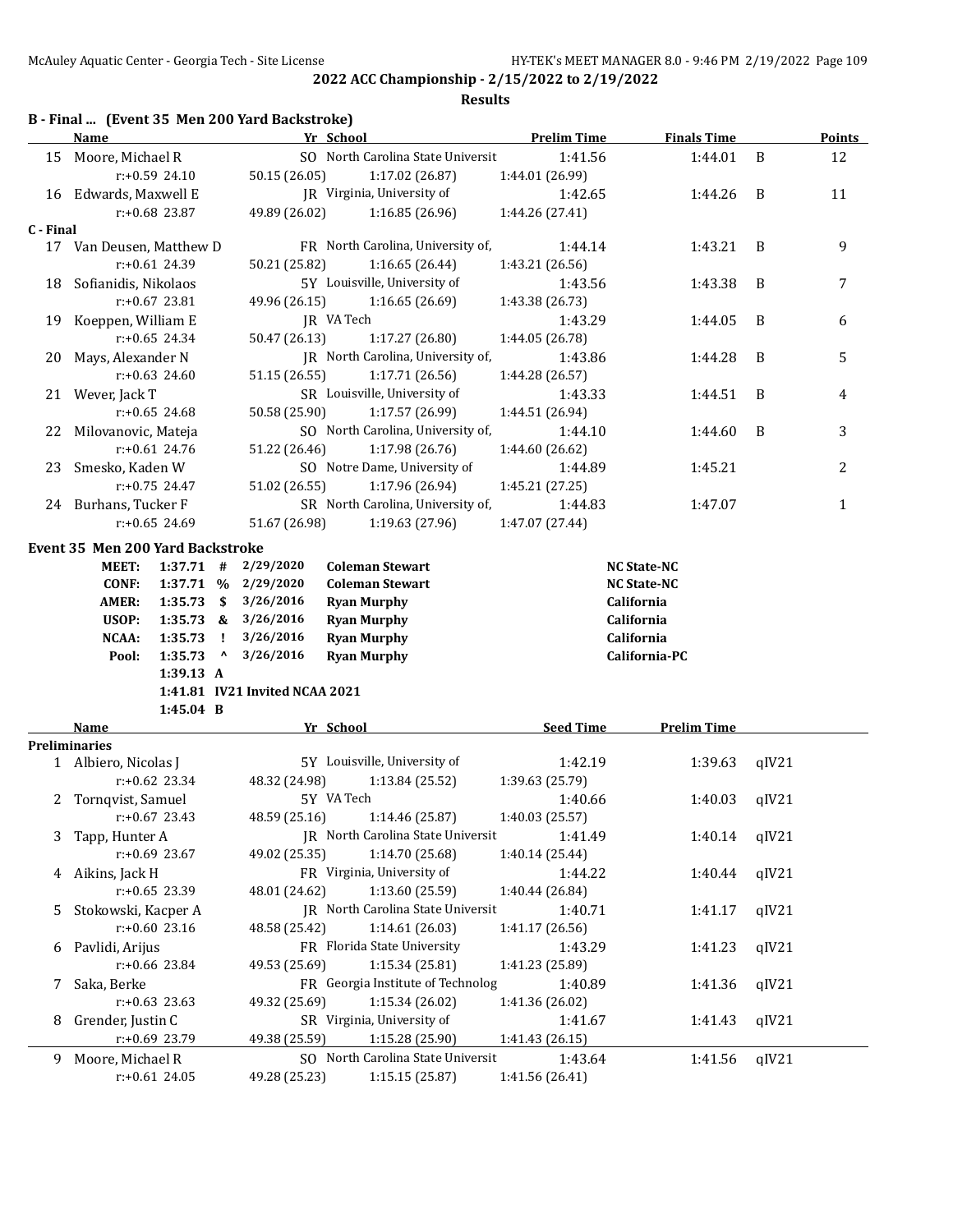## 2022 ACC Championship - 2/15/2022 to 2/19/2022

### Results

### B - Final ... (Event 35 Men 200 Yard Backstroke)

| | Name | Yr | School | Prelim Time | Finals Time | | Points |
|---|---|---|---|---|---|---|---|
| 15 | Moore, Michael R | SO | North Carolina State Universit | 1:41.56 | 1:44.01 | B | 12 |
| | r:+0.59 24.10 | 50.15 (26.05) | 1:17.02 (26.87) | 1:44.01 (26.99) | | | |
| 16 | Edwards, Maxwell E | JR | Virginia, University of | 1:42.65 | 1:44.26 | B | 11 |
| | r:+0.68 23.87 | 49.89 (26.02) | 1:16.85 (26.96) | 1:44.26 (27.41) | | | |
| **C - Final** | | | | | | | |
| 17 | Van Deusen, Matthew D | FR | North Carolina, University of, | 1:44.14 | 1:43.21 | B | 9 |
| | r:+0.61 24.39 | 50.21 (25.82) | 1:16.65 (26.44) | 1:43.21 (26.56) | | | |
| 18 | Sofianidis, Nikolaos | 5Y | Louisville, University of | 1:43.56 | 1:43.38 | B | 7 |
| | r:+0.67 23.81 | 49.96 (26.15) | 1:16.65 (26.69) | 1:43.38 (26.73) | | | |
| 19 | Koeppen, William E | JR | VA Tech | 1:43.29 | 1:44.05 | B | 6 |
| | r:+0.65 24.34 | 50.47 (26.13) | 1:17.27 (26.80) | 1:44.05 (26.78) | | | |
| 20 | Mays, Alexander N | JR | North Carolina, University of, | 1:43.86 | 1:44.28 | B | 5 |
| | r:+0.63 24.60 | 51.15 (26.55) | 1:17.71 (26.56) | 1:44.28 (26.57) | | | |
| 21 | Wever, Jack T | SR | Louisville, University of | 1:43.33 | 1:44.51 | B | 4 |
| | r:+0.65 24.68 | 50.58 (25.90) | 1:17.57 (26.99) | 1:44.51 (26.94) | | | |
| 22 | Milovanovic, Mateja | SO | North Carolina, University of, | 1:44.10 | 1:44.60 | B | 3 |
| | r:+0.61 24.76 | 51.22 (26.46) | 1:17.98 (26.76) | 1:44.60 (26.62) | | | |
| 23 | Smesko, Kaden W | SO | Notre Dame, University of | 1:44.89 | 1:45.21 | | 2 |
| | r:+0.75 24.47 | 51.02 (26.55) | 1:17.96 (26.94) | 1:45.21 (27.25) | | | |
| 24 | Burhans, Tucker F | SR | North Carolina, University of, | 1:44.83 | 1:47.07 | | 1 |
| | r:+0.65 24.69 | 51.67 (26.98) | 1:19.63 (27.96) | 1:47.07 (27.44) | | | |

### Event 35 Men 200 Yard Backstroke

| | | | | | |
|---|---|---|---|---|---|
| MEET: | 1:37.71 | # | 2/29/2020 | Coleman Stewart | NC State-NC |
| CONF: | 1:37.71 | % | 2/29/2020 | Coleman Stewart | NC State-NC |
| AMER: | 1:35.73 | $ | 3/26/2016 | Ryan Murphy | California |
| USOP: | 1:35.73 | & | 3/26/2016 | Ryan Murphy | California |
| NCAA: | 1:35.73 | ! | 3/26/2016 | Ryan Murphy | California |
| Pool: | 1:35.73 | ^ | 3/26/2016 | Ryan Murphy | California-PC |
| | 1:39.13 | A | | | |
| | 1:41.81 | IV21 Invited NCAA 2021 | | | |
| | 1:45.04 | B | | | |

| | Name | Yr | School | Seed Time | Prelim Time | |
|---|---|---|---|---|---|---|
| **Preliminaries** | | | | | | |
| 1 | Albiero, Nicolas J | 5Y | Louisville, University of | 1:42.19 | 1:39.63 | qIV21 |
| | r:+0.62 23.34 | 48.32 (24.98) | 1:13.84 (25.52) | 1:39.63 (25.79) | | |
| 2 | Tornqvist, Samuel | 5Y | VA Tech | 1:40.66 | 1:40.03 | qIV21 |
| | r:+0.67 23.43 | 48.59 (25.16) | 1:14.46 (25.87) | 1:40.03 (25.57) | | |
| 3 | Tapp, Hunter A | JR | North Carolina State Universit | 1:41.49 | 1:40.14 | qIV21 |
| | r:+0.69 23.67 | 49.02 (25.35) | 1:14.70 (25.68) | 1:40.14 (25.44) | | |
| 4 | Aikins, Jack H | FR | Virginia, University of | 1:44.22 | 1:40.44 | qIV21 |
| | r:+0.65 23.39 | 48.01 (24.62) | 1:13.60 (25.59) | 1:40.44 (26.84) | | |
| 5 | Stokowski, Kacper A | JR | North Carolina State Universit | 1:40.71 | 1:41.17 | qIV21 |
| | r:+0.60 23.16 | 48.58 (25.42) | 1:14.61 (26.03) | 1:41.17 (26.56) | | |
| 6 | Pavlidi, Arijus | FR | Florida State University | 1:43.29 | 1:41.23 | qIV21 |
| | r:+0.66 23.84 | 49.53 (25.69) | 1:15.34 (25.81) | 1:41.23 (25.89) | | |
| 7 | Saka, Berke | FR | Georgia Institute of Technolog | 1:40.89 | 1:41.36 | qIV21 |
| | r:+0.63 23.63 | 49.32 (25.69) | 1:15.34 (26.02) | 1:41.36 (26.02) | | |
| 8 | Grender, Justin C | SR | Virginia, University of | 1:41.67 | 1:41.43 | qIV21 |
| | r:+0.69 23.79 | 49.38 (25.59) | 1:15.28 (25.90) | 1:41.43 (26.15) | | |
| 9 | Moore, Michael R | SO | North Carolina State Universit | 1:43.64 | 1:41.56 | qIV21 |
| | r:+0.61 24.05 | 49.28 (25.23) | 1:15.15 (25.87) | 1:41.56 (26.41) | | |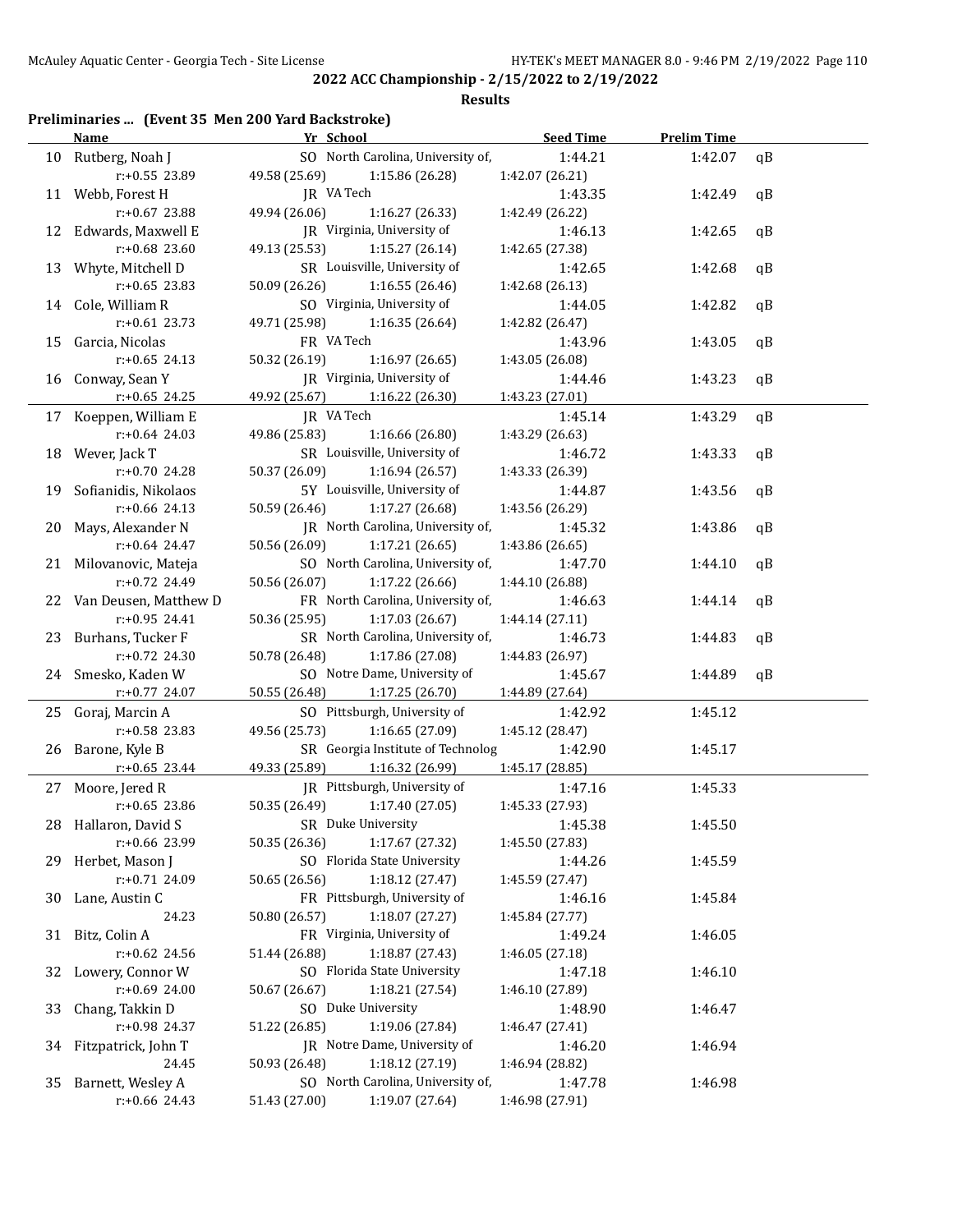## 2022 ACC Championship - 2/15/2022 to 2/19/2022

### Results

**Preliminaries ... (Event 35 Men 200 Yard Backstroke)**

| | Name | Yr | School | Seed Time | Prelim Time | |
|---|---|---|---|---|---|---|
| 10 | Rutberg, Noah J | SO | North Carolina, University of, | 1:44.21 | 1:42.07 | qB |
| | r:+0.55 23.89 | 49.58 (25.69) | 1:15.86 (26.28) | 1:42.07 (26.21) | | |
| 11 | Webb, Forest H | JR | VA Tech | 1:43.35 | 1:42.49 | qB |
| | r:+0.67 23.88 | 49.94 (26.06) | 1:16.27 (26.33) | 1:42.49 (26.22) | | |
| 12 | Edwards, Maxwell E | JR | Virginia, University of | 1:46.13 | 1:42.65 | qB |
| | r:+0.68 23.60 | 49.13 (25.53) | 1:15.27 (26.14) | 1:42.65 (27.38) | | |
| 13 | Whyte, Mitchell D | SR | Louisville, University of | 1:42.65 | 1:42.68 | qB |
| | r:+0.65 23.83 | 50.09 (26.26) | 1:16.55 (26.46) | 1:42.68 (26.13) | | |
| 14 | Cole, William R | SO | Virginia, University of | 1:44.05 | 1:42.82 | qB |
| | r:+0.61 23.73 | 49.71 (25.98) | 1:16.35 (26.64) | 1:42.82 (26.47) | | |
| 15 | Garcia, Nicolas | FR | VA Tech | 1:43.96 | 1:43.05 | qB |
| | r:+0.65 24.13 | 50.32 (26.19) | 1:16.97 (26.65) | 1:43.05 (26.08) | | |
| 16 | Conway, Sean Y | JR | Virginia, University of | 1:44.46 | 1:43.23 | qB |
| | r:+0.65 24.25 | 49.92 (25.67) | 1:16.22 (26.30) | 1:43.23 (27.01) | | |
| 17 | Koeppen, William E | JR | VA Tech | 1:45.14 | 1:43.29 | qB |
| | r:+0.64 24.03 | 49.86 (25.83) | 1:16.66 (26.80) | 1:43.29 (26.63) | | |
| 18 | Wever, Jack T | SR | Louisville, University of | 1:46.72 | 1:43.33 | qB |
| | r:+0.70 24.28 | 50.37 (26.09) | 1:16.94 (26.57) | 1:43.33 (26.39) | | |
| 19 | Sofianidis, Nikolaos | 5Y | Louisville, University of | 1:44.87 | 1:43.56 | qB |
| | r:+0.66 24.13 | 50.59 (26.46) | 1:17.27 (26.68) | 1:43.56 (26.29) | | |
| 20 | Mays, Alexander N | JR | North Carolina, University of, | 1:45.32 | 1:43.86 | qB |
| | r:+0.64 24.47 | 50.56 (26.09) | 1:17.21 (26.65) | 1:43.86 (26.65) | | |
| 21 | Milovanovic, Mateja | SO | North Carolina, University of, | 1:47.70 | 1:44.10 | qB |
| | r:+0.72 24.49 | 50.56 (26.07) | 1:17.22 (26.66) | 1:44.10 (26.88) | | |
| 22 | Van Deusen, Matthew D | FR | North Carolina, University of, | 1:46.63 | 1:44.14 | qB |
| | r:+0.95 24.41 | 50.36 (25.95) | 1:17.03 (26.67) | 1:44.14 (27.11) | | |
| 23 | Burhans, Tucker F | SR | North Carolina, University of, | 1:46.73 | 1:44.83 | qB |
| | r:+0.72 24.30 | 50.78 (26.48) | 1:17.86 (27.08) | 1:44.83 (26.97) | | |
| 24 | Smesko, Kaden W | SO | Notre Dame, University of | 1:45.67 | 1:44.89 | qB |
| | r:+0.77 24.07 | 50.55 (26.48) | 1:17.25 (26.70) | 1:44.89 (27.64) | | |
| 25 | Goraj, Marcin A | SO | Pittsburgh, University of | 1:42.92 | 1:45.12 | |
| | r:+0.58 23.83 | 49.56 (25.73) | 1:16.65 (27.09) | 1:45.12 (28.47) | | |
| 26 | Barone, Kyle B | SR | Georgia Institute of Technolog | 1:42.90 | 1:45.17 | |
| | r:+0.65 23.44 | 49.33 (25.89) | 1:16.32 (26.99) | 1:45.17 (28.85) | | |
| 27 | Moore, Jered R | JR | Pittsburgh, University of | 1:47.16 | 1:45.33 | |
| | r:+0.65 23.86 | 50.35 (26.49) | 1:17.40 (27.05) | 1:45.33 (27.93) | | |
| 28 | Hallaron, David S | SR | Duke University | 1:45.38 | 1:45.50 | |
| | r:+0.66 23.99 | 50.35 (26.36) | 1:17.67 (27.32) | 1:45.50 (27.83) | | |
| 29 | Herbet, Mason J | SO | Florida State University | 1:44.26 | 1:45.59 | |
| | r:+0.71 24.09 | 50.65 (26.56) | 1:18.12 (27.47) | 1:45.59 (27.47) | | |
| 30 | Lane, Austin C | FR | Pittsburgh, University of | 1:46.16 | 1:45.84 | |
| | 24.23 | 50.80 (26.57) | 1:18.07 (27.27) | 1:45.84 (27.77) | | |
| 31 | Bitz, Colin A | FR | Virginia, University of | 1:49.24 | 1:46.05 | |
| | r:+0.62 24.56 | 51.44 (26.88) | 1:18.87 (27.43) | 1:46.05 (27.18) | | |
| 32 | Lowery, Connor W | SO | Florida State University | 1:47.18 | 1:46.10 | |
| | r:+0.69 24.00 | 50.67 (26.67) | 1:18.21 (27.54) | 1:46.10 (27.89) | | |
| 33 | Chang, Takkin D | SO | Duke University | 1:48.90 | 1:46.47 | |
| | r:+0.98 24.37 | 51.22 (26.85) | 1:19.06 (27.84) | 1:46.47 (27.41) | | |
| 34 | Fitzpatrick, John T | JR | Notre Dame, University of | 1:46.20 | 1:46.94 | |
| | 24.45 | 50.93 (26.48) | 1:18.12 (27.19) | 1:46.94 (28.82) | | |
| 35 | Barnett, Wesley A | SO | North Carolina, University of, | 1:47.78 | 1:46.98 | |
| | r:+0.66 24.43 | 51.43 (27.00) | 1:19.07 (27.64) | 1:46.98 (27.91) | | |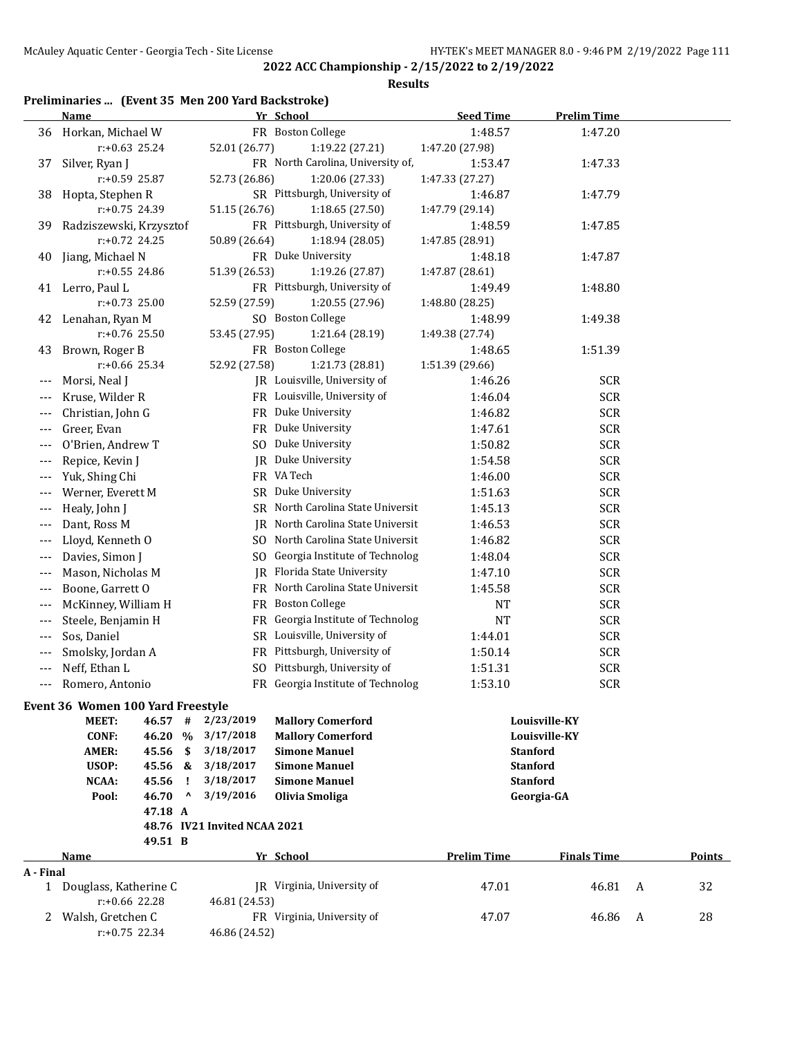## 2022 ACC Championship - 2/15/2022 to 2/19/2022

### Results

**Preliminaries ... (Event 35 Men 200 Yard Backstroke)**

| | Name | Yr | School | Seed Time | Prelim Time |
|---|---|---|---|---|---|
| 36 | Horkan, Michael W | FR | Boston College | 1:48.57 | 1:47.20 |
| | r:+0.63 25.24 | 52.01 (26.77) | 1:19.22 (27.21) | 1:47.20 (27.98) | |
| 37 | Silver, Ryan J | FR | North Carolina, University of, | 1:53.47 | 1:47.33 |
| | r:+0.59 25.87 | 52.73 (26.86) | 1:20.06 (27.33) | 1:47.33 (27.27) | |
| 38 | Hopta, Stephen R | SR | Pittsburgh, University of | 1:46.87 | 1:47.79 |
| | r:+0.75 24.39 | 51.15 (26.76) | 1:18.65 (27.50) | 1:47.79 (29.14) | |
| 39 | Radziszewski, Krzysztof | FR | Pittsburgh, University of | 1:48.59 | 1:47.85 |
| | r:+0.72 24.25 | 50.89 (26.64) | 1:18.94 (28.05) | 1:47.85 (28.91) | |
| 40 | Jiang, Michael N | FR | Duke University | 1:48.18 | 1:47.87 |
| | r:+0.55 24.86 | 51.39 (26.53) | 1:19.26 (27.87) | 1:47.87 (28.61) | |
| 41 | Lerro, Paul L | FR | Pittsburgh, University of | 1:49.49 | 1:48.80 |
| | r:+0.73 25.00 | 52.59 (27.59) | 1:20.55 (27.96) | 1:48.80 (28.25) | |
| 42 | Lenahan, Ryan M | SO | Boston College | 1:48.99 | 1:49.38 |
| | r:+0.76 25.50 | 53.45 (27.95) | 1:21.64 (28.19) | 1:49.38 (27.74) | |
| 43 | Brown, Roger B | FR | Boston College | 1:48.65 | 1:51.39 |
| | r:+0.66 25.34 | 52.92 (27.58) | 1:21.73 (28.81) | 1:51.39 (29.66) | |
| --- | Morsi, Neal J | JR | Louisville, University of | 1:46.26 | SCR |
| --- | Kruse, Wilder R | FR | Louisville, University of | 1:46.04 | SCR |
| --- | Christian, John G | FR | Duke University | 1:46.82 | SCR |
| --- | Greer, Evan | FR | Duke University | 1:47.61 | SCR |
| --- | O'Brien, Andrew T | SO | Duke University | 1:50.82 | SCR |
| --- | Repice, Kevin J | JR | Duke University | 1:54.58 | SCR |
| --- | Yuk, Shing Chi | FR | VA Tech | 1:46.00 | SCR |
| --- | Werner, Everett M | SR | Duke University | 1:51.63 | SCR |
| --- | Healy, John J | SR | North Carolina State Universit | 1:45.13 | SCR |
| --- | Dant, Ross M | JR | North Carolina State Universit | 1:46.53 | SCR |
| --- | Lloyd, Kenneth O | SO | North Carolina State Universit | 1:46.82 | SCR |
| --- | Davies, Simon J | SO | Georgia Institute of Technolog | 1:48.04 | SCR |
| --- | Mason, Nicholas M | JR | Florida State University | 1:47.10 | SCR |
| --- | Boone, Garrett O | FR | North Carolina State Universit | 1:45.58 | SCR |
| --- | McKinney, William H | FR | Boston College | NT | SCR |
| --- | Steele, Benjamin H | FR | Georgia Institute of Technolog | NT | SCR |
| --- | Sos, Daniel | SR | Louisville, University of | 1:44.01 | SCR |
| --- | Smolsky, Jordan A | FR | Pittsburgh, University of | 1:50.14 | SCR |
| --- | Neff, Ethan L | SO | Pittsburgh, University of | 1:51.31 | SCR |
| --- | Romero, Antonio | FR | Georgia Institute of Technolog | 1:53.10 | SCR |

**Event 36 Women 100 Yard Freestyle**

| | Time | | Date | Name | Team |
|---|---|---|---|---|---|
| MEET: | 46.57 | # | 2/23/2019 | Mallory Comerford | Louisville-KY |
| CONF: | 46.20 | % | 3/17/2018 | Mallory Comerford | Louisville-KY |
| AMER: | 45.56 | $ | 3/18/2017 | Simone Manuel | Stanford |
| USOP: | 45.56 | & | 3/18/2017 | Simone Manuel | Stanford |
| NCAA: | 45.56 | ! | 3/18/2017 | Simone Manuel | Stanford |
| Pool: | 46.70 | ^ | 3/19/2016 | Olivia Smoliga | Georgia-GA |
| | 47.18 | A | | | |
| | 48.76 | | IV21 Invited NCAA 2021 | | |
| | 49.51 | B | | | |

| | Name | Yr | School | Prelim Time | Finals Time | | Points |
|---|---|---|---|---|---|---|---|
| **A - Final** | | | | | | | |
| 1 | Douglass, Katherine C | JR | Virginia, University of | 47.01 | 46.81 | A | 32 |
| | r:+0.66 22.28 | 46.81 (24.53) | | | | | |
| 2 | Walsh, Gretchen C | FR | Virginia, University of | 47.07 | 46.86 | A | 28 |
| | r:+0.75 22.34 | 46.86 (24.52) | | | | | |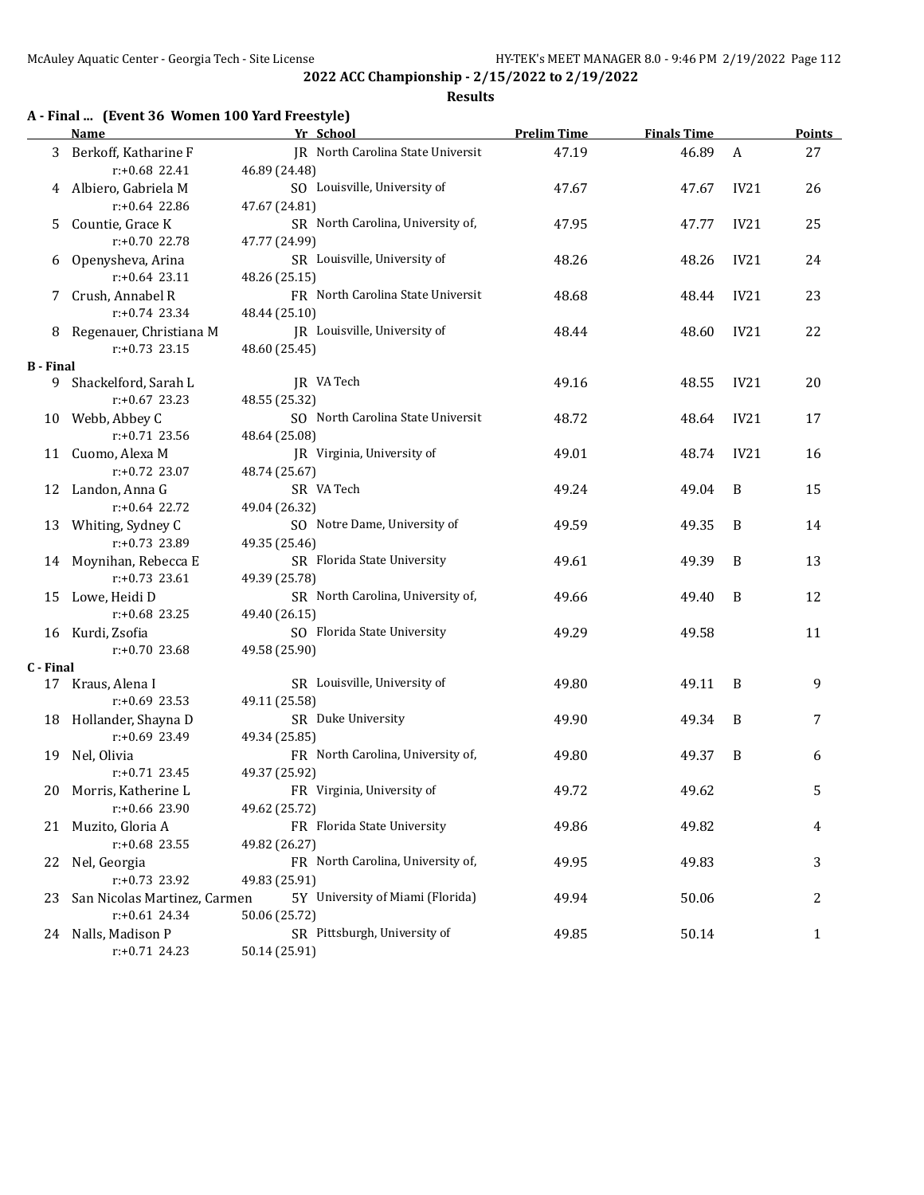**2022 ACC Championship - 2/15/2022 to 2/19/2022**

**Results**

### A - Final ... (Event 36 Women 100 Yard Freestyle)

| | Name | Yr | School | Prelim Time | Finals Time | | Points |
|---|---|---|---|---|---|---|---|
| 3 | Berkoff, Katharine F | JR | North Carolina State Universit | 47.19 | 46.89 | A | 27 |
| | r:+0.68 22.41 | 46.89 (24.48) | | | | | |
| 4 | Albiero, Gabriela M | SO | Louisville, University of | 47.67 | 47.67 | IV21 | 26 |
| | r:+0.64 22.86 | 47.67 (24.81) | | | | | |
| 5 | Countie, Grace K | SR | North Carolina, University of, | 47.95 | 47.77 | IV21 | 25 |
| | r:+0.70 22.78 | 47.77 (24.99) | | | | | |
| 6 | Openysheva, Arina | SR | Louisville, University of | 48.26 | 48.26 | IV21 | 24 |
| | r:+0.64 23.11 | 48.26 (25.15) | | | | | |
| 7 | Crush, Annabel R | FR | North Carolina State Universit | 48.68 | 48.44 | IV21 | 23 |
| | r:+0.74 23.34 | 48.44 (25.10) | | | | | |
| 8 | Regenauer, Christiana M | JR | Louisville, University of | 48.44 | 48.60 | IV21 | 22 |
| | r:+0.73 23.15 | 48.60 (25.45) | | | | | |
| **B - Final** | | | | | | | |
| 9 | Shackelford, Sarah L | JR | VA Tech | 49.16 | 48.55 | IV21 | 20 |
| | r:+0.67 23.23 | 48.55 (25.32) | | | | | |
| 10 | Webb, Abbey C | SO | North Carolina State Universit | 48.72 | 48.64 | IV21 | 17 |
| | r:+0.71 23.56 | 48.64 (25.08) | | | | | |
| 11 | Cuomo, Alexa M | JR | Virginia, University of | 49.01 | 48.74 | IV21 | 16 |
| | r:+0.72 23.07 | 48.74 (25.67) | | | | | |
| 12 | Landon, Anna G | SR | VA Tech | 49.24 | 49.04 | B | 15 |
| | r:+0.64 22.72 | 49.04 (26.32) | | | | | |
| 13 | Whiting, Sydney C | SO | Notre Dame, University of | 49.59 | 49.35 | B | 14 |
| | r:+0.73 23.89 | 49.35 (25.46) | | | | | |
| 14 | Moynihan, Rebecca E | SR | Florida State University | 49.61 | 49.39 | B | 13 |
| | r:+0.73 23.61 | 49.39 (25.78) | | | | | |
| 15 | Lowe, Heidi D | SR | North Carolina, University of, | 49.66 | 49.40 | B | 12 |
| | r:+0.68 23.25 | 49.40 (26.15) | | | | | |
| 16 | Kurdi, Zsofia | SO | Florida State University | 49.29 | 49.58 | | 11 |
| | r:+0.70 23.68 | 49.58 (25.90) | | | | | |
| **C - Final** | | | | | | | |
| 17 | Kraus, Alena I | SR | Louisville, University of | 49.80 | 49.11 | B | 9 |
| | r:+0.69 23.53 | 49.11 (25.58) | | | | | |
| 18 | Hollander, Shayna D | SR | Duke University | 49.90 | 49.34 | B | 7 |
| | r:+0.69 23.49 | 49.34 (25.85) | | | | | |
| 19 | Nel, Olivia | FR | North Carolina, University of, | 49.80 | 49.37 | B | 6 |
| | r:+0.71 23.45 | 49.37 (25.92) | | | | | |
| 20 | Morris, Katherine L | FR | Virginia, University of | 49.72 | 49.62 | | 5 |
| | r:+0.66 23.90 | 49.62 (25.72) | | | | | |
| 21 | Muzito, Gloria A | FR | Florida State University | 49.86 | 49.82 | | 4 |
| | r:+0.68 23.55 | 49.82 (26.27) | | | | | |
| 22 | Nel, Georgia | FR | North Carolina, University of, | 49.95 | 49.83 | | 3 |
| | r:+0.73 23.92 | 49.83 (25.91) | | | | | |
| 23 | San Nicolas Martinez, Carmen | 5Y | University of Miami (Florida) | 49.94 | 50.06 | | 2 |
| | r:+0.61 24.34 | 50.06 (25.72) | | | | | |
| 24 | Nalls, Madison P | SR | Pittsburgh, University of | 49.85 | 50.14 | | 1 |
| | r:+0.71 24.23 | 50.14 (25.91) | | | | | |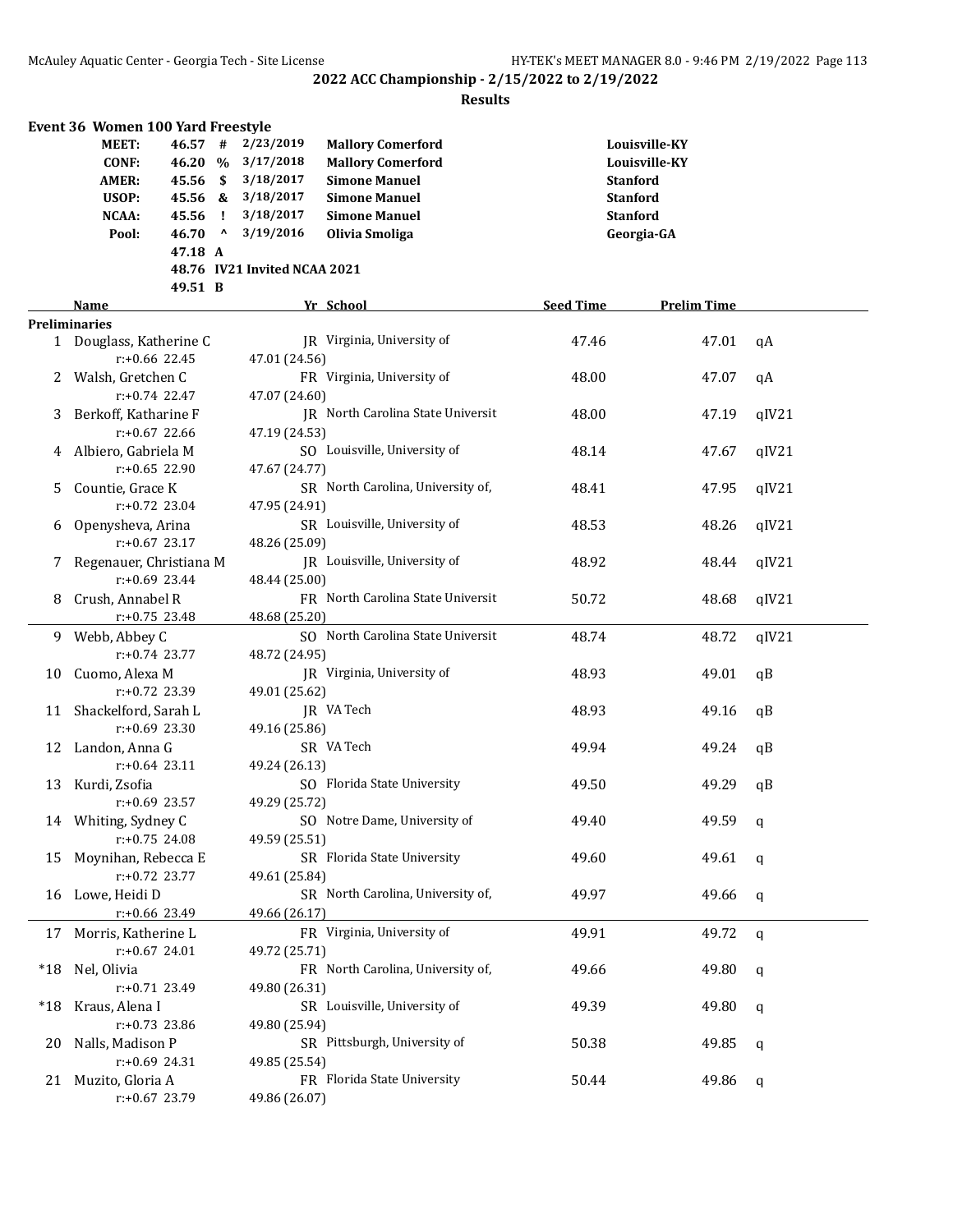**2022 ACC Championship - 2/15/2022 to 2/19/2022**

**Results**

### Event 36 Women 100 Yard Freestyle

| | | | | | |
|---|---|---|---|---|---|
| MEET: | 46.57 | # | 2/23/2019 | Mallory Comerford | Louisville-KY |
| CONF: | 46.20 | % | 3/17/2018 | Mallory Comerford | Louisville-KY |
| AMER: | 45.56 | $ | 3/18/2017 | Simone Manuel | Stanford |
| USOP: | 45.56 | & | 3/18/2017 | Simone Manuel | Stanford |
| NCAA: | 45.56 | ! | 3/18/2017 | Simone Manuel | Stanford |
| Pool: | 46.70 | ^ | 3/19/2016 | Olivia Smoliga | Georgia-GA |
| | 47.18 | A | | | |
| | 48.76 | IV21 | Invited NCAA 2021 | | |
| | 49.51 | B | | | |

| | Name | Yr | School | Seed Time | Prelim Time | |
|---|---|---|---|---|---|---|
| **Preliminaries** | | | | | | |
| 1 | Douglass, Katherine C | JR | Virginia, University of | 47.46 | 47.01 | qA |
| | r:+0.66 22.45 | 47.01 (24.56) | | | | |
| 2 | Walsh, Gretchen C | FR | Virginia, University of | 48.00 | 47.07 | qA |
| | r:+0.74 22.47 | 47.07 (24.60) | | | | |
| 3 | Berkoff, Katharine F | JR | North Carolina State Universit | 48.00 | 47.19 | qIV21 |
| | r:+0.67 22.66 | 47.19 (24.53) | | | | |
| 4 | Albiero, Gabriela M | SO | Louisville, University of | 48.14 | 47.67 | qIV21 |
| | r:+0.65 22.90 | 47.67 (24.77) | | | | |
| 5 | Countie, Grace K | SR | North Carolina, University of, | 48.41 | 47.95 | qIV21 |
| | r:+0.72 23.04 | 47.95 (24.91) | | | | |
| 6 | Openysheva, Arina | SR | Louisville, University of | 48.53 | 48.26 | qIV21 |
| | r:+0.67 23.17 | 48.26 (25.09) | | | | |
| 7 | Regenauer, Christiana M | JR | Louisville, University of | 48.92 | 48.44 | qIV21 |
| | r:+0.69 23.44 | 48.44 (25.00) | | | | |
| 8 | Crush, Annabel R | FR | North Carolina State Universit | 50.72 | 48.68 | qIV21 |
| | r:+0.75 23.48 | 48.68 (25.20) | | | | |
| 9 | Webb, Abbey C | SO | North Carolina State Universit | 48.74 | 48.72 | qIV21 |
| | r:+0.74 23.77 | 48.72 (24.95) | | | | |
| 10 | Cuomo, Alexa M | JR | Virginia, University of | 48.93 | 49.01 | qB |
| | r:+0.72 23.39 | 49.01 (25.62) | | | | |
| 11 | Shackelford, Sarah L | JR | VA Tech | 48.93 | 49.16 | qB |
| | r:+0.69 23.30 | 49.16 (25.86) | | | | |
| 12 | Landon, Anna G | SR | VA Tech | 49.94 | 49.24 | qB |
| | r:+0.64 23.11 | 49.24 (26.13) | | | | |
| 13 | Kurdi, Zsofia | SO | Florida State University | 49.50 | 49.29 | qB |
| | r:+0.69 23.57 | 49.29 (25.72) | | | | |
| 14 | Whiting, Sydney C | SO | Notre Dame, University of | 49.40 | 49.59 | q |
| | r:+0.75 24.08 | 49.59 (25.51) | | | | |
| 15 | Moynihan, Rebecca E | SR | Florida State University | 49.60 | 49.61 | q |
| | r:+0.72 23.77 | 49.61 (25.84) | | | | |
| 16 | Lowe, Heidi D | SR | North Carolina, University of, | 49.97 | 49.66 | q |
| | r:+0.66 23.49 | 49.66 (26.17) | | | | |
| 17 | Morris, Katherine L | FR | Virginia, University of | 49.91 | 49.72 | q |
| | r:+0.67 24.01 | 49.72 (25.71) | | | | |
| *18 | Nel, Olivia | FR | North Carolina, University of, | 49.66 | 49.80 | q |
| | r:+0.71 23.49 | 49.80 (26.31) | | | | |
| *18 | Kraus, Alena I | SR | Louisville, University of | 49.39 | 49.80 | q |
| | r:+0.73 23.86 | 49.80 (25.94) | | | | |
| 20 | Nalls, Madison P | SR | Pittsburgh, University of | 50.38 | 49.85 | q |
| | r:+0.69 24.31 | 49.85 (25.54) | | | | |
| 21 | Muzito, Gloria A | FR | Florida State University | 50.44 | 49.86 | q |
| | r:+0.67 23.79 | 49.86 (26.07) | | | | |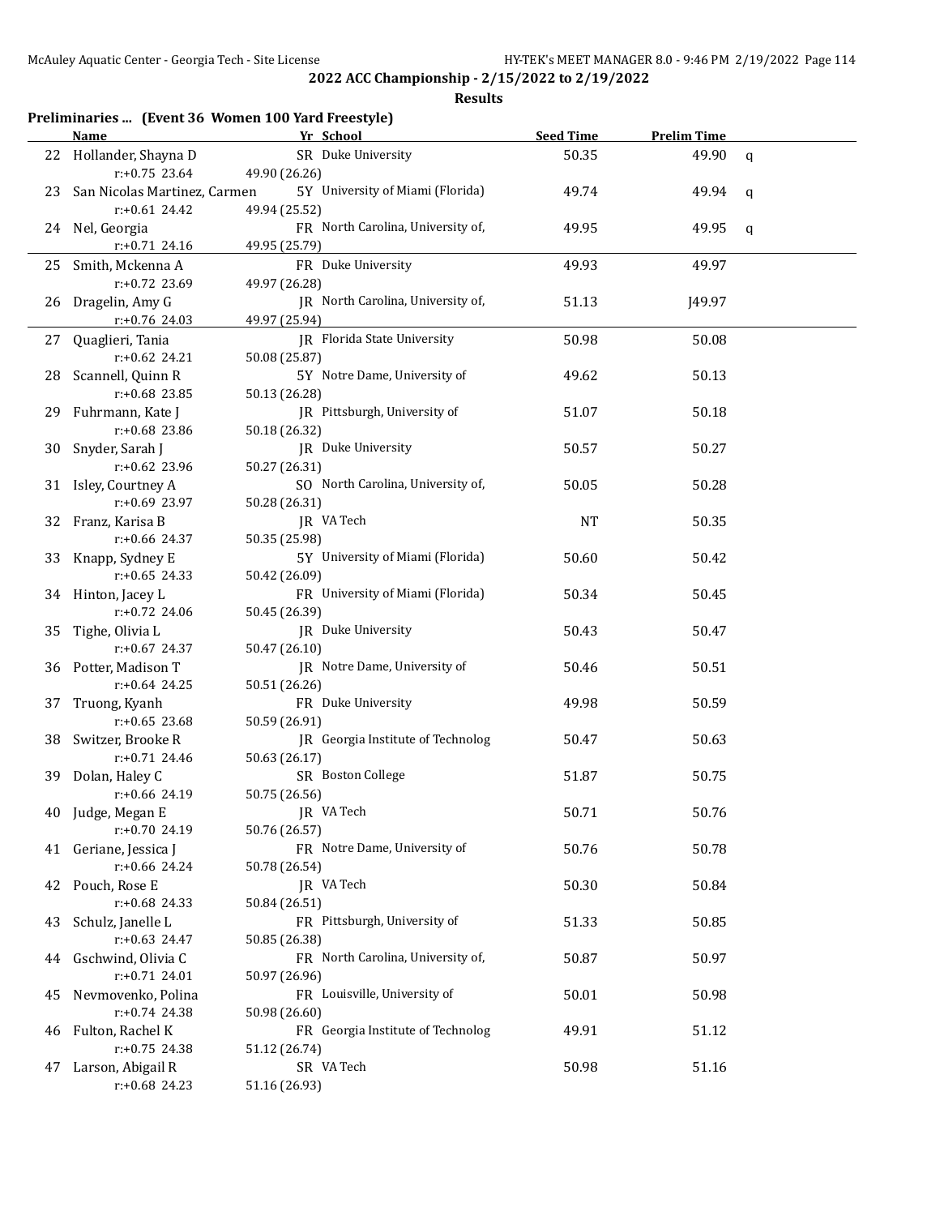**2022 ACC Championship - 2/15/2022 to 2/19/2022**

**Results**

### Preliminaries ... (Event 36 Women 100 Yard Freestyle)

| | Name | Yr | School | Seed Time | Prelim Time | |
|---|---|---|---|---|---|---|
| 22 | Hollander, Shayna D | SR | Duke University | 50.35 | 49.90 | q |
| | r:+0.75 23.64 | 49.90 (26.26) | | | | |
| 23 | San Nicolas Martinez, Carmen | 5Y | University of Miami (Florida) | 49.74 | 49.94 | q |
| | r:+0.61 24.42 | 49.94 (25.52) | | | | |
| 24 | Nel, Georgia | FR | North Carolina, University of, | 49.95 | 49.95 | q |
| | r:+0.71 24.16 | 49.95 (25.79) | | | | |
| 25 | Smith, Mckenna A | FR | Duke University | 49.93 | 49.97 | |
| | r:+0.72 23.69 | 49.97 (26.28) | | | | |
| 26 | Dragelin, Amy G | JR | North Carolina, University of, | 51.13 | J49.97 | |
| | r:+0.76 24.03 | 49.97 (25.94) | | | | |
| 27 | Quaglieri, Tania | JR | Florida State University | 50.98 | 50.08 | |
| | r:+0.62 24.21 | 50.08 (25.87) | | | | |
| 28 | Scannell, Quinn R | 5Y | Notre Dame, University of | 49.62 | 50.13 | |
| | r:+0.68 23.85 | 50.13 (26.28) | | | | |
| 29 | Fuhrmann, Kate J | JR | Pittsburgh, University of | 51.07 | 50.18 | |
| | r:+0.68 23.86 | 50.18 (26.32) | | | | |
| 30 | Snyder, Sarah J | JR | Duke University | 50.57 | 50.27 | |
| | r:+0.62 23.96 | 50.27 (26.31) | | | | |
| 31 | Isley, Courtney A | SO | North Carolina, University of, | 50.05 | 50.28 | |
| | r:+0.69 23.97 | 50.28 (26.31) | | | | |
| 32 | Franz, Karisa B | JR | VA Tech | NT | 50.35 | |
| | r:+0.66 24.37 | 50.35 (25.98) | | | | |
| 33 | Knapp, Sydney E | 5Y | University of Miami (Florida) | 50.60 | 50.42 | |
| | r:+0.65 24.33 | 50.42 (26.09) | | | | |
| 34 | Hinton, Jacey L | FR | University of Miami (Florida) | 50.34 | 50.45 | |
| | r:+0.72 24.06 | 50.45 (26.39) | | | | |
| 35 | Tighe, Olivia L | JR | Duke University | 50.43 | 50.47 | |
| | r:+0.67 24.37 | 50.47 (26.10) | | | | |
| 36 | Potter, Madison T | JR | Notre Dame, University of | 50.46 | 50.51 | |
| | r:+0.64 24.25 | 50.51 (26.26) | | | | |
| 37 | Truong, Kyanh | FR | Duke University | 49.98 | 50.59 | |
| | r:+0.65 23.68 | 50.59 (26.91) | | | | |
| 38 | Switzer, Brooke R | JR | Georgia Institute of Technolog | 50.47 | 50.63 | |
| | r:+0.71 24.46 | 50.63 (26.17) | | | | |
| 39 | Dolan, Haley C | SR | Boston College | 51.87 | 50.75 | |
| | r:+0.66 24.19 | 50.75 (26.56) | | | | |
| 40 | Judge, Megan E | JR | VA Tech | 50.71 | 50.76 | |
| | r:+0.70 24.19 | 50.76 (26.57) | | | | |
| 41 | Geriane, Jessica J | FR | Notre Dame, University of | 50.76 | 50.78 | |
| | r:+0.66 24.24 | 50.78 (26.54) | | | | |
| 42 | Pouch, Rose E | JR | VA Tech | 50.30 | 50.84 | |
| | r:+0.68 24.33 | 50.84 (26.51) | | | | |
| 43 | Schulz, Janelle L | FR | Pittsburgh, University of | 51.33 | 50.85 | |
| | r:+0.63 24.47 | 50.85 (26.38) | | | | |
| 44 | Gschwind, Olivia C | FR | North Carolina, University of, | 50.87 | 50.97 | |
| | r:+0.71 24.01 | 50.97 (26.96) | | | | |
| 45 | Nevmovenko, Polina | FR | Louisville, University of | 50.01 | 50.98 | |
| | r:+0.74 24.38 | 50.98 (26.60) | | | | |
| 46 | Fulton, Rachel K | FR | Georgia Institute of Technolog | 49.91 | 51.12 | |
| | r:+0.75 24.38 | 51.12 (26.74) | | | | |
| 47 | Larson, Abigail R | SR | VA Tech | 50.98 | 51.16 | |
| | r:+0.68 24.23 | 51.16 (26.93) | | | | |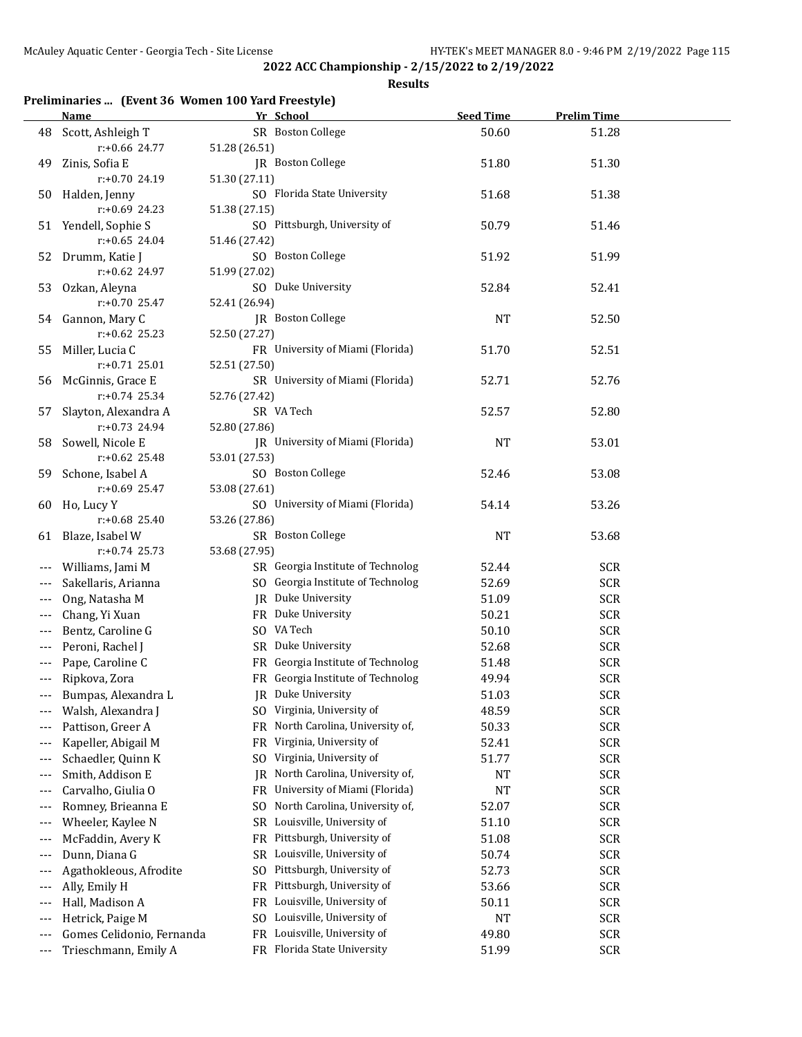**2022 ACC Championship - 2/15/2022 to 2/19/2022**

**Results**

### Preliminaries ... (Event 36 Women 100 Yard Freestyle)

| | Name | Yr | School | Seed Time | Prelim Time |
|---|---|---|---|---|---|
| 48 | Scott, Ashleigh T | SR | Boston College | 50.60 | 51.28 |
| | r:+0.66 24.77 | 51.28 (26.51) | | | |
| 49 | Zinis, Sofia E | JR | Boston College | 51.80 | 51.30 |
| | r:+0.70 24.19 | 51.30 (27.11) | | | |
| 50 | Halden, Jenny | SO | Florida State University | 51.68 | 51.38 |
| | r:+0.69 24.23 | 51.38 (27.15) | | | |
| 51 | Yendell, Sophie S | SO | Pittsburgh, University of | 50.79 | 51.46 |
| | r:+0.65 24.04 | 51.46 (27.42) | | | |
| 52 | Drumm, Katie J | SO | Boston College | 51.92 | 51.99 |
| | r:+0.62 24.97 | 51.99 (27.02) | | | |
| 53 | Ozkan, Aleyna | SO | Duke University | 52.84 | 52.41 |
| | r:+0.70 25.47 | 52.41 (26.94) | | | |
| 54 | Gannon, Mary C | JR | Boston College | NT | 52.50 |
| | r:+0.62 25.23 | 52.50 (27.27) | | | |
| 55 | Miller, Lucia C | FR | University of Miami (Florida) | 51.70 | 52.51 |
| | r:+0.71 25.01 | 52.51 (27.50) | | | |
| 56 | McGinnis, Grace E | SR | University of Miami (Florida) | 52.71 | 52.76 |
| | r:+0.74 25.34 | 52.76 (27.42) | | | |
| 57 | Slayton, Alexandra A | SR | VA Tech | 52.57 | 52.80 |
| | r:+0.73 24.94 | 52.80 (27.86) | | | |
| 58 | Sowell, Nicole E | JR | University of Miami (Florida) | NT | 53.01 |
| | r:+0.62 25.48 | 53.01 (27.53) | | | |
| 59 | Schone, Isabel A | SO | Boston College | 52.46 | 53.08 |
| | r:+0.69 25.47 | 53.08 (27.61) | | | |
| 60 | Ho, Lucy Y | SO | University of Miami (Florida) | 54.14 | 53.26 |
| | r:+0.68 25.40 | 53.26 (27.86) | | | |
| 61 | Blaze, Isabel W | SR | Boston College | NT | 53.68 |
| | r:+0.74 25.73 | 53.68 (27.95) | | | |
| --- | Williams, Jami M | SR | Georgia Institute of Technolog | 52.44 | SCR |
| --- | Sakellaris, Arianna | SO | Georgia Institute of Technolog | 52.69 | SCR |
| --- | Ong, Natasha M | JR | Duke University | 51.09 | SCR |
| --- | Chang, Yi Xuan | FR | Duke University | 50.21 | SCR |
| --- | Bentz, Caroline G | SO | VA Tech | 50.10 | SCR |
| --- | Peroni, Rachel J | SR | Duke University | 52.68 | SCR |
| --- | Pape, Caroline C | FR | Georgia Institute of Technolog | 51.48 | SCR |
| --- | Ripkova, Zora | FR | Georgia Institute of Technolog | 49.94 | SCR |
| --- | Bumpas, Alexandra L | JR | Duke University | 51.03 | SCR |
| --- | Walsh, Alexandra J | SO | Virginia, University of | 48.59 | SCR |
| --- | Pattison, Greer A | FR | North Carolina, University of, | 50.33 | SCR |
| --- | Kapeller, Abigail M | FR | Virginia, University of | 52.41 | SCR |
| --- | Schaedler, Quinn K | SO | Virginia, University of | 51.77 | SCR |
| --- | Smith, Addison E | JR | North Carolina, University of, | NT | SCR |
| --- | Carvalho, Giulia O | FR | University of Miami (Florida) | NT | SCR |
| --- | Romney, Brieanna E | SO | North Carolina, University of, | 52.07 | SCR |
| --- | Wheeler, Kaylee N | SR | Louisville, University of | 51.10 | SCR |
| --- | McFaddin, Avery K | FR | Pittsburgh, University of | 51.08 | SCR |
| --- | Dunn, Diana G | SR | Louisville, University of | 50.74 | SCR |
| --- | Agathokleous, Afrodite | SO | Pittsburgh, University of | 52.73 | SCR |
| --- | Ally, Emily H | FR | Pittsburgh, University of | 53.66 | SCR |
| --- | Hall, Madison A | FR | Louisville, University of | 50.11 | SCR |
| --- | Hetrick, Paige M | SO | Louisville, University of | NT | SCR |
| --- | Gomes Celidonio, Fernanda | FR | Louisville, University of | 49.80 | SCR |
| --- | Trieschmann, Emily A | FR | Florida State University | 51.99 | SCR |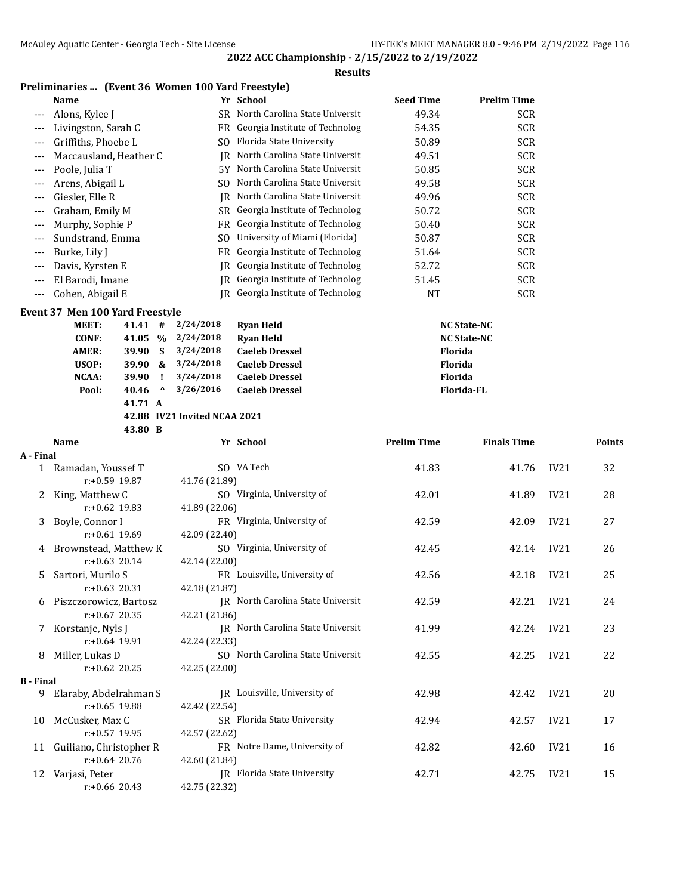**2022 ACC Championship - 2/15/2022 to 2/19/2022**

**Results**

### Preliminaries ... (Event 36 Women 100 Yard Freestyle)

| | Name | Yr | School | Seed Time | Prelim Time |
|---|---|---|---|---|---|
| --- | Alons, Kylee J | SR | North Carolina State Universit | 49.34 | SCR |
| --- | Livingston, Sarah C | FR | Georgia Institute of Technolog | 54.35 | SCR |
| --- | Griffiths, Phoebe L | SO | Florida State University | 50.89 | SCR |
| --- | Maccausland, Heather C | JR | North Carolina State Universit | 49.51 | SCR |
| --- | Poole, Julia T | 5Y | North Carolina State Universit | 50.85 | SCR |
| --- | Arens, Abigail L | SO | North Carolina State Universit | 49.58 | SCR |
| --- | Giesler, Elle R | JR | North Carolina State Universit | 49.96 | SCR |
| --- | Graham, Emily M | SR | Georgia Institute of Technolog | 50.72 | SCR |
| --- | Murphy, Sophie P | FR | Georgia Institute of Technolog | 50.40 | SCR |
| --- | Sundstrand, Emma | SO | University of Miami (Florida) | 50.87 | SCR |
| --- | Burke, Lily J | FR | Georgia Institute of Technolog | 51.64 | SCR |
| --- | Davis, Kyrsten E | JR | Georgia Institute of Technolog | 52.72 | SCR |
| --- | El Barodi, Imane | JR | Georgia Institute of Technolog | 51.45 | SCR |
| --- | Cohen, Abigail E | JR | Georgia Institute of Technolog | NT | SCR |

### Event 37 Men 100 Yard Freestyle

| | Time | | Date | Name | Team |
|---|---|---|---|---|---|
| MEET: | 41.41 | # | 2/24/2018 | Ryan Held | NC State-NC |
| CONF: | 41.05 | % | 2/24/2018 | Ryan Held | NC State-NC |
| AMER: | 39.90 | $ | 3/24/2018 | Caeleb Dressel | Florida |
| USOP: | 39.90 | & | 3/24/2018 | Caeleb Dressel | Florida |
| NCAA: | 39.90 | ! | 3/24/2018 | Caeleb Dressel | Florida |
| Pool: | 40.46 | ^ | 3/26/2016 | Caeleb Dressel | Florida-FL |
| | 41.71 | A | | | |
| | 42.88 | IV21 Invited NCAA 2021 | | | |
| | 43.80 | B | | | |

| | Name | Yr | School | Prelim Time | Finals Time | | Points |
|---|---|---|---|---|---|---|---|
| **A - Final** | | | | | | | |
| 1 | Ramadan, Youssef T | SO | VA Tech | 41.83 | 41.76 | IV21 | 32 |
| | r:+0.59 19.87 | 41.76 (21.89) | | | | | |
| 2 | King, Matthew C | SO | Virginia, University of | 42.01 | 41.89 | IV21 | 28 |
| | r:+0.62 19.83 | 41.89 (22.06) | | | | | |
| 3 | Boyle, Connor I | FR | Virginia, University of | 42.59 | 42.09 | IV21 | 27 |
| | r:+0.61 19.69 | 42.09 (22.40) | | | | | |
| 4 | Brownstead, Matthew K | SO | Virginia, University of | 42.45 | 42.14 | IV21 | 26 |
| | r:+0.63 20.14 | 42.14 (22.00) | | | | | |
| 5 | Sartori, Murilo S | FR | Louisville, University of | 42.56 | 42.18 | IV21 | 25 |
| | r:+0.63 20.31 | 42.18 (21.87) | | | | | |
| 6 | Piszczorowicz, Bartosz | JR | North Carolina State Universit | 42.59 | 42.21 | IV21 | 24 |
| | r:+0.67 20.35 | 42.21 (21.86) | | | | | |
| 7 | Korstanje, Nyls J | JR | North Carolina State Universit | 41.99 | 42.24 | IV21 | 23 |
| | r:+0.64 19.91 | 42.24 (22.33) | | | | | |
| 8 | Miller, Lukas D | SO | North Carolina State Universit | 42.55 | 42.25 | IV21 | 22 |
| | r:+0.62 20.25 | 42.25 (22.00) | | | | | |
| **B - Final** | | | | | | | |
| 9 | Elaraby, Abdelrahman S | JR | Louisville, University of | 42.98 | 42.42 | IV21 | 20 |
| | r:+0.65 19.88 | 42.42 (22.54) | | | | | |
| 10 | McCusker, Max C | SR | Florida State University | 42.94 | 42.57 | IV21 | 17 |
| | r:+0.57 19.95 | 42.57 (22.62) | | | | | |
| 11 | Guiliano, Christopher R | FR | Notre Dame, University of | 42.82 | 42.60 | IV21 | 16 |
| | r:+0.64 20.76 | 42.60 (21.84) | | | | | |
| 12 | Varjasi, Peter | JR | Florida State University | 42.71 | 42.75 | IV21 | 15 |
| | r:+0.66 20.43 | 42.75 (22.32) | | | | | |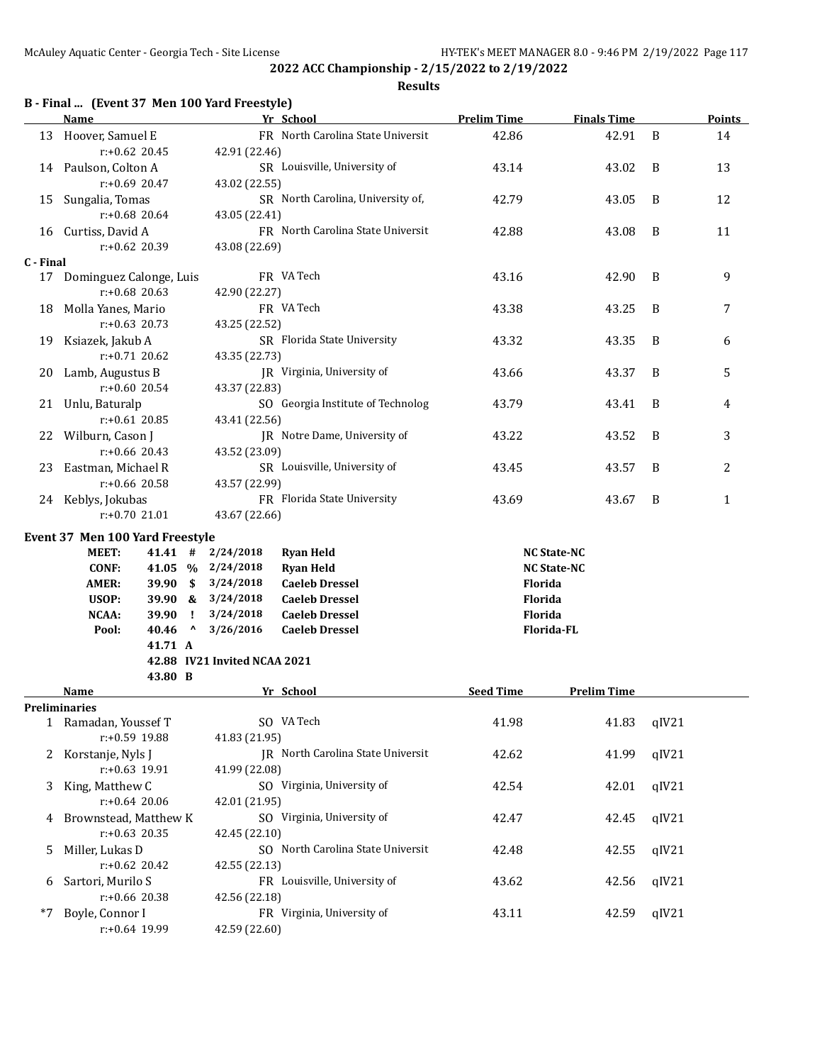## 2022 ACC Championship - 2/15/2022 to 2/19/2022

**Results**

### B - Final ... (Event 37 Men 100 Yard Freestyle)

| | Name | Yr | School | Prelim Time | Finals Time | | Points |
|---|---|---|---|---|---|---|---|
| 13 | Hoover, Samuel E | FR | North Carolina State Universit | 42.86 | 42.91 | B | 14 |
| | r:+0.62 20.45 | 42.91 (22.46) | | | | | |
| 14 | Paulson, Colton A | SR | Louisville, University of | 43.14 | 43.02 | B | 13 |
| | r:+0.69 20.47 | 43.02 (22.55) | | | | | |
| 15 | Sungalia, Tomas | SR | North Carolina, University of, | 42.79 | 43.05 | B | 12 |
| | r:+0.68 20.64 | 43.05 (22.41) | | | | | |
| 16 | Curtiss, David A | FR | North Carolina State Universit | 42.88 | 43.08 | B | 11 |
| | r:+0.62 20.39 | 43.08 (22.69) | | | | | |
| **C - Final** | | | | | | | |
| 17 | Dominguez Calonge, Luis | FR | VA Tech | 43.16 | 42.90 | B | 9 |
| | r:+0.68 20.63 | 42.90 (22.27) | | | | | |
| 18 | Molla Yanes, Mario | FR | VA Tech | 43.38 | 43.25 | B | 7 |
| | r:+0.63 20.73 | 43.25 (22.52) | | | | | |
| 19 | Ksiazek, Jakub A | SR | Florida State University | 43.32 | 43.35 | B | 6 |
| | r:+0.71 20.62 | 43.35 (22.73) | | | | | |
| 20 | Lamb, Augustus B | JR | Virginia, University of | 43.66 | 43.37 | B | 5 |
| | r:+0.60 20.54 | 43.37 (22.83) | | | | | |
| 21 | Unlu, Baturalp | SO | Georgia Institute of Technolog | 43.79 | 43.41 | B | 4 |
| | r:+0.61 20.85 | 43.41 (22.56) | | | | | |
| 22 | Wilburn, Cason J | JR | Notre Dame, University of | 43.22 | 43.52 | B | 3 |
| | r:+0.66 20.43 | 43.52 (23.09) | | | | | |
| 23 | Eastman, Michael R | SR | Louisville, University of | 43.45 | 43.57 | B | 2 |
| | r:+0.66 20.58 | 43.57 (22.99) | | | | | |
| 24 | Keblys, Jokubas | FR | Florida State University | 43.69 | 43.67 | B | 1 |
| | r:+0.70 21.01 | 43.67 (22.66) | | | | | |

### Event 37 Men 100 Yard Freestyle

| | Time | | Date | Name | Team |
|---|---|---|---|---|---|
| MEET: | 41.41 | # | 2/24/2018 | Ryan Held | NC State-NC |
| CONF: | 41.05 | % | 2/24/2018 | Ryan Held | NC State-NC |
| AMER: | 39.90 | $ | 3/24/2018 | Caeleb Dressel | Florida |
| USOP: | 39.90 | & | 3/24/2018 | Caeleb Dressel | Florida |
| NCAA: | 39.90 | ! | 3/24/2018 | Caeleb Dressel | Florida |
| Pool: | 40.46 | ^ | 3/26/2016 | Caeleb Dressel | Florida-FL |
| | 41.71 | A | | | |
| | 42.88 | | IV21 Invited NCAA 2021 | | |
| | 43.80 | B | | | |

| | Name | Yr | School | Seed Time | Prelim Time | |
|---|---|---|---|---|---|---|
| **Preliminaries** | | | | | | |
| 1 | Ramadan, Youssef T | SO | VA Tech | 41.98 | 41.83 | qIV21 |
| | r:+0.59 19.88 | 41.83 (21.95) | | | | |
| 2 | Korstanje, Nyls J | JR | North Carolina State Universit | 42.62 | 41.99 | qIV21 |
| | r:+0.63 19.91 | 41.99 (22.08) | | | | |
| 3 | King, Matthew C | SO | Virginia, University of | 42.54 | 42.01 | qIV21 |
| | r:+0.64 20.06 | 42.01 (21.95) | | | | |
| 4 | Brownstead, Matthew K | SO | Virginia, University of | 42.47 | 42.45 | qIV21 |
| | r:+0.63 20.35 | 42.45 (22.10) | | | | |
| 5 | Miller, Lukas D | SO | North Carolina State Universit | 42.48 | 42.55 | qIV21 |
| | r:+0.62 20.42 | 42.55 (22.13) | | | | |
| 6 | Sartori, Murilo S | FR | Louisville, University of | 43.62 | 42.56 | qIV21 |
| | r:+0.66 20.38 | 42.56 (22.18) | | | | |
| *7 | Boyle, Connor I | FR | Virginia, University of | 43.11 | 42.59 | qIV21 |
| | r:+0.64 19.99 | 42.59 (22.60) | | | | |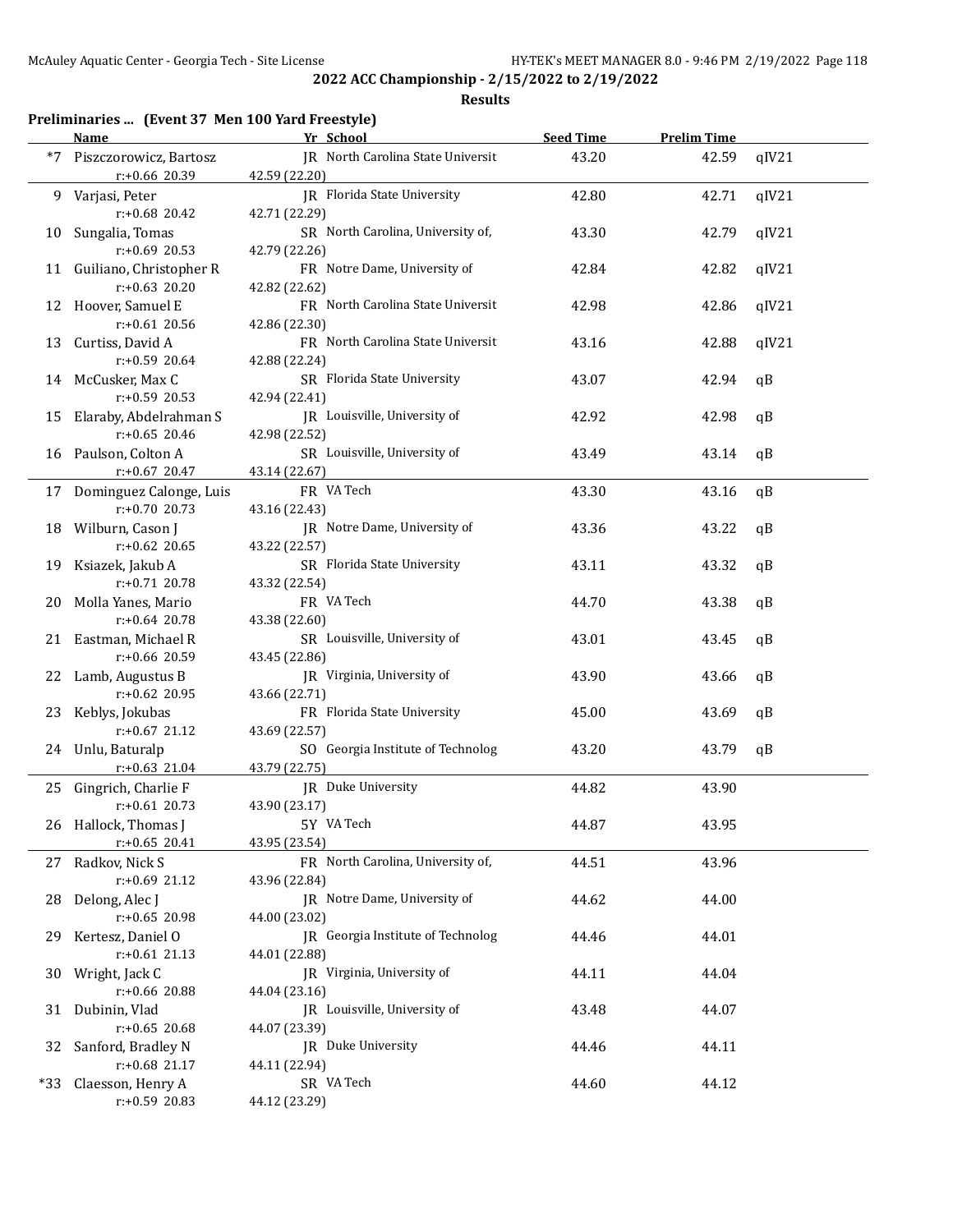**2022 ACC Championship - 2/15/2022 to 2/19/2022**

**Results**

### Preliminaries ... (Event 37 Men 100 Yard Freestyle)

| | Name | Yr | School | Seed Time | Prelim Time | |
|---|---|---|---|---|---|---|
| *7 | Piszczorowicz, Bartosz | JR | North Carolina State Universit | 43.20 | 42.59 | qIV21 |
| | r:+0.66 20.39 | 42.59 (22.20) | | | | |
| 9 | Varjasi, Peter | JR | Florida State University | 42.80 | 42.71 | qIV21 |
| | r:+0.68 20.42 | 42.71 (22.29) | | | | |
| 10 | Sungalia, Tomas | SR | North Carolina, University of, | 43.30 | 42.79 | qIV21 |
| | r:+0.69 20.53 | 42.79 (22.26) | | | | |
| 11 | Guiliano, Christopher R | FR | Notre Dame, University of | 42.84 | 42.82 | qIV21 |
| | r:+0.63 20.20 | 42.82 (22.62) | | | | |
| 12 | Hoover, Samuel E | FR | North Carolina State Universit | 42.98 | 42.86 | qIV21 |
| | r:+0.61 20.56 | 42.86 (22.30) | | | | |
| 13 | Curtiss, David A | FR | North Carolina State Universit | 43.16 | 42.88 | qIV21 |
| | r:+0.59 20.64 | 42.88 (22.24) | | | | |
| 14 | McCusker, Max C | SR | Florida State University | 43.07 | 42.94 | qB |
| | r:+0.59 20.53 | 42.94 (22.41) | | | | |
| 15 | Elaraby, Abdelrahman S | JR | Louisville, University of | 42.92 | 42.98 | qB |
| | r:+0.65 20.46 | 42.98 (22.52) | | | | |
| 16 | Paulson, Colton A | SR | Louisville, University of | 43.49 | 43.14 | qB |
| | r:+0.67 20.47 | 43.14 (22.67) | | | | |
| 17 | Dominguez Calonge, Luis | FR | VA Tech | 43.30 | 43.16 | qB |
| | r:+0.70 20.73 | 43.16 (22.43) | | | | |
| 18 | Wilburn, Cason J | JR | Notre Dame, University of | 43.36 | 43.22 | qB |
| | r:+0.62 20.65 | 43.22 (22.57) | | | | |
| 19 | Ksiazek, Jakub A | SR | Florida State University | 43.11 | 43.32 | qB |
| | r:+0.71 20.78 | 43.32 (22.54) | | | | |
| 20 | Molla Yanes, Mario | FR | VA Tech | 44.70 | 43.38 | qB |
| | r:+0.64 20.78 | 43.38 (22.60) | | | | |
| 21 | Eastman, Michael R | SR | Louisville, University of | 43.01 | 43.45 | qB |
| | r:+0.66 20.59 | 43.45 (22.86) | | | | |
| 22 | Lamb, Augustus B | JR | Virginia, University of | 43.90 | 43.66 | qB |
| | r:+0.62 20.95 | 43.66 (22.71) | | | | |
| 23 | Keblys, Jokubas | FR | Florida State University | 45.00 | 43.69 | qB |
| | r:+0.67 21.12 | 43.69 (22.57) | | | | |
| 24 | Unlu, Baturalp | SO | Georgia Institute of Technolog | 43.20 | 43.79 | qB |
| | r:+0.63 21.04 | 43.79 (22.75) | | | | |
| 25 | Gingrich, Charlie F | JR | Duke University | 44.82 | 43.90 | |
| | r:+0.61 20.73 | 43.90 (23.17) | | | | |
| 26 | Hallock, Thomas J | 5Y | VA Tech | 44.87 | 43.95 | |
| | r:+0.65 20.41 | 43.95 (23.54) | | | | |
| 27 | Radkov, Nick S | FR | North Carolina, University of, | 44.51 | 43.96 | |
| | r:+0.69 21.12 | 43.96 (22.84) | | | | |
| 28 | Delong, Alec J | JR | Notre Dame, University of | 44.62 | 44.00 | |
| | r:+0.65 20.98 | 44.00 (23.02) | | | | |
| 29 | Kertesz, Daniel O | JR | Georgia Institute of Technolog | 44.46 | 44.01 | |
| | r:+0.61 21.13 | 44.01 (22.88) | | | | |
| 30 | Wright, Jack C | JR | Virginia, University of | 44.11 | 44.04 | |
| | r:+0.66 20.88 | 44.04 (23.16) | | | | |
| 31 | Dubinin, Vlad | JR | Louisville, University of | 43.48 | 44.07 | |
| | r:+0.65 20.68 | 44.07 (23.39) | | | | |
| 32 | Sanford, Bradley N | JR | Duke University | 44.46 | 44.11 | |
| | r:+0.68 21.17 | 44.11 (22.94) | | | | |
| *33 | Claesson, Henry A | SR | VA Tech | 44.60 | 44.12 | |
| | r:+0.59 20.83 | 44.12 (23.29) | | | | |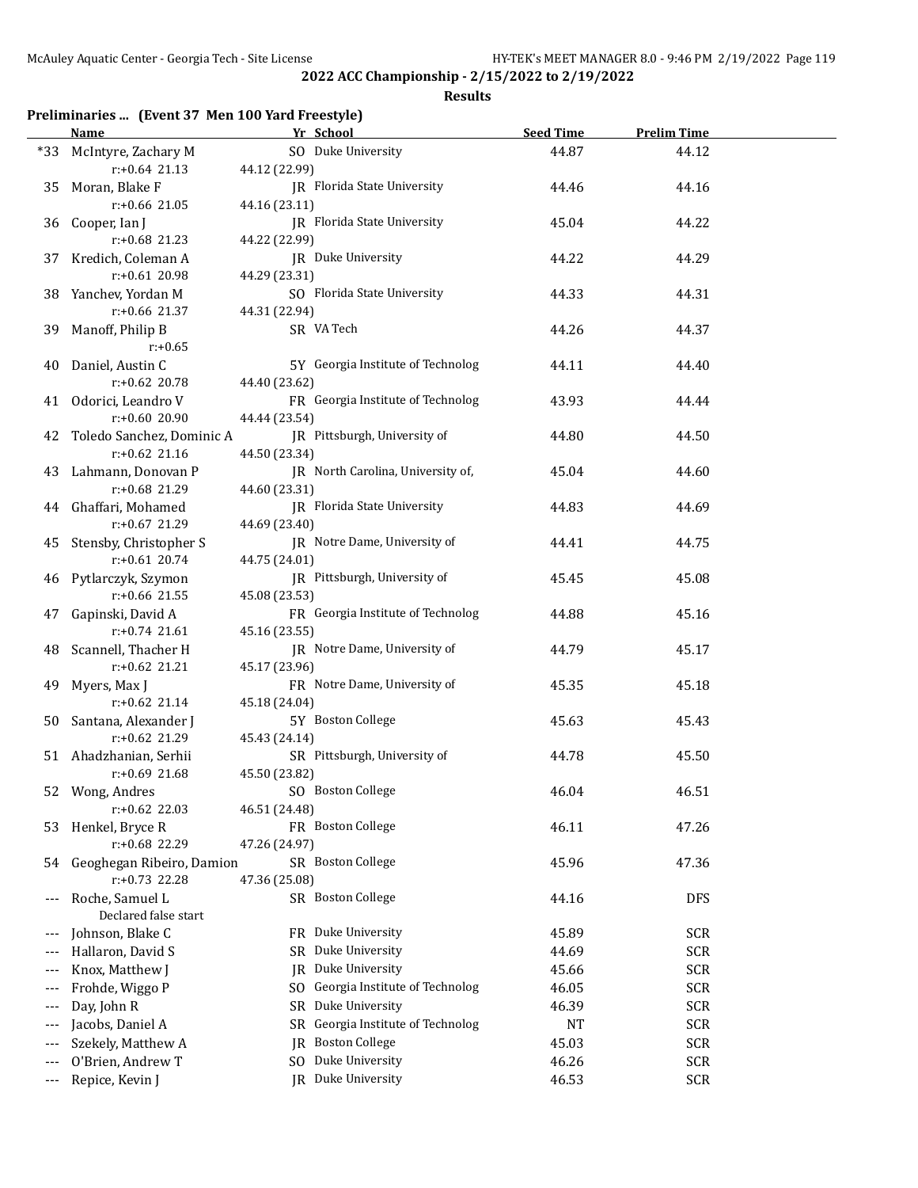**2022 ACC Championship - 2/15/2022 to 2/19/2022**

**Results**

### Preliminaries ... (Event 37 Men 100 Yard Freestyle)

| | Name | Yr | School | Seed Time | Prelim Time |
|---|---|---|---|---|---|
| *33 | McIntyre, Zachary M | SO | Duke University | 44.87 | 44.12 |
| | r:+0.64 21.13 | 44.12 (22.99) | | | |
| 35 | Moran, Blake F | JR | Florida State University | 44.46 | 44.16 |
| | r:+0.66 21.05 | 44.16 (23.11) | | | |
| 36 | Cooper, Ian J | JR | Florida State University | 45.04 | 44.22 |
| | r:+0.68 21.23 | 44.22 (22.99) | | | |
| 37 | Kredich, Coleman A | JR | Duke University | 44.22 | 44.29 |
| | r:+0.61 20.98 | 44.29 (23.31) | | | |
| 38 | Yanchev, Yordan M | SO | Florida State University | 44.33 | 44.31 |
| | r:+0.66 21.37 | 44.31 (22.94) | | | |
| 39 | Manoff, Philip B | SR | VA Tech | 44.26 | 44.37 |
| | r:+0.65 | | | | |
| 40 | Daniel, Austin C | 5Y | Georgia Institute of Technolog | 44.11 | 44.40 |
| | r:+0.62 20.78 | 44.40 (23.62) | | | |
| 41 | Odorici, Leandro V | FR | Georgia Institute of Technolog | 43.93 | 44.44 |
| | r:+0.60 20.90 | 44.44 (23.54) | | | |
| 42 | Toledo Sanchez, Dominic A | JR | Pittsburgh, University of | 44.80 | 44.50 |
| | r:+0.62 21.16 | 44.50 (23.34) | | | |
| 43 | Lahmann, Donovan P | JR | North Carolina, University of, | 45.04 | 44.60 |
| | r:+0.68 21.29 | 44.60 (23.31) | | | |
| 44 | Ghaffari, Mohamed | JR | Florida State University | 44.83 | 44.69 |
| | r:+0.67 21.29 | 44.69 (23.40) | | | |
| 45 | Stensby, Christopher S | JR | Notre Dame, University of | 44.41 | 44.75 |
| | r:+0.61 20.74 | 44.75 (24.01) | | | |
| 46 | Pytlarczyk, Szymon | JR | Pittsburgh, University of | 45.45 | 45.08 |
| | r:+0.66 21.55 | 45.08 (23.53) | | | |
| 47 | Gapinski, David A | FR | Georgia Institute of Technolog | 44.88 | 45.16 |
| | r:+0.74 21.61 | 45.16 (23.55) | | | |
| 48 | Scannell, Thacher H | JR | Notre Dame, University of | 44.79 | 45.17 |
| | r:+0.62 21.21 | 45.17 (23.96) | | | |
| 49 | Myers, Max J | FR | Notre Dame, University of | 45.35 | 45.18 |
| | r:+0.62 21.14 | 45.18 (24.04) | | | |
| 50 | Santana, Alexander J | 5Y | Boston College | 45.63 | 45.43 |
| | r:+0.62 21.29 | 45.43 (24.14) | | | |
| 51 | Ahadzhanian, Serhii | SR | Pittsburgh, University of | 44.78 | 45.50 |
| | r:+0.69 21.68 | 45.50 (23.82) | | | |
| 52 | Wong, Andres | SO | Boston College | 46.04 | 46.51 |
| | r:+0.62 22.03 | 46.51 (24.48) | | | |
| 53 | Henkel, Bryce R | FR | Boston College | 46.11 | 47.26 |
| | r:+0.68 22.29 | 47.26 (24.97) | | | |
| 54 | Geoghegan Ribeiro, Damion | SR | Boston College | 45.96 | 47.36 |
| | r:+0.73 22.28 | 47.36 (25.08) | | | |
| --- | Roche, Samuel L | SR | Boston College | 44.16 | DFS |
| | Declared false start | | | | |
| --- | Johnson, Blake C | FR | Duke University | 45.89 | SCR |
| --- | Hallaron, David S | SR | Duke University | 44.69 | SCR |
| --- | Knox, Matthew J | JR | Duke University | 45.66 | SCR |
| --- | Frohde, Wiggo P | SO | Georgia Institute of Technolog | 46.05 | SCR |
| --- | Day, John R | SR | Duke University | 46.39 | SCR |
| --- | Jacobs, Daniel A | SR | Georgia Institute of Technolog | NT | SCR |
| --- | Szekely, Matthew A | JR | Boston College | 45.03 | SCR |
| --- | O'Brien, Andrew T | SO | Duke University | 46.26 | SCR |
| --- | Repice, Kevin J | JR | Duke University | 46.53 | SCR |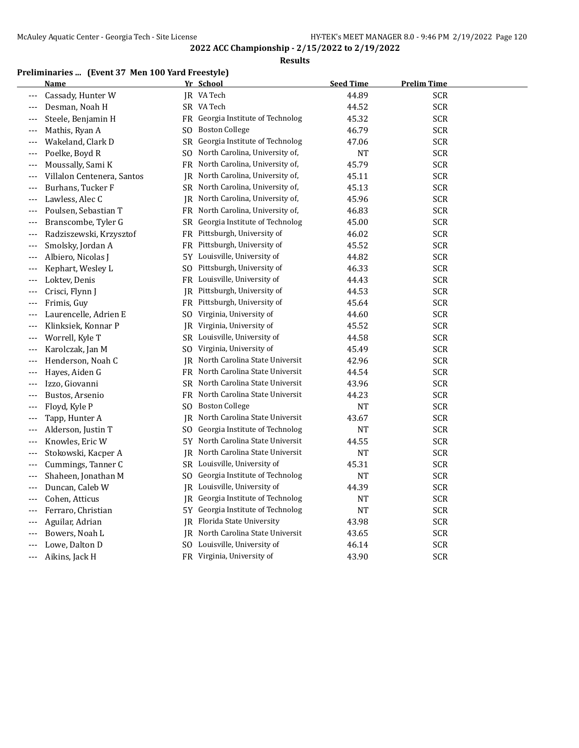## 2022 ACC Championship - 2/15/2022 to 2/19/2022

### Results

**Preliminaries ... (Event 37 Men 100 Yard Freestyle)**

| | Name | Yr | School | Seed Time | Prelim Time |
|---|---|---|---|---|---|
| --- | Cassady, Hunter W | JR | VA Tech | 44.89 | SCR |
| --- | Desman, Noah H | SR | VA Tech | 44.52 | SCR |
| --- | Steele, Benjamin H | FR | Georgia Institute of Technolog | 45.32 | SCR |
| --- | Mathis, Ryan A | SO | Boston College | 46.79 | SCR |
| --- | Wakeland, Clark D | SR | Georgia Institute of Technolog | 47.06 | SCR |
| --- | Poelke, Boyd R | SO | North Carolina, University of, | NT | SCR |
| --- | Moussally, Sami K | FR | North Carolina, University of, | 45.79 | SCR |
| --- | Villalon Centenera, Santos | JR | North Carolina, University of, | 45.11 | SCR |
| --- | Burhans, Tucker F | SR | North Carolina, University of, | 45.13 | SCR |
| --- | Lawless, Alec C | JR | North Carolina, University of, | 45.96 | SCR |
| --- | Poulsen, Sebastian T | FR | North Carolina, University of, | 46.83 | SCR |
| --- | Branscombe, Tyler G | SR | Georgia Institute of Technolog | 45.00 | SCR |
| --- | Radziszewski, Krzysztof | FR | Pittsburgh, University of | 46.02 | SCR |
| --- | Smolsky, Jordan A | FR | Pittsburgh, University of | 45.52 | SCR |
| --- | Albiero, Nicolas J | 5Y | Louisville, University of | 44.82 | SCR |
| --- | Kephart, Wesley L | SO | Pittsburgh, University of | 46.33 | SCR |
| --- | Loktev, Denis | FR | Louisville, University of | 44.43 | SCR |
| --- | Crisci, Flynn J | JR | Pittsburgh, University of | 44.53 | SCR |
| --- | Frimis, Guy | FR | Pittsburgh, University of | 45.64 | SCR |
| --- | Laurencelle, Adrien E | SO | Virginia, University of | 44.60 | SCR |
| --- | Klinksiek, Konnar P | JR | Virginia, University of | 45.52 | SCR |
| --- | Worrell, Kyle T | SR | Louisville, University of | 44.58 | SCR |
| --- | Karolczak, Jan M | SO | Virginia, University of | 45.49 | SCR |
| --- | Henderson, Noah C | JR | North Carolina State Universit | 42.96 | SCR |
| --- | Hayes, Aiden G | FR | North Carolina State Universit | 44.54 | SCR |
| --- | Izzo, Giovanni | SR | North Carolina State Universit | 43.96 | SCR |
| --- | Bustos, Arsenio | FR | North Carolina State Universit | 44.23 | SCR |
| --- | Floyd, Kyle P | SO | Boston College | NT | SCR |
| --- | Tapp, Hunter A | JR | North Carolina State Universit | 43.67 | SCR |
| --- | Alderson, Justin T | SO | Georgia Institute of Technolog | NT | SCR |
| --- | Knowles, Eric W | 5Y | North Carolina State Universit | 44.55 | SCR |
| --- | Stokowski, Kacper A | JR | North Carolina State Universit | NT | SCR |
| --- | Cummings, Tanner C | SR | Louisville, University of | 45.31 | SCR |
| --- | Shaheen, Jonathan M | SO | Georgia Institute of Technolog | NT | SCR |
| --- | Duncan, Caleb W | JR | Louisville, University of | 44.39 | SCR |
| --- | Cohen, Atticus | JR | Georgia Institute of Technolog | NT | SCR |
| --- | Ferraro, Christian | 5Y | Georgia Institute of Technolog | NT | SCR |
| --- | Aguilar, Adrian | JR | Florida State University | 43.98 | SCR |
| --- | Bowers, Noah L | JR | North Carolina State Universit | 43.65 | SCR |
| --- | Lowe, Dalton D | SO | Louisville, University of | 46.14 | SCR |
| --- | Aikins, Jack H | FR | Virginia, University of | 43.90 | SCR |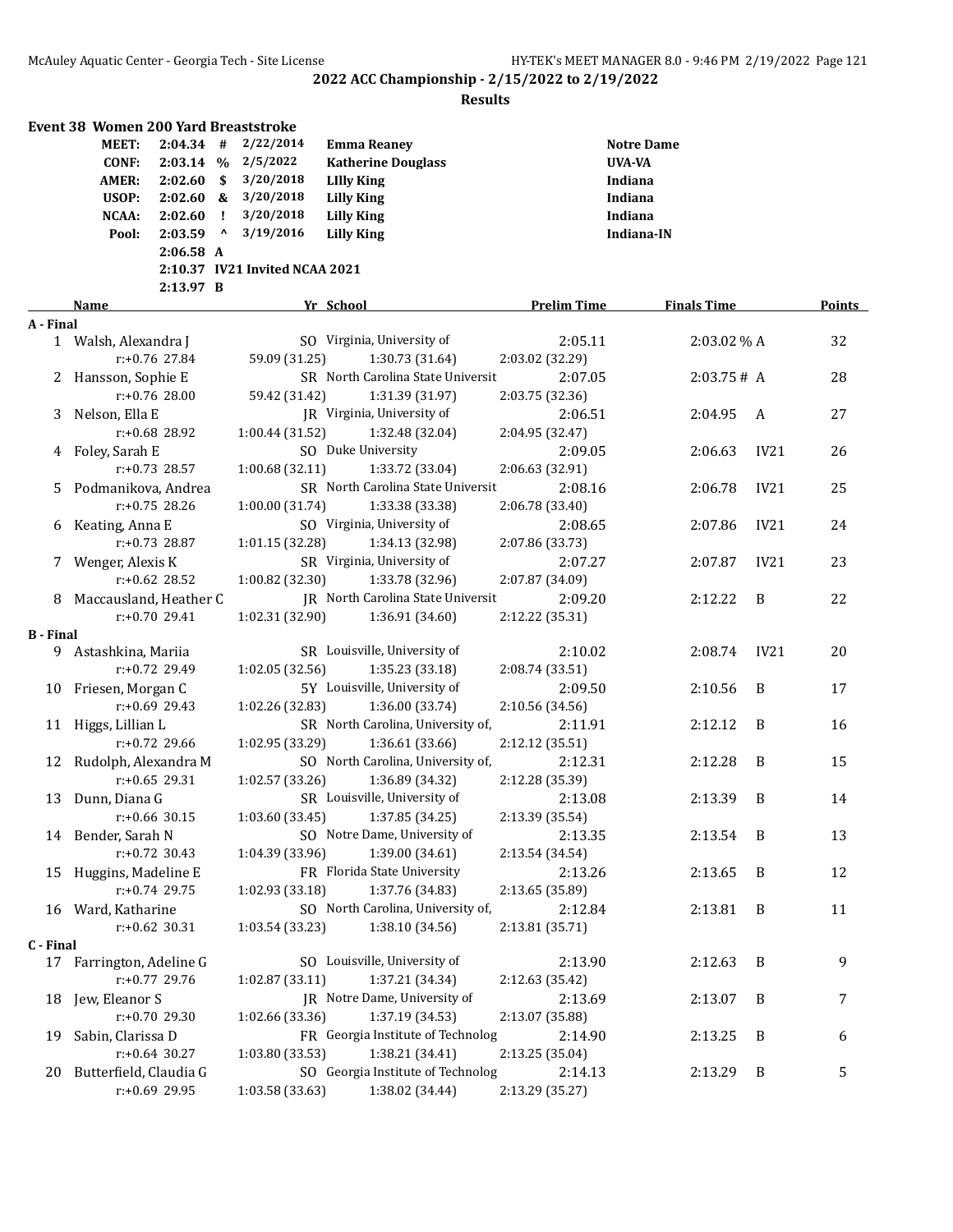## 2022 ACC Championship - 2/15/2022 to 2/19/2022

### Results

#### Event 38 Women 200 Yard Breaststroke

| | | | | | |
|---|---|---|---|---|---|
| MEET: | 2:04.34 | # | 2/22/2014 | Emma Reaney | Notre Dame |
| CONF: | 2:03.14 | % | 2/5/2022 | Katherine Douglass | UVA-VA |
| AMER: | 2:02.60 | $ | 3/20/2018 | LIlly King | Indiana |
| USOP: | 2:02.60 | & | 3/20/2018 | Lilly King | Indiana |
| NCAA: | 2:02.60 | ! | 3/20/2018 | Lilly King | Indiana |
| Pool: | 2:03.59 | ^ | 3/19/2016 | Lilly King | Indiana-IN |
| | 2:06.58 | A | | | |
| | 2:10.37 | IV21 | Invited NCAA 2021 | | |
| | 2:13.97 | B | | | |

| | Name | Yr | School | Prelim Time | Finals Time | | Points |
|---|---|---|---|---|---|---|---|
| **A - Final** | | | | | | | |
| 1 | Walsh, Alexandra J | SO | Virginia, University of | 2:05.11 | 2:03.02 % | A | 32 |
| | r:+0.76 28.84 | 59.09 (31.25) | 1:30.73 (31.64) | 2:03.02 (32.29) | | | |
| 2 | Hansson, Sophie E | SR | North Carolina State Universit | 2:07.05 | 2:03.75 # | A | 28 |
| | r:+0.76 28.00 | 59.42 (31.42) | 1:31.39 (31.97) | 2:03.75 (32.36) | | | |
| 3 | Nelson, Ella E | JR | Virginia, University of | 2:06.51 | 2:04.95 | A | 27 |
| | r:+0.68 28.92 | 1:00.44 (31.52) | 1:32.48 (32.04) | 2:04.95 (32.47) | | | |
| 4 | Foley, Sarah E | SO | Duke University | 2:09.05 | 2:06.63 | IV21 | 26 |
| | r:+0.73 28.57 | 1:00.68 (32.11) | 1:33.72 (33.04) | 2:06.63 (32.91) | | | |
| 5 | Podmanikova, Andrea | SR | North Carolina State Universit | 2:08.16 | 2:06.78 | IV21 | 25 |
| | r:+0.75 28.26 | 1:00.00 (31.74) | 1:33.38 (33.38) | 2:06.78 (33.40) | | | |
| 6 | Keating, Anna E | SO | Virginia, University of | 2:08.65 | 2:07.86 | IV21 | 24 |
| | r:+0.73 28.87 | 1:01.15 (32.28) | 1:34.13 (32.98) | 2:07.86 (33.73) | | | |
| 7 | Wenger, Alexis K | SR | Virginia, University of | 2:07.27 | 2:07.87 | IV21 | 23 |
| | r:+0.62 28.52 | 1:00.82 (32.30) | 1:33.78 (32.96) | 2:07.87 (34.09) | | | |
| 8 | Maccausland, Heather C | JR | North Carolina State Universit | 2:09.20 | 2:12.22 | B | 22 |
| | r:+0.70 29.41 | 1:02.31 (32.90) | 1:36.91 (34.60) | 2:12.22 (35.31) | | | |
| **B - Final** | | | | | | | |
| 9 | Astashkina, Mariia | SR | Louisville, University of | 2:10.02 | 2:08.74 | IV21 | 20 |
| | r:+0.72 29.49 | 1:02.05 (32.56) | 1:35.23 (33.18) | 2:08.74 (33.51) | | | |
| 10 | Friesen, Morgan C | 5Y | Louisville, University of | 2:09.50 | 2:10.56 | B | 17 |
| | r:+0.69 29.43 | 1:02.26 (32.83) | 1:36.00 (33.74) | 2:10.56 (34.56) | | | |
| 11 | Higgs, Lillian L | SR | North Carolina, University of, | 2:11.91 | 2:12.12 | B | 16 |
| | r:+0.72 29.66 | 1:02.95 (33.29) | 1:36.61 (33.66) | 2:12.12 (35.51) | | | |
| 12 | Rudolph, Alexandra M | SO | North Carolina, University of, | 2:12.31 | 2:12.28 | B | 15 |
| | r:+0.65 29.31 | 1:02.57 (33.26) | 1:36.89 (34.32) | 2:12.28 (35.39) | | | |
| 13 | Dunn, Diana G | SR | Louisville, University of | 2:13.08 | 2:13.39 | B | 14 |
| | r:+0.66 30.15 | 1:03.60 (33.45) | 1:37.85 (34.25) | 2:13.39 (35.54) | | | |
| 14 | Bender, Sarah N | SO | Notre Dame, University of | 2:13.35 | 2:13.54 | B | 13 |
| | r:+0.72 30.43 | 1:04.39 (33.96) | 1:39.00 (34.61) | 2:13.54 (34.54) | | | |
| 15 | Huggins, Madeline E | FR | Florida State University | 2:13.26 | 2:13.65 | B | 12 |
| | r:+0.74 29.75 | 1:02.93 (33.18) | 1:37.76 (34.83) | 2:13.65 (35.89) | | | |
| 16 | Ward, Katharine | SO | North Carolina, University of, | 2:12.84 | 2:13.81 | B | 11 |
| | r:+0.62 30.31 | 1:03.54 (33.23) | 1:38.10 (34.56) | 2:13.81 (35.71) | | | |
| **C - Final** | | | | | | | |
| 17 | Farrington, Adeline G | SO | Louisville, University of | 2:13.90 | 2:12.63 | B | 9 |
| | r:+0.77 29.76 | 1:02.87 (33.11) | 1:37.21 (34.34) | 2:12.63 (35.42) | | | |
| 18 | Jew, Eleanor S | JR | Notre Dame, University of | 2:13.69 | 2:13.07 | B | 7 |
| | r:+0.70 29.30 | 1:02.66 (33.36) | 1:37.19 (34.53) | 2:13.07 (35.88) | | | |
| 19 | Sabin, Clarissa D | FR | Georgia Institute of Technolog | 2:14.90 | 2:13.25 | B | 6 |
| | r:+0.64 30.27 | 1:03.80 (33.53) | 1:38.21 (34.41) | 2:13.25 (35.04) | | | |
| 20 | Butterfield, Claudia G | SO | Georgia Institute of Technolog | 2:14.13 | 2:13.29 | B | 5 |
| | r:+0.69 29.95 | 1:03.58 (33.63) | 1:38.02 (34.44) | 2:13.29 (35.27) | | | |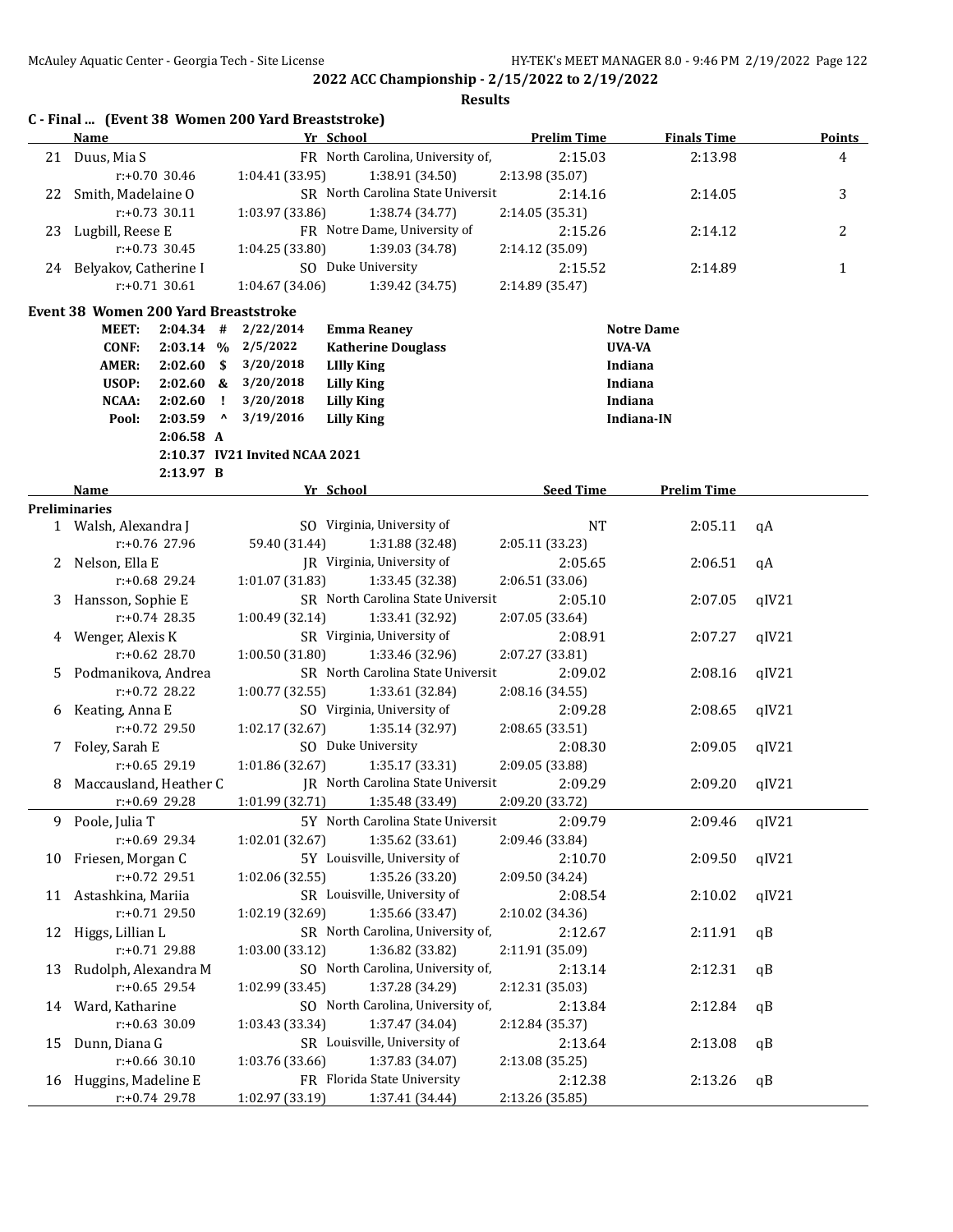**2022 ACC Championship - 2/15/2022 to 2/19/2022**

**Results**

### C - Final ... (Event 38 Women 200 Yard Breaststroke)

| | Name | Yr | School | Prelim Time | Finals Time | Points |
|---|---|---|---|---|---|---|
| 21 | Duus, Mia S | FR | North Carolina, University of, | 2:15.03 | 2:13.98 | 4 |
| | r:+0.70 30.46 | 1:04.41 (33.95) | 1:38.91 (34.50) | 2:13.98 (35.07) | | |
| 22 | Smith, Madelaine O | SR | North Carolina State Universit | 2:14.16 | 2:14.05 | 3 |
| | r:+0.73 30.11 | 1:03.97 (33.86) | 1:38.74 (34.77) | 2:14.05 (35.31) | | |
| 23 | Lugbill, Reese E | FR | Notre Dame, University of | 2:15.26 | 2:14.12 | 2 |
| | r:+0.73 30.45 | 1:04.25 (33.80) | 1:39.03 (34.78) | 2:14.12 (35.09) | | |
| 24 | Belyakov, Catherine I | SO | Duke University | 2:15.52 | 2:14.89 | 1 |
| | r:+0.71 30.61 | 1:04.67 (34.06) | 1:39.42 (34.75) | 2:14.89 (35.47) | | |

### Event 38 Women 200 Yard Breaststroke

| | Time | | Date | Name | School |
|---|---|---|---|---|---|
| MEET: | 2:04.34 | # | 2/22/2014 | Emma Reaney | Notre Dame |
| CONF: | 2:03.14 | % | 2/5/2022 | Katherine Douglass | UVA-VA |
| AMER: | 2:02.60 | $ | 3/20/2018 | LIlly King | Indiana |
| USOP: | 2:02.60 | & | 3/20/2018 | Lilly King | Indiana |
| NCAA: | 2:02.60 | ! | 3/20/2018 | Lilly King | Indiana |
| Pool: | 2:03.59 | ^ | 3/19/2016 | Lilly King | Indiana-IN |
| | 2:06.58 | A | | | |
| | 2:10.37 | IV21 | Invited NCAA 2021 | | |
| | 2:13.97 | B | | | |

| | Name | Yr | School | Seed Time | Prelim Time | |
|---|---|---|---|---|---|---|
| **Preliminaries** | | | | | | |
| 1 | Walsh, Alexandra J | SO | Virginia, University of | NT | 2:05.11 | qA |
| | r:+0.76 27.96 | 59.40 (31.44) | 1:31.88 (32.48) | 2:05.11 (33.23) | | |
| 2 | Nelson, Ella E | JR | Virginia, University of | 2:05.65 | 2:06.51 | qA |
| | r:+0.68 29.24 | 1:01.07 (31.83) | 1:33.45 (32.38) | 2:06.51 (33.06) | | |
| 3 | Hansson, Sophie E | SR | North Carolina State Universit | 2:05.10 | 2:07.05 | qIV21 |
| | r:+0.74 28.35 | 1:00.49 (32.14) | 1:33.41 (32.92) | 2:07.05 (33.64) | | |
| 4 | Wenger, Alexis K | SR | Virginia, University of | 2:08.91 | 2:07.27 | qIV21 |
| | r:+0.62 28.70 | 1:00.50 (31.80) | 1:33.46 (32.96) | 2:07.27 (33.81) | | |
| 5 | Podmanikova, Andrea | SR | North Carolina State Universit | 2:09.02 | 2:08.16 | qIV21 |
| | r:+0.72 28.22 | 1:00.77 (32.55) | 1:33.61 (32.84) | 2:08.16 (34.55) | | |
| 6 | Keating, Anna E | SO | Virginia, University of | 2:09.28 | 2:08.65 | qIV21 |
| | r:+0.72 29.50 | 1:02.17 (32.67) | 1:35.14 (32.97) | 2:08.65 (33.51) | | |
| 7 | Foley, Sarah E | SO | Duke University | 2:08.30 | 2:09.05 | qIV21 |
| | r:+0.65 29.19 | 1:01.86 (32.67) | 1:35.17 (33.31) | 2:09.05 (33.88) | | |
| 8 | Maccausland, Heather C | JR | North Carolina State Universit | 2:09.29 | 2:09.20 | qIV21 |
| | r:+0.69 29.28 | 1:01.99 (32.71) | 1:35.48 (33.49) | 2:09.20 (33.72) | | |
| 9 | Poole, Julia T | 5Y | North Carolina State Universit | 2:09.79 | 2:09.46 | qIV21 |
| | r:+0.69 29.34 | 1:02.01 (32.67) | 1:35.62 (33.61) | 2:09.46 (33.84) | | |
| 10 | Friesen, Morgan C | 5Y | Louisville, University of | 2:10.70 | 2:09.50 | qIV21 |
| | r:+0.72 29.51 | 1:02.06 (32.55) | 1:35.26 (33.20) | 2:09.50 (34.24) | | |
| 11 | Astashkina, Mariia | SR | Louisville, University of | 2:08.54 | 2:10.02 | qIV21 |
| | r:+0.71 29.50 | 1:02.19 (32.69) | 1:35.66 (33.47) | 2:10.02 (34.36) | | |
| 12 | Higgs, Lillian L | SR | North Carolina, University of, | 2:12.67 | 2:11.91 | qB |
| | r:+0.71 29.88 | 1:03.00 (33.12) | 1:36.82 (33.82) | 2:11.91 (35.09) | | |
| 13 | Rudolph, Alexandra M | SO | North Carolina, University of, | 2:13.14 | 2:12.31 | qB |
| | r:+0.65 29.54 | 1:02.99 (33.45) | 1:37.28 (34.29) | 2:12.31 (35.03) | | |
| 14 | Ward, Katharine | SO | North Carolina, University of, | 2:13.84 | 2:12.84 | qB |
| | r:+0.63 30.09 | 1:03.43 (33.34) | 1:37.47 (34.04) | 2:12.84 (35.37) | | |
| 15 | Dunn, Diana G | SR | Louisville, University of | 2:13.64 | 2:13.08 | qB |
| | r:+0.66 30.10 | 1:03.76 (33.66) | 1:37.83 (34.07) | 2:13.08 (35.25) | | |
| 16 | Huggins, Madeline E | FR | Florida State University | 2:12.38 | 2:13.26 | qB |
| | r:+0.74 29.78 | 1:02.97 (33.19) | 1:37.41 (34.44) | 2:13.26 (35.85) | | |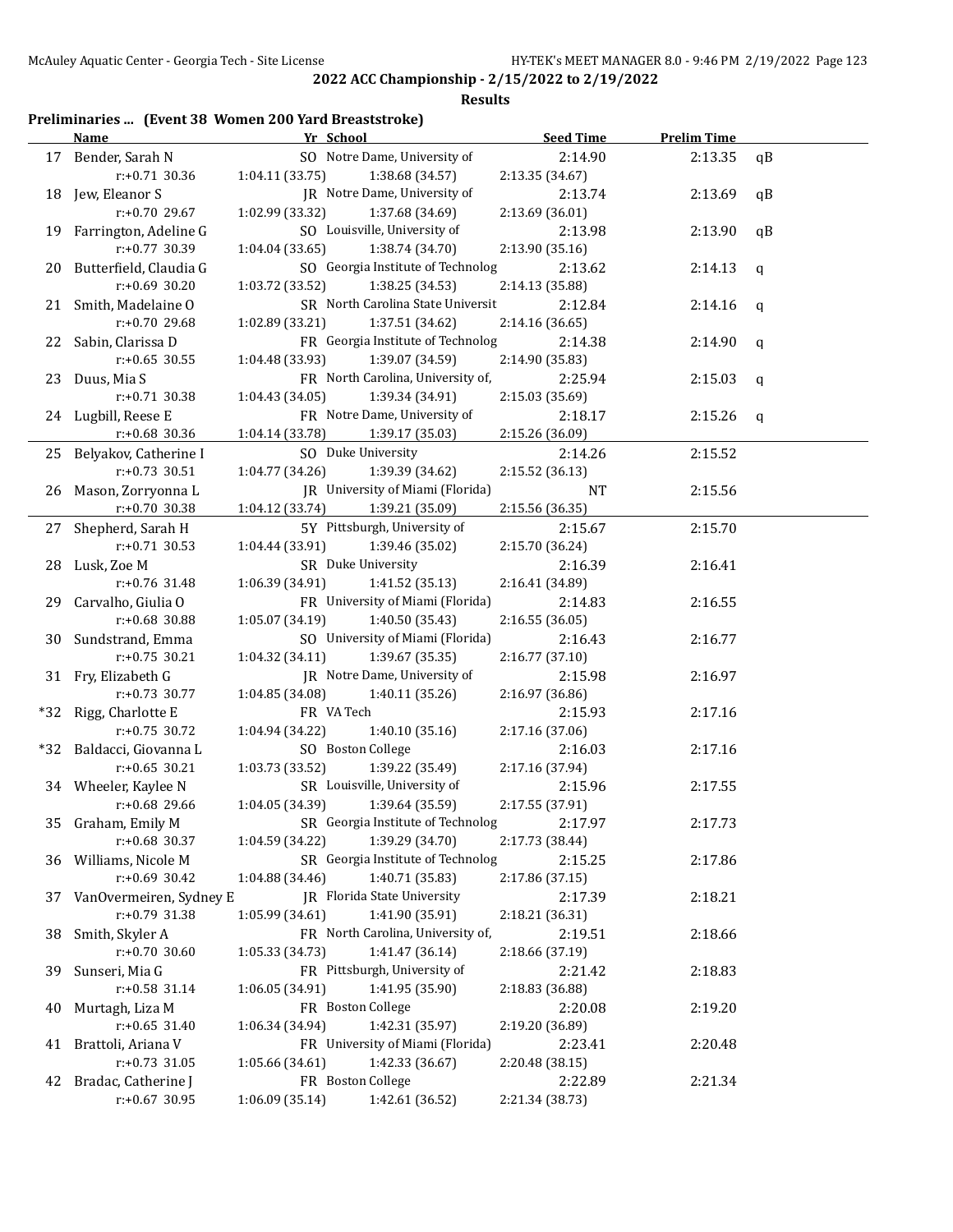**2022 ACC Championship - 2/15/2022 to 2/19/2022**

**Results**

**Preliminaries ... (Event 38 Women 200 Yard Breaststroke)**

| | Name | Yr | School | Seed Time | Prelim Time | |
|---|---|---|---|---|---|---|
| 17 | Bender, Sarah N | SO | Notre Dame, University of | 2:14.90 | 2:13.35 | qB |
| | r:+0.71 30.36 | 1:04.11 (33.75) | 1:38.68 (34.57) | 2:13.35 (34.67) | | |
| 18 | Jew, Eleanor S | JR | Notre Dame, University of | 2:13.74 | 2:13.69 | qB |
| | r:+0.70 29.67 | 1:02.99 (33.32) | 1:37.68 (34.69) | 2:13.69 (36.01) | | |
| 19 | Farrington, Adeline G | SO | Louisville, University of | 2:13.98 | 2:13.90 | qB |
| | r:+0.77 30.39 | 1:04.04 (33.65) | 1:38.74 (34.70) | 2:13.90 (35.16) | | |
| 20 | Butterfield, Claudia G | SO | Georgia Institute of Technolog | 2:13.62 | 2:14.13 | q |
| | r:+0.69 30.20 | 1:03.72 (33.52) | 1:38.25 (34.53) | 2:14.13 (35.88) | | |
| 21 | Smith, Madelaine O | SR | North Carolina State Universit | 2:12.84 | 2:14.16 | q |
| | r:+0.70 29.68 | 1:02.89 (33.21) | 1:37.51 (34.62) | 2:14.16 (36.65) | | |
| 22 | Sabin, Clarissa D | FR | Georgia Institute of Technolog | 2:14.38 | 2:14.90 | q |
| | r:+0.65 30.55 | 1:04.48 (33.93) | 1:39.07 (34.59) | 2:14.90 (35.83) | | |
| 23 | Duus, Mia S | FR | North Carolina, University of, | 2:25.94 | 2:15.03 | q |
| | r:+0.71 30.38 | 1:04.43 (34.05) | 1:39.34 (34.91) | 2:15.03 (35.69) | | |
| 24 | Lugbill, Reese E | FR | Notre Dame, University of | 2:18.17 | 2:15.26 | q |
| | r:+0.68 30.36 | 1:04.14 (33.78) | 1:39.17 (35.03) | 2:15.26 (36.09) | | |
| 25 | Belyakov, Catherine I | SO | Duke University | 2:14.26 | 2:15.52 | |
| | r:+0.73 30.51 | 1:04.77 (34.26) | 1:39.39 (34.62) | 2:15.52 (36.13) | | |
| 26 | Mason, Zorryonna L | JR | University of Miami (Florida) | NT | 2:15.56 | |
| | r:+0.70 30.38 | 1:04.12 (33.74) | 1:39.21 (35.09) | 2:15.56 (36.35) | | |
| 27 | Shepherd, Sarah H | 5Y | Pittsburgh, University of | 2:15.67 | 2:15.70 | |
| | r:+0.71 30.53 | 1:04.44 (33.91) | 1:39.46 (35.02) | 2:15.70 (36.24) | | |
| 28 | Lusk, Zoe M | SR | Duke University | 2:16.39 | 2:16.41 | |
| | r:+0.76 31.48 | 1:06.39 (34.91) | 1:41.52 (35.13) | 2:16.41 (34.89) | | |
| 29 | Carvalho, Giulia O | FR | University of Miami (Florida) | 2:14.83 | 2:16.55 | |
| | r:+0.68 30.88 | 1:05.07 (34.19) | 1:40.50 (35.43) | 2:16.55 (36.05) | | |
| 30 | Sundstrand, Emma | SO | University of Miami (Florida) | 2:16.43 | 2:16.77 | |
| | r:+0.75 30.21 | 1:04.32 (34.11) | 1:39.67 (35.35) | 2:16.77 (37.10) | | |
| 31 | Fry, Elizabeth G | JR | Notre Dame, University of | 2:15.98 | 2:16.97 | |
| | r:+0.73 30.77 | 1:04.85 (34.08) | 1:40.11 (35.26) | 2:16.97 (36.86) | | |
| *32 | Rigg, Charlotte E | FR | VA Tech | 2:15.93 | 2:17.16 | |
| | r:+0.75 30.72 | 1:04.94 (34.22) | 1:40.10 (35.16) | 2:17.16 (37.06) | | |
| *32 | Baldacci, Giovanna L | SO | Boston College | 2:16.03 | 2:17.16 | |
| | r:+0.65 30.21 | 1:03.73 (33.52) | 1:39.22 (35.49) | 2:17.16 (37.94) | | |
| 34 | Wheeler, Kaylee N | SR | Louisville, University of | 2:15.96 | 2:17.55 | |
| | r:+0.68 29.66 | 1:04.05 (34.39) | 1:39.64 (35.59) | 2:17.55 (37.91) | | |
| 35 | Graham, Emily M | SR | Georgia Institute of Technolog | 2:17.97 | 2:17.73 | |
| | r:+0.68 30.37 | 1:04.59 (34.22) | 1:39.29 (34.70) | 2:17.73 (38.44) | | |
| 36 | Williams, Nicole M | SR | Georgia Institute of Technolog | 2:15.25 | 2:17.86 | |
| | r:+0.69 30.42 | 1:04.88 (34.46) | 1:40.71 (35.83) | 2:17.86 (37.15) | | |
| 37 | VanOvermeiren, Sydney E | JR | Florida State University | 2:17.39 | 2:18.21 | |
| | r:+0.79 31.38 | 1:05.99 (34.61) | 1:41.90 (35.91) | 2:18.21 (36.31) | | |
| 38 | Smith, Skyler A | FR | North Carolina, University of, | 2:19.51 | 2:18.66 | |
| | r:+0.70 30.60 | 1:05.33 (34.73) | 1:41.47 (36.14) | 2:18.66 (37.19) | | |
| 39 | Sunseri, Mia G | FR | Pittsburgh, University of | 2:21.42 | 2:18.83 | |
| | r:+0.58 31.14 | 1:06.05 (34.91) | 1:41.95 (35.90) | 2:18.83 (36.88) | | |
| 40 | Murtagh, Liza M | FR | Boston College | 2:20.08 | 2:19.20 | |
| | r:+0.65 31.40 | 1:06.34 (34.94) | 1:42.31 (35.97) | 2:19.20 (36.89) | | |
| 41 | Brattoli, Ariana V | FR | University of Miami (Florida) | 2:23.41 | 2:20.48 | |
| | r:+0.73 31.05 | 1:05.66 (34.61) | 1:42.33 (36.67) | 2:20.48 (38.15) | | |
| 42 | Bradac, Catherine J | FR | Boston College | 2:22.89 | 2:21.34 | |
| | r:+0.67 30.95 | 1:06.09 (35.14) | 1:42.61 (36.52) | 2:21.34 (38.73) | | |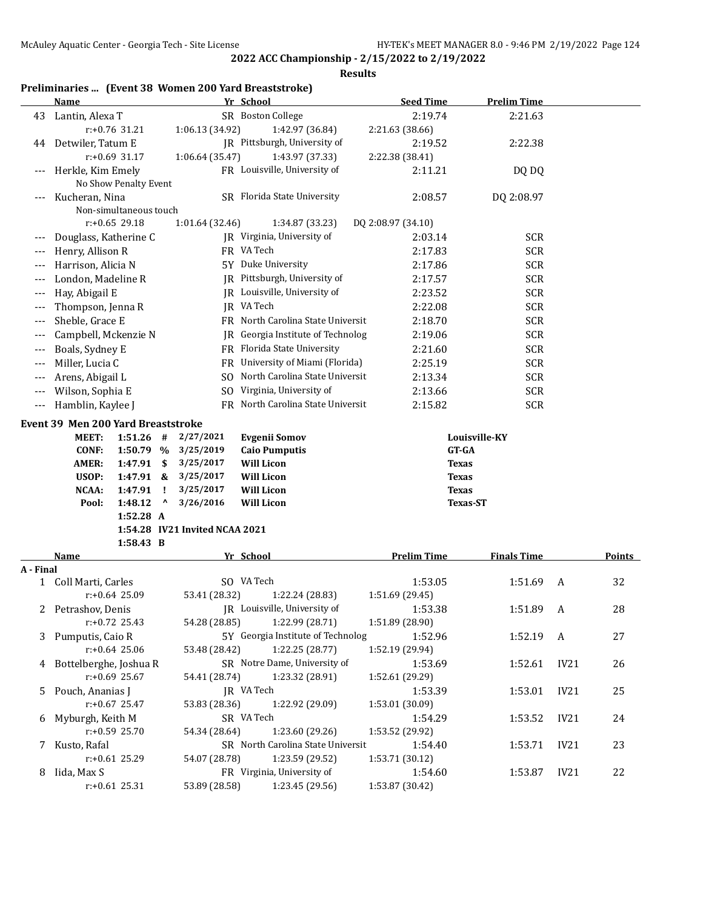**2022 ACC Championship - 2/15/2022 to 2/19/2022**

**Results**

## Preliminaries ... (Event 38 Women 200 Yard Breaststroke)

| | Name | Yr | School | Seed Time | Prelim Time |
|---|---|---|---|---|---|
| 43 | Lantin, Alexa T | SR | Boston College | 2:19.74 | 2:21.63 |
| | r:+0.76 31.21 | 1:06.13 (34.92) | 1:42.97 (36.84) | 2:21.63 (38.66) | |
| 44 | Detwiler, Tatum E | JR | Pittsburgh, University of | 2:19.52 | 2:22.38 |
| | r:+0.69 31.17 | 1:06.64 (35.47) | 1:43.97 (37.33) | 2:22.38 (38.41) | |
| --- | Herkle, Kim Emely | FR | Louisville, University of | 2:11.21 | DQ DQ |
| | No Show Penalty Event | | | | |
| --- | Kucheran, Nina | SR | Florida State University | 2:08.57 | DQ 2:08.97 |
| | Non-simultaneous touch | | | | |
| | r:+0.65 29.18 | 1:01.64 (32.46) | 1:34.87 (33.23) | DQ 2:08.97 (34.10) | |
| --- | Douglass, Katherine C | JR | Virginia, University of | 2:03.14 | SCR |
| --- | Henry, Allison R | FR | VA Tech | 2:17.83 | SCR |
| --- | Harrison, Alicia N | 5Y | Duke University | 2:17.86 | SCR |
| --- | London, Madeline R | JR | Pittsburgh, University of | 2:17.57 | SCR |
| --- | Hay, Abigail E | JR | Louisville, University of | 2:23.52 | SCR |
| --- | Thompson, Jenna R | JR | VA Tech | 2:22.08 | SCR |
| --- | Sheble, Grace E | FR | North Carolina State Universit | 2:18.70 | SCR |
| --- | Campbell, Mckenzie N | JR | Georgia Institute of Technolog | 2:19.06 | SCR |
| --- | Boals, Sydney E | FR | Florida State University | 2:21.60 | SCR |
| --- | Miller, Lucia C | FR | University of Miami (Florida) | 2:25.19 | SCR |
| --- | Arens, Abigail L | SO | North Carolina State Universit | 2:13.34 | SCR |
| --- | Wilson, Sophia E | SO | Virginia, University of | 2:13.66 | SCR |
| --- | Hamblin, Kaylee J | FR | North Carolina State Universit | 2:15.82 | SCR |

## Event 39 Men 200 Yard Breaststroke

| | Time | | Date | Name | Team |
|---|---|---|---|---|---|
| MEET: | 1:51.26 | # | 2/27/2021 | Evgenii Somov | Louisville-KY |
| CONF: | 1:50.79 | % | 3/25/2019 | Caio Pumputis | GT-GA |
| AMER: | 1:47.91 | $ | 3/25/2017 | Will Licon | Texas |
| USOP: | 1:47.91 | & | 3/25/2017 | Will Licon | Texas |
| NCAA: | 1:47.91 | ! | 3/25/2017 | Will Licon | Texas |
| Pool: | 1:48.12 | ^ | 3/26/2016 | Will Licon | Texas-ST |
| | 1:52.28 | A | | | |
| | 1:54.28 | IV21 Invited NCAA 2021 | | | |
| | 1:58.43 | B | | | |

| | Name | Yr | School | Prelim Time | Finals Time | | Points |
|---|---|---|---|---|---|---|---|
| **A - Final** | | | | | | | |
| 1 | Coll Marti, Carles | SO | VA Tech | 1:53.05 | 1:51.69 | A | 32 |
| | r:+0.64 25.09 | 53.41 (28.32) | 1:22.24 (28.83) | 1:51.69 (29.45) | | | |
| 2 | Petrashov, Denis | JR | Louisville, University of | 1:53.38 | 1:51.89 | A | 28 |
| | r:+0.72 25.43 | 54.28 (28.85) | 1:22.99 (28.71) | 1:51.89 (28.90) | | | |
| 3 | Pumputis, Caio R | 5Y | Georgia Institute of Technolog | 1:52.96 | 1:52.19 | A | 27 |
| | r:+0.64 25.06 | 53.48 (28.42) | 1:22.25 (28.77) | 1:52.19 (29.94) | | | |
| 4 | Bottelberghe, Joshua R | SR | Notre Dame, University of | 1:53.69 | 1:52.61 | IV21 | 26 |
| | r:+0.69 25.67 | 54.41 (28.74) | 1:23.32 (28.91) | 1:52.61 (29.29) | | | |
| 5 | Pouch, Ananias J | JR | VA Tech | 1:53.39 | 1:53.01 | IV21 | 25 |
| | r:+0.67 25.47 | 53.83 (28.36) | 1:22.92 (29.09) | 1:53.01 (30.09) | | | |
| 6 | Myburgh, Keith M | SR | VA Tech | 1:54.29 | 1:53.52 | IV21 | 24 |
| | r:+0.59 25.70 | 54.34 (28.64) | 1:23.60 (29.26) | 1:53.52 (29.92) | | | |
| 7 | Kusto, Rafal | SR | North Carolina State Universit | 1:54.40 | 1:53.71 | IV21 | 23 |
| | r:+0.61 25.29 | 54.07 (28.78) | 1:23.59 (29.52) | 1:53.71 (30.12) | | | |
| 8 | Iida, Max S | FR | Virginia, University of | 1:54.60 | 1:53.87 | IV21 | 22 |
| | r:+0.61 25.31 | 53.89 (28.58) | 1:23.45 (29.56) | 1:53.87 (30.42) | | | |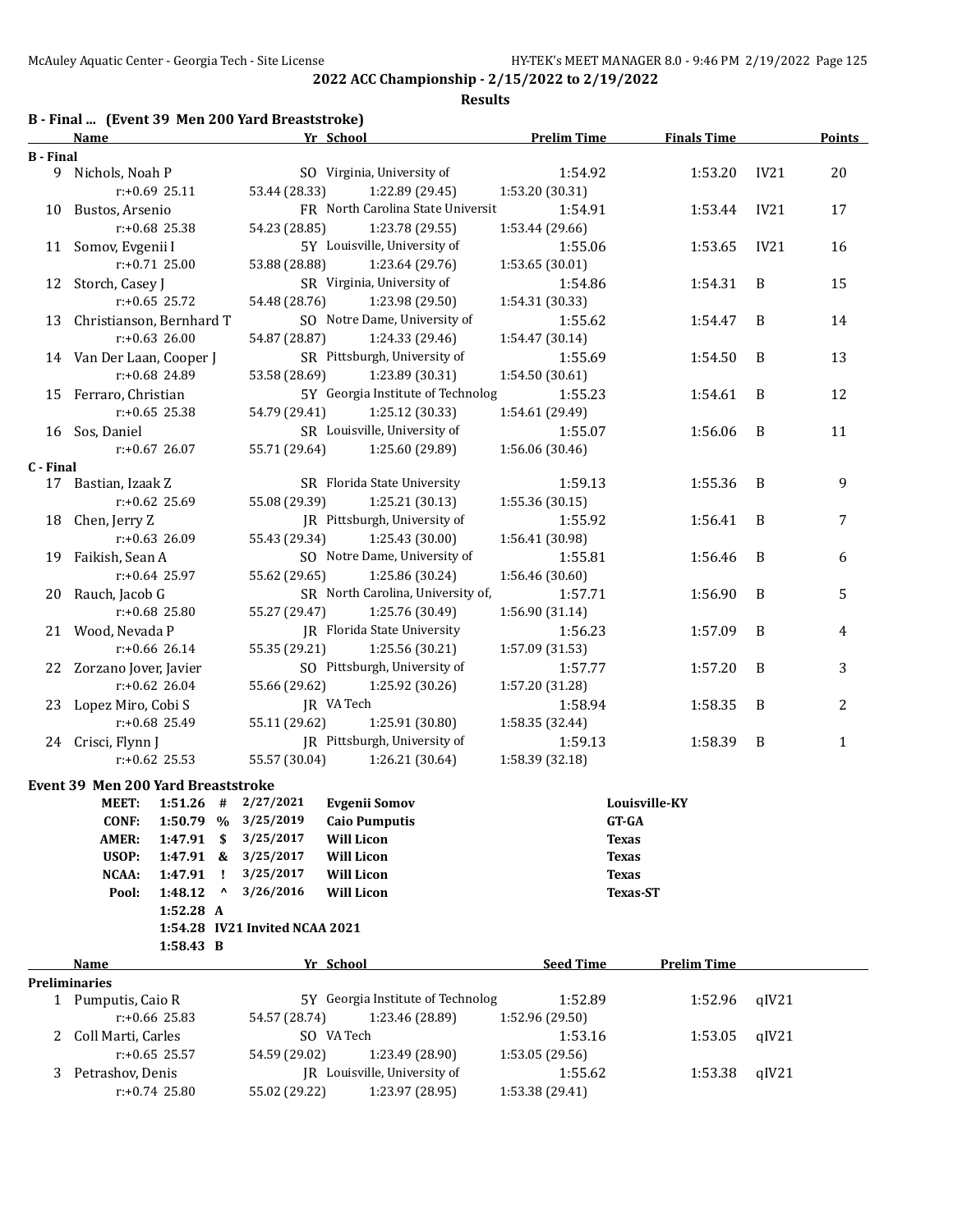**2022 ACC Championship - 2/15/2022 to 2/19/2022**

**Results**

### B - Final ... (Event 39 Men 200 Yard Breaststroke)

| | Name | Yr | School | Prelim Time | Finals Time | | Points |
|---|---|---|---|---|---|---|---|
| **B - Final** | | | | | | | |
| 9 | Nichols, Noah P | SO | Virginia, University of | 1:54.92 | 1:53.20 | IV21 | 20 |
| | r:+0.69 25.11 | 53.44 (28.33) | 1:22.89 (29.45) | 1:53.20 (30.31) | | | |
| 10 | Bustos, Arsenio | FR | North Carolina State Universit | 1:54.91 | 1:53.44 | IV21 | 17 |
| | r:+0.68 25.38 | 54.23 (28.85) | 1:23.78 (29.55) | 1:53.44 (29.66) | | | |
| 11 | Somov, Evgenii I | 5Y | Louisville, University of | 1:55.06 | 1:53.65 | IV21 | 16 |
| | r:+0.71 25.00 | 53.88 (28.88) | 1:23.64 (29.76) | 1:53.65 (30.01) | | | |
| 12 | Storch, Casey J | SR | Virginia, University of | 1:54.86 | 1:54.31 | B | 15 |
| | r:+0.65 25.72 | 54.48 (28.76) | 1:23.98 (29.50) | 1:54.31 (30.33) | | | |
| 13 | Christianson, Bernhard T | SO | Notre Dame, University of | 1:55.62 | 1:54.47 | B | 14 |
| | r:+0.63 26.00 | 54.87 (28.87) | 1:24.33 (29.46) | 1:54.47 (30.14) | | | |
| 14 | Van Der Laan, Cooper J | SR | Pittsburgh, University of | 1:55.69 | 1:54.50 | B | 13 |
| | r:+0.68 24.89 | 53.58 (28.69) | 1:23.89 (30.31) | 1:54.50 (30.61) | | | |
| 15 | Ferraro, Christian | 5Y | Georgia Institute of Technolog | 1:55.23 | 1:54.61 | B | 12 |
| | r:+0.65 25.38 | 54.79 (29.41) | 1:25.12 (30.33) | 1:54.61 (29.49) | | | |
| 16 | Sos, Daniel | SR | Louisville, University of | 1:55.07 | 1:56.06 | B | 11 |
| | r:+0.67 26.07 | 55.71 (29.64) | 1:25.60 (29.89) | 1:56.06 (30.46) | | | |
| **C - Final** | | | | | | | |
| 17 | Bastian, Izaak Z | SR | Florida State University | 1:59.13 | 1:55.36 | B | 9 |
| | r:+0.62 25.69 | 55.08 (29.39) | 1:25.21 (30.13) | 1:55.36 (30.15) | | | |
| 18 | Chen, Jerry Z | JR | Pittsburgh, University of | 1:55.92 | 1:56.41 | B | 7 |
| | r:+0.63 26.09 | 55.43 (29.34) | 1:25.43 (30.00) | 1:56.41 (30.98) | | | |
| 19 | Faikish, Sean A | SO | Notre Dame, University of | 1:55.81 | 1:56.46 | B | 6 |
| | r:+0.64 25.97 | 55.62 (29.65) | 1:25.86 (30.24) | 1:56.46 (30.60) | | | |
| 20 | Rauch, Jacob G | SR | North Carolina, University of, | 1:57.71 | 1:56.90 | B | 5 |
| | r:+0.68 25.80 | 55.27 (29.47) | 1:25.76 (30.49) | 1:56.90 (31.14) | | | |
| 21 | Wood, Nevada P | JR | Florida State University | 1:56.23 | 1:57.09 | B | 4 |
| | r:+0.66 26.14 | 55.35 (29.21) | 1:25.56 (30.21) | 1:57.09 (31.53) | | | |
| 22 | Zorzano Jover, Javier | SO | Pittsburgh, University of | 1:57.77 | 1:57.20 | B | 3 |
| | r:+0.62 26.04 | 55.66 (29.62) | 1:25.92 (30.26) | 1:57.20 (31.28) | | | |
| 23 | Lopez Miro, Cobi S | JR | VA Tech | 1:58.94 | 1:58.35 | B | 2 |
| | r:+0.68 25.49 | 55.11 (29.62) | 1:25.91 (30.80) | 1:58.35 (32.44) | | | |
| 24 | Crisci, Flynn J | JR | Pittsburgh, University of | 1:59.13 | 1:58.39 | B | 1 |
| | r:+0.62 25.53 | 55.57 (30.04) | 1:26.21 (30.64) | 1:58.39 (32.18) | | | |

### Event 39 Men 200 Yard Breaststroke

| | Time | | Date | Name | Team |
|---|---|---|---|---|---|
| MEET: | 1:51.26 | # | 2/27/2021 | Evgenii Somov | Louisville-KY |
| CONF: | 1:50.79 | % | 3/25/2019 | Caio Pumputis | GT-GA |
| AMER: | 1:47.91 | $ | 3/25/2017 | Will Licon | Texas |
| USOP: | 1:47.91 | & | 3/25/2017 | Will Licon | Texas |
| NCAA: | 1:47.91 | ! | 3/25/2017 | Will Licon | Texas |
| Pool: | 1:48.12 | ^ | 3/26/2016 | Will Licon | Texas-ST |
| | 1:52.28 | A | | | |
| | 1:54.28 | IV21 Invited NCAA 2021 | | | |
| | 1:58.43 | B | | | |

| | Name | Yr | School | Seed Time | Prelim Time | |
|---|---|---|---|---|---|---|
| **Preliminaries** | | | | | | |
| 1 | Pumputis, Caio R | 5Y | Georgia Institute of Technolog | 1:52.89 | 1:52.96 | qIV21 |
| | r:+0.66 25.83 | 54.57 (28.74) | 1:23.46 (28.89) | 1:52.96 (29.50) | | |
| 2 | Coll Marti, Carles | SO | VA Tech | 1:53.16 | 1:53.05 | qIV21 |
| | r:+0.65 25.57 | 54.59 (29.02) | 1:23.49 (28.90) | 1:53.05 (29.56) | | |
| 3 | Petrashov, Denis | JR | Louisville, University of | 1:55.62 | 1:53.38 | qIV21 |
| | r:+0.74 25.80 | 55.02 (29.22) | 1:23.97 (28.95) | 1:53.38 (29.41) | | |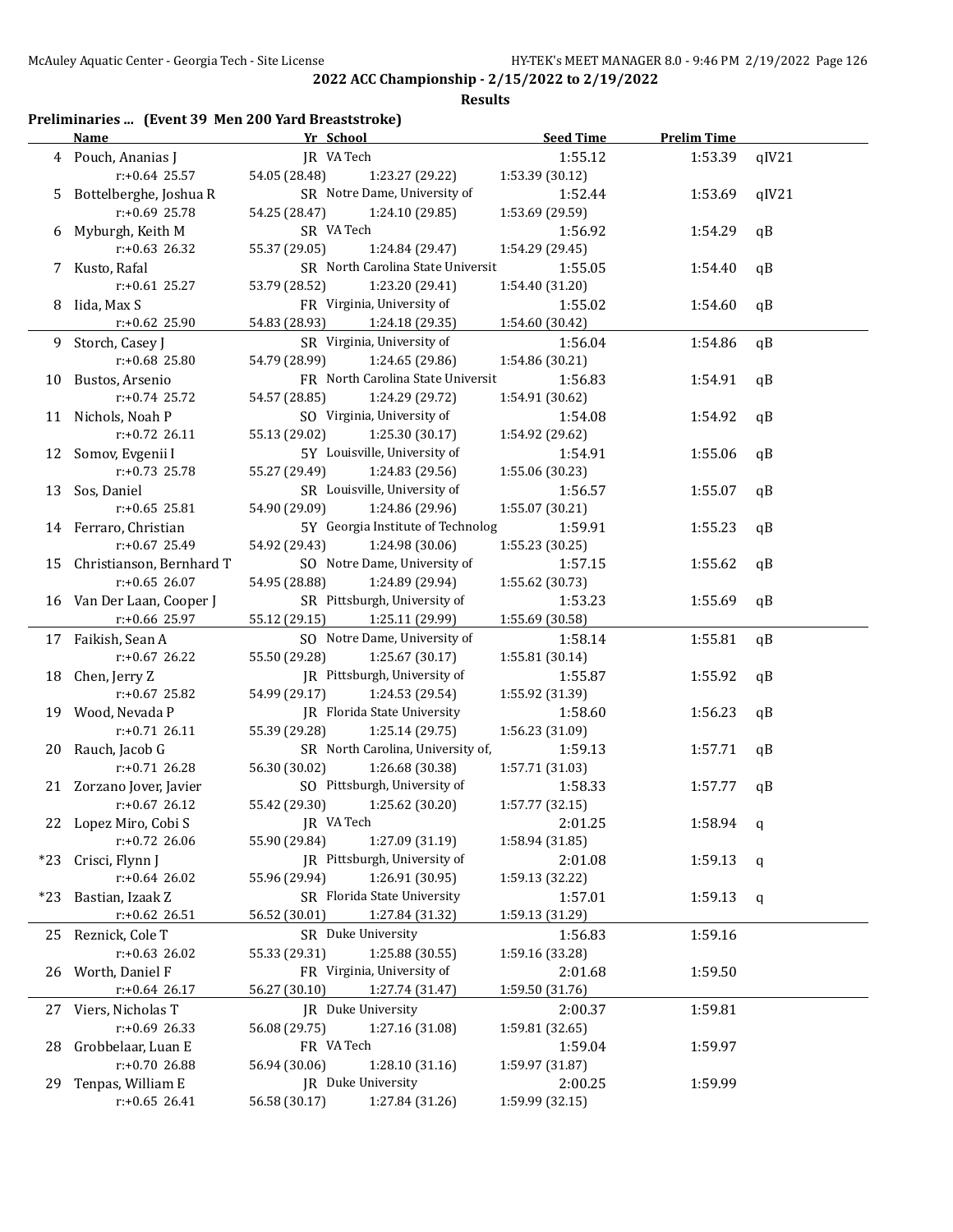**2022 ACC Championship - 2/15/2022 to 2/19/2022**

**Results**

### Preliminaries ... (Event 39 Men 200 Yard Breaststroke)

| | Name | Yr | School | Seed Time | Prelim Time | |
|---|---|---|---|---|---|---|
| 4 | Pouch, Ananias J | JR | VA Tech | 1:55.12 | 1:53.39 | qIV21 |
| | r:+0.64 25.57 | 54.05 (28.48) | 1:23.27 (29.22) | 1:53.39 (30.12) | | |
| 5 | Bottelberghe, Joshua R | SR | Notre Dame, University of | 1:52.44 | 1:53.69 | qIV21 |
| | r:+0.69 25.78 | 54.25 (28.47) | 1:24.10 (29.85) | 1:53.69 (29.59) | | |
| 6 | Myburgh, Keith M | SR | VA Tech | 1:56.92 | 1:54.29 | qB |
| | r:+0.63 26.32 | 55.37 (29.05) | 1:24.84 (29.47) | 1:54.29 (29.45) | | |
| 7 | Kusto, Rafal | SR | North Carolina State Universit | 1:55.05 | 1:54.40 | qB |
| | r:+0.61 25.27 | 53.79 (28.52) | 1:23.20 (29.41) | 1:54.40 (31.20) | | |
| 8 | Iida, Max S | FR | Virginia, University of | 1:55.02 | 1:54.60 | qB |
| | r:+0.62 25.90 | 54.83 (28.93) | 1:24.18 (29.35) | 1:54.60 (30.42) | | |
| 9 | Storch, Casey J | SR | Virginia, University of | 1:56.04 | 1:54.86 | qB |
| | r:+0.68 25.80 | 54.79 (28.99) | 1:24.65 (29.86) | 1:54.86 (30.21) | | |
| 10 | Bustos, Arsenio | FR | North Carolina State Universit | 1:56.83 | 1:54.91 | qB |
| | r:+0.74 25.72 | 54.57 (28.85) | 1:24.29 (29.72) | 1:54.91 (30.62) | | |
| 11 | Nichols, Noah P | SO | Virginia, University of | 1:54.08 | 1:54.92 | qB |
| | r:+0.72 26.11 | 55.13 (29.02) | 1:25.30 (30.17) | 1:54.92 (29.62) | | |
| 12 | Somov, Evgenii I | 5Y | Louisville, University of | 1:54.91 | 1:55.06 | qB |
| | r:+0.73 25.78 | 55.27 (29.49) | 1:24.83 (29.56) | 1:55.06 (30.23) | | |
| 13 | Sos, Daniel | SR | Louisville, University of | 1:56.57 | 1:55.07 | qB |
| | r:+0.65 25.81 | 54.90 (29.09) | 1:24.86 (29.96) | 1:55.07 (30.21) | | |
| 14 | Ferraro, Christian | 5Y | Georgia Institute of Technolog | 1:59.91 | 1:55.23 | qB |
| | r:+0.67 25.49 | 54.92 (29.43) | 1:24.98 (30.06) | 1:55.23 (30.25) | | |
| 15 | Christianson, Bernhard T | SO | Notre Dame, University of | 1:57.15 | 1:55.62 | qB |
| | r:+0.65 26.07 | 54.95 (28.88) | 1:24.89 (29.94) | 1:55.62 (30.73) | | |
| 16 | Van Der Laan, Cooper J | SR | Pittsburgh, University of | 1:53.23 | 1:55.69 | qB |
| | r:+0.66 25.97 | 55.12 (29.15) | 1:25.11 (29.99) | 1:55.69 (30.58) | | |
| 17 | Faikish, Sean A | SO | Notre Dame, University of | 1:58.14 | 1:55.81 | qB |
| | r:+0.67 26.22 | 55.50 (29.28) | 1:25.67 (30.17) | 1:55.81 (30.14) | | |
| 18 | Chen, Jerry Z | JR | Pittsburgh, University of | 1:55.87 | 1:55.92 | qB |
| | r:+0.67 25.82 | 54.99 (29.17) | 1:24.53 (29.54) | 1:55.92 (31.39) | | |
| 19 | Wood, Nevada P | JR | Florida State University | 1:58.60 | 1:56.23 | qB |
| | r:+0.71 26.11 | 55.39 (29.28) | 1:25.14 (29.75) | 1:56.23 (31.09) | | |
| 20 | Rauch, Jacob G | SR | North Carolina, University of, | 1:59.13 | 1:57.71 | qB |
| | r:+0.71 26.28 | 56.30 (30.02) | 1:26.68 (30.38) | 1:57.71 (31.03) | | |
| 21 | Zorzano Jover, Javier | SO | Pittsburgh, University of | 1:58.33 | 1:57.77 | qB |
| | r:+0.67 26.12 | 55.42 (29.30) | 1:25.62 (30.20) | 1:57.77 (32.15) | | |
| 22 | Lopez Miro, Cobi S | JR | VA Tech | 2:01.25 | 1:58.94 | q |
| | r:+0.72 26.06 | 55.90 (29.84) | 1:27.09 (31.19) | 1:58.94 (31.85) | | |
| *23 | Crisci, Flynn J | JR | Pittsburgh, University of | 2:01.08 | 1:59.13 | q |
| | r:+0.64 26.02 | 55.96 (29.94) | 1:26.91 (30.95) | 1:59.13 (32.22) | | |
| *23 | Bastian, Izaak Z | SR | Florida State University | 1:57.01 | 1:59.13 | q |
| | r:+0.62 26.51 | 56.52 (30.01) | 1:27.84 (31.32) | 1:59.13 (31.29) | | |
| 25 | Reznick, Cole T | SR | Duke University | 1:56.83 | 1:59.16 | |
| | r:+0.63 26.02 | 55.33 (29.31) | 1:25.88 (30.55) | 1:59.16 (33.28) | | |
| 26 | Worth, Daniel F | FR | Virginia, University of | 2:01.68 | 1:59.50 | |
| | r:+0.64 26.17 | 56.27 (30.10) | 1:27.74 (31.47) | 1:59.50 (31.76) | | |
| 27 | Viers, Nicholas T | JR | Duke University | 2:00.37 | 1:59.81 | |
| | r:+0.69 26.33 | 56.08 (29.75) | 1:27.16 (31.08) | 1:59.81 (32.65) | | |
| 28 | Grobbelaar, Luan E | FR | VA Tech | 1:59.04 | 1:59.97 | |
| | r:+0.70 26.88 | 56.94 (30.06) | 1:28.10 (31.16) | 1:59.97 (31.87) | | |
| 29 | Tenpas, William E | JR | Duke University | 2:00.25 | 1:59.99 | |
| | r:+0.65 26.41 | 56.58 (30.17) | 1:27.84 (31.26) | 1:59.99 (32.15) | | |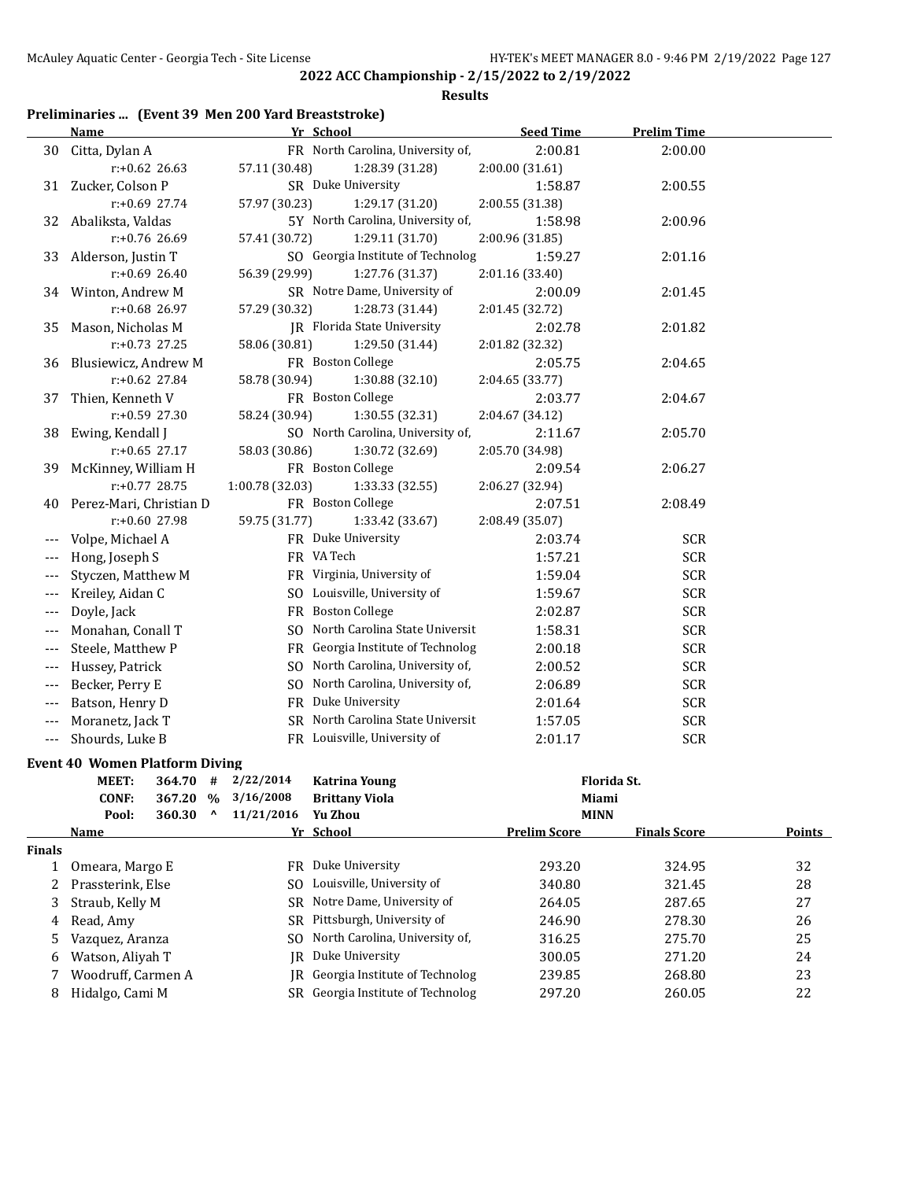**2022 ACC Championship - 2/15/2022 to 2/19/2022**

**Results**

### Preliminaries ... (Event 39 Men 200 Yard Breaststroke)

| | Name | Yr | School | Seed Time | Prelim Time |
|---|---|---|---|---|---|
| 30 | Citta, Dylan A | FR | North Carolina, University of, | 2:00.81 | 2:00.00 |
| | r:+0.62 26.63 | 57.11 (30.48) | 1:28.39 (31.28) | 2:00.00 (31.61) | |
| 31 | Zucker, Colson P | SR | Duke University | 1:58.87 | 2:00.55 |
| | r:+0.69 27.74 | 57.97 (30.23) | 1:29.17 (31.20) | 2:00.55 (31.38) | |
| 32 | Abaliksta, Valdas | 5Y | North Carolina, University of, | 1:58.98 | 2:00.96 |
| | r:+0.76 26.69 | 57.41 (30.72) | 1:29.11 (31.70) | 2:00.96 (31.85) | |
| 33 | Alderson, Justin T | SO | Georgia Institute of Technolog | 1:59.27 | 2:01.16 |
| | r:+0.69 26.40 | 56.39 (29.99) | 1:27.76 (31.37) | 2:01.16 (33.40) | |
| 34 | Winton, Andrew M | SR | Notre Dame, University of | 2:00.09 | 2:01.45 |
| | r:+0.68 26.97 | 57.29 (30.32) | 1:28.73 (31.44) | 2:01.45 (32.72) | |
| 35 | Mason, Nicholas M | JR | Florida State University | 2:02.78 | 2:01.82 |
| | r:+0.73 27.25 | 58.06 (30.81) | 1:29.50 (31.44) | 2:01.82 (32.32) | |
| 36 | Blusiewicz, Andrew M | FR | Boston College | 2:05.75 | 2:04.65 |
| | r:+0.62 27.84 | 58.78 (30.94) | 1:30.88 (32.10) | 2:04.65 (33.77) | |
| 37 | Thien, Kenneth V | FR | Boston College | 2:03.77 | 2:04.67 |
| | r:+0.59 27.30 | 58.24 (30.94) | 1:30.55 (32.31) | 2:04.67 (34.12) | |
| 38 | Ewing, Kendall J | SO | North Carolina, University of, | 2:11.67 | 2:05.70 |
| | r:+0.65 27.17 | 58.03 (30.86) | 1:30.72 (32.69) | 2:05.70 (34.98) | |
| 39 | McKinney, William H | FR | Boston College | 2:09.54 | 2:06.27 |
| | r:+0.77 28.75 | 1:00.78 (32.03) | 1:33.33 (32.55) | 2:06.27 (32.94) | |
| 40 | Perez-Mari, Christian D | FR | Boston College | 2:07.51 | 2:08.49 |
| | r:+0.60 27.98 | 59.75 (31.77) | 1:33.42 (33.67) | 2:08.49 (35.07) | |
| --- | Volpe, Michael A | FR | Duke University | 2:03.74 | SCR |
| --- | Hong, Joseph S | FR | VA Tech | 1:57.21 | SCR |
| --- | Styczen, Matthew M | FR | Virginia, University of | 1:59.04 | SCR |
| --- | Kreiley, Aidan C | SO | Louisville, University of | 1:59.67 | SCR |
| --- | Doyle, Jack | FR | Boston College | 2:02.87 | SCR |
| --- | Monahan, Conall T | SO | North Carolina State Universit | 1:58.31 | SCR |
| --- | Steele, Matthew P | FR | Georgia Institute of Technolog | 2:00.18 | SCR |
| --- | Hussey, Patrick | SO | North Carolina, University of, | 2:00.52 | SCR |
| --- | Becker, Perry E | SO | North Carolina, University of, | 2:06.89 | SCR |
| --- | Batson, Henry D | FR | Duke University | 2:01.64 | SCR |
| --- | Moranetz, Jack T | SR | North Carolina State Universit | 1:57.05 | SCR |
| --- | Shourds, Luke B | FR | Louisville, University of | 2:01.17 | SCR |

### Event 40 Women Platform Diving

| | | | | | |
|---|---|---|---|---|---|
| MEET: | 364.70 | # | 2/22/2014 | Katrina Young | Florida St. |
| CONF: | 367.20 | % | 3/16/2008 | Brittany Viola | Miami |
| Pool: | 360.30 | ^ | 11/21/2016 | Yu Zhou | MINN |

| | Name | Yr | School | Prelim Score | Finals Score | Points |
|---|---|---|---|---|---|---|
| **Finals** | | | | | | |
| 1 | Omeara, Margo E | FR | Duke University | 293.20 | 324.95 | 32 |
| 2 | Prassterink, Else | SO | Louisville, University of | 340.80 | 321.45 | 28 |
| 3 | Straub, Kelly M | SR | Notre Dame, University of | 264.05 | 287.65 | 27 |
| 4 | Read, Amy | SR | Pittsburgh, University of | 246.90 | 278.30 | 26 |
| 5 | Vazquez, Aranza | SO | North Carolina, University of, | 316.25 | 275.70 | 25 |
| 6 | Watson, Aliyah T | JR | Duke University | 300.05 | 271.20 | 24 |
| 7 | Woodruff, Carmen A | JR | Georgia Institute of Technolog | 239.85 | 268.80 | 23 |
| 8 | Hidalgo, Cami M | SR | Georgia Institute of Technolog | 297.20 | 260.05 | 22 |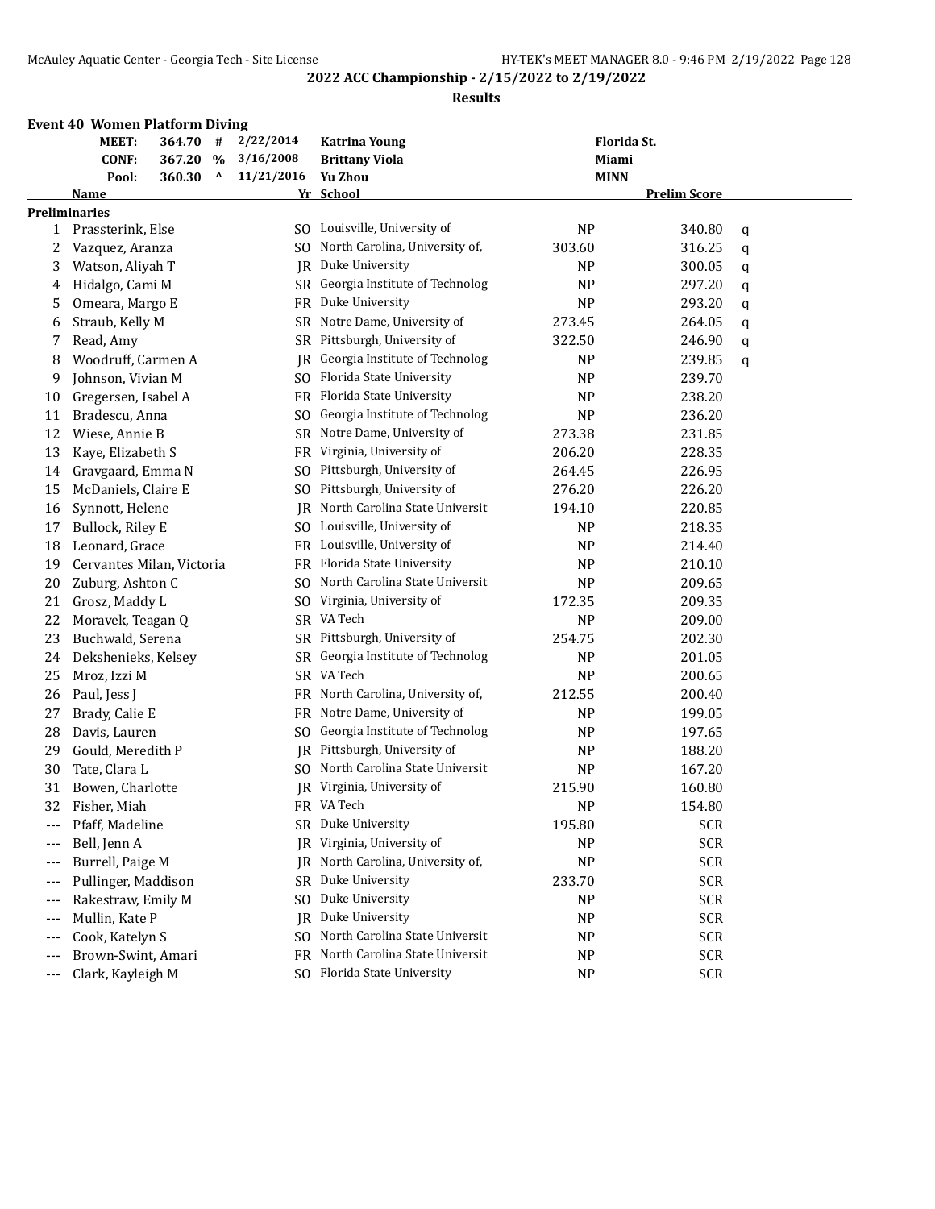## 2022 ACC Championship - 2/15/2022 to 2/19/2022

### Results

**Event 40 Women Platform Diving**

| | | | | | |
|---|---|---|---|---|---|
| MEET: | 364.70 | # | 2/22/2014 | Katrina Young | Florida St. |
| CONF: | 367.20 | % | 3/16/2008 | Brittany Viola | Miami |
| Pool: | 360.30 | ^ | 11/21/2016 | Yu Zhou | MINN |

| | Name | Yr | School | Seed | Prelim Score | |
|---|---|---|---|---|---|---|
| **Preliminaries** | | | | | | |
| 1 | Prassterink, Else | SO | Louisville, University of | NP | 340.80 | q |
| 2 | Vazquez, Aranza | SO | North Carolina, University of, | 303.60 | 316.25 | q |
| 3 | Watson, Aliyah T | JR | Duke University | NP | 300.05 | q |
| 4 | Hidalgo, Cami M | SR | Georgia Institute of Technolog | NP | 297.20 | q |
| 5 | Omeara, Margo E | FR | Duke University | NP | 293.20 | q |
| 6 | Straub, Kelly M | SR | Notre Dame, University of | 273.45 | 264.05 | q |
| 7 | Read, Amy | SR | Pittsburgh, University of | 322.50 | 246.90 | q |
| 8 | Woodruff, Carmen A | JR | Georgia Institute of Technolog | NP | 239.85 | q |
| 9 | Johnson, Vivian M | SO | Florida State University | NP | 239.70 | |
| 10 | Gregersen, Isabel A | FR | Florida State University | NP | 238.20 | |
| 11 | Bradescu, Anna | SO | Georgia Institute of Technolog | NP | 236.20 | |
| 12 | Wiese, Annie B | SR | Notre Dame, University of | 273.38 | 231.85 | |
| 13 | Kaye, Elizabeth S | FR | Virginia, University of | 206.20 | 228.35 | |
| 14 | Gravgaard, Emma N | SO | Pittsburgh, University of | 264.45 | 226.95 | |
| 15 | McDaniels, Claire E | SO | Pittsburgh, University of | 276.20 | 226.20 | |
| 16 | Synnott, Helene | JR | North Carolina State Universit | 194.10 | 220.85 | |
| 17 | Bullock, Riley E | SO | Louisville, University of | NP | 218.35 | |
| 18 | Leonard, Grace | FR | Louisville, University of | NP | 214.40 | |
| 19 | Cervantes Milan, Victoria | FR | Florida State University | NP | 210.10 | |
| 20 | Zuburg, Ashton C | SO | North Carolina State Universit | NP | 209.65 | |
| 21 | Grosz, Maddy L | SO | Virginia, University of | 172.35 | 209.35 | |
| 22 | Moravek, Teagan Q | SR | VA Tech | NP | 209.00 | |
| 23 | Buchwald, Serena | SR | Pittsburgh, University of | 254.75 | 202.30 | |
| 24 | Dekshenieks, Kelsey | SR | Georgia Institute of Technolog | NP | 201.05 | |
| 25 | Mroz, Izzi M | SR | VA Tech | NP | 200.65 | |
| 26 | Paul, Jess J | FR | North Carolina, University of, | 212.55 | 200.40 | |
| 27 | Brady, Calie E | FR | Notre Dame, University of | NP | 199.05 | |
| 28 | Davis, Lauren | SO | Georgia Institute of Technolog | NP | 197.65 | |
| 29 | Gould, Meredith P | JR | Pittsburgh, University of | NP | 188.20 | |
| 30 | Tate, Clara L | SO | North Carolina State Universit | NP | 167.20 | |
| 31 | Bowen, Charlotte | JR | Virginia, University of | 215.90 | 160.80 | |
| 32 | Fisher, Miah | FR | VA Tech | NP | 154.80 | |
| --- | Pfaff, Madeline | SR | Duke University | 195.80 | SCR | |
| --- | Bell, Jenn A | JR | Virginia, University of | NP | SCR | |
| --- | Burrell, Paige M | JR | North Carolina, University of, | NP | SCR | |
| --- | Pullinger, Maddison | SR | Duke University | 233.70 | SCR | |
| --- | Rakestraw, Emily M | SO | Duke University | NP | SCR | |
| --- | Mullin, Kate P | JR | Duke University | NP | SCR | |
| --- | Cook, Katelyn S | SO | North Carolina State Universit | NP | SCR | |
| --- | Brown-Swint, Amari | FR | North Carolina State Universit | NP | SCR | |
| --- | Clark, Kayleigh M | SO | Florida State University | NP | SCR | |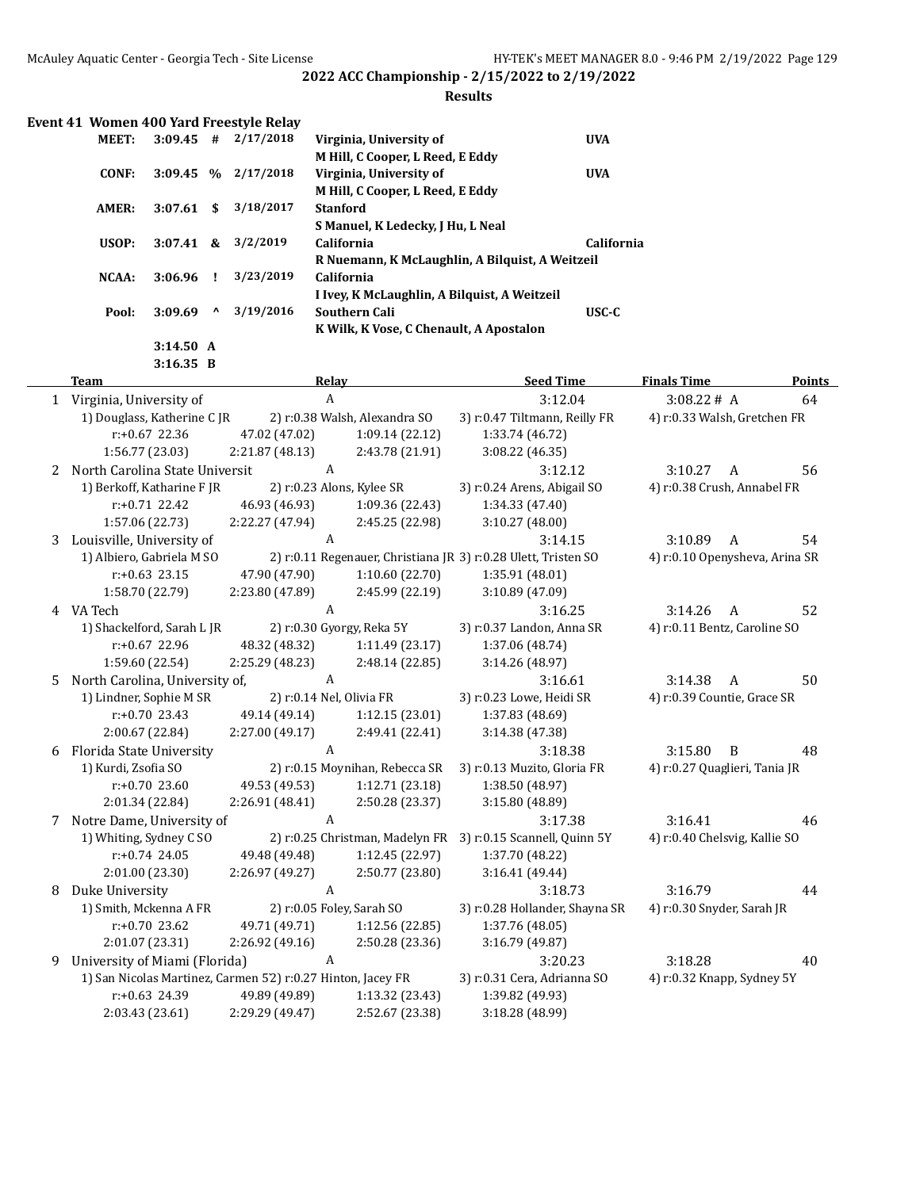## 2022 ACC Championship - 2/15/2022 to 2/19/2022

### Results

**Event 41 Women 400 Yard Freestyle Relay**

| | | | | | |
|---|---|---|---|---|---|
| **MEET:** | **3:09.45** | **#** | **2/17/2018** | **Virginia, University of** | **UVA** |
| | | | | **M Hill, C Cooper, L Reed, E Eddy** | |
| **CONF:** | **3:09.45** | **%** | **2/17/2018** | **Virginia, University of** | **UVA** |
| | | | | **M Hill, C Cooper, L Reed, E Eddy** | |
| **AMER:** | **3:07.61** | **$** | **3/18/2017** | **Stanford** | |
| | | | | **S Manuel, K Ledecky, J Hu, L Neal** | |
| **USOP:** | **3:07.41** | **&** | **3/2/2019** | **California** | **California** |
| | | | | **R Nuemann, K McLaughlin, A Bilquist, A Weitzeil** | |
| **NCAA:** | **3:06.96** | **!** | **3/23/2019** | **California** | |
| | | | | **I Ivey, K McLaughlin, A Bilquist, A Weitzeil** | |
| **Pool:** | **3:09.69** | **^** | **3/19/2016** | **Southern Cali** | **USC-C** |
| | | | | **K Wilk, K Vose, C Chenault, A Apostalon** | |
| | **3:14.50** | **A** | | | |
| | **3:16.35** | **B** | | | |

| | Team | Relay | Seed Time | Finals Time | Points |
|---|---|---|---|---|---|
| 1 | Virginia, University of | A | 3:12.04 | 3:08.22 # A | 64 |
| | 1) Douglass, Katherine C JR | 2) r:0.38 Walsh, Alexandra SO | 3) r:0.47 Tiltmann, Reilly FR | 4) r:0.33 Walsh, Gretchen FR | |
| | r:+0.67 22.36 | 47.02 (47.02) | 1:09.14 (22.12) | 1:33.74 (46.72) | |
| | 1:56.77 (23.03) | 2:21.87 (48.13) | 2:43.78 (21.91) | 3:08.22 (46.35) | |
| 2 | North Carolina State Universit | A | 3:12.12 | 3:10.27 A | 56 |
| | 1) Berkoff, Katharine F JR | 2) r:0.23 Alons, Kylee SR | 3) r:0.24 Arens, Abigail SO | 4) r:0.38 Crush, Annabel FR | |
| | r:+0.71 22.42 | 46.93 (46.93) | 1:09.36 (22.43) | 1:34.33 (47.40) | |
| | 1:57.06 (22.73) | 2:22.27 (47.94) | 2:45.25 (22.98) | 3:10.27 (48.00) | |
| 3 | Louisville, University of | A | 3:14.15 | 3:10.89 A | 54 |
| | 1) Albiero, Gabriela M SO | 2) r:0.11 Regenauer, Christiana JR | 3) r:0.28 Ulett, Tristen SO | 4) r:0.10 Openysheva, Arina SR | |
| | r:+0.63 23.15 | 47.90 (47.90) | 1:10.60 (22.70) | 1:35.91 (48.01) | |
| | 1:58.70 (22.79) | 2:23.80 (47.89) | 2:45.99 (22.19) | 3:10.89 (47.09) | |
| 4 | VA Tech | A | 3:16.25 | 3:14.26 A | 52 |
| | 1) Shackelford, Sarah L JR | 2) r:0.30 Gyorgy, Reka 5Y | 3) r:0.37 Landon, Anna SR | 4) r:0.11 Bentz, Caroline SO | |
| | r:+0.67 22.96 | 48.32 (48.32) | 1:11.49 (23.17) | 1:37.06 (48.74) | |
| | 1:59.60 (22.54) | 2:25.29 (48.23) | 2:48.14 (22.85) | 3:14.26 (48.97) | |
| 5 | North Carolina, University of, | A | 3:16.61 | 3:14.38 A | 50 |
| | 1) Lindner, Sophie M SR | 2) r:0.14 Nel, Olivia FR | 3) r:0.23 Lowe, Heidi SR | 4) r:0.39 Countie, Grace SR | |
| | r:+0.70 23.43 | 49.14 (49.14) | 1:12.15 (23.01) | 1:37.83 (48.69) | |
| | 2:00.67 (22.84) | 2:27.00 (49.17) | 2:49.41 (22.41) | 3:14.38 (47.38) | |
| 6 | Florida State University | A | 3:18.38 | 3:15.80 B | 48 |
| | 1) Kurdi, Zsofia SO | 2) r:0.15 Moynihan, Rebecca SR | 3) r:0.13 Muzito, Gloria FR | 4) r:0.27 Quaglieri, Tania JR | |
| | r:+0.70 23.60 | 49.53 (49.53) | 1:12.71 (23.18) | 1:38.50 (48.97) | |
| | 2:01.34 (22.84) | 2:26.91 (48.41) | 2:50.28 (23.37) | 3:15.80 (48.89) | |
| 7 | Notre Dame, University of | A | 3:17.38 | 3:16.41 | 46 |
| | 1) Whiting, Sydney C SO | 2) r:0.25 Christman, Madelyn FR | 3) r:0.15 Scannell, Quinn 5Y | 4) r:0.40 Chelsvig, Kallie SO | |
| | r:+0.74 24.05 | 49.48 (49.48) | 1:12.45 (22.97) | 1:37.70 (48.22) | |
| | 2:01.00 (23.30) | 2:26.97 (49.27) | 2:50.77 (23.80) | 3:16.41 (49.44) | |
| 8 | Duke University | A | 3:18.73 | 3:16.79 | 44 |
| | 1) Smith, Mckenna A FR | 2) r:0.05 Foley, Sarah SO | 3) r:0.28 Hollander, Shayna SR | 4) r:0.30 Snyder, Sarah JR | |
| | r:+0.70 23.62 | 49.71 (49.71) | 1:12.56 (22.85) | 1:37.76 (48.05) | |
| | 2:01.07 (23.31) | 2:26.92 (49.16) | 2:50.28 (23.36) | 3:16.79 (49.87) | |
| 9 | University of Miami (Florida) | A | 3:20.23 | 3:18.28 | 40 |
| | 1) San Nicolas Martinez, Carmen 5) | 2) r:0.27 Hinton, Jacey FR | 3) r:0.31 Cera, Adrianna SO | 4) r:0.32 Knapp, Sydney 5Y | |
| | r:+0.63 24.39 | 49.89 (49.89) | 1:13.32 (23.43) | 1:39.82 (49.93) | |
| | 2:03.43 (23.61) | 2:29.29 (49.47) | 2:52.67 (23.38) | 3:18.28 (48.99) | |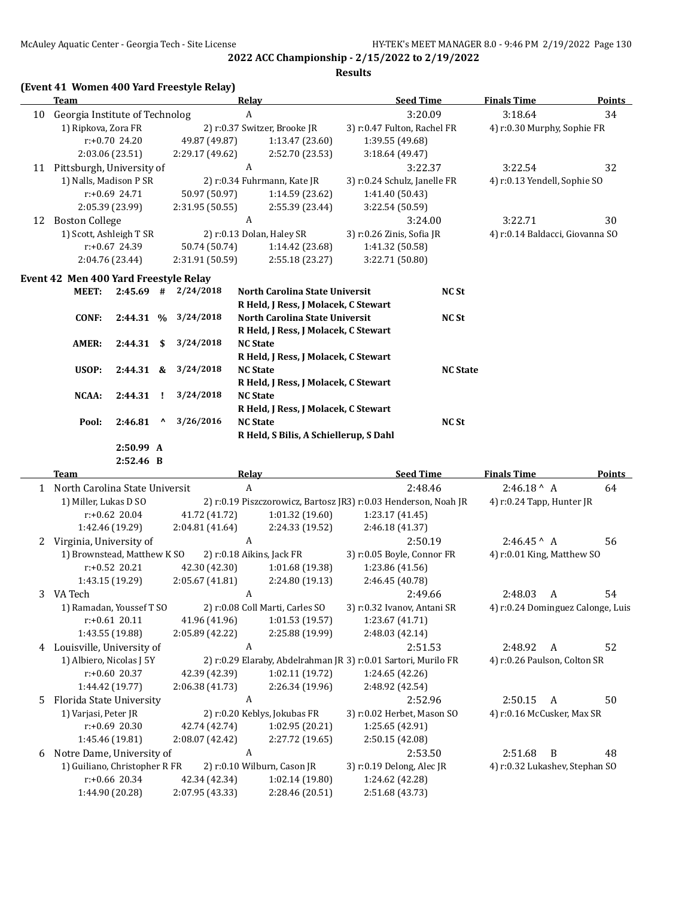## 2022 ACC Championship - 2/15/2022 to 2/19/2022

### Results

**(Event 41 Women 400 Yard Freestyle Relay)**

| | Team | Relay | Seed Time | Finals Time | Points |
|---|---|---|---|---|---|
| 10 | Georgia Institute of Technolog | A | 3:20.09 | 3:18.64 | 34 |
| | 1) Ripkova, Zora FR | 2) r:0.37 Switzer, Brooke JR | 3) r:0.47 Fulton, Rachel FR | 4) r:0.30 Murphy, Sophie FR | |
| | r:+0.70 24.20 | 49.87 (49.87) | 1:13.47 (23.60) | 1:39.55 (49.68) | |
| | 2:03.06 (23.51) | 2:29.17 (49.62) | 2:52.70 (23.53) | 3:18.64 (49.47) | |
| 11 | Pittsburgh, University of | A | 3:22.37 | 3:22.54 | 32 |
| | 1) Nalls, Madison P SR | 2) r:0.34 Fuhrmann, Kate JR | 3) r:0.24 Schulz, Janelle FR | 4) r:0.13 Yendell, Sophie SO | |
| | r:+0.69 24.71 | 50.97 (50.97) | 1:14.59 (23.62) | 1:41.40 (50.43) | |
| | 2:05.39 (23.99) | 2:31.95 (50.55) | 2:55.39 (23.44) | 3:22.54 (50.59) | |
| 12 | Boston College | A | 3:24.00 | 3:22.71 | 30 |
| | 1) Scott, Ashleigh T SR | 2) r:0.13 Dolan, Haley SR | 3) r:0.26 Zinis, Sofia JR | 4) r:0.14 Baldacci, Giovanna SO | |
| | r:+0.67 24.39 | 50.74 (50.74) | 1:14.42 (23.68) | 1:41.32 (50.58) | |
| | 2:04.76 (23.44) | 2:31.91 (50.59) | 2:55.18 (23.27) | 3:22.71 (50.80) | |

**Event 42 Men 400 Yard Freestyle Relay**

| | | | | | |
|---|---|---|---|---|---|
| MEET: | 2:45.69 | # | 2/24/2018 | North Carolina State Universit / R Held, J Ress, J Molacek, C Stewart | NC St |
| CONF: | 2:44.31 | % | 3/24/2018 | North Carolina State Universit / R Held, J Ress, J Molacek, C Stewart | NC St |
| AMER: | 2:44.31 | $ | 3/24/2018 | NC State / R Held, J Ress, J Molacek, C Stewart | |
| USOP: | 2:44.31 | & | 3/24/2018 | NC State / R Held, J Ress, J Molacek, C Stewart | NC State |
| NCAA: | 2:44.31 | ! | 3/24/2018 | NC State / R Held, J Ress, J Molacek, C Stewart | |
| Pool: | 2:46.81 | ^ | 3/26/2016 | NC State / R Held, S Bilis, A Schiellerup, S Dahl | NC St |
| | 2:50.99 | A | | | |
| | 2:52.46 | B | | | |

| | Team | Relay | Seed Time | Finals Time | Points |
|---|---|---|---|---|---|
| 1 | North Carolina State Universit | A | 2:48.46 | 2:46.18 ^ A | 64 |
| | 1) Miller, Lukas D SO | 2) r:0.19 Piszczorowicz, Bartosz JR | 3) r:0.03 Henderson, Noah JR | 4) r:0.24 Tapp, Hunter JR | |
| | r:+0.62 20.04 | 41.72 (41.72) | 1:01.32 (19.60) | 1:23.17 (41.45) | |
| | 1:42.46 (19.29) | 2:04.81 (41.64) | 2:24.33 (19.52) | 2:46.18 (41.37) | |
| 2 | Virginia, University of | A | 2:50.19 | 2:46.45 ^ A | 56 |
| | 1) Brownstead, Matthew K SO | 2) r:0.18 Aikins, Jack FR | 3) r:0.05 Boyle, Connor FR | 4) r:0.01 King, Matthew SO | |
| | r:+0.52 20.21 | 42.30 (42.30) | 1:01.68 (19.38) | 1:23.86 (41.56) | |
| | 1:43.15 (19.29) | 2:05.67 (41.81) | 2:24.80 (19.13) | 2:46.45 (40.78) | |
| 3 | VA Tech | A | 2:49.66 | 2:48.03 A | 54 |
| | 1) Ramadan, Youssef T SO | 2) r:0.08 Coll Marti, Carles SO | 3) r:0.32 Ivanov, Antani SR | 4) r:0.24 Dominguez Calonge, Luis | |
| | r:+0.61 20.11 | 41.96 (41.96) | 1:01.53 (19.57) | 1:23.67 (41.71) | |
| | 1:43.55 (19.88) | 2:05.89 (42.22) | 2:25.88 (19.99) | 2:48.03 (42.14) | |
| 4 | Louisville, University of | A | 2:51.53 | 2:48.92 A | 52 |
| | 1) Albiero, Nicolas J 5Y | 2) r:0.29 Elaraby, Abdelrahman JR | 3) r:0.01 Sartori, Murilo FR | 4) r:0.26 Paulson, Colton SR | |
| | r:+0.60 20.37 | 42.39 (42.39) | 1:02.11 (19.72) | 1:24.65 (42.26) | |
| | 1:44.42 (19.77) | 2:06.38 (41.73) | 2:26.34 (19.96) | 2:48.92 (42.54) | |
| 5 | Florida State University | A | 2:52.96 | 2:50.15 A | 50 |
| | 1) Varjasi, Peter JR | 2) r:0.20 Keblys, Jokubas FR | 3) r:0.02 Herbet, Mason SO | 4) r:0.16 McCusker, Max SR | |
| | r:+0.69 20.30 | 42.74 (42.74) | 1:02.95 (20.21) | 1:25.65 (42.91) | |
| | 1:45.46 (19.81) | 2:08.07 (42.42) | 2:27.72 (19.65) | 2:50.15 (42.08) | |
| 6 | Notre Dame, University of | A | 2:53.50 | 2:51.68 B | 48 |
| | 1) Guiliano, Christopher R FR | 2) r:0.10 Wilburn, Cason JR | 3) r:0.19 Delong, Alec JR | 4) r:0.32 Lukashev, Stephan SO | |
| | r:+0.66 20.34 | 42.34 (42.34) | 1:02.14 (19.80) | 1:24.62 (42.28) | |
| | 1:44.90 (20.28) | 2:07.95 (43.33) | 2:28.46 (20.51) | 2:51.68 (43.73) | |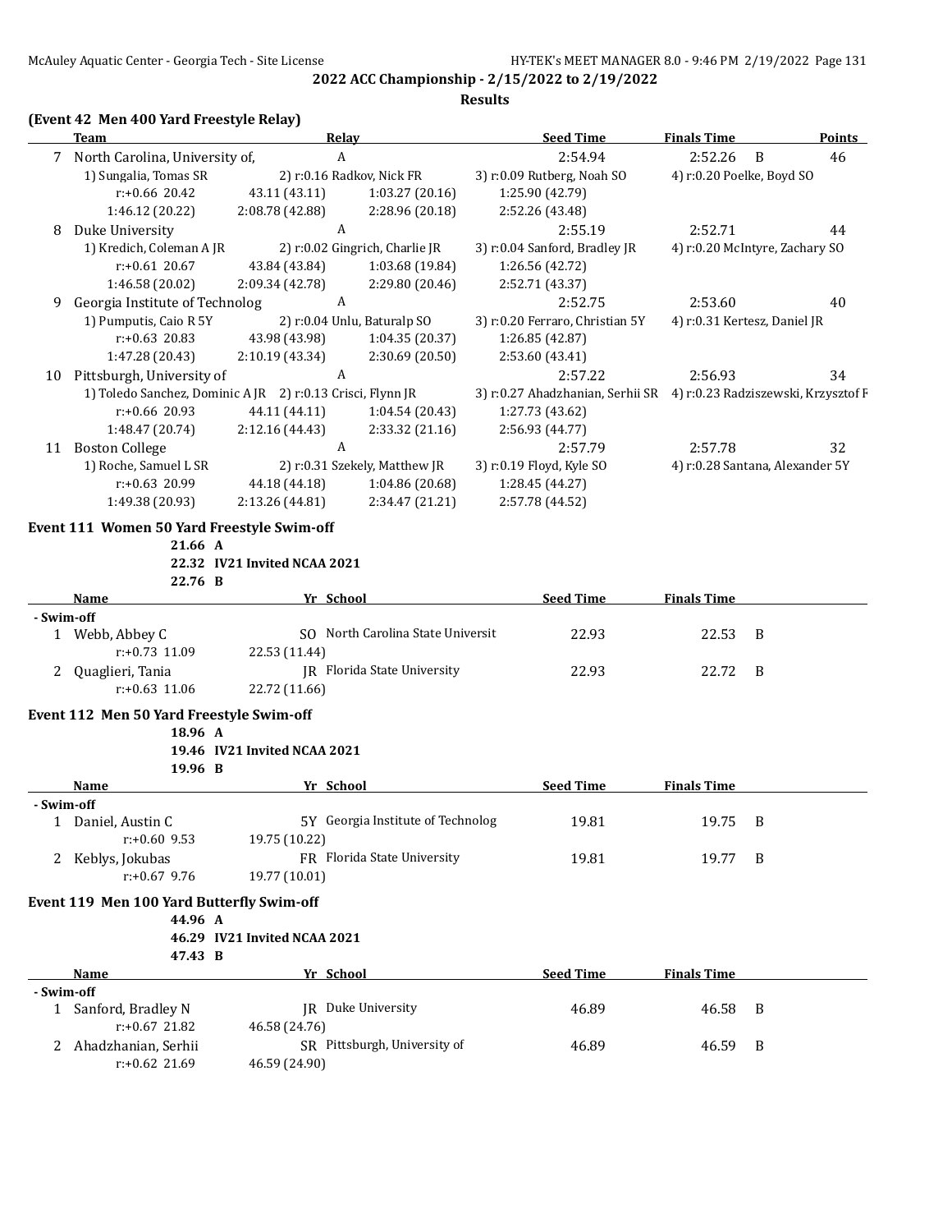## 2022 ACC Championship - 2/15/2022 to 2/19/2022

### Results

#### (Event 42 Men 400 Yard Freestyle Relay)

| | Team | Relay | Seed Time | Finals Time | | Points |
|---|---|---|---|---|---|---|
| 7 | North Carolina, University of, | A | 2:54.94 | 2:52.26 | B | 46 |
| | 1) Sungalia, Tomas SR | 2) r:0.16 Radkov, Nick FR | 3) r:0.09 Rutberg, Noah SO | 4) r:0.20 Poelke, Boyd SO | | |
| | r:+0.66 20.42 | 43.11 (43.11) | 1:03.27 (20.16) | 1:25.90 (42.79) | | |
| | 1:46.12 (20.22) | 2:08.78 (42.88) | 2:28.96 (20.18) | 2:52.26 (43.48) | | |
| 8 | Duke University | A | 2:55.19 | 2:52.71 | | 44 |
| | 1) Kredich, Coleman A JR | 2) r:0.02 Gingrich, Charlie JR | 3) r:0.04 Sanford, Bradley JR | 4) r:0.20 McIntyre, Zachary SO | | |
| | r:+0.61 20.67 | 43.84 (43.84) | 1:03.68 (19.84) | 1:26.56 (42.72) | | |
| | 1:46.58 (20.02) | 2:09.34 (42.78) | 2:29.80 (20.46) | 2:52.71 (43.37) | | |
| 9 | Georgia Institute of Technolog | A | 2:52.75 | 2:53.60 | | 40 |
| | 1) Pumputis, Caio R 5Y | 2) r:0.04 Unlu, Baturalp SO | 3) r:0.20 Ferraro, Christian 5Y | 4) r:0.31 Kertesz, Daniel JR | | |
| | r:+0.63 20.83 | 43.98 (43.98) | 1:04.35 (20.37) | 1:26.85 (42.87) | | |
| | 1:47.28 (20.43) | 2:10.19 (43.34) | 2:30.69 (20.50) | 2:53.60 (43.41) | | |
| 10 | Pittsburgh, University of | A | 2:57.22 | 2:56.93 | | 34 |
| | 1) Toledo Sanchez, Dominic A JR | 2) r:0.13 Crisci, Flynn JR | 3) r:0.27 Ahadzhanian, Serhii SR | 4) r:0.23 Radziszewski, Krzysztof F | | |
| | r:+0.66 20.93 | 44.11 (44.11) | 1:04.54 (20.43) | 1:27.73 (43.62) | | |
| | 1:48.47 (20.74) | 2:12.16 (44.43) | 2:33.32 (21.16) | 2:56.93 (44.77) | | |
| 11 | Boston College | A | 2:57.79 | 2:57.78 | | 32 |
| | 1) Roche, Samuel L SR | 2) r:0.31 Szekely, Matthew JR | 3) r:0.19 Floyd, Kyle SO | 4) r:0.28 Santana, Alexander 5Y | | |
| | r:+0.63 20.99 | 44.18 (44.18) | 1:04.86 (20.68) | 1:28.45 (44.27) | | |
| | 1:49.38 (20.93) | 2:13.26 (44.81) | 2:34.47 (21.21) | 2:57.78 (44.52) | | |

#### Event 111 Women 50 Yard Freestyle Swim-off

21.66 A
22.32 IV21 Invited NCAA 2021
22.76 B

| | Name | Yr | School | Seed Time | Finals Time | |
|---|---|---|---|---|---|---|
| - Swim-off | | | | | | |
| 1 | Webb, Abbey C | SO | North Carolina State Universit | 22.93 | 22.53 | B |
| | r:+0.73 11.09 | 22.53 (11.44) | | | | |
| 2 | Quaglieri, Tania | JR | Florida State University | 22.93 | 22.72 | B |
| | r:+0.63 11.06 | 22.72 (11.66) | | | | |

#### Event 112 Men 50 Yard Freestyle Swim-off

18.96 A
19.46 IV21 Invited NCAA 2021
19.96 B

| | Name | Yr | School | Seed Time | Finals Time | |
|---|---|---|---|---|---|---|
| - Swim-off | | | | | | |
| 1 | Daniel, Austin C | 5Y | Georgia Institute of Technolog | 19.81 | 19.75 | B |
| | r:+0.60 9.53 | 19.75 (10.22) | | | | |
| 2 | Keblys, Jokubas | FR | Florida State University | 19.81 | 19.77 | B |
| | r:+0.67 9.76 | 19.77 (10.01) | | | | |

#### Event 119 Men 100 Yard Butterfly Swim-off

44.96 A
46.29 IV21 Invited NCAA 2021
47.43 B

| | Name | Yr | School | Seed Time | Finals Time | |
|---|---|---|---|---|---|---|
| - Swim-off | | | | | | |
| 1 | Sanford, Bradley N | JR | Duke University | 46.89 | 46.58 | B |
| | r:+0.67 21.82 | 46.58 (24.76) | | | | |
| 2 | Ahadzhanian, Serhii | SR | Pittsburgh, University of | 46.89 | 46.59 | B |
| | r:+0.62 21.69 | 46.59 (24.90) | | | | |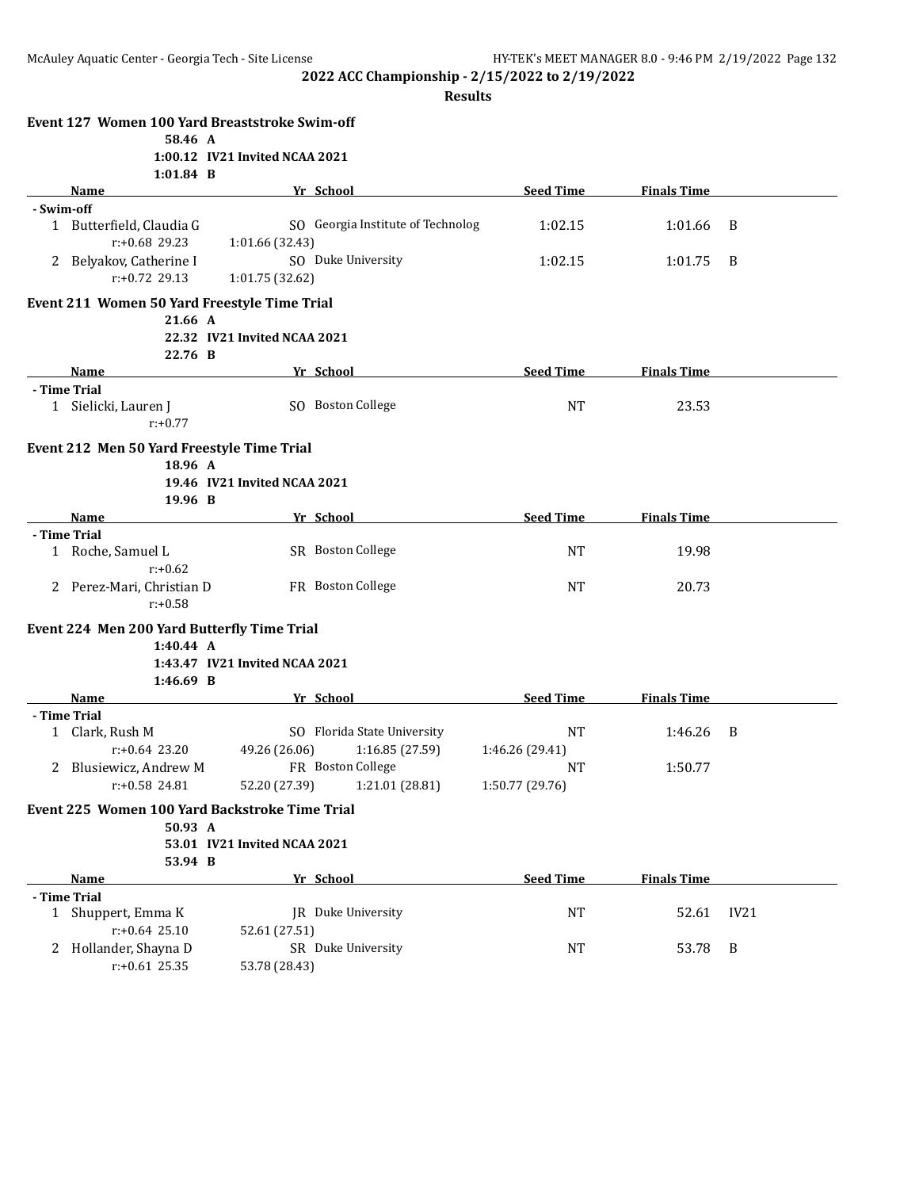**2022 ACC Championship - 2/15/2022 to 2/19/2022**

**Results**

### Event 127 Women 100 Yard Breaststroke Swim-off

**58.46 A**
**1:00.12 IV21 Invited NCAA 2021**
**1:01.84 B**

| | Name | Yr | School | Seed Time | Finals Time | |
|---|---|---|---|---|---|---|
| **- Swim-off** | | | | | | |
| 1 | Butterfield, Claudia G | SO | Georgia Institute of Technolog | 1:02.15 | 1:01.66 | B |
| | r:+0.68 29.23 | | 1:01.66 (32.43) | | | |
| 2 | Belyakov, Catherine I | SO | Duke University | 1:02.15 | 1:01.75 | B |
| | r:+0.72 29.13 | | 1:01.75 (32.62) | | | |

### Event 211 Women 50 Yard Freestyle Time Trial

**21.66 A**
**22.32 IV21 Invited NCAA 2021**
**22.76 B**

| | Name | Yr | School | Seed Time | Finals Time |
|---|---|---|---|---|---|
| **- Time Trial** | | | | | |
| 1 | Sielicki, Lauren J | SO | Boston College | NT | 23.53 |
| | r:+0.77 | | | | |

### Event 212 Men 50 Yard Freestyle Time Trial

**18.96 A**
**19.46 IV21 Invited NCAA 2021**
**19.96 B**

| | Name | Yr | School | Seed Time | Finals Time |
|---|---|---|---|---|---|
| **- Time Trial** | | | | | |
| 1 | Roche, Samuel L | SR | Boston College | NT | 19.98 |
| | r:+0.62 | | | | |
| 2 | Perez-Mari, Christian D | FR | Boston College | NT | 20.73 |
| | r:+0.58 | | | | |

### Event 224 Men 200 Yard Butterfly Time Trial

**1:40.44 A**
**1:43.47 IV21 Invited NCAA 2021**
**1:46.69 B**

| | Name | Yr | School | | Seed Time | Finals Time | |
|---|---|---|---|---|---|---|---|
| **- Time Trial** | | | | | | | |
| 1 | Clark, Rush M | SO | Florida State University | | NT | 1:46.26 | B |
| | r:+0.64 23.20 | 49.26 (26.06) | | 1:16.85 (27.59) | 1:46.26 (29.41) | | |
| 2 | Blusiewicz, Andrew M | FR | Boston College | | NT | 1:50.77 | |
| | r:+0.58 24.81 | 52.20 (27.39) | | 1:21.01 (28.81) | 1:50.77 (29.76) | | |

### Event 225 Women 100 Yard Backstroke Time Trial

**50.93 A**
**53.01 IV21 Invited NCAA 2021**
**53.94 B**

| | Name | Yr | School | Seed Time | Finals Time | |
|---|---|---|---|---|---|---|
| **- Time Trial** | | | | | | |
| 1 | Shuppert, Emma K | JR | Duke University | NT | 52.61 | IV21 |
| | r:+0.64 25.10 | | 52.61 (27.51) | | | |
| 2 | Hollander, Shayna D | SR | Duke University | NT | 53.78 | B |
| | r:+0.61 25.35 | | 53.78 (28.43) | | | |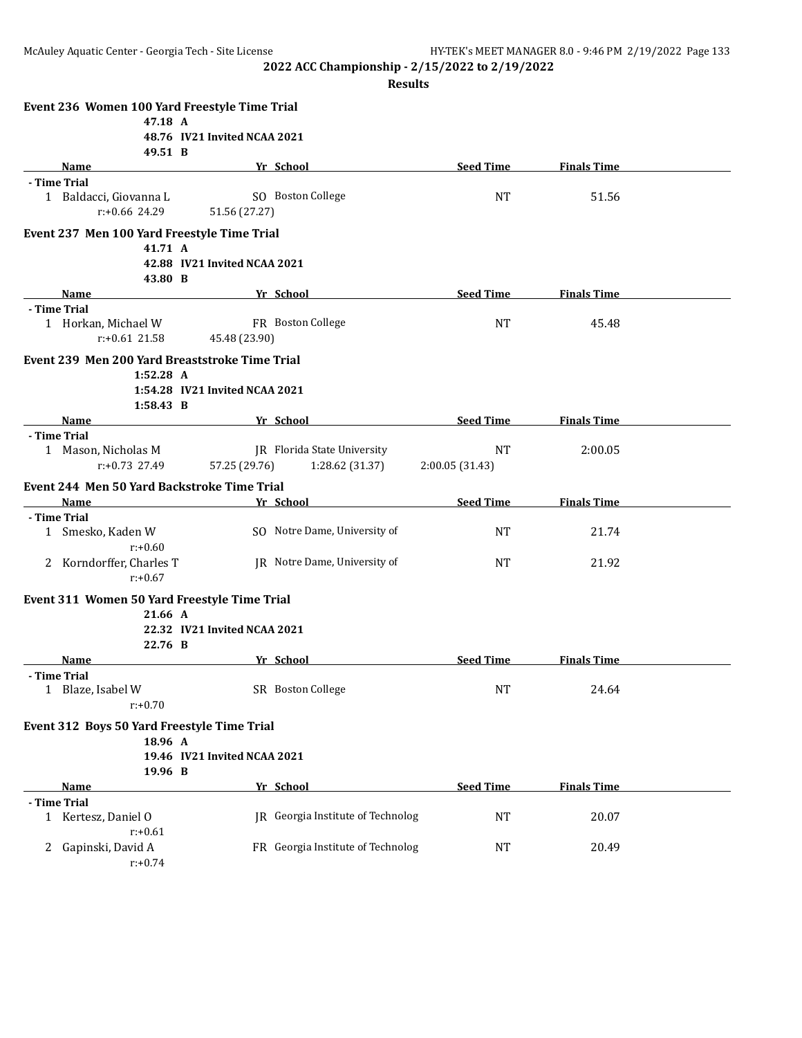**2022 ACC Championship - 2/15/2022 to 2/19/2022**

**Results**

### Event 236 Women 100 Yard Freestyle Time Trial

47.18 A
48.76 IV21 Invited NCAA 2021
49.51 B

| | Name | Yr | School | Seed Time | Finals Time |
|---|---|---|---|---|---|
| **- Time Trial** | | | | | |
| 1 | Baldacci, Giovanna L | SO | Boston College | NT | 51.56 |
| | r:+0.66 24.29 | 51.56 (27.27) | | | |

### Event 237 Men 100 Yard Freestyle Time Trial

41.71 A
42.88 IV21 Invited NCAA 2021
43.80 B

| | Name | Yr | School | Seed Time | Finals Time |
|---|---|---|---|---|---|
| **- Time Trial** | | | | | |
| 1 | Horkan, Michael W | FR | Boston College | NT | 45.48 |
| | r:+0.61 21.58 | 45.48 (23.90) | | | |

### Event 239 Men 200 Yard Breaststroke Time Trial

1:52.28 A
1:54.28 IV21 Invited NCAA 2021
1:58.43 B

| | Name | Yr | School | Seed Time | Finals Time |
|---|---|---|---|---|---|
| **- Time Trial** | | | | | |
| 1 | Mason, Nicholas M | JR | Florida State University | NT | 2:00.05 |
| | r:+0.73 27.49 | 57.25 (29.76) | 1:28.62 (31.37) | 2:00.05 (31.43) | |

### Event 244 Men 50 Yard Backstroke Time Trial

| | Name | Yr | School | Seed Time | Finals Time |
|---|---|---|---|---|---|
| **- Time Trial** | | | | | |
| 1 | Smesko, Kaden W | SO | Notre Dame, University of | NT | 21.74 |
| | r:+0.60 | | | | |
| 2 | Korndorffer, Charles T | JR | Notre Dame, University of | NT | 21.92 |
| | r:+0.67 | | | | |

### Event 311 Women 50 Yard Freestyle Time Trial

21.66 A
22.32 IV21 Invited NCAA 2021
22.76 B

| | Name | Yr | School | Seed Time | Finals Time |
|---|---|---|---|---|---|
| **- Time Trial** | | | | | |
| 1 | Blaze, Isabel W | SR | Boston College | NT | 24.64 |
| | r:+0.70 | | | | |

### Event 312 Boys 50 Yard Freestyle Time Trial

18.96 A
19.46 IV21 Invited NCAA 2021
19.96 B

| | Name | Yr | School | Seed Time | Finals Time |
|---|---|---|---|---|---|
| **- Time Trial** | | | | | |
| 1 | Kertesz, Daniel O | JR | Georgia Institute of Technolog | NT | 20.07 |
| | r:+0.61 | | | | |
| 2 | Gapinski, David A | FR | Georgia Institute of Technolog | NT | 20.49 |
| | r:+0.74 | | | | |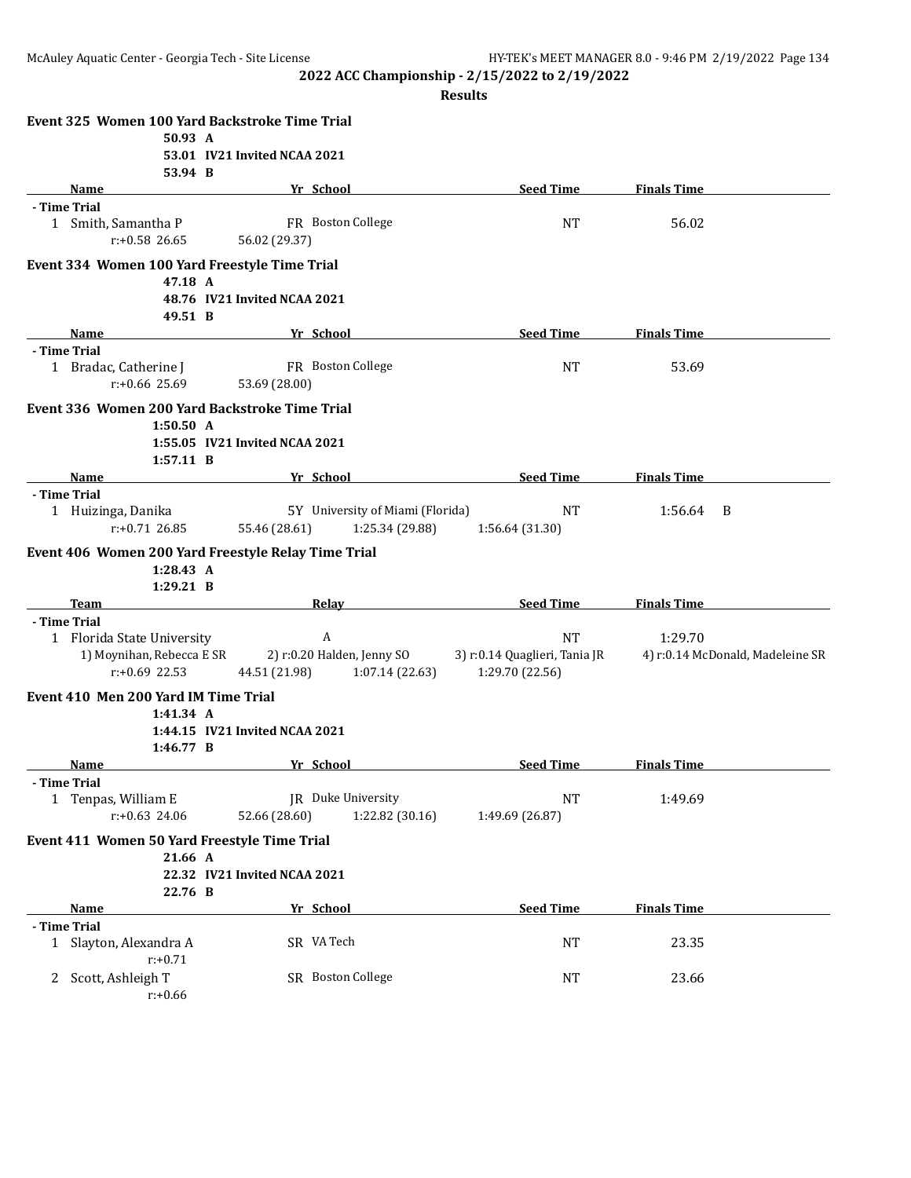## 2022 ACC Championship - 2/15/2022 to 2/19/2022

### Results

### Event 325 Women 100 Yard Backstroke Time Trial

50.93 A
53.01 IV21 Invited NCAA 2021
53.94 B

| | Name | Yr | School | Seed Time | Finals Time |
|---|---|---|---|---|---|
| **- Time Trial** | | | | | |
| 1 | Smith, Samantha P | FR | Boston College | NT | 56.02 |
| | r:+0.58 26.65 | 56.02 (29.37) | | | |

### Event 334 Women 100 Yard Freestyle Time Trial

47.18 A
48.76 IV21 Invited NCAA 2021
49.51 B

| | Name | Yr | School | Seed Time | Finals Time |
|---|---|---|---|---|---|
| **- Time Trial** | | | | | |
| 1 | Bradac, Catherine J | FR | Boston College | NT | 53.69 |
| | r:+0.66 25.69 | 53.69 (28.00) | | | |

### Event 336 Women 200 Yard Backstroke Time Trial

1:50.50 A
1:55.05 IV21 Invited NCAA 2021
1:57.11 B

| | Name | Yr | School | Seed Time | Finals Time |
|---|---|---|---|---|---|
| **- Time Trial** | | | | | |
| 1 | Huizinga, Danika | 5Y | University of Miami (Florida) | NT | 1:56.64 B |
| | r:+0.71 26.85 | 55.46 (28.61) | 1:25.34 (29.88) | 1:56.64 (31.30) | |

### Event 406 Women 200 Yard Freestyle Relay Time Trial

1:28.43 A
1:29.21 B

| | Team | Relay | | Seed Time | Finals Time |
|---|---|---|---|---|---|
| **- Time Trial** | | | | | |
| 1 | Florida State University | A | | NT | 1:29.70 |
| | 1) Moynihan, Rebecca E SR | 2) r:0.20 Halden, Jenny SO | | 3) r:0.14 Quaglieri, Tania JR | 4) r:0.14 McDonald, Madeleine SR |
| | r:+0.69 22.53 | 44.51 (21.98) | 1:07.14 (22.63) | 1:29.70 (22.56) | |

### Event 410 Men 200 Yard IM Time Trial

1:41.34 A
1:44.15 IV21 Invited NCAA 2021
1:46.77 B

| | Name | Yr | School | Seed Time | Finals Time |
|---|---|---|---|---|---|
| **- Time Trial** | | | | | |
| 1 | Tenpas, William E | JR | Duke University | NT | 1:49.69 |
| | r:+0.63 24.06 | 52.66 (28.60) | 1:22.82 (30.16) | 1:49.69 (26.87) | |

### Event 411 Women 50 Yard Freestyle Time Trial

21.66 A
22.32 IV21 Invited NCAA 2021
22.76 B

| | Name | Yr | School | Seed Time | Finals Time |
|---|---|---|---|---|---|
| **- Time Trial** | | | | | |
| 1 | Slayton, Alexandra A | SR | VA Tech | NT | 23.35 |
| | r:+0.71 | | | | |
| 2 | Scott, Ashleigh T | SR | Boston College | NT | 23.66 |
| | r:+0.66 | | | | |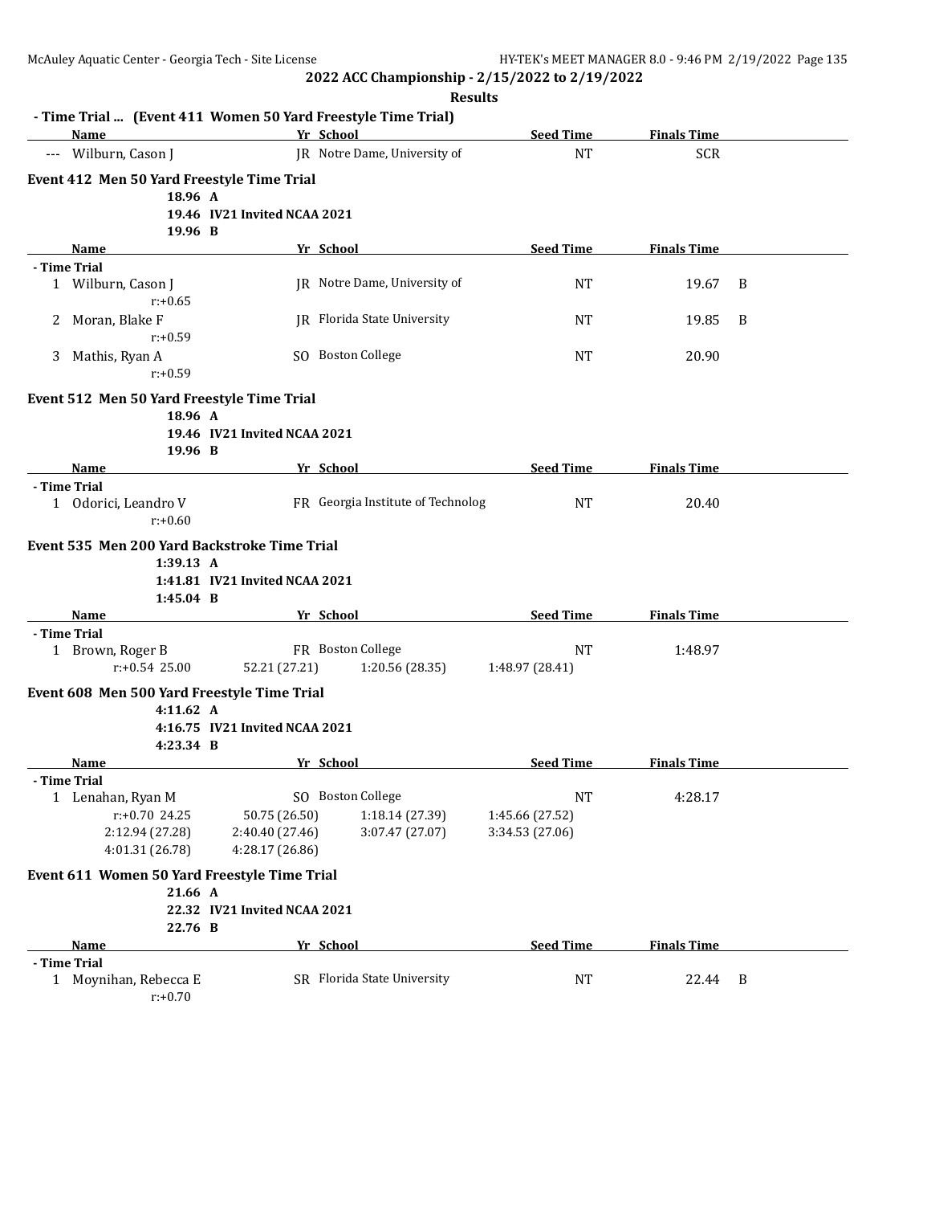**2022 ACC Championship - 2/15/2022 to 2/19/2022**

**Results**

**- Time Trial ... (Event 411 Women 50 Yard Freestyle Time Trial)**

| | Name | Yr | School | Seed Time | Finals Time | |
|---|---|---|---|---|---|---|
| --- | Wilburn, Cason J | JR | Notre Dame, University of | NT | SCR | |

## Event 412 Men 50 Yard Freestyle Time Trial

18.96 A
19.46 IV21 Invited NCAA 2021
19.96 B

| | Name | Yr | School | Seed Time | Finals Time | |
|---|---|---|---|---|---|---|
| **- Time Trial** | | | | | | |
| 1 | Wilburn, Cason J | JR | Notre Dame, University of | NT | 19.67 | B |
| | r:+0.65 | | | | | |
| 2 | Moran, Blake F | JR | Florida State University | NT | 19.85 | B |
| | r:+0.59 | | | | | |
| 3 | Mathis, Ryan A | SO | Boston College | NT | 20.90 | |
| | r:+0.59 | | | | | |

## Event 512 Men 50 Yard Freestyle Time Trial

18.96 A
19.46 IV21 Invited NCAA 2021
19.96 B

| | Name | Yr | School | Seed Time | Finals Time |
|---|---|---|---|---|---|
| **- Time Trial** | | | | | |
| 1 | Odorici, Leandro V | FR | Georgia Institute of Technolog | NT | 20.40 |
| | r:+0.60 | | | | |

## Event 535 Men 200 Yard Backstroke Time Trial

1:39.13 A
1:41.81 IV21 Invited NCAA 2021
1:45.04 B

| | Name | Yr | School | Seed Time | Finals Time |
|---|---|---|---|---|---|
| **- Time Trial** | | | | | |
| 1 | Brown, Roger B | FR | Boston College | NT | 1:48.97 |

r:+0.54 25.00 | 52.21 (27.21) | 1:20.56 (28.35) | 1:48.97 (28.41)

## Event 608 Men 500 Yard Freestyle Time Trial

4:11.62 A
4:16.75 IV21 Invited NCAA 2021
4:23.34 B

| | Name | Yr | School | Seed Time | Finals Time |
|---|---|---|---|---|---|
| **- Time Trial** | | | | | |
| 1 | Lenahan, Ryan M | SO | Boston College | NT | 4:28.17 |

r:+0.70 24.25 | 50.75 (26.50) | 1:18.14 (27.39) | 1:45.66 (27.52)
2:12.94 (27.28) | 2:40.40 (27.46) | 3:07.47 (27.07) | 3:34.53 (27.06)
4:01.31 (26.78) | 4:28.17 (26.86)

## Event 611 Women 50 Yard Freestyle Time Trial

21.66 A
22.32 IV21 Invited NCAA 2021
22.76 B

| | Name | Yr | School | Seed Time | Finals Time | |
|---|---|---|---|---|---|---|
| **- Time Trial** | | | | | | |
| 1 | Moynihan, Rebecca E | SR | Florida State University | NT | 22.44 | B |
| | r:+0.70 | | | | | |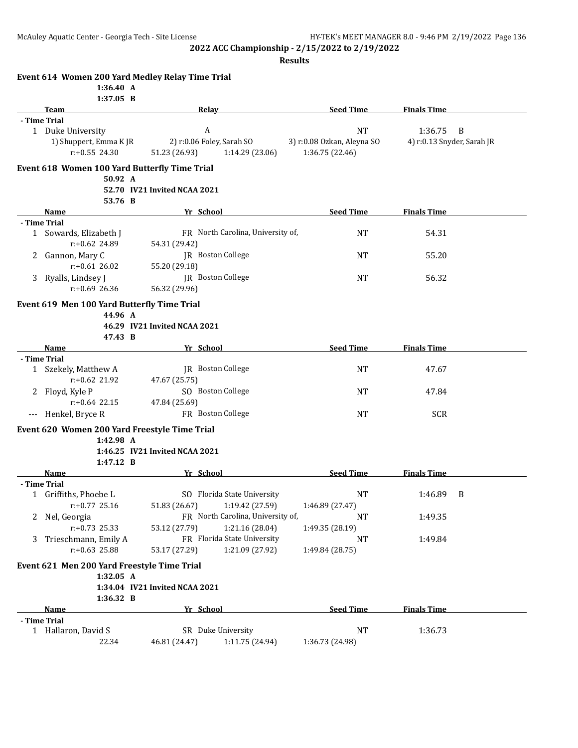**2022 ACC Championship - 2/15/2022 to 2/19/2022**

**Results**

### Event 614 Women 200 Yard Medley Relay Time Trial

1:36.40 A
1:37.05 B

| Team | Relay | | Seed Time | Finals Time |
|---|---|---|---|---|
| **- Time Trial** | | | | |
| 1 Duke University | A | | NT | 1:36.75 B |
| 1) Shuppert, Emma K JR | 2) r:0.06 Foley, Sarah SO | | 3) r:0.08 Ozkan, Aleyna SO | 4) r:0.13 Snyder, Sarah JR |
| r:+0.55 24.30 | 51.23 (26.93) | 1:14.29 (23.06) | 1:36.75 (22.46) | |

### Event 618 Women 100 Yard Butterfly Time Trial

50.92 A
52.70 IV21 Invited NCAA 2021
53.76 B

| Name | Yr School | Seed Time | Finals Time |
|---|---|---|---|
| **- Time Trial** | | | |
| 1 Sowards, Elizabeth J | FR North Carolina, University of, | NT | 54.31 |
| r:+0.62 24.89 | 54.31 (29.42) | | |
| 2 Gannon, Mary C | JR Boston College | NT | 55.20 |
| r:+0.61 26.02 | 55.20 (29.18) | | |
| 3 Ryalls, Lindsey J | JR Boston College | NT | 56.32 |
| r:+0.69 26.36 | 56.32 (29.96) | | |

### Event 619 Men 100 Yard Butterfly Time Trial

44.96 A
46.29 IV21 Invited NCAA 2021
47.43 B

| Name | Yr School | Seed Time | Finals Time |
|---|---|---|---|
| **- Time Trial** | | | |
| 1 Szekely, Matthew A | JR Boston College | NT | 47.67 |
| r:+0.62 21.92 | 47.67 (25.75) | | |
| 2 Floyd, Kyle P | SO Boston College | NT | 47.84 |
| r:+0.64 22.15 | 47.84 (25.69) | | |
| --- Henkel, Bryce R | FR Boston College | NT | SCR |

### Event 620 Women 200 Yard Freestyle Time Trial

1:42.98 A
1:46.25 IV21 Invited NCAA 2021
1:47.12 B

| Name | Yr School | | Seed Time | Finals Time |
|---|---|---|---|---|
| **- Time Trial** | | | | |
| 1 Griffiths, Phoebe L | SO Florida State University | | NT | 1:46.89 B |
| r:+0.77 25.16 | 51.83 (26.67) | 1:19.42 (27.59) | 1:46.89 (27.47) | |
| 2 Nel, Georgia | FR North Carolina, University of, | | NT | 1:49.35 |
| r:+0.73 25.33 | 53.12 (27.79) | 1:21.16 (28.04) | 1:49.35 (28.19) | |
| 3 Trieschmann, Emily A | FR Florida State University | | NT | 1:49.84 |
| r:+0.63 25.88 | 53.17 (27.29) | 1:21.09 (27.92) | 1:49.84 (28.75) | |

### Event 621 Men 200 Yard Freestyle Time Trial

1:32.05 A
1:34.04 IV21 Invited NCAA 2021
1:36.32 B

| Name | Yr School | | Seed Time | Finals Time |
|---|---|---|---|---|
| **- Time Trial** | | | | |
| 1 Hallaron, David S | SR Duke University | | NT | 1:36.73 |
| 22.34 | 46.81 (24.47) | 1:11.75 (24.94) | 1:36.73 (24.98) | |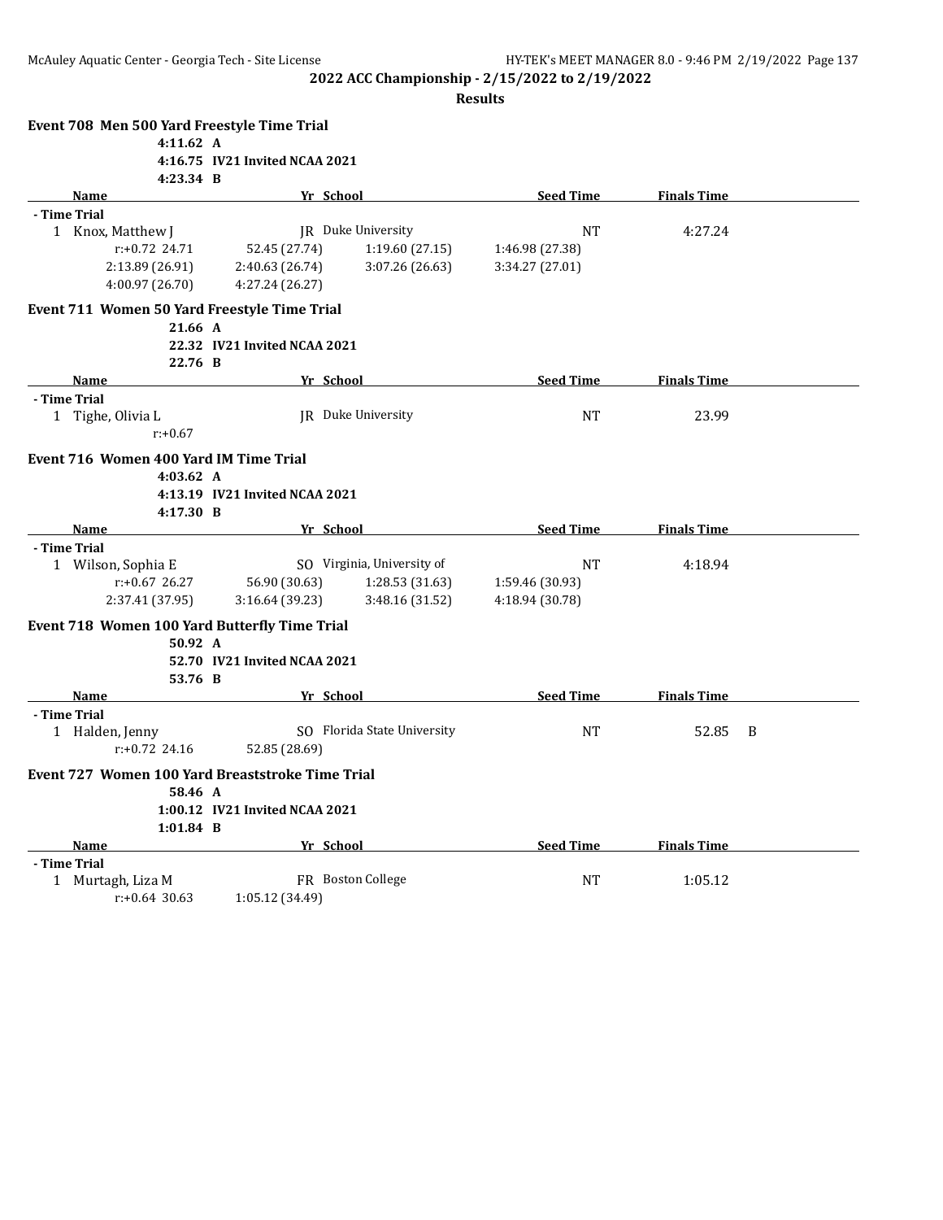## 2022 ACC Championship - 2/15/2022 to 2/19/2022

**Results**

### Event 708 Men 500 Yard Freestyle Time Trial

4:11.62 A
4:16.75 IV21 Invited NCAA 2021
4:23.34 B

| Name | Yr | School | Seed Time | Finals Time | |
|---|---|---|---|---|---|
| **- Time Trial** | | | | | |
| 1 Knox, Matthew J | JR | Duke University | NT | 4:27.24 | |
| r:+0.72 24.71 | 52.45 (27.74) | 1:19.60 (27.15) | 1:46.98 (27.38) | | |
| 2:13.89 (26.91) | 2:40.63 (26.74) | 3:07.26 (26.63) | 3:34.27 (27.01) | | |
| 4:00.97 (26.70) | 4:27.24 (26.27) | | | | |

### Event 711 Women 50 Yard Freestyle Time Trial

21.66 A
22.32 IV21 Invited NCAA 2021
22.76 B

| Name | Yr | School | Seed Time | Finals Time | |
|---|---|---|---|---|---|
| **- Time Trial** | | | | | |
| 1 Tighe, Olivia L | JR | Duke University | NT | 23.99 | |
| r:+0.67 | | | | | |

### Event 716 Women 400 Yard IM Time Trial

4:03.62 A
4:13.19 IV21 Invited NCAA 2021
4:17.30 B

| Name | Yr | School | Seed Time | Finals Time | |
|---|---|---|---|---|---|
| **- Time Trial** | | | | | |
| 1 Wilson, Sophia E | SO | Virginia, University of | NT | 4:18.94 | |
| r:+0.67 26.27 | 56.90 (30.63) | 1:28.53 (31.63) | 1:59.46 (30.93) | | |
| 2:37.41 (37.95) | 3:16.64 (39.23) | 3:48.16 (31.52) | 4:18.94 (30.78) | | |

### Event 718 Women 100 Yard Butterfly Time Trial

50.92 A
52.70 IV21 Invited NCAA 2021
53.76 B

| Name | Yr | School | Seed Time | Finals Time | |
|---|---|---|---|---|---|
| **- Time Trial** | | | | | |
| 1 Halden, Jenny | SO | Florida State University | NT | 52.85 | B |
| r:+0.72 24.16 | 52.85 (28.69) | | | | |

### Event 727 Women 100 Yard Breaststroke Time Trial

58.46 A
1:00.12 IV21 Invited NCAA 2021
1:01.84 B

| Name | Yr | School | Seed Time | Finals Time | |
|---|---|---|---|---|---|
| **- Time Trial** | | | | | |
| 1 Murtagh, Liza M | FR | Boston College | NT | 1:05.12 | |
| r:+0.64 30.63 | 1:05.12 (34.49) | | | | |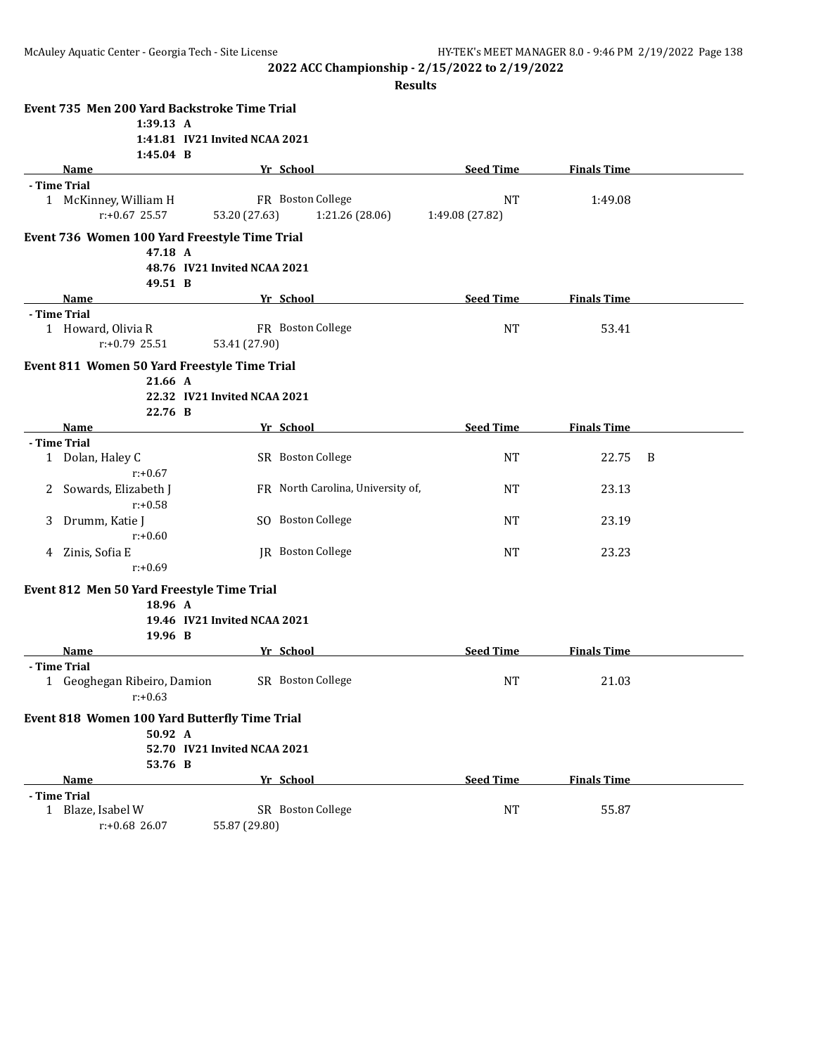**2022 ACC Championship - 2/15/2022 to 2/19/2022**

**Results**

### Event 735 Men 200 Yard Backstroke Time Trial

1:39.13 A
1:41.81 IV21 Invited NCAA 2021
1:45.04 B

| Name | Yr | School | Seed Time | Finals Time |
|---|---|---|---|---|
| **- Time Trial** | | | | |
| 1 McKinney, William H | FR | Boston College | NT | 1:49.08 |
| r:+0.67 25.57 | 53.20 (27.63) | 1:21.26 (28.06) | 1:49.08 (27.82) | |

### Event 736 Women 100 Yard Freestyle Time Trial

47.18 A
48.76 IV21 Invited NCAA 2021
49.51 B

| Name | Yr | School | Seed Time | Finals Time |
|---|---|---|---|---|
| **- Time Trial** | | | | |
| 1 Howard, Olivia R | FR | Boston College | NT | 53.41 |
| r:+0.79 25.51 | 53.41 (27.90) | | | |

### Event 811 Women 50 Yard Freestyle Time Trial

21.66 A
22.32 IV21 Invited NCAA 2021
22.76 B

| Name | Yr | School | Seed Time | Finals Time | |
|---|---|---|---|---|---|
| **- Time Trial** | | | | | |
| 1 Dolan, Haley C | SR | Boston College | NT | 22.75 | B |
| r:+0.67 | | | | | |
| 2 Sowards, Elizabeth J | FR | North Carolina, University of, | NT | 23.13 | |
| r:+0.58 | | | | | |
| 3 Drumm, Katie J | SO | Boston College | NT | 23.19 | |
| r:+0.60 | | | | | |
| 4 Zinis, Sofia E | JR | Boston College | NT | 23.23 | |
| r:+0.69 | | | | | |

### Event 812 Men 50 Yard Freestyle Time Trial

18.96 A
19.46 IV21 Invited NCAA 2021
19.96 B

| Name | Yr | School | Seed Time | Finals Time |
|---|---|---|---|---|
| **- Time Trial** | | | | |
| 1 Geoghegan Ribeiro, Damion | SR | Boston College | NT | 21.03 |
| r:+0.63 | | | | |

### Event 818 Women 100 Yard Butterfly Time Trial

50.92 A
52.70 IV21 Invited NCAA 2021
53.76 B

| Name | Yr | School | Seed Time | Finals Time |
|---|---|---|---|---|
| **- Time Trial** | | | | |
| 1 Blaze, Isabel W | SR | Boston College | NT | 55.87 |
| r:+0.68 26.07 | 55.87 (29.80) | | | |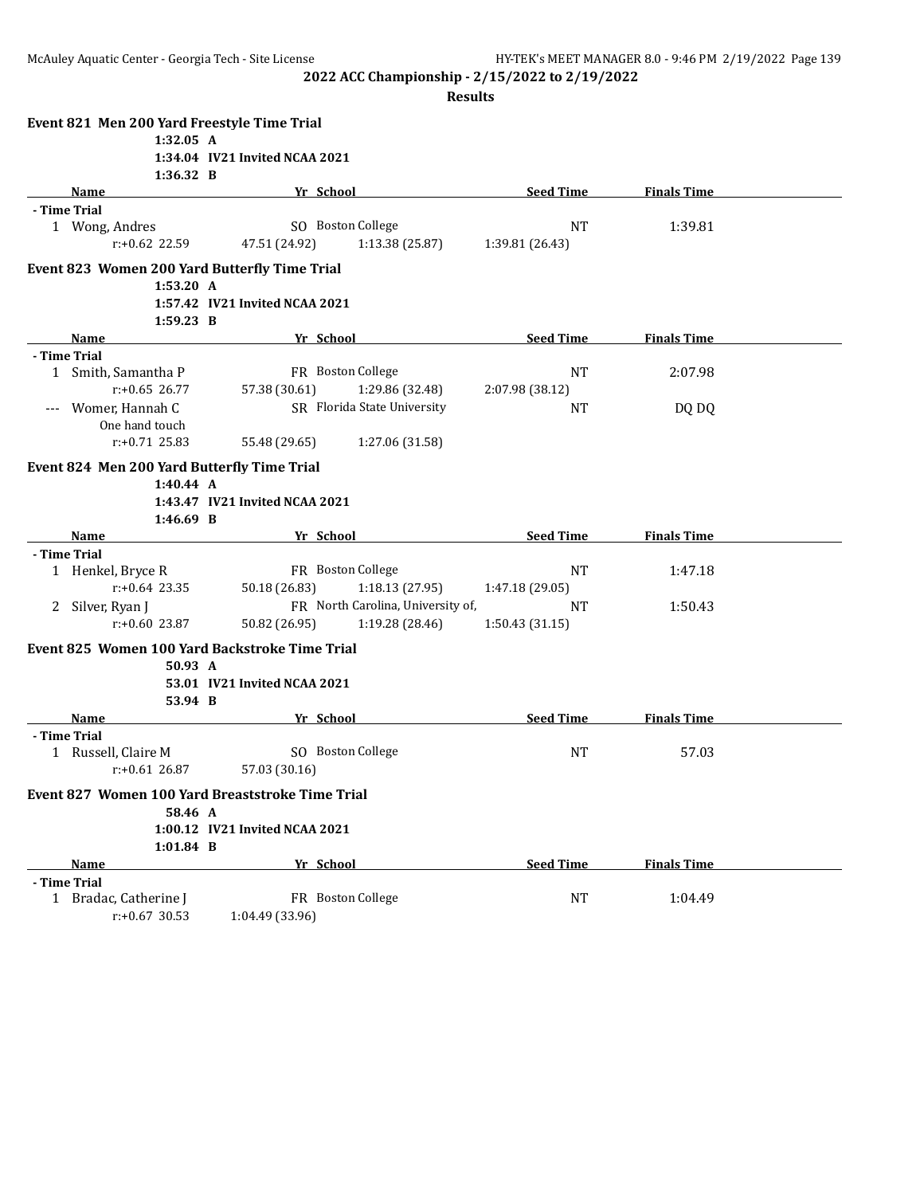**2022 ACC Championship - 2/15/2022 to 2/19/2022**

**Results**

## Event 821 Men 200 Yard Freestyle Time Trial

1:32.05 A
1:34.04 IV21 Invited NCAA 2021
1:36.32 B

| Name | Yr | School | Seed Time | Finals Time |
|---|---|---|---|---|
| **- Time Trial** | | | | |
| 1 Wong, Andres | SO | Boston College | NT | 1:39.81 |
| r:+0.62 22.59 | 47.51 (24.92) | 1:13.38 (25.87) | 1:39.81 (26.43) | |

## Event 823 Women 200 Yard Butterfly Time Trial

1:53.20 A
1:57.42 IV21 Invited NCAA 2021
1:59.23 B

| Name | Yr | School | Seed Time | Finals Time |
|---|---|---|---|---|
| **- Time Trial** | | | | |
| 1 Smith, Samantha P | FR | Boston College | NT | 2:07.98 |
| r:+0.65 26.77 | 57.38 (30.61) | 1:29.86 (32.48) | 2:07.98 (38.12) | |
| --- Womer, Hannah C | SR | Florida State University | NT | DQ DQ |
| One hand touch | | | | |
| r:+0.71 25.83 | 55.48 (29.65) | 1:27.06 (31.58) | | |

## Event 824 Men 200 Yard Butterfly Time Trial

1:40.44 A
1:43.47 IV21 Invited NCAA 2021
1:46.69 B

| Name | Yr | School | Seed Time | Finals Time |
|---|---|---|---|---|
| **- Time Trial** | | | | |
| 1 Henkel, Bryce R | FR | Boston College | NT | 1:47.18 |
| r:+0.64 23.35 | 50.18 (26.83) | 1:18.13 (27.95) | 1:47.18 (29.05) | |
| 2 Silver, Ryan J | FR | North Carolina, University of, | NT | 1:50.43 |
| r:+0.60 23.87 | 50.82 (26.95) | 1:19.28 (28.46) | 1:50.43 (31.15) | |

## Event 825 Women 100 Yard Backstroke Time Trial

50.93 A
53.01 IV21 Invited NCAA 2021
53.94 B

| Name | Yr | School | Seed Time | Finals Time |
|---|---|---|---|---|
| **- Time Trial** | | | | |
| 1 Russell, Claire M | SO | Boston College | NT | 57.03 |
| r:+0.61 26.87 | 57.03 (30.16) | | | |

## Event 827 Women 100 Yard Breaststroke Time Trial

58.46 A
1:00.12 IV21 Invited NCAA 2021
1:01.84 B

| Name | Yr | School | Seed Time | Finals Time |
|---|---|---|---|---|
| **- Time Trial** | | | | |
| 1 Bradac, Catherine J | FR | Boston College | NT | 1:04.49 |
| r:+0.67 30.53 | 1:04.49 (33.96) | | | |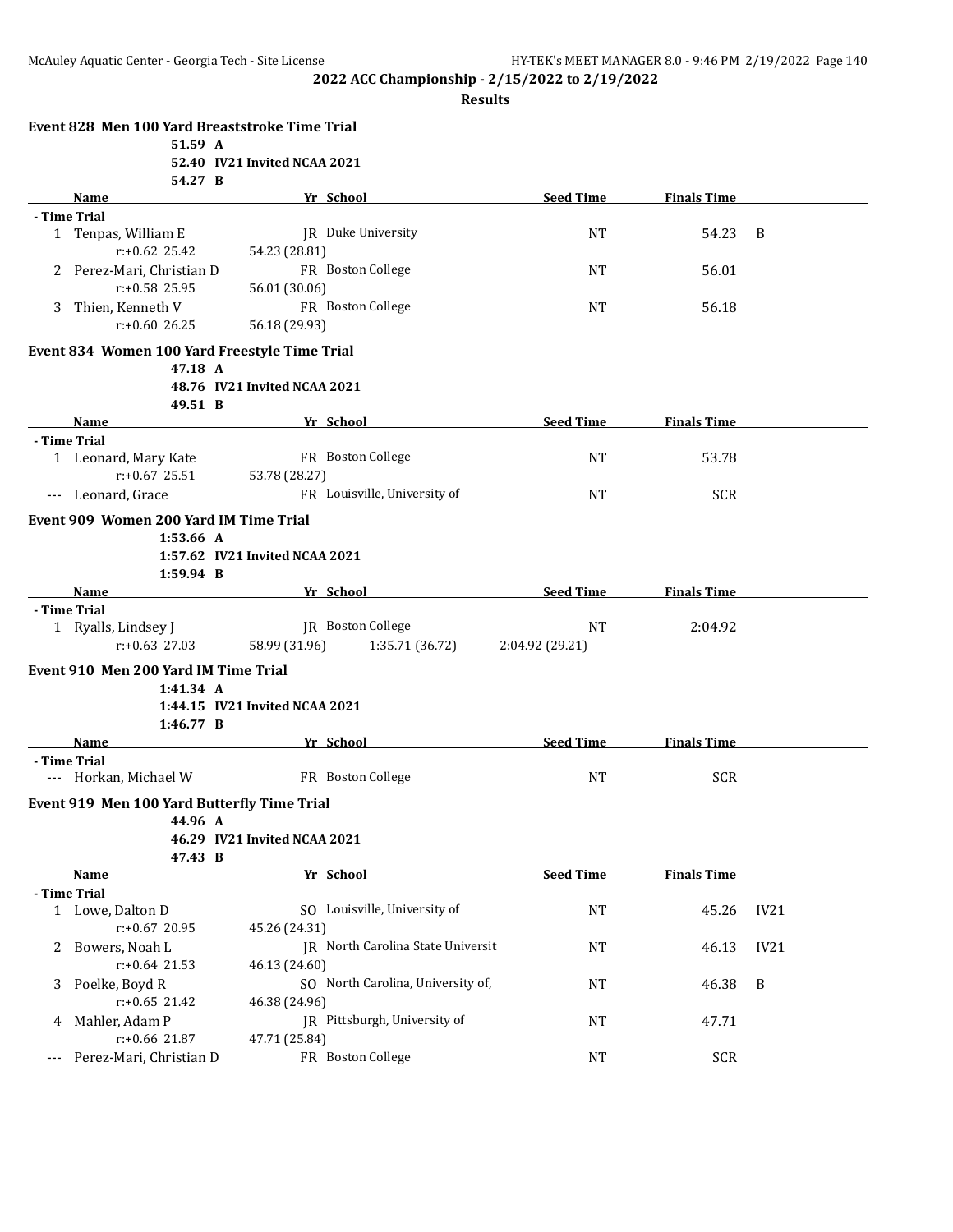**2022 ACC Championship - 2/15/2022 to 2/19/2022**

**Results**

### Event 828 Men 100 Yard Breaststroke Time Trial

51.59 A
52.40 IV21 Invited NCAA 2021
54.27 B

| | Name | Yr | School | Seed Time | Finals Time | |
|---|---|---|---|---|---|---|
| **- Time Trial** | | | | | | |
| 1 | Tenpas, William E | JR | Duke University | NT | 54.23 | B |
| | r:+0.62 25.42 | | 54.23 (28.81) | | | |
| 2 | Perez-Mari, Christian D | FR | Boston College | NT | 56.01 | |
| | r:+0.58 25.95 | | 56.01 (30.06) | | | |
| 3 | Thien, Kenneth V | FR | Boston College | NT | 56.18 | |
| | r:+0.60 26.25 | | 56.18 (29.93) | | | |

### Event 834 Women 100 Yard Freestyle Time Trial

47.18 A
48.76 IV21 Invited NCAA 2021
49.51 B

| | Name | Yr | School | Seed Time | Finals Time |
|---|---|---|---|---|---|
| **- Time Trial** | | | | | |
| 1 | Leonard, Mary Kate | FR | Boston College | NT | 53.78 |
| | r:+0.67 25.51 | | 53.78 (28.27) | | |
| --- | Leonard, Grace | FR | Louisville, University of | NT | SCR |

### Event 909 Women 200 Yard IM Time Trial

1:53.66 A
1:57.62 IV21 Invited NCAA 2021
1:59.94 B

| | Name | Yr | School | | Seed Time | Finals Time |
|---|---|---|---|---|---|---|
| **- Time Trial** | | | | | | |
| 1 | Ryalls, Lindsey J | JR | Boston College | | NT | 2:04.92 |
| | r:+0.63 27.03 | | 58.99 (31.96) | 1:35.71 (36.72) | 2:04.92 (29.21) | |

### Event 910 Men 200 Yard IM Time Trial

1:41.34 A
1:44.15 IV21 Invited NCAA 2021
1:46.77 B

| | Name | Yr | School | Seed Time | Finals Time |
|---|---|---|---|---|---|
| **- Time Trial** | | | | | |
| --- | Horkan, Michael W | FR | Boston College | NT | SCR |

### Event 919 Men 100 Yard Butterfly Time Trial

44.96 A
46.29 IV21 Invited NCAA 2021
47.43 B

| | Name | Yr | School | Seed Time | Finals Time | |
|---|---|---|---|---|---|---|
| **- Time Trial** | | | | | | |
| 1 | Lowe, Dalton D | SO | Louisville, University of | NT | 45.26 | IV21 |
| | r:+0.67 20.95 | | 45.26 (24.31) | | | |
| 2 | Bowers, Noah L | JR | North Carolina State Universit | NT | 46.13 | IV21 |
| | r:+0.64 21.53 | | 46.13 (24.60) | | | |
| 3 | Poelke, Boyd R | SO | North Carolina, University of, | NT | 46.38 | B |
| | r:+0.65 21.42 | | 46.38 (24.96) | | | |
| 4 | Mahler, Adam P | JR | Pittsburgh, University of | NT | 47.71 | |
| | r:+0.66 21.87 | | 47.71 (25.84) | | | |
| --- | Perez-Mari, Christian D | FR | Boston College | NT | SCR | |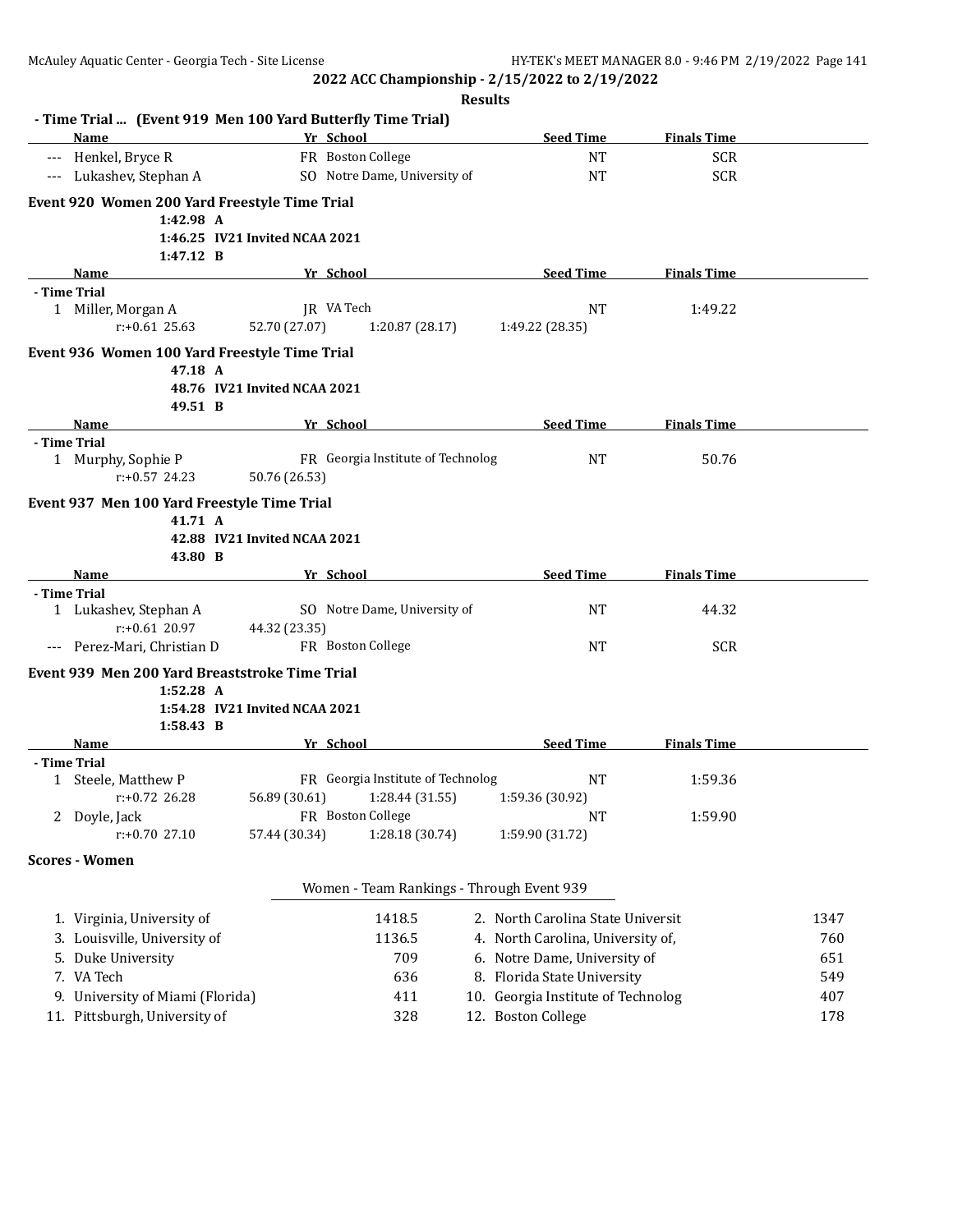**2022 ACC Championship - 2/15/2022 to 2/19/2022**

**Results**

### - Time Trial ... (Event 919 Men 100 Yard Butterfly Time Trial)

| | Name | Yr | School | Seed Time | Finals Time |
|---|---|---|---|---|---|
| --- | Henkel, Bryce R | FR | Boston College | NT | SCR |
| --- | Lukashev, Stephan A | SO | Notre Dame, University of | NT | SCR |

### Event 920 Women 200 Yard Freestyle Time Trial

1:42.98 A
1:46.25 IV21 Invited NCAA 2021
1:47.12 B

| | Name | Yr | School | Seed Time | Finals Time |
|---|---|---|---|---|---|
| **- Time Trial** | | | | | |
| 1 | Miller, Morgan A | JR | VA Tech | NT | 1:49.22 |
| | r:+0.61 25.63 | 52.70 (27.07) | 1:20.87 (28.17) | 1:49.22 (28.35) | |

### Event 936 Women 100 Yard Freestyle Time Trial

47.18 A
48.76 IV21 Invited NCAA 2021
49.51 B

| | Name | Yr | School | Seed Time | Finals Time |
|---|---|---|---|---|---|
| **- Time Trial** | | | | | |
| 1 | Murphy, Sophie P | FR | Georgia Institute of Technolog | NT | 50.76 |
| | r:+0.57 24.23 | 50.76 (26.53) | | | |

### Event 937 Men 100 Yard Freestyle Time Trial

41.71 A
42.88 IV21 Invited NCAA 2021
43.80 B

| | Name | Yr | School | Seed Time | Finals Time |
|---|---|---|---|---|---|
| **- Time Trial** | | | | | |
| 1 | Lukashev, Stephan A | SO | Notre Dame, University of | NT | 44.32 |
| | r:+0.61 20.97 | 44.32 (23.35) | | | |
| --- | Perez-Mari, Christian D | FR | Boston College | NT | SCR |

### Event 939 Men 200 Yard Breaststroke Time Trial

1:52.28 A
1:54.28 IV21 Invited NCAA 2021
1:58.43 B

| | Name | Yr | School | Seed Time | Finals Time |
|---|---|---|---|---|---|
| **- Time Trial** | | | | | |
| 1 | Steele, Matthew P | FR | Georgia Institute of Technolog | NT | 1:59.36 |
| | r:+0.72 26.28 | 56.89 (30.61) | 1:28.44 (31.55) | 1:59.36 (30.92) | |
| 2 | Doyle, Jack | FR | Boston College | NT | 1:59.90 |
| | r:+0.70 27.10 | 57.44 (30.34) | 1:28.18 (30.74) | 1:59.90 (31.72) | |

### Scores - Women

Women - Team Rankings - Through Event 939

| Rank | Team | Points | Rank | Team | Points |
|---|---|---|---|---|---|
| 1. | Virginia, University of | 1418.5 | 2. | North Carolina State Universit | 1347 |
| 3. | Louisville, University of | 1136.5 | 4. | North Carolina, University of, | 760 |
| 5. | Duke University | 709 | 6. | Notre Dame, University of | 651 |
| 7. | VA Tech | 636 | 8. | Florida State University | 549 |
| 9. | University of Miami (Florida) | 411 | 10. | Georgia Institute of Technolog | 407 |
| 11. | Pittsburgh, University of | 328 | 12. | Boston College | 178 |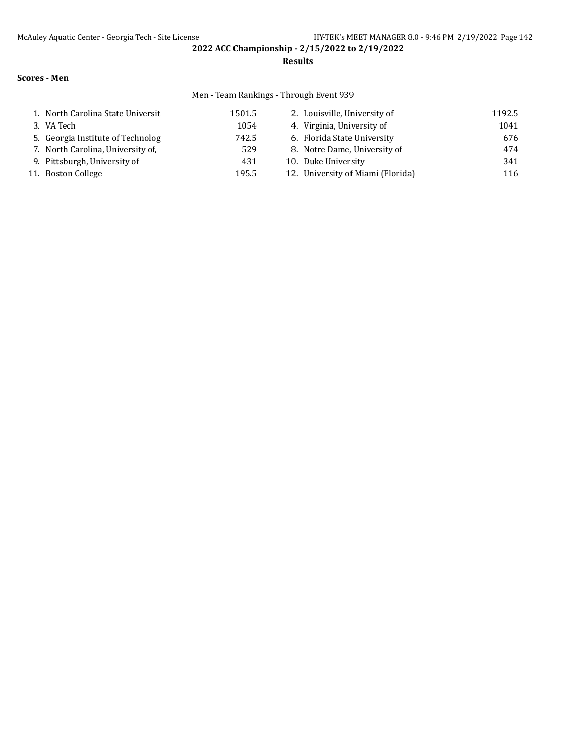**2022 ACC Championship - 2/15/2022 to 2/19/2022**

**Results**

**Scores - Men**

Men - Team Rankings - Through Event 939

| | | | |
|---|---|---|---|
| 1. North Carolina State Universit | 1501.5 | 2. Louisville, University of | 1192.5 |
| 3. VA Tech | 1054 | 4. Virginia, University of | 1041 |
| 5. Georgia Institute of Technolog | 742.5 | 6. Florida State University | 676 |
| 7. North Carolina, University of, | 529 | 8. Notre Dame, University of | 474 |
| 9. Pittsburgh, University of | 431 | 10. Duke University | 341 |
| 11. Boston College | 195.5 | 12. University of Miami (Florida) | 116 |